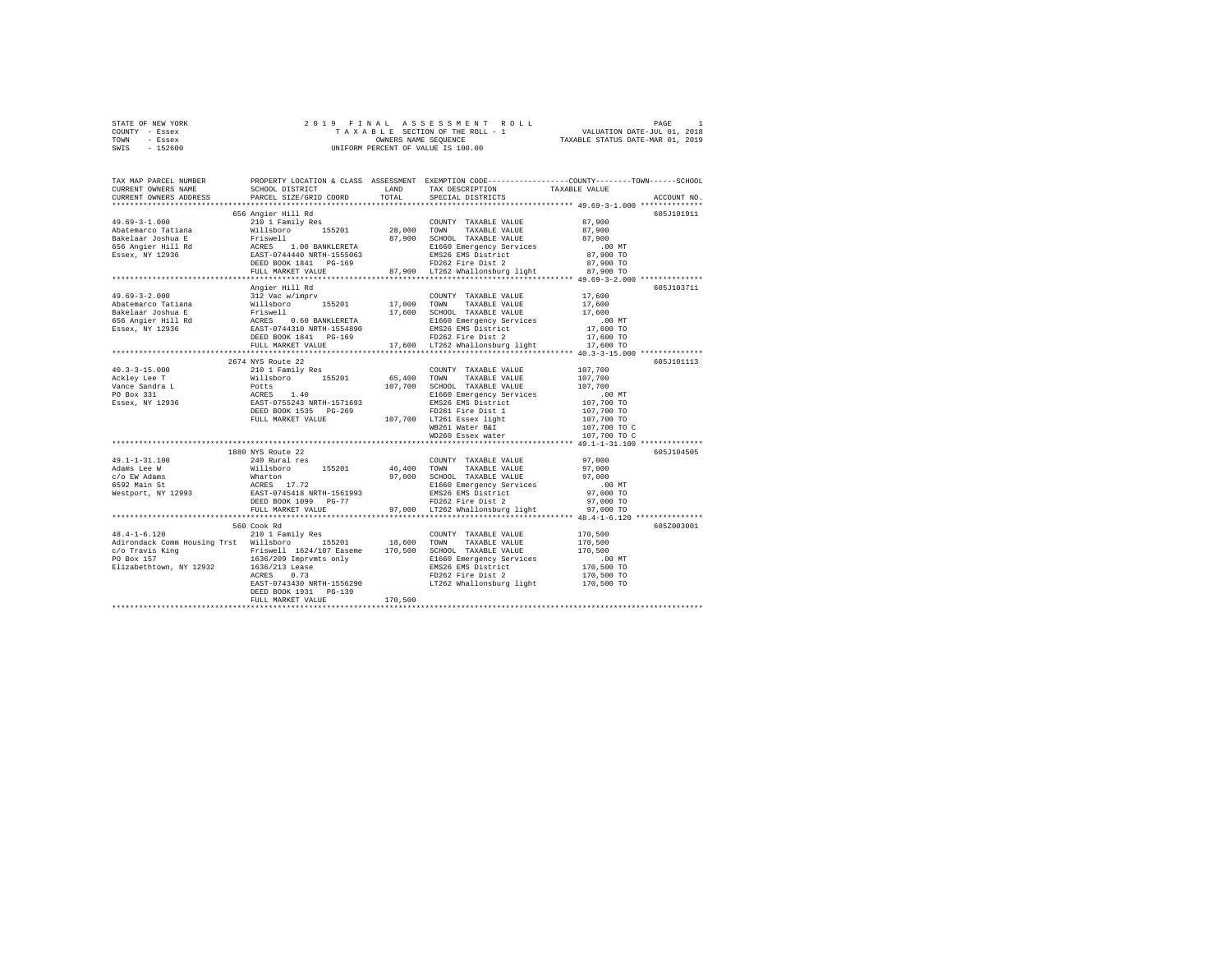STATE OF NEW YORK
COUNTY - Essex
TOWN - Essex
SWIS - 152600

2 0 1 9 F I N A L A S S E S S M E N T R O L L
T A X A B L E SECTION OF THE ROLL - 1
OWNERS NAME SEQUENCE
UNIFORM PERCENT OF VALUE IS 100.00

VALUATION DATE-JUL 01, 2018
TAXABLE STATUS DATE-MAR 01, 2019

```
TAX MAP PARCEL NUMBER          PROPERTY LOCATION & CLASS  ASSESSMENT  EXEMPTION CODE-----------------COUNTY--------TOWN------SCHOOL
CURRENT OWNERS NAME            SCHOOL DISTRICT               LAND      TAX DESCRIPTION            TAXABLE VALUE
CURRENT OWNERS ADDRESS         PARCEL SIZE/GRID COORD        TOTAL     SPECIAL DISTRICTS                                   ACCOUNT NO.
******************************************************************************************************* 49.69-3-1.000 **************
                               656 Angier Hill Rd                                                                          605J101911
49.69-3-1.000                  210 1 Family Res                         COUNTY  TAXABLE VALUE            87,900
Abatemarco Tatiana             Willsboro      155201        28,000      TOWN    TAXABLE VALUE            87,900
Bakelaar Joshua E              Friswell                     87,900      SCHOOL  TAXABLE VALUE            87,900
656 Angier Hill Rd             ACRES    1.00 BANKLERETA                 E1660 Emergency Services            .00 MT
Essex, NY 12936                EAST-0744440 NRTH-1555063                EMS26 EMS District               87,900 TO
                               DEED BOOK 1841   PG-169                  FD262 Fire Dist 2                87,900 TO
                               FULL MARKET VALUE            87,900      LT262 Whallonsburg light         87,900 TO
******************************************************************************************************* 49.69-3-2.000 **************
                               Angier Hill Rd                                                                              605J103711
49.69-3-2.000                  312 Vac w/imprv                          COUNTY  TAXABLE VALUE            17,600
Abatemarco Tatiana             Willsboro      155201        17,000      TOWN    TAXABLE VALUE            17,600
Bakelaar Joshua E              Friswell                     17,600      SCHOOL  TAXABLE VALUE            17,600
656 Angier Hill Rd             ACRES    0.60 BANKLERETA                 E1660 Emergency Services            .00 MT
Essex, NY 12936                EAST-0744310 NRTH-1554890                EMS26 EMS District               17,600 TO
                               DEED BOOK 1841   PG-169                  FD262 Fire Dist 2                17,600 TO
                               FULL MARKET VALUE            17,600      LT262 Whallonsburg light         17,600 TO
******************************************************************************************************* 40.3-3-15.000 **************
                               2674 NYS Route 22                                                                           605J101113
40.3-3-15.000                  210 1 Family Res                         COUNTY  TAXABLE VALUE           107,700
Ackley Lee T                   Willsboro      155201        65,400      TOWN    TAXABLE VALUE           107,700
Vance Sandra L                 Potts                       107,700      SCHOOL  TAXABLE VALUE           107,700
PO Box 331                     ACRES    1.40                            E1660 Emergency Services            .00 MT
Essex, NY 12936                EAST-0755243 NRTH-1571693                EMS26 EMS District              107,700 TO
                               DEED BOOK 1535   PG-269                  FD261 Fire Dist 1               107,700 TO
                               FULL MARKET VALUE           107,700      LT261 Essex light               107,700 TO
                                                                        WB261 Water B&I                 107,700 TO C
                                                                        WD260 Essex water               107,700 TO C
******************************************************************************************************* 49.1-1-31.100 **************
                               1880 NYS Route 22                                                                           605J104505
49.1-1-31.100                  240 Rural res                            COUNTY  TAXABLE VALUE            97,000
Adams Lee W                    Willsboro      155201        46,400      TOWN    TAXABLE VALUE            97,000
c/o EW Adams                   Wharton                      97,000      SCHOOL  TAXABLE VALUE            97,000
6592 Main St                   ACRES   17.72                            E1660 Emergency Services            .00 MT
Westport, NY 12993             EAST-0745418 NRTH-1561993                EMS26 EMS District               97,000 TO
                               DEED BOOK 1099   PG-77                   FD262 Fire Dist 2                97,000 TO
                               FULL MARKET VALUE            97,000      LT262 Whallonsburg light         97,000 TO
******************************************************************************************************* 48.4-1-6.120 ***************
                               560 Cook Rd                                                                                 605Z003001
48.4-1-6.120                   210 1 Family Res                         COUNTY  TAXABLE VALUE           170,500
Adirondack Comm Housing Trst   Willsboro      155201        18,600      TOWN    TAXABLE VALUE           170,500
c/o Travis King                Friswell 1624/107 Easeme    170,500      SCHOOL  TAXABLE VALUE           170,500
PO Box 157                     1636/209 Imprvmts only                   E1660 Emergency Services            .00 MT
Elizabethtown, NY 12932        1636/213 Lease                           EMS26 EMS District              170,500 TO
                               ACRES    0.73                            FD262 Fire Dist 2               170,500 TO
                               EAST-0743430 NRTH-1556290                LT262 Whallonsburg light        170,500 TO
                               DEED BOOK 1931   PG-139
                               FULL MARKET VALUE           170,500
************************************************************************************************************************************
```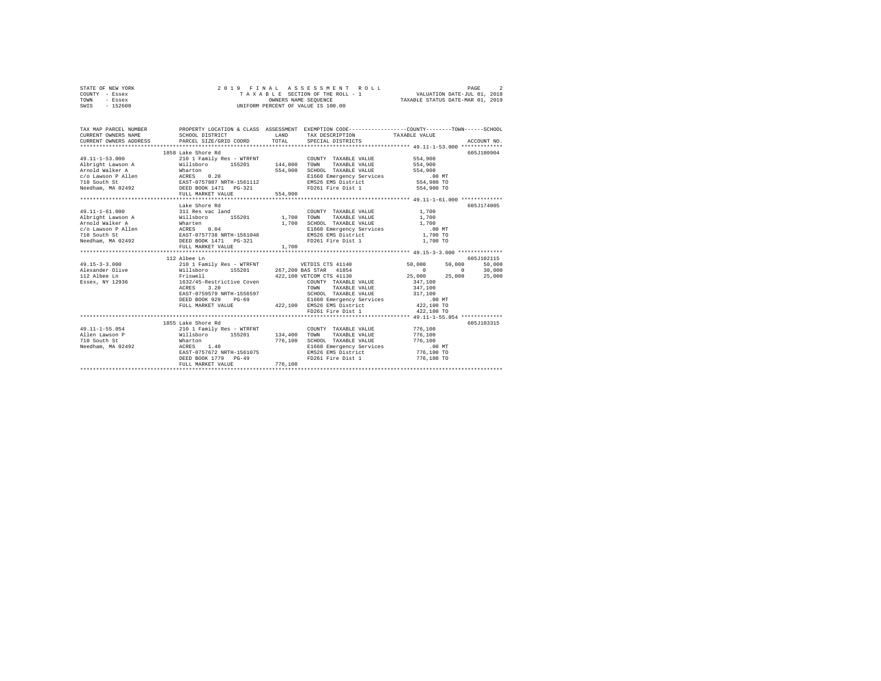STATE OF NEW YORK — COUNTY - Essex — TOWN - Essex — SWIS - 152600

2 0 1 9 F I N A L A S S E S S M E N T R O L L
T A X A B L E SECTION OF THE ROLL - 1
OWNERS NAME SEQUENCE
UNIFORM PERCENT OF VALUE IS 100.00

VALUATION DATE-JUL 01, 2018
TAXABLE STATUS DATE-MAR 01, 2019

```
TAX MAP PARCEL NUMBER     PROPERTY LOCATION & CLASS  ASSESSMENT  EXEMPTION CODE-----------------COUNTY--------TOWN------SCHOOL
CURRENT OWNERS NAME       SCHOOL DISTRICT              LAND      TAX DESCRIPTION            TAXABLE VALUE
CURRENT OWNERS ADDRESS    PARCEL SIZE/GRID COORD       TOTAL     SPECIAL DISTRICTS                                  ACCOUNT NO.
******************************************************************************************* 49.11-1-53.000 *************
                          1858 Lake Shore Rd                                                                        605J100904
49.11-1-53.000            210 1 Family Res - WTRFNT             COUNTY  TAXABLE VALUE          554,900
Albright Lawson A         Willsboro      155201      144,800   TOWN    TAXABLE VALUE          554,900
Arnold Walker A           Wharton                    554,900   SCHOOL  TAXABLE VALUE          554,900
c/o Lawson P Allen        ACRES    0.20                         E1660 Emergency Services          .00 MT
710 South St              EAST-0757887 NRTH-1561112            EMS26 EMS District             554,900 TO
Needham, MA 02492         DEED BOOK 1471   PG-321               FD261 Fire Dist 1              554,900 TO
                          FULL MARKET VALUE          554,900
******************************************************************************************* 49.11-1-61.000 *************
                          Lake Shore Rd                                                                             605J174005
49.11-1-61.000            311 Res vac land                      COUNTY  TAXABLE VALUE            1,700
Albright Lawson A         Willsboro      155201        1,700   TOWN    TAXABLE VALUE            1,700
Arnold Walker A           Wharten                      1,700   SCHOOL  TAXABLE VALUE            1,700
c/o Lawson P Allen        ACRES    0.04                         E1660 Emergency Services          .00 MT
710 South St              EAST-0757738 NRTH-1561048            EMS26 EMS District               1,700 TO
Needham, MA 02492         DEED BOOK 1471   PG-321               FD261 Fire Dist 1                1,700 TO
                          FULL MARKET VALUE            1,700
******************************************************************************************* 49.15-3-3.000 **************
                          112 Albee Ln                                                                              605J102115
49.15-3-3.000             210 1 Family Res - WTRFNT             VETDIS CTS 41140            50,000     50,000     50,000
Alexander Olive           Willsboro      155201      267,200 BAS STAR  41854                   0          0     30,000
112 Albee Ln              Friswell                   422,100 VETCOM CTS 41130            25,000     25,000     25,000
Essex, NY 12936           1632/45-Restrictive Coven             COUNTY  TAXABLE VALUE          347,100
                          ACRES    3.20                         TOWN    TAXABLE VALUE          347,100
                          EAST-0759579 NRTH-1556597            SCHOOL  TAXABLE VALUE          317,100
                          DEED BOOK 929    PG-69                E1660 Emergency Services          .00 MT
                          FULL MARKET VALUE          422,100   EMS26 EMS District             422,100 TO
                                                                FD261 Fire Dist 1              422,100 TO
******************************************************************************************* 49.11-1-55.054 *************
                          1855 Lake Shore Rd                                                                        605J103315
49.11-1-55.054            210 1 Family Res - WTRFNT             COUNTY  TAXABLE VALUE          776,100
Allen Lawson P            Willsboro      155201      134,400   TOWN    TAXABLE VALUE          776,100
710 South St              Wharton                    776,100   SCHOOL  TAXABLE VALUE          776,100
Needham, MA 02492         ACRES    1.40                         E1660 Emergency Services          .00 MT
                          EAST-0757672 NRTH-1561075            EMS26 EMS District             776,100 TO
                          DEED BOOK 1779   PG-49                FD261 Fire Dist 1              776,100 TO
                          FULL MARKET VALUE          776,100
************************************************************************************************************************
```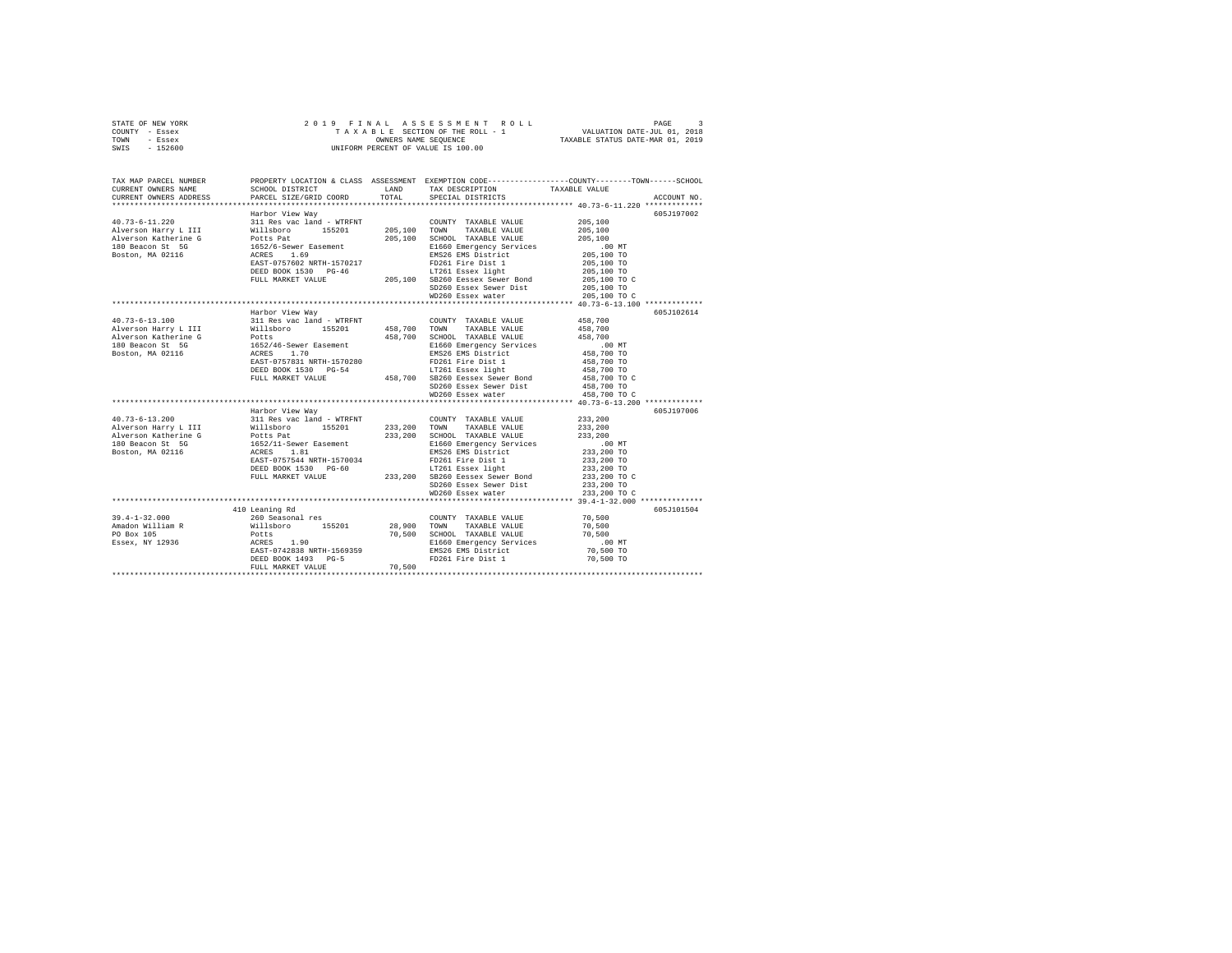STATE OF NEW YORK
COUNTY - Essex
TOWN - Essex
SWIS - 152600

2019 FINAL ASSESSMENT ROLL
TAXABLE SECTION OF THE ROLL - 1
OWNERS NAME SEQUENCE
UNIFORM PERCENT OF VALUE IS 100.00

VALUATION DATE-JUL 01, 2018
TAXABLE STATUS DATE-MAR 01, 2019

| TAX MAP PARCEL NUMBER / CURRENT OWNERS NAME / CURRENT OWNERS ADDRESS | PROPERTY LOCATION & CLASS / SCHOOL DISTRICT / PARCEL SIZE/GRID COORD | ASSESSMENT LAND / TOTAL | EXEMPTION CODE / TAX DESCRIPTION / SPECIAL DISTRICTS | COUNTY--------TOWN------SCHOOL TAXABLE VALUE | ACCOUNT NO. |
|---|---|---|---|---|---|
| 40.73-6-11.220 | Harbor View Way | | | | 605J197002 |
| 40.73-6-11.220 | 311 Res vac land - WTRFNT | | COUNTY TAXABLE VALUE | 205,100 | |
| Alverson Harry L III | Willsboro 155201 | 205,100 | TOWN TAXABLE VALUE | 205,100 | |
| Alverson Katherine G | Potts Pat | 205,100 | SCHOOL TAXABLE VALUE | 205,100 | |
| 180 Beacon St 5G | 1652/6-Sewer Easement | | E1660 Emergency Services | .00 MT | |
| Boston, MA 02116 | ACRES 1.69 | | EMS26 EMS District | 205,100 TO | |
| | EAST-0757602 NRTH-1570217 | | FD261 Fire Dist 1 | 205,100 TO | |
| | DEED BOOK 1530 PG-46 | | LT261 Essex light | 205,100 TO | |
| | FULL MARKET VALUE | 205,100 | SB260 Eessex Sewer Bond | 205,100 TO C | |
| | | | SD260 Essex Sewer Dist | 205,100 TO | |
| | | | WD260 Essex water | 205,100 TO C | |
| 40.73-6-13.100 | Harbor View Way | | | | 605J102614 |
| 40.73-6-13.100 | 311 Res vac land - WTRFNT | | COUNTY TAXABLE VALUE | 458,700 | |
| Alverson Harry L III | Willsboro 155201 | 458,700 | TOWN TAXABLE VALUE | 458,700 | |
| Alverson Katherine G | Potts | 458,700 | SCHOOL TAXABLE VALUE | 458,700 | |
| 180 Beacon St 5G | 1652/46-Sewer Easement | | E1660 Emergency Services | .00 MT | |
| Boston, MA 02116 | ACRES 1.70 | | EMS26 EMS District | 458,700 TO | |
| | EAST-0757831 NRTH-1570280 | | FD261 Fire Dist 1 | 458,700 TO | |
| | DEED BOOK 1530 PG-54 | | LT261 Essex light | 458,700 TO | |
| | FULL MARKET VALUE | 458,700 | SB260 Eessex Sewer Bond | 458,700 TO C | |
| | | | SD260 Essex Sewer Dist | 458,700 TO | |
| | | | WD260 Essex water | 458,700 TO C | |
| 40.73-6-13.200 | Harbor View Way | | | | 605J197006 |
| 40.73-6-13.200 | 311 Res vac land - WTRFNT | | COUNTY TAXABLE VALUE | 233,200 | |
| Alverson Harry L III | Willsboro 155201 | 233,200 | TOWN TAXABLE VALUE | 233,200 | |
| Alverson Katherine G | Potts Pat | 233,200 | SCHOOL TAXABLE VALUE | 233,200 | |
| 180 Beacon St 5G | 1652/11-Sewer Easement | | E1660 Emergency Services | .00 MT | |
| Boston, MA 02116 | ACRES 1.81 | | EMS26 EMS District | 233,200 TO | |
| | EAST-0757544 NRTH-1570034 | | FD261 Fire Dist 1 | 233,200 TO | |
| | DEED BOOK 1530 PG-60 | | LT261 Essex light | 233,200 TO | |
| | FULL MARKET VALUE | 233,200 | SB260 Eessex Sewer Bond | 233,200 TO C | |
| | | | SD260 Essex Sewer Dist | 233,200 TO | |
| | | | WD260 Essex water | 233,200 TO C | |
| 39.4-1-32.000 | 410 Leaning Rd | | | | 605J101504 |
| 39.4-1-32.000 | 260 Seasonal res | | COUNTY TAXABLE VALUE | 70,500 | |
| Amadon William R | Willsboro 155201 | 28,900 | TOWN TAXABLE VALUE | 70,500 | |
| PO Box 105 | Potts | 70,500 | SCHOOL TAXABLE VALUE | 70,500 | |
| Essex, NY 12936 | ACRES 1.90 | | E1660 Emergency Services | .00 MT | |
| | EAST-0742838 NRTH-1569359 | | EMS26 EMS District | 70,500 TO | |
| | DEED BOOK 1493 PG-5 | | FD261 Fire Dist 1 | 70,500 TO | |
| | FULL MARKET VALUE | 70,500 | | | |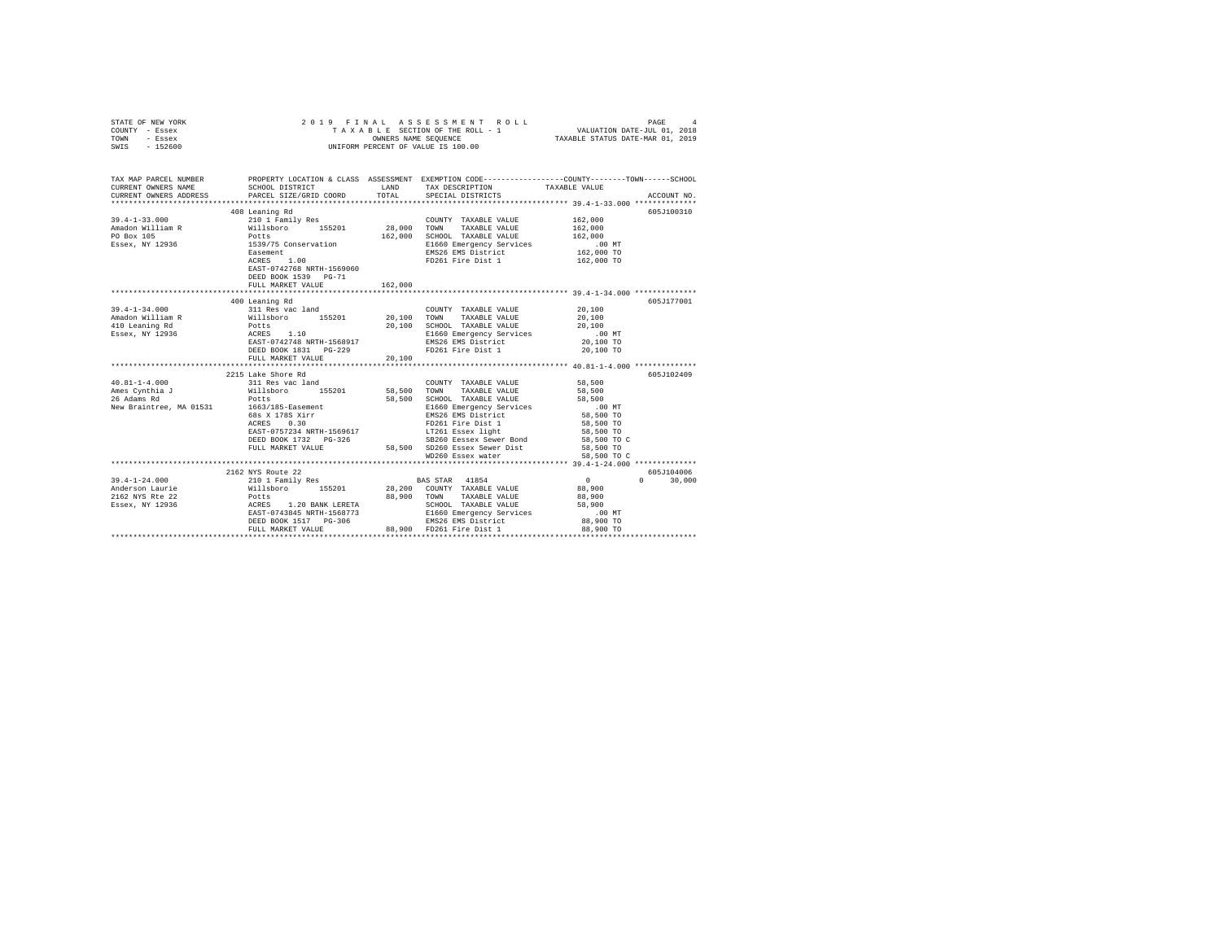STATE OF NEW YORK — 2019 FINAL ASSESSMENT ROLL
COUNTY - Essex — TAXABLE SECTION OF THE ROLL - 1 — VALUATION DATE-JUL 01, 2018
TOWN - Essex — OWNERS NAME SEQUENCE — TAXABLE STATUS DATE-MAR 01, 2019
SWIS - 152600 — UNIFORM PERCENT OF VALUE IS 100.00

```
TAX MAP PARCEL NUMBER          PROPERTY LOCATION & CLASS  ASSESSMENT  EXEMPTION CODE-----------------COUNTY--------TOWN------SCHOOL
CURRENT OWNERS NAME            SCHOOL DISTRICT              LAND      TAX DESCRIPTION            TAXABLE VALUE
CURRENT OWNERS ADDRESS         PARCEL SIZE/GRID COORD       TOTAL     SPECIAL DISTRICTS                                   ACCOUNT NO.
*********************************************************************************************** 39.4-1-33.000 **************
                               408 Leaning Rd                                                                          605J100310
39.4-1-33.000                  210 1 Family Res                        COUNTY  TAXABLE VALUE          162,000
Amadon William R               Willsboro      155201      28,000       TOWN    TAXABLE VALUE          162,000
PO Box 105                     Potts                     162,000       SCHOOL  TAXABLE VALUE          162,000
Essex, NY 12936                1539/75 Conservation                    E1660 Emergency Services            .00 MT
                               Easement                                EMS26 EMS District             162,000 TO
                               ACRES    1.00                           FD261 Fire Dist 1              162,000 TO
                               EAST-0742768 NRTH-1569060
                               DEED BOOK 1539   PG-71
                               FULL MARKET VALUE         162,000
*********************************************************************************************** 39.4-1-34.000 **************
                               400 Leaning Rd                                                                          605J177001
39.4-1-34.000                  311 Res vac land                        COUNTY  TAXABLE VALUE           20,100
Amadon William R               Willsboro      155201      20,100       TOWN    TAXABLE VALUE           20,100
410 Leaning Rd                 Potts                      20,100       SCHOOL  TAXABLE VALUE           20,100
Essex, NY 12936                ACRES    1.10                           E1660 Emergency Services            .00 MT
                               EAST-0742748 NRTH-1568917               EMS26 EMS District              20,100 TO
                               DEED BOOK 1831   PG-229                 FD261 Fire Dist 1               20,100 TO
                               FULL MARKET VALUE          20,100
*********************************************************************************************** 40.81-1-4.000 **************
                               2215 Lake Shore Rd                                                                      605J102409
40.81-1-4.000                  311 Res vac land                        COUNTY  TAXABLE VALUE           58,500
Ames Cynthia J                 Willsboro      155201      58,500       TOWN    TAXABLE VALUE           58,500
26 Adams Rd                    Potts                      58,500       SCHOOL  TAXABLE VALUE           58,500
New Braintree, MA 01531        1663/185-Easement                       E1660 Emergency Services            .00 MT
                               68s X 178S Xirr                         EMS26 EMS District              58,500 TO
                               ACRES    0.30                           FD261 Fire Dist 1               58,500 TO
                               EAST-0757234 NRTH-1569617               LT261 Essex light               58,500 TO
                               DEED BOOK 1732   PG-326                 SB260 Eessex Sewer Bond         58,500 TO C
                               FULL MARKET VALUE          58,500       SD260 Essex Sewer Dist          58,500 TO
                                                                       WD260 Essex water               58,500 TO C
*********************************************************************************************** 39.4-1-24.000 **************
                               2162 NYS Route 22                                                                       605J104006
39.4-1-24.000                  210 1 Family Res                        BAS STAR  41854                      0           0     30,000
Anderson Laurie                Willsboro      155201      28,200       COUNTY  TAXABLE VALUE           88,900
2162 NYS Rte 22                Potts                      88,900       TOWN    TAXABLE VALUE           88,900
Essex, NY 12936                ACRES    1.20 BANK LERETA               SCHOOL  TAXABLE VALUE           58,900
                               EAST-0743845 NRTH-1568773               E1660 Emergency Services            .00 MT
                               DEED BOOK 1517   PG-306                 EMS26 EMS District              88,900 TO
                               FULL MARKET VALUE          88,900       FD261 Fire Dist 1               88,900 TO
****************************************************************************************************************************
```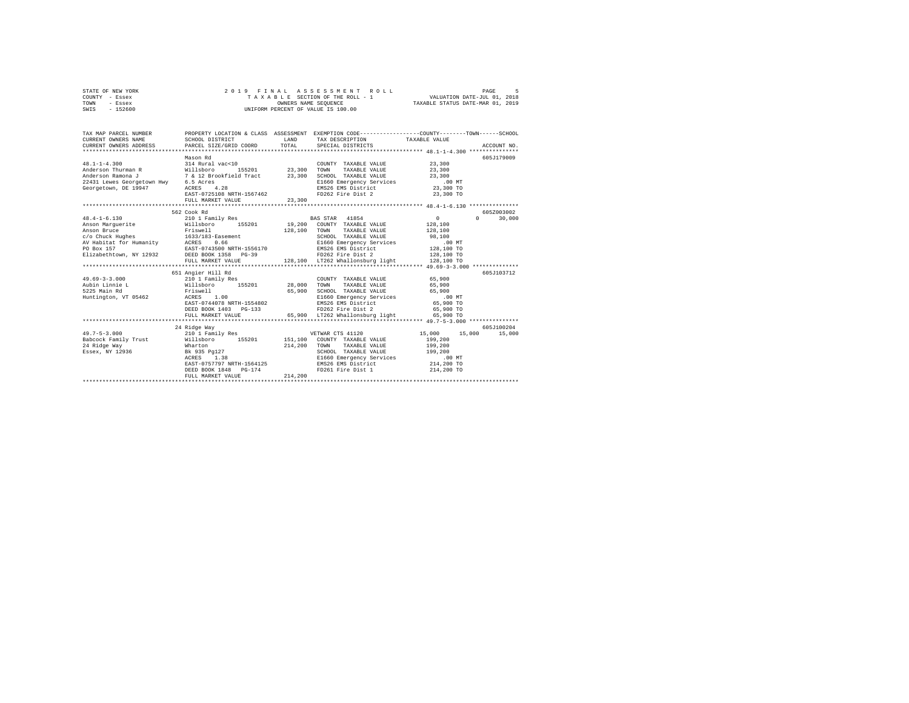STATE OF NEW YORK
COUNTY - Essex
TOWN - Essex
SWIS - 152600

2019 FINAL ASSESSMENT ROLL
TAXABLE SECTION OF THE ROLL - 1
OWNERS NAME SEQUENCE
UNIFORM PERCENT OF VALUE IS 100.00

VALUATION DATE-JUL 01, 2018
TAXABLE STATUS DATE-MAR 01, 2019

```
TAX MAP PARCEL NUMBER        PROPERTY LOCATION & CLASS  ASSESSMENT  EXEMPTION CODE-----------------COUNTY--------TOWN------SCHOOL
CURRENT OWNERS NAME          SCHOOL DISTRICT             LAND       TAX DESCRIPTION            TAXABLE VALUE
CURRENT OWNERS ADDRESS       PARCEL SIZE/GRID COORD      TOTAL      SPECIAL DISTRICTS                                   ACCOUNT NO.
******************************************************************************************************* 48.1-1-4.300 ***************
                             Mason Rd                                                                                605J179009
48.1-1-4.300                 314 Rural vac<10                       COUNTY  TAXABLE VALUE           23,300
Anderson Thurman R           Willsboro      155201       23,300     TOWN    TAXABLE VALUE           23,300
Anderson Ramona J            7 & 12 Brookfield Tract     23,300     SCHOOL  TAXABLE VALUE           23,300
22431 Lewes Georgetown Hwy   6.5 Acres                              E1660 Emergency Services          .00 MT
Georgetown, DE 19947         ACRES    4.28                          EMS26 EMS District              23,300 TO
                             EAST-0725108 NRTH-1567462              FD262 Fire Dist 2               23,300 TO
                             FULL MARKET VALUE           23,300
******************************************************************************************************* 48.4-1-6.130 ***************
                             562 Cook Rd                                                                             605Z003002
48.4-1-6.130                 210 1 Family Res                       BAS STAR  41854                  0           0       30,000
Anson Marguerite             Willsboro      155201       19,200     COUNTY  TAXABLE VALUE          128,100
Anson Bruce                  Friswell                   128,100     TOWN    TAXABLE VALUE          128,100
c/o Chuck Hughes             1633/183-Easement                      SCHOOL  TAXABLE VALUE           98,100
AV Habitat for Humanity      ACRES    0.66                          E1660 Emergency Services          .00 MT
PO Box 157                   EAST-0743500 NRTH-1556170              EMS26 EMS District             128,100 TO
Elizabethtown, NY 12932      DEED BOOK 1358   PG-39                 FD262 Fire Dist 2              128,100 TO
                             FULL MARKET VALUE          128,100     LT262 Whallonsburg light       128,100 TO
******************************************************************************************************* 49.69-3-3.000 **************
                             651 Angier Hill Rd                                                                      605J103712
49.69-3-3.000                210 1 Family Res                       COUNTY  TAXABLE VALUE           65,900
Aubin Linnie L               Willsboro      155201       28,000     TOWN    TAXABLE VALUE           65,900
5225 Main Rd                 Friswell                    65,900     SCHOOL  TAXABLE VALUE           65,900
Huntington, VT 05462         ACRES    1.00                          E1660 Emergency Services          .00 MT
                             EAST-0744078 NRTH-1554802              EMS26 EMS District              65,900 TO
                             DEED BOOK 1403   PG-133                FD262 Fire Dist 2               65,900 TO
                             FULL MARKET VALUE           65,900     LT262 Whallonsburg light        65,900 TO
******************************************************************************************************* 49.7-5-3.000 ***************
                             24 Ridge Way                                                                            605J100204
49.7-5-3.000                 210 1 Family Res                       VETWAR CTS 41120             15,000      15,000      15,000
Babcock Family Trust         Willsboro      155201      151,100     COUNTY  TAXABLE VALUE          199,200
24 Ridge Way                 Wharton                    214,200     TOWN    TAXABLE VALUE          199,200
Essex, NY 12936              Bk 935 Pg127                           SCHOOL  TAXABLE VALUE          199,200
                             ACRES    1.38                          E1660 Emergency Services          .00 MT
                             EAST-0757797 NRTH-1564125              EMS26 EMS District             214,200 TO
                             DEED BOOK 1848   PG-174                FD261 Fire Dist 1              214,200 TO
                             FULL MARKET VALUE          214,200
************************************************************************************************************************************
```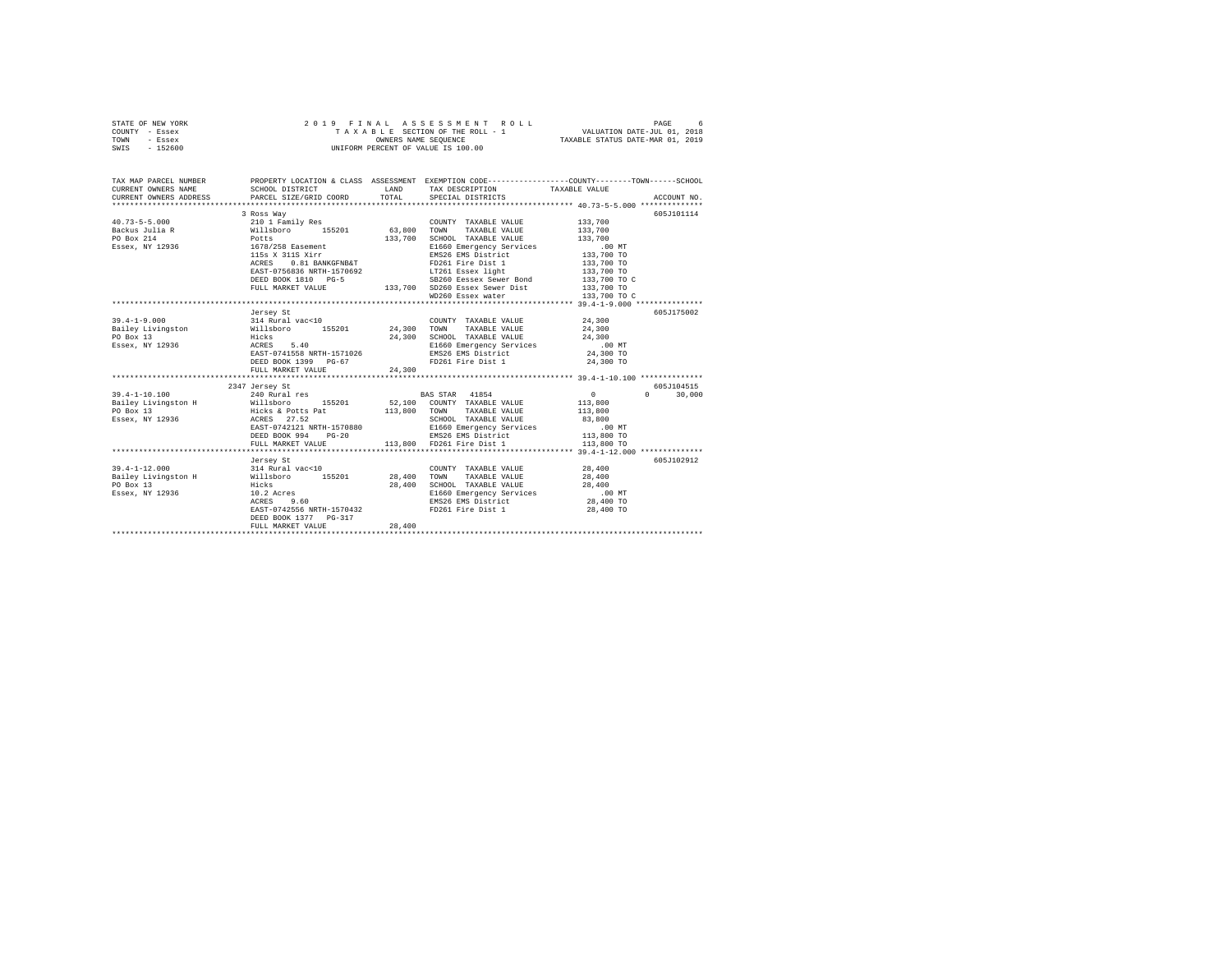STATE OF NEW YORK
COUNTY - Essex
TOWN - Essex
SWIS - 152600

2019 FINAL ASSESSMENT ROLL
TAXABLE SECTION OF THE ROLL - 1
OWNERS NAME SEQUENCE
UNIFORM PERCENT OF VALUE IS 100.00

VALUATION DATE-JUL 01, 2018
TAXABLE STATUS DATE-MAR 01, 2019

```
TAX MAP PARCEL NUMBER      PROPERTY LOCATION & CLASS  ASSESSMENT  EXEMPTION CODE-----------------COUNTY--------TOWN------SCHOOL
CURRENT OWNERS NAME        SCHOOL DISTRICT              LAND      TAX DESCRIPTION             TAXABLE VALUE
CURRENT OWNERS ADDRESS     PARCEL SIZE/GRID COORD       TOTAL     SPECIAL DISTRICTS                                      ACCOUNT NO.
************************************************************************************************** 40.73-5-5.000 **************
                           3 Ross Way                                                                                605J101114
40.73-5-5.000              210 1 Family Res                      COUNTY  TAXABLE VALUE          133,700
Backus Julia R             Willsboro      155201       63,800    TOWN    TAXABLE VALUE          133,700
PO Box 214                 Potts                      133,700    SCHOOL  TAXABLE VALUE          133,700
Essex, NY 12936            1678/258 Easement                     E1660 Emergency Services            .00 MT
                           115s X 311S Xirr                      EMS26 EMS District             133,700 TO
                           ACRES    0.81 BANKGFNB&T              FD261 Fire Dist 1              133,700 TO
                           EAST-0756836 NRTH-1570692             LT261 Essex light              133,700 TO
                           DEED BOOK 1810   PG-5                 SB260 Eessex Sewer Bond        133,700 TO C
                           FULL MARKET VALUE          133,700    SD260 Essex Sewer Dist         133,700 TO
                                                                 WD260 Essex water              133,700 TO C
************************************************************************************************** 39.4-1-9.000 ***************
                           Jersey St                                                                                 605J175002
39.4-1-9.000               314 Rural vac<10                      COUNTY  TAXABLE VALUE           24,300
Bailey Livingston          Willsboro      155201       24,300    TOWN    TAXABLE VALUE           24,300
PO Box 13                  Hicks                       24,300    SCHOOL  TAXABLE VALUE           24,300
Essex, NY 12936            ACRES    5.40                         E1660 Emergency Services            .00 MT
                           EAST-0741558 NRTH-1571026             EMS26 EMS District              24,300 TO
                           DEED BOOK 1399   PG-67                FD261 Fire Dist 1               24,300 TO
                           FULL MARKET VALUE           24,300
************************************************************************************************** 39.4-1-10.100 **************
                           2347 Jersey St                                                                            605J104515
39.4-1-10.100              240 Rural res                       BAS STAR  41854                      0          0      30,000
Bailey Livingston H        Willsboro      155201       52,100    COUNTY  TAXABLE VALUE          113,800
PO Box 13                  Hicks & Potts Pat          113,800    TOWN    TAXABLE VALUE          113,800
Essex, NY 12936            ACRES   27.52                         SCHOOL  TAXABLE VALUE           83,800
                           EAST-0742121 NRTH-1570880             E1660 Emergency Services            .00 MT
                           DEED BOOK 994    PG-20                EMS26 EMS District             113,800 TO
                           FULL MARKET VALUE          113,800    FD261 Fire Dist 1              113,800 TO
************************************************************************************************** 39.4-1-12.000 **************
                           Jersey St                                                                                 605J102912
39.4-1-12.000              314 Rural vac<10                      COUNTY  TAXABLE VALUE           28,400
Bailey Livingston H        Willsboro      155201       28,400    TOWN    TAXABLE VALUE           28,400
PO Box 13                  Hicks                       28,400    SCHOOL  TAXABLE VALUE           28,400
Essex, NY 12936            10.2 Acres                            E1660 Emergency Services            .00 MT
                           ACRES    9.60                         EMS26 EMS District              28,400 TO
                           EAST-0742556 NRTH-1570432             FD261 Fire Dist 1               28,400 TO
                           DEED BOOK 1377   PG-317
                           FULL MARKET VALUE           28,400
********************************************************************************************************************************
```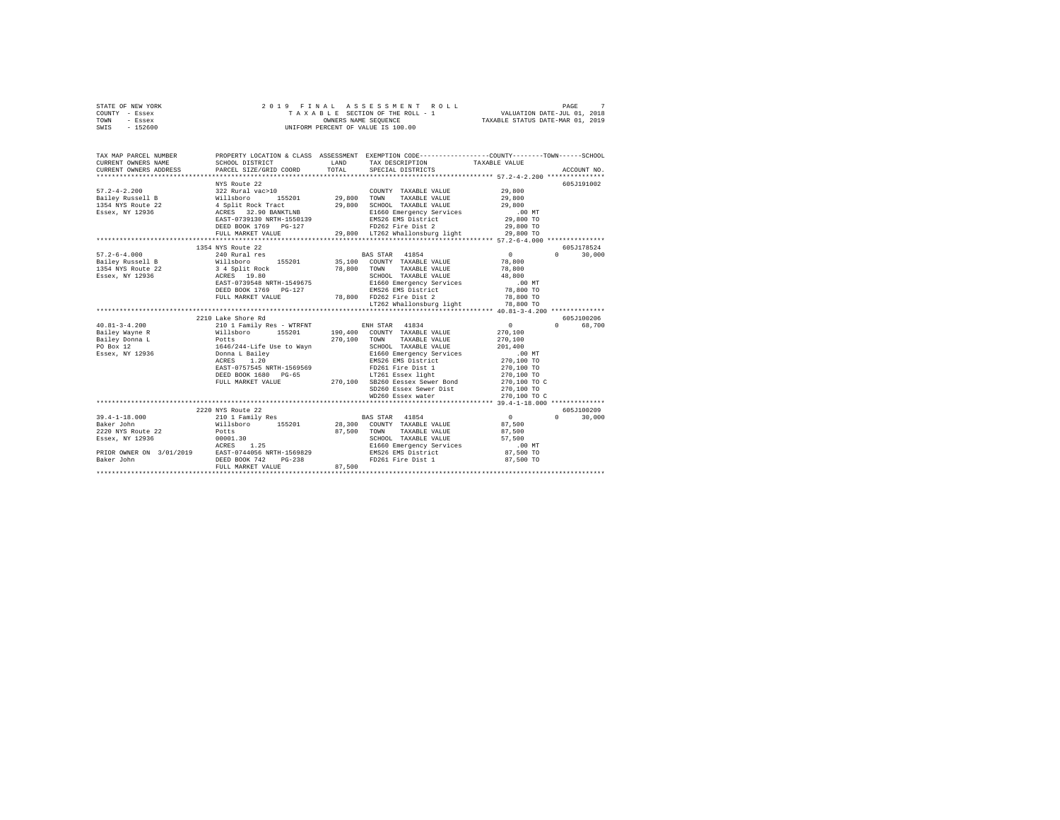STATE OF NEW YORK                    2 0 1 9   F I N A L   A S S E S S M E N T   R O L L
COUNTY - Essex                         T A X A B L E SECTION OF THE ROLL - 1                    VALUATION DATE-JUL 01, 2018
TOWN   - Essex                                 OWNERS NAME SEQUENCE                          TAXABLE STATUS DATE-MAR 01, 2019
SWIS   - 152600                         UNIFORM PERCENT OF VALUE IS 100.00

```
TAX MAP PARCEL NUMBER       PROPERTY LOCATION & CLASS  ASSESSMENT  EXEMPTION CODE-----------------COUNTY--------TOWN------SCHOOL
CURRENT OWNERS NAME         SCHOOL DISTRICT              LAND      TAX DESCRIPTION              TAXABLE VALUE
CURRENT OWNERS ADDRESS      PARCEL SIZE/GRID COORD       TOTAL     SPECIAL DISTRICTS                                  ACCOUNT NO.
******************************************************************************************** 57.2-4-2.200 ***************
                            NYS Route 22                                                                          605J191002
57.2-4-2.200                322 Rural vac>10                        COUNTY  TAXABLE VALUE           29,800
Bailey Russell B            Willsboro       155201       29,800    TOWN    TAXABLE VALUE           29,800
1354 NYS Route 22           4 Split Rock Tract           29,800    SCHOOL  TAXABLE VALUE           29,800
Essex, NY 12936             ACRES  32.90 BANKTLNB                   E1660 Emergency Services           .00 MT
                            EAST-0739130 NRTH-1550139               EMS26 EMS District              29,800 TO
                            DEED BOOK 1769   PG-127                 FD262 Fire Dist 2               29,800 TO
                            FULL MARKET VALUE            29,800    LT262 Whallonsburg light        29,800 TO
******************************************************************************************** 57.2-6-4.000 ***************
                            1354 NYS Route 22                                                                     605J178524
57.2-6-4.000                240 Rural res                           BAS STAR  41854                  0            0     30,000
Bailey Russell B            Willsboro       155201       35,100    COUNTY  TAXABLE VALUE           78,800
1354 NYS Route 22           3 4 Split Rock               78,800    TOWN    TAXABLE VALUE           78,800
Essex, NY 12936             ACRES  19.80                            SCHOOL  TAXABLE VALUE           48,800
                            EAST-0739548 NRTH-1549675               E1660 Emergency Services           .00 MT
                            DEED BOOK 1769   PG-127                 EMS26 EMS District              78,800 TO
                            FULL MARKET VALUE            78,800    FD262 Fire Dist 2               78,800 TO
                                                                    LT262 Whallonsburg light        78,800 TO
******************************************************************************************** 40.81-3-4.200 **************
                            2210 Lake Shore Rd                                                                    605J100206
40.81-3-4.200               210 1 Family Res - WTRFNT               ENH STAR  41834                  0            0     68,700
Bailey Wayne R              Willsboro       155201      190,400    COUNTY  TAXABLE VALUE          270,100
Bailey Donna L              Potts                       270,100    TOWN    TAXABLE VALUE          270,100
PO Box 12                   1646/244-Life Use to Wayn               SCHOOL  TAXABLE VALUE          201,400
Essex, NY 12936             Donna L Bailey                          E1660 Emergency Services           .00 MT
                            ACRES   1.20                            EMS26 EMS District             270,100 TO
                            EAST-0757545 NRTH-1569569               FD261 Fire Dist 1              270,100 TO
                            DEED BOOK 1680   PG-65                  LT261 Essex light              270,100 TO
                            FULL MARKET VALUE           270,100    SB260 Eessex Sewer Bond        270,100 TO C
                                                                    SD260 Essex Sewer Dist         270,100 TO
                                                                    WD260 Essex water              270,100 TO C
******************************************************************************************** 39.4-1-18.000 **************
                            2220 NYS Route 22                                                                     605J100209
39.4-1-18.000               210 1 Family Res                        BAS STAR  41854                  0            0     30,000
Baker John                  Willsboro       155201       28,300    COUNTY  TAXABLE VALUE           87,500
2220 NYS Route 22           Potts                        87,500    TOWN    TAXABLE VALUE           87,500
Essex, NY 12936             00001.30                                SCHOOL  TAXABLE VALUE           57,500
                            ACRES   1.25                            E1660 Emergency Services           .00 MT
PRIOR OWNER ON 3/01/2019    EAST-0744056 NRTH-1569829               EMS26 EMS District              87,500 TO
Baker John                  DEED BOOK 742    PG-238                 FD261 Fire Dist 1               87,500 TO
                            FULL MARKET VALUE            87,500
************************************************************************************************************************
```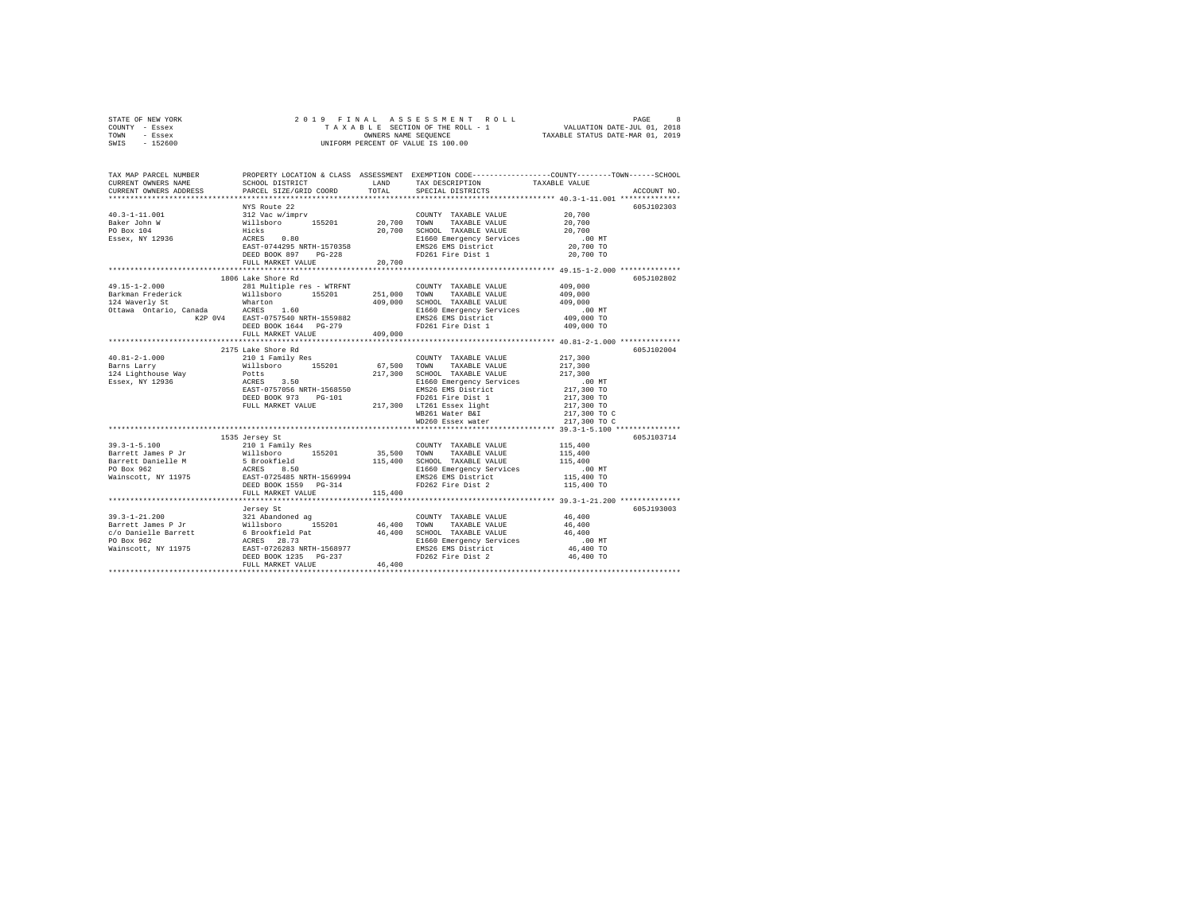STATE OF NEW YORK  
COUNTY - Essex  
TOWN - Essex  
SWIS - 152600

2019 FINAL ASSESSMENT ROLL  
TAXABLE SECTION OF THE ROLL - 1  
OWNERS NAME SEQUENCE  
UNIFORM PERCENT OF VALUE IS 100.00

VALUATION DATE-JUL 01, 2018  
TAXABLE STATUS DATE-MAR 01, 2019

| TAX MAP PARCEL NUMBER / CURRENT OWNERS NAME / CURRENT OWNERS ADDRESS | PROPERTY LOCATION & CLASS / SCHOOL DISTRICT / PARCEL SIZE/GRID COORD | ASSESSMENT LAND | TOTAL | EXEMPTION CODE / TAX DESCRIPTION / SPECIAL DISTRICTS | TAXABLE VALUE (COUNTY / TOWN / SCHOOL) | ACCOUNT NO. |
|---|---|---|---|---|---|---|
| **40.3-1-11.001** | NYS Route 22 | | | | | 605J102303 |
| 40.3-1-11.001 | 312 Vac w/imprv | | | COUNTY TAXABLE VALUE | 20,700 | |
| Baker John W | Willsboro 155201 | 20,700 | | TOWN TAXABLE VALUE | 20,700 | |
| PO Box 104 | Hicks | | 20,700 | SCHOOL TAXABLE VALUE | 20,700 | |
| Essex, NY 12936 | ACRES 0.80 | | | E1660 Emergency Services | .00 MT | |
| | EAST-0744295 NRTH-1570358 | | | EMS26 EMS District | 20,700 TO | |
| | DEED BOOK 897 PG-228 | | | FD261 Fire Dist 1 | 20,700 TO | |
| | FULL MARKET VALUE | | 20,700 | | | |
| **49.15-1-2.000** | 1806 Lake Shore Rd | | | | | 605J102802 |
| 49.15-1-2.000 | 281 Multiple res - WTRFNT | | | COUNTY TAXABLE VALUE | 409,000 | |
| Barkman Frederick | Willsboro 155201 | 251,000 | | TOWN TAXABLE VALUE | 409,000 | |
| 124 Waverly St | Wharton | | 409,000 | SCHOOL TAXABLE VALUE | 409,000 | |
| Ottawa Ontario, Canada | ACRES 1.60 | | | E1660 Emergency Services | .00 MT | |
| K2P 0V4 | EAST-0757540 NRTH-1559882 | | | EMS26 EMS District | 409,000 TO | |
| | DEED BOOK 1644 PG-279 | | | FD261 Fire Dist 1 | 409,000 TO | |
| | FULL MARKET VALUE | | 409,000 | | | |
| **40.81-2-1.000** | 2175 Lake Shore Rd | | | | | 605J102004 |
| 40.81-2-1.000 | 210 1 Family Res | | | COUNTY TAXABLE VALUE | 217,300 | |
| Barns Larry | Willsboro 155201 | 67,500 | | TOWN TAXABLE VALUE | 217,300 | |
| 124 Lighthouse Way | Potts | | 217,300 | SCHOOL TAXABLE VALUE | 217,300 | |
| Essex, NY 12936 | ACRES 3.50 | | | E1660 Emergency Services | .00 MT | |
| | EAST-0757056 NRTH-1568550 | | | EMS26 EMS District | 217,300 TO | |
| | DEED BOOK 973 PG-101 | | | FD261 Fire Dist 1 | 217,300 TO | |
| | FULL MARKET VALUE | | 217,300 | LT261 Essex light | 217,300 TO | |
| | | | | WB261 Water B&I | 217,300 TO C | |
| | | | | WD260 Essex water | 217,300 TO C | |
| **39.3-1-5.100** | 1535 Jersey St | | | | | 605J103714 |
| 39.3-1-5.100 | 210 1 Family Res | | | COUNTY TAXABLE VALUE | 115,400 | |
| Barrett James P Jr | Willsboro 155201 | 35,500 | | TOWN TAXABLE VALUE | 115,400 | |
| Barrett Danielle M | 5 Brookfield | | 115,400 | SCHOOL TAXABLE VALUE | 115,400 | |
| PO Box 962 | ACRES 8.50 | | | E1660 Emergency Services | .00 MT | |
| Wainscott, NY 11975 | EAST-0725485 NRTH-1569994 | | | EMS26 EMS District | 115,400 TO | |
| | DEED BOOK 1559 PG-314 | | | FD262 Fire Dist 2 | 115,400 TO | |
| | FULL MARKET VALUE | | 115,400 | | | |
| **39.3-1-21.200** | Jersey St | | | | | 605J193003 |
| 39.3-1-21.200 | 321 Abandoned ag | | | COUNTY TAXABLE VALUE | 46,400 | |
| Barrett James P Jr | Willsboro 155201 | 46,400 | | TOWN TAXABLE VALUE | 46,400 | |
| c/o Danielle Barrett | 6 Brookfield Pat | | 46,400 | SCHOOL TAXABLE VALUE | 46,400 | |
| PO Box 962 | ACRES 28.73 | | | E1660 Emergency Services | .00 MT | |
| Wainscott, NY 11975 | EAST-0726283 NRTH-1568977 | | | EMS26 EMS District | 46,400 TO | |
| | DEED BOOK 1235 PG-237 | | | FD262 Fire Dist 2 | 46,400 TO | |
| | FULL MARKET VALUE | | 46,400 | | | |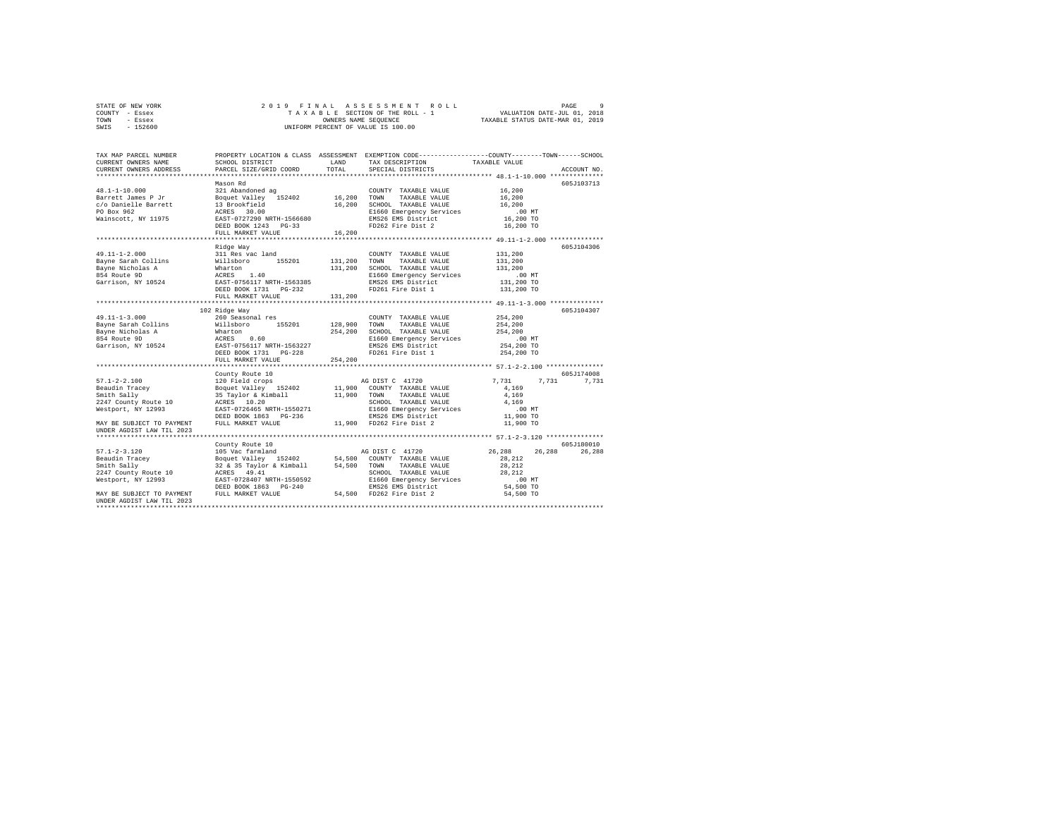STATE OF NEW YORK — 2019 FINAL ASSESSMENT ROLL — PAGE 9
COUNTY - Essex — TAXABLE SECTION OF THE ROLL - 1 — VALUATION DATE-JUL 01, 2018
TOWN - Essex — OWNERS NAME SEQUENCE — TAXABLE STATUS DATE-MAR 01, 2019
SWIS - 152600 — UNIFORM PERCENT OF VALUE IS 100.00

| TAX MAP PARCEL NUMBER / CURRENT OWNERS NAME / CURRENT OWNERS ADDRESS | PROPERTY LOCATION & CLASS / SCHOOL DISTRICT / PARCEL SIZE/GRID COORD | ASSESSMENT LAND / TOTAL | EXEMPTION CODE / TAX DESCRIPTION / SPECIAL DISTRICTS | COUNTY / TOWN / SCHOOL TAXABLE VALUE | ACCOUNT NO. |
|---|---|---|---|---|---|
| **48.1-1-10.000** | Mason Rd | | | | 605J103713 |
| 48.1-1-10.000 | 321 Abandoned ag | | COUNTY TAXABLE VALUE | 16,200 | |
| Barrett James P Jr | Boquet Valley 152402 | 16,200 | TOWN TAXABLE VALUE | 16,200 | |
| c/o Danielle Barrett | 13 Brookfield | 16,200 | SCHOOL TAXABLE VALUE | 16,200 | |
| PO Box 962 | ACRES 30.00 | | E1660 Emergency Services | .00 MT | |
| Wainscott, NY 11975 | EAST-0727290 NRTH-1566680 | | EMS26 EMS District | 16,200 TO | |
| | DEED BOOK 1243 PG-33 | | FD262 Fire Dist 2 | 16,200 TO | |
| | FULL MARKET VALUE | 16,200 | | | |
| **49.11-1-2.000** | Ridge Way | | | | 605J104306 |
| 49.11-1-2.000 | 311 Res vac land | | COUNTY TAXABLE VALUE | 131,200 | |
| Bayne Sarah Collins | Willsboro 155201 | 131,200 | TOWN TAXABLE VALUE | 131,200 | |
| Bayne Nicholas A | Wharton | 131,200 | SCHOOL TAXABLE VALUE | 131,200 | |
| 854 Route 9D | ACRES 1.40 | | E1660 Emergency Services | .00 MT | |
| Garrison, NY 10524 | EAST-0756117 NRTH-1563385 | | EMS26 EMS District | 131,200 TO | |
| | DEED BOOK 1731 PG-232 | | FD261 Fire Dist 1 | 131,200 TO | |
| | FULL MARKET VALUE | 131,200 | | | |
| **49.11-1-3.000** | 102 Ridge Way | | | | 605J104307 |
| 49.11-1-3.000 | 260 Seasonal res | | COUNTY TAXABLE VALUE | 254,200 | |
| Bayne Sarah Collins | Willsboro 155201 | 128,900 | TOWN TAXABLE VALUE | 254,200 | |
| Bayne Nicholas A | Wharton | 254,200 | SCHOOL TAXABLE VALUE | 254,200 | |
| 854 Route 9D | ACRES 0.60 | | E1660 Emergency Services | .00 MT | |
| Garrison, NY 10524 | EAST-0756117 NRTH-1563227 | | EMS26 EMS District | 254,200 TO | |
| | DEED BOOK 1731 PG-228 | | FD261 Fire Dist 1 | 254,200 TO | |
| | FULL MARKET VALUE | 254,200 | | | |
| **57.1-2-2.100** | County Route 10 | | | | 605J174008 |
| 57.1-2-2.100 | 120 Field crops | | AG DIST C 41720 | 7,731 7,731 7,731 | |
| Beaudin Tracey | Boquet Valley 152402 | 11,900 | COUNTY TAXABLE VALUE | 4,169 | |
| Smith Sally | 35 Taylor & Kimball | 11,900 | TOWN TAXABLE VALUE | 4,169 | |
| 2247 County Route 10 | ACRES 10.20 | | SCHOOL TAXABLE VALUE | 4,169 | |
| Westport, NY 12993 | EAST-0726465 NRTH-1550271 | | E1660 Emergency Services | .00 MT | |
| | DEED BOOK 1863 PG-236 | | EMS26 EMS District | 11,900 TO | |
| MAY BE SUBJECT TO PAYMENT | FULL MARKET VALUE | 11,900 | FD262 Fire Dist 2 | 11,900 TO | |
| UNDER AGDIST LAW TIL 2023 | | | | | |
| **57.1-2-3.120** | County Route 10 | | | | 605J180010 |
| 57.1-2-3.120 | 105 Vac farmland | | AG DIST C 41720 | 26,288 26,288 26,288 | |
| Beaudin Tracey | Boquet Valley 152402 | 54,500 | COUNTY TAXABLE VALUE | 28,212 | |
| Smith Sally | 32 & 35 Taylor & Kimball | 54,500 | TOWN TAXABLE VALUE | 28,212 | |
| 2247 County Route 10 | ACRES 49.41 | | SCHOOL TAXABLE VALUE | 28,212 | |
| Westport, NY 12993 | EAST-0728407 NRTH-1550592 | | E1660 Emergency Services | .00 MT | |
| | DEED BOOK 1863 PG-240 | | EMS26 EMS District | 54,500 TO | |
| MAY BE SUBJECT TO PAYMENT | FULL MARKET VALUE | 54,500 | FD262 Fire Dist 2 | 54,500 TO | |
| UNDER AGDIST LAW TIL 2023 | | | | | |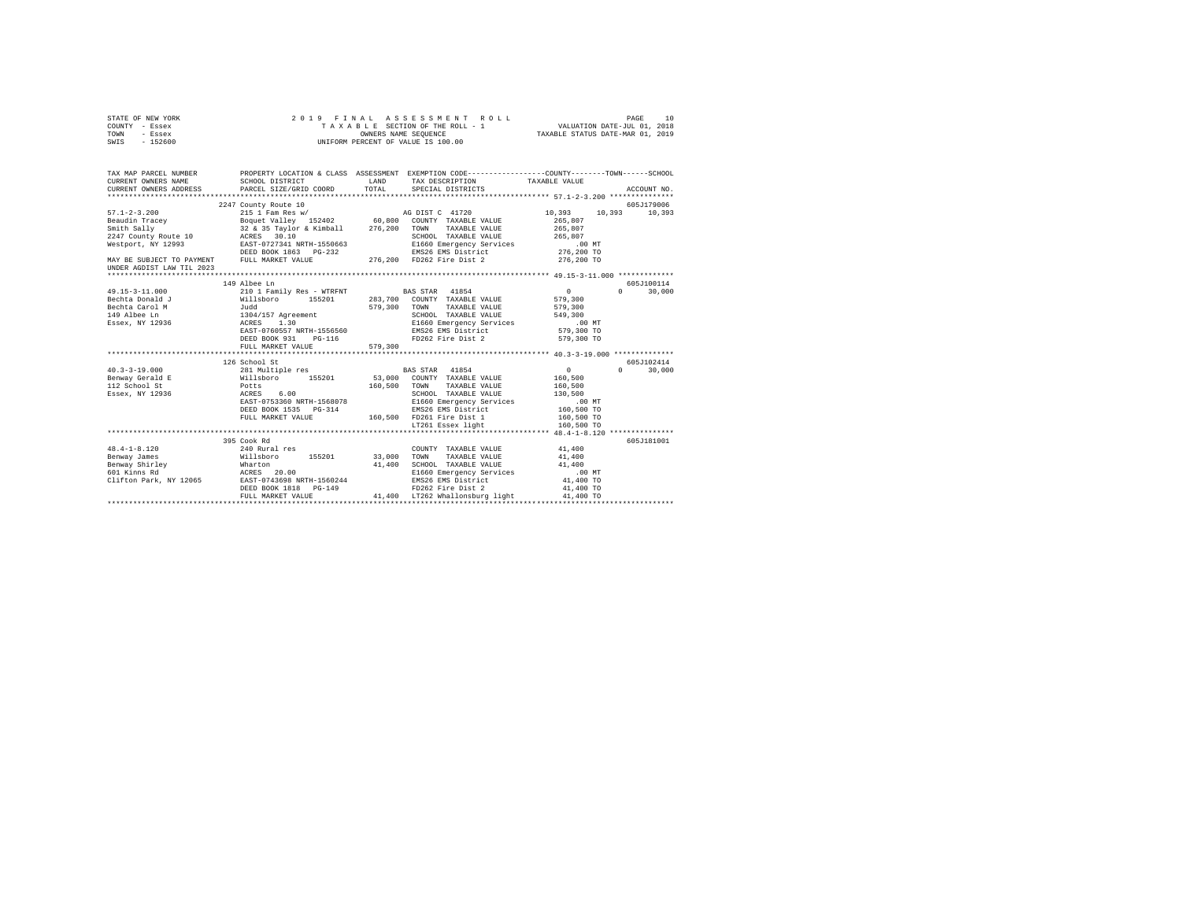STATE OF NEW YORK &nbsp;&nbsp;&nbsp;&nbsp; 2019 FINAL ASSESSMENT ROLL
COUNTY - Essex &nbsp;&nbsp;&nbsp;&nbsp; TAXABLE SECTION OF THE ROLL - 1 &nbsp;&nbsp;&nbsp;&nbsp; VALUATION DATE-JUL 01, 2018
TOWN - Essex &nbsp;&nbsp;&nbsp;&nbsp; OWNERS NAME SEQUENCE &nbsp;&nbsp;&nbsp;&nbsp; TAXABLE STATUS DATE-MAR 01, 2019
SWIS - 152600 &nbsp;&nbsp;&nbsp;&nbsp; UNIFORM PERCENT OF VALUE IS 100.00

```
TAX MAP PARCEL NUMBER          PROPERTY LOCATION & CLASS  ASSESSMENT  EXEMPTION CODE-----------------COUNTY--------TOWN------SCHOOL
CURRENT OWNERS NAME            SCHOOL DISTRICT               LAND      TAX DESCRIPTION            TAXABLE VALUE
CURRENT OWNERS ADDRESS         PARCEL SIZE/GRID COORD        TOTAL     SPECIAL DISTRICTS                                   ACCOUNT NO.
****************************************************************************************************** 57.1-2-3.200 ***************
                               2247 County Route 10                                                                        605J179006
57.1-2-3.200                   215 1 Fam Res w/                        AG DIST C 41720              10,393     10,393     10,393
Beaudin Tracey                 Boquet Valley  152402       60,800    COUNTY  TAXABLE VALUE           265,807
Smith Sally                    32 & 35 Taylor & Kimball   276,200    TOWN    TAXABLE VALUE           265,807
2247 County Route 10           ACRES   30.10                         SCHOOL  TAXABLE VALUE           265,807
Westport, NY 12993             EAST-0727341 NRTH-1550663             E1660 Emergency Services            .00 MT
                               DEED BOOK 1863   PG-232               EMS26 EMS District              276,200 TO
MAY BE SUBJECT TO PAYMENT      FULL MARKET VALUE          276,200    FD262 Fire Dist 2               276,200 TO
UNDER AGDIST LAW TIL 2023
****************************************************************************************************** 49.15-3-11.000 *************
                               149 Albee Ln                                                                                605J100114
49.15-3-11.000                 210 1 Family Res - WTRFNT               BAS STAR  41854                   0          0     30,000
Bechta Donald J                Willsboro      155201      283,700    COUNTY  TAXABLE VALUE           579,300
Bechta Carol M                 Judd                       579,300    TOWN    TAXABLE VALUE           579,300
149 Albee Ln                   1304/157 Agreement                    SCHOOL  TAXABLE VALUE           549,300
Essex, NY 12936                ACRES    1.30                         E1660 Emergency Services            .00 MT
                               EAST-0760557 NRTH-1556560             EMS26 EMS District              579,300 TO
                               DEED BOOK 931    PG-116               FD262 Fire Dist 2               579,300 TO
                               FULL MARKET VALUE          579,300
****************************************************************************************************** 40.3-3-19.000 **************
                               126 School St                                                                               605J102414
40.3-3-19.000                  281 Multiple res                        BAS STAR  41854                   0          0     30,000
Benway Gerald E                Willsboro      155201       53,000    COUNTY  TAXABLE VALUE           160,500
112 School St                  Potts                      160,500    TOWN    TAXABLE VALUE           160,500
Essex, NY 12936                ACRES    6.00                         SCHOOL  TAXABLE VALUE           130,500
                               EAST-0753360 NRTH-1568078             E1660 Emergency Services            .00 MT
                               DEED BOOK 1535   PG-314               EMS26 EMS District              160,500 TO
                               FULL MARKET VALUE          160,500    FD261 Fire Dist 1               160,500 TO
                                                                     LT261 Essex light               160,500 TO
****************************************************************************************************** 48.4-1-8.120 ***************
                               395 Cook Rd                                                                                 605J181001
48.4-1-8.120                   240 Rural res                         COUNTY  TAXABLE VALUE            41,400
Benway James                   Willsboro      155201       33,000    TOWN    TAXABLE VALUE            41,400
Benway Shirley                 Wharton                     41,400    SCHOOL  TAXABLE VALUE            41,400
601 Kinns Rd                   ACRES   20.00                         E1660 Emergency Services            .00 MT
Clifton Park, NY 12065         EAST-0743698 NRTH-1560244             EMS26 EMS District               41,400 TO
                               DEED BOOK 1818   PG-149               FD262 Fire Dist 2                41,400 TO
                               FULL MARKET VALUE           41,400    LT262 Whallonsburg light         41,400 TO
************************************************************************************************************************************
```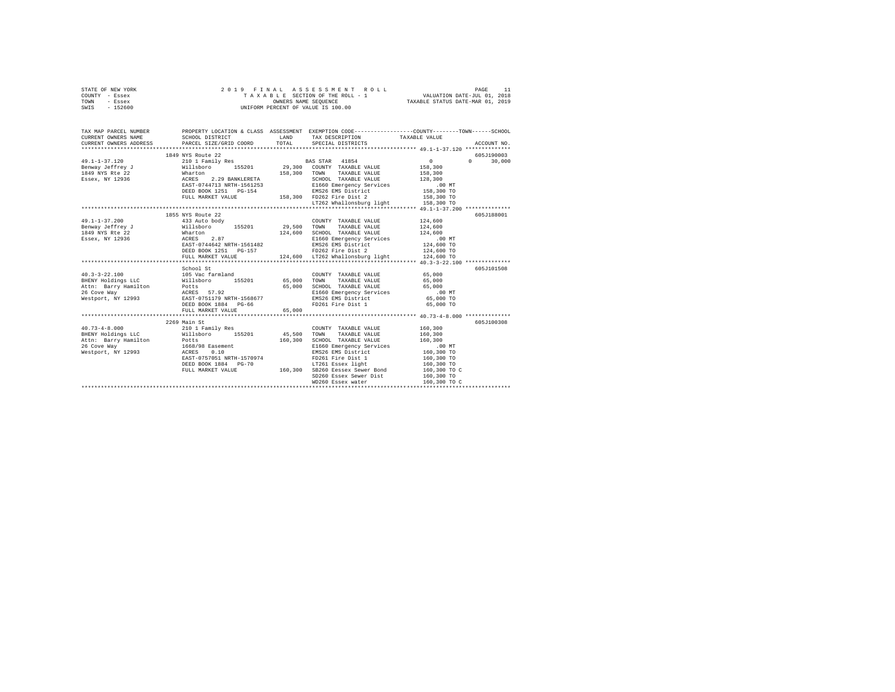STATE OF NEW YORK
COUNTY - Essex
TOWN - Essex
SWIS - 152600

2019 FINAL ASSESSMENT ROLL
TAXABLE SECTION OF THE ROLL - 1
OWNERS NAME SEQUENCE
UNIFORM PERCENT OF VALUE IS 100.00

VALUATION DATE-JUL 01, 2018
TAXABLE STATUS DATE-MAR 01, 2019

```
TAX MAP PARCEL NUMBER     PROPERTY LOCATION & CLASS  ASSESSMENT  EXEMPTION CODE-----------------COUNTY--------TOWN------SCHOOL
CURRENT OWNERS NAME       SCHOOL DISTRICT             LAND       TAX DESCRIPTION            TAXABLE VALUE
CURRENT OWNERS ADDRESS    PARCEL SIZE/GRID COORD      TOTAL      SPECIAL DISTRICTS                                  ACCOUNT NO.
******************************************************************************************** 49.1-1-37.120 **************
                          1849 NYS Route 22                                                                     605J190003
49.1-1-37.120             210 1 Family Res                        BAS STAR  41854                0          0      30,000
Benway Jeffrey J          Willsboro      155201      29,300   COUNTY  TAXABLE VALUE           158,300
1849 NYS Rte 22           Wharton                   158,300   TOWN    TAXABLE VALUE           158,300
Essex, NY 12936           ACRES    2.29 BANKLERETA            SCHOOL  TAXABLE VALUE           128,300
                          EAST-0744713 NRTH-1561253           E1660 Emergency Services           .00 MT
                          DEED BOOK 1251   PG-154             EMS26 EMS District              158,300 TO
                          FULL MARKET VALUE         158,300   FD262 Fire Dist 2               158,300 TO
                                                              LT262 Whallonsburg light        158,300 TO
******************************************************************************************** 49.1-1-37.200 **************
                          1855 NYS Route 22                                                                     605J188001
49.1-1-37.200             433 Auto body                       COUNTY  TAXABLE VALUE           124,600
Benway Jeffrey J          Willsboro      155201      29,500   TOWN    TAXABLE VALUE           124,600
1849 NYS Rte 22           Wharton                   124,600   SCHOOL  TAXABLE VALUE           124,600
Essex, NY 12936           ACRES    2.87                       E1660 Emergency Services           .00 MT
                          EAST-0744642 NRTH-1561482           EMS26 EMS District              124,600 TO
                          DEED BOOK 1251   PG-157             FD262 Fire Dist 2               124,600 TO
                          FULL MARKET VALUE         124,600   LT262 Whallonsburg light        124,600 TO
******************************************************************************************** 40.3-3-22.100 **************
                          School St                                                                             605J101508
40.3-3-22.100             105 Vac farmland                    COUNTY  TAXABLE VALUE            65,000
BHENY Holdings LLC        Willsboro      155201      65,000   TOWN    TAXABLE VALUE            65,000
Attn:  Barry Hamilton     Potts                      65,000   SCHOOL  TAXABLE VALUE            65,000
26 Cove Way               ACRES   57.92                       E1660 Emergency Services           .00 MT
Westport, NY 12993        EAST-0751179 NRTH-1568677           EMS26 EMS District               65,000 TO
                          DEED BOOK 1884   PG-66              FD261 Fire Dist 1                65,000 TO
                          FULL MARKET VALUE          65,000
******************************************************************************************** 40.73-4-8.000 **************
                          2269 Main St                                                                          605J100308
40.73-4-8.000             210 1 Family Res                    COUNTY  TAXABLE VALUE           160,300
BHENY Holdings LLC        Willsboro      155201      45,500   TOWN    TAXABLE VALUE           160,300
Attn:  Barry Hamilton     Potts                     160,300   SCHOOL  TAXABLE VALUE           160,300
26 Cove Way               1668/98 Easement                    E1660 Emergency Services           .00 MT
Westport, NY 12993        ACRES    0.10                       EMS26 EMS District              160,300 TO
                          EAST-0757051 NRTH-1570974           FD261 Fire Dist 1               160,300 TO
                          DEED BOOK 1884   PG-70              LT261 Essex light               160,300 TO
                          FULL MARKET VALUE         160,300   SB260 Eessex Sewer Bond         160,300 TO C
                                                              SD260 Essex Sewer Dist          160,300 TO
                                                              WD260 Essex water               160,300 TO C
****************************************************************************************************************************
```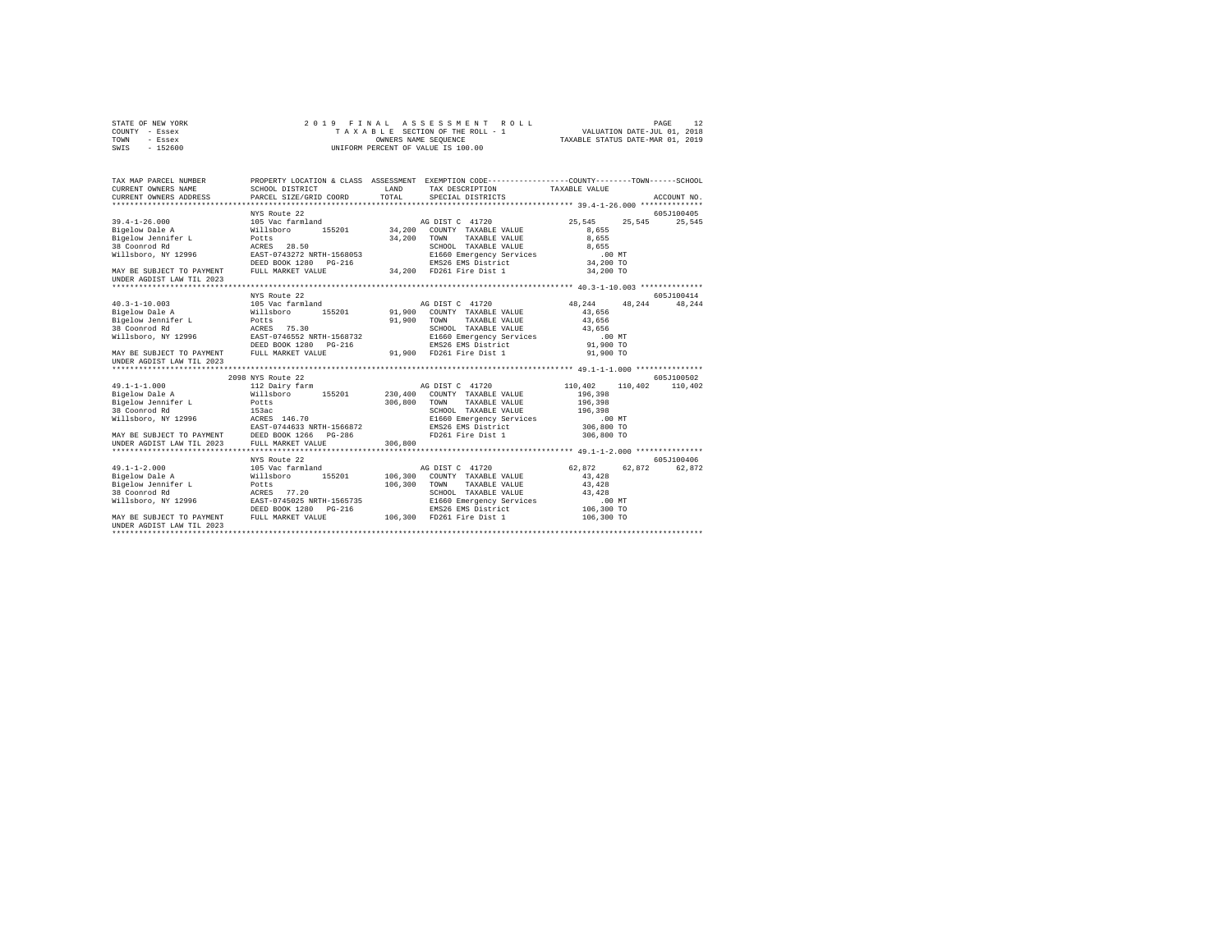STATE OF NEW YORK &nbsp;&nbsp;&nbsp;&nbsp; 2019 FINAL ASSESSMENT ROLL &nbsp;&nbsp;&nbsp;&nbsp; PAGE 12
COUNTY - Essex &nbsp;&nbsp;&nbsp;&nbsp; TAXABLE SECTION OF THE ROLL - 1 &nbsp;&nbsp;&nbsp;&nbsp; VALUATION DATE-JUL 01, 2018
TOWN - Essex &nbsp;&nbsp;&nbsp;&nbsp; OWNERS NAME SEQUENCE &nbsp;&nbsp;&nbsp;&nbsp; TAXABLE STATUS DATE-MAR 01, 2019
SWIS - 152600 &nbsp;&nbsp;&nbsp;&nbsp; UNIFORM PERCENT OF VALUE IS 100.00

```
TAX MAP PARCEL NUMBER       PROPERTY LOCATION & CLASS  ASSESSMENT  EXEMPTION CODE-----------------COUNTY--------TOWN------SCHOOL
CURRENT OWNERS NAME         SCHOOL DISTRICT              LAND      TAX DESCRIPTION             TAXABLE VALUE
CURRENT OWNERS ADDRESS      PARCEL SIZE/GRID COORD       TOTAL     SPECIAL DISTRICTS                                    ACCOUNT NO.
******************************************************************************************************* 39.4-1-26.000 **************
                            NYS Route 22                                                                                605J100405
39.4-1-26.000               105 Vac farmland                         AG DIST C  41720              25,545     25,545     25,545
Bigelow Dale A              Willsboro      155201       34,200    COUNTY  TAXABLE VALUE             8,655
Bigelow Jennifer L          Potts                       34,200    TOWN    TAXABLE VALUE             8,655
38 Coonrod Rd               ACRES   28.50                         SCHOOL  TAXABLE VALUE             8,655
Willsboro, NY 12996         EAST-0743272 NRTH-1568053             E1660 Emergency Services            .00 MT
                            DEED BOOK 1280   PG-216               EMS26 EMS District               34,200 TO
MAY BE SUBJECT TO PAYMENT   FULL MARKET VALUE           34,200    FD261 Fire Dist 1                34,200 TO
UNDER AGDIST LAW TIL 2023
******************************************************************************************************* 40.3-1-10.003 **************
                            NYS Route 22                                                                                605J100414
40.3-1-10.003               105 Vac farmland                         AG DIST C  41720              48,244     48,244     48,244
Bigelow Dale A              Willsboro      155201       91,900    COUNTY  TAXABLE VALUE            43,656
Bigelow Jennifer L          Potts                       91,900    TOWN    TAXABLE VALUE            43,656
38 Coonrod Rd               ACRES   75.30                         SCHOOL  TAXABLE VALUE            43,656
Willsboro, NY 12996         EAST-0746552 NRTH-1568732             E1660 Emergency Services            .00 MT
                            DEED BOOK 1280   PG-216               EMS26 EMS District               91,900 TO
MAY BE SUBJECT TO PAYMENT   FULL MARKET VALUE           91,900    FD261 Fire Dist 1                91,900 TO
UNDER AGDIST LAW TIL 2023
******************************************************************************************************* 49.1-1-1.000 ***************
                          2098 NYS Route 22                                                                             605J100502
49.1-1-1.000                112 Dairy farm                           AG DIST C  41720             110,402    110,402    110,402
Bigelow Dale A              Willsboro      155201      230,400    COUNTY  TAXABLE VALUE           196,398
Bigelow Jennifer L          Potts                      306,800    TOWN    TAXABLE VALUE           196,398
38 Coonrod Rd               153ac                                 SCHOOL  TAXABLE VALUE           196,398
Willsboro, NY 12996         ACRES  146.70                         E1660 Emergency Services            .00 MT
                            EAST-0744633 NRTH-1566872             EMS26 EMS District              306,800 TO
MAY BE SUBJECT TO PAYMENT   DEED BOOK 1266   PG-286               FD261 Fire Dist 1               306,800 TO
UNDER AGDIST LAW TIL 2023   FULL MARKET VALUE          306,800
******************************************************************************************************* 49.1-1-2.000 ***************
                            NYS Route 22                                                                                605J100406
49.1-1-2.000                105 Vac farmland                         AG DIST C  41720              62,872     62,872     62,872
Bigelow Dale A              Willsboro      155201      106,300    COUNTY  TAXABLE VALUE            43,428
Bigelow Jennifer L          Potts                      106,300    TOWN    TAXABLE VALUE            43,428
38 Coonrod Rd               ACRES   77.20                         SCHOOL  TAXABLE VALUE            43,428
Willsboro, NY 12996         EAST-0745025 NRTH-1565735             E1660 Emergency Services            .00 MT
                            DEED BOOK 1280   PG-216               EMS26 EMS District              106,300 TO
MAY BE SUBJECT TO PAYMENT   FULL MARKET VALUE          106,300    FD261 Fire Dist 1               106,300 TO
UNDER AGDIST LAW TIL 2023
************************************************************************************************************************************
```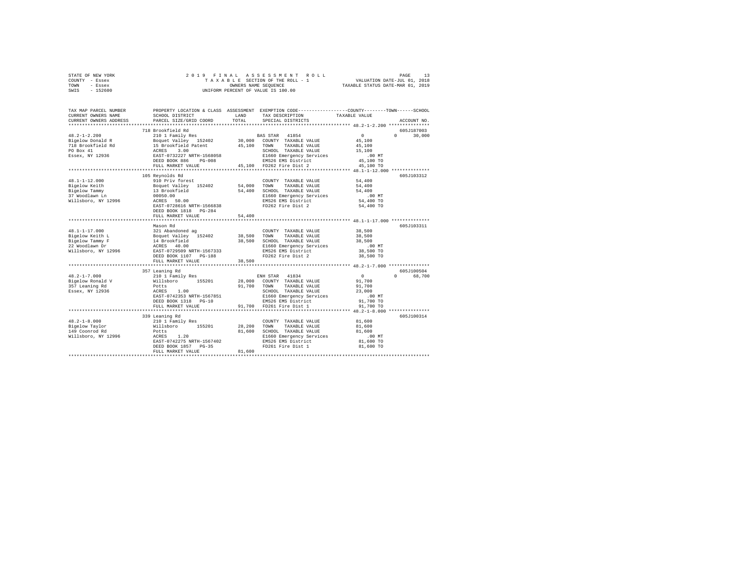STATE OF NEW YORK                2 0 1 9   F I N A L   A S S E S S M E N T   R O L L
COUNTY - Essex                   T A X A B L E SECTION OF THE ROLL - 1          VALUATION DATE-JUL 01, 2018
TOWN   - Essex                   OWNERS NAME SEQUENCE                           TAXABLE STATUS DATE-MAR 01, 2019
SWIS   - 152600                  UNIFORM PERCENT OF VALUE IS 100.00

| TAX MAP PARCEL NUMBER / CURRENT OWNERS NAME / CURRENT OWNERS ADDRESS | PROPERTY LOCATION & CLASS / SCHOOL DISTRICT / PARCEL SIZE/GRID COORD | ASSESSMENT LAND | TOTAL | EXEMPTION CODE / TAX DESCRIPTION / SPECIAL DISTRICTS | COUNTY | TOWN | SCHOOL / TAXABLE VALUE | ACCOUNT NO. |
|---|---|---|---|---|---|---|---|---|
| 48.2-1-2.200 | 718 Brookfield Rd | | | | | | | 605J187003 |
| | 210 1 Family Res | | | BAS STAR 41854 | 0 | 0 | 30,000 | |
| Bigelow Donald R | Boquet Valley 152402 | 30,000 | | COUNTY TAXABLE VALUE | 45,100 | | | |
| 718 Brookfield Rd | 15 Brookfield Patent | | 45,100 | TOWN TAXABLE VALUE | | 45,100 | | |
| PO Box 41 | ACRES 3.00 | | | SCHOOL TAXABLE VALUE | | | 15,100 | |
| Essex, NY 12936 | EAST-0732227 NRTH-1568058 | | | E1660 Emergency Services | | | .00 MT | |
| | DEED BOOK 886 PG-008 | | | EMS26 EMS District | | | 45,100 TO | |
| | FULL MARKET VALUE | | 45,100 | FD262 Fire Dist 2 | | | 45,100 TO | |
| 48.1-1-12.000 | 105 Reynolds Rd | | | | | | | 605J103312 |
| | 910 Priv forest | | | COUNTY TAXABLE VALUE | 54,400 | | | |
| Bigelow Keith | Boquet Valley 152402 | 54,000 | | TOWN TAXABLE VALUE | | 54,400 | | |
| Bigelow Tammy | 13 Brookfield | | 54,400 | SCHOOL TAXABLE VALUE | | | 54,400 | |
| 37 Woodlawn Ln | 00050.00 | | | E1660 Emergency Services | | | .00 MT | |
| Willsboro, NY 12996 | ACRES 50.00 | | | EMS26 EMS District | | | 54,400 TO | |
| | EAST-0728616 NRTH-1566838 | | | FD262 Fire Dist 2 | | | 54,400 TO | |
| | DEED BOOK 1818 PG-284 | | | | | | | |
| | FULL MARKET VALUE | | 54,400 | | | | | |
| 48.1-1-17.000 | Mason Rd | | | | | | | 605J103311 |
| | 321 Abandoned ag | | | COUNTY TAXABLE VALUE | 38,500 | | | |
| Bigelow Keith L | Boquet Valley 152402 | 38,500 | | TOWN TAXABLE VALUE | | 38,500 | | |
| Bigelow Tammy F | 14 Brookfield | | 38,500 | SCHOOL TAXABLE VALUE | | | 38,500 | |
| 22 Woodlawn Dr | ACRES 40.00 | | | E1660 Emergency Services | | | .00 MT | |
| Willsboro, NY 12996 | EAST-0729509 NRTH-1567333 | | | EMS26 EMS District | | | 38,500 TO | |
| | DEED BOOK 1107 PG-188 | | | FD262 Fire Dist 2 | | | 38,500 TO | |
| | FULL MARKET VALUE | | 38,500 | | | | | |
| 48.2-1-7.000 | 357 Leaning Rd | | | | | | | 605J100504 |
| | 210 1 Family Res | | | ENH STAR 41834 | 0 | 0 | 68,700 | |
| Bigelow Ronald V | Willsboro 155201 | 28,000 | | COUNTY TAXABLE VALUE | 91,700 | | | |
| 357 Leaning Rd | Potts | | 91,700 | TOWN TAXABLE VALUE | | 91,700 | | |
| Essex, NY 12936 | ACRES 1.00 | | | SCHOOL TAXABLE VALUE | | | 23,000 | |
| | EAST-0742353 NRTH-1567851 | | | E1660 Emergency Services | | | .00 MT | |
| | DEED BOOK 1318 PG-10 | | | EMS26 EMS District | | | 91,700 TO | |
| | FULL MARKET VALUE | | 91,700 | FD261 Fire Dist 1 | | | 91,700 TO | |
| 48.2-1-8.000 | 339 Leaning Rd | | | | | | | 605J100314 |
| | 210 1 Family Res | | | COUNTY TAXABLE VALUE | 81,600 | | | |
| Bigelow Taylor | Willsboro 155201 | 28,200 | | TOWN TAXABLE VALUE | | 81,600 | | |
| 149 Coonrod Rd | Potts | | 81,600 | SCHOOL TAXABLE VALUE | | | 81,600 | |
| Willsboro, NY 12996 | ACRES 1.20 | | | E1660 Emergency Services | | | .00 MT | |
| | EAST-0742275 NRTH-1567402 | | | EMS26 EMS District | | | 81,600 TO | |
| | DEED BOOK 1857 PG-35 | | | FD261 Fire Dist 1 | | | 81,600 TO | |
| | FULL MARKET VALUE | | 81,600 | | | | | |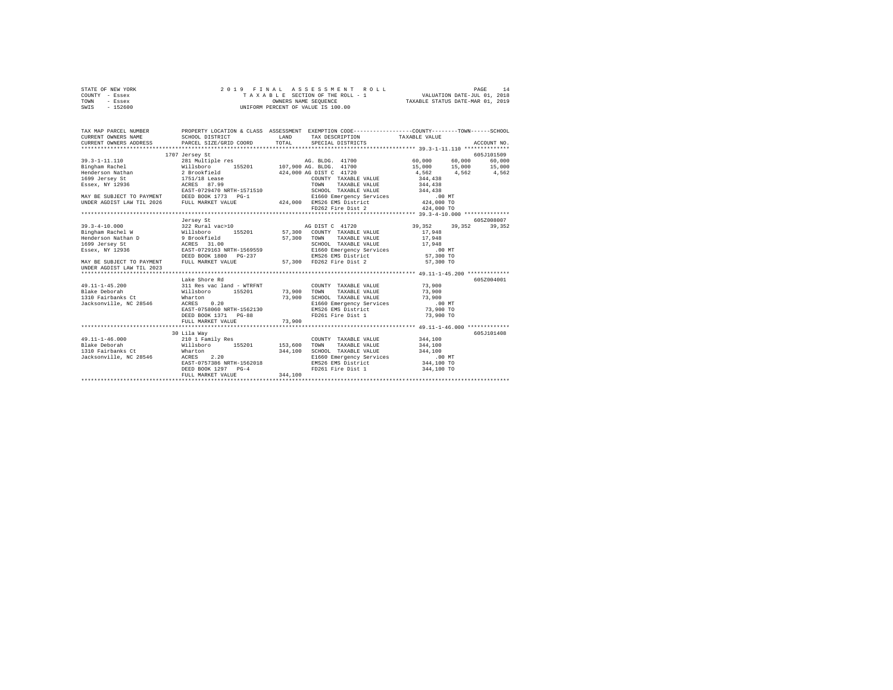STATE OF NEW YORK
COUNTY - Essex
TOWN - Essex
SWIS - 152600

2019 FINAL ASSESSMENT ROLL
TAXABLE SECTION OF THE ROLL - 1
OWNERS NAME SEQUENCE
UNIFORM PERCENT OF VALUE IS 100.00

VALUATION DATE-JUL 01, 2018
TAXABLE STATUS DATE-MAR 01, 2019

```
TAX MAP PARCEL NUMBER          PROPERTY LOCATION & CLASS  ASSESSMENT  EXEMPTION CODE-----------------COUNTY--------TOWN------SCHOOL
CURRENT OWNERS NAME            SCHOOL DISTRICT             LAND        TAX DESCRIPTION           TAXABLE VALUE
CURRENT OWNERS ADDRESS         PARCEL SIZE/GRID COORD      TOTAL       SPECIAL DISTRICTS                                       ACCOUNT NO.
******************************************************************************************************* 39.3-1-11.110 **************
                               1707 Jersey St                                                                                  605J101509
39.3-1-11.110                  281 Multiple res                        AG. BLDG. 41700             60,000      60,000      60,000
Bingham Rachel                 Willsboro      155201      107,900 AG. BLDG. 41700                  15,000      15,000      15,000
Henderson Nathan               2 Brookfield               424,000 AG DIST C  41720                  4,562       4,562       4,562
1699 Jersey St                 1751/18 Lease                           COUNTY  TAXABLE VALUE      344,438
Essex, NY 12936                ACRES  87.99                            TOWN    TAXABLE VALUE      344,438
                               EAST-0729470 NRTH-1571510               SCHOOL  TAXABLE VALUE      344,438
MAY BE SUBJECT TO PAYMENT      DEED BOOK 1773   PG-1                   E1660 Emergency Services       .00 MT
UNDER AGDIST LAW TIL 2026      FULL MARKET VALUE          424,000  EMS26 EMS District           424,000 TO
                                                                       FD262 Fire Dist 2            424,000 TO
******************************************************************************************************* 39.3-4-10.000 **************
                               Jersey St                                                                                       605Z008007
39.3-4-10.000                  322 Rural vac>10                        AG DIST C  41720            39,352      39,352      39,352
Bingham Rachel W               Willsboro      155201       57,300  COUNTY  TAXABLE VALUE       17,948
Henderson Nathan D             9 Brookfield                57,300  TOWN    TAXABLE VALUE       17,948
1699 Jersey St                 ACRES  31.00                            SCHOOL  TAXABLE VALUE       17,948
Essex, NY 12936                EAST-0729163 NRTH-1569559               E1660 Emergency Services       .00 MT
                               DEED BOOK 1800   PG-237                 EMS26 EMS District            57,300 TO
MAY BE SUBJECT TO PAYMENT      FULL MARKET VALUE           57,300  FD262 Fire Dist 2             57,300 TO
UNDER AGDIST LAW TIL 2023
******************************************************************************************************* 49.11-1-45.200 *************
                               Lake Shore Rd                                                                                   605Z004001
49.11-1-45.200                 311 Res vac land - WTRFNT               COUNTY  TAXABLE VALUE       73,900
Blake Deborah                  Willsboro      155201       73,900  TOWN    TAXABLE VALUE       73,900
1310 Fairbanks Ct              Wharton                     73,900  SCHOOL  TAXABLE VALUE       73,900
Jacksonville, NC 28546         ACRES   0.20                            E1660 Emergency Services       .00 MT
                               EAST-0758060 NRTH-1562130               EMS26 EMS District            73,900 TO
                               DEED BOOK 1371   PG-88                  FD261 Fire Dist 1             73,900 TO
                               FULL MARKET VALUE           73,900
******************************************************************************************************* 49.11-1-46.000 *************
                               30 Lila Way                                                                                     605J101408
49.11-1-46.000                 210 1 Family Res                        COUNTY  TAXABLE VALUE      344,100
Blake Deborah                  Willsboro      155201      153,600  TOWN    TAXABLE VALUE      344,100
1310 Fairbanks Ct              Wharton                    344,100  SCHOOL  TAXABLE VALUE      344,100
Jacksonville, NC 28546         ACRES   2.20                            E1660 Emergency Services       .00 MT
                               EAST-0757386 NRTH-1562018               EMS26 EMS District           344,100 TO
                               DEED BOOK 1297   PG-4                   FD261 Fire Dist 1            344,100 TO
                               FULL MARKET VALUE          344,100
************************************************************************************************************************************
```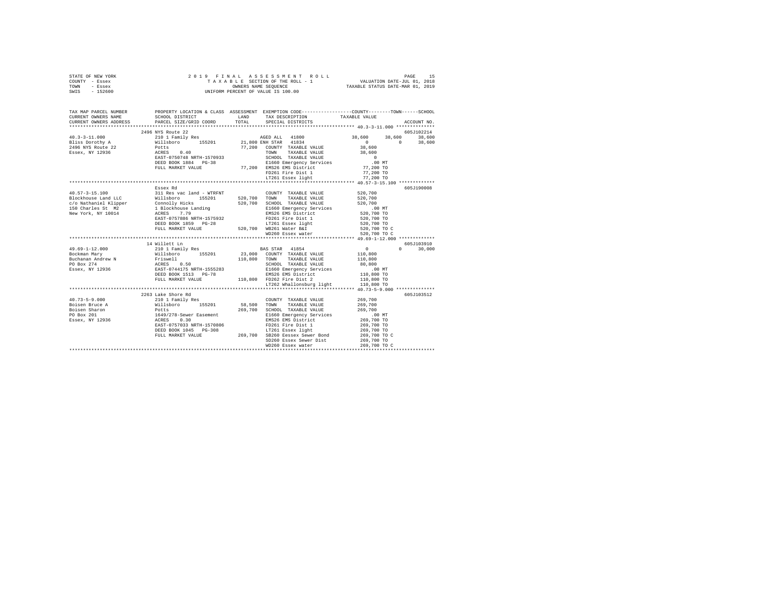STATE OF NEW YORK  
COUNTY - Essex  
TOWN - Essex  
SWIS - 152600

2 0 1 9 F I N A L A S S E S S M E N T R O L L  
T A X A B L E SECTION OF THE ROLL - 1  
OWNERS NAME SEQUENCE  
UNIFORM PERCENT OF VALUE IS 100.00

VALUATION DATE-JUL 01, 2018  
TAXABLE STATUS DATE-MAR 01, 2019

```
TAX MAP PARCEL NUMBER     PROPERTY LOCATION & CLASS  ASSESSMENT  EXEMPTION CODE-----------------COUNTY--------TOWN------SCHOOL
CURRENT OWNERS NAME       SCHOOL DISTRICT              LAND      TAX DESCRIPTION            TAXABLE VALUE
CURRENT OWNERS ADDRESS    PARCEL SIZE/GRID COORD      TOTAL      SPECIAL DISTRICTS                                   ACCOUNT NO.
******************************************************************************************* 40.3-3-11.000 **************
                          2496 NYS Route 22                                                                          605J102214
40.3-3-11.000             210 1 Family Res                    AGED ALL   41800             38,600      38,600      38,600
Bliss Dorothy A           Willsboro     155201        21,800 ENH STAR   41834                  0           0      38,600
2496 NYS Route 22         Potts                       77,200   COUNTY  TAXABLE VALUE        38,600
Essex, NY 12936           ACRES    0.40                        TOWN    TAXABLE VALUE        38,600
                          EAST-0750748 NRTH-1570933            SCHOOL  TAXABLE VALUE             0
                          DEED BOOK 1884   PG-38               E1660 Emergency Services        .00 MT
                          FULL MARKET VALUE            77,200  EMS26 EMS District           77,200 TO
                                                               FD261 Fire Dist 1            77,200 TO
                                                               LT261 Essex light            77,200 TO
******************************************************************************************* 40.57-3-15.100 *************
                          Essex Rd                                                                                   605J190008
40.57-3-15.100            311 Res vac land - WTRFNT            COUNTY  TAXABLE VALUE       520,700
Blockhouse Land LLC       Willsboro     155201       520,700   TOWN    TAXABLE VALUE       520,700
c/o Nathaniel Klipper     Connolly Hicks             520,700   SCHOOL  TAXABLE VALUE       520,700
150 Charles St  M2        1 Blockhouse Landing                 E1660 Emergency Services        .00 MT
New York, NY 10014        ACRES    7.79                        EMS26 EMS District          520,700 TO
                          EAST-0757886 NRTH-1575932            FD261 Fire Dist 1           520,700 TO
                          DEED BOOK 1859   PG-28               LT261 Essex light           520,700 TO
                          FULL MARKET VALUE           520,700  WB261 Water B&I             520,700 TO C
                                                               WD260 Essex water           520,700 TO C
******************************************************************************************* 49.69-1-12.000 *************
                          14 Willett Ln                                                                              605J103910
49.69-1-12.000            210 1 Family Res                    BAS STAR  41854                  0           0      30,000
Bockman Mary              Willsboro     155201        23,000   COUNTY  TAXABLE VALUE       110,800
Buchanan Andrew N         Friswell                   110,800   TOWN    TAXABLE VALUE       110,800
PO Box 274                ACRES    0.50                        SCHOOL  TAXABLE VALUE        80,800
Essex, NY 12936           EAST-0744175 NRTH-1555283            E1660 Emergency Services        .00 MT
                          DEED BOOK 1513   PG-78               EMS26 EMS District          110,800 TO
                          FULL MARKET VALUE           110,800  FD262 Fire Dist 2           110,800 TO
                                                               LT262 Whallonsburg light    110,800 TO
******************************************************************************************* 40.73-5-9.000 **************
                          2263 Lake Shore Rd                                                                         605J103512
40.73-5-9.000             210 1 Family Res                     COUNTY  TAXABLE VALUE       269,700
Boisen Bruce A            Willsboro     155201        58,500   TOWN    TAXABLE VALUE       269,700
Boisen Sharon             Potts                      269,700   SCHOOL  TAXABLE VALUE       269,700
PO Box 201                1649/278-Sewer Easement              E1660 Emergency Services        .00 MT
Essex, NY 12936           ACRES    0.30                        EMS26 EMS District          269,700 TO
                          EAST-0757033 NRTH-1570806            FD261 Fire Dist 1           269,700 TO
                          DEED BOOK 1045   PG-308              LT261 Essex light           269,700 TO
                          FULL MARKET VALUE           269,700  SB260 Eessex Sewer Bond     269,700 TO C
                                                               SD260 Essex Sewer Dist      269,700 TO
                                                               WD260 Essex water           269,700 TO C
************************************************************************************************************************
```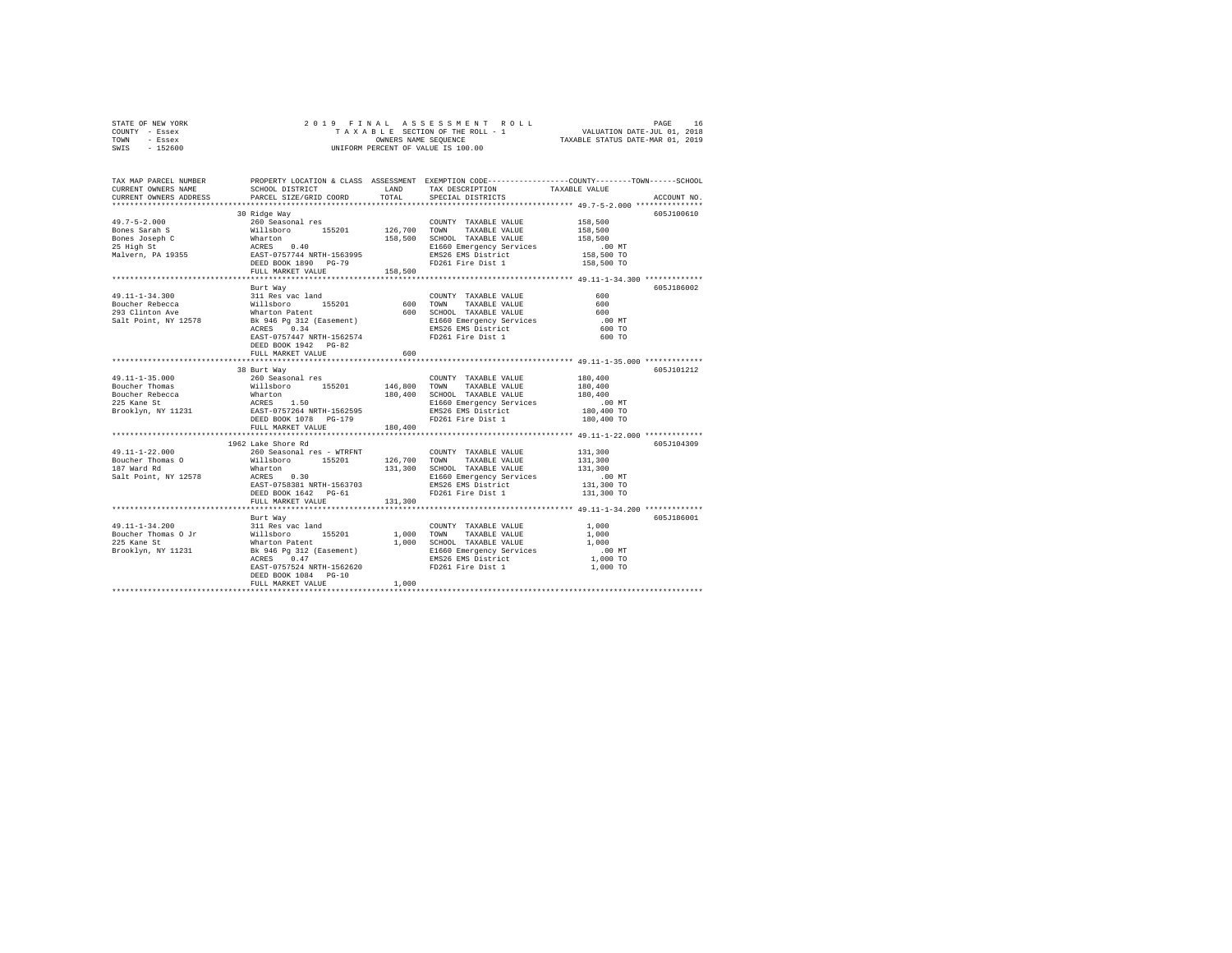STATE OF NEW YORK — 2019 FINAL ASSESSMENT ROLL
COUNTY - Essex — TAXABLE SECTION OF THE ROLL - 1 — VALUATION DATE-JUL 01, 2018
TOWN - Essex — OWNERS NAME SEQUENCE — TAXABLE STATUS DATE-MAR 01, 2019
SWIS - 152600 — UNIFORM PERCENT OF VALUE IS 100.00

```
TAX MAP PARCEL NUMBER     PROPERTY LOCATION & CLASS  ASSESSMENT  EXEMPTION CODE-----------------COUNTY--------TOWN------SCHOOL
CURRENT OWNERS NAME       SCHOOL DISTRICT               LAND     TAX DESCRIPTION            TAXABLE VALUE
CURRENT OWNERS ADDRESS    PARCEL SIZE/GRID COORD        TOTAL    SPECIAL DISTRICTS                                ACCOUNT NO.
******************************************************************************************* 49.7-5-2.000 ***************
                          30 Ridge Way                                                                            605J100610
49.7-5-2.000              260 Seasonal res                       COUNTY  TAXABLE VALUE          158,500
Bones Sarah S             Willsboro      155201      126,700     TOWN    TAXABLE VALUE          158,500
Bones Joseph C            Wharton                    158,500     SCHOOL  TAXABLE VALUE          158,500
25 High St                ACRES    0.40                          E1660 Emergency Services          .00 MT
Malvern, PA 19355         EAST-0757744 NRTH-1563995              EMS26 EMS District             158,500 TO
                          DEED BOOK 1890   PG-79                 FD261 Fire Dist 1              158,500 TO
                          FULL MARKET VALUE          158,500
******************************************************************************************* 49.11-1-34.300 ************
                          Burt Way                                                                                605J186002
49.11-1-34.300            311 Res vac land                       COUNTY  TAXABLE VALUE              600
Boucher Rebecca           Willsboro      155201          600     TOWN    TAXABLE VALUE              600
293 Clinton Ave           Wharton Patent                 600     SCHOOL  TAXABLE VALUE              600
Salt Point, NY 12578      Bk 946 Pg 312 (Easement)               E1660 Emergency Services          .00 MT
                          ACRES    0.34                          EMS26 EMS District                 600 TO
                          EAST-0757447 NRTH-1562574              FD261 Fire Dist 1                  600 TO
                          DEED BOOK 1942   PG-82
                          FULL MARKET VALUE              600
******************************************************************************************* 49.11-1-35.000 ************
                          38 Burt Way                                                                             605J101212
49.11-1-35.000            260 Seasonal res                       COUNTY  TAXABLE VALUE          180,400
Boucher Thomas            Willsboro      155201      146,800     TOWN    TAXABLE VALUE          180,400
Boucher Rebecca           Wharton                    180,400     SCHOOL  TAXABLE VALUE          180,400
225 Kane St               ACRES    1.50                          E1660 Emergency Services          .00 MT
Brooklyn, NY 11231        EAST-0757264 NRTH-1562595              EMS26 EMS District             180,400 TO
                          DEED BOOK 1078   PG-179                FD261 Fire Dist 1              180,400 TO
                          FULL MARKET VALUE          180,400
******************************************************************************************* 49.11-1-22.000 ************
                          1962 Lake Shore Rd                                                                      605J104309
49.11-1-22.000            260 Seasonal res - WTRFNT              COUNTY  TAXABLE VALUE          131,300
Boucher Thomas O          Willsboro      155201      126,700     TOWN    TAXABLE VALUE          131,300
187 Ward Rd               Wharton                    131,300     SCHOOL  TAXABLE VALUE          131,300
Salt Point, NY 12578      ACRES    0.30                          E1660 Emergency Services          .00 MT
                          EAST-0758381 NRTH-1563703              EMS26 EMS District             131,300 TO
                          DEED BOOK 1642   PG-61                 FD261 Fire Dist 1              131,300 TO
                          FULL MARKET VALUE          131,300
******************************************************************************************* 49.11-1-34.200 ************
                          Burt Way                                                                                605J186001
49.11-1-34.200            311 Res vac land                       COUNTY  TAXABLE VALUE            1,000
Boucher Thomas O Jr       Willsboro      155201        1,000     TOWN    TAXABLE VALUE            1,000
225 Kane St               Wharton Patent               1,000     SCHOOL  TAXABLE VALUE            1,000
Brooklyn, NY 11231        Bk 946 Pg 312 (Easement)               E1660 Emergency Services          .00 MT
                          ACRES    0.47                          EMS26 EMS District               1,000 TO
                          EAST-0757524 NRTH-1562620              FD261 Fire Dist 1                1,000 TO
                          DEED BOOK 1084   PG-10
                          FULL MARKET VALUE            1,000
************************************************************************************************************************
```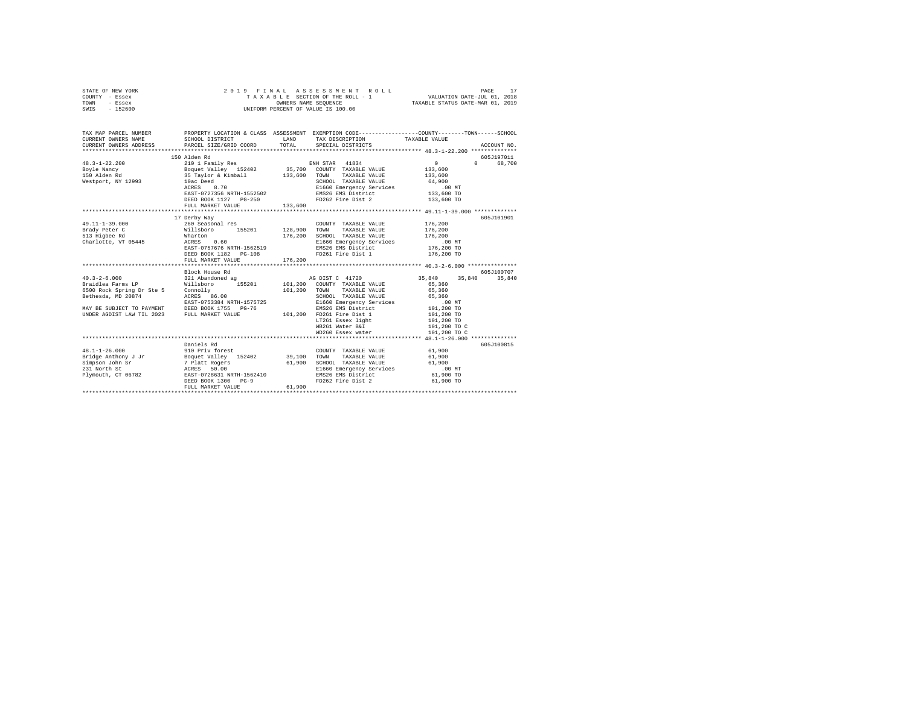STATE OF NEW YORK
COUNTY - Essex
TOWN - Essex
SWIS - 152600

2019 FINAL ASSESSMENT ROLL
TAXABLE SECTION OF THE ROLL - 1
OWNERS NAME SEQUENCE
UNIFORM PERCENT OF VALUE IS 100.00

VALUATION DATE-JUL 01, 2018
TAXABLE STATUS DATE-MAR 01, 2019

```
TAX MAP PARCEL NUMBER          PROPERTY LOCATION & CLASS  ASSESSMENT  EXEMPTION CODE-----------------COUNTY--------TOWN------SCHOOL
CURRENT OWNERS NAME            SCHOOL DISTRICT              LAND      TAX DESCRIPTION            TAXABLE VALUE
CURRENT OWNERS ADDRESS         PARCEL SIZE/GRID COORD       TOTAL     SPECIAL DISTRICTS                                    ACCOUNT NO.
*********************************************************************************************** 48.3-1-22.200 **************
                               150 Alden Rd                                                                              605J197011
48.3-1-22.200                  210 1 Family Res                     ENH STAR  41834                    0             0      68,700
Boyle Nancy                    Boquet Valley   152402      35,700   COUNTY  TAXABLE VALUE          133,600
150 Alden Rd                   35 Taylor & Kimball        133,600   TOWN    TAXABLE VALUE          133,600
Westport, NY 12993             10ac Deed                            SCHOOL  TAXABLE VALUE           64,900
                               ACRES    8.70                        E1660 Emergency Services          .00 MT
                               EAST-0727356 NRTH-1552502            EMS26 EMS District             133,600 TO
                               DEED BOOK 1127   PG-250              FD262 Fire Dist 2              133,600 TO
                               FULL MARKET VALUE          133,600
*********************************************************************************************** 49.11-1-39.000 *************
                               17 Derby Way                                                                              605J101901
49.11-1-39.000                 260 Seasonal res                     COUNTY  TAXABLE VALUE          176,200
Brady Peter C                  Willsboro       155201     128,900   TOWN    TAXABLE VALUE          176,200
513 Higbee Rd                  Wharton                    176,200   SCHOOL  TAXABLE VALUE          176,200
Charlotte, VT 05445            ACRES    0.60                        E1660 Emergency Services          .00 MT
                               EAST-0757676 NRTH-1562519            EMS26 EMS District             176,200 TO
                               DEED BOOK 1182   PG-108              FD261 Fire Dist 1              176,200 TO
                               FULL MARKET VALUE          176,200
*********************************************************************************************** 40.3-2-6.000 ***************
                               Block House Rd                                                                            605J100707
40.3-2-6.000                   321 Abandoned ag                     AG DIST C 41720               35,840        35,840      35,840
Braidlea Farms LP              Willsboro       155201     101,200   COUNTY  TAXABLE VALUE           65,360
6500 Rock Spring Dr Ste 5      Connolly                   101,200   TOWN    TAXABLE VALUE           65,360
Bethesda, MD 20874             ACRES   86.00                        SCHOOL  TAXABLE VALUE           65,360
                               EAST-0753384 NRTH-1575725            E1660 Emergency Services          .00 MT
MAY BE SUBJECT TO PAYMENT      DEED BOOK 1755   PG-76               EMS26 EMS District             101,200 TO
UNDER AGDIST LAW TIL 2023      FULL MARKET VALUE          101,200   FD261 Fire Dist 1              101,200 TO
                                                                    LT261 Essex light              101,200 TO
                                                                    WB261 Water B&I                101,200 TO C
                                                                    WD260 Essex water              101,200 TO C
*********************************************************************************************** 48.1-1-26.000 **************
                               Daniels Rd                                                                                605J100815
48.1-1-26.000                  910 Priv forest                      COUNTY  TAXABLE VALUE           61,900
Bridge Anthony J Jr            Boquet Valley   152402      39,100   TOWN    TAXABLE VALUE           61,900
Simpson John Sr                7 Platt Rogers              61,900   SCHOOL  TAXABLE VALUE           61,900
231 North St                   ACRES   50.00                        E1660 Emergency Services          .00 MT
Plymouth, CT 06782             EAST-0728631 NRTH-1562410            EMS26 EMS District              61,900 TO
                               DEED BOOK 1300   PG-9                FD262 Fire Dist 2               61,900 TO
                               FULL MARKET VALUE           61,900
****************************************************************************************************************************
```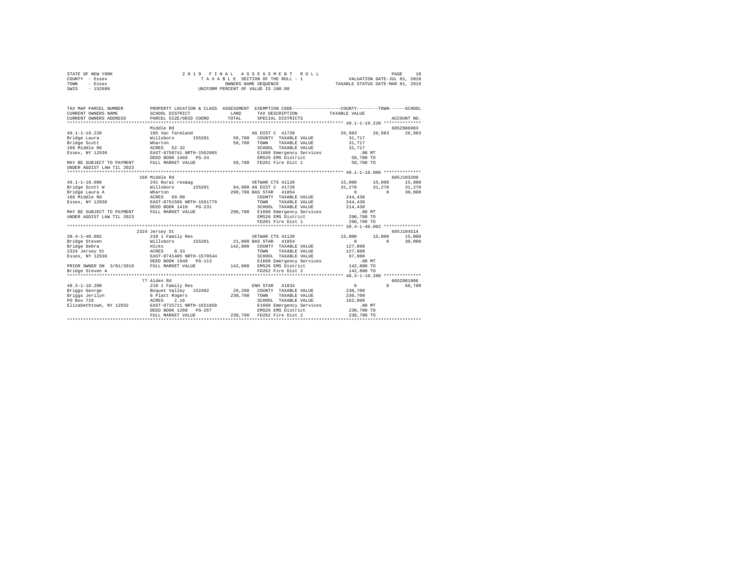STATE OF NEW YORK
COUNTY - Essex
TOWN - Essex
SWIS - 152600

2019 FINAL ASSESSMENT ROLL
TAXABLE SECTION OF THE ROLL - 1
OWNERS NAME SEQUENCE
UNIFORM PERCENT OF VALUE IS 100.00

VALUATION DATE-JUL 01, 2018
TAXABLE STATUS DATE-MAR 01, 2019

```
TAX MAP PARCEL NUMBER          PROPERTY LOCATION & CLASS  ASSESSMENT  EXEMPTION CODE-----------------COUNTY--------TOWN------SCHOOL
CURRENT OWNERS NAME            SCHOOL DISTRICT             LAND       TAX DESCRIPTION              TAXABLE VALUE
CURRENT OWNERS ADDRESS         PARCEL SIZE/GRID COORD      TOTAL      SPECIAL DISTRICTS                                     ACCOUNT NO.
******************************************************************************************************* 49.1-1-19.220 **************
                               Middle Rd                                                                                  605Z006003
49.1-1-19.220                  105 Vac farmland                       AG DIST C 41720              26,983      26,983      26,983
Bridge Laura                   Willsboro      155201       58,700     COUNTY  TAXABLE VALUE          31,717
Bridge Scott                   Wharton                     58,700     TOWN    TAXABLE VALUE          31,717
166 Middle Rd                  ACRES  52.32                           SCHOOL  TAXABLE VALUE          31,717
Essex, NY 12936                EAST-0750741 NRTH-1562865              E1660 Emergency Services          .00 MT
                               DEED BOOK 1468   PG-24                 EMS26 EMS District             58,700 TO
MAY BE SUBJECT TO PAYMENT      FULL MARKET VALUE            58,700    FD261 Fire Dist 1              58,700 TO
UNDER AGDIST LAW TIL 2023
******************************************************************************************************* 49.1-1-18.000 **************
                               166 Middle Rd                                                                              605J103209
49.1-1-18.000                  241 Rural res&ag                       VETWAR CTS 41120             15,000      15,000      15,000
Bridge Scott W                 Willsboro      155201       94,900 AG DIST C  41720                 31,270      31,270      31,270
Bridge Laura A                 Wharton                    290,700 BAS STAR  41854                       0           0      30,000
166 Middle Rd                  ACRES  69.00                           COUNTY  TAXABLE VALUE         244,430
Essex, NY 12936                EAST-0751596 NRTH-1561779              TOWN    TAXABLE VALUE         244,430
                               DEED BOOK 1410   PG-231                SCHOOL  TAXABLE VALUE         214,430
MAY BE SUBJECT TO PAYMENT      FULL MARKET VALUE           290,700    E1660 Emergency Services          .00 MT
UNDER AGDIST LAW TIL 2023                                             EMS26 EMS District            290,700 TO
                                                                      FD261 Fire Dist 1             290,700 TO
******************************************************************************************************* 39.4-1-40.002 **************
                               2324 Jersey St                                                                             605J104514
39.4-1-40.002                  210 1 Family Res                       VETWAR CTS 41120             15,000      15,000      15,000
Bridge Steven                  Willsboro      155201       21,000 BAS STAR  41854                       0           0      30,000
Bridge Debra                   Hicks                      142,800     COUNTY  TAXABLE VALUE         127,800
2324 Jersey St                 ACRES   0.33                           TOWN    TAXABLE VALUE         127,800
Essex, NY 12936                EAST-0741405 NRTH-1570544              SCHOOL  TAXABLE VALUE          97,800
                               DEED BOOK 1948   PG-113                E1660 Emergency Services          .00 MT
PRIOR OWNER ON 3/01/2019       FULL MARKET VALUE           142,800    EMS26 EMS District            142,800 TO
Bridge Steven A                                                       FD262 Fire Dist 2             142,800 TO
******************************************************************************************************* 48.3-1-10.200 **************
                               77 Alden Rd                                                                                605Z001006
48.3-1-10.200                  210 1 Family Res                       ENH STAR  41834                       0           0      68,700
Briggs George                  Boquet Valley  152402       29,200     COUNTY  TAXABLE VALUE         230,700
Briggs Jerilyn                 8 Platt Rogers             230,700     TOWN    TAXABLE VALUE         230,700
PO Box 726                     ACRES   2.16                           SCHOOL  TAXABLE VALUE         162,000
Elizabethtown, NY 12932        EAST-0725711 NRTH-1551858              E1660 Emergency Services          .00 MT
                               DEED BOOK 1260   PG-267                EMS26 EMS District            230,700 TO
                               FULL MARKET VALUE           230,700    FD262 Fire Dist 2             230,700 TO
************************************************************************************************************************************
```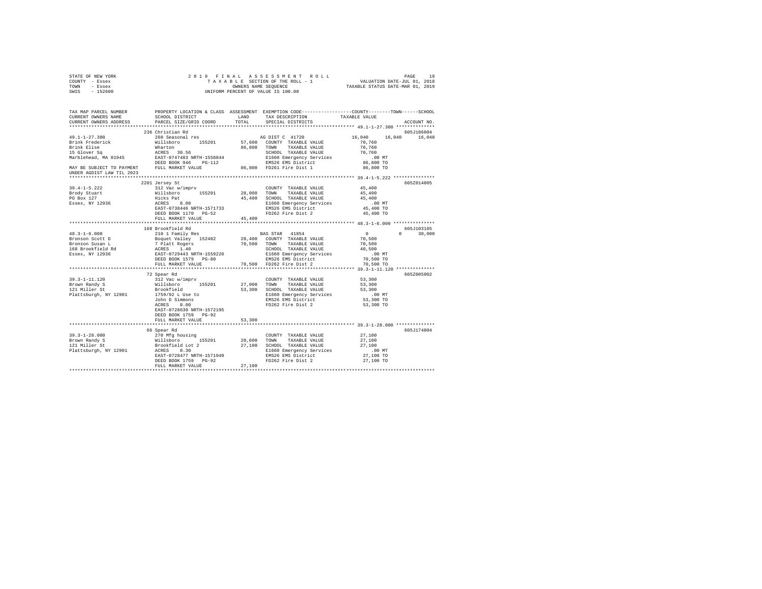```
STATE OF NEW YORK              2 0 1 9   F I N A L   A S S E S S M E N T   R O L L                  PAGE    19
COUNTY  - Essex                    T A X A B L E SECTION OF THE ROLL - 1             VALUATION DATE-JUL 01, 2018
TOWN    - Essex                           OWNERS NAME SEQUENCE                    TAXABLE STATUS DATE-MAR 01, 2019
SWIS    - 152600                   UNIFORM PERCENT OF VALUE IS 100.00

TAX MAP PARCEL NUMBER          PROPERTY LOCATION & CLASS  ASSESSMENT  EXEMPTION CODE-----------------COUNTY--------TOWN------SCHOOL
CURRENT OWNERS NAME            SCHOOL DISTRICT              LAND      TAX DESCRIPTION            TAXABLE VALUE
CURRENT OWNERS ADDRESS         PARCEL SIZE/GRID COORD       TOTAL     SPECIAL DISTRICTS                                  ACCOUNT NO.
******************************************************************************************************* 49.1-1-27.300 **************
                               236 Christian Rd                                                                       605J186004
49.1-1-27.300                  260 Seasonal res                    AG DIST C  41720            16,040     16,040     16,040
Brink Frederick                Willsboro      155201      57,600   COUNTY  TAXABLE VALUE            70,760
Brink Elise                    Wharton                    86,800   TOWN    TAXABLE VALUE            70,760
15 Glover Sq                   ACRES  30.56                        SCHOOL  TAXABLE VALUE            70,760
Marblehead, MA 01945           EAST-0747483 NRTH-1558844           E1660 Emergency Services            .00 MT
                               DEED BOOK 946    PG-112             EMS26 EMS District               86,800 TO
MAY BE SUBJECT TO PAYMENT      FULL MARKET VALUE          86,800   FD261 Fire Dist 1                86,800 TO
UNDER AGDIST LAW TIL 2023
******************************************************************************************************* 39.4-1-5.222 ***************
                               2201 Jersey St                                                                         605Z014005
39.4-1-5.222                   312 Vac w/imprv                     COUNTY  TAXABLE VALUE            45,400
Brody Stuart                   Willsboro      155201      28,000   TOWN    TAXABLE VALUE            45,400
PO Box 127                     Hicks Pat                  45,400   SCHOOL  TAXABLE VALUE            45,400
Essex, NY 12936                ACRES   8.00                        E1660 Emergency Services            .00 MT
                               EAST-0738446 NRTH-1571733           EMS26 EMS District               45,400 TO
                               DEED BOOK 1170   PG-52              FD262 Fire Dist 2                45,400 TO
                               FULL MARKET VALUE          45,400
******************************************************************************************************* 48.3-1-6.000 ***************
                               168 Brookfield Rd                                                                      605J103105
48.3-1-6.000                   210 1 Family Res                    BAS STAR  41854                  0          0     30,000
Bronson Scott D                Boquet Valley  152402      28,400   COUNTY  TAXABLE VALUE            70,500
Bronson Susan L                7 Platt Rogers             70,500   TOWN    TAXABLE VALUE            70,500
168 Brookfield Rd              ACRES   1.40                        SCHOOL  TAXABLE VALUE            40,500
Essex, NY 12936                EAST-0729443 NRTH-1559220           E1660 Emergency Services            .00 MT
                               DEED BOOK 1579   PG-80              EMS26 EMS District               70,500 TO
                               FULL MARKET VALUE          70,500   FD262 Fire Dist 2                70,500 TO
******************************************************************************************************* 39.3-1-11.120 **************
                               72 Spear Rd                                                                            605Z005002
39.3-1-11.120                  312 Vac w/imprv                     COUNTY  TAXABLE VALUE            53,300
Brown Randy S                  Willsboro      155201      27,000   TOWN    TAXABLE VALUE            53,300
121 Miller St                  Brookfield                 53,300   SCHOOL  TAXABLE VALUE            53,300
Plattsburgh, NY 12901          1759/92 L Use to                    E1660 Emergency Services            .00 MT
                               John D Simmons                      EMS26 EMS District               53,300 TO
                               ACRES   8.00                        FD262 Fire Dist 2                53,300 TO
                               EAST-0728630 NRTH-1572195
                               DEED BOOK 1759   PG-92
                               FULL MARKET VALUE          53,300
******************************************************************************************************* 39.3-1-28.000 **************
                               66 Spear Rd                                                                            605J174004
39.3-1-28.000                  270 Mfg housing                     COUNTY  TAXABLE VALUE            27,100
Brown Randy S                  Willsboro      155201      20,600   TOWN    TAXABLE VALUE            27,100
121 Miller St                  Brookfield Lot 2           27,100   SCHOOL  TAXABLE VALUE            27,100
Plattsburgh, NY 12901          ACRES   0.30                        E1660 Emergency Services            .00 MT
                               EAST-0728477 NRTH-1571949           EMS26 EMS District               27,100 TO
                               DEED BOOK 1759   PG-92              FD262 Fire Dist 2                27,100 TO
                               FULL MARKET VALUE          27,100
************************************************************************************************************************************
```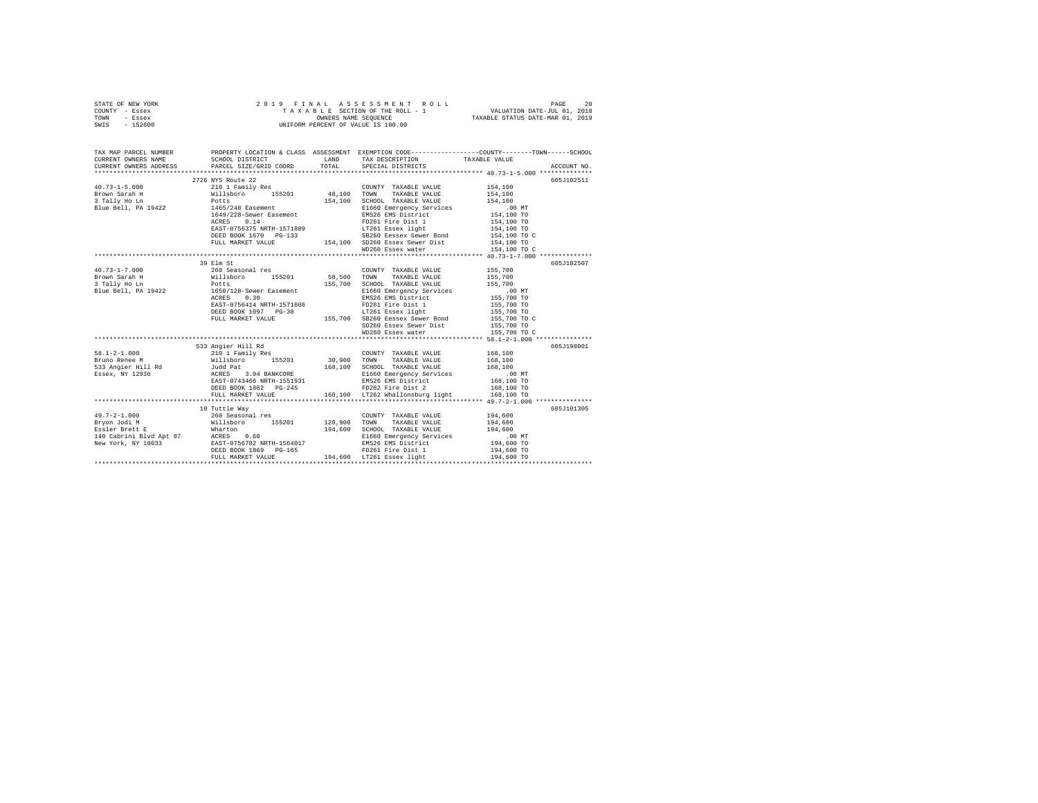```
STATE OF NEW YORK                 2 0 1 9  F I N A L  A S S E S S M E N T  R O L L                PAGE    20
COUNTY  - Essex                      T A X A B L E SECTION OF THE ROLL - 1               VALUATION DATE-JUL 01, 2018
TOWN    - Essex                           OWNERS NAME SEQUENCE                          TAXABLE STATUS DATE-MAR 01, 2019
SWIS    - 152600                      UNIFORM PERCENT OF VALUE IS 100.00

TAX MAP PARCEL NUMBER          PROPERTY LOCATION & CLASS  ASSESSMENT  EXEMPTION CODE-----------------COUNTY--------TOWN------SCHOOL
CURRENT OWNERS NAME            SCHOOL DISTRICT            LAND        TAX DESCRIPTION            TAXABLE VALUE
CURRENT OWNERS ADDRESS         PARCEL SIZE/GRID COORD     TOTAL       SPECIAL DISTRICTS                                ACCOUNT NO.
*********************************************************************************************** 40.73-1-5.000 **************
                          2726 NYS Route 22                                                                          605J102511
40.73-1-5.000             210 1 Family Res                     COUNTY  TAXABLE VALUE          154,100
Brown Sarah H             Willsboro      155201       48,100   TOWN    TAXABLE VALUE          154,100
3 Tally Ho Ln             Potts                      154,100   SCHOOL  TAXABLE VALUE          154,100
Blue Bell, PA 19422       1465/248 Easement                    E1660 Emergency Services           .00 MT
                          1649/228-Sewer Easement              EMS26 EMS District             154,100 TO
                          ACRES    0.14                        FD261 Fire Dist 1              154,100 TO
                          EAST-0756375 NRTH-1571889            LT261 Essex light              154,100 TO
                          DEED BOOK 1670   PG-133              SB260 Eessex Sewer Bond        154,100 TO C
                          FULL MARKET VALUE          154,100   SD260 Essex Sewer Dist         154,100 TO
                                                               WD260 Essex water              154,100 TO C
*********************************************************************************************** 40.73-1-7.000 **************
                          39 Elm St                                                                                  605J102507
40.73-1-7.000             260 Seasonal res                     COUNTY  TAXABLE VALUE          155,700
Brown Sarah H             Willsboro      155201       58,500   TOWN    TAXABLE VALUE          155,700
3 Tally Ho Ln             Potts                      155,700   SCHOOL  TAXABLE VALUE          155,700
Blue Bell, PA 19422       1650/128-Sewer Easement              E1660 Emergency Services           .00 MT
                          ACRES    0.30                        EMS26 EMS District             155,700 TO
                          EAST-0756414 NRTH-1571808            FD261 Fire Dist 1              155,700 TO
                          DEED BOOK 1097   PG-38               LT261 Essex light              155,700 TO
                          FULL MARKET VALUE          155,700   SB260 Eessex Sewer Bond        155,700 TO C
                                                               SD260 Essex Sewer Dist         155,700 TO
                                                               WD260 Essex water              155,700 TO C
*********************************************************************************************** 58.1-2-1.000 ***************
                          533 Angier Hill Rd                                                                         605J198001
58.1-2-1.000              210 1 Family Res                     COUNTY  TAXABLE VALUE          168,100
Bruno Renee M             Willsboro      155201       30,900   TOWN    TAXABLE VALUE          168,100
533 Angier Hill Rd        Judd Pat                   168,100   SCHOOL  TAXABLE VALUE          168,100
Essex, NY 12936           ACRES    3.94 BANKCORE               E1660 Emergency Services           .00 MT
                          EAST-0743466 NRTH-1551931            EMS26 EMS District             168,100 TO
                          DEED BOOK 1862   PG-245              FD262 Fire Dist 2              168,100 TO
                          FULL MARKET VALUE          168,100   LT262 Whallonsburg light       168,100 TO
*********************************************************************************************** 49.7-2-1.000 ***************
                          10 Tuttle Way                                                                              605J101305
49.7-2-1.000              260 Seasonal res                     COUNTY  TAXABLE VALUE          194,600
Bryon Jodi M              Willsboro      155201      128,900   TOWN    TAXABLE VALUE          194,600
Essler Brett E            Wharton                    194,600   SCHOOL  TAXABLE VALUE          194,600
140 Cabrini Blvd Apt 87   ACRES    0.60                        E1660 Emergency Services           .00 MT
New York, NY 10033        EAST-0756782 NRTH-1564017            EMS26 EMS District             194,600 TO
                          DEED BOOK 1869   PG-165              FD261 Fire Dist 1              194,600 TO
                          FULL MARKET VALUE          194,600   LT261 Essex light              194,600 TO
****************************************************************************************************************************
```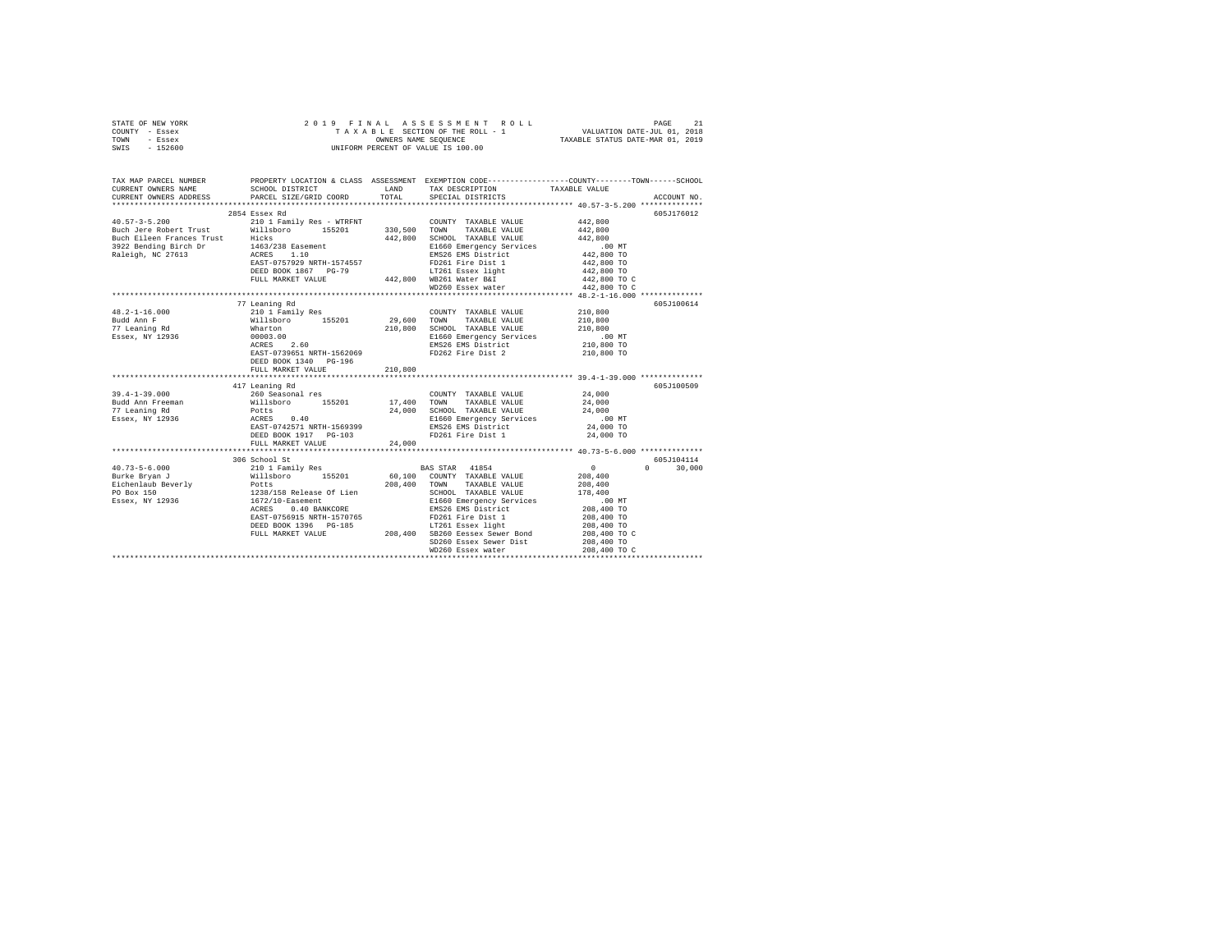STATE OF NEW YORK
COUNTY - Essex
TOWN - Essex
SWIS - 152600

2019 FINAL ASSESSMENT ROLL
TAXABLE SECTION OF THE ROLL - 1
OWNERS NAME SEQUENCE
UNIFORM PERCENT OF VALUE IS 100.00

VALUATION DATE-JUL 01, 2018
TAXABLE STATUS DATE-MAR 01, 2019

```
TAX MAP PARCEL NUMBER    PROPERTY LOCATION & CLASS  ASSESSMENT  EXEMPTION CODE-----------------COUNTY--------TOWN------SCHOOL
CURRENT OWNERS NAME      SCHOOL DISTRICT             LAND       TAX DESCRIPTION            TAXABLE VALUE
CURRENT OWNERS ADDRESS   PARCEL SIZE/GRID COORD      TOTAL      SPECIAL DISTRICTS                                    ACCOUNT NO.
*********************************************************************************************** 40.57-3-5.200 **************
                         2854 Essex Rd                                                                            605J176012
40.57-3-5.200            210 1 Family Res - WTRFNT              COUNTY  TAXABLE VALUE        442,800
Buch Jere Robert Trust   Willsboro      155201      330,500    TOWN    TAXABLE VALUE        442,800
Buch Eileen Frances Trust Hicks                      442,800    SCHOOL  TAXABLE VALUE        442,800
3922 Bending Birch Dr    1463/238 Easement                      E1660 Emergency Services         .00 MT
Raleigh, NC 27613        ACRES    1.10                          EMS26 EMS District           442,800 TO
                         EAST-0757929 NRTH-1574557              FD261 Fire Dist 1            442,800 TO
                         DEED BOOK 1867   PG-79                 LT261 Essex light            442,800 TO
                         FULL MARKET VALUE          442,800    WB261 Water B&I              442,800 TO C
                                                                WD260 Essex water            442,800 TO C
*********************************************************************************************** 48.2-1-16.000 **************
                         77 Leaning Rd                                                                            605J100614
48.2-1-16.000            210 1 Family Res                       COUNTY  TAXABLE VALUE        210,800
Budd Ann F               Willsboro      155201       29,600    TOWN    TAXABLE VALUE        210,800
77 Leaning Rd            Wharton                    210,800    SCHOOL  TAXABLE VALUE        210,800
Essex, NY 12936          00003.00                               E1660 Emergency Services         .00 MT
                         ACRES    2.60                          EMS26 EMS District           210,800 TO
                         EAST-0739651 NRTH-1562069              FD262 Fire Dist 2            210,800 TO
                         DEED BOOK 1340   PG-196
                         FULL MARKET VALUE          210,800
*********************************************************************************************** 39.4-1-39.000 **************
                         417 Leaning Rd                                                                           605J100509
39.4-1-39.000            260 Seasonal res                       COUNTY  TAXABLE VALUE         24,000
Budd Ann Freeman         Willsboro      155201       17,400    TOWN    TAXABLE VALUE         24,000
77 Leaning Rd            Potts                       24,000    SCHOOL  TAXABLE VALUE         24,000
Essex, NY 12936          ACRES    0.40                          E1660 Emergency Services         .00 MT
                         EAST-0742571 NRTH-1569399              EMS26 EMS District            24,000 TO
                         DEED BOOK 1917   PG-103                FD261 Fire Dist 1             24,000 TO
                         FULL MARKET VALUE           24,000
*********************************************************************************************** 40.73-5-6.000 **************
                         306 School St                                                                            605J104114
40.73-5-6.000            210 1 Family Res                    BAS STAR  41854                 0            0       30,000
Burke Bryan J            Willsboro      155201       60,100    COUNTY  TAXABLE VALUE        208,400
Eichenlaub Beverly       Potts                      208,400    TOWN    TAXABLE VALUE        208,400
PO Box 150               1238/158 Release Of Lien               SCHOOL  TAXABLE VALUE        178,400
Essex, NY 12936          1672/10-Easement                       E1660 Emergency Services         .00 MT
                         ACRES    0.40 BANKCORE                 EMS26 EMS District           208,400 TO
                         EAST-0756915 NRTH-1570765              FD261 Fire Dist 1            208,400 TO
                         DEED BOOK 1396   PG-185                LT261 Essex light            208,400 TO
                         FULL MARKET VALUE          208,400    SB260 Eessex Sewer Bond      208,400 TO C
                                                                SD260 Essex Sewer Dist       208,400 TO
                                                                WD260 Essex water            208,400 TO C
****************************************************************************************************************************
```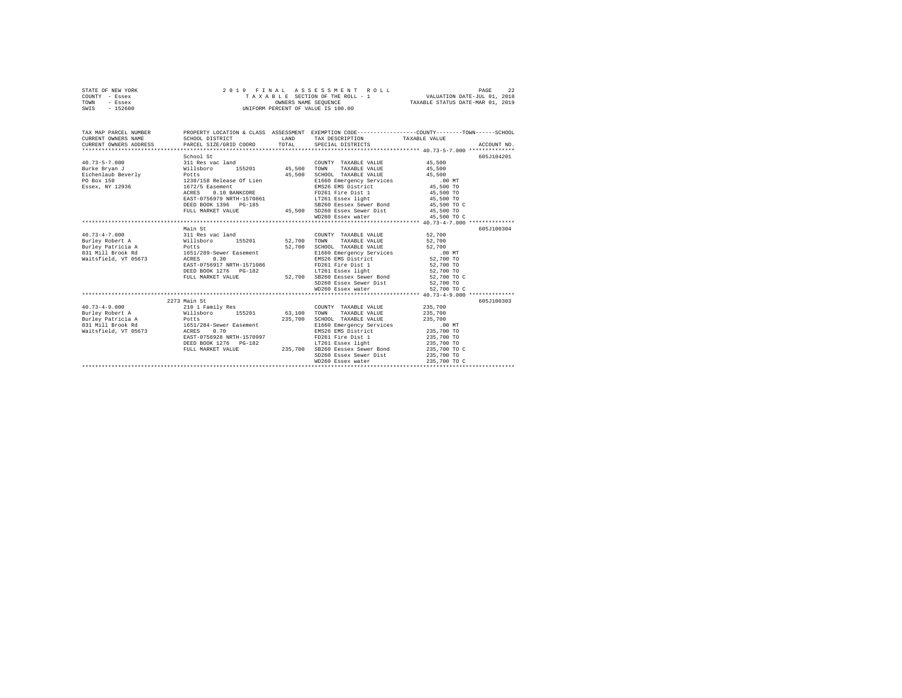STATE OF NEW YORK
COUNTY - Essex
TOWN - Essex
SWIS - 152600

2 0 1 9 F I N A L A S S E S S M E N T R O L L
T A X A B L E SECTION OF THE ROLL - 1
OWNERS NAME SEQUENCE
UNIFORM PERCENT OF VALUE IS 100.00

VALUATION DATE-JUL 01, 2018
TAXABLE STATUS DATE-MAR 01, 2019

| TAX MAP PARCEL NUMBER / CURRENT OWNERS NAME / CURRENT OWNERS ADDRESS | PROPERTY LOCATION & CLASS / SCHOOL DISTRICT / PARCEL SIZE/GRID COORD | ASSESSMENT LAND / TOTAL | EXEMPTION CODE / TAX DESCRIPTION / SPECIAL DISTRICTS | TAXABLE VALUE | ACCOUNT NO. |
|---|---|---|---|---|---|
| 40.73-5-7.000 | School St | | | | 605J104201 |
| Burke Bryan J | 311 Res vac land | | COUNTY TAXABLE VALUE | 45,500 | |
| Eichenlaub Beverly | Willsboro 155201 | 45,500 | TOWN TAXABLE VALUE | 45,500 | |
| PO Box 150 | Potts | 45,500 | SCHOOL TAXABLE VALUE | 45,500 | |
| Essex, NY 12936 | 1238/158 Release Of Lien | | E1660 Emergency Services | .00 MT | |
| | 1672/5 Easement | | EMS26 EMS District | 45,500 TO | |
| | ACRES 0.10 BANKCORE | | FD261 Fire Dist 1 | 45,500 TO | |
| | EAST-0756979 NRTH-1570861 | | LT261 Essex light | 45,500 TO | |
| | DEED BOOK 1396 PG-185 | | SB260 Eessex Sewer Bond | 45,500 TO C | |
| | FULL MARKET VALUE | 45,500 | SD260 Essex Sewer Dist | 45,500 TO | |
| | | | WD260 Essex water | 45,500 TO C | |
| 40.73-4-7.000 | Main St | | | | 605J100304 |
| Burley Robert A | 311 Res vac land | | COUNTY TAXABLE VALUE | 52,700 | |
| Burley Patricia A | Willsboro 155201 | 52,700 | TOWN TAXABLE VALUE | 52,700 | |
| 831 Mill Brook Rd | Potts | 52,700 | SCHOOL TAXABLE VALUE | 52,700 | |
| Waitsfield, VT 05673 | 1651/289-Sewer Easement | | E1660 Emergency Services | .00 MT | |
| | ACRES 0.30 | | EMS26 EMS District | 52,700 TO | |
| | EAST-0756917 NRTH-1571086 | | FD261 Fire Dist 1 | 52,700 TO | |
| | DEED BOOK 1276 PG-182 | | LT261 Essex light | 52,700 TO | |
| | FULL MARKET VALUE | 52,700 | SB260 Eessex Sewer Bond | 52,700 TO C | |
| | | | SD260 Essex Sewer Dist | 52,700 TO | |
| | | | WD260 Essex water | 52,700 TO C | |
| 40.73-4-9.000 | 2273 Main St | | | | 605J100303 |
| Burley Robert A | 210 1 Family Res | | COUNTY TAXABLE VALUE | 235,700 | |
| Burley Patricia A | Willsboro 155201 | 63,100 | TOWN TAXABLE VALUE | 235,700 | |
| 831 Mill Brook Rd | Potts | 235,700 | SCHOOL TAXABLE VALUE | 235,700 | |
| Waitsfield, VT 05673 | 1651/284-Sewer Easement | | E1660 Emergency Services | .00 MT | |
| | ACRES 0.70 | | EMS26 EMS District | 235,700 TO | |
| | EAST-0756928 NRTH-1570997 | | FD261 Fire Dist 1 | 235,700 TO | |
| | DEED BOOK 1276 PG-182 | | LT261 Essex light | 235,700 TO | |
| | FULL MARKET VALUE | 235,700 | SB260 Eessex Sewer Bond | 235,700 TO C | |
| | | | SD260 Essex Sewer Dist | 235,700 TO | |
| | | | WD260 Essex water | 235,700 TO C | |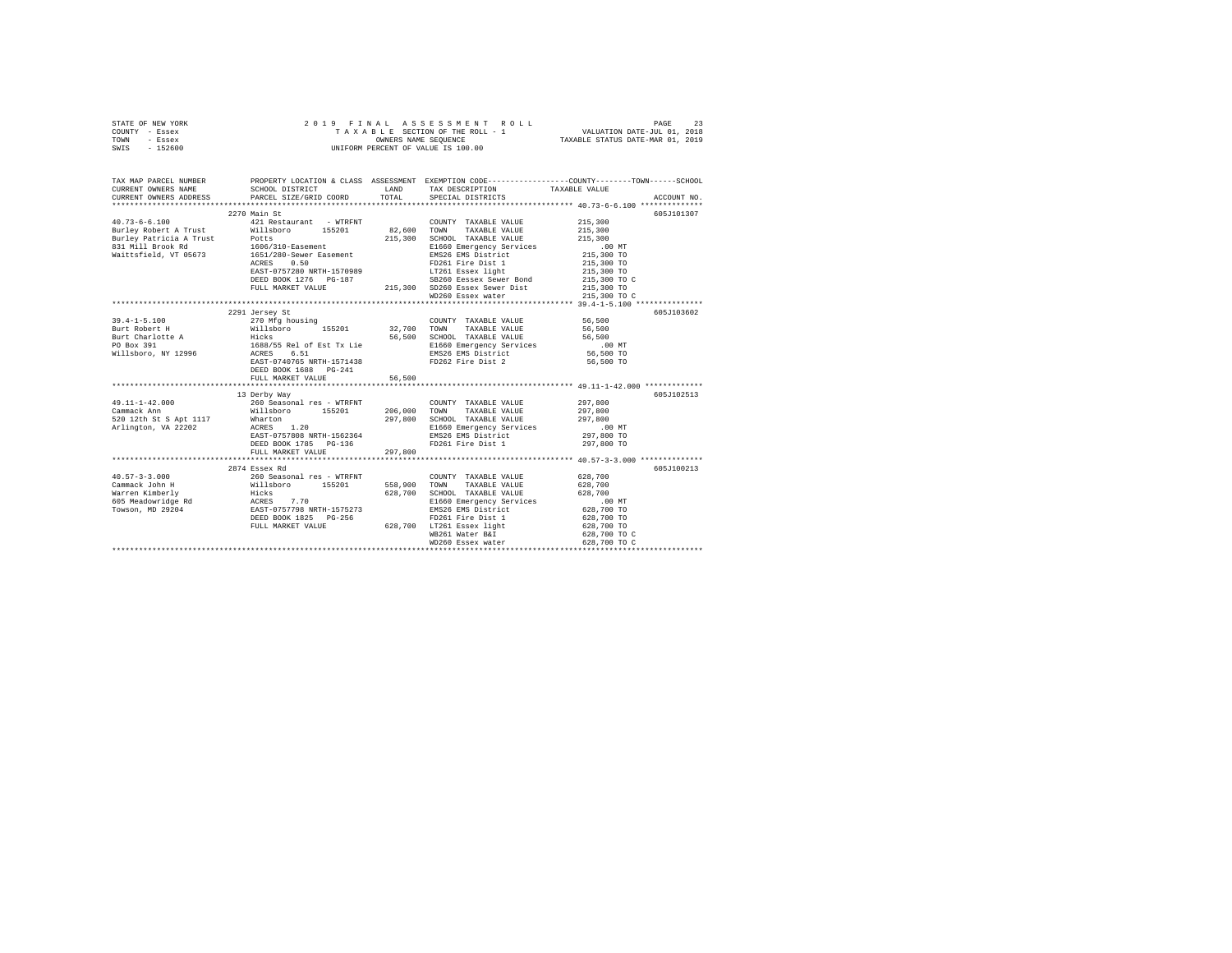STATE OF NEW YORK                    2019 FINAL ASSESSMENT ROLL
COUNTY - Essex                        TAXABLE SECTION OF THE ROLL - 1          VALUATION DATE-JUL 01, 2018
TOWN - Essex                          OWNERS NAME SEQUENCE                     TAXABLE STATUS DATE-MAR 01, 2019
SWIS - 152600                         UNIFORM PERCENT OF VALUE IS 100.00

| TAX MAP PARCEL NUMBER / CURRENT OWNERS NAME / CURRENT OWNERS ADDRESS | PROPERTY LOCATION & CLASS / SCHOOL DISTRICT / PARCEL SIZE/GRID COORD | ASSESSMENT LAND / TOTAL | EXEMPTION CODE / TAX DESCRIPTION / SPECIAL DISTRICTS | COUNTY--TOWN--SCHOOL TAXABLE VALUE | ACCOUNT NO. |
|---|---|---|---|---|---|
| 40.73-6-6.100 | 2270 Main St | | | | 605J101307 |
| | 421 Restaurant - WTRFNT | | COUNTY TAXABLE VALUE | 215,300 | |
| Burley Robert A Trust | Willsboro 155201 | 82,600 | TOWN TAXABLE VALUE | 215,300 | |
| Burley Patricia A Trust | Potts | 215,300 | SCHOOL TAXABLE VALUE | 215,300 | |
| 831 Mill Brook Rd | 1606/310-Easement | | E1660 Emergency Services | .00 MT | |
| Waittsfield, VT 05673 | 1651/280-Sewer Easement | | EMS26 EMS District | 215,300 TO | |
| | ACRES 0.50 | | FD261 Fire Dist 1 | 215,300 TO | |
| | EAST-0757280 NRTH-1570989 | | LT261 Essex light | 215,300 TO | |
| | DEED BOOK 1276 PG-187 | | SB260 Eessex Sewer Bond | 215,300 TO C | |
| | FULL MARKET VALUE | 215,300 | SD260 Essex Sewer Dist | 215,300 TO | |
| | | | WD260 Essex water | 215,300 TO C | |
| 39.4-1-5.100 | 2291 Jersey St | | | | 605J103602 |
| | 270 Mfg housing | | COUNTY TAXABLE VALUE | 56,500 | |
| Burt Robert H | Willsboro 155201 | 32,700 | TOWN TAXABLE VALUE | 56,500 | |
| Burt Charlotte A | Hicks | 56,500 | SCHOOL TAXABLE VALUE | 56,500 | |
| PO Box 391 | 1688/55 Rel of Est Tx Lie | | E1660 Emergency Services | .00 MT | |
| Willsboro, NY 12996 | ACRES 6.51 | | EMS26 EMS District | 56,500 TO | |
| | EAST-0740765 NRTH-1571438 | | FD262 Fire Dist 2 | 56,500 TO | |
| | DEED BOOK 1688 PG-241 | | | | |
| | FULL MARKET VALUE | 56,500 | | | |
| 49.11-1-42.000 | 13 Derby Way | | | | 605J102513 |
| | 260 Seasonal res - WTRFNT | | COUNTY TAXABLE VALUE | 297,800 | |
| Cammack Ann | Willsboro 155201 | 206,000 | TOWN TAXABLE VALUE | 297,800 | |
| 520 12th St S Apt 1117 | Wharton | 297,800 | SCHOOL TAXABLE VALUE | 297,800 | |
| Arlington, VA 22202 | ACRES 1.20 | | E1660 Emergency Services | .00 MT | |
| | EAST-0757808 NRTH-1562364 | | EMS26 EMS District | 297,800 TO | |
| | DEED BOOK 1785 PG-136 | | FD261 Fire Dist 1 | 297,800 TO | |
| | FULL MARKET VALUE | 297,800 | | | |
| 40.57-3-3.000 | 2874 Essex Rd | | | | 605J100213 |
| | 260 Seasonal res - WTRFNT | | COUNTY TAXABLE VALUE | 628,700 | |
| Cammack John H | Willsboro 155201 | 558,900 | TOWN TAXABLE VALUE | 628,700 | |
| Warren Kimberly | Hicks | 628,700 | SCHOOL TAXABLE VALUE | 628,700 | |
| 605 Meadowridge Rd | ACRES 7.70 | | E1660 Emergency Services | .00 MT | |
| Towson, MD 29204 | EAST-0757798 NRTH-1575273 | | EMS26 EMS District | 628,700 TO | |
| | DEED BOOK 1825 PG-256 | | FD261 Fire Dist 1 | 628,700 TO | |
| | FULL MARKET VALUE | 628,700 | LT261 Essex light | 628,700 TO | |
| | | | WB261 Water B&I | 628,700 TO C | |
| | | | WD260 Essex water | 628,700 TO C | |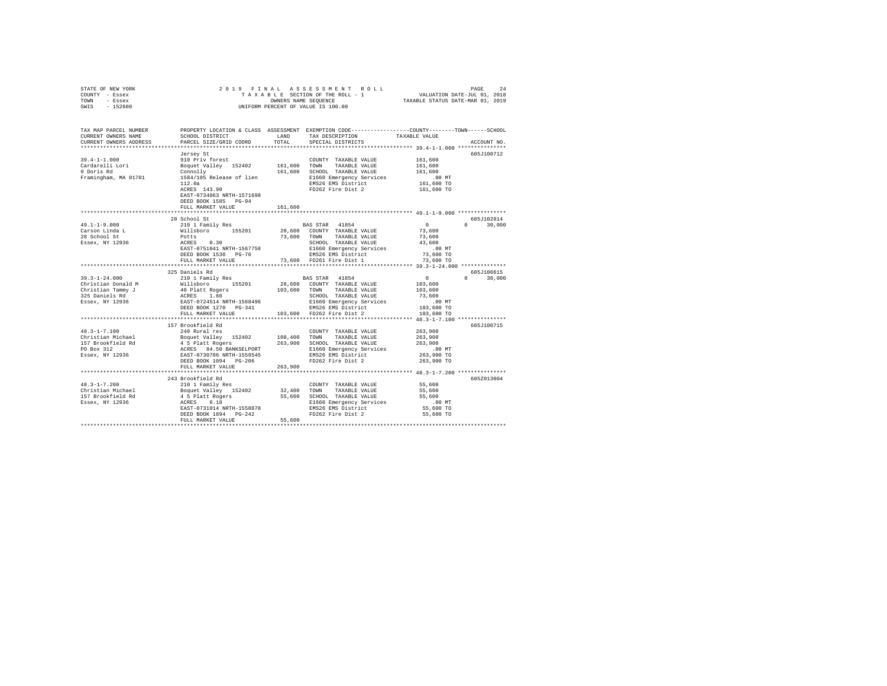STATE OF NEW YORK　　　　　　2019 FINAL ASSESSMENT ROLL　　　　　　PAGE 24
COUNTY - Essex　　　　　　TAXABLE SECTION OF THE ROLL - 1　　　　　　VALUATION DATE-JUL 01, 2018
TOWN - Essex　　　　　　OWNERS NAME SEQUENCE　　　　　　TAXABLE STATUS DATE-MAR 01, 2019
SWIS - 152600　　　　　　UNIFORM PERCENT OF VALUE IS 100.00

```
TAX MAP PARCEL NUMBER     PROPERTY LOCATION & CLASS  ASSESSMENT  EXEMPTION CODE-----------------COUNTY--------TOWN------SCHOOL
CURRENT OWNERS NAME       SCHOOL DISTRICT              LAND      TAX DESCRIPTION            TAXABLE VALUE
CURRENT OWNERS ADDRESS    PARCEL SIZE/GRID COORD       TOTAL     SPECIAL DISTRICTS                                      ACCOUNT NO.
******************************************************************************************** 39.4-1-1.000 ***************
                          Jersey St                                                                                   605J100712
39.4-1-1.000              910 Priv forest                        COUNTY  TAXABLE VALUE          161,600
Cardarelli Lori           Boquet Valley   152402      161,600    TOWN    TAXABLE VALUE          161,600
9 Doris Rd                Connolly                    161,600    SCHOOL  TAXABLE VALUE          161,600
Framingham, MA 01701      1584/105 Release of lien               E1660 Emergency Services           .00 MT
                          112.0a                                 EMS26 EMS District             161,600 TO
                          ACRES  143.90                          FD262 Fire Dist 2              161,600 TO
                          EAST-0734063 NRTH-1571698
                          DEED BOOK 1585   PG-94
                          FULL MARKET VALUE           161,600
******************************************************************************************** 49.1-1-9.000 ***************
                          28 School St                                                                                605J102814
49.1-1-9.000              210 1 Family Res                       BAS STAR  41854                     0          0      30,000
Carson Linda L            Willsboro       155201       20,600    COUNTY  TAXABLE VALUE           73,600
28 School St              Potts                        73,600    TOWN    TAXABLE VALUE           73,600
Essex, NY 12936           ACRES    0.30                          SCHOOL  TAXABLE VALUE           43,600
                          EAST-0751041 NRTH-1567758              E1660 Emergency Services           .00 MT
                          DEED BOOK 1530   PG-76                 EMS26 EMS District              73,600 TO
                          FULL MARKET VALUE            73,600    FD261 Fire Dist 1               73,600 TO
******************************************************************************************** 39.3-1-24.000 **************
                          325 Daniels Rd                                                                              605J100615
39.3-1-24.000             210 1 Family Res                       BAS STAR  41854                     0          0      30,000
Christian Donald M        Willsboro       155201       28,600    COUNTY  TAXABLE VALUE          103,600
Christian Tammy J         40 Platt Rogers             103,600    TOWN    TAXABLE VALUE          103,600
325 Daniels Rd            ACRES    1.60                          SCHOOL  TAXABLE VALUE           73,600
Essex, NY 12936           EAST-0724514 NRTH-1568496              E1660 Emergency Services           .00 MT
                          DEED BOOK 1270   PG-341                EMS26 EMS District             103,600 TO
                          FULL MARKET VALUE           103,600    FD262 Fire Dist 2              103,600 TO
******************************************************************************************** 48.3-1-7.100 ***************
                          157 Brookfield Rd                                                                           605J100715
48.3-1-7.100              240 Rural res                          COUNTY  TAXABLE VALUE          263,900
Christian Michael         Boquet Valley   152402      108,400    TOWN    TAXABLE VALUE          263,900
157 Brookfield Rd         4 5 Platt Rogers            263,900    SCHOOL  TAXABLE VALUE          263,900
PO Box 312                ACRES   84.50 BANKSELPORT              E1660 Emergency Services           .00 MT
Essex, NY 12936           EAST-0730786 NRTH-1559545              EMS26 EMS District             263,900 TO
                          DEED BOOK 1094   PG-206                FD262 Fire Dist 2              263,900 TO
                          FULL MARKET VALUE           263,900
******************************************************************************************** 48.3-1-7.200 ***************
                          243 Brookfield Rd                                                                           605Z013004
48.3-1-7.200              210 1 Family Res                       COUNTY  TAXABLE VALUE           55,600
Christian Michael         Boquet Valley   152402       32,400    TOWN    TAXABLE VALUE           55,600
157 Brookfield Rd         4 5 Platt Rogers             55,600    SCHOOL  TAXABLE VALUE           55,600
Essex, NY 12936           ACRES    8.18                          E1660 Emergency Services           .00 MT
                          EAST-0731014 NRTH-1558878              EMS26 EMS District              55,600 TO
                          DEED BOOK 1894   PG-242                FD262 Fire Dist 2               55,600 TO
                          FULL MARKET VALUE            55,600
**************************************************************************************************************************
```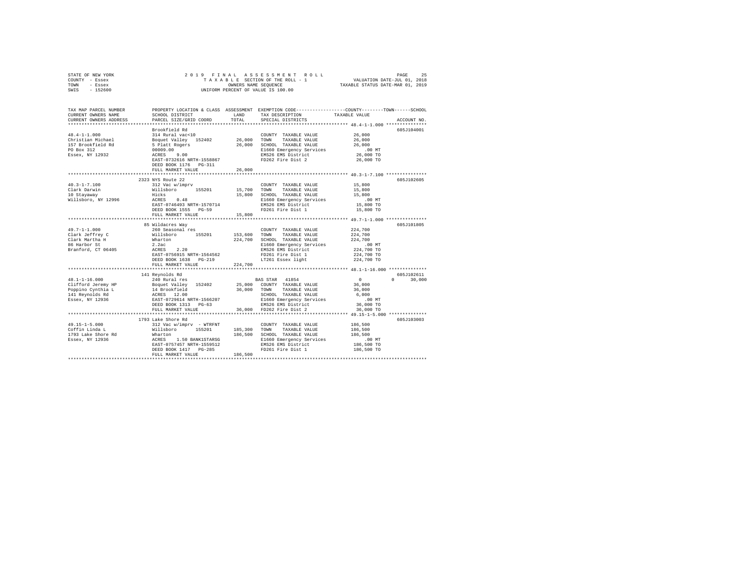STATE OF NEW YORK  
COUNTY - Essex  
TOWN - Essex  
SWIS - 152600

2 0 1 9 F I N A L A S S E S S M E N T R O L L  
T A X A B L E SECTION OF THE ROLL - 1  
OWNERS NAME SEQUENCE  
UNIFORM PERCENT OF VALUE IS 100.00

VALUATION DATE-JUL 01, 2018  
TAXABLE STATUS DATE-MAR 01, 2019

```
TAX MAP PARCEL NUMBER          PROPERTY LOCATION & CLASS  ASSESSMENT  EXEMPTION CODE-----------------COUNTY--------TOWN------SCHOOL
CURRENT OWNERS NAME            SCHOOL DISTRICT               LAND      TAX DESCRIPTION            TAXABLE VALUE
CURRENT OWNERS ADDRESS         PARCEL SIZE/GRID COORD        TOTAL     SPECIAL DISTRICTS                                  ACCOUNT NO.
******************************************************************************************************* 48.4-1-1.000 ***************
                               Brookfield Rd                                                                            605J104001
48.4-1-1.000                   314 Rural vac<10                          COUNTY  TAXABLE VALUE          26,000
Christian Michael              Boquet Valley  152402        26,000       TOWN    TAXABLE VALUE          26,000
157 Brookfield Rd              5 Platt Rogers               26,000       SCHOOL  TAXABLE VALUE          26,000
PO Box 312                     00009.00                                  E1660 Emergency Services          .00 MT
Essex, NY 12932                ACRES    9.00                             EMS26 EMS District             26,000 TO
                               EAST-0732616 NRTH-1558867                 FD262 Fire Dist 2              26,000 TO
                               DEED BOOK 1176   PG-311
                               FULL MARKET VALUE            26,000
******************************************************************************************************* 40.3-1-7.100 ***************
                               2323 NYS Route 22                                                                        605J102605
40.3-1-7.100                   312 Vac w/imprv                           COUNTY  TAXABLE VALUE          15,800
Clark Darwin                   Willsboro      155201        15,700       TOWN    TAXABLE VALUE          15,800
10 Stayaway                    Hicks                        15,800       SCHOOL  TAXABLE VALUE          15,800
Willsboro, NY 12996            ACRES    0.48                             E1660 Emergency Services          .00 MT
                               EAST-0746493 NRTH-1570714                 EMS26 EMS District             15,800 TO
                               DEED BOOK 1555   PG-59                    FD261 Fire Dist 1              15,800 TO
                               FULL MARKET VALUE            15,800
******************************************************************************************************* 49.7-1-1.000 ***************
                               85 Wildacres Way                                                                         605J101805
49.7-1-1.000                   260 Seasonal res                          COUNTY  TAXABLE VALUE         224,700
Clark Jeffrey C                Willsboro      155201       153,600       TOWN    TAXABLE VALUE         224,700
Clark Martha H                 Wharton                     224,700       SCHOOL  TAXABLE VALUE         224,700
86 Harbor St                   2.2ac                                     E1660 Emergency Services          .00 MT
Branford, CT 06405             ACRES    2.20                             EMS26 EMS District            224,700 TO
                               EAST-0756915 NRTH-1564562                 FD261 Fire Dist 1             224,700 TO
                               DEED BOOK 1638   PG-219                   LT261 Essex light             224,700 TO
                               FULL MARKET VALUE           224,700
******************************************************************************************************* 48.1-1-16.000 **************
                               141 Reynolds Rd                                                                          605J102611
48.1-1-16.000                  240 Rural res                             BAS STAR  41854                     0          0     30,000
Clifford Jeremy HP             Boquet Valley  152402        25,000       COUNTY  TAXABLE VALUE          36,000
Poppino Cynthia L              14 Brookfield                36,000       TOWN    TAXABLE VALUE          36,000
141 Reynolds Rd                ACRES   12.00                             SCHOOL  TAXABLE VALUE           6,000
Essex, NY 12936                EAST-0729614 NRTH-1566207                 E1660 Emergency Services          .00 MT
                               DEED BOOK 1313   PG-63                    EMS26 EMS District             36,000 TO
                               FULL MARKET VALUE            36,000       FD262 Fire Dist 2              36,000 TO
******************************************************************************************************* 49.15-1-5.000 **************
                               1793 Lake Shore Rd                                                                       605J103003
49.15-1-5.000                  312 Vac w/imprv - WTRFNT                  COUNTY  TAXABLE VALUE         186,500
Coffin Linda L                 Willsboro      155201       185,300       TOWN    TAXABLE VALUE         186,500
1793 Lake Shore Rd             Wharton                     186,500       SCHOOL  TAXABLE VALUE         186,500
Essex, NY 12936                ACRES    1.50 BANK1STARSG                 E1660 Emergency Services          .00 MT
                               EAST-0757457 NRTH-1559512                 EMS26 EMS District            186,500 TO
                               DEED BOOK 1417   PG-285                   FD261 Fire Dist 1             186,500 TO
                               FULL MARKET VALUE           186,500
************************************************************************************************************************************
```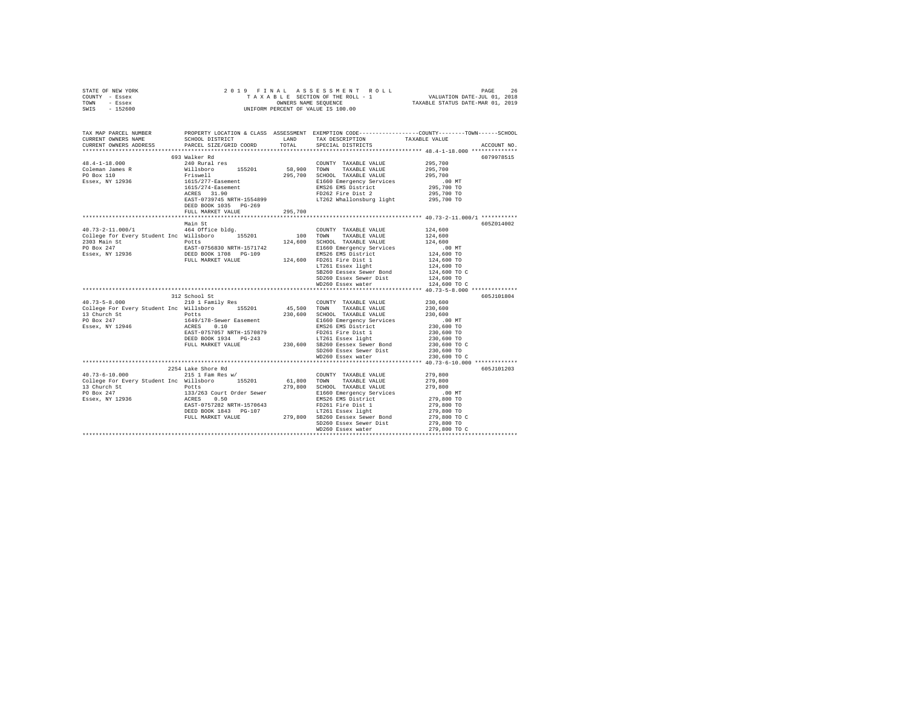STATE OF NEW YORK — 2019 FINAL ASSESSMENT ROLL
COUNTY - Essex — TAXABLE SECTION OF THE ROLL - 1 — VALUATION DATE-JUL 01, 2018
TOWN - Essex — OWNERS NAME SEQUENCE — TAXABLE STATUS DATE-MAR 01, 2019
SWIS - 152600 — UNIFORM PERCENT OF VALUE IS 100.00

```
TAX MAP PARCEL NUMBER          PROPERTY LOCATION & CLASS  ASSESSMENT  EXEMPTION CODE-----------------COUNTY--------TOWN------SCHOOL
CURRENT OWNERS NAME            SCHOOL DISTRICT              LAND      TAX DESCRIPTION              TAXABLE VALUE
CURRENT OWNERS ADDRESS         PARCEL SIZE/GRID COORD       TOTAL     SPECIAL DISTRICTS                                    ACCOUNT NO.
****************************************************************************************************** 48.4-1-18.000 **************
                               693 Walker Rd                                                                            6079978515
48.4-1-18.000                  240 Rural res                          COUNTY  TAXABLE VALUE          295,700
Coleman James R                Willsboro      155201        58,900    TOWN    TAXABLE VALUE          295,700
PO Box 110                     Friswell                    295,700    SCHOOL  TAXABLE VALUE          295,700
Essex, NY 12936                1615/277-Easement                      E1660 Emergency Services           .00 MT
                               1615/274-Easement                      EMS26 EMS District             295,700 TO
                               ACRES   31.90                          FD262 Fire Dist 2              295,700 TO
                               EAST-0739745 NRTH-1554899              LT262 Whallonsburg light       295,700 TO
                               DEED BOOK 1035   PG-269
                               FULL MARKET VALUE           295,700
****************************************************************************************************** 40.73-2-11.000/1 ***********
                               Main St                                                                                  605Z014002
40.73-2-11.000/1               464 Office bldg.                       COUNTY  TAXABLE VALUE          124,600
College for Every Student Inc  Willsboro      155201           100    TOWN    TAXABLE VALUE          124,600
2303 Main St                   Potts                       124,600    SCHOOL  TAXABLE VALUE          124,600
PO Box 247                     EAST-0756830 NRTH-1571742              E1660 Emergency Services           .00 MT
Essex, NY 12936                DEED BOOK 1708   PG-109                EMS26 EMS District             124,600 TO
                               FULL MARKET VALUE           124,600    FD261 Fire Dist 1              124,600 TO
                                                                      LT261 Essex light              124,600 TO
                                                                      SB260 Eessex Sewer Bond        124,600 TO C
                                                                      SD260 Essex Sewer Dist         124,600 TO
                                                                      WD260 Essex water              124,600 TO C
****************************************************************************************************** 40.73-5-8.000 **************
                               312 School St                                                                            605J101804
40.73-5-8.000                  210 1 Family Res                       COUNTY  TAXABLE VALUE          230,600
College For Every Student Inc  Willsboro      155201        45,500    TOWN    TAXABLE VALUE          230,600
13 Church St                   Potts                       230,600    SCHOOL  TAXABLE VALUE          230,600
PO Box 247                     1649/178-Sewer Easement                E1660 Emergency Services           .00 MT
Essex, NY 12946                ACRES    0.10                          EMS26 EMS District             230,600 TO
                               EAST-0757057 NRTH-1570879              FD261 Fire Dist 1              230,600 TO
                               DEED BOOK 1934   PG-243                LT261 Essex light              230,600 TO
                               FULL MARKET VALUE           230,600    SB260 Eessex Sewer Bond        230,600 TO C
                                                                      SD260 Essex Sewer Dist         230,600 TO
                                                                      WD260 Essex water              230,600 TO C
****************************************************************************************************** 40.73-6-10.000 *************
                               2254 Lake Shore Rd                                                                       605J101203
40.73-6-10.000                 215 1 Fam Res w/                       COUNTY  TAXABLE VALUE          279,800
College For Every Student Inc  Willsboro      155201        61,800    TOWN    TAXABLE VALUE          279,800
13 Church St                   Potts                       279,800    SCHOOL  TAXABLE VALUE          279,800
PO Box 247                     133/263 Court Order Sewer              E1660 Emergency Services           .00 MT
Essex, NY 12936                ACRES    0.50                          EMS26 EMS District             279,800 TO
                               EAST-0757282 NRTH-1570643              FD261 Fire Dist 1              279,800 TO
                               DEED BOOK 1843   PG-107                LT261 Essex light              279,800 TO
                               FULL MARKET VALUE           279,800    SB260 Eessex Sewer Bond        279,800 TO C
                                                                      SD260 Essex Sewer Dist         279,800 TO
                                                                      WD260 Essex water              279,800 TO C
************************************************************************************************************************************
```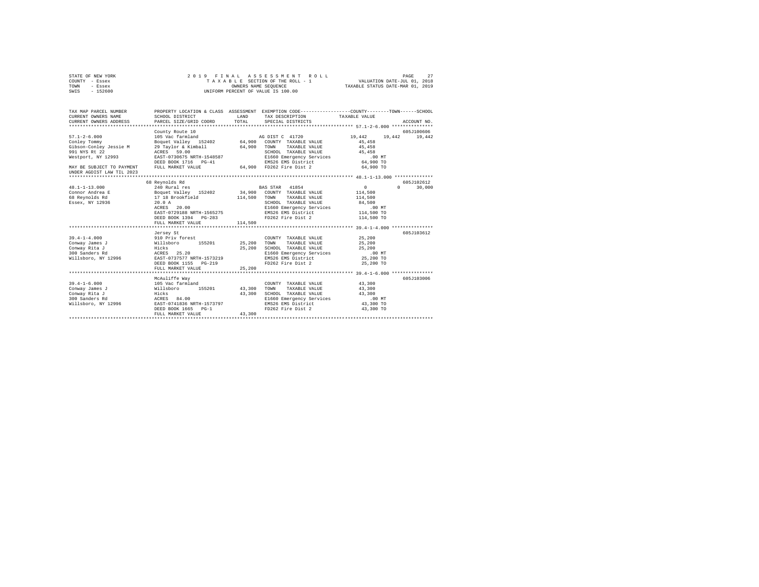STATE OF NEW YORK
COUNTY - Essex
TOWN - Essex
SWIS - 152600

2019 FINAL ASSESSMENT ROLL
TAXABLE SECTION OF THE ROLL - 1
OWNERS NAME SEQUENCE
UNIFORM PERCENT OF VALUE IS 100.00

VALUATION DATE-JUL 01, 2018
TAXABLE STATUS DATE-MAR 01, 2019

| TAX MAP PARCEL NUMBER / CURRENT OWNERS NAME / CURRENT OWNERS ADDRESS | PROPERTY LOCATION & CLASS / SCHOOL DISTRICT / PARCEL SIZE/GRID COORD | ASSESSMENT LAND / TOTAL | EXEMPTION CODE / TAX DESCRIPTION / SPECIAL DISTRICTS | COUNTY | TOWN | SCHOOL | ACCOUNT NO. |
|---|---|---|---|---|---|---|---|
| **57.1-2-6.000** | County Route 10 | | | | | | 605J100606 |
| 57.1-2-6.000 | 105 Vac farmland | | AG DIST C 41720 | 19,442 | 19,442 | 19,442 | |
| Conley Tommy | Boquet Valley 152402 | 64,900 | COUNTY TAXABLE VALUE | 45,458 | | | |
| Gibson-Conley Jessie M | 29 Taylor & Kimball | 64,900 | TOWN TAXABLE VALUE | | 45,458 | | |
| 991 NYS Rt 22 | ACRES 59.00 | | SCHOOL TAXABLE VALUE | | | 45,458 | |
| Westport, NY 12993 | EAST-0730675 NRTH-1548587 | | E1660 Emergency Services | .00 MT | | | |
| | DEED BOOK 1716 PG-41 | | EMS26 EMS District | 64,900 TO | | | |
| MAY BE SUBJECT TO PAYMENT | FULL MARKET VALUE | 64,900 | FD262 Fire Dist 2 | 64,900 TO | | | |
| UNDER AGDIST LAW TIL 2023 | | | | | | | |
| **48.1-1-13.000** | 68 Reynolds Rd | | | | | | 605J102612 |
| 48.1-1-13.000 | 240 Rural res | | BAS STAR 41854 | 0 | 0 | 30,000 | |
| Connor Andrea E | Boquet Valley 152402 | 34,900 | COUNTY TAXABLE VALUE | 114,500 | | | |
| 68 Reynolds Rd | 17 18 Brookfield | 114,500 | TOWN TAXABLE VALUE | | 114,500 | | |
| Essex, NY 12936 | 20.0 A | | SCHOOL TAXABLE VALUE | | | 84,500 | |
| | ACRES 20.00 | | E1660 Emergency Services | .00 MT | | | |
| | EAST-0729188 NRTH-1565275 | | EMS26 EMS District | 114,500 TO | | | |
| | DEED BOOK 1394 PG-283 | | FD262 Fire Dist 2 | 114,500 TO | | | |
| | FULL MARKET VALUE | 114,500 | | | | | |
| **39.4-1-4.000** | Jersey St | | | | | | 605J103612 |
| 39.4-1-4.000 | 910 Priv forest | | COUNTY TAXABLE VALUE | 25,200 | | | |
| Conway James J | Willsboro 155201 | 25,200 | TOWN TAXABLE VALUE | | 25,200 | | |
| Conway Rita J | Hicks | 25,200 | SCHOOL TAXABLE VALUE | | | 25,200 | |
| 300 Sanders Rd | ACRES 25.20 | | E1660 Emergency Services | .00 MT | | | |
| Willsboro, NY 12996 | EAST-0737577 NRTH-1573219 | | EMS26 EMS District | 25,200 TO | | | |
| | DEED BOOK 1155 PG-219 | | FD262 Fire Dist 2 | 25,200 TO | | | |
| | FULL MARKET VALUE | 25,200 | | | | | |
| **39.4-1-6.000** | McAuliffe Way | | | | | | 605J103006 |
| 39.4-1-6.000 | 105 Vac farmland | | COUNTY TAXABLE VALUE | 43,300 | | | |
| Conway James J | Willsboro 155201 | 43,300 | TOWN TAXABLE VALUE | | 43,300 | | |
| Conway Rita J | Hicks | 43,300 | SCHOOL TAXABLE VALUE | | | 43,300 | |
| 300 Sanders Rd | ACRES 84.00 | | E1660 Emergency Services | .00 MT | | | |
| Willsboro, NY 12996 | EAST-0741836 NRTH-1573797 | | EMS26 EMS District | 43,300 TO | | | |
| | DEED BOOK 1665 PG-1 | | FD262 Fire Dist 2 | 43,300 TO | | | |
| | FULL MARKET VALUE | 43,300 | | | | | |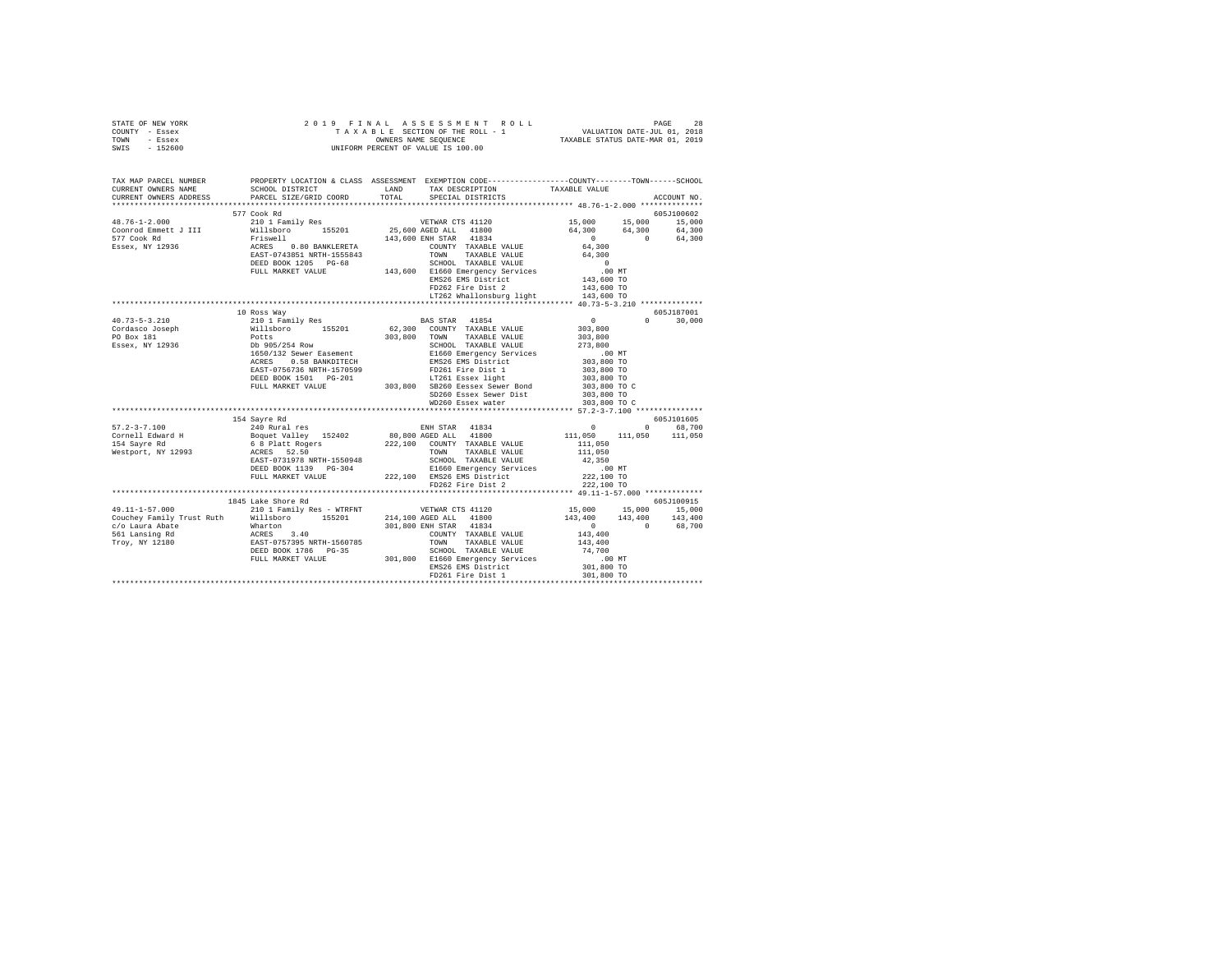STATE OF NEW YORK
COUNTY - Essex
TOWN - Essex
SWIS - 152600

2 0 1 9 F I N A L A S S E S S M E N T R O L L
T A X A B L E SECTION OF THE ROLL - 1
OWNERS NAME SEQUENCE
UNIFORM PERCENT OF VALUE IS 100.00

VALUATION DATE-JUL 01, 2018
TAXABLE STATUS DATE-MAR 01, 2019

```
TAX MAP PARCEL NUMBER          PROPERTY LOCATION & CLASS  ASSESSMENT  EXEMPTION CODE-----------------COUNTY--------TOWN------SCHOOL
CURRENT OWNERS NAME            SCHOOL DISTRICT             LAND        TAX DESCRIPTION            TAXABLE VALUE
CURRENT OWNERS ADDRESS         PARCEL SIZE/GRID COORD      TOTAL       SPECIAL DISTRICTS                                     ACCOUNT NO.
******************************************************************************************** 48.76-1-2.000 **************
                               577 Cook Rd                                                                               605J100602
48.76-1-2.000                  210 1 Family Res                        VETWAR CTS 41120           15,000      15,000      15,000
Coonrod Emmett J III           Willsboro       155201      25,600 AGED ALL   41800                64,300      64,300      64,300
577 Cook Rd                    Friswell                   143,600 ENH STAR  41834                     0           0      64,300
Essex, NY 12936                ACRES    0.80 BANKLERETA            COUNTY  TAXABLE VALUE          64,300
                               EAST-0743851 NRTH-1555843           TOWN    TAXABLE VALUE          64,300
                               DEED BOOK 1205   PG-68              SCHOOL  TAXABLE VALUE               0
                               FULL MARKET VALUE          143,600  E1660 Emergency Services          .00 MT
                                                                   EMS26 EMS District            143,600 TO
                                                                   FD262 Fire Dist 2             143,600 TO
                                                                   LT262 Whallonsburg light      143,600 TO
******************************************************************************************** 40.73-5-3.210 **************
                               10 Ross Way                                                                               605J187001
40.73-5-3.210                  210 1 Family Res                        BAS STAR  41854                 0           0      30,000
Cordasco Joseph                Willsboro       155201      62,300  COUNTY  TAXABLE VALUE         303,800
PO Box 181                     Potts                      303,800  TOWN    TAXABLE VALUE         303,800
Essex, NY 12936                Db 905/254 Row                      SCHOOL  TAXABLE VALUE         273,800
                               1650/132 Sewer Easement             E1660 Emergency Services          .00 MT
                               ACRES    0.58 BANKDITECH            EMS26 EMS District            303,800 TO
                               EAST-0756736 NRTH-1570599           FD261 Fire Dist 1             303,800 TO
                               DEED BOOK 1501   PG-201             LT261 Essex light             303,800 TO
                               FULL MARKET VALUE          303,800  SB260 Eessex Sewer Bond       303,800 TO C
                                                                   SD260 Essex Sewer Dist        303,800 TO
                                                                   WD260 Essex water             303,800 TO C
******************************************************************************************** 57.2-3-7.100 ***************
                               154 Sayre Rd                                                                              605J101605
57.2-3-7.100                   240 Rural res                           ENH STAR  41834                 0           0      68,700
Cornell Edward H               Boquet Valley  152402       80,800 AGED ALL   41800               111,050     111,050     111,050
154 Sayre Rd                   6 8 Platt Rogers           222,100  COUNTY  TAXABLE VALUE         111,050
Westport, NY 12993             ACRES   52.50                       TOWN    TAXABLE VALUE         111,050
                               EAST-0731978 NRTH-1550948           SCHOOL  TAXABLE VALUE          42,350
                               DEED BOOK 1139   PG-304             E1660 Emergency Services          .00 MT
                               FULL MARKET VALUE          222,100  EMS26 EMS District            222,100 TO
                                                                   FD262 Fire Dist 2             222,100 TO
******************************************************************************************** 49.11-1-57.000 *************
                               1845 Lake Shore Rd                                                                        605J100915
49.11-1-57.000                 210 1 Family Res - WTRFNT               VETWAR CTS 41120           15,000      15,000      15,000
Couchey Family Trust Ruth      Willsboro       155201     214,100 AGED ALL   41800               143,400     143,400     143,400
c/o Laura Abate                Wharton                    301,800 ENH STAR  41834                      0           0      68,700
561 Lansing Rd                 ACRES    3.40                       COUNTY  TAXABLE VALUE         143,400
Troy, NY 12180                 EAST-0757395 NRTH-1560785           TOWN    TAXABLE VALUE         143,400
                               DEED BOOK 1786   PG-35              SCHOOL  TAXABLE VALUE          74,700
                               FULL MARKET VALUE          301,800  E1660 Emergency Services          .00 MT
                                                                   EMS26 EMS District            301,800 TO
                                                                   FD261 Fire Dist 1             301,800 TO
**************************************************************************************************************************
```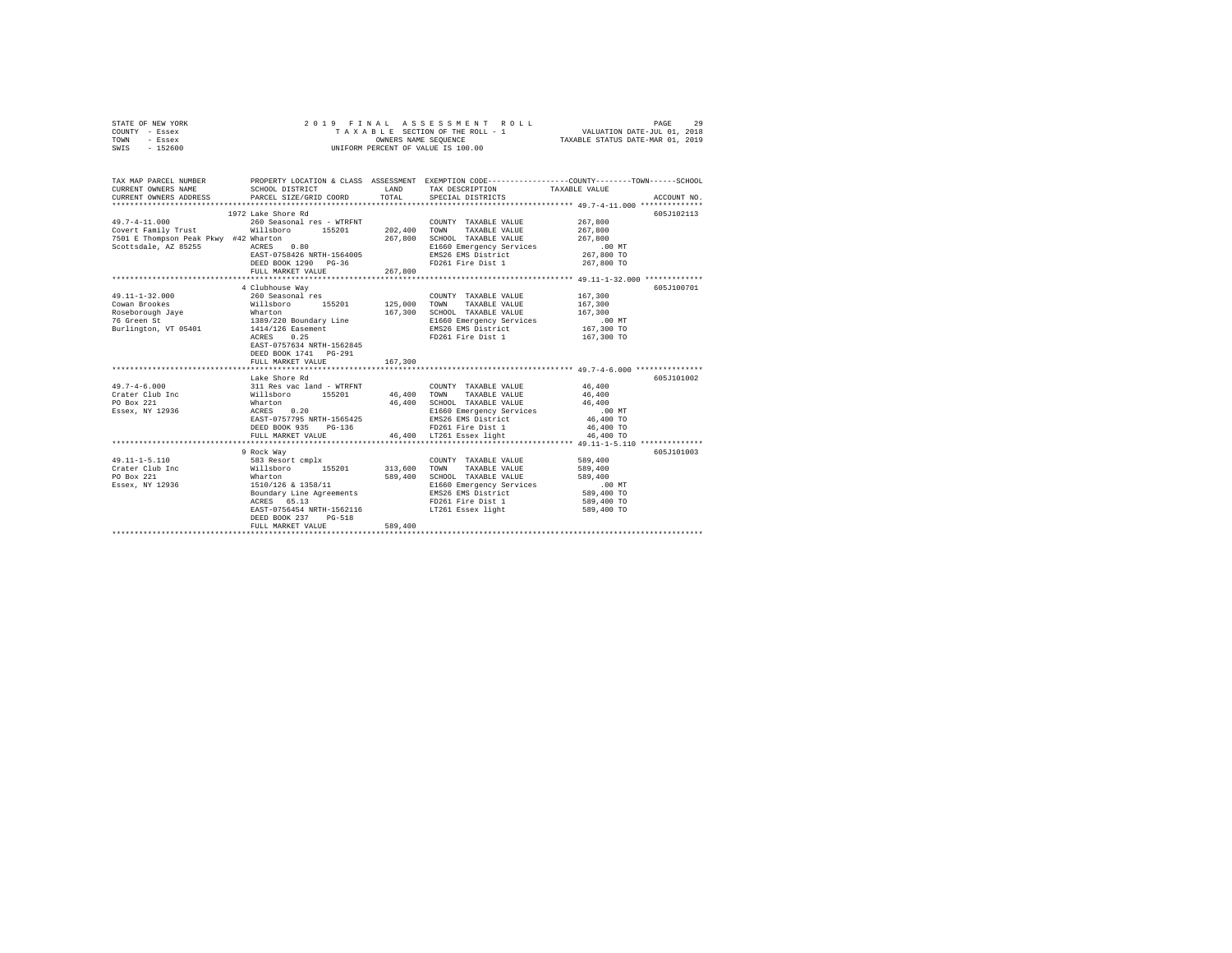STATE OF NEW YORK
COUNTY - Essex
TOWN - Essex
SWIS - 152600

2019 FINAL ASSESSMENT ROLL
TAXABLE SECTION OF THE ROLL - 1
OWNERS NAME SEQUENCE
UNIFORM PERCENT OF VALUE IS 100.00

VALUATION DATE-JUL 01, 2018
TAXABLE STATUS DATE-MAR 01, 2019

| TAX MAP PARCEL NUMBER / CURRENT OWNERS NAME / CURRENT OWNERS ADDRESS | PROPERTY LOCATION & CLASS / SCHOOL DISTRICT / PARCEL SIZE/GRID COORD | ASSESSMENT LAND / TOTAL | EXEMPTION CODE / TAX DESCRIPTION / SPECIAL DISTRICTS | COUNTY / TOWN / SCHOOL TAXABLE VALUE | ACCOUNT NO. |
|---|---|---|---|---|---|
| **49.7-4-11.000** | 1972 Lake Shore Rd | | | | 605J102113 |
| 49.7-4-11.000 | 260 Seasonal res - WTRFNT | | COUNTY TAXABLE VALUE | 267,800 | |
| Covert Family Trust | Willsboro 155201 | 202,400 | TOWN TAXABLE VALUE | 267,800 | |
| 7501 E Thompson Peak Pkwy #42 | Wharton | 267,800 | SCHOOL TAXABLE VALUE | 267,800 | |
| Scottsdale, AZ 85255 | ACRES 0.80 | | E1660 Emergency Services | .00 MT | |
| | EAST-0758426 NRTH-1564005 | | EMS26 EMS District | 267,800 TO | |
| | DEED BOOK 1290 PG-36 | | FD261 Fire Dist 1 | 267,800 TO | |
| | FULL MARKET VALUE | 267,800 | | | |
| **49.11-1-32.000** | 4 Clubhouse Way | | | | 605J100701 |
| 49.11-1-32.000 | 260 Seasonal res | | COUNTY TAXABLE VALUE | 167,300 | |
| Cowan Brookes | Willsboro 155201 | 125,000 | TOWN TAXABLE VALUE | 167,300 | |
| Roseborough Jaye | Wharton | 167,300 | SCHOOL TAXABLE VALUE | 167,300 | |
| 76 Green St | 1389/220 Boundary Line | | E1660 Emergency Services | .00 MT | |
| Burlington, VT 05401 | 1414/126 Easement | | EMS26 EMS District | 167,300 TO | |
| | ACRES 0.25 | | FD261 Fire Dist 1 | 167,300 TO | |
| | EAST-0757634 NRTH-1562845 | | | | |
| | DEED BOOK 1741 PG-291 | | | | |
| | FULL MARKET VALUE | 167,300 | | | |
| **49.7-4-6.000** | Lake Shore Rd | | | | 605J101002 |
| 49.7-4-6.000 | 311 Res vac land - WTRFNT | | COUNTY TAXABLE VALUE | 46,400 | |
| Crater Club Inc | Willsboro 155201 | 46,400 | TOWN TAXABLE VALUE | 46,400 | |
| PO Box 221 | Wharton | 46,400 | SCHOOL TAXABLE VALUE | 46,400 | |
| Essex, NY 12936 | ACRES 0.20 | | E1660 Emergency Services | .00 MT | |
| | EAST-0757795 NRTH-1565425 | | EMS26 EMS District | 46,400 TO | |
| | DEED BOOK 935 PG-136 | | FD261 Fire Dist 1 | 46,400 TO | |
| | FULL MARKET VALUE | 46,400 | LT261 Essex light | 46,400 TO | |
| **49.11-1-5.110** | 9 Rock Way | | | | 605J101003 |
| 49.11-1-5.110 | 583 Resort cmplx | | COUNTY TAXABLE VALUE | 589,400 | |
| Crater Club Inc | Willsboro 155201 | 313,600 | TOWN TAXABLE VALUE | 589,400 | |
| PO Box 221 | Wharton | 589,400 | SCHOOL TAXABLE VALUE | 589,400 | |
| Essex, NY 12936 | 1510/126 & 1358/11 | | E1660 Emergency Services | .00 MT | |
| | Boundary Line Agreements | | EMS26 EMS District | 589,400 TO | |
| | ACRES 65.13 | | FD261 Fire Dist 1 | 589,400 TO | |
| | EAST-0756454 NRTH-1562116 | | LT261 Essex light | 589,400 TO | |
| | DEED BOOK 237 PG-518 | | | | |
| | FULL MARKET VALUE | 589,400 | | | |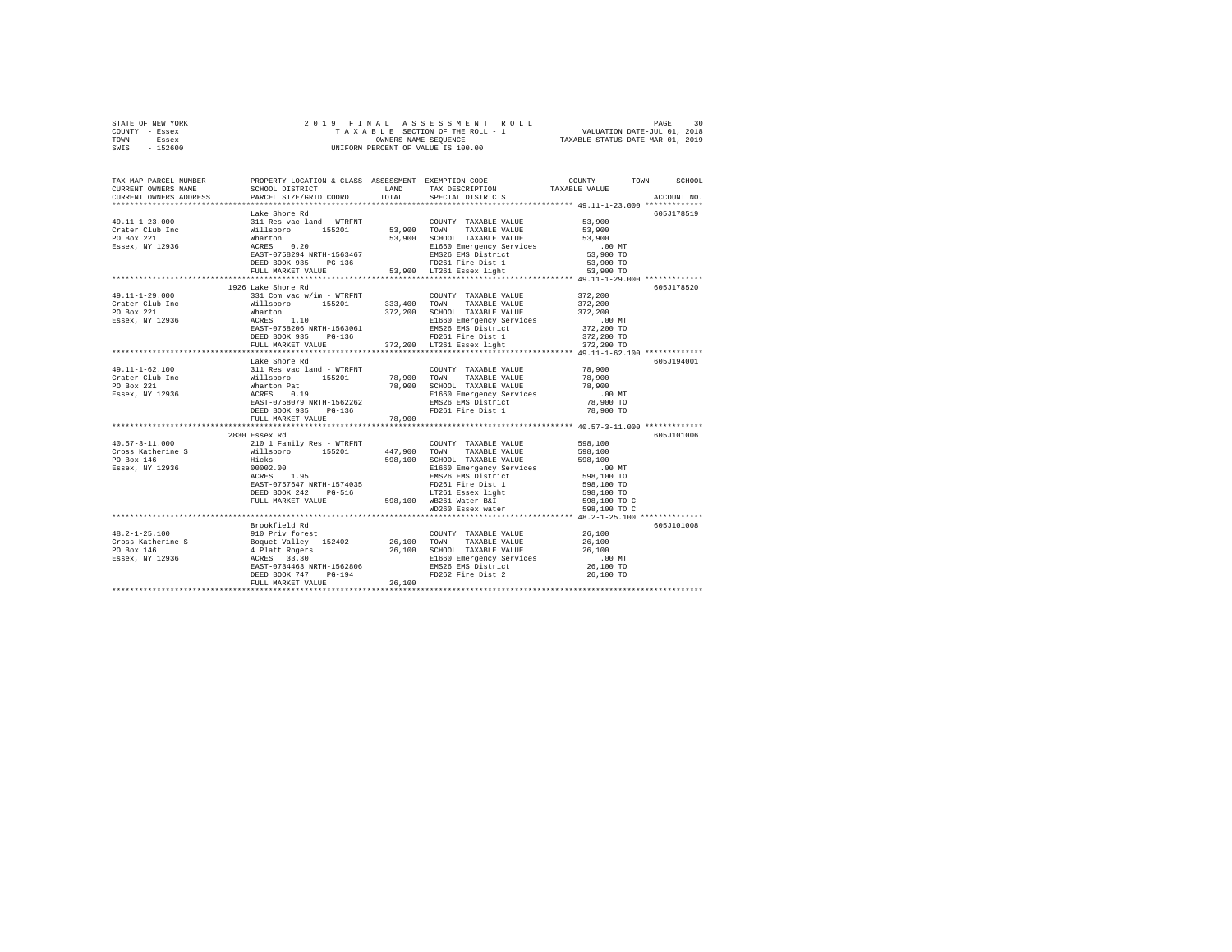STATE OF NEW YORK | 2019 FINAL ASSESSMENT ROLL | VALUATION DATE-JUL 01, 2018
COUNTY - Essex | TAXABLE SECTION OF THE ROLL - 1 | TAXABLE STATUS DATE-MAR 01, 2019
TOWN - Essex | OWNERS NAME SEQUENCE
SWIS - 152600 | UNIFORM PERCENT OF VALUE IS 100.00

| TAX MAP PARCEL NUMBER / CURRENT OWNERS NAME / CURRENT OWNERS ADDRESS | PROPERTY LOCATION & CLASS / SCHOOL DISTRICT / PARCEL SIZE/GRID COORD | ASSESSMENT LAND / TOTAL | EXEMPTION CODE / TAX DESCRIPTION / SPECIAL DISTRICTS | COUNTY--------TOWN------SCHOOL TAXABLE VALUE | ACCOUNT NO. |
|---|---|---|---|---|---|
| 49.11-1-23.000 | Lake Shore Rd | | | | 605J178519 |
| | 311 Res vac land - WTRFNT | | COUNTY TAXABLE VALUE | 53,900 | |
| Crater Club Inc | Willsboro 155201 | 53,900 | TOWN TAXABLE VALUE | 53,900 | |
| PO Box 221 | Wharton | 53,900 | SCHOOL TAXABLE VALUE | 53,900 | |
| Essex, NY 12936 | ACRES 0.20 | | E1660 Emergency Services | .00 MT | |
| | EAST-0758294 NRTH-1563467 | | EMS26 EMS District | 53,900 TO | |
| | DEED BOOK 935 PG-136 | | FD261 Fire Dist 1 | 53,900 TO | |
| | FULL MARKET VALUE | 53,900 | LT261 Essex light | 53,900 TO | |
| 49.11-1-29.000 | 1926 Lake Shore Rd | | | | 605J178520 |
| | 331 Com vac w/im - WTRFNT | | COUNTY TAXABLE VALUE | 372,200 | |
| Crater Club Inc | Willsboro 155201 | 333,400 | TOWN TAXABLE VALUE | 372,200 | |
| PO Box 221 | Wharton | 372,200 | SCHOOL TAXABLE VALUE | 372,200 | |
| Essex, NY 12936 | ACRES 1.10 | | E1660 Emergency Services | .00 MT | |
| | EAST-0758206 NRTH-1563061 | | EMS26 EMS District | 372,200 TO | |
| | DEED BOOK 935 PG-136 | | FD261 Fire Dist 1 | 372,200 TO | |
| | FULL MARKET VALUE | 372,200 | LT261 Essex light | 372,200 TO | |
| 49.11-1-62.100 | Lake Shore Rd | | | | 605J194001 |
| | 311 Res vac land - WTRFNT | | COUNTY TAXABLE VALUE | 78,900 | |
| Crater Club Inc | Willsboro 155201 | 78,900 | TOWN TAXABLE VALUE | 78,900 | |
| PO Box 221 | Wharton Pat | 78,900 | SCHOOL TAXABLE VALUE | 78,900 | |
| Essex, NY 12936 | ACRES 0.19 | | E1660 Emergency Services | .00 MT | |
| | EAST-0758079 NRTH-1562262 | | EMS26 EMS District | 78,900 TO | |
| | DEED BOOK 935 PG-136 | | FD261 Fire Dist 1 | 78,900 TO | |
| | FULL MARKET VALUE | 78,900 | | | |
| 40.57-3-11.000 | 2830 Essex Rd | | | | 605J101006 |
| | 210 1 Family Res - WTRFNT | | COUNTY TAXABLE VALUE | 598,100 | |
| Cross Katherine S | Willsboro 155201 | 447,900 | TOWN TAXABLE VALUE | 598,100 | |
| PO Box 146 | Hicks | 598,100 | SCHOOL TAXABLE VALUE | 598,100 | |
| Essex, NY 12936 | 00002.00 | | E1660 Emergency Services | .00 MT | |
| | ACRES 1.95 | | EMS26 EMS District | 598,100 TO | |
| | EAST-0757647 NRTH-1574035 | | FD261 Fire Dist 1 | 598,100 TO | |
| | DEED BOOK 242 PG-516 | | LT261 Essex light | 598,100 TO | |
| | FULL MARKET VALUE | 598,100 | WB261 Water B&I | 598,100 TO C | |
| | | | WD260 Essex water | 598,100 TO C | |
| 48.2-1-25.100 | Brookfield Rd | | | | 605J101008 |
| | 910 Priv forest | | COUNTY TAXABLE VALUE | 26,100 | |
| Cross Katherine S | Boquet Valley 152402 | 26,100 | TOWN TAXABLE VALUE | 26,100 | |
| PO Box 146 | 4 Platt Rogers | 26,100 | SCHOOL TAXABLE VALUE | 26,100 | |
| Essex, NY 12936 | ACRES 33.30 | | E1660 Emergency Services | .00 MT | |
| | EAST-0734463 NRTH-1562806 | | EMS26 EMS District | 26,100 TO | |
| | DEED BOOK 747 PG-194 | | FD262 Fire Dist 2 | 26,100 TO | |
| | FULL MARKET VALUE | 26,100 | | | |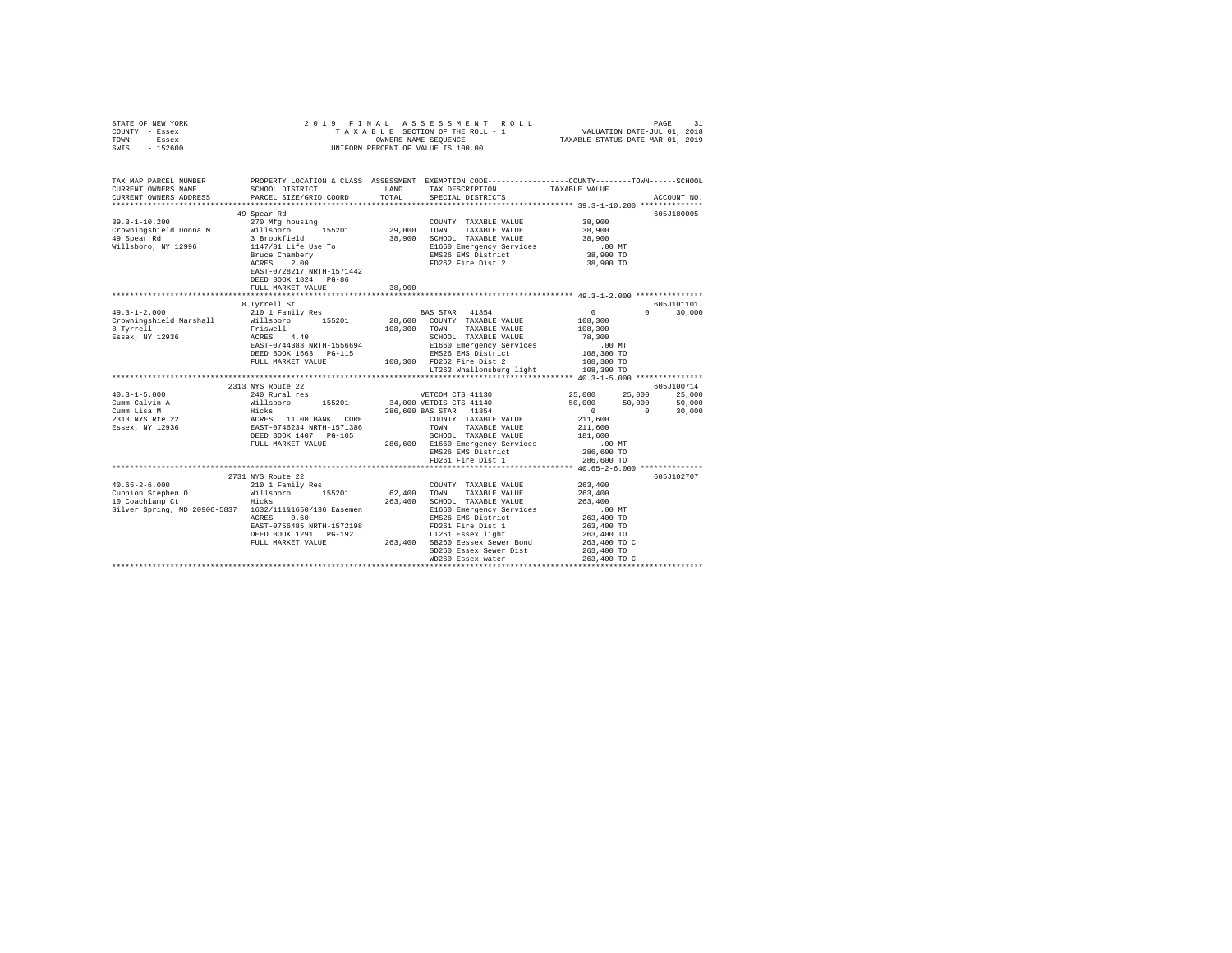```
STATE OF NEW YORK              2 0 1 9  F I N A L  A S S E S S M E N T  R O L L                PAGE    31
COUNTY  - Essex                   T A X A B L E  SECTION OF THE ROLL - 1          VALUATION DATE-JUL 01, 2018
TOWN    - Essex                           OWNERS NAME SEQUENCE                   TAXABLE STATUS DATE-MAR 01, 2019
SWIS    - 152600                   UNIFORM PERCENT OF VALUE IS 100.00

TAX MAP PARCEL NUMBER          PROPERTY LOCATION & CLASS  ASSESSMENT  EXEMPTION CODE-----------------COUNTY--------TOWN------SCHOOL
CURRENT OWNERS NAME            SCHOOL DISTRICT             LAND       TAX DESCRIPTION             TAXABLE VALUE
CURRENT OWNERS ADDRESS         PARCEL SIZE/GRID COORD      TOTAL      SPECIAL DISTRICTS                                   ACCOUNT NO.
*************************************************************************************************** 39.3-1-10.200 **************
                               49 Spear Rd                                                                            605J180005
39.3-1-10.200                  270 Mfg housing                        COUNTY  TAXABLE VALUE         38,900
Crowningshield Donna M         Willsboro      155201       29,000     TOWN    TAXABLE VALUE         38,900
49 Spear Rd                    3 Brookfield                38,900     SCHOOL  TAXABLE VALUE         38,900
Willsboro, NY 12996            1147/81 Life Use To                    E1660 Emergency Services         .00 MT
                               Bruce Chambery                         EMS26 EMS District            38,900 TO
                               ACRES    2.00                          FD262 Fire Dist 2             38,900 TO
                               EAST-0728217 NRTH-1571442
                               DEED BOOK 1824   PG-86
                               FULL MARKET VALUE           38,900
*************************************************************************************************** 49.3-1-2.000 ***************
                               8 Tyrrell St                                                                           605J101101
49.3-1-2.000                   210 1 Family Res                       BAS STAR  41854                0          0      30,000
Crowningshield Marshall        Willsboro      155201       28,600     COUNTY  TAXABLE VALUE        108,300
8 Tyrrell                      Friswell                   108,300     TOWN    TAXABLE VALUE        108,300
Essex, NY 12936                ACRES    4.40                          SCHOOL  TAXABLE VALUE         78,300
                               EAST-0744383 NRTH-1556694              E1660 Emergency Services         .00 MT
                               DEED BOOK 1663   PG-115                EMS26 EMS District           108,300 TO
                               FULL MARKET VALUE          108,300     FD262 Fire Dist 2            108,300 TO
                                                                      LT262 Whallonsburg light     108,300 TO
*************************************************************************************************** 40.3-1-5.000 ***************
                               2313 NYS Route 22                                                                      605J100714
40.3-1-5.000                   240 Rural res                          VETCOM CTS 41130          25,000     25,000      25,000
Cumm Calvin A                  Willsboro      155201       34,000     VETDIS CTS 41140          50,000     50,000      50,000
Cumm Lisa M                    Hicks                      286,600     BAS STAR  41854                0          0      30,000
2313 NYS Rte 22                ACRES   11.00 BANK   CORE              COUNTY  TAXABLE VALUE        211,600
Essex, NY 12936                EAST-0746234 NRTH-1571386              TOWN    TAXABLE VALUE        211,600
                               DEED BOOK 1407   PG-105                SCHOOL  TAXABLE VALUE        181,600
                               FULL MARKET VALUE          286,600     E1660 Emergency Services         .00 MT
                                                                      EMS26 EMS District           286,600 TO
                                                                      FD261 Fire Dist 1            286,600 TO
*************************************************************************************************** 40.65-2-6.000 **************
                               2731 NYS Route 22                                                                      605J102707
40.65-2-6.000                  210 1 Family Res                       COUNTY  TAXABLE VALUE        263,400
Cunnion Stephen O              Willsboro      155201       62,400     TOWN    TAXABLE VALUE        263,400
10 Coachlamp Ct                Hicks                      263,400     SCHOOL  TAXABLE VALUE        263,400
Silver Spring, MD 20906-5837   1632/111&1650/136 Easemen              E1660 Emergency Services         .00 MT
                               ACRES    0.60                          EMS26 EMS District           263,400 TO
                               EAST-0756485 NRTH-1572198              FD261 Fire Dist 1            263,400 TO
                               DEED BOOK 1291   PG-192                LT261 Essex light            263,400 TO
                               FULL MARKET VALUE          263,400     SB260 Eessex Sewer Bond      263,400 TO C
                                                                      SD260 Essex Sewer Dist       263,400 TO
                                                                      WD260 Essex water            263,400 TO C
********************************************************************************************************************************
```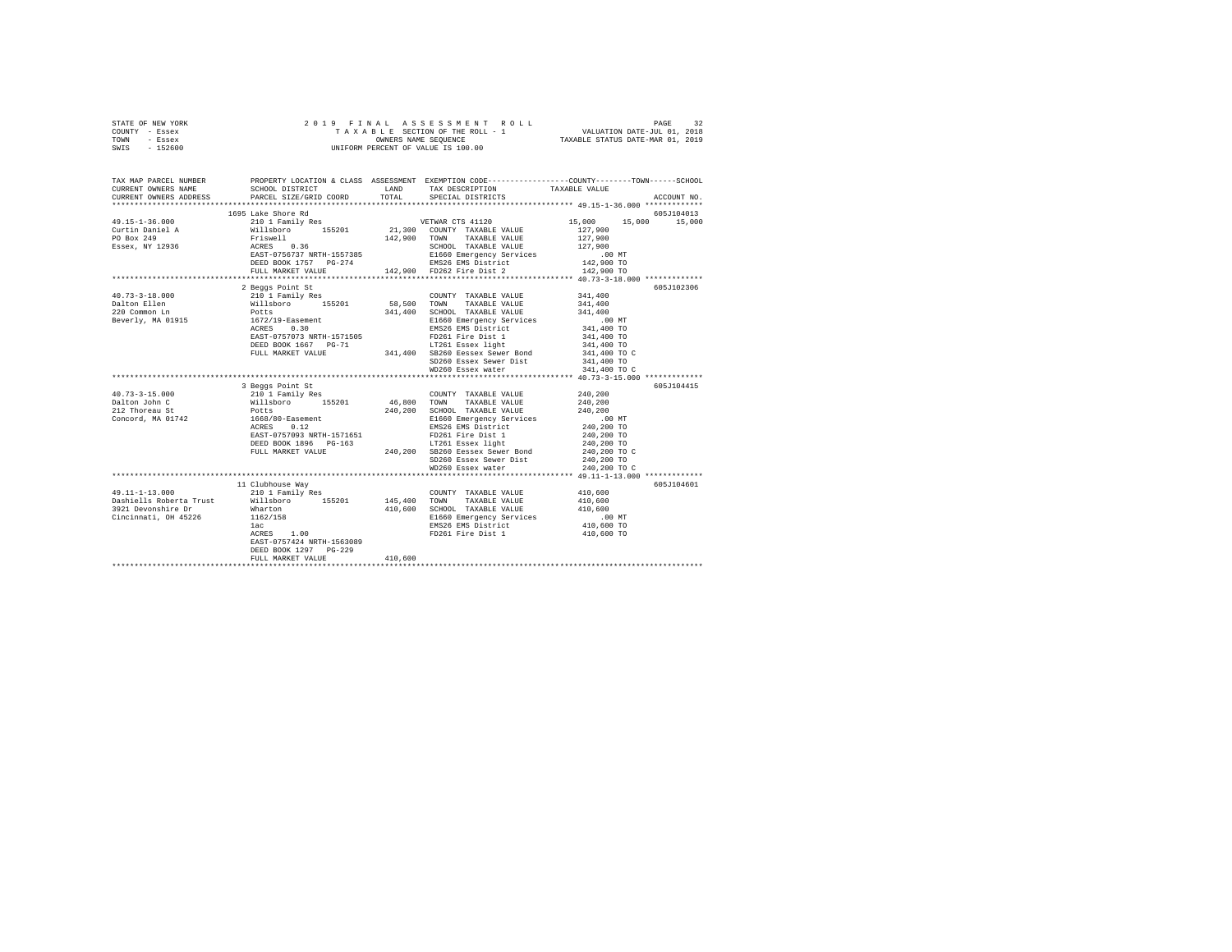STATE OF NEW YORK — 2019 FINAL ASSESSMENT ROLL
COUNTY - Essex — TAXABLE SECTION OF THE ROLL - 1 — VALUATION DATE-JUL 01, 2018
TOWN - Essex — OWNERS NAME SEQUENCE — TAXABLE STATUS DATE-MAR 01, 2019
SWIS - 152600 — UNIFORM PERCENT OF VALUE IS 100.00

```
TAX MAP PARCEL NUMBER          PROPERTY LOCATION & CLASS  ASSESSMENT  EXEMPTION CODE-----------------COUNTY--------TOWN------SCHOOL
CURRENT OWNERS NAME            SCHOOL DISTRICT              LAND      TAX DESCRIPTION           TAXABLE VALUE
CURRENT OWNERS ADDRESS         PARCEL SIZE/GRID COORD       TOTAL     SPECIAL DISTRICTS                                  ACCOUNT NO.
******************************************************************************************************* 49.15-1-36.000 *************
                               1695 Lake Shore Rd                                                                         605J104013
49.15-1-36.000                 210 1 Family Res                       VETWAR CTS 41120            15,000     15,000     15,000
Curtin Daniel A                Willsboro      155201       21,300    COUNTY  TAXABLE VALUE        127,900
PO Box 249                     Friswell                    142,900   TOWN    TAXABLE VALUE        127,900
Essex, NY 12936                ACRES    0.36                         SCHOOL  TAXABLE VALUE        127,900
                               EAST-0756737 NRTH-1557385             E1660 Emergency Services          .00 MT
                               DEED BOOK 1757   PG-274               EMS26 EMS District           142,900 TO
                               FULL MARKET VALUE           142,900   FD262 Fire Dist 2            142,900 TO
******************************************************************************************************* 40.73-3-18.000 *************
                               2 Beggs Point St                                                                           605J102306
40.73-3-18.000                 210 1 Family Res                      COUNTY  TAXABLE VALUE        341,400
Dalton Ellen                   Willsboro      155201       58,500    TOWN    TAXABLE VALUE        341,400
220 Common Ln                  Potts                       341,400   SCHOOL  TAXABLE VALUE        341,400
Beverly, MA 01915              1672/19-Easement                      E1660 Emergency Services          .00 MT
                               ACRES    0.30                         EMS26 EMS District           341,400 TO
                               EAST-0757073 NRTH-1571505             FD261 Fire Dist 1            341,400 TO
                               DEED BOOK 1667   PG-71                LT261 Essex light            341,400 TO
                               FULL MARKET VALUE           341,400   SB260 Eessex Sewer Bond      341,400 TO C
                                                                     SD260 Essex Sewer Dist       341,400 TO
                                                                     WD260 Essex water            341,400 TO C
******************************************************************************************************* 40.73-3-15.000 *************
                               3 Beggs Point St                                                                           605J104415
40.73-3-15.000                 210 1 Family Res                      COUNTY  TAXABLE VALUE        240,200
Dalton John C                  Willsboro      155201       46,800    TOWN    TAXABLE VALUE        240,200
212 Thoreau St                 Potts                       240,200   SCHOOL  TAXABLE VALUE        240,200
Concord, MA 01742              1668/80-Easement                      E1660 Emergency Services          .00 MT
                               ACRES    0.12                         EMS26 EMS District           240,200 TO
                               EAST-0757093 NRTH-1571651             FD261 Fire Dist 1            240,200 TO
                               DEED BOOK 1896   PG-163               LT261 Essex light            240,200 TO
                               FULL MARKET VALUE           240,200   SB260 Eessex Sewer Bond      240,200 TO C
                                                                     SD260 Essex Sewer Dist       240,200 TO
                                                                     WD260 Essex water            240,200 TO C
******************************************************************************************************* 49.11-1-13.000 *************
                               11 Clubhouse Way                                                                           605J104601
49.11-1-13.000                 210 1 Family Res                      COUNTY  TAXABLE VALUE        410,600
Dashiells Roberta Trust        Willsboro      155201      145,400    TOWN    TAXABLE VALUE        410,600
3921 Devonshire Dr             Wharton                     410,600   SCHOOL  TAXABLE VALUE        410,600
Cincinnati, OH 45226           1162/158                              E1660 Emergency Services          .00 MT
                               1ac                                   EMS26 EMS District           410,600 TO
                               ACRES    1.00                         FD261 Fire Dist 1            410,600 TO
                               EAST-0757424 NRTH-1563089
                               DEED BOOK 1297   PG-229
                               FULL MARKET VALUE           410,600
************************************************************************************************************************************
```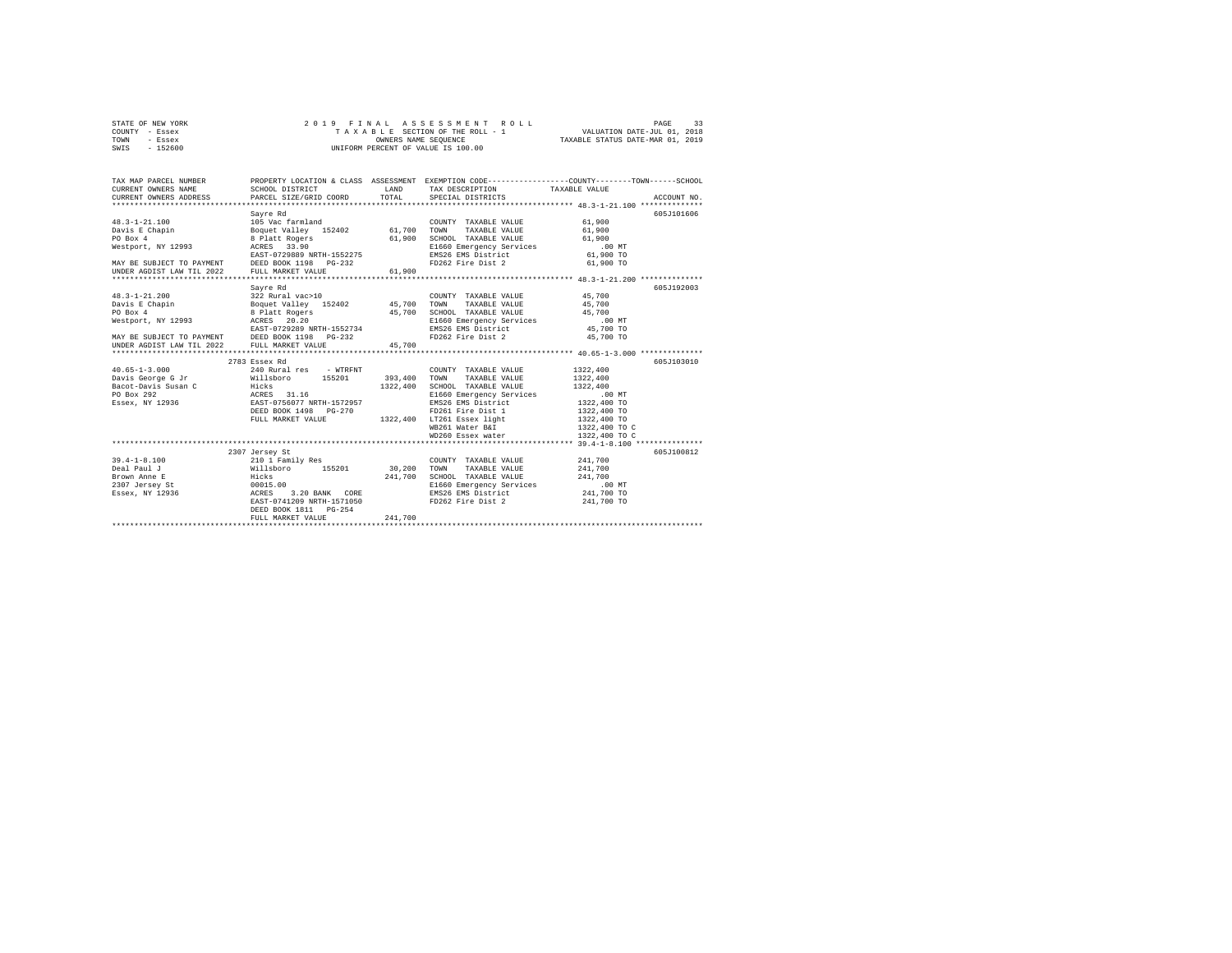STATE OF NEW YORK — 2019 FINAL ASSESSMENT ROLL
COUNTY - Essex — TAXABLE SECTION OF THE ROLL - 1 — VALUATION DATE-JUL 01, 2018
TOWN - Essex — OWNERS NAME SEQUENCE — TAXABLE STATUS DATE-MAR 01, 2019
SWIS - 152600 — UNIFORM PERCENT OF VALUE IS 100.00

| TAX MAP PARCEL NUMBER / CURRENT OWNERS NAME / CURRENT OWNERS ADDRESS | PROPERTY LOCATION & CLASS / SCHOOL DISTRICT / PARCEL SIZE/GRID COORD | ASSESSMENT LAND | TOTAL | EXEMPTION CODE / TAX DESCRIPTION / SPECIAL DISTRICTS | COUNTY--------TOWN------SCHOOL TAXABLE VALUE | ACCOUNT NO. |
|---|---|---|---|---|---|---|
| **48.3-1-21.100** | Sayre Rd | | | | | 605J101606 |
| 48.3-1-21.100 | 105 Vac farmland | | | COUNTY TAXABLE VALUE | 61,900 | |
| Davis E Chapin | Boquet Valley 152402 | 61,700 | | TOWN TAXABLE VALUE | 61,900 | |
| PO Box 4 | 8 Platt Rogers | | 61,900 | SCHOOL TAXABLE VALUE | 61,900 | |
| Westport, NY 12993 | ACRES 33.90 | | | E1660 Emergency Services | .00 MT | |
| | EAST-0729889 NRTH-1552275 | | | EMS26 EMS District | 61,900 TO | |
| MAY BE SUBJECT TO PAYMENT | DEED BOOK 1198 PG-232 | | | FD262 Fire Dist 2 | 61,900 TO | |
| UNDER AGDIST LAW TIL 2022 | FULL MARKET VALUE | | 61,900 | | | |
| **48.3-1-21.200** | Sayre Rd | | | | | 605J192003 |
| 48.3-1-21.200 | 322 Rural vac>10 | | | COUNTY TAXABLE VALUE | 45,700 | |
| Davis E Chapin | Boquet Valley 152402 | 45,700 | | TOWN TAXABLE VALUE | 45,700 | |
| PO Box 4 | 8 Platt Rogers | | 45,700 | SCHOOL TAXABLE VALUE | 45,700 | |
| Westport, NY 12993 | ACRES 20.20 | | | E1660 Emergency Services | .00 MT | |
| | EAST-0729289 NRTH-1552734 | | | EMS26 EMS District | 45,700 TO | |
| MAY BE SUBJECT TO PAYMENT | DEED BOOK 1198 PG-232 | | | FD262 Fire Dist 2 | 45,700 TO | |
| UNDER AGDIST LAW TIL 2022 | FULL MARKET VALUE | | 45,700 | | | |
| **40.65-1-3.000** | 2783 Essex Rd | | | | | 605J103010 |
| 40.65-1-3.000 | 240 Rural res - WTRFNT | | | COUNTY TAXABLE VALUE | 1322,400 | |
| Davis George G Jr | Willsboro 155201 | 393,400 | | TOWN TAXABLE VALUE | 1322,400 | |
| Bacot-Davis Susan C | Hicks | | 1322,400 | SCHOOL TAXABLE VALUE | 1322,400 | |
| PO Box 292 | ACRES 31.16 | | | E1660 Emergency Services | .00 MT | |
| Essex, NY 12936 | EAST-0756077 NRTH-1572957 | | | EMS26 EMS District | 1322,400 TO | |
| | DEED BOOK 1498 PG-270 | | | FD261 Fire Dist 1 | 1322,400 TO | |
| | FULL MARKET VALUE | | 1322,400 | LT261 Essex light | 1322,400 TO | |
| | | | | WB261 Water B&I | 1322,400 TO C | |
| | | | | WD260 Essex water | 1322,400 TO C | |
| **39.4-1-8.100** | 2307 Jersey St | | | | | 605J100812 |
| 39.4-1-8.100 | 210 1 Family Res | | | COUNTY TAXABLE VALUE | 241,700 | |
| Deal Paul J | Willsboro 155201 | 30,200 | | TOWN TAXABLE VALUE | 241,700 | |
| Brown Anne E | Hicks | | 241,700 | SCHOOL TAXABLE VALUE | 241,700 | |
| 2307 Jersey St | 00015.00 | | | E1660 Emergency Services | .00 MT | |
| Essex, NY 12936 | ACRES 3.20 BANK CORE | | | EMS26 EMS District | 241,700 TO | |
| | EAST-0741209 NRTH-1571050 | | | FD262 Fire Dist 2 | 241,700 TO | |
| | DEED BOOK 1811 PG-254 | | | | | |
| | FULL MARKET VALUE | | 241,700 | | | |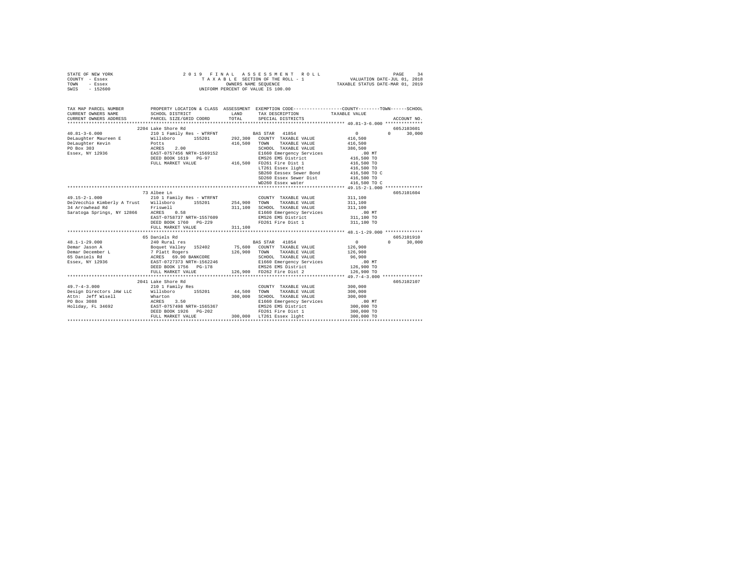STATE OF NEW YORK | 2019 FINAL ASSESSMENT ROLL | VALUATION DATE-JUL 01, 2018
COUNTY - Essex | TAXABLE SECTION OF THE ROLL - 1 | TAXABLE STATUS DATE-MAR 01, 2019
TOWN - Essex | OWNERS NAME SEQUENCE
SWIS - 152600 | UNIFORM PERCENT OF VALUE IS 100.00

```
TAX MAP PARCEL NUMBER          PROPERTY LOCATION & CLASS  ASSESSMENT  EXEMPTION CODE-----------------COUNTY--------TOWN------SCHOOL
CURRENT OWNERS NAME            SCHOOL DISTRICT              LAND      TAX DESCRIPTION            TAXABLE VALUE
CURRENT OWNERS ADDRESS         PARCEL SIZE/GRID COORD       TOTAL     SPECIAL DISTRICTS                                    ACCOUNT NO.
******************************************************************************************************* 40.81-3-6.000 **************
                               2204 Lake Shore Rd                                                                          605J103601
40.81-3-6.000                  210 1 Family Res - WTRFNT             BAS STAR  41854                  0             0      30,000
DeLaughter Maureen E           Willsboro      155201       292,300   COUNTY  TAXABLE VALUE           416,500
DeLaughter Kevin               Potts                       416,500   TOWN    TAXABLE VALUE           416,500
PO Box 303                     ACRES    2.00                         SCHOOL  TAXABLE VALUE           386,500
Essex, NY 12936                EAST-0757456 NRTH-1569152             E1660 Emergency Services             .00 MT
                               DEED BOOK 1619   PG-97                EMS26 EMS District              416,500 TO
                               FULL MARKET VALUE           416,500   FD261 Fire Dist 1               416,500 TO
                                                                     LT261 Essex light               416,500 TO
                                                                     SB260 Eessex Sewer Bond         416,500 TO C
                                                                     SD260 Essex Sewer Dist          416,500 TO
                                                                     WD260 Essex water               416,500 TO C
******************************************************************************************************* 49.15-2-1.000 **************
                               73 Albee Ln                                                                                 605J101604
49.15-2-1.000                  210 1 Family Res - WTRFNT             COUNTY  TAXABLE VALUE           311,100
DelVecchio Kimberly A Trust    Willsboro      155201       254,900   TOWN    TAXABLE VALUE           311,100
34 Arrowhead Rd                Friswell                    311,100   SCHOOL  TAXABLE VALUE           311,100
Saratoga Springs, NY 12866     ACRES    0.58                         E1660 Emergency Services             .00 MT
                               EAST-0758737 NRTH-1557609             EMS26 EMS District              311,100 TO
                               DEED BOOK 1760   PG-229               FD261 Fire Dist 1               311,100 TO
                               FULL MARKET VALUE           311,100
******************************************************************************************************* 48.1-1-29.000 **************
                               65 Daniels Rd                                                                               605J101910
48.1-1-29.000                  240 Rural res                         BAS STAR  41854                  0             0      30,000
Demar Jason A                  Boquet Valley  152402        75,600   COUNTY  TAXABLE VALUE           126,900
Demar December L               7 Platt Rogers              126,900   TOWN    TAXABLE VALUE           126,900
65 Daniels Rd                  ACRES   69.90 BANKCORE                SCHOOL  TAXABLE VALUE            96,900
Essex, NY 12936                EAST-0727373 NRTH-1562246             E1660 Emergency Services             .00 MT
                               DEED BOOK 1756   PG-178               EMS26 EMS District              126,900 TO
                               FULL MARKET VALUE           126,900   FD262 Fire Dist 2               126,900 TO
******************************************************************************************************* 49.7-4-3.000 ***************
                               2041 Lake Shore Rd                                                                          605J102107
49.7-4-3.000                   210 1 Family Res                      COUNTY  TAXABLE VALUE           300,000
Design Directors JAW LLC       Willsboro      155201        44,500   TOWN    TAXABLE VALUE           300,000
Attn: Jeff Wisell              Wharton                     300,000   SCHOOL  TAXABLE VALUE           300,000
PO Box 3088                    ACRES    3.50                         E1660 Emergency Services             .00 MT
Holiday, FL 34692              EAST-0757498 NRTH-1565367             EMS26 EMS District              300,000 TO
                               DEED BOOK 1926   PG-202               FD261 Fire Dist 1               300,000 TO
                               FULL MARKET VALUE           300,000   LT261 Essex light               300,000 TO
************************************************************************************************************************************
```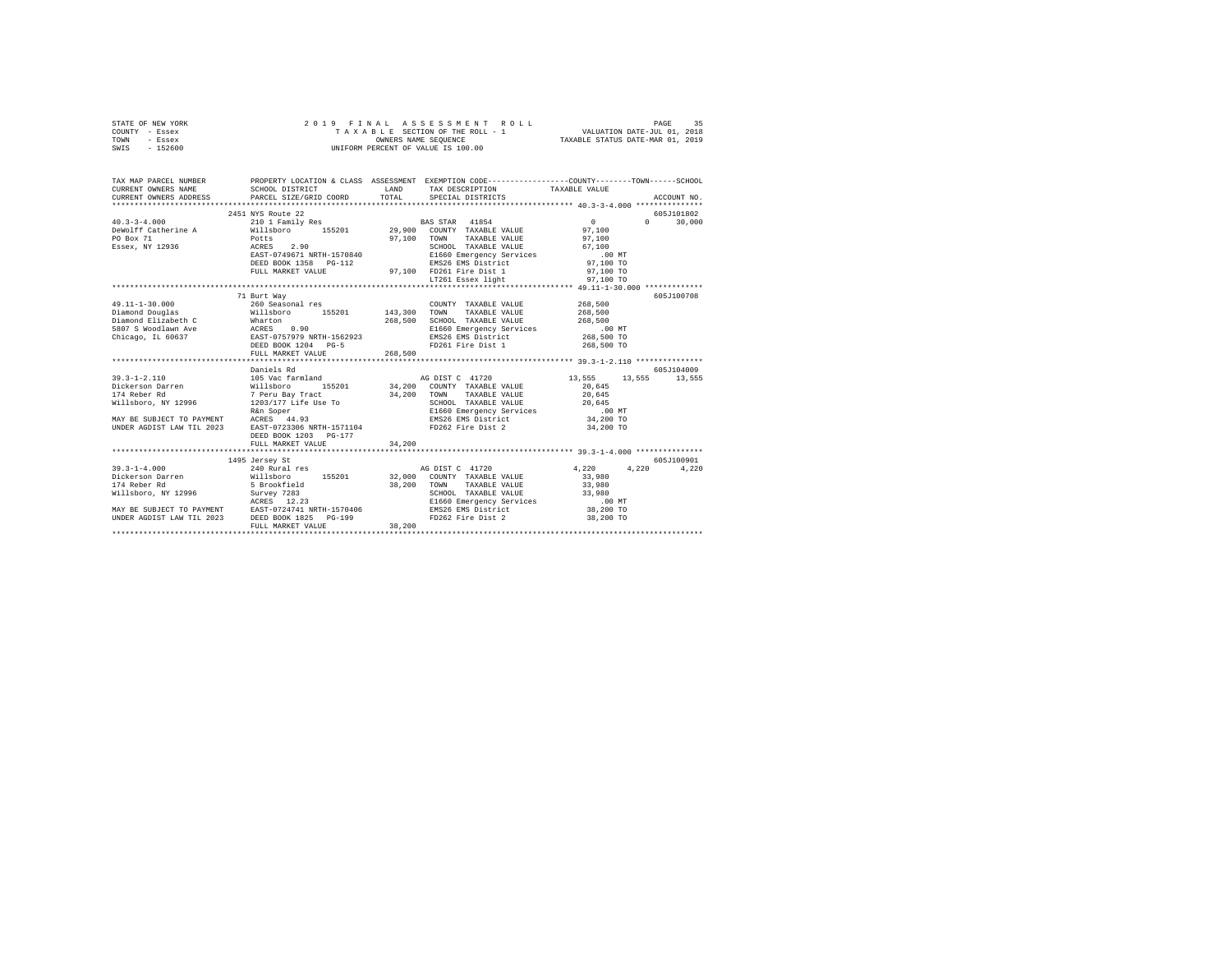STATE OF NEW YORK — 2019 FINAL ASSESSMENT ROLL
COUNTY - Essex — TAXABLE SECTION OF THE ROLL - 1 — VALUATION DATE-JUL 01, 2018
TOWN - Essex — OWNERS NAME SEQUENCE — TAXABLE STATUS DATE-MAR 01, 2019
SWIS - 152600 — UNIFORM PERCENT OF VALUE IS 100.00

```
TAX MAP PARCEL NUMBER      PROPERTY LOCATION & CLASS  ASSESSMENT  EXEMPTION CODE-----------------COUNTY--------TOWN------SCHOOL
CURRENT OWNERS NAME        SCHOOL DISTRICT              LAND      TAX DESCRIPTION            TAXABLE VALUE
CURRENT OWNERS ADDRESS     PARCEL SIZE/GRID COORD       TOTAL     SPECIAL DISTRICTS                                  ACCOUNT NO.
******************************************************************************************** 40.3-3-4.000 ***************
                           2451 NYS Route 22                                                                         605J101802
40.3-3-4.000               210 1 Family Res                       BAS STAR  41854                 0            0     30,000
DeWolff Catherine A        Willsboro      155201       29,900     COUNTY  TAXABLE VALUE          97,100
PO Box 71                  Potts                       97,100     TOWN    TAXABLE VALUE          97,100
Essex, NY 12936            ACRES    2.90                          SCHOOL  TAXABLE VALUE          67,100
                           EAST-0749671 NRTH-1570840              E1660 Emergency Services          .00 MT
                           DEED BOOK 1358   PG-112                EMS26 EMS District             97,100 TO
                           FULL MARKET VALUE           97,100     FD261 Fire Dist 1              97,100 TO
                                                                  LT261 Essex light              97,100 TO
******************************************************************************************** 49.11-1-30.000 *************
                           71 Burt Way                                                                               605J100708
49.11-1-30.000             260 Seasonal res                       COUNTY  TAXABLE VALUE         268,500
Diamond Douglas            Willsboro      155201      143,300     TOWN    TAXABLE VALUE         268,500
Diamond Elizabeth C        Wharton                    268,500     SCHOOL  TAXABLE VALUE         268,500
5807 S Woodlawn Ave        ACRES    0.90                          E1660 Emergency Services          .00 MT
Chicago, IL 60637          EAST-0757979 NRTH-1562923              EMS26 EMS District            268,500 TO
                           DEED BOOK 1204   PG-5                  FD261 Fire Dist 1             268,500 TO
                           FULL MARKET VALUE          268,500
******************************************************************************************** 39.3-1-2.110 ***************
                           Daniels Rd                                                                                605J104009
39.3-1-2.110               105 Vac farmland                       AG DIST C 41720            13,555       13,555     13,555
Dickerson Darren           Willsboro      155201       34,200     COUNTY  TAXABLE VALUE          20,645
174 Reber Rd               7 Peru Bay Tract            34,200     TOWN    TAXABLE VALUE          20,645
Willsboro, NY 12996        1203/177 Life Use To                   SCHOOL  TAXABLE VALUE          20,645
                           R&n Soper                              E1660 Emergency Services          .00 MT
MAY BE SUBJECT TO PAYMENT  ACRES   44.93                          EMS26 EMS District             34,200 TO
UNDER AGDIST LAW TIL 2023  EAST-0723306 NRTH-1571104              FD262 Fire Dist 2              34,200 TO
                           DEED BOOK 1203   PG-177
                           FULL MARKET VALUE           34,200
******************************************************************************************** 39.3-1-4.000 ***************
                           1495 Jersey St                                                                            605J100901
39.3-1-4.000               240 Rural res                          AG DIST C 41720             4,220        4,220      4,220
Dickerson Darren           Willsboro      155201       32,000     COUNTY  TAXABLE VALUE          33,980
174 Reber Rd               5 Brookfield                38,200     TOWN    TAXABLE VALUE          33,980
Willsboro, NY 12996        Survey 7283                            SCHOOL  TAXABLE VALUE          33,980
                           ACRES   12.23                          E1660 Emergency Services          .00 MT
MAY BE SUBJECT TO PAYMENT  EAST-0724741 NRTH-1570406              EMS26 EMS District             38,200 TO
UNDER AGDIST LAW TIL 2023  DEED BOOK 1825   PG-199                FD262 Fire Dist 2              38,200 TO
                           FULL MARKET VALUE           38,200
****************************************************************************************************************************
```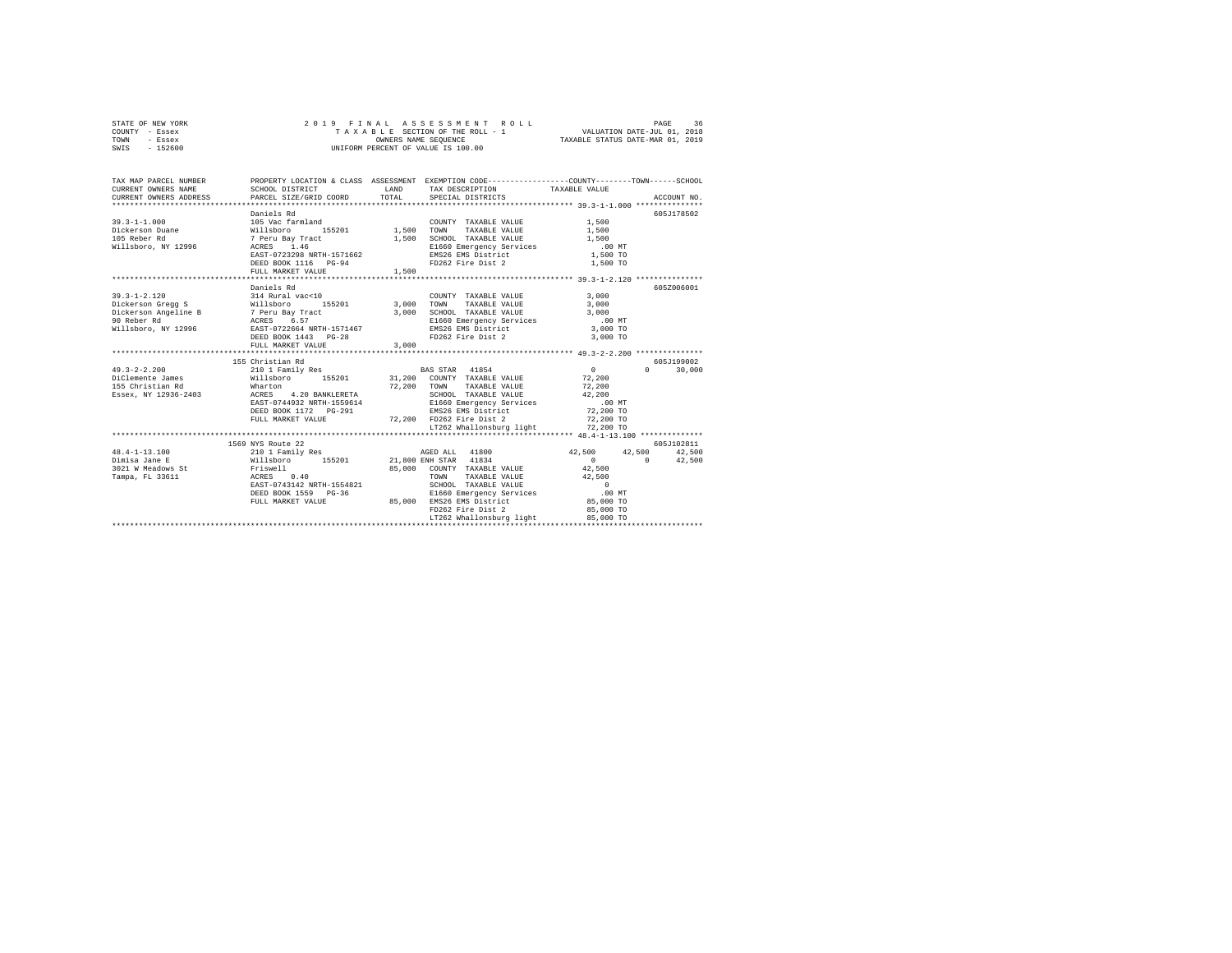STATE OF NEW YORK
COUNTY - Essex
TOWN - Essex
SWIS - 152600

2 0 1 9 F I N A L A S S E S S M E N T R O L L
T A X A B L E SECTION OF THE ROLL - 1
OWNERS NAME SEQUENCE
UNIFORM PERCENT OF VALUE IS 100.00

VALUATION DATE-JUL 01, 2018
TAXABLE STATUS DATE-MAR 01, 2019

| TAX MAP PARCEL NUMBER / CURRENT OWNERS NAME / CURRENT OWNERS ADDRESS | PROPERTY LOCATION & CLASS / SCHOOL DISTRICT / PARCEL SIZE/GRID COORD | ASSESSMENT LAND / TOTAL | EXEMPTION CODE / TAX DESCRIPTION / SPECIAL DISTRICTS | COUNTY | TOWN | SCHOOL / ACCOUNT NO. |
|---|---|---|---|---|---|---|
| 39.3-1-1.000 | Daniels Rd | | | | | 605J178502 |
| | 105 Vac farmland | | COUNTY TAXABLE VALUE | 1,500 | | |
| Dickerson Duane | Willsboro 155201 | 1,500 | TOWN TAXABLE VALUE | 1,500 | | |
| 105 Reber Rd | 7 Peru Bay Tract | 1,500 | SCHOOL TAXABLE VALUE | 1,500 | | |
| Willsboro, NY 12996 | ACRES 1.46 | | E1660 Emergency Services | .00 MT | | |
| | EAST-0723298 NRTH-1571662 | | EMS26 EMS District | 1,500 TO | | |
| | DEED BOOK 1116 PG-94 | | FD262 Fire Dist 2 | 1,500 TO | | |
| | FULL MARKET VALUE | 1,500 | | | | |
| 39.3-1-2.120 | Daniels Rd | | | | | 605Z006001 |
| | 314 Rural vac<10 | | COUNTY TAXABLE VALUE | 3,000 | | |
| Dickerson Gregg S | Willsboro 155201 | 3,000 | TOWN TAXABLE VALUE | 3,000 | | |
| Dickerson Angeline B | 7 Peru Bay Tract | 3,000 | SCHOOL TAXABLE VALUE | 3,000 | | |
| 90 Reber Rd | ACRES 6.57 | | E1660 Emergency Services | .00 MT | | |
| Willsboro, NY 12996 | EAST-0722664 NRTH-1571467 | | EMS26 EMS District | 3,000 TO | | |
| | DEED BOOK 1443 PG-28 | | FD262 Fire Dist 2 | 3,000 TO | | |
| | FULL MARKET VALUE | 3,000 | | | | |
| 49.3-2-2.200 | 155 Christian Rd | | | | | 605J199002 |
| | 210 1 Family Res | | BAS STAR 41854 | 0 | 0 | 30,000 |
| DiClemente James | Willsboro 155201 | 31,200 | COUNTY TAXABLE VALUE | 72,200 | | |
| 155 Christian Rd | Wharton | 72,200 | TOWN TAXABLE VALUE | 72,200 | | |
| Essex, NY 12936-2403 | ACRES 4.20 BANKLERETA | | SCHOOL TAXABLE VALUE | 42,200 | | |
| | EAST-0744932 NRTH-1559614 | | E1660 Emergency Services | .00 MT | | |
| | DEED BOOK 1172 PG-291 | | EMS26 EMS District | 72,200 TO | | |
| | FULL MARKET VALUE | 72,200 | FD262 Fire Dist 2 | 72,200 TO | | |
| | | | LT262 Whallonsburg light | 72,200 TO | | |
| 48.4-1-13.100 | 1569 NYS Route 22 | | | | | 605J102811 |
| | 210 1 Family Res | | AGED ALL 41800 | 42,500 | 42,500 | 42,500 |
| Dimisa Jane E | Willsboro 155201 | 21,800 | ENH STAR 41834 | 0 | 0 | 42,500 |
| 3021 W Meadows St | Friswell | 85,000 | COUNTY TAXABLE VALUE | 42,500 | | |
| Tampa, FL 33611 | ACRES 0.40 | | TOWN TAXABLE VALUE | 42,500 | | |
| | EAST-0743142 NRTH-1554821 | | SCHOOL TAXABLE VALUE | 0 | | |
| | DEED BOOK 1559 PG-36 | | E1660 Emergency Services | .00 MT | | |
| | FULL MARKET VALUE | 85,000 | EMS26 EMS District | 85,000 TO | | |
| | | | FD262 Fire Dist 2 | 85,000 TO | | |
| | | | LT262 Whallonsburg light | 85,000 TO | | |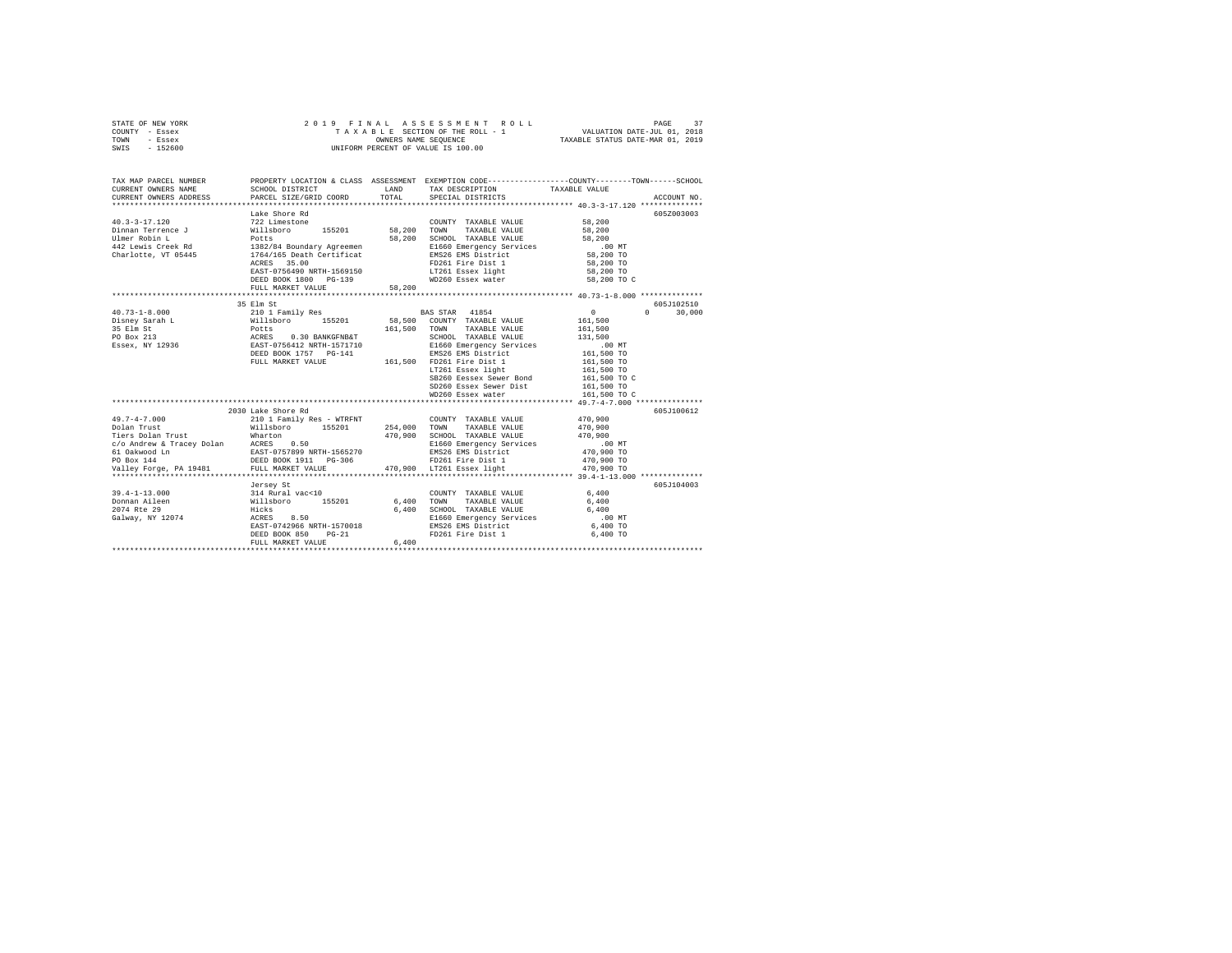STATE OF NEW YORK
COUNTY - Essex
TOWN - Essex
SWIS - 152600

2019 FINAL ASSESSMENT ROLL
TAXABLE SECTION OF THE ROLL - 1
OWNERS NAME SEQUENCE
UNIFORM PERCENT OF VALUE IS 100.00

VALUATION DATE-JUL 01, 2018
TAXABLE STATUS DATE-MAR 01, 2019

```
TAX MAP PARCEL NUMBER          PROPERTY LOCATION & CLASS  ASSESSMENT  EXEMPTION CODE-----------------COUNTY--------TOWN------SCHOOL
CURRENT OWNERS NAME            SCHOOL DISTRICT              LAND       TAX DESCRIPTION              TAXABLE VALUE
CURRENT OWNERS ADDRESS         PARCEL SIZE/GRID COORD       TOTAL      SPECIAL DISTRICTS                                    ACCOUNT NO.
******************************************************************************************************* 40.3-3-17.120 **************
                               Lake Shore Rd                                                                              605Z003003
40.3-3-17.120                  722 Limestone                            COUNTY  TAXABLE VALUE          58,200
Dinnan Terrence J              Willsboro       155201        58,200     TOWN    TAXABLE VALUE          58,200
Ulmer Robin L                  Potts                         58,200     SCHOOL  TAXABLE VALUE          58,200
442 Lewis Creek Rd             1382/84 Boundary Agreemen                E1660 Emergency Services          .00 MT
Charlotte, VT 05445            1764/165 Death Certificat                EMS26 EMS District              58,200 TO
                               ACRES   35.00                            FD261 Fire Dist 1               58,200 TO
                               EAST-0756490 NRTH-1569150                LT261 Essex light               58,200 TO
                               DEED BOOK 1800   PG-139                  WD260 Essex water               58,200 TO C
                               FULL MARKET VALUE             58,200
******************************************************************************************************* 40.73-1-8.000 **************
                               35 Elm St                                                                                  605J102510
40.73-1-8.000                  210 1 Family Res                         BAS STAR  41854                     0           0      30,000
Disney Sarah L                 Willsboro       155201        58,500     COUNTY  TAXABLE VALUE         161,500
35 Elm St                      Potts                        161,500     TOWN    TAXABLE VALUE         161,500
PO Box 213                     ACRES    0.30 BANKGFNB&T                 SCHOOL  TAXABLE VALUE         131,500
Essex, NY 12936                EAST-0756412 NRTH-1571710                E1660 Emergency Services          .00 MT
                               DEED BOOK 1757   PG-141                  EMS26 EMS District             161,500 TO
                               FULL MARKET VALUE            161,500     FD261 Fire Dist 1              161,500 TO
                                                                        LT261 Essex light              161,500 TO
                                                                        SB260 Eessex Sewer Bond        161,500 TO C
                                                                        SD260 Essex Sewer Dist         161,500 TO
                                                                        WD260 Essex water              161,500 TO C
******************************************************************************************************* 49.7-4-7.000 ***************
                               2030 Lake Shore Rd                                                                         605J100612
49.7-4-7.000                   210 1 Family Res - WTRFNT                COUNTY  TAXABLE VALUE         470,900
Dolan Trust                    Willsboro       155201       254,000     TOWN    TAXABLE VALUE         470,900
Tiers Dolan Trust              Wharton                      470,900     SCHOOL  TAXABLE VALUE         470,900
c/o Andrew & Tracey Dolan      ACRES    0.50                            E1660 Emergency Services          .00 MT
61 Oakwood Ln                  EAST-0757899 NRTH-1565270                EMS26 EMS District             470,900 TO
PO Box 144                     DEED BOOK 1911   PG-306                  FD261 Fire Dist 1              470,900 TO
Valley Forge, PA 19481         FULL MARKET VALUE            470,900     LT261 Essex light              470,900 TO
******************************************************************************************************* 39.4-1-13.000 **************
                               Jersey St                                                                                  605J104003
39.4-1-13.000                  314 Rural vac<10                         COUNTY  TAXABLE VALUE           6,400
Donnan Aileen                  Willsboro       155201         6,400     TOWN    TAXABLE VALUE           6,400
2074 Rte 29                    Hicks                          6,400     SCHOOL  TAXABLE VALUE           6,400
Galway, NY 12074               ACRES    8.50                            E1660 Emergency Services          .00 MT
                               EAST-0742966 NRTH-1570018                EMS26 EMS District               6,400 TO
                               DEED BOOK 850    PG-21                   FD261 Fire Dist 1                6,400 TO
                               FULL MARKET VALUE              6,400
************************************************************************************************************************************
```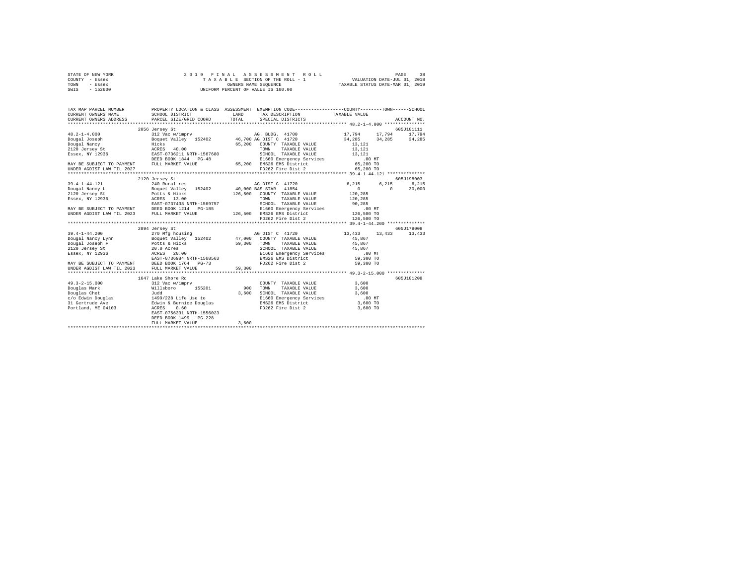```
STATE OF NEW YORK              2 0 1 9   F I N A L   A S S E S S M E N T   R O L L                    PAGE    38
COUNTY  - Essex                  T A X A B L E SECTION OF THE ROLL - 1              VALUATION DATE-JUL 01, 2018
TOWN    - Essex                          OWNERS NAME SEQUENCE                    TAXABLE STATUS DATE-MAR 01, 2019
SWIS    - 152600                   UNIFORM PERCENT OF VALUE IS 100.00

TAX MAP PARCEL NUMBER        PROPERTY LOCATION & CLASS  ASSESSMENT  EXEMPTION CODE-----------------COUNTY--------TOWN------SCHOOL
CURRENT OWNERS NAME          SCHOOL DISTRICT             LAND       TAX DESCRIPTION           TAXABLE VALUE
CURRENT OWNERS ADDRESS       PARCEL SIZE/GRID COORD      TOTAL      SPECIAL DISTRICTS                                  ACCOUNT NO.
******************************************************************************************** 48.2-1-4.000 ***************
                             2056 Jersey St                                                                        605J101111
48.2-1-4.000                 312 Vac w/imprv                        AG. BLDG. 41700              17,794      17,794      17,794
Dougal Joseph                Boquet Valley  152402        46,700 AG DIST C  41720              34,285      34,285      34,285
Dougal Nancy                 Hicks                        65,200   COUNTY  TAXABLE VALUE          13,121
2120 Jersey St               ACRES   40.00                         TOWN    TAXABLE VALUE          13,121
Essex, NY 12936              EAST-0736211 NRTH-1567680             SCHOOL  TAXABLE VALUE          13,121
                             DEED BOOK 1844   PG-48                E1660 Emergency Services           .00 MT
MAY BE SUBJECT TO PAYMENT    FULL MARKET VALUE            65,200   EMS26 EMS District              65,200 TO
UNDER AGDIST LAW TIL 2027                                          FD262 Fire Dist 2               65,200 TO
******************************************************************************************** 39.4-1-44.121 **************
                             2120 Jersey St                                                                        605J198003
39.4-1-44.121                240 Rural res                          AG DIST C  41720              6,215       6,215       6,215
Dougal Nancy L               Boquet Valley  152402        40,000 BAS STAR  41854                  0           0      30,000
2120 Jersey St               Potts & Hicks               126,500   COUNTY  TAXABLE VALUE         120,285
Essex, NY 12936              ACRES   13.00                         TOWN    TAXABLE VALUE         120,285
                             EAST-0737438 NRTH-1569757             SCHOOL  TAXABLE VALUE          90,285
MAY BE SUBJECT TO PAYMENT    DEED BOOK 1214   PG-185               E1660 Emergency Services           .00 MT
UNDER AGDIST LAW TIL 2023    FULL MARKET VALUE           126,500   EMS26 EMS District             126,500 TO
                                                                   FD262 Fire Dist 2              126,500 TO
******************************************************************************************** 39.4-1-44.200 **************
                             2094 Jersey St                                                                        605J179008
39.4-1-44.200                270 Mfg housing                        AG DIST C  41720             13,433      13,433      13,433
Dougal Nancy Lynn            Boquet Valley  152402        47,000   COUNTY  TAXABLE VALUE          45,867
Dougal Joseph F              Potts & Hicks                59,300   TOWN    TAXABLE VALUE          45,867
2120 Jersey St               20.0 Acres                            SCHOOL  TAXABLE VALUE          45,867
Essex, NY 12936              ACRES   20.00                         E1660 Emergency Services           .00 MT
                             EAST-0736984 NRTH-1568563             EMS26 EMS District              59,300 TO
MAY BE SUBJECT TO PAYMENT    DEED BOOK 1764   PG-73                FD262 Fire Dist 2               59,300 TO
UNDER AGDIST LAW TIL 2023    FULL MARKET VALUE            59,300
******************************************************************************************** 49.3-2-15.000 **************
                             1647 Lake Shore Rd                                                                    605J101208
49.3-2-15.000                312 Vac w/imprv                           COUNTY  TAXABLE VALUE           3,600
Douglas Mark                 Willsboro      155201           900   TOWN    TAXABLE VALUE           3,600
Douglas Chet                 Judd                          3,600   SCHOOL  TAXABLE VALUE           3,600
c/o Edwin Douglas            1499/228 Life Use to                  E1660 Emergency Services           .00 MT
31 Gertrude Ave              Edwin & Bernice Douglas               EMS26 EMS District               3,600 TO
Portland, ME 04103           ACRES    0.60                         FD262 Fire Dist 2                3,600 TO
                             EAST-0756331 NRTH-1556023
                             DEED BOOK 1499   PG-228
                             FULL MARKET VALUE             3,600
************************************************************************************************************************
```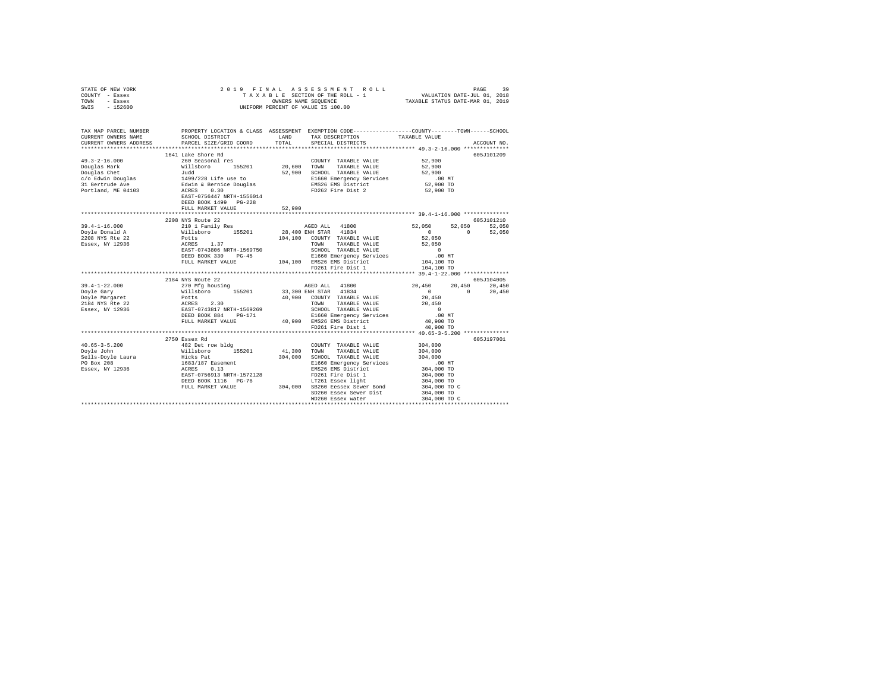STATE OF NEW YORK — 2019 FINAL ASSESSMENT ROLL — VALUATION DATE-JUL 01, 2018
COUNTY - Essex — TAXABLE SECTION OF THE ROLL - 1 — TAXABLE STATUS DATE-MAR 01, 2019
TOWN - Essex — OWNERS NAME SEQUENCE
SWIS - 152600 — UNIFORM PERCENT OF VALUE IS 100.00

| TAX MAP PARCEL NUMBER / CURRENT OWNERS NAME / CURRENT OWNERS ADDRESS | PROPERTY LOCATION & CLASS / SCHOOL DISTRICT / PARCEL SIZE/GRID COORD | ASSESSMENT LAND / TOTAL | EXEMPTION CODE / TAX DESCRIPTION / SPECIAL DISTRICTS | COUNTY | TOWN | SCHOOL | ACCOUNT NO. |
|---|---|---|---|---|---|---|---|
| **49.3-2-16.000** | 1641 Lake Shore Rd | | | | | | 605J101209 |
| Douglas Mark | 260 Seasonal res | | COUNTY TAXABLE VALUE | 52,900 | | | |
| Douglas Chet | Willsboro 155201 | 20,600 | TOWN TAXABLE VALUE | 52,900 | | | |
| c/o Edwin Douglas | Judd | 52,900 | SCHOOL TAXABLE VALUE | 52,900 | | | |
| 31 Gertrude Ave | 1499/228 Life use to | | E1660 Emergency Services | .00 MT | | | |
| Portland, ME 04103 | Edwin & Bernice Douglas | | EMS26 EMS District | 52,900 TO | | | |
| | ACRES 0.30 | | FD262 Fire Dist 2 | 52,900 TO | | | |
| | EAST-0756447 NRTH-1556014 | | | | | | |
| | DEED BOOK 1499 PG-228 | | | | | | |
| | FULL MARKET VALUE | 52,900 | | | | | |
| **39.4-1-16.000** | 2208 NYS Route 22 | | | | | | 605J101210 |
| Doyle Donald A | 210 1 Family Res | | AGED ALL 41800 | 52,050 | 52,050 | 52,050 | |
| 2208 NYS Rte 22 | Willsboro 155201 | 28,400 | ENH STAR 41834 | 0 | 0 | 52,050 | |
| Essex, NY 12936 | Potts | 104,100 | COUNTY TAXABLE VALUE | 52,050 | | | |
| | ACRES 1.37 | | TOWN TAXABLE VALUE | 52,050 | | | |
| | EAST-0743806 NRTH-1569750 | | SCHOOL TAXABLE VALUE | 0 | | | |
| | DEED BOOK 330 PG-45 | | E1660 Emergency Services | .00 MT | | | |
| | FULL MARKET VALUE | 104,100 | EMS26 EMS District | 104,100 TO | | | |
| | | | FD261 Fire Dist 1 | 104,100 TO | | | |
| **39.4-1-22.000** | 2184 NYS Route 22 | | | | | | 605J104005 |
| Doyle Gary | 270 Mfg housing | | AGED ALL 41800 | 20,450 | 20,450 | 20,450 | |
| Doyle Margaret | Willsboro 155201 | 33,300 | ENH STAR 41834 | 0 | 0 | 20,450 | |
| 2184 NYS Rte 22 | Potts | 40,900 | COUNTY TAXABLE VALUE | 20,450 | | | |
| Essex, NY 12936 | ACRES 2.30 | | TOWN TAXABLE VALUE | 20,450 | | | |
| | EAST-0743817 NRTH-1569269 | | SCHOOL TAXABLE VALUE | 0 | | | |
| | DEED BOOK 884 PG-171 | | E1660 Emergency Services | .00 MT | | | |
| | FULL MARKET VALUE | 40,900 | EMS26 EMS District | 40,900 TO | | | |
| | | | FD261 Fire Dist 1 | 40,900 TO | | | |
| **40.65-3-5.200** | 2750 Essex Rd | | | | | | 605J197001 |
| Doyle John | 482 Det row bldg | | COUNTY TAXABLE VALUE | 304,000 | | | |
| Sells-Doyle Laura | Willsboro 155201 | 41,300 | TOWN TAXABLE VALUE | 304,000 | | | |
| PO Box 208 | Hicks Pat | 304,000 | SCHOOL TAXABLE VALUE | 304,000 | | | |
| Essex, NY 12936 | 1683/187 Easement | | E1660 Emergency Services | .00 MT | | | |
| | ACRES 0.13 | | EMS26 EMS District | 304,000 TO | | | |
| | EAST-0756913 NRTH-1572128 | | FD261 Fire Dist 1 | 304,000 TO | | | |
| | DEED BOOK 1116 PG-76 | | LT261 Essex light | 304,000 TO | | | |
| | FULL MARKET VALUE | 304,000 | SB260 Eessex Sewer Bond | 304,000 TO C | | | |
| | | | SD260 Essex Sewer Dist | 304,000 TO | | | |
| | | | WD260 Essex water | 304,000 TO C | | | |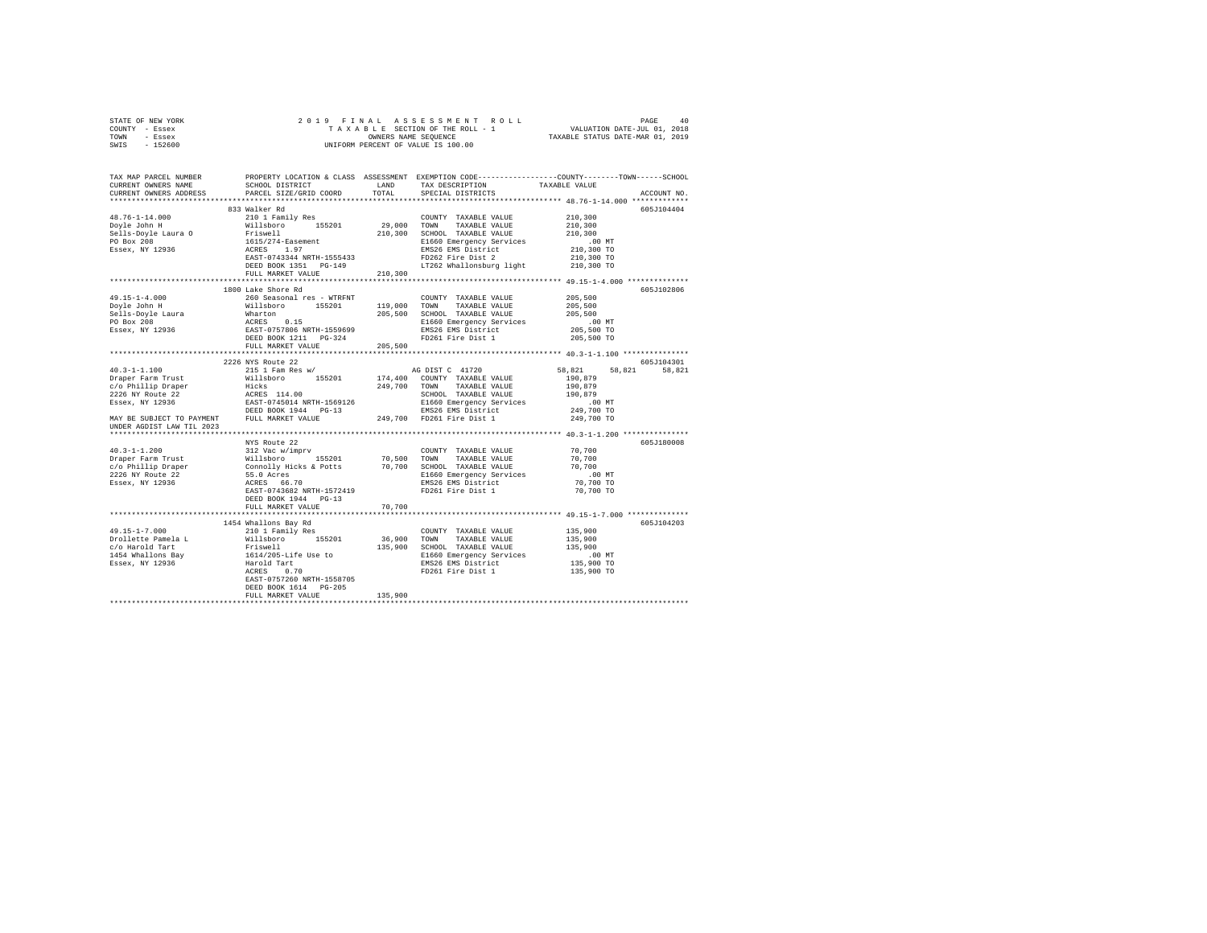STATE OF NEW YORK
COUNTY - Essex
TOWN - Essex
SWIS - 152600

2 0 1 9 F I N A L A S S E S S M E N T R O L L
T A X A B L E SECTION OF THE ROLL - 1
OWNERS NAME SEQUENCE
UNIFORM PERCENT OF VALUE IS 100.00

VALUATION DATE-JUL 01, 2018
TAXABLE STATUS DATE-MAR 01, 2019

```
TAX MAP PARCEL NUMBER        PROPERTY LOCATION & CLASS  ASSESSMENT  EXEMPTION CODE-----------------COUNTY--------TOWN------SCHOOL
CURRENT OWNERS NAME          SCHOOL DISTRICT              LAND      TAX DESCRIPTION             TAXABLE VALUE
CURRENT OWNERS ADDRESS       PARCEL SIZE/GRID COORD       TOTAL     SPECIAL DISTRICTS                                        ACCOUNT NO.
************************************************************************************************** 48.76-1-14.000 *************
                         833 Walker Rd                                                                                    605J104404
48.76-1-14.000           210 1 Family Res                       COUNTY  TAXABLE VALUE           210,300
Doyle John H             Willsboro      155201      29,000      TOWN    TAXABLE VALUE           210,300
Sells-Doyle Laura O      Friswell                  210,300      SCHOOL  TAXABLE VALUE           210,300
PO Box 208               1615/274-Easement                      E1660 Emergency Services            .00 MT
Essex, NY 12936          ACRES    1.97                          EMS26 EMS District              210,300 TO
                         EAST-0743344 NRTH-1555433              FD262 Fire Dist 2               210,300 TO
                         DEED BOOK 1351   PG-149                LT262 Whallonsburg light        210,300 TO
                         FULL MARKET VALUE         210,300
************************************************************************************************** 49.15-1-4.000 **************
                         1800 Lake Shore Rd                                                                               605J102806
49.15-1-4.000            260 Seasonal res - WTRFNT              COUNTY  TAXABLE VALUE           205,500
Doyle John H             Willsboro      155201     119,000      TOWN    TAXABLE VALUE           205,500
Sells-Doyle Laura        Wharton                   205,500      SCHOOL  TAXABLE VALUE           205,500
PO Box 208               ACRES    0.15                          E1660 Emergency Services            .00 MT
Essex, NY 12936          EAST-0757806 NRTH-1559699              EMS26 EMS District              205,500 TO
                         DEED BOOK 1211   PG-324                FD261 Fire Dist 1               205,500 TO
                         FULL MARKET VALUE         205,500
************************************************************************************************** 40.3-1-1.100 ***************
                         2226 NYS Route 22                                                                                605J104301
40.3-1-1.100             215 1 Fam Res w/                       AG DIST C  41720                 58,821     58,821     58,821
Draper Farm Trust        Willsboro      155201     174,400      COUNTY  TAXABLE VALUE           190,879
c/o Phillip Draper       Hicks                     249,700      TOWN    TAXABLE VALUE           190,879
2226 NY Route 22         ACRES  114.00                          SCHOOL  TAXABLE VALUE           190,879
Essex, NY 12936          EAST-0745014 NRTH-1569126              E1660 Emergency Services            .00 MT
                         DEED BOOK 1944   PG-13                 EMS26 EMS District              249,700 TO
MAY BE SUBJECT TO PAYMENT FULL MARKET VALUE        249,700      FD261 Fire Dist 1               249,700 TO
UNDER AGDIST LAW TIL 2023
************************************************************************************************** 40.3-1-1.200 ***************
                         NYS Route 22                                                                                     605J180008
40.3-1-1.200             312 Vac w/imprv                        COUNTY  TAXABLE VALUE            70,700
Draper Farm Trust        Willsboro      155201      70,500      TOWN    TAXABLE VALUE            70,700
c/o Phillip Draper       Connolly Hicks & Potts     70,700      SCHOOL  TAXABLE VALUE            70,700
2226 NY Route 22         55.0 Acres                             E1660 Emergency Services            .00 MT
Essex, NY 12936          ACRES   66.70                          EMS26 EMS District               70,700 TO
                         EAST-0743682 NRTH-1572419              FD261 Fire Dist 1                70,700 TO
                         DEED BOOK 1944   PG-13
                         FULL MARKET VALUE          70,700
************************************************************************************************** 49.15-1-7.000 **************
                         1454 Whallons Bay Rd                                                                             605J104203
49.15-1-7.000            210 1 Family Res                       COUNTY  TAXABLE VALUE           135,900
Drollette Pamela L       Willsboro      155201      36,900      TOWN    TAXABLE VALUE           135,900
c/o Harold Tart          Friswell                  135,900      SCHOOL  TAXABLE VALUE           135,900
1454 Whallons Bay        1614/205-Life Use to                   E1660 Emergency Services            .00 MT
Essex, NY 12936          Harold Tart                            EMS26 EMS District              135,900 TO
                         ACRES    0.70                          FD261 Fire Dist 1               135,900 TO
                         EAST-0757260 NRTH-1558705
                         DEED BOOK 1614   PG-205
                         FULL MARKET VALUE         135,900
********************************************************************************************************************************
```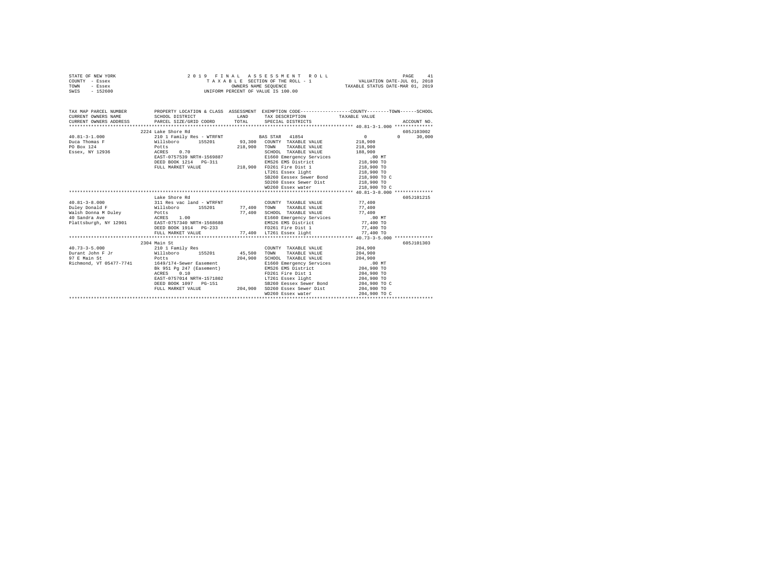STATE OF NEW YORK — 2019 FINAL ASSESSMENT ROLL
COUNTY - Essex — TAXABLE SECTION OF THE ROLL - 1 — VALUATION DATE-JUL 01, 2018
TOWN - Essex — OWNERS NAME SEQUENCE — TAXABLE STATUS DATE-MAR 01, 2019
SWIS - 152600 — UNIFORM PERCENT OF VALUE IS 100.00

```
TAX MAP PARCEL NUMBER       PROPERTY LOCATION & CLASS  ASSESSMENT  EXEMPTION CODE-----------------COUNTY--------TOWN------SCHOOL
CURRENT OWNERS NAME         SCHOOL DISTRICT             LAND       TAX DESCRIPTION            TAXABLE VALUE
CURRENT OWNERS ADDRESS      PARCEL SIZE/GRID COORD      TOTAL      SPECIAL DISTRICTS                                  ACCOUNT NO.
******************************************************************************************* 40.81-3-1.000 **************
                            2224 Lake Shore Rd                                                                      605J103002
40.81-3-1.000               210 1 Family Res - WTRFNT          BAS STAR  41854                  0           0      30,000
Duca Thomas F               Willsboro      155201      93,300   COUNTY  TAXABLE VALUE        218,900
PO Box 124                  Potts                     218,900   TOWN    TAXABLE VALUE        218,900
Essex, NY 12936             ACRES    0.70                       SCHOOL  TAXABLE VALUE        188,900
                            EAST-0757539 NRTH-1569887           E1660 Emergency Services         .00 MT
                            DEED BOOK 1214   PG-311             EMS26 EMS District           218,900 TO
                            FULL MARKET VALUE         218,900   FD261 Fire Dist 1            218,900 TO
                                                                LT261 Essex light            218,900 TO
                                                                SB260 Eessex Sewer Bond      218,900 TO C
                                                                SD260 Essex Sewer Dist       218,900 TO
                                                                WD260 Essex water            218,900 TO C
******************************************************************************************* 40.81-3-8.000 **************
                            Lake Shore Rd                                                                           605J101215
40.81-3-8.000               311 Res vac land - WTRFNT           COUNTY  TAXABLE VALUE         77,400
Duley Donald F              Willsboro      155201      77,400   TOWN    TAXABLE VALUE         77,400
Walsh Donna M Duley         Potts                      77,400   SCHOOL  TAXABLE VALUE         77,400
40 Sandra Ave               ACRES    1.00                       E1660 Emergency Services         .00 MT
Plattsburgh, NY 12901       EAST-0757340 NRTH-1568688           EMS26 EMS District            77,400 TO
                            DEED BOOK 1914   PG-233             FD261 Fire Dist 1             77,400 TO
                            FULL MARKET VALUE          77,400   LT261 Essex light             77,400 TO
******************************************************************************************* 40.73-3-5.000 **************
                            2304 Main St                                                                            605J101303
40.73-3-5.000               210 1 Family Res                    COUNTY  TAXABLE VALUE        204,900
Durant John F Jr            Willsboro      155201      45,500   TOWN    TAXABLE VALUE        204,900
97 E Main St                Potts                     204,900   SCHOOL  TAXABLE VALUE        204,900
Richmond, VT 05477-7741     1649/174-Sewer Easement             E1660 Emergency Services         .00 MT
                            Bk 951 Pg 247 (Easement)            EMS26 EMS District           204,900 TO
                            ACRES    0.10                       FD261 Fire Dist 1            204,900 TO
                            EAST-0757014 NRTH-1571802           LT261 Essex light            204,900 TO
                            DEED BOOK 1097   PG-151             SB260 Eessex Sewer Bond      204,900 TO C
                            FULL MARKET VALUE         204,900   SD260 Essex Sewer Dist       204,900 TO
                                                                WD260 Essex water            204,900 TO C
*************************************************************************************************************************
```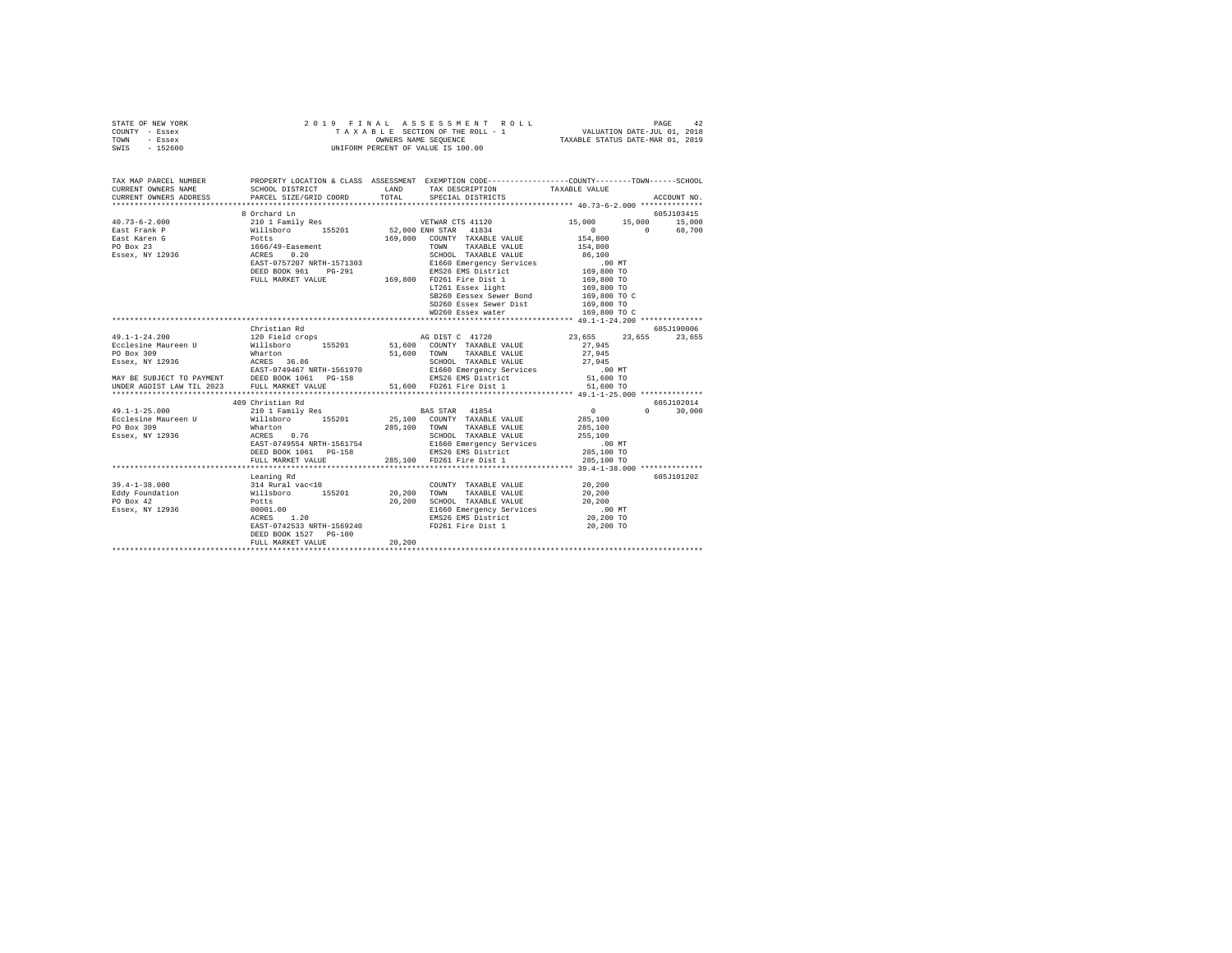STATE OF NEW YORK                    2 0 1 9   F I N A L   A S S E S S M E N T   R O L L
COUNTY - Essex                              T A X A B L E SECTION OF THE ROLL - 1                    VALUATION DATE-JUL 01, 2018
TOWN   - Essex                                    OWNERS NAME SEQUENCE                          TAXABLE STATUS DATE-MAR 01, 2019
SWIS   - 152600                           UNIFORM PERCENT OF VALUE IS 100.00

```
TAX MAP PARCEL NUMBER          PROPERTY LOCATION & CLASS  ASSESSMENT  EXEMPTION CODE-----------------COUNTY--------TOWN------SCHOOL
CURRENT OWNERS NAME            SCHOOL DISTRICT              LAND      TAX DESCRIPTION            TAXABLE VALUE
CURRENT OWNERS ADDRESS         PARCEL SIZE/GRID COORD      TOTAL      SPECIAL DISTRICTS                                   ACCOUNT NO.
******************************************************************************************************* 40.73-6-2.000 **************
                               8 Orchard Ln                                                                              605J103415
40.73-6-2.000                  210 1 Family Res                      VETWAR CTS 41120           15,000     15,000     15,000
East Frank P                   Willsboro      155201        52,000 ENH STAR  41834                  0          0      68,700
East Karen G                   Potts                       169,800   COUNTY  TAXABLE VALUE        154,800
PO Box 23                      1666/49-Easement                      TOWN    TAXABLE VALUE        154,800
Essex, NY 12936                ACRES    0.20                         SCHOOL  TAXABLE VALUE         86,100
                               EAST-0757207 NRTH-1571303             E1660 Emergency Services         .00 MT
                               DEED BOOK 961    PG-291               EMS26 EMS District           169,800 TO
                               FULL MARKET VALUE           169,800   FD261 Fire Dist 1            169,800 TO
                                                                     LT261 Essex light            169,800 TO
                                                                     SB260 Eessex Sewer Bond      169,800 TO C
                                                                     SD260 Essex Sewer Dist       169,800 TO
                                                                     WD260 Essex water            169,800 TO C
******************************************************************************************************* 49.1-1-24.200 **************
                               Christian Rd                                                                              605J190006
49.1-1-24.200                  120 Field crops                       AG DIST C  41720           23,655     23,655     23,655
Ecclesine Maureen U            Willsboro      155201        51,600   COUNTY  TAXABLE VALUE         27,945
PO Box 309                     Wharton                      51,600   TOWN    TAXABLE VALUE         27,945
Essex, NY 12936                ACRES   36.86                         SCHOOL  TAXABLE VALUE         27,945
                               EAST-0749467 NRTH-1561970             E1660 Emergency Services         .00 MT
MAY BE SUBJECT TO PAYMENT      DEED BOOK 1061   PG-158               EMS26 EMS District            51,600 TO
UNDER AGDIST LAW TIL 2023      FULL MARKET VALUE            51,600   FD261 Fire Dist 1             51,600 TO
******************************************************************************************************* 49.1-1-25.000 **************
                               409 Christian Rd                                                                          605J102014
49.1-1-25.000                  210 1 Family Res                      BAS STAR  41854                 0          0      30,000
Ecclesine Maureen U            Willsboro      155201        25,100   COUNTY  TAXABLE VALUE        285,100
PO Box 309                     Wharton                     285,100   TOWN    TAXABLE VALUE        285,100
Essex, NY 12936                ACRES    0.76                         SCHOOL  TAXABLE VALUE        255,100
                               EAST-0749554 NRTH-1561754             E1660 Emergency Services         .00 MT
                               DEED BOOK 1061   PG-158               EMS26 EMS District           285,100 TO
                               FULL MARKET VALUE           285,100   FD261 Fire Dist 1            285,100 TO
******************************************************************************************************* 39.4-1-38.000 **************
                               Leaning Rd                                                                                605J101202
39.4-1-38.000                  314 Rural vac<10                      COUNTY  TAXABLE VALUE         20,200
Eddy Foundation                Willsboro      155201        20,200   TOWN    TAXABLE VALUE         20,200
PO Box 42                      Potts                        20,200   SCHOOL  TAXABLE VALUE         20,200
Essex, NY 12936                00001.00                              E1660 Emergency Services         .00 MT
                               ACRES    1.20                         EMS26 EMS District            20,200 TO
                               EAST-0742533 NRTH-1569240             FD261 Fire Dist 1             20,200 TO
                               DEED BOOK 1527   PG-100
                               FULL MARKET VALUE            20,200
************************************************************************************************************************************
```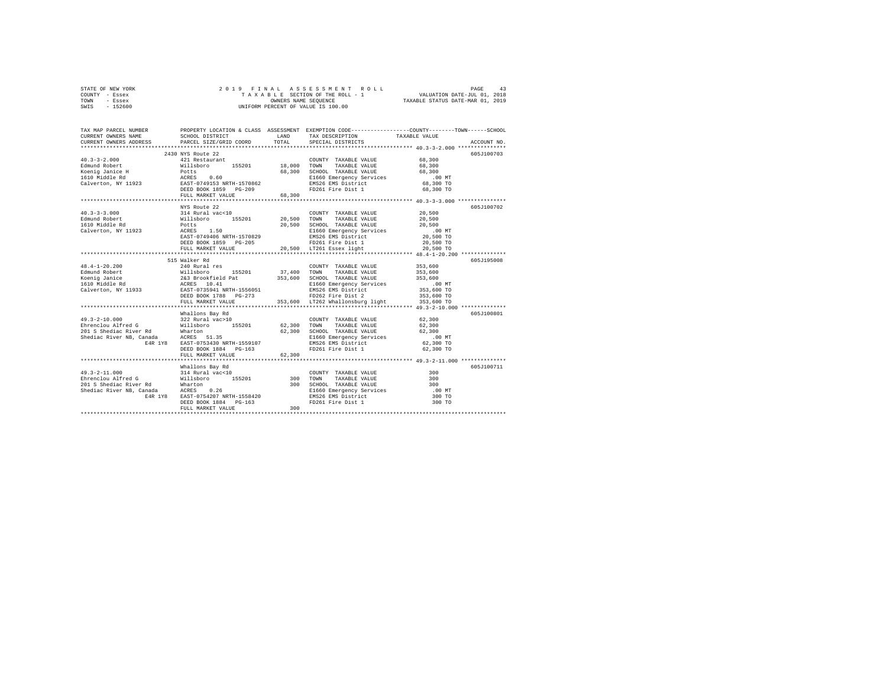STATE OF NEW YORK
COUNTY - Essex
TOWN - Essex
SWIS - 152600

2019 FINAL ASSESSMENT ROLL
TAXABLE SECTION OF THE ROLL - 1
OWNERS NAME SEQUENCE
UNIFORM PERCENT OF VALUE IS 100.00

VALUATION DATE-JUL 01, 2018
TAXABLE STATUS DATE-MAR 01, 2019

```
TAX MAP PARCEL NUMBER          PROPERTY LOCATION & CLASS  ASSESSMENT  EXEMPTION CODE-----------------COUNTY--------TOWN------SCHOOL
CURRENT OWNERS NAME            SCHOOL DISTRICT               LAND      TAX DESCRIPTION              TAXABLE VALUE
CURRENT OWNERS ADDRESS         PARCEL SIZE/GRID COORD        TOTAL     SPECIAL DISTRICTS                                     ACCOUNT NO.
******************************************************************************************************* 40.3-3-2.000 ***************
                               2430 NYS Route 22                                                                               605J100703
40.3-3-2.000                   421 Restaurant                          COUNTY  TAXABLE VALUE              68,300
Edmund Robert                  Willsboro      155201       18,000      TOWN    TAXABLE VALUE              68,300
Koenig Janice H                Potts                       68,300      SCHOOL  TAXABLE VALUE              68,300
1610 Middle Rd                 ACRES    0.60                           E1660 Emergency Services              .00 MT
Calverton, NY 11923            EAST-0749153 NRTH-1570862               EMS26 EMS District                 68,300 TO
                               DEED BOOK 1859   PG-209                 FD261 Fire Dist 1                  68,300 TO
                               FULL MARKET VALUE           68,300
******************************************************************************************************* 40.3-3-3.000 ***************
                               NYS Route 22                                                                                    605J100702
40.3-3-3.000                   314 Rural vac<10                        COUNTY  TAXABLE VALUE              20,500
Edmund Robert                  Willsboro      155201       20,500      TOWN    TAXABLE VALUE              20,500
1610 Middle Rd                 Potts                       20,500      SCHOOL  TAXABLE VALUE              20,500
Calverton, NY 11923            ACRES    1.50                           E1660 Emergency Services              .00 MT
                               EAST-0749406 NRTH-1570829               EMS26 EMS District                 20,500 TO
                               DEED BOOK 1859   PG-205                 FD261 Fire Dist 1                  20,500 TO
                               FULL MARKET VALUE           20,500      LT261 Essex light                  20,500 TO
******************************************************************************************************* 48.4-1-20.200 **************
                               515 Walker Rd                                                                                   605J195008
48.4-1-20.200                  240 Rural res                           COUNTY  TAXABLE VALUE             353,600
Edmund Robert                  Willsboro      155201       37,400      TOWN    TAXABLE VALUE             353,600
Koenig Janice                  2&3 Brookfield Pat         353,600      SCHOOL  TAXABLE VALUE             353,600
1610 Middle Rd                 ACRES   10.41                           E1660 Emergency Services              .00 MT
Calverton, NY 11933            EAST-0735941 NRTH-1556051               EMS26 EMS District                353,600 TO
                               DEED BOOK 1788   PG-273                 FD262 Fire Dist 2                 353,600 TO
                               FULL MARKET VALUE          353,600      LT262 Whallonsburg light          353,600 TO
******************************************************************************************************* 49.3-2-10.000 **************
                               Whallons Bay Rd                                                                                 605J100801
49.3-2-10.000                  322 Rural vac>10                        COUNTY  TAXABLE VALUE              62,300
Ehrenclou Alfred G             Willsboro      155201       62,300      TOWN    TAXABLE VALUE              62,300
201 S Shediac River Rd         Wharton                     62,300      SCHOOL  TAXABLE VALUE              62,300
Shediac River NB, Canada       ACRES   51.35                           E1660 Emergency Services              .00 MT
                     E4R 1Y8   EAST-0753430 NRTH-1559107               EMS26 EMS District                 62,300 TO
                               DEED BOOK 1884   PG-163                 FD261 Fire Dist 1                  62,300 TO
                               FULL MARKET VALUE           62,300
******************************************************************************************************* 49.3-2-11.000 **************
                               Whallons Bay Rd                                                                                 605J100711
49.3-2-11.000                  314 Rural vac<10                        COUNTY  TAXABLE VALUE                 300
Ehrenclou Alfred G             Willsboro      155201          300      TOWN    TAXABLE VALUE                 300
201 S Shediac River Rd         Wharton                        300      SCHOOL  TAXABLE VALUE                 300
Shediac River NB, Canada       ACRES    0.26                           E1660 Emergency Services              .00 MT
                     E4R 1Y8   EAST-0754207 NRTH-1558420               EMS26 EMS District                    300 TO
                               DEED BOOK 1884   PG-163                 FD261 Fire Dist 1                     300 TO
                               FULL MARKET VALUE              300
************************************************************************************************************************************
```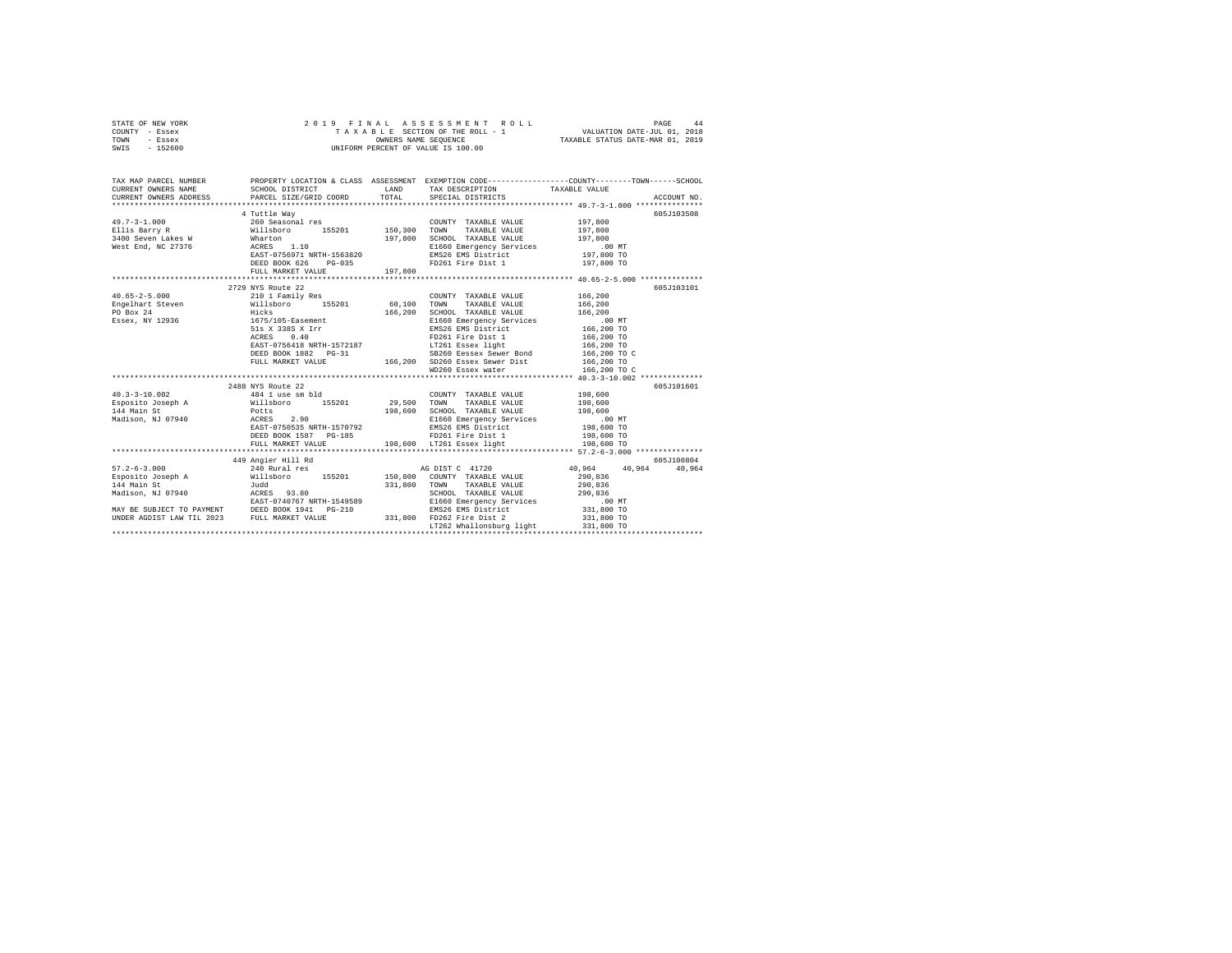STATE OF NEW YORK — 2019 FINAL ASSESSMENT ROLL
COUNTY - Essex — TAXABLE SECTION OF THE ROLL - 1 — VALUATION DATE-JUL 01, 2018
TOWN - Essex — OWNERS NAME SEQUENCE — TAXABLE STATUS DATE-MAR 01, 2019
SWIS - 152600 — UNIFORM PERCENT OF VALUE IS 100.00

```
TAX MAP PARCEL NUMBER         PROPERTY LOCATION & CLASS  ASSESSMENT  EXEMPTION CODE-----------------COUNTY--------TOWN------SCHOOL
CURRENT OWNERS NAME           SCHOOL DISTRICT             LAND       TAX DESCRIPTION           TAXABLE VALUE
CURRENT OWNERS ADDRESS        PARCEL SIZE/GRID COORD      TOTAL      SPECIAL DISTRICTS                                  ACCOUNT NO.
******************************************************************************************* 49.7-3-1.000 ***************
                              4 Tuttle Way                                                                          605J103508
49.7-3-1.000                  260 Seasonal res                       COUNTY  TAXABLE VALUE          197,800
Ellis Barry R                 Willsboro       155201     150,300     TOWN    TAXABLE VALUE          197,800
3400 Seven Lakes W            Wharton                    197,800     SCHOOL  TAXABLE VALUE          197,800
West End, NC 27376            ACRES    1.10                          E1660 Emergency Services          .00 MT
                              EAST-0756971 NRTH-1563820              EMS26 EMS District             197,800 TO
                              DEED BOOK 626    PG-035                FD261 Fire Dist 1              197,800 TO
                              FULL MARKET VALUE          197,800
******************************************************************************************* 40.65-2-5.000 **************
                              2729 NYS Route 22                                                                     605J103101
40.65-2-5.000                 210 1 Family Res                       COUNTY  TAXABLE VALUE          166,200
Engelhart Steven              Willsboro       155201      60,100     TOWN    TAXABLE VALUE          166,200
PO Box 24                     Hicks                      166,200     SCHOOL  TAXABLE VALUE          166,200
Essex, NY 12936               1675/105-Easement                      E1660 Emergency Services          .00 MT
                              51s X 338S X Irr                       EMS26 EMS District             166,200 TO
                              ACRES    0.40                          FD261 Fire Dist 1              166,200 TO
                              EAST-0756418 NRTH-1572187              LT261 Essex light              166,200 TO
                              DEED BOOK 1882   PG-31                 SB260 Eessex Sewer Bond        166,200 TO C
                              FULL MARKET VALUE          166,200     SD260 Essex Sewer Dist         166,200 TO
                                                                     WD260 Essex water              166,200 TO C
******************************************************************************************* 40.3-3-10.002 **************
                              2488 NYS Route 22                                                                     605J101601
40.3-3-10.002                 484 1 use sm bld                       COUNTY  TAXABLE VALUE          198,600
Esposito Joseph A             Willsboro       155201      29,500     TOWN    TAXABLE VALUE          198,600
144 Main St                   Potts                      198,600     SCHOOL  TAXABLE VALUE          198,600
Madison, NJ 07940             ACRES    2.90                          E1660 Emergency Services          .00 MT
                              EAST-0750535 NRTH-1570792              EMS26 EMS District             198,600 TO
                              DEED BOOK 1587   PG-185                FD261 Fire Dist 1              198,600 TO
                              FULL MARKET VALUE          198,600     LT261 Essex light              198,600 TO
******************************************************************************************* 57.2-6-3.000 ***************
                              449 Angier Hill Rd                                                                    605J100804
57.2-6-3.000                  240 Rural res                          AG DIST C  41720                40,964     40,964     40,964
Esposito Joseph A             Willsboro       155201     150,800     COUNTY  TAXABLE VALUE          290,836
144 Main St                   Judd                       331,800     TOWN    TAXABLE VALUE          290,836
Madison, NJ 07940             ACRES   93.80                          SCHOOL  TAXABLE VALUE          290,836
                              EAST-0740767 NRTH-1549589              E1660 Emergency Services          .00 MT
MAY BE SUBJECT TO PAYMENT     DEED BOOK 1941   PG-210                EMS26 EMS District             331,800 TO
UNDER AGDIST LAW TIL 2023     FULL MARKET VALUE          331,800     FD262 Fire Dist 2              331,800 TO
                                                                     LT262 Whallonsburg light       331,800 TO
**************************************************************************************************************************
```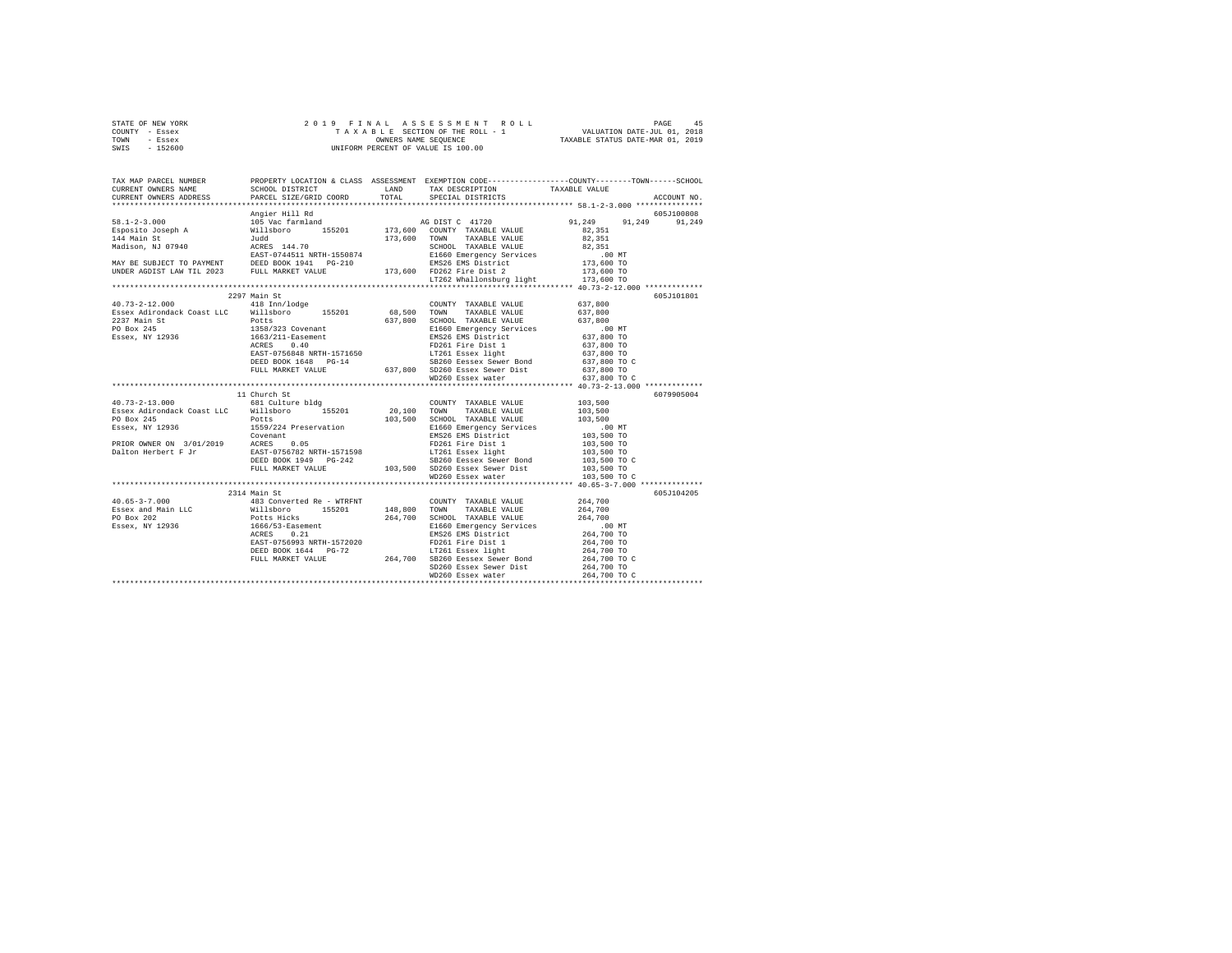```
STATE OF NEW YORK              2 0 1 9   F I N A L   A S S E S S M E N T   R O L L                    PAGE    45
COUNTY  - Essex                  T A X A B L E SECTION OF THE ROLL - 1               VALUATION DATE-JUL 01, 2018
TOWN    - Essex                           OWNERS NAME SEQUENCE                      TAXABLE STATUS DATE-MAR 01, 2019
SWIS    - 152600                   UNIFORM PERCENT OF VALUE IS 100.00

TAX MAP PARCEL NUMBER          PROPERTY LOCATION & CLASS  ASSESSMENT  EXEMPTION CODE------------------COUNTY--------TOWN------SCHOOL
CURRENT OWNERS NAME            SCHOOL DISTRICT             LAND       TAX DESCRIPTION            TAXABLE VALUE
CURRENT OWNERS ADDRESS         PARCEL SIZE/GRID COORD      TOTAL      SPECIAL DISTRICTS                                  ACCOUNT NO.
******************************************************************************************************* 58.1-2-3.000 ***************
                               Angier Hill Rd                                                                        605J100808
58.1-2-3.000                   105 Vac farmland                       AG DIST C  41720           91,249      91,249      91,249
Esposito Joseph A              Willsboro       155201     173,600     COUNTY  TAXABLE VALUE       82,351
144 Main St                    Judd                       173,600     TOWN    TAXABLE VALUE       82,351
Madison, NJ 07940              ACRES  144.70                          SCHOOL  TAXABLE VALUE       82,351
                               EAST-0744511 NRTH-1550874              E1660 Emergency Services          .00 MT
MAY BE SUBJECT TO PAYMENT      DEED BOOK 1941   PG-210                EMS26 EMS District          173,600 TO
UNDER AGDIST LAW TIL 2023      FULL MARKET VALUE          173,600     FD262 Fire Dist 2           173,600 TO
                                                                      LT262 Whallonsburg light    173,600 TO
******************************************************************************************************* 40.73-2-12.000 *************
                               2297 Main St                                                                          605J101801
40.73-2-12.000                 418 Inn/lodge                          COUNTY  TAXABLE VALUE      637,800
Essex Adirondack Coast LLC     Willsboro       155201      68,500     TOWN    TAXABLE VALUE      637,800
2237 Main St                   Potts                      637,800     SCHOOL  TAXABLE VALUE      637,800
PO Box 245                     1358/323 Covenant                      E1660 Emergency Services          .00 MT
Essex, NY 12936                1663/211-Easement                      EMS26 EMS District          637,800 TO
                               ACRES    0.40                          FD261 Fire Dist 1           637,800 TO
                               EAST-0756848 NRTH-1571650              LT261 Essex light           637,800 TO
                               DEED BOOK 1648   PG-14                 SB260 Eessex Sewer Bond     637,800 TO C
                               FULL MARKET VALUE          637,800     SD260 Essex Sewer Dist      637,800 TO
                                                                      WD260 Essex water           637,800 TO C
******************************************************************************************************* 40.73-2-13.000 *************
                               11 Church St                                                                          6079905004
40.73-2-13.000                 681 Culture bldg                       COUNTY  TAXABLE VALUE      103,500
Essex Adirondack Coast LLC     Willsboro       155201      20,100     TOWN    TAXABLE VALUE      103,500
PO Box 245                     Potts                      103,500     SCHOOL  TAXABLE VALUE      103,500
Essex, NY 12936                1559/224 Preservation                  E1660 Emergency Services          .00 MT
                               Covenant                               EMS26 EMS District          103,500 TO
PRIOR OWNER ON 3/01/2019       ACRES    0.05                          FD261 Fire Dist 1           103,500 TO
Dalton Herbert F Jr            EAST-0756782 NRTH-1571598              LT261 Essex light           103,500 TO
                               DEED BOOK 1949   PG-242                SB260 Eessex Sewer Bond     103,500 TO C
                               FULL MARKET VALUE          103,500     SD260 Essex Sewer Dist      103,500 TO
                                                                      WD260 Essex water           103,500 TO C
******************************************************************************************************* 40.65-3-7.000 **************
                               2314 Main St                                                                          605J104205
40.65-3-7.000                  483 Converted Re - WTRFNT              COUNTY  TAXABLE VALUE      264,700
Essex and Main LLC             Willsboro       155201     148,800     TOWN    TAXABLE VALUE      264,700
PO Box 202                     Potts Hicks                264,700     SCHOOL  TAXABLE VALUE      264,700
Essex, NY 12936                1666/53-Easement                       E1660 Emergency Services          .00 MT
                               ACRES    0.21                          EMS26 EMS District          264,700 TO
                               EAST-0756993 NRTH-1572020              FD261 Fire Dist 1           264,700 TO
                               DEED BOOK 1644   PG-72                 LT261 Essex light           264,700 TO
                               FULL MARKET VALUE          264,700     SB260 Eessex Sewer Bond     264,700 TO C
                                                                      SD260 Essex Sewer Dist      264,700 TO
                                                                      WD260 Essex water           264,700 TO C
************************************************************************************************************************************
```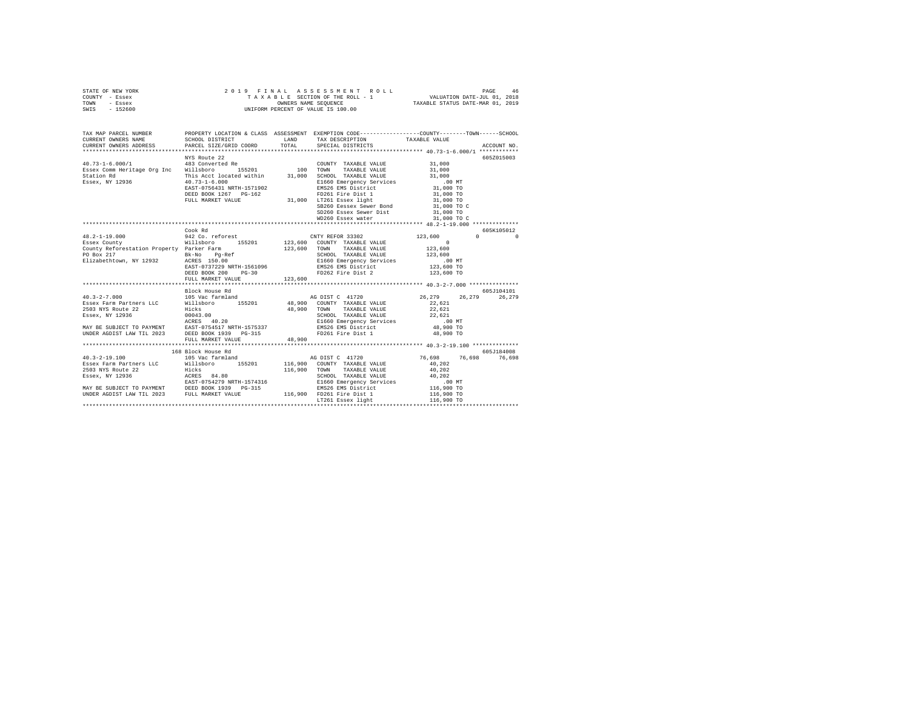```
STATE OF NEW YORK              2 0 1 9   F I N A L   A S S E S S M E N T   R O L L                    PAGE    46
COUNTY  - Essex                   T A X A B L E  SECTION OF THE ROLL - 1            VALUATION DATE-JUL 01, 2018
TOWN    - Essex                            OWNERS NAME SEQUENCE                  TAXABLE STATUS DATE-MAR 01, 2019
SWIS    - 152600                    UNIFORM PERCENT OF VALUE IS 100.00

TAX MAP PARCEL NUMBER          PROPERTY LOCATION & CLASS  ASSESSMENT  EXEMPTION CODE-----------------COUNTY--------TOWN------SCHOOL
CURRENT OWNERS NAME            SCHOOL DISTRICT               LAND      TAX DESCRIPTION            TAXABLE VALUE
CURRENT OWNERS ADDRESS         PARCEL SIZE/GRID COORD        TOTAL     SPECIAL DISTRICTS                                    ACCOUNT NO.
****************************************************************************************************** 40.73-1-6.000/1 ************
                               NYS Route 22                                                                              605Z015003
40.73-1-6.000/1                483 Converted Re                        COUNTY  TAXABLE VALUE            31,000
Essex Comm Heritage Org Inc    Willsboro      155201          100      TOWN    TAXABLE VALUE            31,000
Station Rd                     This Acct located within     31,000     SCHOOL  TAXABLE VALUE            31,000
Essex, NY 12936                40.73-1-6.000                           E1660 Emergency Services             .00 MT
                               EAST-0756431 NRTH-1571902               EMS26 EMS District               31,000 TO
                               DEED BOOK 1267   PG-162                 FD261 Fire Dist 1                31,000 TO
                               FULL MARKET VALUE             31,000    LT261 Essex light                31,000 TO
                                                                       SB260 Eessex Sewer Bond          31,000 TO C
                                                                       SD260 Essex Sewer Dist           31,000 TO
                                                                       WD260 Essex water                31,000 TO C
****************************************************************************************************** 48.2-1-19.000 **************
                               Cook Rd                                                                                   605K105012
48.2-1-19.000                  942 Co. reforest                        CNTY REFOR 33302         123,600            0            0
Essex County                   Willsboro      155201       123,600     COUNTY  TAXABLE VALUE                 0
County Reforestation Property  Parker Farm                 123,600     TOWN    TAXABLE VALUE           123,600
PO Box 217                     Bk-No   Pg-Ref                          SCHOOL  TAXABLE VALUE           123,600
Elizabethtown, NY 12932        ACRES  150.00                           E1660 Emergency Services             .00 MT
                               EAST-0737229 NRTH-1561096               EMS26 EMS District              123,600 TO
                               DEED BOOK 200    PG-30                  FD262 Fire Dist 2               123,600 TO
                               FULL MARKET VALUE            123,600
****************************************************************************************************** 40.3-2-7.000 ***************
                               Block House Rd                                                                            605J104101
40.3-2-7.000                   105 Vac farmland                        AG DIST C  41720          26,279       26,279       26,279
Essex Farm Partners LLC        Willsboro      155201        48,900     COUNTY  TAXABLE VALUE            22,621
2503 NYS Route 22              Hicks                        48,900     TOWN    TAXABLE VALUE            22,621
Essex, NY 12936                00043.00                                SCHOOL  TAXABLE VALUE            22,621
                               ACRES   40.20                           E1660 Emergency Services             .00 MT
MAY BE SUBJECT TO PAYMENT      EAST-0754517 NRTH-1575337               EMS26 EMS District               48,900 TO
UNDER AGDIST LAW TIL 2023      DEED BOOK 1939   PG-315                 FD261 Fire Dist 1                48,900 TO
                               FULL MARKET VALUE             48,900
****************************************************************************************************** 40.3-2-19.100 **************
                               168 Block House Rd                                                                        605J184008
40.3-2-19.100                  105 Vac farmland                        AG DIST C  41720          76,698       76,698       76,698
Essex Farm Partners LLC        Willsboro      155201       116,900     COUNTY  TAXABLE VALUE            40,202
2503 NYS Route 22              Hicks                       116,900     TOWN    TAXABLE VALUE            40,202
Essex, NY 12936                ACRES   84.80                           SCHOOL  TAXABLE VALUE            40,202
                               EAST-0754279 NRTH-1574316               E1660 Emergency Services             .00 MT
MAY BE SUBJECT TO PAYMENT      DEED BOOK 1939   PG-315                 EMS26 EMS District              116,900 TO
UNDER AGDIST LAW TIL 2023      FULL MARKET VALUE            116,900    FD261 Fire Dist 1               116,900 TO
                                                                       LT261 Essex light               116,900 TO
************************************************************************************************************************************
```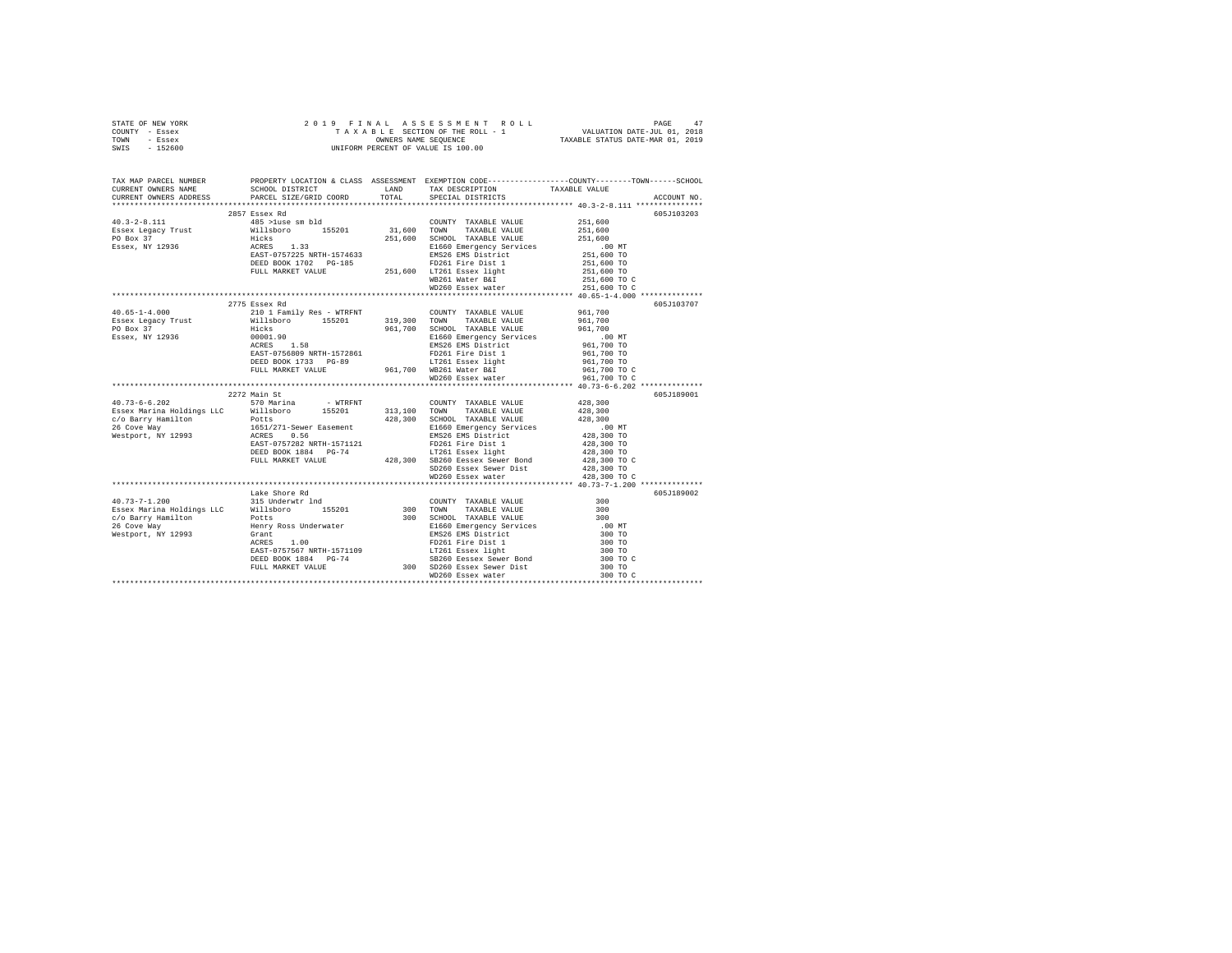STATE OF NEW YORK                2019 FINAL ASSESSMENT ROLL
COUNTY - Essex                   TAXABLE SECTION OF THE ROLL - 1          VALUATION DATE-JUL 01, 2018
TOWN - Essex                     OWNERS NAME SEQUENCE                     TAXABLE STATUS DATE-MAR 01, 2019
SWIS - 152600                    UNIFORM PERCENT OF VALUE IS 100.00

| TAX MAP PARCEL NUMBER / CURRENT OWNERS NAME / CURRENT OWNERS ADDRESS | PROPERTY LOCATION & CLASS / SCHOOL DISTRICT / PARCEL SIZE/GRID COORD | ASSESSMENT LAND | TOTAL | EXEMPTION CODE / TAX DESCRIPTION / SPECIAL DISTRICTS | COUNTY / TOWN / SCHOOL TAXABLE VALUE | ACCOUNT NO. |
|---|---|---|---|---|---|---|
| 40.3-2-8.111 | 2857 Essex Rd | | | | | 605J103203 |
| | 485 >1use sm bld | | | COUNTY TAXABLE VALUE | 251,600 | |
| Essex Legacy Trust | Willsboro 155201 | 31,600 | | TOWN TAXABLE VALUE | 251,600 | |
| PO Box 37 | Hicks | | 251,600 | SCHOOL TAXABLE VALUE | 251,600 | |
| Essex, NY 12936 | ACRES 1.33 | | | E1660 Emergency Services | .00 MT | |
| | EAST-0757225 NRTH-1574633 | | | EMS26 EMS District | 251,600 TO | |
| | DEED BOOK 1702 PG-185 | | | FD261 Fire Dist 1 | 251,600 TO | |
| | FULL MARKET VALUE | | 251,600 | LT261 Essex light | 251,600 TO | |
| | | | | WB261 Water B&I | 251,600 TO C | |
| | | | | WD260 Essex water | 251,600 TO C | |
| 40.65-1-4.000 | 2775 Essex Rd | | | | | 605J103707 |
| | 210 1 Family Res - WTRFNT | | | COUNTY TAXABLE VALUE | 961,700 | |
| Essex Legacy Trust | Willsboro 155201 | 319,300 | | TOWN TAXABLE VALUE | 961,700 | |
| PO Box 37 | Hicks | | 961,700 | SCHOOL TAXABLE VALUE | 961,700 | |
| Essex, NY 12936 | 00001.90 | | | E1660 Emergency Services | .00 MT | |
| | ACRES 1.58 | | | EMS26 EMS District | 961,700 TO | |
| | EAST-0756809 NRTH-1572861 | | | FD261 Fire Dist 1 | 961,700 TO | |
| | DEED BOOK 1733 PG-89 | | | LT261 Essex light | 961,700 TO | |
| | FULL MARKET VALUE | | 961,700 | WB261 Water B&I | 961,700 TO C | |
| | | | | WD260 Essex water | 961,700 TO C | |
| 40.73-6-6.202 | 2272 Main St | | | | | 605J189001 |
| | 570 Marina - WTRFNT | | | COUNTY TAXABLE VALUE | 428,300 | |
| Essex Marina Holdings LLC | Willsboro 155201 | 313,100 | | TOWN TAXABLE VALUE | 428,300 | |
| c/o Barry Hamilton | Potts | | 428,300 | SCHOOL TAXABLE VALUE | 428,300 | |
| 26 Cove Way | 1651/271-Sewer Easement | | | E1660 Emergency Services | .00 MT | |
| Westport, NY 12993 | ACRES 0.56 | | | EMS26 EMS District | 428,300 TO | |
| | EAST-0757282 NRTH-1571121 | | | FD261 Fire Dist 1 | 428,300 TO | |
| | DEED BOOK 1884 PG-74 | | | LT261 Essex light | 428,300 TO | |
| | FULL MARKET VALUE | | 428,300 | SB260 Eessex Sewer Bond | 428,300 TO C | |
| | | | | SD260 Essex Sewer Dist | 428,300 TO | |
| | | | | WD260 Essex water | 428,300 TO C | |
| 40.73-7-1.200 | Lake Shore Rd | | | | | 605J189002 |
| | 315 Underwtr lnd | | | COUNTY TAXABLE VALUE | 300 | |
| Essex Marina Holdings LLC | Willsboro 155201 | 300 | | TOWN TAXABLE VALUE | 300 | |
| c/o Barry Hamilton | Potts | | 300 | SCHOOL TAXABLE VALUE | 300 | |
| 26 Cove Way | Henry Ross Underwater | | | E1660 Emergency Services | .00 MT | |
| Westport, NY 12993 | Grant | | | EMS26 EMS District | 300 TO | |
| | ACRES 1.00 | | | FD261 Fire Dist 1 | 300 TO | |
| | EAST-0757567 NRTH-1571109 | | | LT261 Essex light | 300 TO | |
| | DEED BOOK 1884 PG-74 | | | SB260 Eessex Sewer Bond | 300 TO C | |
| | FULL MARKET VALUE | | 300 | SD260 Essex Sewer Dist | 300 TO | |
| | | | | WD260 Essex water | 300 TO C | |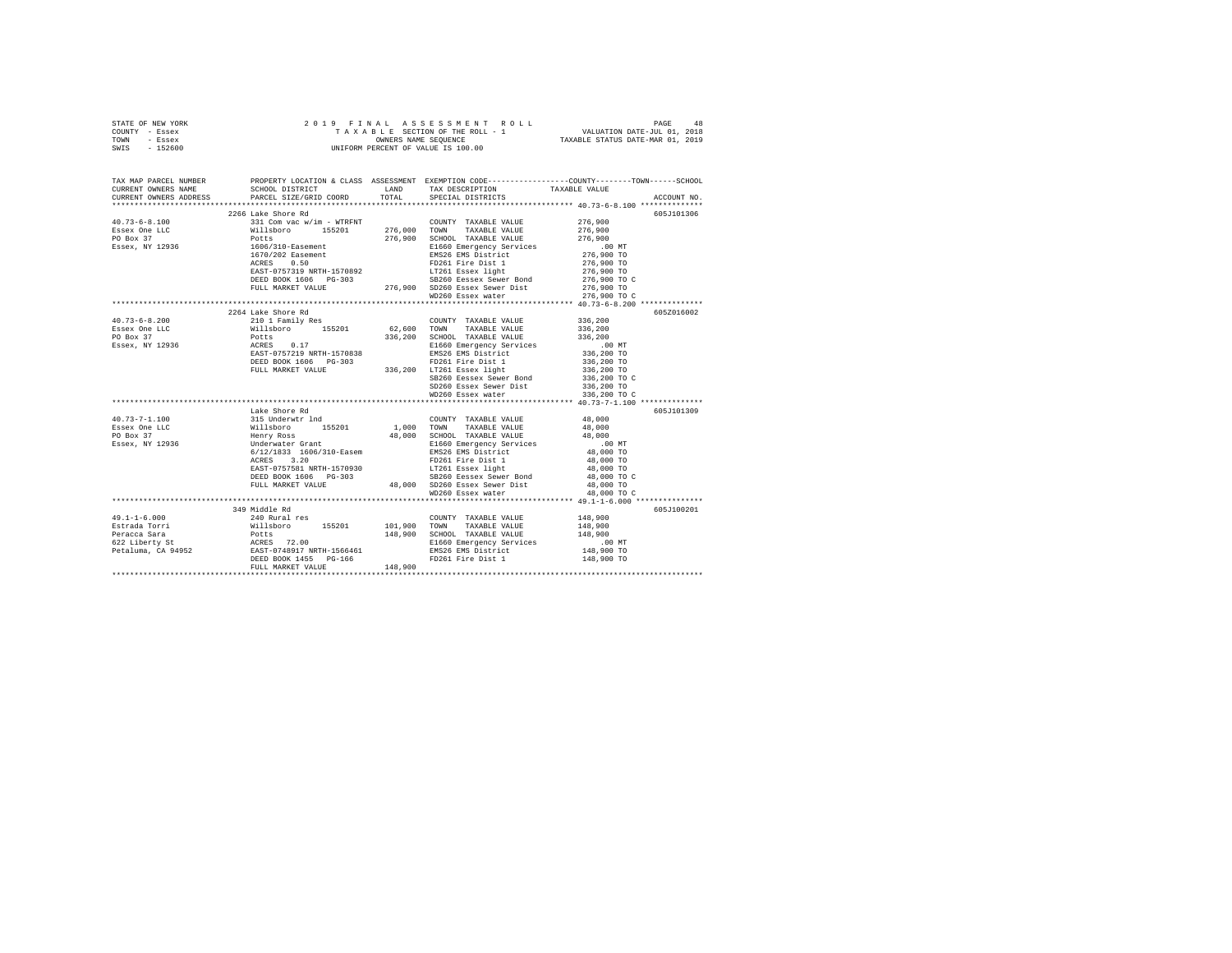STATE OF NEW YORK · COUNTY - Essex · TOWN - Essex · SWIS - 152600

2019 FINAL ASSESSMENT ROLL
TAXABLE SECTION OF THE ROLL - 1
OWNERS NAME SEQUENCE
UNIFORM PERCENT OF VALUE IS 100.00

VALUATION DATE-JUL 01, 2018
TAXABLE STATUS DATE-MAR 01, 2019

| TAX MAP PARCEL NUMBER / CURRENT OWNERS NAME / CURRENT OWNERS ADDRESS | PROPERTY LOCATION & CLASS / SCHOOL DISTRICT / PARCEL SIZE/GRID COORD | ASSESSMENT LAND | ASSESSMENT TOTAL | EXEMPTION CODE / TAX DESCRIPTION / SPECIAL DISTRICTS | TAXABLE VALUE (COUNTY / TOWN / SCHOOL) | ACCOUNT NO. |
|---|---|---|---|---|---|---|
| **40.73-6-8.100** | 2266 Lake Shore Rd | | | | | 605J101306 |
| Essex One LLC | 331 Com vac w/im - WTRFNT | | | COUNTY TAXABLE VALUE | 276,900 | |
| PO Box 37 | Willsboro 155201 | 276,000 | | TOWN TAXABLE VALUE | 276,900 | |
| Essex, NY 12936 | Potts | | 276,900 | SCHOOL TAXABLE VALUE | 276,900 | |
| | 1606/310-Easement | | | E1660 Emergency Services | .00 MT | |
| | 1670/202 Easement | | | EMS26 EMS District | 276,900 TO | |
| | ACRES 0.50 | | | FD261 Fire Dist 1 | 276,900 TO | |
| | EAST-0757319 NRTH-1570892 | | | LT261 Essex light | 276,900 TO | |
| | DEED BOOK 1606 PG-303 | | | SB260 Eessex Sewer Bond | 276,900 TO C | |
| | FULL MARKET VALUE | | 276,900 | SD260 Essex Sewer Dist | 276,900 TO | |
| | | | | WD260 Essex water | 276,900 TO C | |
| **40.73-6-8.200** | 2264 Lake Shore Rd | | | | | 605Z016002 |
| Essex One LLC | 210 1 Family Res | | | COUNTY TAXABLE VALUE | 336,200 | |
| PO Box 37 | Willsboro 155201 | 62,600 | | TOWN TAXABLE VALUE | 336,200 | |
| Essex, NY 12936 | Potts | | 336,200 | SCHOOL TAXABLE VALUE | 336,200 | |
| | ACRES 0.17 | | | E1660 Emergency Services | .00 MT | |
| | EAST-0757219 NRTH-1570838 | | | EMS26 EMS District | 336,200 TO | |
| | DEED BOOK 1606 PG-303 | | | FD261 Fire Dist 1 | 336,200 TO | |
| | FULL MARKET VALUE | | 336,200 | LT261 Essex light | 336,200 TO | |
| | | | | SB260 Eessex Sewer Bond | 336,200 TO C | |
| | | | | SD260 Essex Sewer Dist | 336,200 TO | |
| | | | | WD260 Essex water | 336,200 TO C | |
| **40.73-7-1.100** | Lake Shore Rd | | | | | 605J101309 |
| Essex One LLC | 315 Underwtr lnd | | | COUNTY TAXABLE VALUE | 48,000 | |
| PO Box 37 | Willsboro 155201 | 1,000 | | TOWN TAXABLE VALUE | 48,000 | |
| Essex, NY 12936 | Henry Ross | | 48,000 | SCHOOL TAXABLE VALUE | 48,000 | |
| | Underwater Grant | | | E1660 Emergency Services | .00 MT | |
| | 6/12/1833 1606/310-Easem | | | EMS26 EMS District | 48,000 TO | |
| | ACRES 3.20 | | | FD261 Fire Dist 1 | 48,000 TO | |
| | EAST-0757581 NRTH-1570930 | | | LT261 Essex light | 48,000 TO | |
| | DEED BOOK 1606 PG-303 | | | SB260 Eessex Sewer Bond | 48,000 TO C | |
| | FULL MARKET VALUE | | 48,000 | SD260 Essex Sewer Dist | 48,000 TO | |
| | | | | WD260 Essex water | 48,000 TO C | |
| **49.1-1-6.000** | 349 Middle Rd | | | | | 605J100201 |
| Estrada Torri | 240 Rural res | | | COUNTY TAXABLE VALUE | 148,900 | |
| Peracca Sara | Willsboro 155201 | 101,900 | | TOWN TAXABLE VALUE | 148,900 | |
| 622 Liberty St | Potts | | 148,900 | SCHOOL TAXABLE VALUE | 148,900 | |
| Petaluma, CA 94952 | ACRES 72.00 | | | E1660 Emergency Services | .00 MT | |
| | EAST-0748917 NRTH-1566461 | | | EMS26 EMS District | 148,900 TO | |
| | DEED BOOK 1455 PG-166 | | | FD261 Fire Dist 1 | 148,900 TO | |
| | FULL MARKET VALUE | | 148,900 | | | |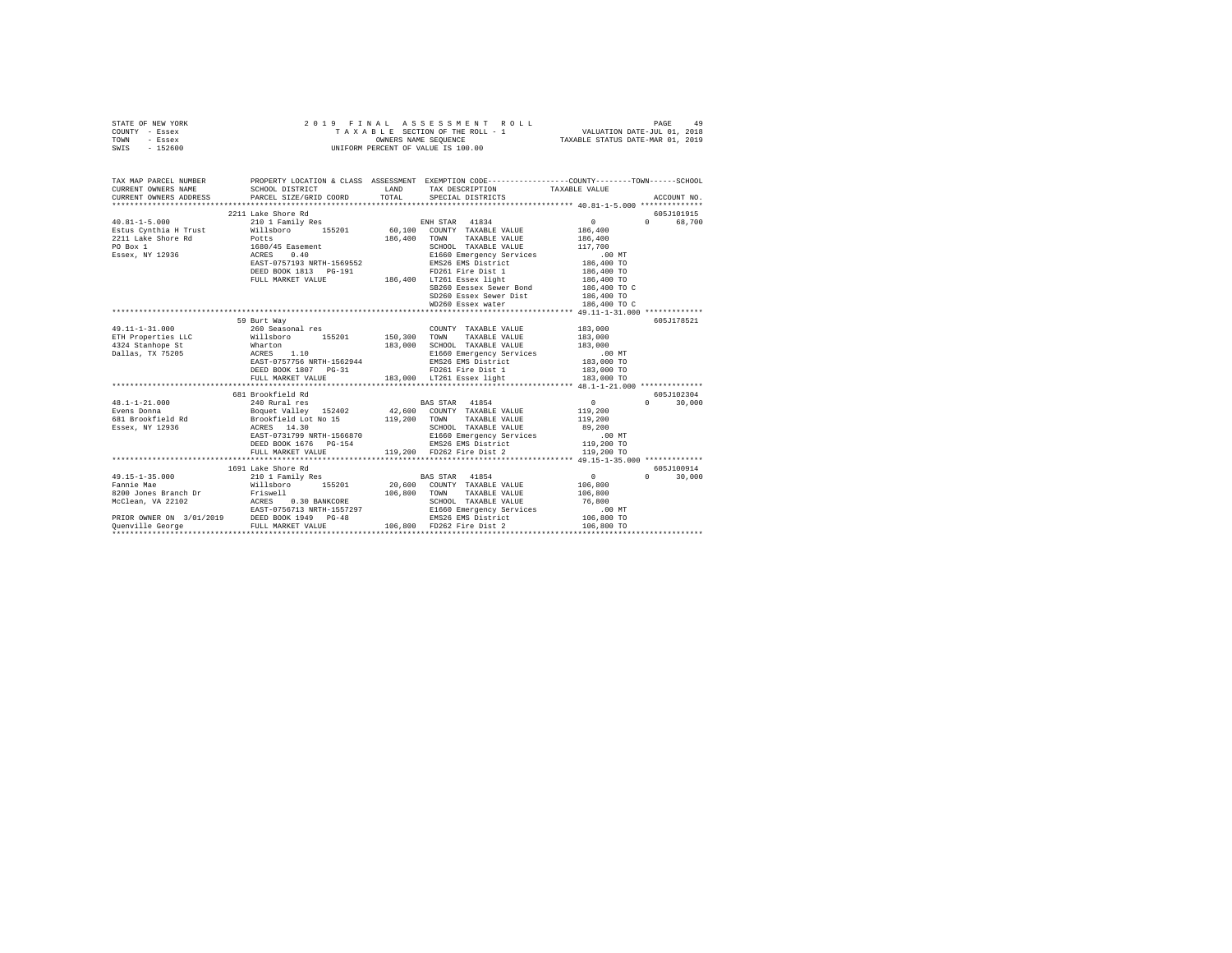```
STATE OF NEW YORK                    2 0 1 9   F I N A L   A S S E S S M E N T   R O L L                         PAGE    49
COUNTY  - Essex                          T A X A B L E SECTION OF THE ROLL - 1                  VALUATION DATE-JUL 01, 2018
TOWN    - Essex                                  OWNERS NAME SEQUENCE                        TAXABLE STATUS DATE-MAR 01, 2019
SWIS    - 152600                          UNIFORM PERCENT OF VALUE IS 100.00


TAX MAP PARCEL NUMBER          PROPERTY LOCATION & CLASS  ASSESSMENT  EXEMPTION CODE-----------------COUNTY--------TOWN------SCHOOL
CURRENT OWNERS NAME            SCHOOL DISTRICT              LAND      TAX DESCRIPTION             TAXABLE VALUE
CURRENT OWNERS ADDRESS         PARCEL SIZE/GRID COORD       TOTAL     SPECIAL DISTRICTS                                   ACCOUNT NO.
******************************************************************************************************* 40.81-1-5.000 **************
                        2211 Lake Shore Rd                                                                               605J101915
40.81-1-5.000                  210 1 Family Res                   ENH STAR  41834                    0             0     68,700
Estus Cynthia H Trust          Willsboro       155201      60,100   COUNTY  TAXABLE VALUE          186,400
2211 Lake Shore Rd             Potts                      186,400   TOWN    TAXABLE VALUE          186,400
PO Box 1                       1680/45 Easement                     SCHOOL  TAXABLE VALUE          117,700
Essex, NY 12936                ACRES    0.40                        E1660 Emergency Services           .00 MT
                               EAST-0757193 NRTH-1569552            EMS26 EMS District             186,400 TO
                               DEED BOOK 1813   PG-191              FD261 Fire Dist 1              186,400 TO
                               FULL MARKET VALUE          186,400   LT261 Essex light              186,400 TO
                                                                    SB260 Eessex Sewer Bond        186,400 TO C
                                                                    SD260 Essex Sewer Dist         186,400 TO
                                                                    WD260 Essex water              186,400 TO C
******************************************************************************************************* 49.11-1-31.000 *************
                        59 Burt Way                                                                                      605J178521
49.11-1-31.000                 260 Seasonal res                     COUNTY  TAXABLE VALUE          183,000
ETH Properties LLC             Willsboro       155201     150,300   TOWN    TAXABLE VALUE          183,000
4324 Stanhope St               Wharton                    183,000   SCHOOL  TAXABLE VALUE          183,000
Dallas, TX 75205               ACRES    1.10                        E1660 Emergency Services           .00 MT
                               EAST-0757756 NRTH-1562944            EMS26 EMS District             183,000 TO
                               DEED BOOK 1807   PG-31               FD261 Fire Dist 1              183,000 TO
                               FULL MARKET VALUE          183,000   LT261 Essex light              183,000 TO
******************************************************************************************************* 48.1-1-21.000 **************
                        681 Brookfield Rd                                                                                605J102304
48.1-1-21.000                  240 Rural res                      BAS STAR  41854                    0             0     30,000
Evens Donna                    Boquet Valley  152402       42,600   COUNTY  TAXABLE VALUE          119,200
681 Brookfield Rd              Brookfield Lot No 15       119,200   TOWN    TAXABLE VALUE          119,200
Essex, NY 12936                ACRES   14.30                        SCHOOL  TAXABLE VALUE           89,200
                               EAST-0731799 NRTH-1566870            E1660 Emergency Services           .00 MT
                               DEED BOOK 1676   PG-154              EMS26 EMS District             119,200 TO
                               FULL MARKET VALUE          119,200   FD262 Fire Dist 2              119,200 TO
******************************************************************************************************* 49.15-1-35.000 *************
                        1691 Lake Shore Rd                                                                               605J100914
49.15-1-35.000                 210 1 Family Res                   BAS STAR  41854                    0             0     30,000
Fannie Mae                     Willsboro       155201      20,600   COUNTY  TAXABLE VALUE          106,800
8200 Jones Branch Dr           Friswell                   106,800   TOWN    TAXABLE VALUE          106,800
McClean, VA 22102              ACRES    0.30 BANKCORE               SCHOOL  TAXABLE VALUE           76,800
                               EAST-0756713 NRTH-1557297            E1660 Emergency Services           .00 MT
PRIOR OWNER ON 3/01/2019       DEED BOOK 1949   PG-48               EMS26 EMS District             106,800 TO
Quenville George               FULL MARKET VALUE          106,800   FD262 Fire Dist 2              106,800 TO
************************************************************************************************************************************
```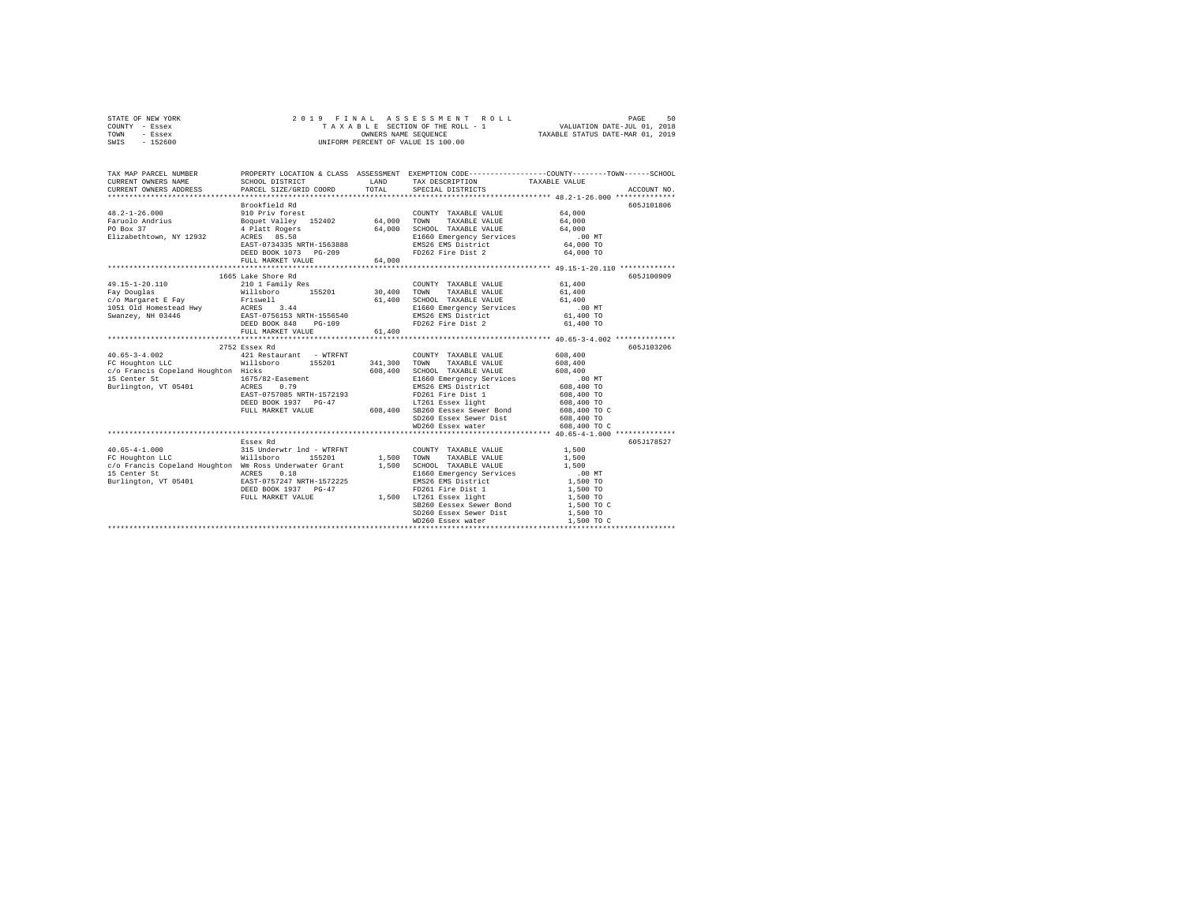STATE OF NEW YORK
COUNTY - Essex
TOWN - Essex
SWIS - 152600

2 0 1 9 F I N A L A S S E S S M E N T R O L L
T A X A B L E SECTION OF THE ROLL - 1
OWNERS NAME SEQUENCE
UNIFORM PERCENT OF VALUE IS 100.00

VALUATION DATE-JUL 01, 2018
TAXABLE STATUS DATE-MAR 01, 2019

```
TAX MAP PARCEL NUMBER          PROPERTY LOCATION & CLASS  ASSESSMENT  EXEMPTION CODE------------------COUNTY--------TOWN------SCHOOL
CURRENT OWNERS NAME            SCHOOL DISTRICT               LAND      TAX DESCRIPTION              TAXABLE VALUE
CURRENT OWNERS ADDRESS         PARCEL SIZE/GRID COORD       TOTAL      SPECIAL DISTRICTS                                  ACCOUNT NO.
****************************************************************************************************** 48.2-1-26.000 **************
                               Brookfield Rd                                                                          605J101806
48.2-1-26.000                  910 Priv forest                         COUNTY  TAXABLE VALUE             64,000
Faruolo Andrius                Boquet Valley  152402        64,000     TOWN    TAXABLE VALUE             64,000
PO Box 37                      4 Platt Rogers               64,000     SCHOOL  TAXABLE VALUE             64,000
Elizabethtown, NY 12932        ACRES   85.58                           E1660 Emergency Services             .00 MT
                               EAST-0734335 NRTH-1563888               EMS26 EMS District                64,000 TO
                               DEED BOOK 1073   PG-209                 FD262 Fire Dist 2                 64,000 TO
                               FULL MARKET VALUE            64,000
****************************************************************************************************** 49.15-1-20.110 *************
                               1665 Lake Shore Rd                                                                     605J100909
49.15-1-20.110                 210 1 Family Res                        COUNTY  TAXABLE VALUE             61,400
Fay Douglas                    Willsboro      155201        30,400     TOWN    TAXABLE VALUE             61,400
c/o Margaret E Fay             Friswell                     61,400     SCHOOL  TAXABLE VALUE             61,400
1051 Old Homestead Hwy         ACRES    3.44                           E1660 Emergency Services             .00 MT
Swanzey, NH 03446              EAST-0756153 NRTH-1556540               EMS26 EMS District                61,400 TO
                               DEED BOOK 848    PG-109                 FD262 Fire Dist 2                 61,400 TO
                               FULL MARKET VALUE            61,400
****************************************************************************************************** 40.65-3-4.002 **************
                               2752 Essex Rd                                                                          605J103206
40.65-3-4.002                  421 Restaurant  - WTRFNT                COUNTY  TAXABLE VALUE            608,400
FC Houghton LLC                Willsboro      155201       341,300     TOWN    TAXABLE VALUE            608,400
c/o Francis Copeland Houghton  Hicks                       608,400     SCHOOL  TAXABLE VALUE            608,400
15 Center St                   1675/82-Easement                        E1660 Emergency Services             .00 MT
Burlington, VT 05401           ACRES    0.79                           EMS26 EMS District               608,400 TO
                               EAST-0757085 NRTH-1572193               FD261 Fire Dist 1                608,400 TO
                               DEED BOOK 1937   PG-47                  LT261 Essex light                608,400 TO
                               FULL MARKET VALUE           608,400     SB260 Eessex Sewer Bond          608,400 TO C
                                                                       SD260 Essex Sewer Dist           608,400 TO
                                                                       WD260 Essex water                608,400 TO C
****************************************************************************************************** 40.65-4-1.000 **************
                               Essex Rd                                                                               605J178527
40.65-4-1.000                  315 Underwtr lnd - WTRFNT               COUNTY  TAXABLE VALUE              1,500
FC Houghton LLC                Willsboro      155201         1,500     TOWN    TAXABLE VALUE              1,500
c/o Francis Copeland Houghton  Wm Ross Underwater Grant      1,500     SCHOOL  TAXABLE VALUE              1,500
15 Center St                   ACRES    0.18                           E1660 Emergency Services             .00 MT
Burlington, VT 05401           EAST-0757247 NRTH-1572225               EMS26 EMS District                 1,500 TO
                               DEED BOOK 1937   PG-47                  FD261 Fire Dist 1                  1,500 TO
                               FULL MARKET VALUE             1,500     LT261 Essex light                  1,500 TO
                                                                       SB260 Eessex Sewer Bond            1,500 TO C
                                                                       SD260 Essex Sewer Dist             1,500 TO
                                                                       WD260 Essex water                  1,500 TO C
************************************************************************************************************************************
```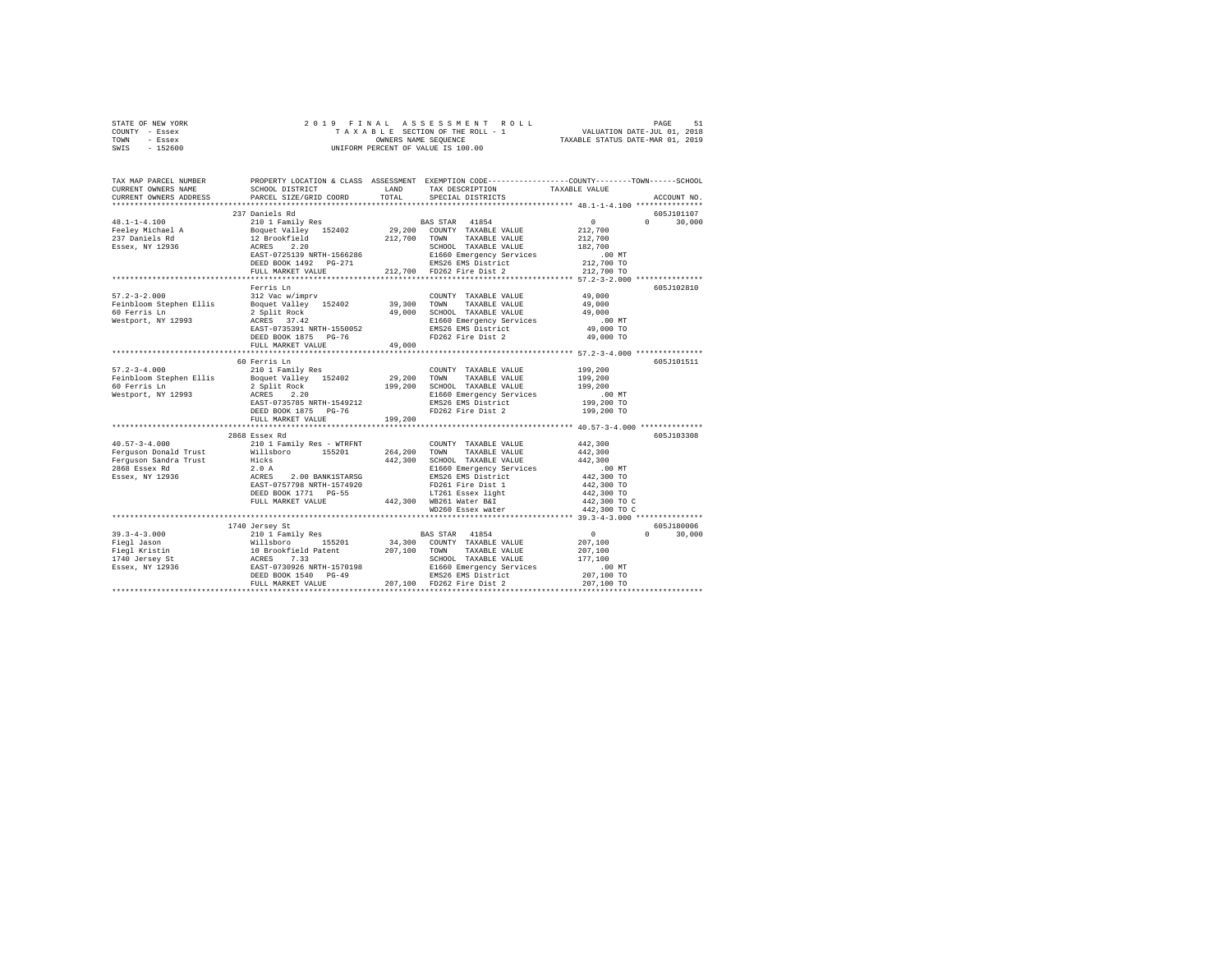STATE OF NEW YORK | COUNTY - Essex | TOWN - Essex | SWIS - 152600

**2019 FINAL ASSESSMENT ROLL**
TAXABLE SECTION OF THE ROLL - 1
OWNERS NAME SEQUENCE
UNIFORM PERCENT OF VALUE IS 100.00

VALUATION DATE-JUL 01, 2018
TAXABLE STATUS DATE-MAR 01, 2019

```
TAX MAP PARCEL NUMBER     PROPERTY LOCATION & CLASS  ASSESSMENT  EXEMPTION CODE-----------------COUNTY--------TOWN------SCHOOL
CURRENT OWNERS NAME       SCHOOL DISTRICT               LAND     TAX DESCRIPTION            TAXABLE VALUE
CURRENT OWNERS ADDRESS    PARCEL SIZE/GRID COORD        TOTAL    SPECIAL DISTRICTS                                  ACCOUNT NO.
******************************************************************************************* 48.1-1-4.100 ***************
                          237 Daniels Rd                                                                        605J101107
48.1-1-4.100              210 1 Family Res                        BAS STAR  41854              0             0     30,000
Feeley Michael A          Boquet Valley   152402       29,200     COUNTY  TAXABLE VALUE        212,700
237 Daniels Rd            12 Brookfield               212,700     TOWN    TAXABLE VALUE        212,700
Essex, NY 12936           ACRES    2.20                           SCHOOL  TAXABLE VALUE        182,700
                          EAST-0725139 NRTH-1566286               E1660 Emergency Services         .00 MT
                          DEED BOOK 1492   PG-271                 EMS26 EMS District           212,700 TO
                          FULL MARKET VALUE           212,700     FD262 Fire Dist 2            212,700 TO
******************************************************************************************* 57.2-3-2.000 ***************
                          Ferris Ln                                                                             605J102810
57.2-3-2.000              312 Vac w/imprv                         COUNTY  TAXABLE VALUE         49,000
Feinbloom Stephen Ellis   Boquet Valley   152402       39,300     TOWN    TAXABLE VALUE         49,000
60 Ferris Ln              2 Split Rock                 49,000     SCHOOL  TAXABLE VALUE         49,000
Westport, NY 12993        ACRES   37.42                           E1660 Emergency Services         .00 MT
                          EAST-0735391 NRTH-1550052               EMS26 EMS District            49,000 TO
                          DEED BOOK 1875   PG-76                  FD262 Fire Dist 2             49,000 TO
                          FULL MARKET VALUE            49,000
******************************************************************************************* 57.2-3-4.000 ***************
                          60 Ferris Ln                                                                          605J101511
57.2-3-4.000              210 1 Family Res                        COUNTY  TAXABLE VALUE        199,200
Feinbloom Stephen Ellis   Boquet Valley   152402       29,200     TOWN    TAXABLE VALUE        199,200
60 Ferris Ln              2 Split Rock                199,200     SCHOOL  TAXABLE VALUE        199,200
Westport, NY 12993        ACRES    2.20                           E1660 Emergency Services         .00 MT
                          EAST-0735705 NRTH-1549212               EMS26 EMS District           199,200 TO
                          DEED BOOK 1875   PG-76                  FD262 Fire Dist 2            199,200 TO
                          FULL MARKET VALUE           199,200
******************************************************************************************* 40.57-3-4.000 **************
                          2868 Essex Rd                                                                         605J103308
40.57-3-4.000             210 1 Family Res - WTRFNT               COUNTY  TAXABLE VALUE        442,300
Ferguson Donald Trust     Willsboro       155201      264,200     TOWN    TAXABLE VALUE        442,300
Ferguson Sandra Trust     Hicks                       442,300     SCHOOL  TAXABLE VALUE        442,300
2868 Essex Rd             2.0 A                                   E1660 Emergency Services         .00 MT
Essex, NY 12936           ACRES    2.00 BANK1STARSG               EMS26 EMS District           442,300 TO
                          EAST-0757798 NRTH-1574920               FD261 Fire Dist 1            442,300 TO
                          DEED BOOK 1771   PG-55                  LT261 Essex light            442,300 TO
                          FULL MARKET VALUE           442,300     WB261 Water B&I              442,300 TO C
                                                                  WD260 Essex water            442,300 TO C
******************************************************************************************* 39.3-4-3.000 ***************
                          1740 Jersey St                                                                        605J180006
39.3-4-3.000              210 1 Family Res                        BAS STAR  41854              0             0     30,000
Fiegl Jason               Willsboro       155201       34,300     COUNTY  TAXABLE VALUE        207,100
Fiegl Kristin             10 Brookfield Patent        207,100     TOWN    TAXABLE VALUE        207,100
1740 Jersey St            ACRES    7.33                           SCHOOL  TAXABLE VALUE        177,100
Essex, NY 12936           EAST-0730926 NRTH-1570198               E1660 Emergency Services         .00 MT
                          DEED BOOK 1540   PG-49                  EMS26 EMS District           207,100 TO
                          FULL MARKET VALUE           207,100     FD262 Fire Dist 2            207,100 TO
************************************************************************************************************************
```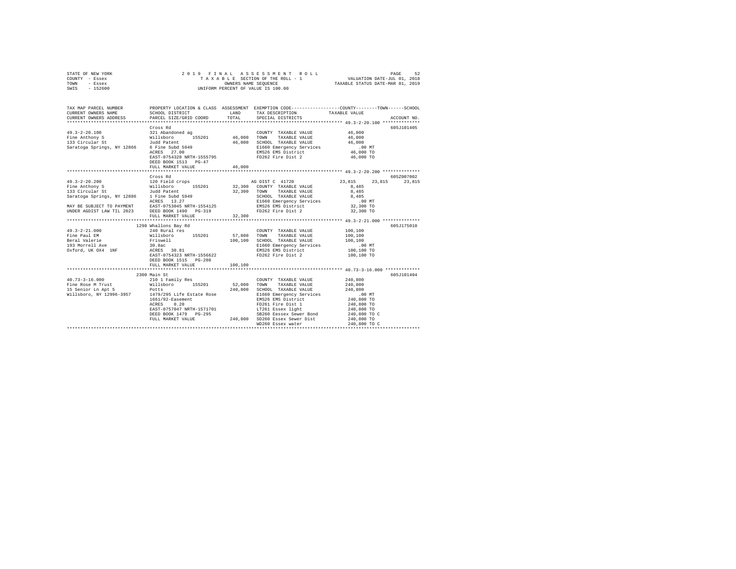STATE OF NEW YORK 2 0 1 9 F I N A L A S S E S S M E N T R O L L PAGE 52
COUNTY - Essex T A X A B L E SECTION OF THE ROLL - 1 VALUATION DATE-JUL 01, 2018
TOWN - Essex OWNERS NAME SEQUENCE TAXABLE STATUS DATE-MAR 01, 2019
SWIS - 152600 UNIFORM PERCENT OF VALUE IS 100.00

```
TAX MAP PARCEL NUMBER          PROPERTY LOCATION & CLASS  ASSESSMENT  EXEMPTION CODE-----------------COUNTY--------TOWN------SCHOOL
CURRENT OWNERS NAME            SCHOOL DISTRICT             LAND      TAX DESCRIPTION            TAXABLE VALUE
CURRENT OWNERS ADDRESS         PARCEL SIZE/GRID COORD      TOTAL     SPECIAL DISTRICTS                                  ACCOUNT NO.
******************************************************************************************************* 49.3-2-20.100 **************
                               Cross Rd                                                                              605J101405
49.3-2-20.100                  321 Abandoned ag                      COUNTY  TAXABLE VALUE             46,000
Fine Anthony S                 Willsboro      155201      46,000     TOWN    TAXABLE VALUE             46,000
133 Circular St                Judd Patent                46,000     SCHOOL  TAXABLE VALUE             46,000
Saratoga Springs, NY 12866     6 Fine Subd 5949                      E1660 Emergency Services             .00 MT
                               ACRES   27.00                         EMS26 EMS District                46,000 TO
                               EAST-0754328 NRTH-1555795             FD262 Fire Dist 2                 46,000 TO
                               DEED BOOK 1513   PG-47
                               FULL MARKET VALUE          46,000
******************************************************************************************************* 49.3-2-20.200 **************
                               Cross Rd                                                                              605Z007002
49.3-2-20.200                  120 Field crops                       AG DIST C  41720                23,815     23,815     23,815
Fine Anthony S                 Willsboro      155201      32,300     COUNTY  TAXABLE VALUE              8,485
133 Circular St                Judd Patent                32,300     TOWN    TAXABLE VALUE              8,485
Saratoga Springs, NY 12886     1 Fine Subd 5949                      SCHOOL  TAXABLE VALUE              8,485
                               ACRES   13.27                         E1660 Emergency Services             .00 MT
MAY BE SUBJECT TO PAYMENT      EAST-0753045 NRTH-1554125             EMS26 EMS District                32,300 TO
UNDER AGDIST LAW TIL 2023      DEED BOOK 1490   PG-319               FD262 Fire Dist 2                 32,300 TO
                               FULL MARKET VALUE          32,300
******************************************************************************************************* 49.3-2-21.000 **************
                          1298 Whallons Bay Rd                                                                       605J175010
49.3-2-21.000                  240 Rural res                         COUNTY  TAXABLE VALUE            100,100
Fine Paul EM                   Willsboro      155201      57,800     TOWN    TAXABLE VALUE            100,100
Beral Valerie                  Friswell                  100,100     SCHOOL  TAXABLE VALUE            100,100
193 Morrell Ave                30.8ac                                E1660 Emergency Services             .00 MT
Oxford, UK OX4  1NF            ACRES   30.81                         EMS26 EMS District               100,100 TO
                               EAST-0754323 NRTH-1556622             FD262 Fire Dist 2                100,100 TO
                               DEED BOOK 1515   PG-208
                               FULL MARKET VALUE         100,100
******************************************************************************************************* 40.73-3-16.000 *************
                          2300 Main St                                                                               605J101404
40.73-3-16.000                 210 1 Family Res                      COUNTY  TAXABLE VALUE            240,800
Fine Rose M Trust              Willsboro      155201      52,000     TOWN    TAXABLE VALUE            240,800
15 Senior Ln Apt 5             Potts                     240,800     SCHOOL  TAXABLE VALUE            240,800
Willsboro, NY 12996-3957       1479/295 Life Estate Rose             E1660 Emergency Services             .00 MT
                               1661/92-Easement                      EMS26 EMS District               240,800 TO
                               ACRES    0.20                         FD261 Fire Dist 1                240,800 TO
                               EAST-0757047 NRTH-1571701             LT261 Essex light                240,800 TO
                               DEED BOOK 1479   PG-295               SB260 Eessex Sewer Bond          240,800 TO C
                               FULL MARKET VALUE         240,800     SD260 Essex Sewer Dist           240,800 TO
                                                                     WD260 Essex water                240,800 TO C
************************************************************************************************************************************
```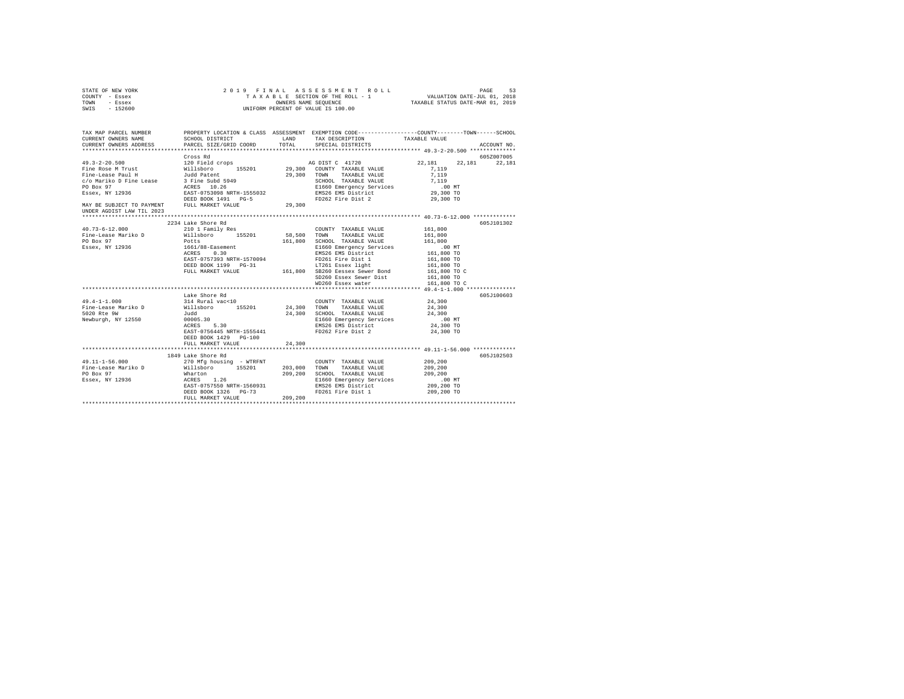STATE OF NEW YORK — 2019 FINAL ASSESSMENT ROLL
COUNTY - Essex — TAXABLE SECTION OF THE ROLL - 1 — VALUATION DATE-JUL 01, 2018
TOWN - Essex — OWNERS NAME SEQUENCE — TAXABLE STATUS DATE-MAR 01, 2019
SWIS - 152600 — UNIFORM PERCENT OF VALUE IS 100.00

```
TAX MAP PARCEL NUMBER          PROPERTY LOCATION & CLASS  ASSESSMENT  EXEMPTION CODE-----------------COUNTY--------TOWN------SCHOOL
CURRENT OWNERS NAME            SCHOOL DISTRICT               LAND       TAX DESCRIPTION            TAXABLE VALUE
CURRENT OWNERS ADDRESS         PARCEL SIZE/GRID COORD       TOTAL       SPECIAL DISTRICTS                                    ACCOUNT NO.
****************************************************************************************************** 49.3-2-20.500 **************
                               Cross Rd                                                                                    605Z007005
49.3-2-20.500                  120 Field crops                          AG DIST C  41720              22,181     22,181     22,181
Fine Rose M Trust              Willsboro      155201       29,300       COUNTY  TAXABLE VALUE          7,119
Fine-Lease Paul H              Judd Patent                 29,300       TOWN    TAXABLE VALUE          7,119
c/o Mariko D Fine Lease        3 Fine Subd 5949                         SCHOOL  TAXABLE VALUE          7,119
PO Box 97                      ACRES   10.26                            E1660 Emergency Services         .00 MT
Essex, NY 12936                EAST-0753098 NRTH-1555032                EMS26 EMS District            29,300 TO
                               DEED BOOK 1491   PG-5                    FD262 Fire Dist 2             29,300 TO
MAY BE SUBJECT TO PAYMENT      FULL MARKET VALUE           29,300
UNDER AGDIST LAW TIL 2023
****************************************************************************************************** 40.73-6-12.000 *************
                               2234 Lake Shore Rd                                                                          605J101302
40.73-6-12.000                 210 1 Family Res                         COUNTY  TAXABLE VALUE        161,800
Fine-Lease Mariko D            Willsboro      155201       58,500       TOWN    TAXABLE VALUE        161,800
PO Box 97                      Potts                      161,800       SCHOOL  TAXABLE VALUE        161,800
Essex, NY 12936                1661/88-Easement                         E1660 Emergency Services         .00 MT
                               ACRES    0.30                            EMS26 EMS District           161,800 TO
                               EAST-0757393 NRTH-1570094                FD261 Fire Dist 1            161,800 TO
                               DEED BOOK 1199   PG-31                   LT261 Essex light            161,800 TO
                               FULL MARKET VALUE          161,800       SB260 Eessex Sewer Bond      161,800 TO C
                                                                        SD260 Essex Sewer Dist       161,800 TO
                                                                        WD260 Essex water            161,800 TO C
****************************************************************************************************** 49.4-1-1.000 ***************
                               Lake Shore Rd                                                                               605J100603
49.4-1-1.000                   314 Rural vac<10                         COUNTY  TAXABLE VALUE         24,300
Fine-Lease Mariko D            Willsboro      155201       24,300       TOWN    TAXABLE VALUE         24,300
5020 Rte 9W                    Judd                        24,300       SCHOOL  TAXABLE VALUE         24,300
Newburgh, NY 12550             00005.30                                 E1660 Emergency Services         .00 MT
                               ACRES    5.30                            EMS26 EMS District            24,300 TO
                               EAST-0756445 NRTH-1555441                FD262 Fire Dist 2             24,300 TO
                               DEED BOOK 1429   PG-100
                               FULL MARKET VALUE           24,300
****************************************************************************************************** 49.11-1-56.000 *************
                               1849 Lake Shore Rd                                                                          605J102503
49.11-1-56.000                 270 Mfg housing - WTRFNT                 COUNTY  TAXABLE VALUE        209,200
Fine-Lease Mariko D            Willsboro      155201      203,000       TOWN    TAXABLE VALUE        209,200
PO Box 97                      Wharton                    209,200       SCHOOL  TAXABLE VALUE        209,200
Essex, NY 12936                ACRES    1.26                            E1660 Emergency Services         .00 MT
                               EAST-0757550 NRTH-1560931                EMS26 EMS District           209,200 TO
                               DEED BOOK 1326   PG-73                   FD261 Fire Dist 1            209,200 TO
                               FULL MARKET VALUE          209,200
************************************************************************************************************************************
```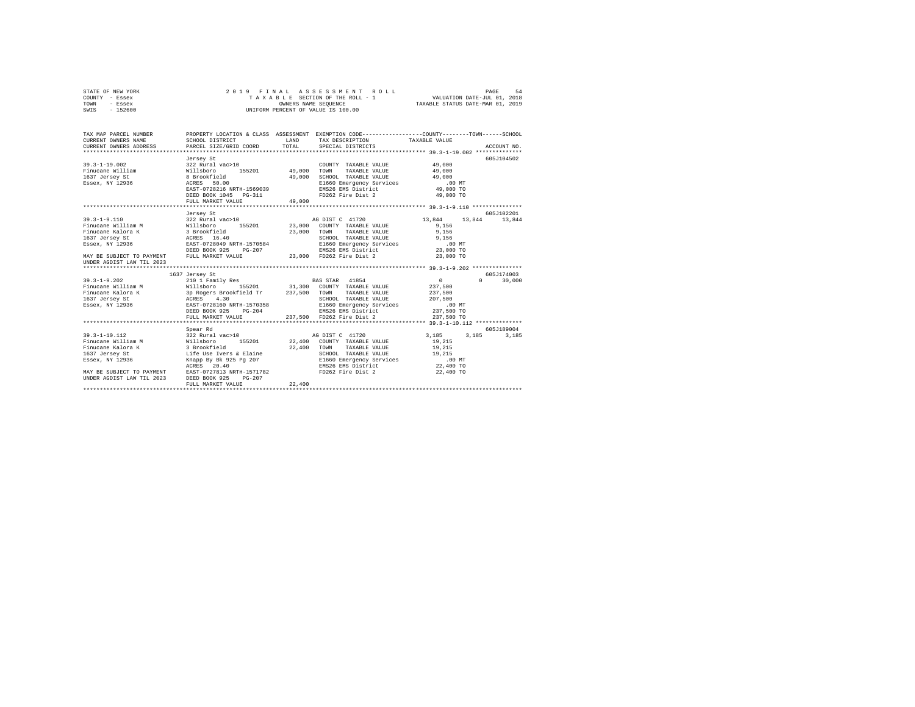STATE OF NEW YORK                2 0 1 9  F I N A L  A S S E S S M E N T  R O L L
COUNTY - Essex                   T A X A B L E SECTION OF THE ROLL - 1                VALUATION DATE-JUL 01, 2018
TOWN - Essex                     OWNERS NAME SEQUENCE                                 TAXABLE STATUS DATE-MAR 01, 2019
SWIS - 152600                    UNIFORM PERCENT OF VALUE IS 100.00

```
TAX MAP PARCEL NUMBER        PROPERTY LOCATION & CLASS  ASSESSMENT  EXEMPTION CODE-----------------COUNTY--------TOWN------SCHOOL
CURRENT OWNERS NAME          SCHOOL DISTRICT              LAND      TAX DESCRIPTION           TAXABLE VALUE
CURRENT OWNERS ADDRESS       PARCEL SIZE/GRID COORD       TOTAL     SPECIAL DISTRICTS                                  ACCOUNT NO.
******************************************************************************************************* 39.3-1-19.002 **************
                             Jersey St                                                                                 605J104502
39.3-1-19.002                322 Rural vac>10                       COUNTY  TAXABLE VALUE          49,000
Finucane William             Willsboro      155201       49,000     TOWN    TAXABLE VALUE          49,000
1637 Jersey St               8 Brookfield                49,000     SCHOOL  TAXABLE VALUE          49,000
Essex, NY 12936              ACRES  50.00                           E1660 Emergency Services          .00 MT
                             EAST-0728216 NRTH-1569039              EMS26 EMS District             49,000 TO
                             DEED BOOK 1045   PG-311                FD262 Fire Dist 2              49,000 TO
                             FULL MARKET VALUE           49,000
******************************************************************************************************* 39.3-1-9.110 ***************
                             Jersey St                                                                                 605J102201
39.3-1-9.110                 322 Rural vac>10                       AG DIST C  41720           13,844     13,844     13,844
Finucane William M           Willsboro      155201       23,000     COUNTY  TAXABLE VALUE           9,156
Finucane Kalora K            3 Brookfield                23,000     TOWN    TAXABLE VALUE           9,156
1637 Jersey St               ACRES  16.40                           SCHOOL  TAXABLE VALUE           9,156
Essex, NY 12936              EAST-0728049 NRTH-1570584              E1660 Emergency Services          .00 MT
                             DEED BOOK 925    PG-207                EMS26 EMS District             23,000 TO
MAY BE SUBJECT TO PAYMENT    FULL MARKET VALUE           23,000     FD262 Fire Dist 2              23,000 TO
UNDER AGDIST LAW TIL 2023
******************************************************************************************************* 39.3-1-9.202 ***************
                        1637 Jersey St                                                                                 605J174003
39.3-1-9.202                 210 1 Family Res                       BAS STAR   41854               0          0     30,000
Finucane William M           Willsboro      155201       31,300     COUNTY  TAXABLE VALUE         237,500
Finucane Kalora K            3p Rogers Brookfield Tr    237,500     TOWN    TAXABLE VALUE         237,500
1637 Jersey St               ACRES   4.30                           SCHOOL  TAXABLE VALUE         207,500
Essex, NY 12936              EAST-0728160 NRTH-1570358              E1660 Emergency Services          .00 MT
                             DEED BOOK 925    PG-204                EMS26 EMS District            237,500 TO
                             FULL MARKET VALUE          237,500     FD262 Fire Dist 2             237,500 TO
******************************************************************************************************* 39.3-1-10.112 **************
                             Spear Rd                                                                                  605J189004
39.3-1-10.112                322 Rural vac>10                       AG DIST C  41720            3,185      3,185      3,185
Finucane William M           Willsboro      155201       22,400     COUNTY  TAXABLE VALUE          19,215
Finucane Kalora K            3 Brookfield                22,400     TOWN    TAXABLE VALUE          19,215
1637 Jersey St               Life Use Ivers & Elaine                SCHOOL  TAXABLE VALUE          19,215
Essex, NY 12936              Knapp By Bk 925 Pg 207                 E1660 Emergency Services          .00 MT
                             ACRES  20.40                           EMS26 EMS District             22,400 TO
MAY BE SUBJECT TO PAYMENT    EAST-0727813 NRTH-1571782              FD262 Fire Dist 2              22,400 TO
UNDER AGDIST LAW TIL 2023    DEED BOOK 925    PG-207
                             FULL MARKET VALUE           22,400
************************************************************************************************************************************
```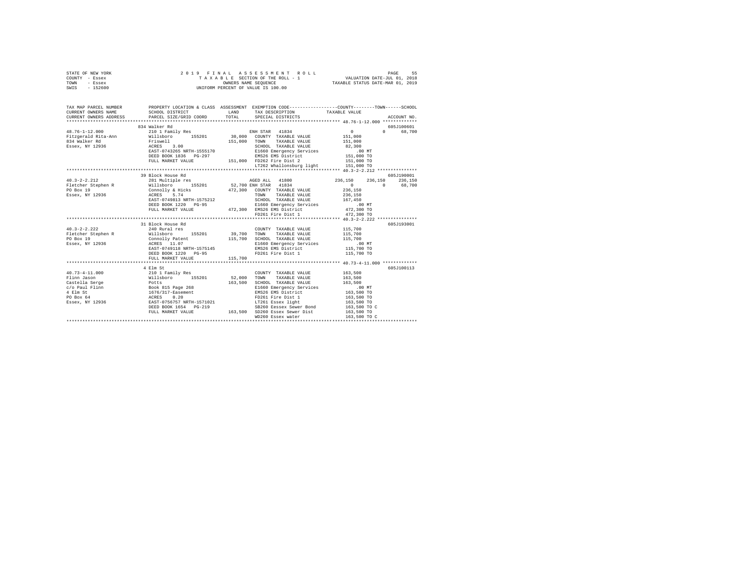STATE OF NEW YORK  
COUNTY - Essex  
TOWN - Essex  
SWIS - 152600

2 0 1 9 F I N A L A S S E S S M E N T R O L L  
T A X A B L E SECTION OF THE ROLL - 1  
OWNERS NAME SEQUENCE  
UNIFORM PERCENT OF VALUE IS 100.00

VALUATION DATE-JUL 01, 2018  
TAXABLE STATUS DATE-MAR 01, 2019

```
TAX MAP PARCEL NUMBER      PROPERTY LOCATION & CLASS  ASSESSMENT  EXEMPTION CODE-----------------COUNTY--------TOWN------SCHOOL
CURRENT OWNERS NAME        SCHOOL DISTRICT              LAND      TAX DESCRIPTION             TAXABLE VALUE
CURRENT OWNERS ADDRESS     PARCEL SIZE/GRID COORD      TOTAL      SPECIAL DISTRICTS                                    ACCOUNT NO.
******************************************************************************************************* 48.76-1-12.000 *************
                           834 Walker Rd                                                                                605J100601
48.76-1-12.000             210 1 Family Res                      ENH STAR  41834                 0           0       68,700
Fitzgerald Rita-Ann        Willsboro      155201       30,000   COUNTY  TAXABLE VALUE        151,000
834 Walker Rd              Friswell                   151,000   TOWN    TAXABLE VALUE        151,000
Essex, NY 12936            ACRES    3.00                         SCHOOL  TAXABLE VALUE         82,300
                           EAST-0743265 NRTH-1555170             E1660 Emergency Services          .00 MT
                           DEED BOOK 1836   PG-297               EMS26 EMS District            151,000 TO
                           FULL MARKET VALUE          151,000   FD262 Fire Dist 2             151,000 TO
                                                                 LT262 Whallonsburg light      151,000 TO
******************************************************************************************************* 40.3-2-2.212 ***************
                           39 Block House Rd                                                                            605J190001
40.3-2-2.212               281 Multiple res                      AGED ALL  41800           236,150     236,150     236,150
Fletcher Stephen R         Willsboro      155201       52,700 ENH STAR  41834                 0           0       68,700
PO Box 19                  Connolly & Hicks           472,300   COUNTY  TAXABLE VALUE        236,150
Essex, NY 12936            ACRES    5.74                         TOWN    TAXABLE VALUE        236,150
                           EAST-0749813 NRTH-1575212             SCHOOL  TAXABLE VALUE        167,450
                           DEED BOOK 1220   PG-95                E1660 Emergency Services          .00 MT
                           FULL MARKET VALUE          472,300   EMS26 EMS District            472,300 TO
                                                                 FD261 Fire Dist 1             472,300 TO
******************************************************************************************************* 40.3-2-2.222 ***************
                           31 Block House Rd                                                                            605J193001
40.3-2-2.222               240 Rural res                         COUNTY  TAXABLE VALUE        115,700
Fletcher Stephen R         Willsboro      155201       39,700   TOWN    TAXABLE VALUE        115,700
PO Box 19                  Connolly Patent            115,700   SCHOOL  TAXABLE VALUE        115,700
Essex, NY 12936            ACRES   11.07                         E1660 Emergency Services          .00 MT
                           EAST-0749118 NRTH-1575145             EMS26 EMS District            115,700 TO
                           DEED BOOK 1220   PG-95                FD261 Fire Dist 1             115,700 TO
                           FULL MARKET VALUE          115,700
******************************************************************************************************* 40.73-4-11.000 *************
                           4 Elm St                                                                                     605J100113
40.73-4-11.000             210 1 Family Res                      COUNTY  TAXABLE VALUE        163,500
Flinn Jason                Willsboro      155201       52,000   TOWN    TAXABLE VALUE        163,500
Castella Serge             Potts                      163,500   SCHOOL  TAXABLE VALUE        163,500
c/o Paul Flinn             Book 815 Page 268                     E1660 Emergency Services          .00 MT
4 Elm St                   1676/317-Easement                     EMS26 EMS District            163,500 TO
PO Box 64                  ACRES    0.20                         FD261 Fire Dist 1             163,500 TO
Essex, NY 12936            EAST-0756757 NRTH-1571021             LT261 Essex light             163,500 TO
                           DEED BOOK 1654   PG-219               SB260 Eessex Sewer Bond       163,500 TO C
                           FULL MARKET VALUE          163,500   SD260 Essex Sewer Dist        163,500 TO
                                                                 WD260 Essex water             163,500 TO C
************************************************************************************************************************************
```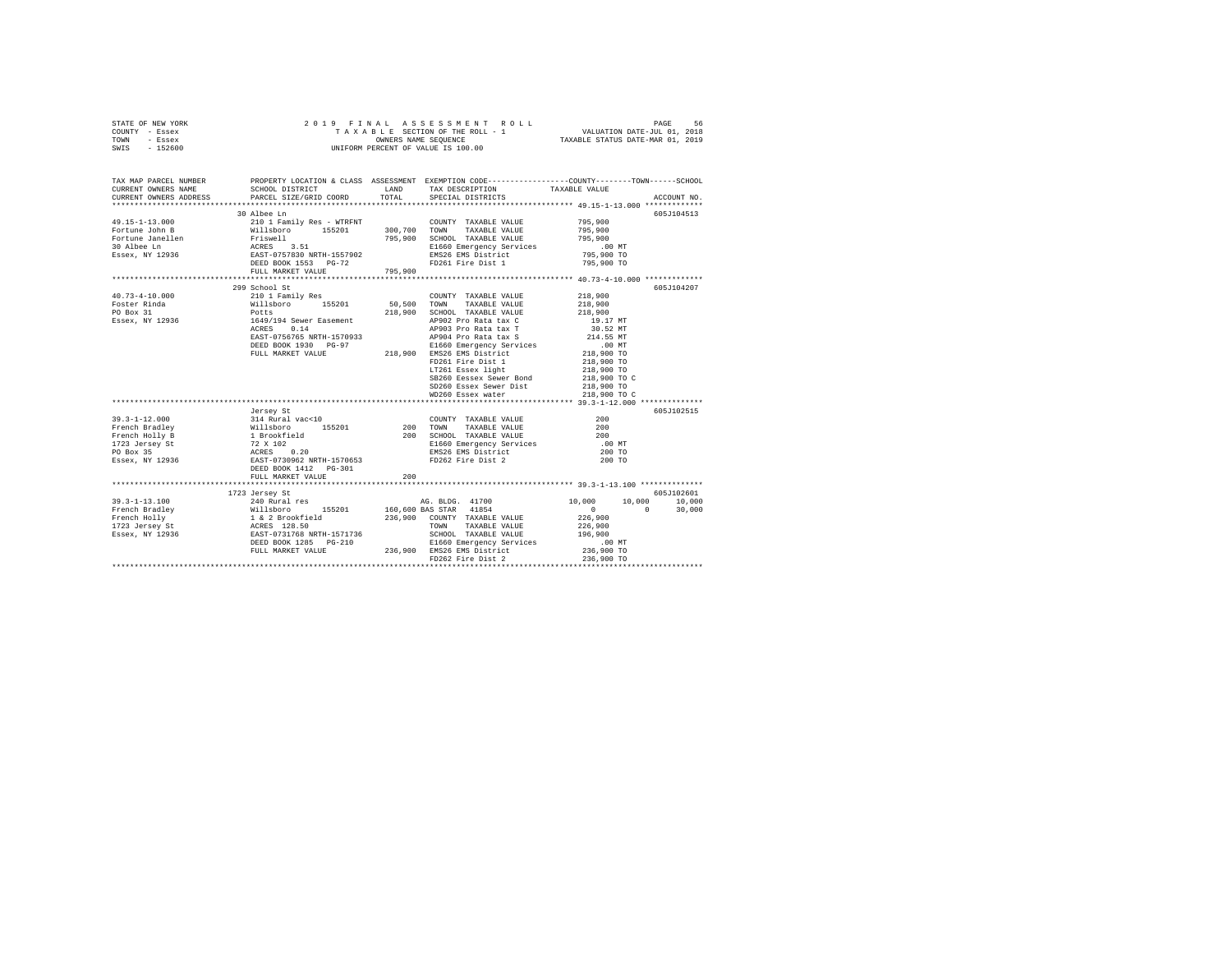STATE OF NEW YORK
COUNTY - Essex
TOWN - Essex
SWIS - 152600

2019 FINAL ASSESSMENT ROLL
TAXABLE SECTION OF THE ROLL - 1
OWNERS NAME SEQUENCE
UNIFORM PERCENT OF VALUE IS 100.00

VALUATION DATE-JUL 01, 2018
TAXABLE STATUS DATE-MAR 01, 2019

```
TAX MAP PARCEL NUMBER          PROPERTY LOCATION & CLASS  ASSESSMENT  EXEMPTION CODE-----------------COUNTY--------TOWN------SCHOOL
CURRENT OWNERS NAME            SCHOOL DISTRICT               LAND      TAX DESCRIPTION            TAXABLE VALUE
CURRENT OWNERS ADDRESS         PARCEL SIZE/GRID COORD        TOTAL     SPECIAL DISTRICTS                                   ACCOUNT NO.
******************************************************************************************************* 49.15-1-13.000 ************
                               30 Albee Ln                                                                                  605J104513
49.15-1-13.000                 210 1 Family Res - WTRFNT            COUNTY  TAXABLE VALUE           795,900
Fortune John B                 Willsboro       155201      300,700  TOWN    TAXABLE VALUE           795,900
Fortune Janellen               Friswell                    795,900  SCHOOL  TAXABLE VALUE           795,900
30 Albee Ln                    ACRES    3.51                        E1660 Emergency Services             .00 MT
Essex, NY 12936                EAST-0757830 NRTH-1557902            EMS26 EMS District              795,900 TO
                               DEED BOOK 1553   PG-72               FD261 Fire Dist 1               795,900 TO
                               FULL MARKET VALUE           795,900
******************************************************************************************************* 40.73-4-10.000 ************
                               299 School St                                                                                605J104207
40.73-4-10.000                 210 1 Family Res                     COUNTY  TAXABLE VALUE           218,900
Foster Rinda                   Willsboro       155201       50,500  TOWN    TAXABLE VALUE           218,900
PO Box 31                      Potts                       218,900  SCHOOL  TAXABLE VALUE           218,900
Essex, NY 12936                1649/194 Sewer Easement              AP902 Pro Rata tax C              19.17 MT
                               ACRES    0.14                        AP903 Pro Rata tax T              30.52 MT
                               EAST-0756765 NRTH-1570933            AP904 Pro Rata tax S             214.55 MT
                               DEED BOOK 1930   PG-97               E1660 Emergency Services             .00 MT
                               FULL MARKET VALUE           218,900  EMS26 EMS District              218,900 TO
                                                                    FD261 Fire Dist 1               218,900 TO
                                                                    LT261 Essex light               218,900 TO
                                                                    SB260 Eessex Sewer Bond         218,900 TO C
                                                                    SD260 Essex Sewer Dist          218,900 TO
                                                                    WD260 Essex water               218,900 TO C
******************************************************************************************************* 39.3-1-12.000 *************
                               Jersey St                                                                                    605J102515
39.3-1-12.000                  314 Rural vac<10                     COUNTY  TAXABLE VALUE               200
French Bradley                 Willsboro       155201          200  TOWN    TAXABLE VALUE               200
French Holly B                 1 Brookfield                    200  SCHOOL  TAXABLE VALUE               200
1723 Jersey St                 72 X 102                             E1660 Emergency Services             .00 MT
PO Box 35                      ACRES    0.20                        EMS26 EMS District                  200 TO
Essex, NY 12936                EAST-0730962 NRTH-1570653            FD262 Fire Dist 2                   200 TO
                               DEED BOOK 1412   PG-301
                               FULL MARKET VALUE               200
******************************************************************************************************* 39.3-1-13.100 *************
                               1723 Jersey St                                                                               605J102601
39.3-1-13.100                  240 Rural res                        AG. BLDG. 41700           10,000      10,000      10,000
French Bradley                 Willsboro       155201      160,600  BAS STAR  41854                0           0      30,000
French Holly                   1 & 2 Brookfield            236,900  COUNTY  TAXABLE VALUE           226,900
1723 Jersey St                 ACRES  128.50                        TOWN    TAXABLE VALUE           226,900
Essex, NY 12936                EAST-0731768 NRTH-1571736            SCHOOL  TAXABLE VALUE           196,900
                               DEED BOOK 1285   PG-210              E1660 Emergency Services             .00 MT
                               FULL MARKET VALUE           236,900  EMS26 EMS District              236,900 TO
                                                                    FD262 Fire Dist 2               236,900 TO
************************************************************************************************************************************
```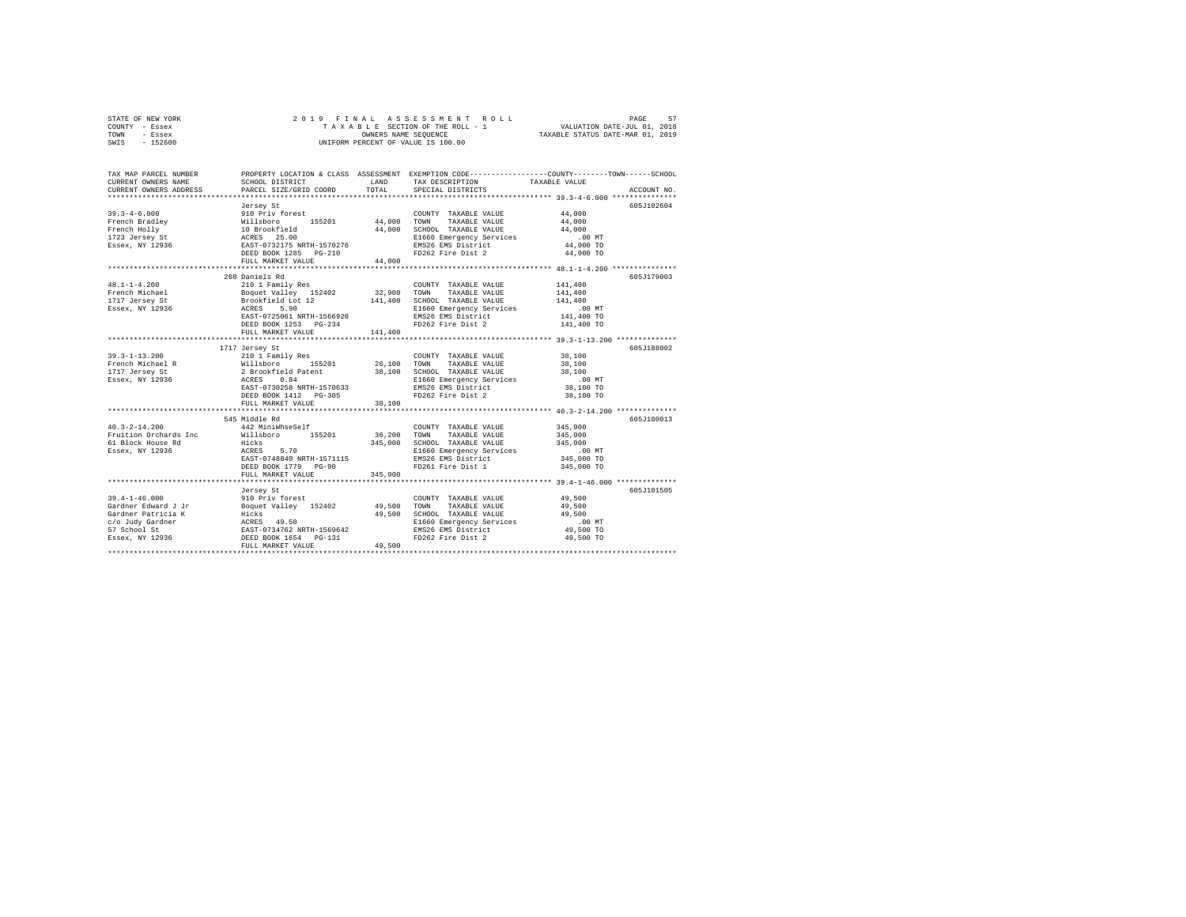STATE OF NEW YORK                    2 0 1 9   F I N A L   A S S E S S M E N T   R O L L
COUNTY - Essex                       T A X A B L E SECTION OF THE ROLL - 1                VALUATION DATE-JUL 01, 2018
TOWN - Essex                         OWNERS NAME SEQUENCE                                 TAXABLE STATUS DATE-MAR 01, 2019
SWIS - 152600                        UNIFORM PERCENT OF VALUE IS 100.00

| TAX MAP PARCEL NUMBER / CURRENT OWNERS NAME / CURRENT OWNERS ADDRESS | PROPERTY LOCATION & CLASS / SCHOOL DISTRICT / PARCEL SIZE/GRID COORD | ASSESSMENT LAND / TOTAL | EXEMPTION CODE / TAX DESCRIPTION / SPECIAL DISTRICTS | COUNTY / TOWN / SCHOOL TAXABLE VALUE | ACCOUNT NO. |
|---|---|---|---|---|---|
| **39.3-4-6.000** | Jersey St | | | | 605J102604 |
| | 910 Priv forest | | COUNTY TAXABLE VALUE | 44,000 | |
| French Bradley | Willsboro 155201 | 44,000 | TOWN TAXABLE VALUE | 44,000 | |
| French Holly | 10 Brookfield | 44,000 | SCHOOL TAXABLE VALUE | 44,000 | |
| 1723 Jersey St | ACRES 25.00 | | E1660 Emergency Services | .00 MT | |
| Essex, NY 12936 | EAST-0732175 NRTH-1570276 | | EMS26 EMS District | 44,000 TO | |
| | DEED BOOK 1285 PG-210 | | FD262 Fire Dist 2 | 44,000 TO | |
| | FULL MARKET VALUE | 44,000 | | | |
| **48.1-1-4.200** | 268 Daniels Rd | | | | 605J179003 |
| | 210 1 Family Res | | COUNTY TAXABLE VALUE | 141,400 | |
| French Michael | Boquet Valley 152402 | 32,900 | TOWN TAXABLE VALUE | 141,400 | |
| 1717 Jersey St | Brookfield Lot 12 | 141,400 | SCHOOL TAXABLE VALUE | 141,400 | |
| Essex, NY 12936 | ACRES 5.90 | | E1660 Emergency Services | .00 MT | |
| | EAST-0725061 NRTH-1566920 | | EMS26 EMS District | 141,400 TO | |
| | DEED BOOK 1253 PG-234 | | FD262 Fire Dist 2 | 141,400 TO | |
| | FULL MARKET VALUE | 141,400 | | | |
| **39.3-1-13.200** | 1717 Jersey St | | | | 605J188002 |
| | 210 1 Family Res | | COUNTY TAXABLE VALUE | 38,100 | |
| French Michael R | Willsboro 155201 | 26,100 | TOWN TAXABLE VALUE | 38,100 | |
| 1717 Jersey St | 2 Brookfield Patent | 38,100 | SCHOOL TAXABLE VALUE | 38,100 | |
| Essex, NY 12936 | ACRES 0.84 | | E1660 Emergency Services | .00 MT | |
| | EAST-0730258 NRTH-1570633 | | EMS26 EMS District | 38,100 TO | |
| | DEED BOOK 1412 PG-305 | | FD262 Fire Dist 2 | 38,100 TO | |
| | FULL MARKET VALUE | 38,100 | | | |
| **40.3-2-14.200** | 545 Middle Rd | | | | 605J180013 |
| | 442 MiniWhseSelf | | COUNTY TAXABLE VALUE | 345,000 | |
| Fruition Orchards Inc | Willsboro 155201 | 36,200 | TOWN TAXABLE VALUE | 345,000 | |
| 61 Block House Rd | Hicks | 345,000 | SCHOOL TAXABLE VALUE | 345,000 | |
| Essex, NY 12936 | ACRES 5.70 | | E1660 Emergency Services | .00 MT | |
| | EAST-0748840 NRTH-1571115 | | EMS26 EMS District | 345,000 TO | |
| | DEED BOOK 1779 PG-90 | | FD261 Fire Dist 1 | 345,000 TO | |
| | FULL MARKET VALUE | 345,000 | | | |
| **39.4-1-46.000** | Jersey St | | | | 605J101505 |
| | 910 Priv forest | | COUNTY TAXABLE VALUE | 49,500 | |
| Gardner Edward J Jr | Boquet Valley 152402 | 49,500 | TOWN TAXABLE VALUE | 49,500 | |
| Gardner Patricia K | Hicks | 49,500 | SCHOOL TAXABLE VALUE | 49,500 | |
| c/o Judy Gardner | ACRES 49.50 | | E1660 Emergency Services | .00 MT | |
| 57 School St | EAST-0734762 NRTH-1569642 | | EMS26 EMS District | 49,500 TO | |
| Essex, NY 12936 | DEED BOOK 1654 PG-131 | | FD262 Fire Dist 2 | 49,500 TO | |
| | FULL MARKET VALUE | 49,500 | | | |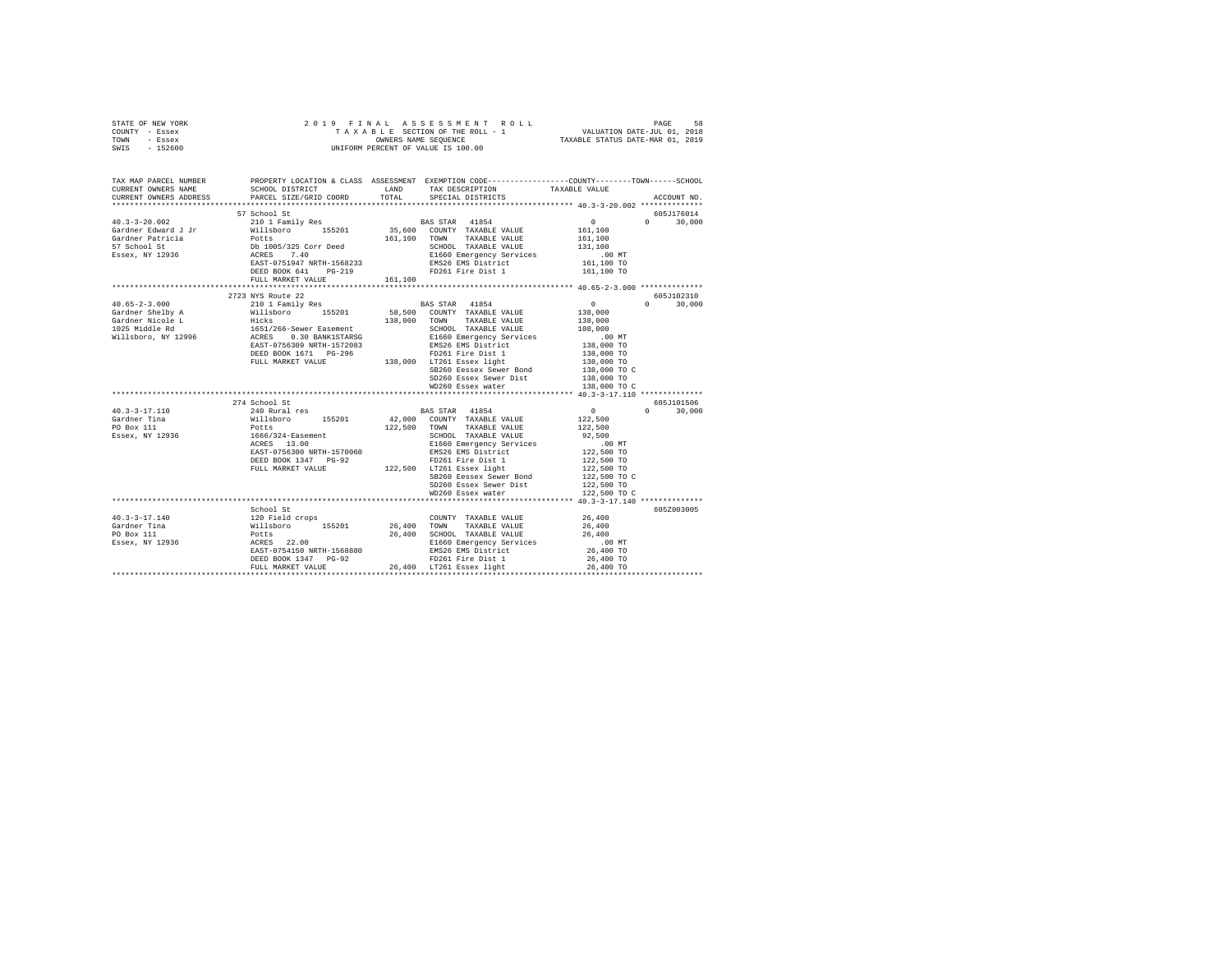STATE OF NEW YORK                    2 0 1 9   F I N A L   A S S E S S M E N T   R O L L
COUNTY - Essex                       T A X A B L E  SECTION OF THE ROLL - 1          VALUATION DATE-JUL 01, 2018
TOWN   - Essex                       OWNERS NAME SEQUENCE                   TAXABLE STATUS DATE-MAR 01, 2019
SWIS   - 152600                      UNIFORM PERCENT OF VALUE IS 100.00

```
TAX MAP PARCEL NUMBER    PROPERTY LOCATION & CLASS  ASSESSMENT  EXEMPTION CODE-----------------COUNTY--------TOWN------SCHOOL
CURRENT OWNERS NAME      SCHOOL DISTRICT             LAND       TAX DESCRIPTION            TAXABLE VALUE
CURRENT OWNERS ADDRESS   PARCEL SIZE/GRID COORD      TOTAL      SPECIAL DISTRICTS                                    ACCOUNT NO.
******************************************************************************************* 40.3-3-20.002 **************
                         57 School St                                                                           605J176014
40.3-3-20.002            210 1 Family Res                      BAS STAR  41854                 0            0     30,000
Gardner Edward J Jr      Willsboro      155201        35,600   COUNTY  TAXABLE VALUE       161,100
Gardner Patricia         Potts                       161,100   TOWN    TAXABLE VALUE       161,100
57 School St             Db 1005/325 Corr Deed                 SCHOOL  TAXABLE VALUE       131,100
Essex, NY 12936          ACRES    7.40                         E1660 Emergency Services         .00 MT
                         EAST-0751947 NRTH-1568233             EMS26 EMS District          161,100 TO
                         DEED BOOK 641    PG-219               FD261 Fire Dist 1           161,100 TO
                         FULL MARKET VALUE           161,100
******************************************************************************************* 40.65-2-3.000 **************
                         2723 NYS Route 22                                                                      605J102310
40.65-2-3.000            210 1 Family Res                      BAS STAR  41854                 0            0     30,000
Gardner Shelby A         Willsboro      155201        58,500   COUNTY  TAXABLE VALUE       138,000
Gardner Nicole L         Hicks                       138,000   TOWN    TAXABLE VALUE       138,000
1025 Middle Rd           1651/266-Sewer Easement               SCHOOL  TAXABLE VALUE       108,000
Willsboro, NY 12996      ACRES    0.30 BANK1STARSG             E1660 Emergency Services         .00 MT
                         EAST-0756309 NRTH-1572083             EMS26 EMS District          138,000 TO
                         DEED BOOK 1671   PG-296               FD261 Fire Dist 1           138,000 TO
                         FULL MARKET VALUE           138,000   LT261 Essex light           138,000 TO
                                                               SB260 Eessex Sewer Bond     138,000 TO C
                                                               SD260 Essex Sewer Dist      138,000 TO
                                                               WD260 Essex water           138,000 TO C
******************************************************************************************* 40.3-3-17.110 **************
                         274 School St                                                                          605J101506
40.3-3-17.110            240 Rural res                         BAS STAR  41854                 0            0     30,000
Gardner Tina             Willsboro      155201        42,000   COUNTY  TAXABLE VALUE       122,500
PO Box 111               Potts                       122,500   TOWN    TAXABLE VALUE       122,500
Essex, NY 12936          1666/324-Easement                     SCHOOL  TAXABLE VALUE        92,500
                         ACRES   13.00                         E1660 Emergency Services         .00 MT
                         EAST-0756300 NRTH-1570060             EMS26 EMS District          122,500 TO
                         DEED BOOK 1347   PG-92                FD261 Fire Dist 1           122,500 TO
                         FULL MARKET VALUE           122,500   LT261 Essex light           122,500 TO
                                                               SB260 Eessex Sewer Bond     122,500 TO C
                                                               SD260 Essex Sewer Dist      122,500 TO
                                                               WD260 Essex water           122,500 TO C
******************************************************************************************* 40.3-3-17.140 **************
                         School St                                                                              605Z003005
40.3-3-17.140            120 Field crops                       COUNTY  TAXABLE VALUE        26,400
Gardner Tina             Willsboro      155201        26,400   TOWN    TAXABLE VALUE        26,400
PO Box 111               Potts                        26,400   SCHOOL  TAXABLE VALUE        26,400
Essex, NY 12936          ACRES   22.00                         E1660 Emergency Services         .00 MT
                         EAST-0754150 NRTH-1568880             EMS26 EMS District           26,400 TO
                         DEED BOOK 1347   PG-92                FD261 Fire Dist 1            26,400 TO
                         FULL MARKET VALUE            26,400   LT261 Essex light            26,400 TO
****************************************************************************************************************************
```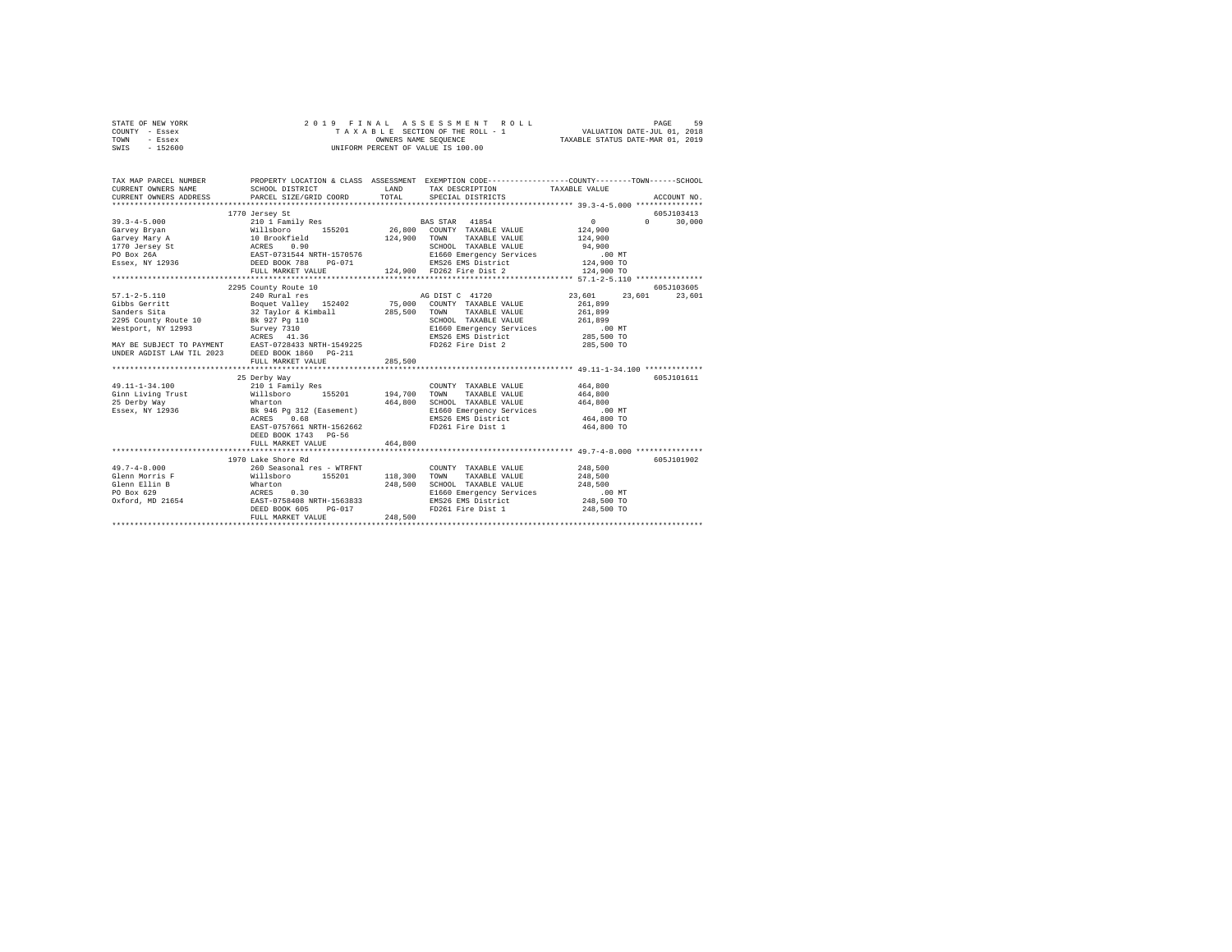STATE OF NEW YORK — 2019 FINAL ASSESSMENT ROLL
COUNTY - Essex — TAXABLE SECTION OF THE ROLL - 1 — VALUATION DATE-JUL 01, 2018
TOWN - Essex — OWNERS NAME SEQUENCE — TAXABLE STATUS DATE-MAR 01, 2019
SWIS - 152600 — UNIFORM PERCENT OF VALUE IS 100.00

```
TAX MAP PARCEL NUMBER          PROPERTY LOCATION & CLASS  ASSESSMENT  EXEMPTION CODE-----------------COUNTY--------TOWN------SCHOOL
CURRENT OWNERS NAME            SCHOOL DISTRICT               LAND      TAX DESCRIPTION            TAXABLE VALUE
CURRENT OWNERS ADDRESS         PARCEL SIZE/GRID COORD        TOTAL     SPECIAL DISTRICTS                                    ACCOUNT NO.
******************************************************************************************************* 39.3-4-5.000 ***************
                          1770 Jersey St                                                                                605J103413
39.3-4-5.000               210 1 Family Res                         BAS STAR  41854               0           0      30,000
Garvey Bryan               Willsboro      155201       26,800    COUNTY  TAXABLE VALUE           124,900
Garvey Mary A              10 Brookfield              124,900    TOWN    TAXABLE VALUE           124,900
1770 Jersey St             ACRES    0.90                         SCHOOL  TAXABLE VALUE            94,900
PO Box 26A                 EAST-0731544 NRTH-1570576             E1660 Emergency Services            .00 MT
Essex, NY 12936            DEED BOOK 788    PG-071               EMS26 EMS District              124,900 TO
                           FULL MARKET VALUE          124,900    FD262 Fire Dist 2               124,900 TO
******************************************************************************************************* 57.1-2-5.110 ***************
                          2295 County Route 10                                                                          605J103605
57.1-2-5.110               240 Rural res                            AG DIST C 41720          23,601      23,601      23,601
Gibbs Gerritt              Boquet Valley  152402       75,000    COUNTY  TAXABLE VALUE           261,899
Sanders Sita               32 Taylor & Kimball        285,500    TOWN    TAXABLE VALUE           261,899
2295 County Route 10       Bk 927 Pg 110                         SCHOOL  TAXABLE VALUE           261,899
Westport, NY 12993         Survey 7310                           E1660 Emergency Services            .00 MT
                           ACRES   41.36                         EMS26 EMS District              285,500 TO
MAY BE SUBJECT TO PAYMENT  EAST-0728433 NRTH-1549225             FD262 Fire Dist 2               285,500 TO
UNDER AGDIST LAW TIL 2023  DEED BOOK 1860   PG-211
                           FULL MARKET VALUE          285,500
******************************************************************************************************* 49.11-1-34.100 *************
                          25 Derby Way                                                                                  605J101611
49.11-1-34.100             210 1 Family Res                         COUNTY  TAXABLE VALUE           464,800
Ginn Living Trust          Willsboro      155201      194,700    TOWN    TAXABLE VALUE           464,800
25 Derby Way               Wharton                    464,800    SCHOOL  TAXABLE VALUE           464,800
Essex, NY 12936            Bk 946 Pg 312 (Easement)              E1660 Emergency Services            .00 MT
                           ACRES    0.68                         EMS26 EMS District              464,800 TO
                           EAST-0757661 NRTH-1562662             FD261 Fire Dist 1               464,800 TO
                           DEED BOOK 1743   PG-56
                           FULL MARKET VALUE          464,800
******************************************************************************************************* 49.7-4-8.000 ***************
                          1970 Lake Shore Rd                                                                            605J101902
49.7-4-8.000               260 Seasonal res - WTRFNT                COUNTY  TAXABLE VALUE           248,500
Glenn Morris F             Willsboro      155201      118,300    TOWN    TAXABLE VALUE           248,500
Glenn Ellin B              Wharton                    248,500    SCHOOL  TAXABLE VALUE           248,500
PO Box 629                 ACRES    0.30                         E1660 Emergency Services            .00 MT
Oxford, MD 21654           EAST-0758408 NRTH-1563833             EMS26 EMS District              248,500 TO
                           DEED BOOK 605    PG-017               FD261 Fire Dist 1               248,500 TO
                           FULL MARKET VALUE          248,500
************************************************************************************************************************************
```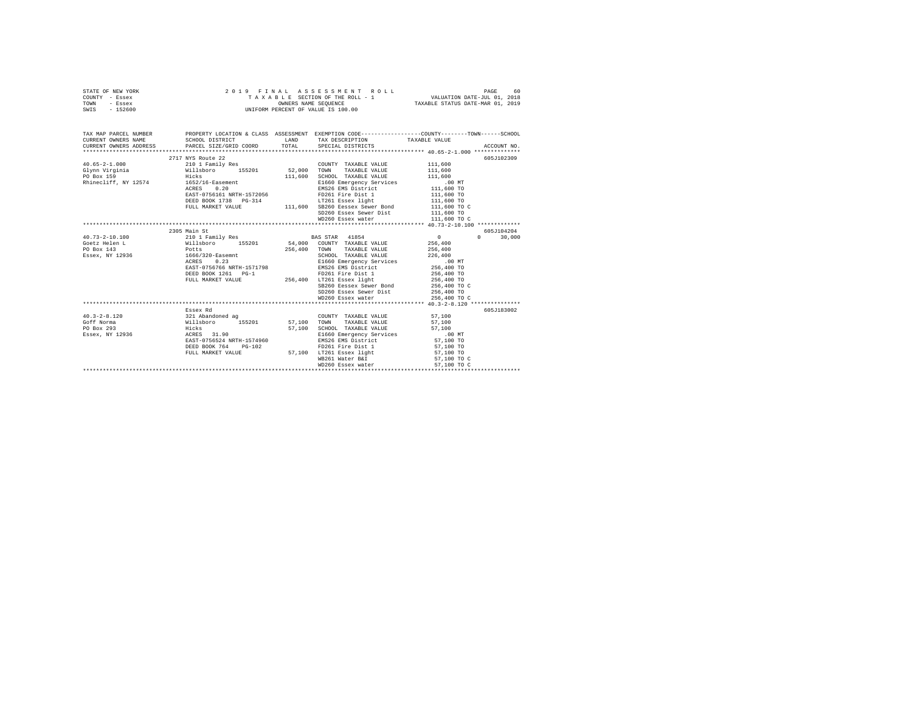STATE OF NEW YORK
COUNTY - Essex
TOWN - Essex
SWIS - 152600

2 0 1 9  F I N A L  A S S E S S M E N T  R O L L
T A X A B L E SECTION OF THE ROLL - 1
OWNERS NAME SEQUENCE
UNIFORM PERCENT OF VALUE IS 100.00

VALUATION DATE-JUL 01, 2018
TAXABLE STATUS DATE-MAR 01, 2019

```
TAX MAP PARCEL NUMBER          PROPERTY LOCATION & CLASS  ASSESSMENT  EXEMPTION CODE-----------------COUNTY--------TOWN------SCHOOL
CURRENT OWNERS NAME            SCHOOL DISTRICT            LAND        TAX DESCRIPTION            TAXABLE VALUE
CURRENT OWNERS ADDRESS         PARCEL SIZE/GRID COORD     TOTAL       SPECIAL DISTRICTS                                     ACCOUNT NO.
********************************************************************************************* 40.65-2-1.000 **************
                               2717 NYS Route 22                                                                            605J102309
40.65-2-1.000                  210 1 Family Res                       COUNTY  TAXABLE VALUE          111,600
Glynn Virginia                 Willsboro      155201      52,000      TOWN    TAXABLE VALUE          111,600
PO Box 159                     Hicks                      111,600     SCHOOL  TAXABLE VALUE          111,600
Rhinecliff, NY 12574           1652/16-Easement                       E1660 Emergency Services            .00 MT
                               ACRES    0.20                          EMS26 EMS District              111,600 TO
                               EAST-0756161 NRTH-1572056              FD261 Fire Dist 1               111,600 TO
                               DEED BOOK 1738   PG-314                LT261 Essex light               111,600 TO
                               FULL MARKET VALUE          111,600     SB260 Eessex Sewer Bond         111,600 TO C
                                                                      SD260 Essex Sewer Dist          111,600 TO
                                                                      WD260 Essex water               111,600 TO C
********************************************************************************************* 40.73-2-10.100 *************
                               2305 Main St                                                                                 605J104204
40.73-2-10.100                 210 1 Family Res                       BAS STAR  41854                      0          0     30,000
Goetz Helen L                  Willsboro      155201      54,000      COUNTY  TAXABLE VALUE          256,400
PO Box 143                     Potts                      256,400     TOWN    TAXABLE VALUE          256,400
Essex, NY 12936                1666/320-Easemnt                       SCHOOL  TAXABLE VALUE          226,400
                               ACRES    0.23                          E1660 Emergency Services            .00 MT
                               EAST-0756766 NRTH-1571798              EMS26 EMS District              256,400 TO
                               DEED BOOK 1261   PG-1                  FD261 Fire Dist 1               256,400 TO
                               FULL MARKET VALUE          256,400     LT261 Essex light               256,400 TO
                                                                      SB260 Eessex Sewer Bond         256,400 TO C
                                                                      SD260 Essex Sewer Dist          256,400 TO
                                                                      WD260 Essex water               256,400 TO C
********************************************************************************************* 40.3-2-8.120 ***************
                               Essex Rd                                                                                     605J183002
40.3-2-8.120                   321 Abandoned ag                       COUNTY  TAXABLE VALUE           57,100
Goff Norma                     Willsboro      155201      57,100      TOWN    TAXABLE VALUE           57,100
PO Box 293                     Hicks                      57,100      SCHOOL  TAXABLE VALUE           57,100
Essex, NY 12936                ACRES   31.90                          E1660 Emergency Services            .00 MT
                               EAST-0756524 NRTH-1574960              EMS26 EMS District               57,100 TO
                               DEED BOOK 764    PG-102                FD261 Fire Dist 1                57,100 TO
                               FULL MARKET VALUE          57,100      LT261 Essex light                57,100 TO
                                                                      WB261 Water B&I                  57,100 TO C
                                                                      WD260 Essex water                57,100 TO C
****************************************************************************************************************************
```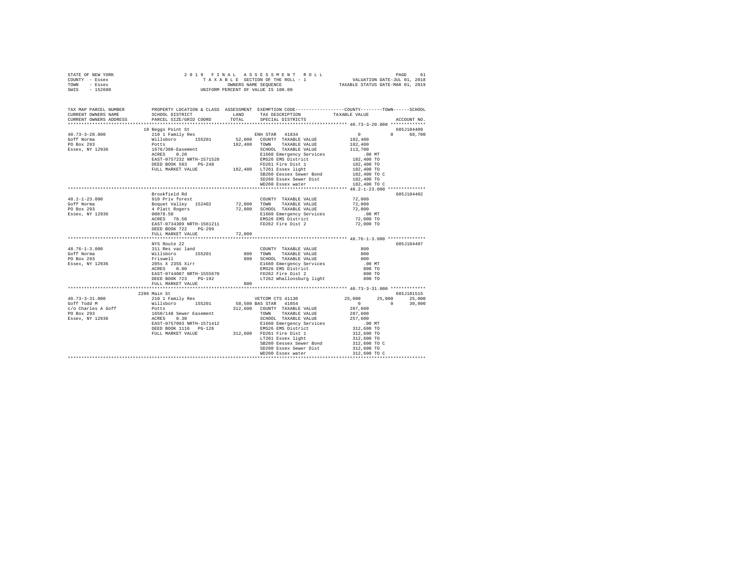STATE OF NEW YORK — 2019 FINAL ASSESSMENT ROLL
COUNTY - Essex — TAXABLE SECTION OF THE ROLL - 1 — VALUATION DATE-JUL 01, 2018
TOWN - Essex — OWNERS NAME SEQUENCE — TAXABLE STATUS DATE-MAR 01, 2019
SWIS - 152600 — UNIFORM PERCENT OF VALUE IS 100.00

```
TAX MAP PARCEL NUMBER    PROPERTY LOCATION & CLASS  ASSESSMENT  EXEMPTION CODE-----------------COUNTY--------TOWN------SCHOOL
CURRENT OWNERS NAME      SCHOOL DISTRICT              LAND      TAX DESCRIPTION           TAXABLE VALUE
CURRENT OWNERS ADDRESS   PARCEL SIZE/GRID COORD       TOTAL     SPECIAL DISTRICTS                                    ACCOUNT NO.
************************************************************************************************ 40.73-3-20.000 *************
                         10 Beggs Point St                                                                          605J104409
40.73-3-20.000           210 1 Family Res                       ENH STAR  41834                0         0      68,700
Goff Norma               Willsboro      155201        52,000   COUNTY  TAXABLE VALUE         182,400
PO Box 293               Potts                       182,400   TOWN    TAXABLE VALUE         182,400
Essex, NY 12936          1676/300-Easement                     SCHOOL  TAXABLE VALUE         113,700
                         ACRES    0.20                         E1660 Emergency Services          .00 MT
                         EAST-0757232 NRTH-1571528             EMS26 EMS District            182,400 TO
                         DEED BOOK 583    PG-248               FD261 Fire Dist 1             182,400 TO
                         FULL MARKET VALUE           182,400   LT261 Essex light             182,400 TO
                                                               SB260 Eessex Sewer Bond       182,400 TO C
                                                               SD260 Essex Sewer Dist        182,400 TO
                                                               WD260 Essex water             182,400 TO C
************************************************************************************************ 48.2-1-23.000 **************
                         Brookfield Rd                                                                              605J104402
48.2-1-23.000            910 Priv forest                       COUNTY  TAXABLE VALUE          72,000
Goff Norma               Boquet Valley  152402        72,000   TOWN    TAXABLE VALUE          72,000
PO Box 293               4 Platt Rogers               72,000   SCHOOL  TAXABLE VALUE          72,000
Essex, NY 12936          00078.50                              E1660 Emergency Services          .00 MT
                         ACRES   78.50                         EMS26 EMS District             72,000 TO
                         EAST-0734309 NRTH-1561211             FD262 Fire Dist 2              72,000 TO
                         DEED BOOK 722    PG-299
                         FULL MARKET VALUE            72,000
************************************************************************************************ 48.76-1-3.000 **************
                         NYS Route 22                                                                               605J104407
48.76-1-3.000            311 Res vac land                      COUNTY  TAXABLE VALUE             800
Goff Norma               Willsboro      155201           800   TOWN    TAXABLE VALUE             800
PO Box 293               Friswell                        800   SCHOOL  TAXABLE VALUE             800
Essex, NY 12936          205s X 235S Xirr                      E1660 Emergency Services          .00 MT
                         ACRES    0.80                         EMS26 EMS District                800 TO
                         EAST-0744007 NRTH-1555670             FD262 Fire Dist 2                 800 TO
                         DEED BOOK 723    PG-192               LT262 Whallonsburg light          800 TO
                         FULL MARKET VALUE               800
************************************************************************************************ 40.73-3-31.000 *************
                         2286 Main St                                                                               605J101515
40.73-3-31.000           210 1 Family Res                      VETCOM CTS 41130           25,000    25,000      25,000
Goff Todd M              Willsboro      155201        58,500  BAS STAR  41854                  0         0      30,000
c/o Charles A Goff       Potts                       312,600   COUNTY  TAXABLE VALUE         287,600
PO Box 293               1650/148 Sewer Easement               TOWN    TAXABLE VALUE         287,600
Essex, NY 12936          ACRES    0.30                         SCHOOL  TAXABLE VALUE         257,600
                         EAST-0757093 NRTH-1571412             E1660 Emergency Services          .00 MT
                         DEED BOOK 1116   PG-126               EMS26 EMS District            312,600 TO
                         FULL MARKET VALUE           312,600   FD261 Fire Dist 1             312,600 TO
                                                               LT261 Essex light             312,600 TO
                                                               SB260 Eessex Sewer Bond       312,600 TO C
                                                               SD260 Essex Sewer Dist        312,600 TO
                                                               WD260 Essex water             312,600 TO C
******************************************************************************************************************************
```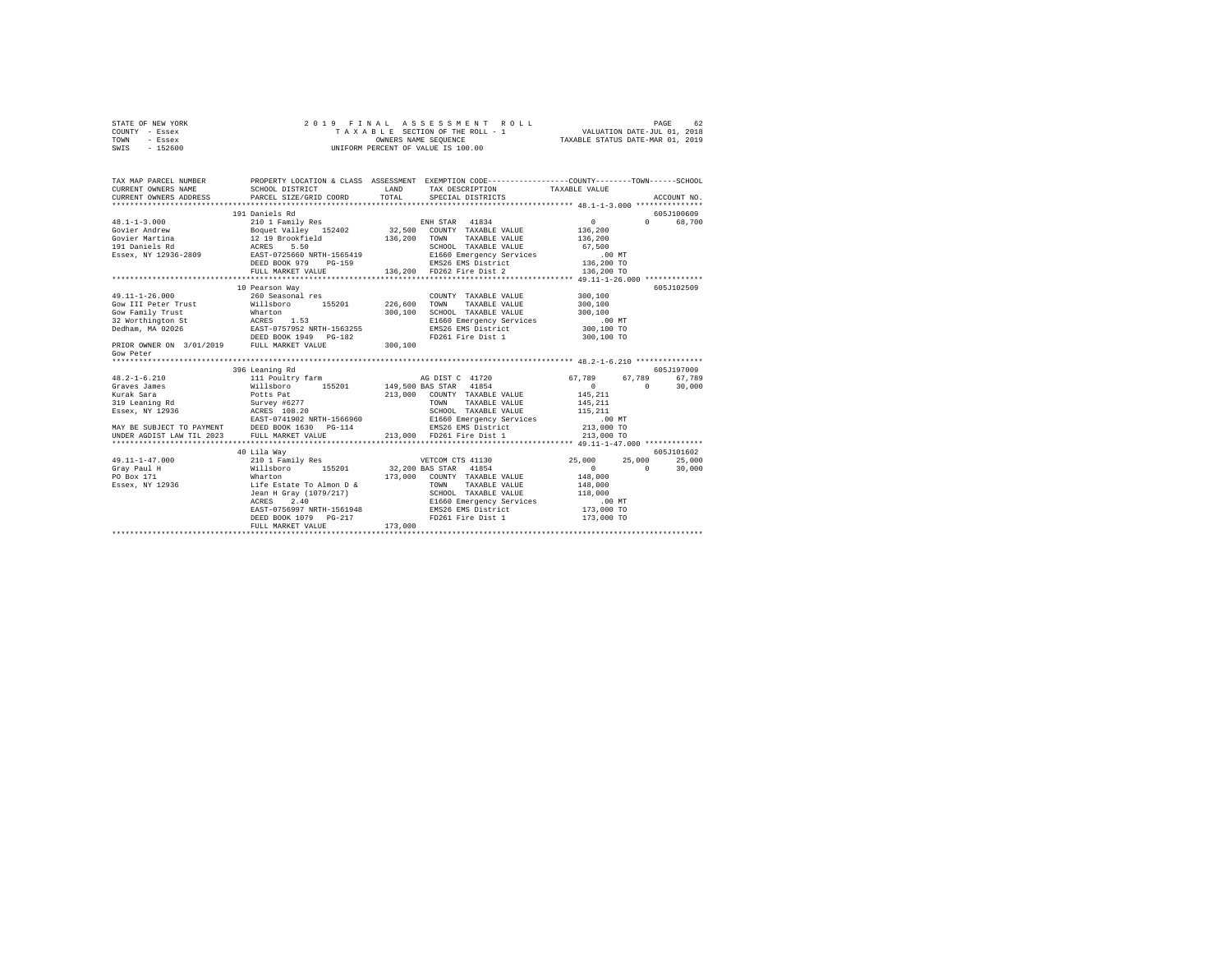STATE OF NEW YORK — 2019 FINAL ASSESSMENT ROLL
COUNTY - Essex — TAXABLE SECTION OF THE ROLL - 1 — VALUATION DATE-JUL 01, 2018
TOWN - Essex — OWNERS NAME SEQUENCE — TAXABLE STATUS DATE-MAR 01, 2019
SWIS - 152600 — UNIFORM PERCENT OF VALUE IS 100.00

```
TAX MAP PARCEL NUMBER          PROPERTY LOCATION & CLASS  ASSESSMENT  EXEMPTION CODE-----------------COUNTY--------TOWN------SCHOOL
CURRENT OWNERS NAME            SCHOOL DISTRICT               LAND      TAX DESCRIPTION            TAXABLE VALUE
CURRENT OWNERS ADDRESS         PARCEL SIZE/GRID COORD        TOTAL     SPECIAL DISTRICTS                                  ACCOUNT NO.
******************************************************************************************************* 48.1-1-3.000 ***************
                        191 Daniels Rd                                                                                605J100609
48.1-1-3.000                   210 1 Family Res                       ENH STAR  41834              0             0       68,700
Govier Andrew                  Boquet Valley  152402      32,500   COUNTY  TAXABLE VALUE         136,200
Govier Martina                 12 19 Brookfield          136,200   TOWN    TAXABLE VALUE         136,200
191 Daniels Rd                 ACRES    5.50                       SCHOOL  TAXABLE VALUE          67,500
Essex, NY 12936-2809           EAST-0725660 NRTH-1565419           E1660 Emergency Services         .00 MT
                               DEED BOOK 979    PG-159             EMS26 EMS District            136,200 TO
                               FULL MARKET VALUE         136,200   FD262 Fire Dist 2             136,200 TO
******************************************************************************************************* 49.11-1-26.000 *************
                        10 Pearson Way                                                                                605J102509
49.11-1-26.000                 260 Seasonal res                        COUNTY  TAXABLE VALUE         300,100
Gow III Peter Trust            Willsboro      155201     226,600   TOWN    TAXABLE VALUE         300,100
Gow Family Trust               Wharton                   300,100   SCHOOL  TAXABLE VALUE         300,100
32 Worthington St              ACRES    1.53                       E1660 Emergency Services         .00 MT
Dedham, MA 02026               EAST-0757952 NRTH-1563255           EMS26 EMS District            300,100 TO
                               DEED BOOK 1949   PG-182             FD261 Fire Dist 1             300,100 TO
PRIOR OWNER ON  3/01/2019      FULL MARKET VALUE         300,100
Gow Peter
******************************************************************************************************* 48.2-1-6.210 ***************
                        396 Leaning Rd                                                                                605J197009
48.2-1-6.210                   111 Poultry farm                       AG DIST C 41720         67,789        67,789       67,789
Graves James                   Willsboro      155201     149,500 BAS STAR  41854                   0             0       30,000
Kurak Sara                     Potts Pat                 213,000   COUNTY  TAXABLE VALUE         145,211
319 Leaning Rd                 Survey #6277                        TOWN    TAXABLE VALUE         145,211
Essex, NY 12936                ACRES  108.20                       SCHOOL  TAXABLE VALUE         115,211
                               EAST-0741902 NRTH-1566960           E1660 Emergency Services         .00 MT
MAY BE SUBJECT TO PAYMENT      DEED BOOK 1630   PG-114             EMS26 EMS District            213,000 TO
UNDER AGDIST LAW TIL 2023      FULL MARKET VALUE         213,000   FD261 Fire Dist 1             213,000 TO
******************************************************************************************************* 49.11-1-47.000 *************
                        40 Lila Way                                                                                   605J101602
49.11-1-47.000                 210 1 Family Res                       VETCOM CTS 41130        25,000        25,000       25,000
Gray Paul H                    Willsboro      155201      32,200 BAS STAR  41854                   0             0       30,000
PO Box 171                     Wharton                   173,000   COUNTY  TAXABLE VALUE         148,000
Essex, NY 12936                Life Estate To Almon D &            TOWN    TAXABLE VALUE         148,000
                               Jean H Gray (1079/217)              SCHOOL  TAXABLE VALUE         118,000
                               ACRES    2.40                       E1660 Emergency Services         .00 MT
                               EAST-0756997 NRTH-1561948           EMS26 EMS District            173,000 TO
                               DEED BOOK 1079   PG-217             FD261 Fire Dist 1             173,000 TO
                               FULL MARKET VALUE         173,000
************************************************************************************************************************************
```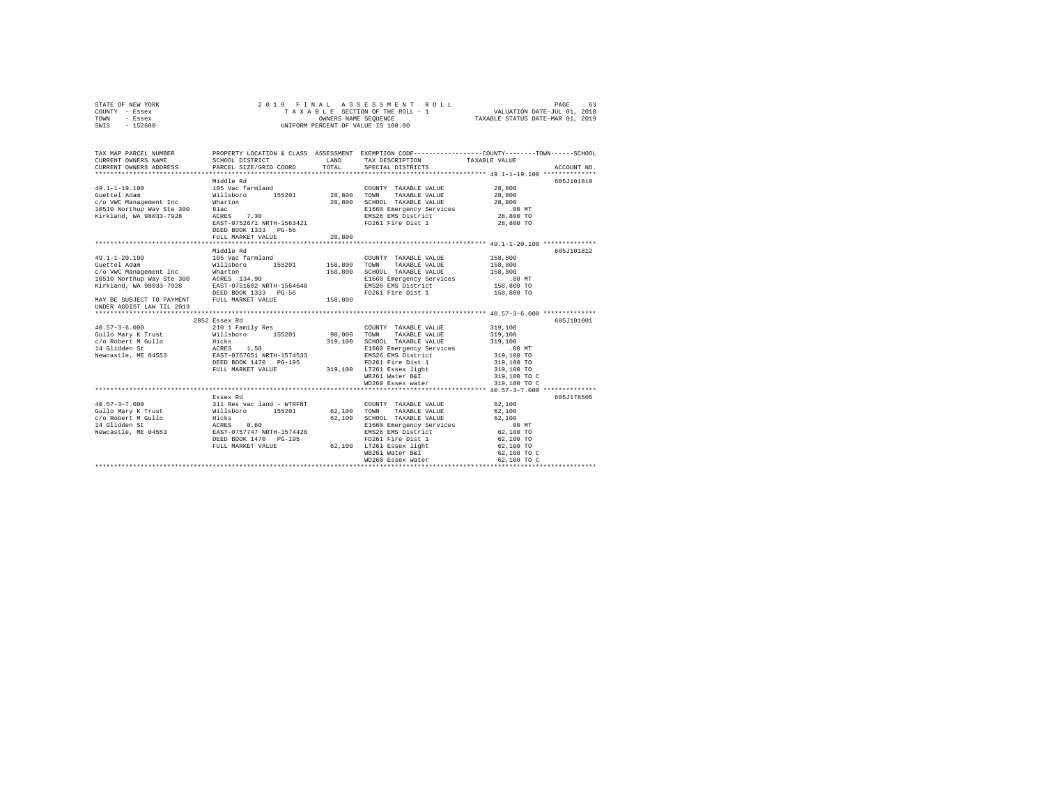STATE OF NEW YORK
COUNTY - Essex
TOWN - Essex
SWIS - 152600

2019 FINAL ASSESSMENT ROLL
TAXABLE SECTION OF THE ROLL - 1
OWNERS NAME SEQUENCE
UNIFORM PERCENT OF VALUE IS 100.00

VALUATION DATE-JUL 01, 2018
TAXABLE STATUS DATE-MAR 01, 2019

| TAX MAP PARCEL NUMBER / CURRENT OWNERS NAME / CURRENT OWNERS ADDRESS | PROPERTY LOCATION & CLASS / SCHOOL DISTRICT / PARCEL SIZE/GRID COORD | ASSESSMENT LAND / TOTAL | EXEMPTION CODE / TAX DESCRIPTION / SPECIAL DISTRICTS | COUNTY / TOWN / SCHOOL TAXABLE VALUE | ACCOUNT NO. |
|---|---|---|---|---|---|
| **49.1-1-19.100** | Middle Rd | | | | 605J101810 |
| 49.1-1-19.100 | 105 Vac farmland | | COUNTY TAXABLE VALUE | 28,800 | |
| Guettel Adam | Willsboro 155201 | 28,800 | TOWN TAXABLE VALUE | 28,800 | |
| c/o VWC Management Inc | Wharton | 28,800 | SCHOOL TAXABLE VALUE | 28,800 | |
| 10510 Northup Way Ste 300 | 81ac | | E1660 Emergency Services | .00 MT | |
| Kirkland, WA 98033-7928 | ACRES 7.30 | | EMS26 EMS District | 28,800 TO | |
| | EAST-0752671 NRTH-1563421 | | FD261 Fire Dist 1 | 28,800 TO | |
| | DEED BOOK 1333 PG-56 | | | | |
| | FULL MARKET VALUE | 28,800 | | | |
| **49.1-1-20.100** | Middle Rd | | | | 605J101812 |
| 49.1-1-20.100 | 105 Vac farmland | | COUNTY TAXABLE VALUE | 158,800 | |
| Guettel Adam | Willsboro 155201 | 158,800 | TOWN TAXABLE VALUE | 158,800 | |
| c/o VWC Management Inc | Wharton | 158,800 | SCHOOL TAXABLE VALUE | 158,800 | |
| 10510 Northup Way Ste 300 | ACRES 134.90 | | E1660 Emergency Services | .00 MT | |
| Kirkland, WA 98033-7928 | EAST-0751602 NRTH-1564648 | | EMS26 EMS District | 158,800 TO | |
| | DEED BOOK 1333 PG-56 | | FD261 Fire Dist 1 | 158,800 TO | |
| MAY BE SUBJECT TO PAYMENT | FULL MARKET VALUE | 158,800 | | | |
| UNDER AGDIST LAW TIL 2019 | | | | | |
| **40.57-3-6.000** | 2852 Essex Rd | | | | 605J101001 |
| 40.57-3-6.000 | 210 1 Family Res | | COUNTY TAXABLE VALUE | 319,100 | |
| Gullo Mary K Trust | Willsboro 155201 | 98,000 | TOWN TAXABLE VALUE | 319,100 | |
| c/o Robert M Gullo | Hicks | 319,100 | SCHOOL TAXABLE VALUE | 319,100 | |
| 14 Glidden St | ACRES 1.50 | | E1660 Emergency Services | .00 MT | |
| Newcastle, ME 04553 | EAST-0757651 NRTH-1574533 | | EMS26 EMS District | 319,100 TO | |
| | DEED BOOK 1470 PG-195 | | FD261 Fire Dist 1 | 319,100 TO | |
| | FULL MARKET VALUE | 319,100 | LT261 Essex light | 319,100 TO | |
| | | | WB261 Water B&I | 319,100 TO C | |
| | | | WD260 Essex water | 319,100 TO C | |
| **40.57-3-7.000** | Essex Rd | | | | 605J178505 |
| 40.57-3-7.000 | 311 Res vac land - WTRFNT | | COUNTY TAXABLE VALUE | 62,100 | |
| Gullo Mary K Trust | Willsboro 155201 | 62,100 | TOWN TAXABLE VALUE | 62,100 | |
| c/o Robert M Gullo | Hicks | 62,100 | SCHOOL TAXABLE VALUE | 62,100 | |
| 14 Glidden St | ACRES 0.60 | | E1660 Emergency Services | .00 MT | |
| Newcastle, ME 04553 | EAST-0757747 NRTH-1574428 | | EMS26 EMS District | 62,100 TO | |
| | DEED BOOK 1470 PG-195 | | FD261 Fire Dist 1 | 62,100 TO | |
| | FULL MARKET VALUE | 62,100 | LT261 Essex light | 62,100 TO | |
| | | | WB261 Water B&I | 62,100 TO C | |
| | | | WD260 Essex water | 62,100 TO C | |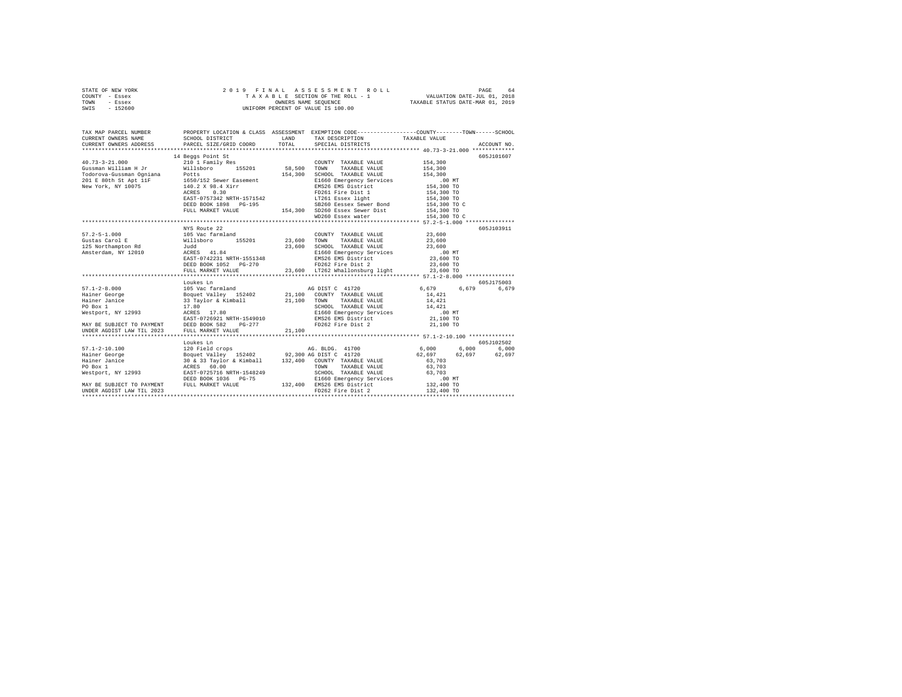STATE OF NEW YORK                2 0 1 9   F I N A L   A S S E S S M E N T   R O L L
COUNTY - Essex                   T A X A B L E SECTION OF THE ROLL - 1                VALUATION DATE-JUL 01, 2018
TOWN - Essex                     OWNERS NAME SEQUENCE                                TAXABLE STATUS DATE-MAR 01, 2019
SWIS - 152600                    UNIFORM PERCENT OF VALUE IS 100.00

```
TAX MAP PARCEL NUMBER          PROPERTY LOCATION & CLASS  ASSESSMENT  EXEMPTION CODE-----------------COUNTY--------TOWN------SCHOOL
CURRENT OWNERS NAME            SCHOOL DISTRICT              LAND      TAX DESCRIPTION            TAXABLE VALUE
CURRENT OWNERS ADDRESS         PARCEL SIZE/GRID COORD       TOTAL     SPECIAL DISTRICTS                                    ACCOUNT NO.
******************************************************************************************************* 40.73-3-21.000 *************
                               14 Beggs Point St                                                                      605J101607
40.73-3-21.000                 210 1 Family Res                       COUNTY  TAXABLE VALUE          154,300
Gussman William H Jr           Willsboro     155201        58,500     TOWN    TAXABLE VALUE          154,300
Todorova-Gussman Ogniana       Potts                      154,300     SCHOOL  TAXABLE VALUE          154,300
201 E 80th St Apt 11F          1650/152 Sewer Easement                E1660 Emergency Services            .00 MT
New York, NY 10075             140.2 X 98.4 Xirr                      EMS26 EMS District             154,300 TO
                               ACRES    0.30                          FD261 Fire Dist 1              154,300 TO
                               EAST-0757342 NRTH-1571542              LT261 Essex light              154,300 TO
                               DEED BOOK 1898   PG-195                SB260 Eessex Sewer Bond        154,300 TO C
                               FULL MARKET VALUE          154,300     SD260 Essex Sewer Dist         154,300 TO
                                                                      WD260 Essex water              154,300 TO C
******************************************************************************************************* 57.2-5-1.000 ***************
                               NYS Route 22                                                                           605J103911
57.2-5-1.000                   105 Vac farmland                       COUNTY  TAXABLE VALUE           23,600
Gustas Carol E                 Willsboro     155201        23,600     TOWN    TAXABLE VALUE           23,600
125 Northampton Rd             Judd                        23,600     SCHOOL  TAXABLE VALUE           23,600
Amsterdam, NY 12010            ACRES   41.84                          E1660 Emergency Services            .00 MT
                               EAST-0742231 NRTH-1551348              EMS26 EMS District              23,600 TO
                               DEED BOOK 1052   PG-270                FD262 Fire Dist 2               23,600 TO
                               FULL MARKET VALUE           23,600     LT262 Whallonsburg light        23,600 TO
******************************************************************************************************* 57.1-2-8.000 ***************
                               Loukes Ln                                                                              605J175003
57.1-2-8.000                   105 Vac farmland                       AG DIST C  41720                 6,679      6,679      6,679
Hainer George                  Boquet Valley  152402       21,100     COUNTY  TAXABLE VALUE           14,421
Hainer Janice                  33 Taylor & Kimball         21,100     TOWN    TAXABLE VALUE           14,421
PO Box 1                       17.80                                  SCHOOL  TAXABLE VALUE           14,421
Westport, NY 12993             ACRES   17.80                          E1660 Emergency Services            .00 MT
                               EAST-0726921 NRTH-1549010              EMS26 EMS District              21,100 TO
MAY BE SUBJECT TO PAYMENT      DEED BOOK 582    PG-277                FD262 Fire Dist 2               21,100 TO
UNDER AGDIST LAW TIL 2023      FULL MARKET VALUE           21,100
******************************************************************************************************* 57.1-2-10.100 **************
                               Loukes Ln                                                                              605J102502
57.1-2-10.100                  120 Field crops                        AG. BLDG.  41700                 6,000      6,000      6,000
Hainer George                  Boquet Valley  152402       92,300 AG DIST C  41720                62,697     62,697     62,697
Hainer Janice                  30 & 33 Taylor & Kimball   132,400     COUNTY  TAXABLE VALUE           63,703
PO Box 1                       ACRES   60.00                          TOWN    TAXABLE VALUE           63,703
Westport, NY 12993             EAST-0725716 NRTH-1548249              SCHOOL  TAXABLE VALUE           63,703
                               DEED BOOK 1036   PG-75                 E1660 Emergency Services            .00 MT
MAY BE SUBJECT TO PAYMENT      FULL MARKET VALUE          132,400     EMS26 EMS District             132,400 TO
UNDER AGDIST LAW TIL 2023                                             FD262 Fire Dist 2              132,400 TO
************************************************************************************************************************************
```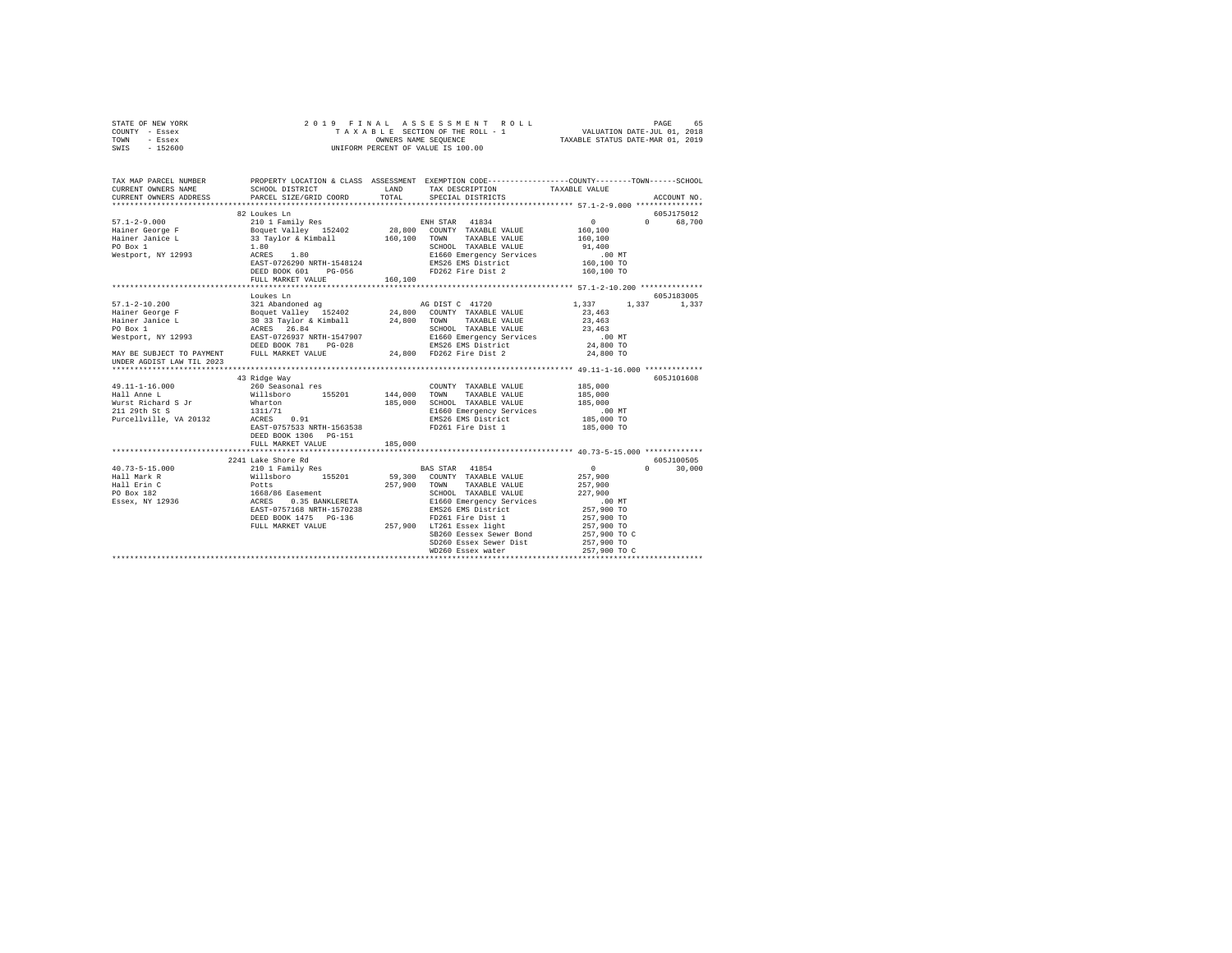STATE OF NEW YORK                    2 0 1 9   F I N A L   A S S E S S M E N T   R O L L
COUNTY - Essex                       T A X A B L E  SECTION OF THE ROLL - 1          VALUATION DATE-JUL 01, 2018
TOWN   - Essex                       OWNERS NAME SEQUENCE                             TAXABLE STATUS DATE-MAR 01, 2019
SWIS   - 152600                      UNIFORM PERCENT OF VALUE IS 100.00

```
TAX MAP PARCEL NUMBER          PROPERTY LOCATION & CLASS  ASSESSMENT  EXEMPTION CODE-----------------COUNTY--------TOWN------SCHOOL
CURRENT OWNERS NAME            SCHOOL DISTRICT            LAND        TAX DESCRIPTION             TAXABLE VALUE
CURRENT OWNERS ADDRESS         PARCEL SIZE/GRID COORD     TOTAL       SPECIAL DISTRICTS                                   ACCOUNT NO.
******************************************************************************************* 57.1-2-9.000 ***************
                               82 Loukes Ln                                                                           605J175012
57.1-2-9.000                   210 1 Family Res                       ENH STAR  41834              0             0      68,700
Hainer George F                Boquet Valley   152402      28,800    COUNTY  TAXABLE VALUE        160,100
Hainer Janice L                33 Taylor & Kimball        160,100    TOWN    TAXABLE VALUE        160,100
PO Box 1                       1.80                                   SCHOOL  TAXABLE VALUE         91,400
Westport, NY 12993             ACRES    1.80                          E1660 Emergency Services         .00 MT
                               EAST-0726290 NRTH-1548124              EMS26 EMS District            160,100 TO
                               DEED BOOK 601    PG-056                FD262 Fire Dist 2             160,100 TO
                               FULL MARKET VALUE          160,100
******************************************************************************************* 57.1-2-10.200 **************
                               Loukes Ln                                                                              605J183005
57.1-2-10.200                  321 Abandoned ag                       AG DIST C  41720          1,337         1,337      1,337
Hainer George F                Boquet Valley   152402      24,800    COUNTY  TAXABLE VALUE         23,463
Hainer Janice L                30 33 Taylor & Kimball      24,800    TOWN    TAXABLE VALUE         23,463
PO Box 1                       ACRES   26.84                          SCHOOL  TAXABLE VALUE         23,463
Westport, NY 12993             EAST-0726937 NRTH-1547907              E1660 Emergency Services         .00 MT
                               DEED BOOK 781    PG-028                EMS26 EMS District             24,800 TO
MAY BE SUBJECT TO PAYMENT      FULL MARKET VALUE           24,800    FD262 Fire Dist 2              24,800 TO
UNDER AGDIST LAW TIL 2023
******************************************************************************************* 49.11-1-16.000 *************
                               43 Ridge Way                                                                           605J101608
49.11-1-16.000                 260 Seasonal res                       COUNTY  TAXABLE VALUE        185,000
Hall Anne L                    Willsboro       155201     144,000    TOWN    TAXABLE VALUE        185,000
Wurst Richard S Jr             Wharton                    185,000    SCHOOL  TAXABLE VALUE        185,000
211 29th St S                  1311/71                                E1660 Emergency Services         .00 MT
Purcellville, VA 20132         ACRES    0.91                          EMS26 EMS District            185,000 TO
                               EAST-0757533 NRTH-1563538              FD261 Fire Dist 1             185,000 TO
                               DEED BOOK 1306   PG-151
                               FULL MARKET VALUE          185,000
******************************************************************************************* 40.73-5-15.000 *************
                               2241 Lake Shore Rd                                                                     605J100505
40.73-5-15.000                 210 1 Family Res                       BAS STAR  41854              0             0      30,000
Hall Mark R                    Willsboro       155201      59,300    COUNTY  TAXABLE VALUE        257,900
Hall Erin C                    Potts                      257,900    TOWN    TAXABLE VALUE        257,900
PO Box 182                     1668/86 Easement                       SCHOOL  TAXABLE VALUE        227,900
Essex, NY 12936                ACRES    0.35 BANKLERETA               E1660 Emergency Services         .00 MT
                               EAST-0757168 NRTH-1570238              EMS26 EMS District            257,900 TO
                               DEED BOOK 1475   PG-136                FD261 Fire Dist 1             257,900 TO
                               FULL MARKET VALUE          257,900    LT261 Essex light             257,900 TO
                                                                      SB260 Eessex Sewer Bond       257,900 TO C
                                                                      SD260 Essex Sewer Dist        257,900 TO
                                                                      WD260 Essex water             257,900 TO C
*************************************************************************************************************************
```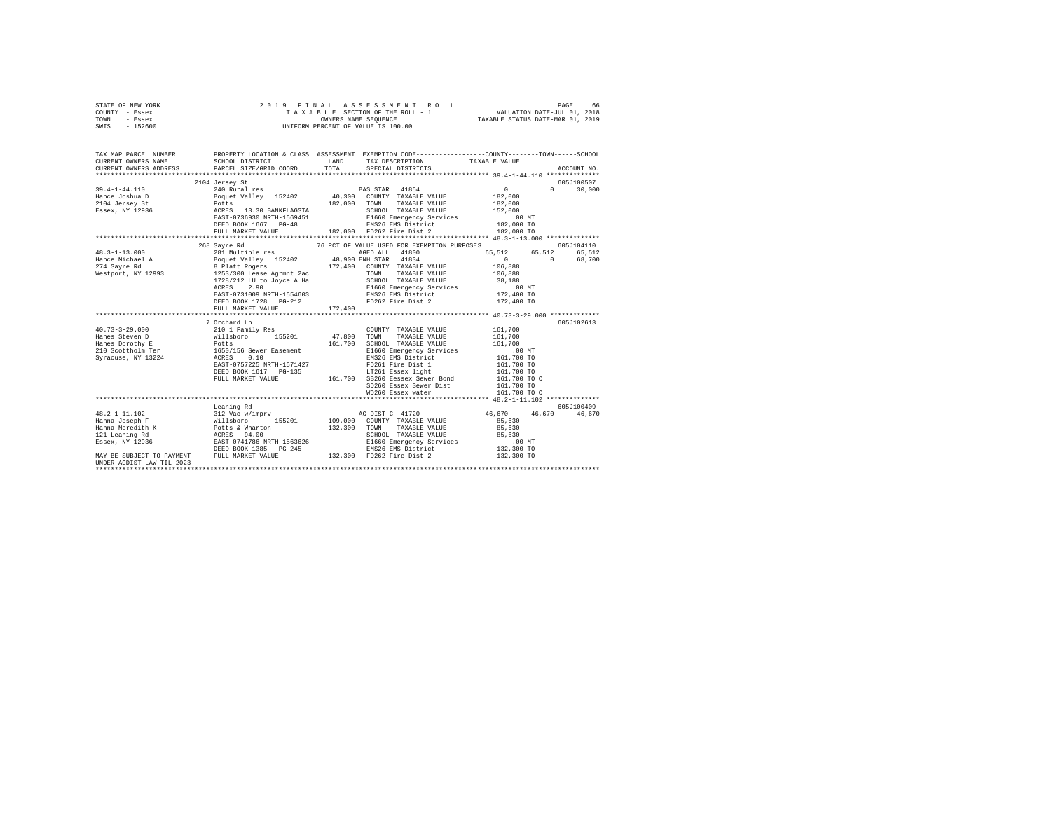```
STATE OF NEW YORK              2 0 1 9  F I N A L  A S S E S S M E N T  R O L L                    PAGE    66
COUNTY  - Essex                     T A X A B L E SECTION OF THE ROLL - 1            VALUATION DATE-JUL 01, 2018
TOWN    - Essex                           OWNERS NAME SEQUENCE                     TAXABLE STATUS DATE-MAR 01, 2019
SWIS    - 152600                    UNIFORM PERCENT OF VALUE IS 100.00

TAX MAP PARCEL NUMBER         PROPERTY LOCATION & CLASS  ASSESSMENT  EXEMPTION CODE-----------------COUNTY--------TOWN------SCHOOL
CURRENT OWNERS NAME           SCHOOL DISTRICT              LAND      TAX DESCRIPTION            TAXABLE VALUE
CURRENT OWNERS ADDRESS        PARCEL SIZE/GRID COORD       TOTAL     SPECIAL DISTRICTS                                  ACCOUNT NO.
******************************************************************************************* 39.4-1-44.110 **************
                              2104 Jersey St                                                                        605J100507
39.4-1-44.110                 240 Rural res                          BAS STAR  41854                  0          0      30,000
Hance Joshua D                Boquet Valley  152402       40,300   COUNTY  TAXABLE VALUE           182,000
2104 Jersey St                Potts                      182,000   TOWN    TAXABLE VALUE           182,000
Essex, NY 12936               ACRES   13.30 BANKFLAGSTA            SCHOOL  TAXABLE VALUE           152,000
                              EAST-0736930 NRTH-1569451            E1660 Emergency Services            .00 MT
                              DEED BOOK 1667   PG-48               EMS26 EMS District              182,000 TO
                              FULL MARKET VALUE          182,000   FD262 Fire Dist 2               182,000 TO
******************************************************************************************* 48.3-1-13.000 **************
                              268 Sayre Rd                     76 PCT OF VALUE USED FOR EXEMPTION PURPOSES          605J104110
48.3-1-13.000                 281 Multiple res                       AGED ALL  41800             65,512     65,512      65,512
Hance Michael A               Boquet Valley  152402       48,900 ENH STAR  41834                  0          0      68,700
274 Sayre Rd                  8 Platt Rogers             172,400   COUNTY  TAXABLE VALUE           106,888
Westport, NY 12993            1253/300 Lease Agrmnt 2ac            TOWN    TAXABLE VALUE           106,888
                              1728/212 LU to Joyce A Ha            SCHOOL  TAXABLE VALUE            38,188
                              ACRES    2.90                        E1660 Emergency Services            .00 MT
                              EAST-0731009 NRTH-1554603            EMS26 EMS District              172,400 TO
                              DEED BOOK 1728   PG-212              FD262 Fire Dist 2               172,400 TO
                              FULL MARKET VALUE          172,400
******************************************************************************************* 40.73-3-29.000 *************
                              7 Orchard Ln                                                                          605J102613
40.73-3-29.000                210 1 Family Res                     COUNTY  TAXABLE VALUE           161,700
Hanes Steven D                Willsboro      155201       47,800   TOWN    TAXABLE VALUE           161,700
Hanes Dorothy E               Potts                      161,700   SCHOOL  TAXABLE VALUE           161,700
210 Scottholm Ter             1650/156 Sewer Easement              E1660 Emergency Services            .00 MT
Syracuse, NY 13224            ACRES    0.10                        EMS26 EMS District              161,700 TO
                              EAST-0757225 NRTH-1571427            FD261 Fire Dist 1               161,700 TO
                              DEED BOOK 1617   PG-135              LT261 Essex light               161,700 TO
                              FULL MARKET VALUE          161,700   SB260 Eessex Sewer Bond         161,700 TO C
                                                                   SD260 Essex Sewer Dist          161,700 TO
                                                                   WD260 Essex water               161,700 TO C
******************************************************************************************* 48.2-1-11.102 **************
                              Leaning Rd                                                                            605J100409
48.2-1-11.102                 312 Vac w/imprv                        AG DIST C 41720             46,670     46,670      46,670
Hanna Joseph F                Willsboro      155201      109,000   COUNTY  TAXABLE VALUE            85,630
Hanna Meredith K              Potts & Wharton            132,300   TOWN    TAXABLE VALUE            85,630
121 Leaning Rd                ACRES   94.00                        SCHOOL  TAXABLE VALUE            85,630
Essex, NY 12936               EAST-0741786 NRTH-1563626            E1660 Emergency Services            .00 MT
                              DEED BOOK 1385   PG-245              EMS26 EMS District              132,300 TO
MAY BE SUBJECT TO PAYMENT     FULL MARKET VALUE          132,300   FD262 Fire Dist 2               132,300 TO
UNDER AGDIST LAW TIL 2023
************************************************************************************************************************
```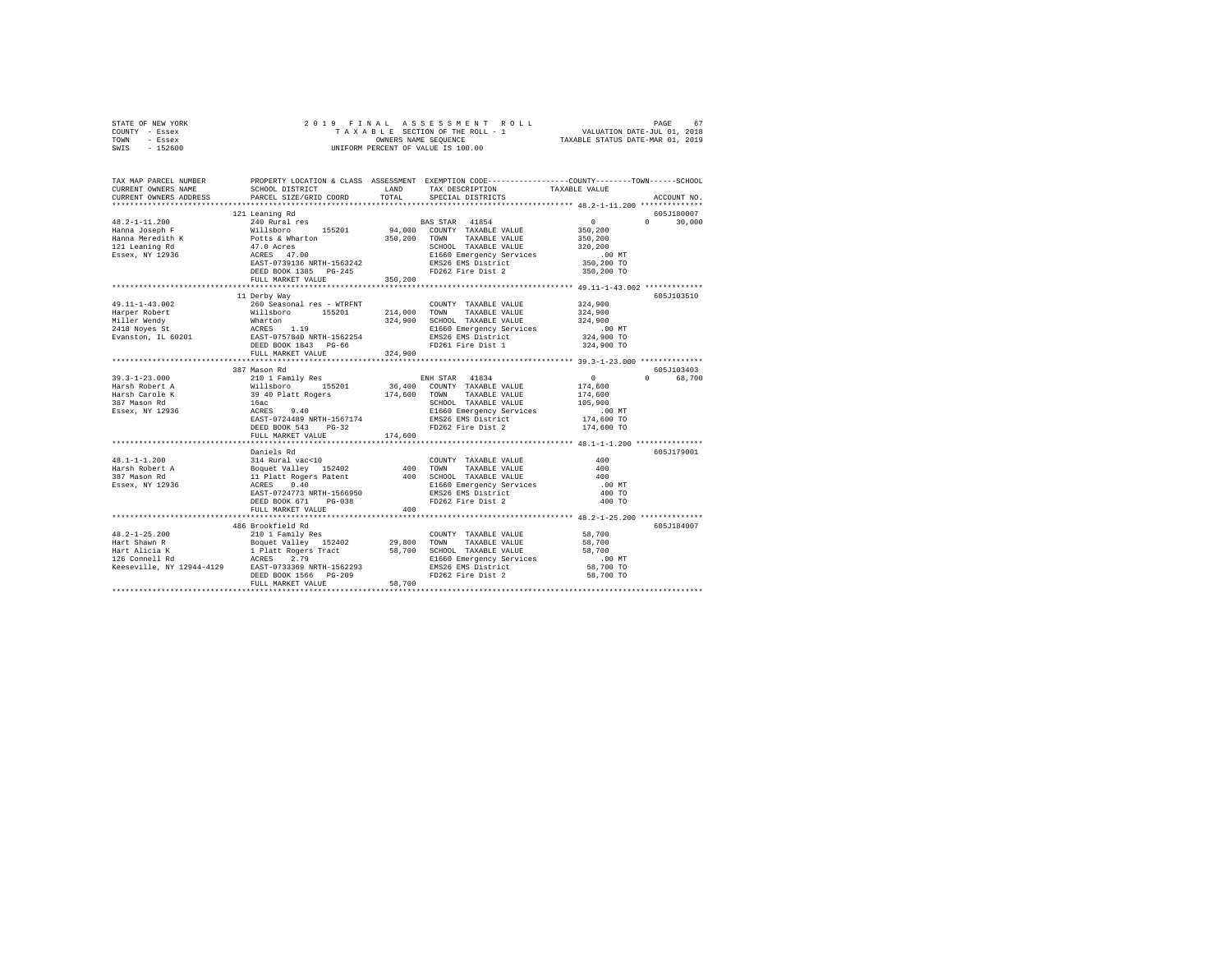STATE OF NEW YORK — COUNTY - Essex — TOWN - Essex — SWIS - 152600

2019 FINAL ASSESSMENT ROLL
TAXABLE SECTION OF THE ROLL - 1
OWNERS NAME SEQUENCE
UNIFORM PERCENT OF VALUE IS 100.00

VALUATION DATE-JUL 01, 2018
TAXABLE STATUS DATE-MAR 01, 2019

```
TAX MAP PARCEL NUMBER     PROPERTY LOCATION & CLASS  ASSESSMENT  EXEMPTION CODE-----------------COUNTY--------TOWN------SCHOOL
CURRENT OWNERS NAME       SCHOOL DISTRICT             LAND       TAX DESCRIPTION              TAXABLE VALUE
CURRENT OWNERS ADDRESS    PARCEL SIZE/GRID COORD      TOTAL      SPECIAL DISTRICTS                                    ACCOUNT NO.
****************************************************************************************** 48.2-1-11.200 **************
                          121 Leaning Rd                                                                        605J180007
48.2-1-11.200             240 Rural res                          BAS STAR  41854                  0          0      30,000
Hanna Joseph F            Willsboro      155201      94,000   COUNTY  TAXABLE VALUE           350,200
Hanna Meredith K          Potts & Wharton            350,200   TOWN    TAXABLE VALUE           350,200
121 Leaning Rd            47.0 Acres                           SCHOOL  TAXABLE VALUE           320,200
Essex, NY 12936           ACRES   47.00                         E1660 Emergency Services          .00 MT
                          EAST-0739136 NRTH-1563242             EMS26 EMS District            350,200 TO
                          DEED BOOK 1385   PG-245               FD262 Fire Dist 2             350,200 TO
                          FULL MARKET VALUE          350,200
****************************************************************************************** 49.11-1-43.002 *************
                          11 Derby Way                                                                          605J103510
49.11-1-43.002            260 Seasonal res - WTRFNT             COUNTY  TAXABLE VALUE           324,900
Harper Robert             Willsboro      155201     214,000   TOWN    TAXABLE VALUE           324,900
Miller Wendy              Wharton                    324,900   SCHOOL  TAXABLE VALUE           324,900
2418 Noyes St             ACRES    1.19                         E1660 Emergency Services          .00 MT
Evanston, IL 60201        EAST-0757840 NRTH-1562254             EMS26 EMS District            324,900 TO
                          DEED BOOK 1843   PG-66                FD261 Fire Dist 1             324,900 TO
                          FULL MARKET VALUE          324,900
****************************************************************************************** 39.3-1-23.000 **************
                          387 Mason Rd                                                                          605J103403
39.3-1-23.000             210 1 Family Res                      ENH STAR  41834                  0          0      68,700
Harsh Robert A            Willsboro      155201      36,400   COUNTY  TAXABLE VALUE           174,600
Harsh Carole K            39 40 Platt Rogers         174,600   TOWN    TAXABLE VALUE           174,600
387 Mason Rd              16ac                                 SCHOOL  TAXABLE VALUE           105,900
Essex, NY 12936           ACRES    9.40                         E1660 Emergency Services          .00 MT
                          EAST-0724489 NRTH-1567174             EMS26 EMS District            174,600 TO
                          DEED BOOK 543    PG-32                FD262 Fire Dist 2             174,600 TO
                          FULL MARKET VALUE          174,600
****************************************************************************************** 48.1-1-1.200 ***************
                          Daniels Rd                                                                            605J179001
48.1-1-1.200              314 Rural vac<10                      COUNTY  TAXABLE VALUE               400
Harsh Robert A            Boquet Valley  152402         400   TOWN    TAXABLE VALUE               400
387 Mason Rd              11 Platt Rogers Patent         400   SCHOOL  TAXABLE VALUE               400
Essex, NY 12936           ACRES    0.40                         E1660 Emergency Services          .00 MT
                          EAST-0724773 NRTH-1566950             EMS26 EMS District                400 TO
                          DEED BOOK 671    PG-038               FD262 Fire Dist 2                 400 TO
                          FULL MARKET VALUE              400
****************************************************************************************** 48.2-1-25.200 **************
                          486 Brookfield Rd                                                                     605J184007
48.2-1-25.200             210 1 Family Res                      COUNTY  TAXABLE VALUE            58,700
Hart Shawn R              Boquet Valley  152402      29,800   TOWN    TAXABLE VALUE            58,700
Hart Alicia K             1 Platt Rogers Tract        58,700   SCHOOL  TAXABLE VALUE            58,700
126 Connell Rd            ACRES    2.79                         E1660 Emergency Services          .00 MT
Keeseville, NY 12944-4129 EAST-0733369 NRTH-1562293             EMS26 EMS District             58,700 TO
                          DEED BOOK 1566   PG-209               FD262 Fire Dist 2              58,700 TO
                          FULL MARKET VALUE           58,700
************************************************************************************************************************
```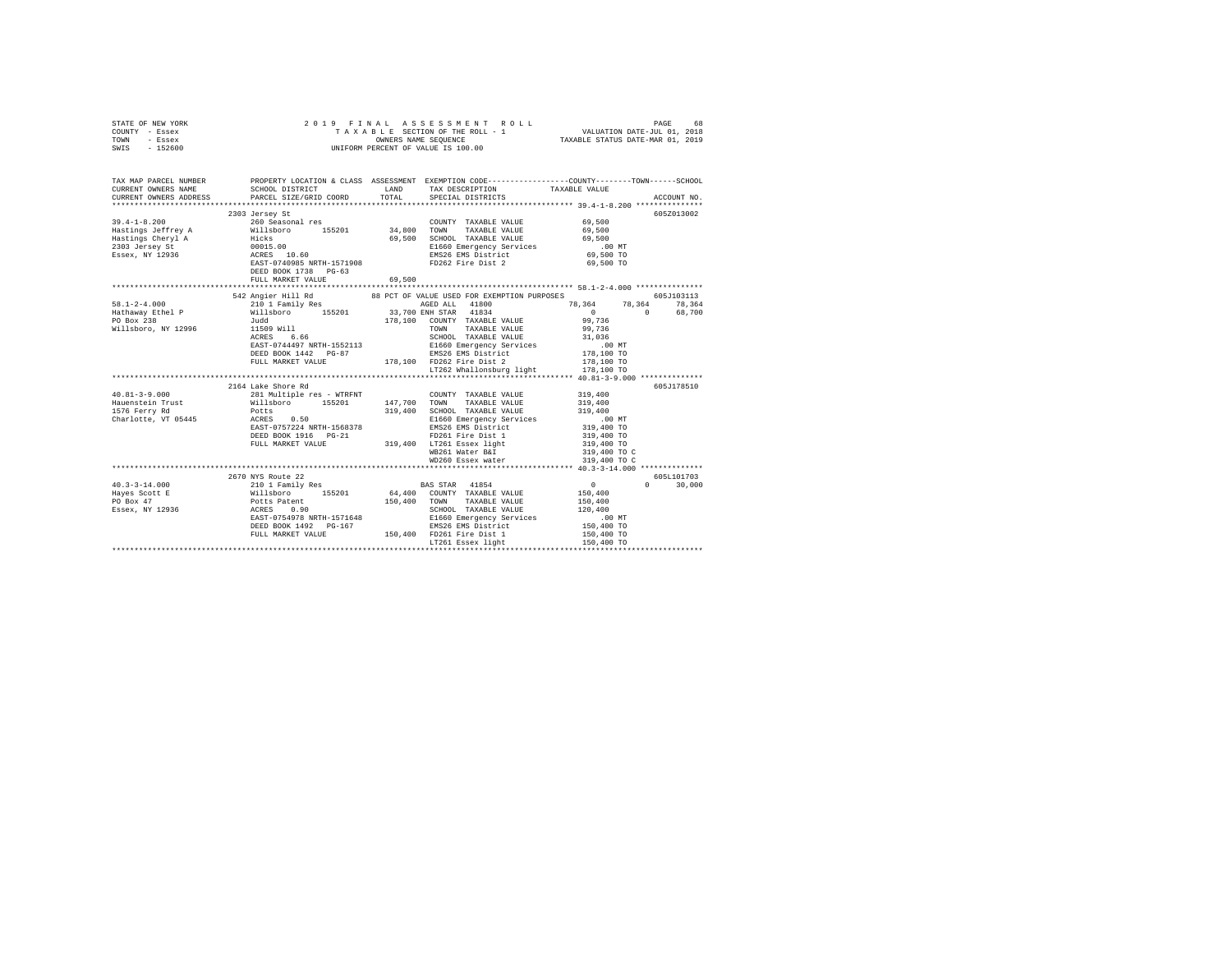STATE OF NEW YORK
COUNTY - Essex
TOWN - Essex
SWIS - 152600

2019 FINAL ASSESSMENT ROLL
TAXABLE SECTION OF THE ROLL - 1
OWNERS NAME SEQUENCE
UNIFORM PERCENT OF VALUE IS 100.00

VALUATION DATE-JUL 01, 2018
TAXABLE STATUS DATE-MAR 01, 2019

```
TAX MAP PARCEL NUMBER     PROPERTY LOCATION & CLASS  ASSESSMENT  EXEMPTION CODE-----------------COUNTY--------TOWN------SCHOOL
CURRENT OWNERS NAME       SCHOOL DISTRICT             LAND       TAX DESCRIPTION            TAXABLE VALUE
CURRENT OWNERS ADDRESS    PARCEL SIZE/GRID COORD      TOTAL      SPECIAL DISTRICTS                                       ACCOUNT NO.
******************************************************************************************** 39.4-1-8.200 ***************
                          2303 Jersey St                                                                             605Z013002
39.4-1-8.200              260 Seasonal res                      COUNTY  TAXABLE VALUE            69,500
Hastings Jeffrey A        Willsboro      155201      34,800    TOWN    TAXABLE VALUE            69,500
Hastings Cheryl A         Hicks                      69,500    SCHOOL  TAXABLE VALUE            69,500
2303 Jersey St            00015.00                             E1660 Emergency Services            .00 MT
Essex, NY 12936           ACRES  10.60                         EMS26 EMS District               69,500 TO
                          EAST-0740985 NRTH-1571908            FD262 Fire Dist 2                69,500 TO
                          DEED BOOK 1738   PG-63
                          FULL MARKET VALUE          69,500
******************************************************************************************** 58.1-2-4.000 ***************
                          542 Angier Hill Rd           88 PCT OF VALUE USED FOR EXEMPTION PURPOSES                   605J103113
58.1-2-4.000              210 1 Family Res                      AGED ALL  41800             78,364     78,364     78,364
Hathaway Ethel P          Willsboro      155201      33,700 ENH STAR  41834                  0          0     68,700
PO Box 238                Judd                      178,100    COUNTY  TAXABLE VALUE            99,736
Willsboro, NY 12996       11509 Will                           TOWN    TAXABLE VALUE            99,736
                          ACRES   6.66                         SCHOOL  TAXABLE VALUE            31,036
                          EAST-0744497 NRTH-1552113            E1660 Emergency Services            .00 MT
                          DEED BOOK 1442   PG-87               EMS26 EMS District              178,100 TO
                          FULL MARKET VALUE         178,100    FD262 Fire Dist 2               178,100 TO
                                                               LT262 Whallonsburg light        178,100 TO
******************************************************************************************** 40.81-3-9.000 **************
                          2164 Lake Shore Rd                                                                         605J178510
40.81-3-9.000             281 Multiple res - WTRFNT             COUNTY  TAXABLE VALUE           319,400
Hauenstein Trust          Willsboro      155201     147,700    TOWN    TAXABLE VALUE           319,400
1576 Ferry Rd             Potts                     319,400    SCHOOL  TAXABLE VALUE           319,400
Charlotte, VT 05445       ACRES   0.50                         E1660 Emergency Services            .00 MT
                          EAST-0757224 NRTH-1568378            EMS26 EMS District              319,400 TO
                          DEED BOOK 1916   PG-21               FD261 Fire Dist 1               319,400 TO
                          FULL MARKET VALUE         319,400    LT261 Essex light               319,400 TO
                                                               WB261 Water B&I                 319,400 TO C
                                                               WD260 Essex water               319,400 TO C
******************************************************************************************** 40.3-3-14.000 **************
                          2670 NYS Route 22                                                                          605L101703
40.3-3-14.000             210 1 Family Res                      BAS STAR  41854                  0          0     30,000
Hayes Scott E             Willsboro      155201      64,400    COUNTY  TAXABLE VALUE           150,400
PO Box 47                 Potts Patent              150,400    TOWN    TAXABLE VALUE           150,400
Essex, NY 12936           ACRES   0.90                         SCHOOL  TAXABLE VALUE           120,400
                          EAST-0754978 NRTH-1571648            E1660 Emergency Services            .00 MT
                          DEED BOOK 1492   PG-167              EMS26 EMS District              150,400 TO
                          FULL MARKET VALUE         150,400    FD261 Fire Dist 1               150,400 TO
                                                               LT261 Essex light               150,400 TO
**************************************************************************************************************************
```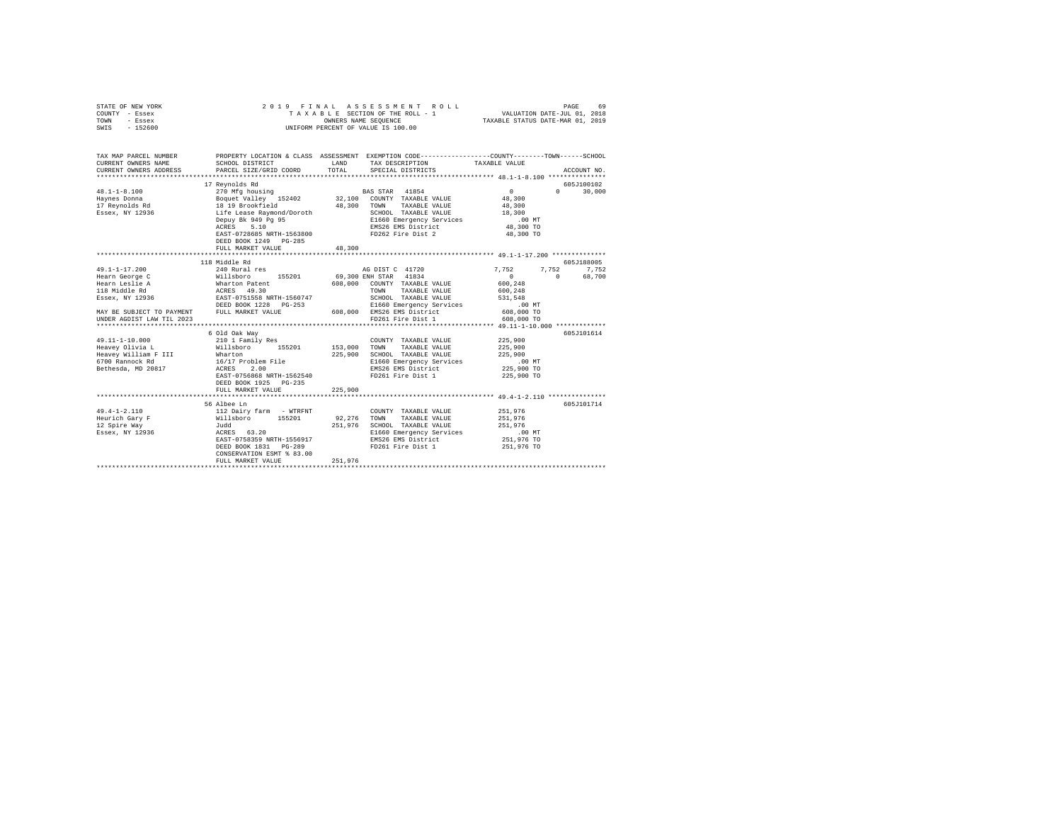```
STATE OF NEW YORK                2 0 1 9   F I N A L   A S S E S S M E N T   R O L L                    PAGE    69
COUNTY  - Essex                        T A X A B L E SECTION OF THE ROLL - 1            VALUATION DATE-JUL 01, 2018
TOWN    - Essex                             OWNERS NAME SEQUENCE                   TAXABLE STATUS DATE-MAR 01, 2019
SWIS    - 152600                       UNIFORM PERCENT OF VALUE IS 100.00

TAX MAP PARCEL NUMBER          PROPERTY LOCATION & CLASS  ASSESSMENT  EXEMPTION CODE-----------------COUNTY--------TOWN------SCHOOL
CURRENT OWNERS NAME            SCHOOL DISTRICT             LAND      TAX DESCRIPTION           TAXABLE VALUE
CURRENT OWNERS ADDRESS         PARCEL SIZE/GRID COORD      TOTAL     SPECIAL DISTRICTS                                 ACCOUNT NO.
******************************************************************************************************* 48.1-1-8.100 ***************
                               17 Reynolds Rd                                                                          605J100102
48.1-1-8.100                   270 Mfg housing                       BAS STAR  41854                  0            0      30,000
Haynes Donna                   Boquet Valley  152402       32,100   COUNTY  TAXABLE VALUE          48,300
17 Reynolds Rd                 18 19 Brookfield            48,300   TOWN    TAXABLE VALUE          48,300
Essex, NY 12936                Life Lease Raymond/Doroth            SCHOOL  TAXABLE VALUE          18,300
                               Depuy Bk 949 Pg 95                   E1660 Emergency Services          .00 MT
                               ACRES    5.10                        EMS26 EMS District             48,300 TO
                               EAST-0728685 NRTH-1563800            FD262 Fire Dist 2              48,300 TO
                               DEED BOOK 1249   PG-285
                               FULL MARKET VALUE           48,300
******************************************************************************************************* 49.1-1-17.200 **************
                               118 Middle Rd                                                                           605J188005
49.1-1-17.200                  240 Rural res                         AG DIST C 41720               7,752        7,752      7,752
Hearn George C                 Willsboro      155201       69,300 ENH STAR  41834                  0            0      68,700
Hearn Leslie A                 Wharton Patent             608,000   COUNTY  TAXABLE VALUE         600,248
118 Middle Rd                  ACRES   49.30                        TOWN    TAXABLE VALUE         600,248
Essex, NY 12936                EAST-0751558 NRTH-1560747            SCHOOL  TAXABLE VALUE         531,548
                               DEED BOOK 1228   PG-253              E1660 Emergency Services          .00 MT
MAY BE SUBJECT TO PAYMENT      FULL MARKET VALUE          608,000   EMS26 EMS District            608,000 TO
UNDER AGDIST LAW TIL 2023                                           FD261 Fire Dist 1             608,000 TO
******************************************************************************************************* 49.11-1-10.000 *************
                               6 Old Oak Way                                                                           605J101614
49.11-1-10.000                 210 1 Family Res                     COUNTY  TAXABLE VALUE         225,900
Heavey Olivia L                Willsboro      155201      153,000   TOWN    TAXABLE VALUE         225,900
Heavey William F III           Wharton                    225,900   SCHOOL  TAXABLE VALUE         225,900
6700 Rannock Rd                16/17 Problem File                   E1660 Emergency Services          .00 MT
Bethesda, MD 20817             ACRES    2.00                        EMS26 EMS District            225,900 TO
                               EAST-0756868 NRTH-1562540            FD261 Fire Dist 1             225,900 TO
                               DEED BOOK 1925   PG-235
                               FULL MARKET VALUE          225,900
******************************************************************************************************* 49.4-1-2.110 ***************
                               56 Albee Ln                                                                             605J101714
49.4-1-2.110                   112 Dairy farm  - WTRFNT             COUNTY  TAXABLE VALUE         251,976
Heurich Gary F                 Willsboro      155201       92,276   TOWN    TAXABLE VALUE         251,976
12 Spire Way                   Judd                       251,976   SCHOOL  TAXABLE VALUE         251,976
Essex, NY 12936                ACRES   63.20                        E1660 Emergency Services          .00 MT
                               EAST-0758359 NRTH-1556917            EMS26 EMS District            251,976 TO
                               DEED BOOK 1831   PG-289              FD261 Fire Dist 1             251,976 TO
                               CONSERVATION ESMT % 83.00
                               FULL MARKET VALUE          251,976
************************************************************************************************************************************
```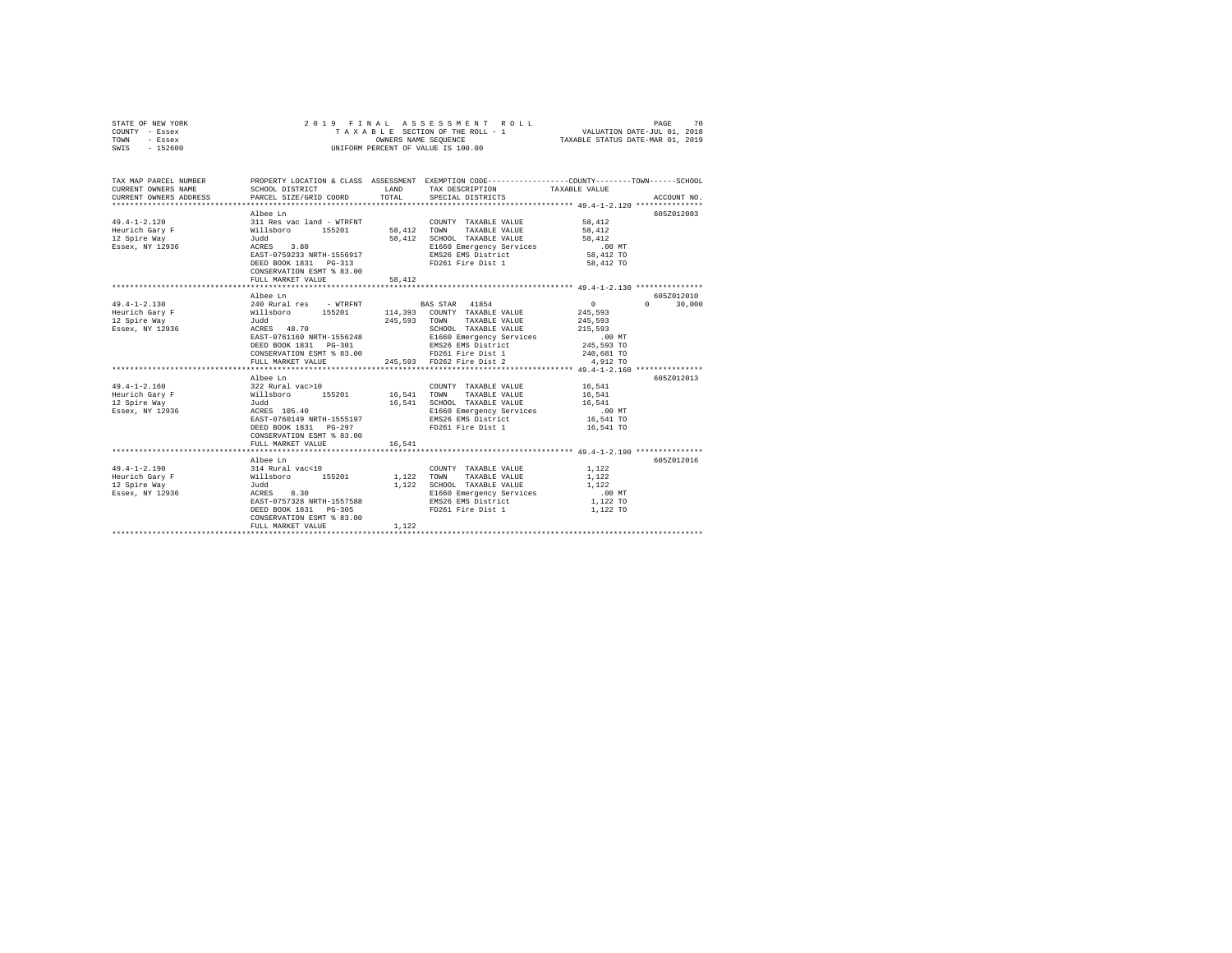STATE OF NEW YORK — 2019 FINAL ASSESSMENT ROLL
COUNTY - Essex — TAXABLE SECTION OF THE ROLL - 1 — VALUATION DATE-JUL 01, 2018
TOWN - Essex — OWNERS NAME SEQUENCE — TAXABLE STATUS DATE-MAR 01, 2019
SWIS - 152600 — UNIFORM PERCENT OF VALUE IS 100.00

| TAX MAP PARCEL NUMBER / CURRENT OWNERS NAME / CURRENT OWNERS ADDRESS | PROPERTY LOCATION & CLASS / SCHOOL DISTRICT / PARCEL SIZE/GRID COORD | ASSESSMENT LAND | ASSESSMENT TOTAL | EXEMPTION CODE / TAX DESCRIPTION / SPECIAL DISTRICTS | COUNTY TAXABLE VALUE | TOWN | SCHOOL | ACCOUNT NO. |
|---|---|---|---|---|---|---|---|---|
| 49.4-1-2.120 | Albee Ln | | | | | | | 605Z012003 |
| | 311 Res vac land - WTRFNT | | | COUNTY TAXABLE VALUE | 58,412 | | | |
| Heurich Gary F | Willsboro 155201 | 58,412 | | TOWN TAXABLE VALUE | 58,412 | | | |
| 12 Spire Way | Judd | | 58,412 | SCHOOL TAXABLE VALUE | 58,412 | | | |
| Essex, NY 12936 | ACRES 3.80 | | | E1660 Emergency Services | .00 MT | | | |
| | EAST-0759233 NRTH-1556917 | | | EMS26 EMS District | 58,412 TO | | | |
| | DEED BOOK 1831 PG-313 | | | FD261 Fire Dist 1 | 58,412 TO | | | |
| | CONSERVATION ESMT % 83.00 | | | | | | | |
| | FULL MARKET VALUE | | 58,412 | | | | | |
| 49.4-1-2.130 | Albee Ln | | | | | | | 605Z012010 |
| | 240 Rural res - WTRFNT | | | BAS STAR 41854 | 0 | 0 | 30,000 | |
| Heurich Gary F | Willsboro 155201 | 114,393 | | COUNTY TAXABLE VALUE | 245,593 | | | |
| 12 Spire Way | Judd | | 245,593 | TOWN TAXABLE VALUE | 245,593 | | | |
| Essex, NY 12936 | ACRES 48.70 | | | SCHOOL TAXABLE VALUE | 215,593 | | | |
| | EAST-0761160 NRTH-1556248 | | | E1660 Emergency Services | .00 MT | | | |
| | DEED BOOK 1831 PG-301 | | | EMS26 EMS District | 245,593 TO | | | |
| | CONSERVATION ESMT % 83.00 | | | FD261 Fire Dist 1 | 240,681 TO | | | |
| | FULL MARKET VALUE | | 245,593 | FD262 Fire Dist 2 | 4,912 TO | | | |
| 49.4-1-2.160 | Albee Ln | | | | | | | 605Z012013 |
| | 322 Rural vac>10 | | | COUNTY TAXABLE VALUE | 16,541 | | | |
| Heurich Gary F | Willsboro 155201 | 16,541 | | TOWN TAXABLE VALUE | 16,541 | | | |
| 12 Spire Way | Judd | | 16,541 | SCHOOL TAXABLE VALUE | 16,541 | | | |
| Essex, NY 12936 | ACRES 105.40 | | | E1660 Emergency Services | .00 MT | | | |
| | EAST-0760149 NRTH-1555197 | | | EMS26 EMS District | 16,541 TO | | | |
| | DEED BOOK 1831 PG-297 | | | FD261 Fire Dist 1 | 16,541 TO | | | |
| | CONSERVATION ESMT % 83.00 | | | | | | | |
| | FULL MARKET VALUE | | 16,541 | | | | | |
| 49.4-1-2.190 | Albee Ln | | | | | | | 605Z012016 |
| | 314 Rural vac<10 | | | COUNTY TAXABLE VALUE | 1,122 | | | |
| Heurich Gary F | Willsboro 155201 | 1,122 | | TOWN TAXABLE VALUE | 1,122 | | | |
| 12 Spire Way | Judd | | 1,122 | SCHOOL TAXABLE VALUE | 1,122 | | | |
| Essex, NY 12936 | ACRES 8.30 | | | E1660 Emergency Services | .00 MT | | | |
| | EAST-0757328 NRTH-1557588 | | | EMS26 EMS District | 1,122 TO | | | |
| | DEED BOOK 1831 PG-305 | | | FD261 Fire Dist 1 | 1,122 TO | | | |
| | CONSERVATION ESMT % 83.00 | | | | | | | |
| | FULL MARKET VALUE | | 1,122 | | | | | |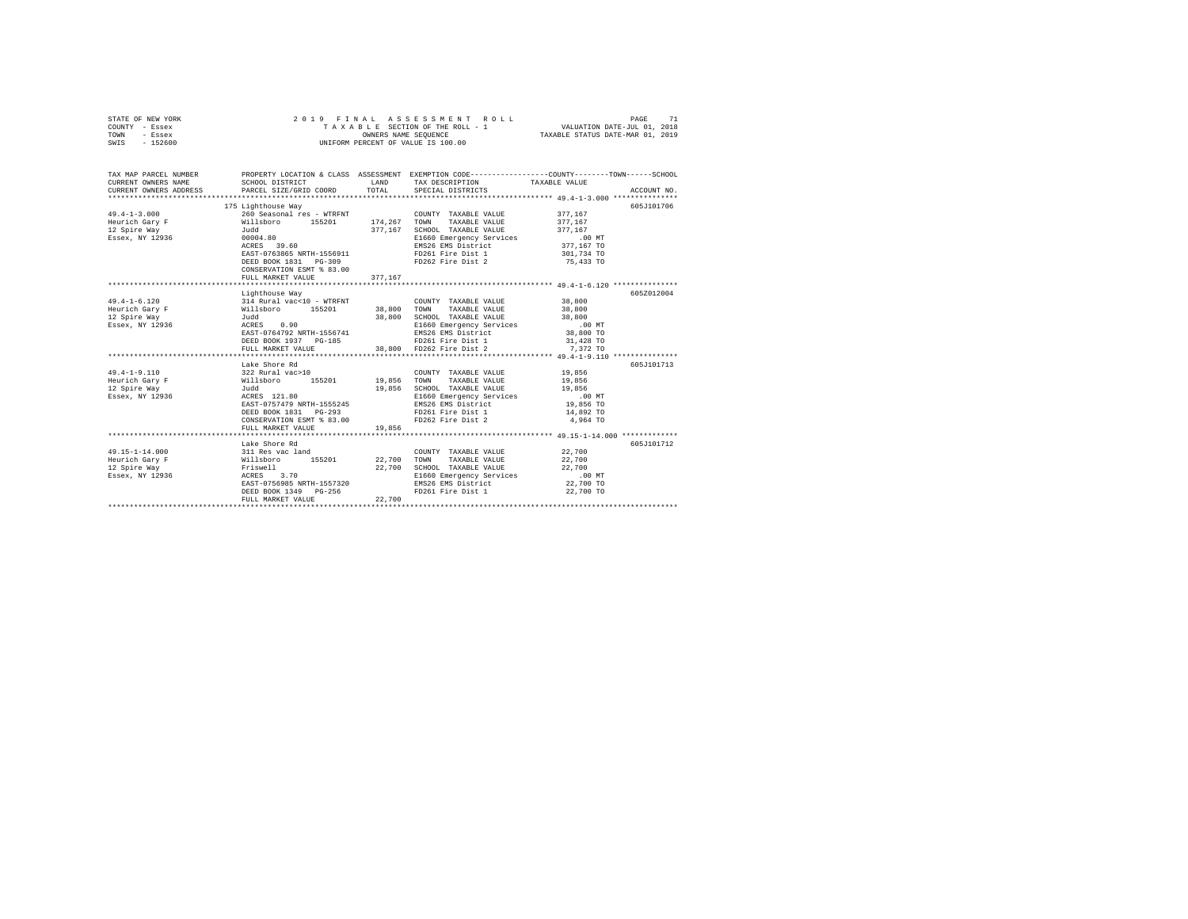STATE OF NEW YORK 2 0 1 9 F I N A L A S S E S S M E N T R O L L PAGE 71
COUNTY - Essex T A X A B L E SECTION OF THE ROLL - 1 VALUATION DATE-JUL 01, 2018
TOWN - Essex OWNERS NAME SEQUENCE TAXABLE STATUS DATE-MAR 01, 2019
SWIS - 152600 UNIFORM PERCENT OF VALUE IS 100.00

| TAX MAP PARCEL NUMBER / CURRENT OWNERS NAME / CURRENT OWNERS ADDRESS | PROPERTY LOCATION & CLASS / SCHOOL DISTRICT / PARCEL SIZE/GRID COORD | ASSESSMENT LAND | TOTAL | EXEMPTION CODE / TAX DESCRIPTION / SPECIAL DISTRICTS | TAXABLE VALUE (COUNTY / TOWN / SCHOOL) | ACCOUNT NO. |
|---|---|---|---|---|---|---|
| 49.4-1-3.000 | 175 Lighthouse Way | | | | | 605J101706 |
| Heurich Gary F | 260 Seasonal res - WTRFNT | | | COUNTY TAXABLE VALUE | 377,167 | |
| 12 Spire Way | Willsboro 155201 | 174,267 | | TOWN TAXABLE VALUE | 377,167 | |
| Essex, NY 12936 | Judd | | 377,167 | SCHOOL TAXABLE VALUE | 377,167 | |
| | 00004.80 | | | E1660 Emergency Services | .00 MT | |
| | ACRES 39.60 | | | EMS26 EMS District | 377,167 TO | |
| | EAST-0763865 NRTH-1556911 | | | FD261 Fire Dist 1 | 301,734 TO | |
| | DEED BOOK 1831 PG-309 | | | FD262 Fire Dist 2 | 75,433 TO | |
| | CONSERVATION ESMT % 83.00 | | | | | |
| | FULL MARKET VALUE | | 377,167 | | | |
| 49.4-1-6.120 | Lighthouse Way | | | | | 605Z012004 |
| Heurich Gary F | 314 Rural vac<10 - WTRFNT | | | COUNTY TAXABLE VALUE | 38,800 | |
| 12 Spire Way | Willsboro 155201 | 38,800 | | TOWN TAXABLE VALUE | 38,800 | |
| Essex, NY 12936 | Judd | | 38,800 | SCHOOL TAXABLE VALUE | 38,800 | |
| | ACRES 0.90 | | | E1660 Emergency Services | .00 MT | |
| | EAST-0764792 NRTH-1556741 | | | EMS26 EMS District | 38,800 TO | |
| | DEED BOOK 1937 PG-185 | | | FD261 Fire Dist 1 | 31,428 TO | |
| | FULL MARKET VALUE | | 38,800 | FD262 Fire Dist 2 | 7,372 TO | |
| 49.4-1-9.110 | Lake Shore Rd | | | | | 605J101713 |
| Heurich Gary F | 322 Rural vac>10 | | | COUNTY TAXABLE VALUE | 19,856 | |
| 12 Spire Way | Willsboro 155201 | 19,856 | | TOWN TAXABLE VALUE | 19,856 | |
| Essex, NY 12936 | Judd | | 19,856 | SCHOOL TAXABLE VALUE | 19,856 | |
| | ACRES 121.80 | | | E1660 Emergency Services | .00 MT | |
| | EAST-0757479 NRTH-1555245 | | | EMS26 EMS District | 19,856 TO | |
| | DEED BOOK 1831 PG-293 | | | FD261 Fire Dist 1 | 14,892 TO | |
| | CONSERVATION ESMT % 83.00 | | | FD262 Fire Dist 2 | 4,964 TO | |
| | FULL MARKET VALUE | | 19,856 | | | |
| 49.15-1-14.000 | Lake Shore Rd | | | | | 605J101712 |
| Heurich Gary F | 311 Res vac land | | | COUNTY TAXABLE VALUE | 22,700 | |
| 12 Spire Way | Willsboro 155201 | 22,700 | | TOWN TAXABLE VALUE | 22,700 | |
| Essex, NY 12936 | Friswell | | 22,700 | SCHOOL TAXABLE VALUE | 22,700 | |
| | ACRES 3.70 | | | E1660 Emergency Services | .00 MT | |
| | EAST-0756985 NRTH-1557320 | | | EMS26 EMS District | 22,700 TO | |
| | DEED BOOK 1349 PG-256 | | | FD261 Fire Dist 1 | 22,700 TO | |
| | FULL MARKET VALUE | | 22,700 | | | |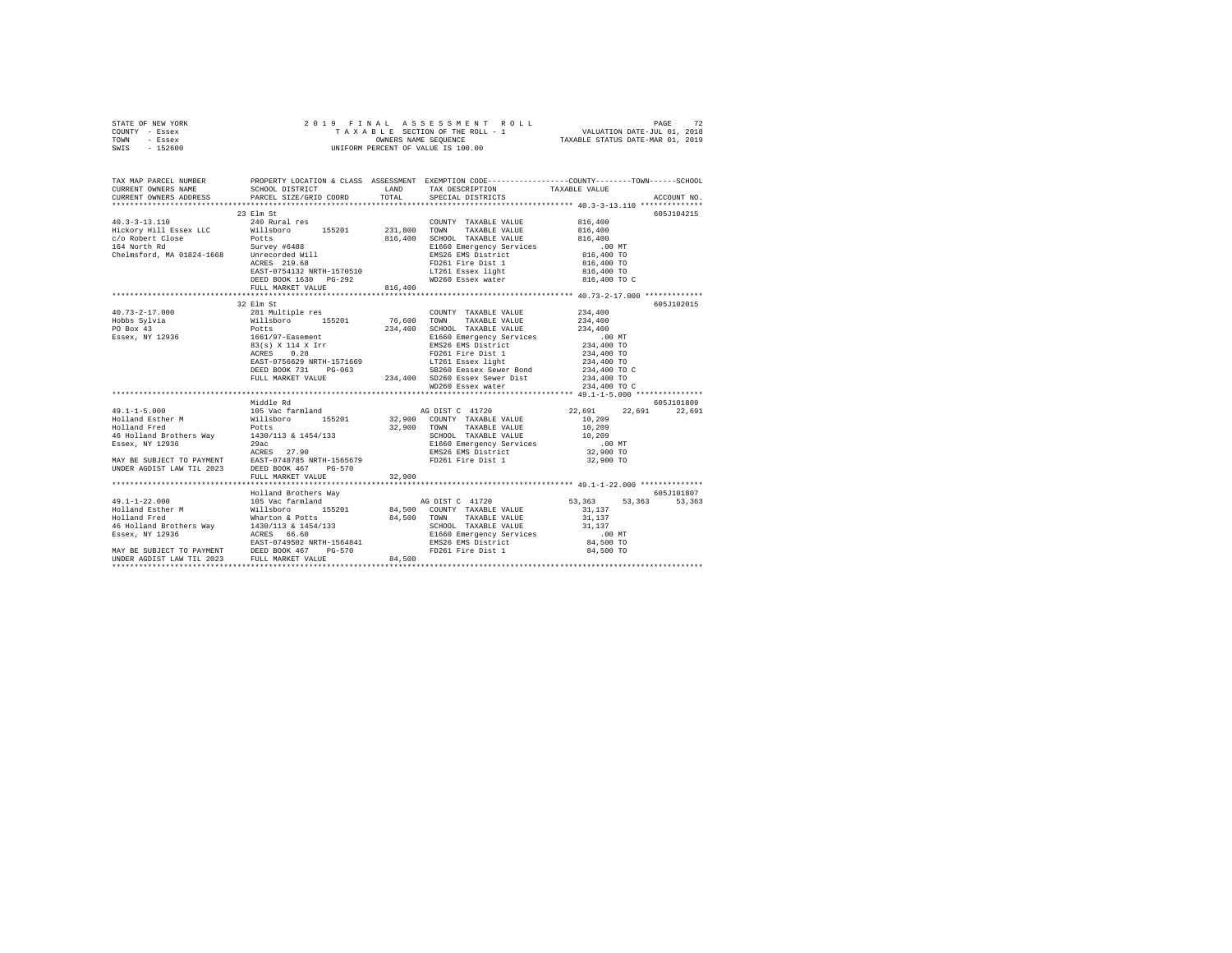STATE OF NEW YORK
COUNTY - Essex
TOWN - Essex
SWIS - 152600

2019 FINAL ASSESSMENT ROLL
TAXABLE SECTION OF THE ROLL - 1
OWNERS NAME SEQUENCE
UNIFORM PERCENT OF VALUE IS 100.00

VALUATION DATE-JUL 01, 2018
TAXABLE STATUS DATE-MAR 01, 2019

```
TAX MAP PARCEL NUMBER      PROPERTY LOCATION & CLASS  ASSESSMENT  EXEMPTION CODE------------------COUNTY--------TOWN------SCHOOL
CURRENT OWNERS NAME        SCHOOL DISTRICT              LAND      TAX DESCRIPTION            TAXABLE VALUE
CURRENT OWNERS ADDRESS     PARCEL SIZE/GRID COORD       TOTAL     SPECIAL DISTRICTS                                    ACCOUNT NO.
******************************************************************************************** 40.3-3-13.110 **************
                           23 Elm St                                                                                605J104215
40.3-3-13.110              240 Rural res                          COUNTY  TAXABLE VALUE          816,400
Hickory Hill Essex LLC     Willsboro      155201      231,800     TOWN    TAXABLE VALUE          816,400
c/o Robert Close           Potts                      816,400     SCHOOL  TAXABLE VALUE          816,400
164 North Rd               Survey #6488                           E1660 Emergency Services           .00 MT
Chelmsford, MA 01824-1668  Unrecorded Will                        EMS26 EMS District             816,400 TO
                           ACRES  219.68                          FD261 Fire Dist 1              816,400 TO
                           EAST-0754132 NRTH-1570510              LT261 Essex light              816,400 TO
                           DEED BOOK 1630   PG-292                WD260 Essex water              816,400 TO C
                           FULL MARKET VALUE          816,400
******************************************************************************************** 40.73-2-17.000 *************
                           32 Elm St                                                                                605J102015
40.73-2-17.000             281 Multiple res                       COUNTY  TAXABLE VALUE          234,400
Hobbs Sylvia               Willsboro      155201       76,600     TOWN    TAXABLE VALUE          234,400
PO Box 43                  Potts                      234,400     SCHOOL  TAXABLE VALUE          234,400
Essex, NY 12936            1661/97-Easement                       E1660 Emergency Services           .00 MT
                           83(s) X 114 X Irr                      EMS26 EMS District             234,400 TO
                           ACRES    0.28                          FD261 Fire Dist 1              234,400 TO
                           EAST-0756629 NRTH-1571669              LT261 Essex light              234,400 TO
                           DEED BOOK 731    PG-063                SB260 Eessex Sewer Bond        234,400 TO C
                           FULL MARKET VALUE          234,400     SD260 Essex Sewer Dist         234,400 TO
                                                                  WD260 Essex water              234,400 TO C
******************************************************************************************** 49.1-1-5.000 ***************
                           Middle Rd                                                                                605J101809
49.1-1-5.000               105 Vac farmland                       AG DIST C  41720           22,691     22,691     22,691
Holland Esther M           Willsboro      155201       32,900     COUNTY  TAXABLE VALUE           10,209
Holland Fred               Potts                       32,900     TOWN    TAXABLE VALUE           10,209
46 Holland Brothers Way    1430/113 & 1454/133                    SCHOOL  TAXABLE VALUE           10,209
Essex, NY 12936            29ac                                   E1660 Emergency Services           .00 MT
                           ACRES   27.90                          EMS26 EMS District              32,900 TO
MAY BE SUBJECT TO PAYMENT  EAST-0748785 NRTH-1565679              FD261 Fire Dist 1               32,900 TO
UNDER AGDIST LAW TIL 2023  DEED BOOK 467    PG-570
                           FULL MARKET VALUE           32,900
******************************************************************************************** 49.1-1-22.000 **************
                           Holland Brothers Way                                                                     605J101807
49.1-1-22.000              105 Vac farmland                       AG DIST C  41720           53,363     53,363     53,363
Holland Esther M           Willsboro      155201       84,500     COUNTY  TAXABLE VALUE           31,137
Holland Fred               Wharton & Potts             84,500     TOWN    TAXABLE VALUE           31,137
46 Holland Brothers Way    1430/113 & 1454/133                    SCHOOL  TAXABLE VALUE           31,137
Essex, NY 12936            ACRES   66.60                          E1660 Emergency Services           .00 MT
                           EAST-0749502 NRTH-1564841              EMS26 EMS District              84,500 TO
MAY BE SUBJECT TO PAYMENT  DEED BOOK 467    PG-570                FD261 Fire Dist 1               84,500 TO
UNDER AGDIST LAW TIL 2023  FULL MARKET VALUE           84,500
****************************************************************************************************************************
```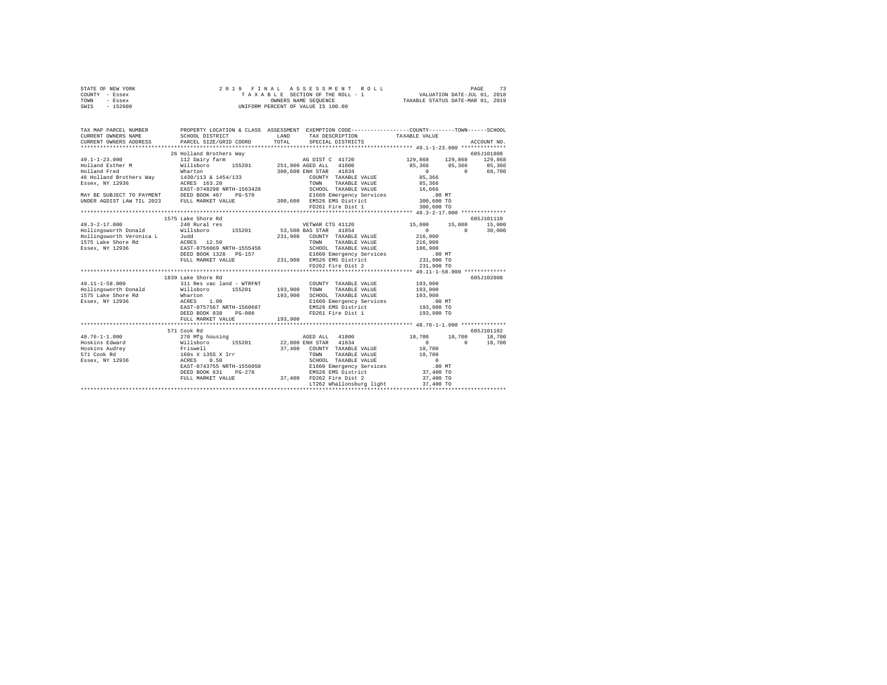STATE OF NEW YORK  
COUNTY - Essex  
TOWN - Essex  
SWIS - 152600

2019 FINAL ASSESSMENT ROLL  
TAXABLE SECTION OF THE ROLL - 1  
OWNERS NAME SEQUENCE  
UNIFORM PERCENT OF VALUE IS 100.00

VALUATION DATE-JUL 01, 2018  
TAXABLE STATUS DATE-MAR 01, 2019

```
TAX MAP PARCEL NUMBER      PROPERTY LOCATION & CLASS  ASSESSMENT  EXEMPTION CODE-----------------COUNTY--------TOWN------SCHOOL
CURRENT OWNERS NAME        SCHOOL DISTRICT              LAND      TAX DESCRIPTION            TAXABLE VALUE
CURRENT OWNERS ADDRESS     PARCEL SIZE/GRID COORD       TOTAL     SPECIAL DISTRICTS                                    ACCOUNT NO.
********************************************************************************************* 49.1-1-23.000 **************
                           26 Holland Brothers Way                                                                    605J101808
49.1-1-23.000              112 Dairy farm                          AG DIST C  41720            129,868    129,868    129,868
Holland Esther M           Willsboro      155201       251,900 AGED ALL   41800             85,366     85,366     85,366
Holland Fred               Wharton                     300,600 ENH STAR   41834                  0          0     68,700
46 Holland Brothers Way    1430/113 & 1454/133                  COUNTY  TAXABLE VALUE        85,366
Essex, NY 12936            ACRES 163.20                         TOWN    TAXABLE VALUE        85,366
                           EAST-0748298 NRTH-1563428            SCHOOL  TAXABLE VALUE        16,666
MAY BE SUBJECT TO PAYMENT  DEED BOOK 467    PG-570              E1660 Emergency Services       .00 MT
UNDER AGDIST LAW TIL 2023  FULL MARKET VALUE           300,600  EMS26 EMS District          300,600 TO
                                                                FD261 Fire Dist 1           300,600 TO
********************************************************************************************* 49.3-2-17.000 **************
                           1575 Lake Shore Rd                                                                         605J101110
49.3-2-17.000              240 Rural res                           VETWAR CTS 41120             15,000     15,000     15,000
Hollingsworth Donald       Willsboro      155201        53,500 BAS STAR   41854                  0          0     30,000
Hollingsworth Veronica L   Judd                        231,900  COUNTY  TAXABLE VALUE       216,900
1575 Lake Shore Rd         ACRES  12.50                         TOWN    TAXABLE VALUE       216,900
Essex, NY 12936            EAST-0756069 NRTH-1555456            SCHOOL  TAXABLE VALUE       186,900
                           DEED BOOK 1328   PG-157              E1660 Emergency Services       .00 MT
                           FULL MARKET VALUE           231,900  EMS26 EMS District          231,900 TO
                                                                FD262 Fire Dist 2           231,900 TO
********************************************************************************************* 49.11-1-58.000 *************
                           1839 Lake Shore Rd                                                                         605J102008
49.11-1-58.000             311 Res vac land - WTRFNT            COUNTY  TAXABLE VALUE       193,900
Hollingsworth Donald       Willsboro      155201       193,900  TOWN    TAXABLE VALUE       193,900
1575 Lake Shore Rd         Wharton                     193,900  SCHOOL  TAXABLE VALUE       193,900
Essex, NY 12936            ACRES   1.00                         E1660 Emergency Services       .00 MT
                           EAST-0757567 NRTH-1560687            EMS26 EMS District          193,900 TO
                           DEED BOOK 838    PG-086              FD261 Fire Dist 1           193,900 TO
                           FULL MARKET VALUE           193,900
********************************************************************************************* 48.76-1-1.000 **************
                           571 Cook Rd                                                                                605J101102
48.76-1-1.000              270 Mfg housing                         AGED ALL   41800             18,700     18,700     18,700
Hoskins Edward             Willsboro      155201        22,800 ENH STAR   41834                  0          0     18,700
Hoskins Audrey             Friswell                     37,400  COUNTY  TAXABLE VALUE        18,700
571 Cook Rd                160s X 135S X Irr                    TOWN    TAXABLE VALUE        18,700
Essex, NY 12936            ACRES   0.50                         SCHOOL  TAXABLE VALUE             0
                           EAST-0743755 NRTH-1556050            E1660 Emergency Services       .00 MT
                           DEED BOOK 631    PG-278              EMS26 EMS District           37,400 TO
                           FULL MARKET VALUE            37,400  FD262 Fire Dist 2            37,400 TO
                                                                LT262 Whallonsburg light     37,400 TO
****************************************************************************************************************************
```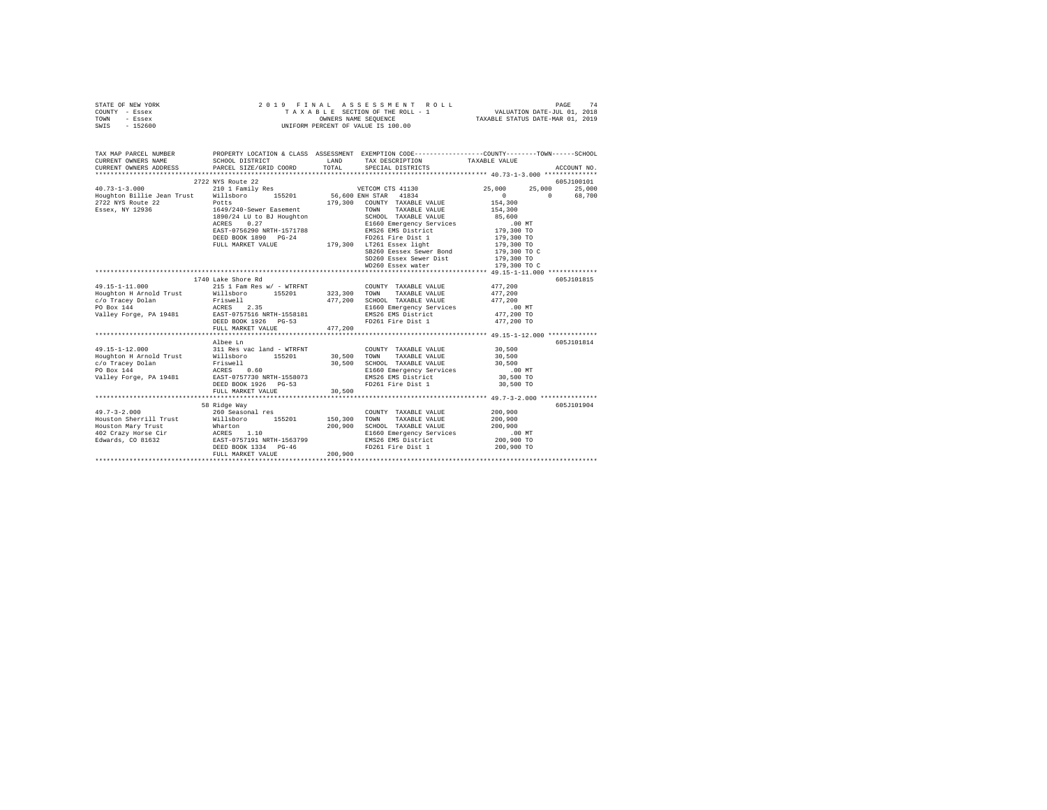STATE OF NEW YORK
COUNTY - Essex
TOWN - Essex
SWIS - 152600

2019 FINAL ASSESSMENT ROLL
TAXABLE SECTION OF THE ROLL - 1
OWNERS NAME SEQUENCE
UNIFORM PERCENT OF VALUE IS 100.00

VALUATION DATE-JUL 01, 2018
TAXABLE STATUS DATE-MAR 01, 2019

```
TAX MAP PARCEL NUMBER          PROPERTY LOCATION & CLASS  ASSESSMENT  EXEMPTION CODE-----------------COUNTY--------TOWN------SCHOOL
CURRENT OWNERS NAME            SCHOOL DISTRICT             LAND       TAX DESCRIPTION            TAXABLE VALUE
CURRENT OWNERS ADDRESS         PARCEL SIZE/GRID COORD      TOTAL      SPECIAL DISTRICTS                                    ACCOUNT NO.
******************************************************************************************************* 40.73-1-3.000 **************
                               2722 NYS Route 22                                                                           605J100101
40.73-1-3.000                  210 1 Family Res                    VETCOM CTS 41130            25,000      25,000      25,000
Houghton Billie Jean Trust     Willsboro      155201      56,600 ENH STAR  41834                    0           0      68,700
2722 NYS Route 22              Potts                      179,300   COUNTY  TAXABLE VALUE        154,300
Essex, NY 12936                1649/240-Sewer Easement              TOWN    TAXABLE VALUE        154,300
                               1890/24 LU to BJ Houghton            SCHOOL  TAXABLE VALUE         85,600
                               ACRES    0.27                        E1660 Emergency Services        .00 MT
                               EAST-0756290 NRTH-1571788            EMS26 EMS District           179,300 TO
                               DEED BOOK 1890   PG-24               FD261 Fire Dist 1            179,300 TO
                               FULL MARKET VALUE          179,300   LT261 Essex light            179,300 TO
                                                                    SB260 Eessex Sewer Bond      179,300 TO C
                                                                    SD260 Essex Sewer Dist       179,300 TO
                                                                    WD260 Essex water            179,300 TO C
******************************************************************************************************* 49.15-1-11.000 *************
                               1740 Lake Shore Rd                                                                          605J101815
49.15-1-11.000                 215 1 Fam Res w/ - WTRFNT            COUNTY  TAXABLE VALUE        477,200
Houghton H Arnold Trust        Willsboro      155201     323,300    TOWN    TAXABLE VALUE        477,200
c/o Tracey Dolan               Friswell                   477,200   SCHOOL  TAXABLE VALUE        477,200
PO Box 144                     ACRES    2.35                        E1660 Emergency Services        .00 MT
Valley Forge, PA 19481         EAST-0757516 NRTH-1558181            EMS26 EMS District           477,200 TO
                               DEED BOOK 1926   PG-53               FD261 Fire Dist 1            477,200 TO
                               FULL MARKET VALUE          477,200
******************************************************************************************************* 49.15-1-12.000 *************
                               Albee Ln                                                                                    605J101814
49.15-1-12.000                 311 Res vac land - WTRFNT            COUNTY  TAXABLE VALUE         30,500
Houghton H Arnold Trust        Willsboro      155201      30,500    TOWN    TAXABLE VALUE         30,500
c/o Tracey Dolan               Friswell                    30,500   SCHOOL  TAXABLE VALUE         30,500
PO Box 144                     ACRES    0.60                        E1660 Emergency Services        .00 MT
Valley Forge, PA 19481         EAST-0757730 NRTH-1558073            EMS26 EMS District            30,500 TO
                               DEED BOOK 1926   PG-53               FD261 Fire Dist 1             30,500 TO
                               FULL MARKET VALUE           30,500
******************************************************************************************************* 49.7-3-2.000 ***************
                               58 Ridge Way                                                                                605J101904
49.7-3-2.000                   260 Seasonal res                     COUNTY  TAXABLE VALUE        200,900
Houston Sherrill Trust         Willsboro      155201     150,300    TOWN    TAXABLE VALUE        200,900
Houston Mary Trust             Wharton                    200,900   SCHOOL  TAXABLE VALUE        200,900
402 Crazy Horse Cir            ACRES    1.10                        E1660 Emergency Services        .00 MT
Edwards, CO 81632              EAST-0757191 NRTH-1563799            EMS26 EMS District           200,900 TO
                               DEED BOOK 1334   PG-46               FD261 Fire Dist 1            200,900 TO
                               FULL MARKET VALUE          200,900
************************************************************************************************************************************
```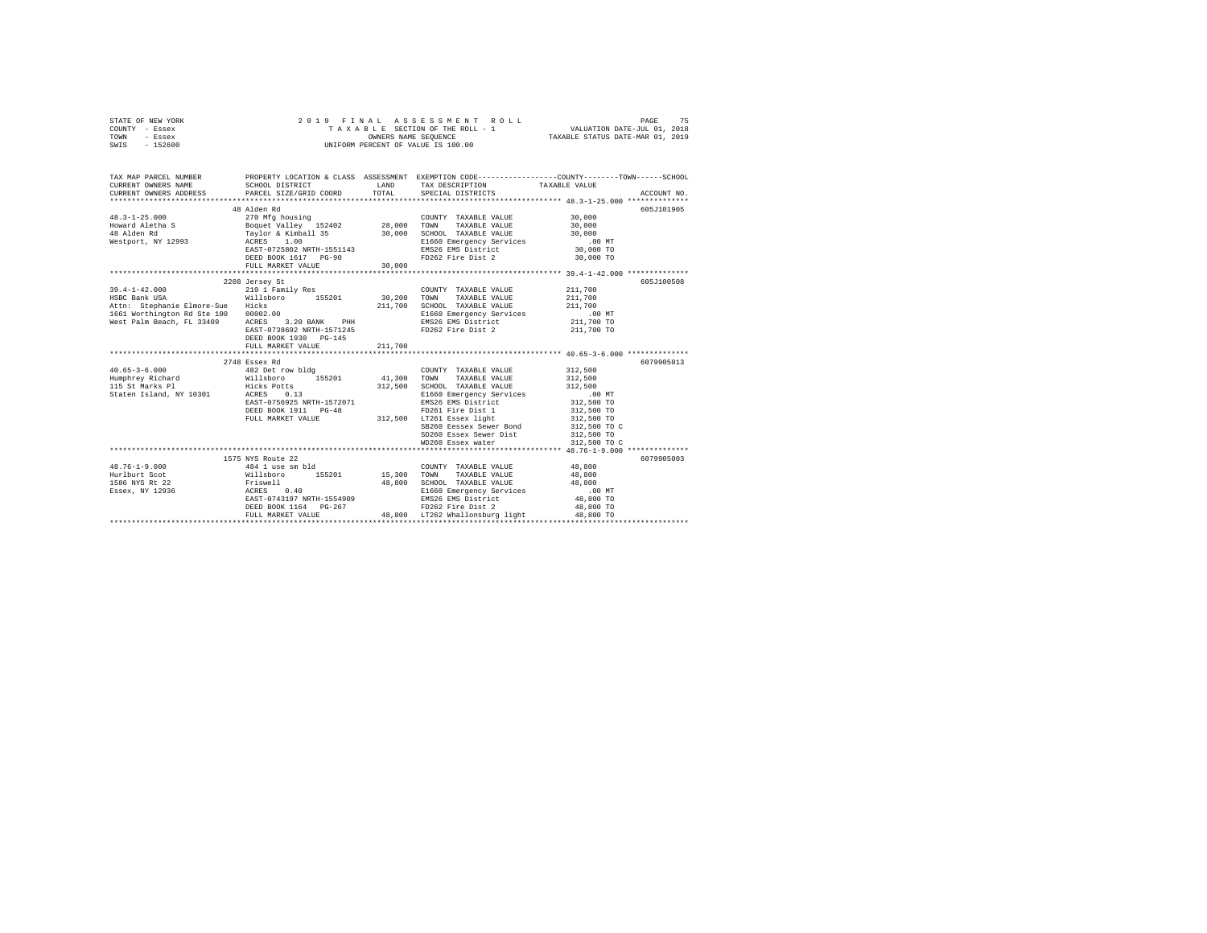STATE OF NEW YORK &nbsp;&nbsp;&nbsp;&nbsp; 2019 FINAL ASSESSMENT ROLL &nbsp;&nbsp;&nbsp;&nbsp; PAGE 75
COUNTY - Essex &nbsp;&nbsp;&nbsp;&nbsp; TAXABLE SECTION OF THE ROLL - 1 &nbsp;&nbsp;&nbsp;&nbsp; VALUATION DATE-JUL 01, 2018
TOWN - Essex &nbsp;&nbsp;&nbsp;&nbsp; OWNERS NAME SEQUENCE &nbsp;&nbsp;&nbsp;&nbsp; TAXABLE STATUS DATE-MAR 01, 2019
SWIS - 152600 &nbsp;&nbsp;&nbsp;&nbsp; UNIFORM PERCENT OF VALUE IS 100.00

| TAX MAP PARCEL NUMBER / CURRENT OWNERS NAME / CURRENT OWNERS ADDRESS | PROPERTY LOCATION & CLASS / SCHOOL DISTRICT / PARCEL SIZE/GRID COORD | ASSESSMENT LAND / TOTAL | EXEMPTION CODE / TAX DESCRIPTION / SPECIAL DISTRICTS | COUNTY--------TOWN------SCHOOL TAXABLE VALUE | ACCOUNT NO. |
|---|---|---|---|---|---|
| 48.3-1-25.000 | 48 Alden Rd | | | | 605J101905 |
| Howard Aletha S | 270 Mfg housing | | COUNTY TAXABLE VALUE | 30,000 | |
| 48 Alden Rd | Boquet Valley 152402 | 28,000 | TOWN TAXABLE VALUE | 30,000 | |
| Westport, NY 12993 | Taylor & Kimball 35 | 30,000 | SCHOOL TAXABLE VALUE | 30,000 | |
| | ACRES 1.00 | | E1660 Emergency Services | .00 MT | |
| | EAST-0725802 NRTH-1551143 | | EMS26 EMS District | 30,000 TO | |
| | DEED BOOK 1617 PG-90 | | FD262 Fire Dist 2 | 30,000 TO | |
| | FULL MARKET VALUE | 30,000 | | | |
| 39.4-1-42.000 | 2208 Jersey St | | | | 605J100508 |
| HSBC Bank USA | 210 1 Family Res | | COUNTY TAXABLE VALUE | 211,700 | |
| Attn: Stephanie Elmore-Sue | Willsboro 155201 | 30,200 | TOWN TAXABLE VALUE | 211,700 | |
| 1661 Worthington Rd Ste 100 | Hicks | 211,700 | SCHOOL TAXABLE VALUE | 211,700 | |
| West Palm Beach, FL 33409 | 00002.00 | | E1660 Emergency Services | .00 MT | |
| | ACRES 3.20 BANK PHH | | EMS26 EMS District | 211,700 TO | |
| | EAST-0738692 NRTH-1571245 | | FD262 Fire Dist 2 | 211,700 TO | |
| | DEED BOOK 1930 PG-145 | | | | |
| | FULL MARKET VALUE | 211,700 | | | |
| 40.65-3-6.000 | 2748 Essex Rd | | | | 6079905013 |
| Humphrey Richard | 482 Det row bldg | | COUNTY TAXABLE VALUE | 312,500 | |
| 115 St Marks Pl | Willsboro 155201 | 41,300 | TOWN TAXABLE VALUE | 312,500 | |
| Staten Island, NY 10301 | Hicks Potts | 312,500 | SCHOOL TAXABLE VALUE | 312,500 | |
| | ACRES 0.13 | | E1660 Emergency Services | .00 MT | |
| | EAST-0756925 NRTH-1572071 | | EMS26 EMS District | 312,500 TO | |
| | DEED BOOK 1911 PG-48 | | FD261 Fire Dist 1 | 312,500 TO | |
| | FULL MARKET VALUE | 312,500 | LT261 Essex light | 312,500 TO | |
| | | | SB260 Eessex Sewer Bond | 312,500 TO C | |
| | | | SD260 Essex Sewer Dist | 312,500 TO | |
| | | | WD260 Essex water | 312,500 TO C | |
| 48.76-1-9.000 | 1575 NYS Route 22 | | | | 6079905003 |
| Hurlburt Scot | 484 1 use sm bld | | COUNTY TAXABLE VALUE | 48,800 | |
| 1586 NYS Rt 22 | Willsboro 155201 | 15,300 | TOWN TAXABLE VALUE | 48,800 | |
| Essex, NY 12936 | Friswell | 48,800 | SCHOOL TAXABLE VALUE | 48,800 | |
| | ACRES 0.40 | | E1660 Emergency Services | .00 MT | |
| | EAST-0743197 NRTH-1554909 | | EMS26 EMS District | 48,800 TO | |
| | DEED BOOK 1164 PG-267 | | FD262 Fire Dist 2 | 48,800 TO | |
| | FULL MARKET VALUE | 48,800 | LT262 Whallonsburg light | 48,800 TO | |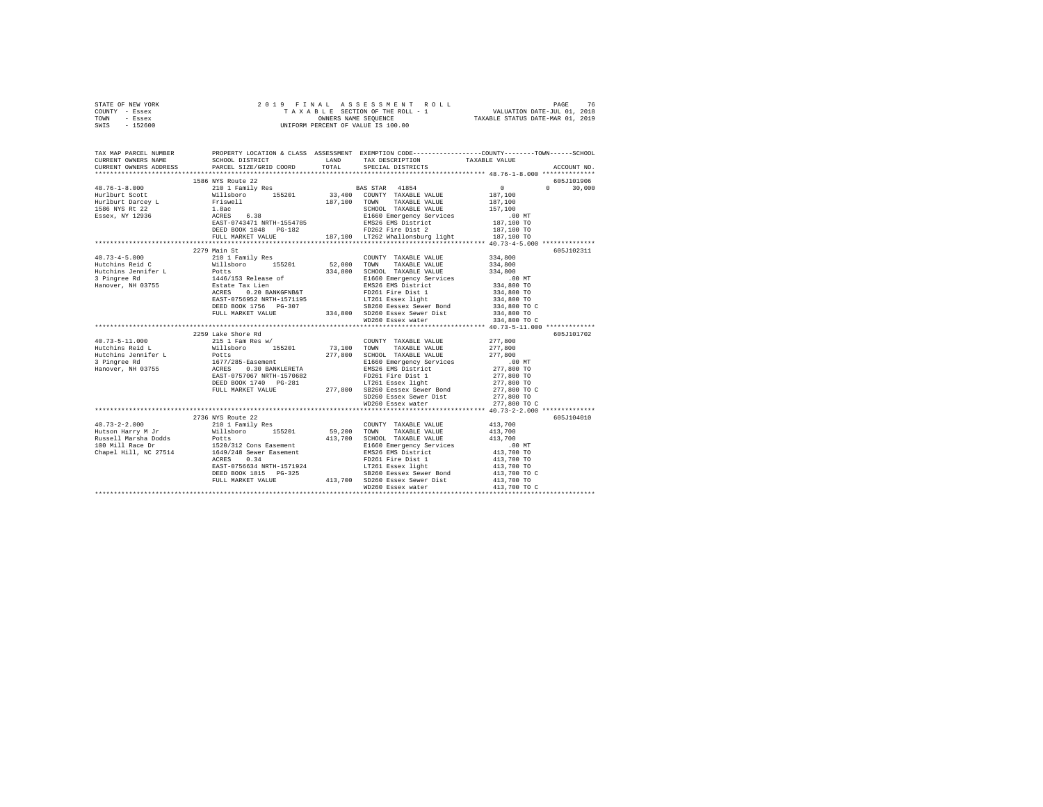STATE OF NEW YORK
COUNTY - Essex
TOWN - Essex
SWIS - 152600

2019 FINAL ASSESSMENT ROLL
TAXABLE SECTION OF THE ROLL - 1
OWNERS NAME SEQUENCE
UNIFORM PERCENT OF VALUE IS 100.00

VALUATION DATE-JUL 01, 2018
TAXABLE STATUS DATE-MAR 01, 2019

```
TAX MAP PARCEL NUMBER     PROPERTY LOCATION & CLASS  ASSESSMENT  EXEMPTION CODE-----------------COUNTY--------TOWN------SCHOOL
CURRENT OWNERS NAME       SCHOOL DISTRICT             LAND       TAX DESCRIPTION            TAXABLE VALUE
CURRENT OWNERS ADDRESS    PARCEL SIZE/GRID COORD      TOTAL      SPECIAL DISTRICTS                                    ACCOUNT NO.
******************************************************************************************** 48.76-1-8.000 **************
                          1586 NYS Route 22                                                                       605J101906
48.76-1-8.000             210 1 Family Res                        BAS STAR  41854                  0             0     30,000
Hurlburt Scott            Willsboro      155201        33,400    COUNTY  TAXABLE VALUE         187,100
Hurlburt Darcey L         Friswell                    187,100    TOWN    TAXABLE VALUE         187,100
1586 NYS Rt 22            1.8ac                                  SCHOOL  TAXABLE VALUE         157,100
Essex, NY 12936           ACRES    6.38                          E1660 Emergency Services          .00 MT
                          EAST-0743471 NRTH-1554785              EMS26 EMS District            187,100 TO
                          DEED BOOK 1048   PG-182                FD262 Fire Dist 2             187,100 TO
                          FULL MARKET VALUE           187,100    LT262 Whallonsburg light      187,100 TO
******************************************************************************************** 40.73-4-5.000 **************
                          2279 Main St                                                                            605J102311
40.73-4-5.000             210 1 Family Res                       COUNTY  TAXABLE VALUE         334,800
Hutchins Reid C           Willsboro      155201        52,000    TOWN    TAXABLE VALUE         334,800
Hutchins Jennifer L       Potts                       334,800    SCHOOL  TAXABLE VALUE         334,800
3 Pingree Rd              1446/153 Release of                    E1660 Emergency Services          .00 MT
Hanover, NH 03755         Estate Tax Lien                        EMS26 EMS District            334,800 TO
                          ACRES    0.20 BANKGFNB&T               FD261 Fire Dist 1             334,800 TO
                          EAST-0756952 NRTH-1571195              LT261 Essex light             334,800 TO
                          DEED BOOK 1756   PG-307                SB260 Eessex Sewer Bond       334,800 TO C
                          FULL MARKET VALUE           334,800    SD260 Essex Sewer Dist        334,800 TO
                                                                 WD260 Essex water             334,800 TO C
******************************************************************************************** 40.73-5-11.000 *************
                          2259 Lake Shore Rd                                                                      605J101702
40.73-5-11.000            215 1 Fam Res w/                       COUNTY  TAXABLE VALUE         277,800
Hutchins Reid L           Willsboro      155201        73,100    TOWN    TAXABLE VALUE         277,800
Hutchins Jennifer L       Potts                       277,800    SCHOOL  TAXABLE VALUE         277,800
3 Pingree Rd              1677/285-Easement                      E1660 Emergency Services          .00 MT
Hanover, NH 03755         ACRES    0.30 BANKLERETA               EMS26 EMS District            277,800 TO
                          EAST-0757067 NRTH-1570682              FD261 Fire Dist 1             277,800 TO
                          DEED BOOK 1740   PG-281                LT261 Essex light             277,800 TO
                          FULL MARKET VALUE           277,800    SB260 Eessex Sewer Bond       277,800 TO C
                                                                 SD260 Essex Sewer Dist        277,800 TO
                                                                 WD260 Essex water             277,800 TO C
******************************************************************************************** 40.73-2-2.000 **************
                          2736 NYS Route 22                                                                       605J104010
40.73-2-2.000             210 1 Family Res                       COUNTY  TAXABLE VALUE         413,700
Hutson Harry M Jr         Willsboro      155201        59,200    TOWN    TAXABLE VALUE         413,700
Russell Marsha Dodds      Potts                       413,700    SCHOOL  TAXABLE VALUE         413,700
100 Mill Race Dr          1520/312 Cons Easement                 E1660 Emergency Services          .00 MT
Chapel Hill, NC 27514     1649/248 Sewer Easement                EMS26 EMS District            413,700 TO
                          ACRES    0.34                          FD261 Fire Dist 1             413,700 TO
                          EAST-0756634 NRTH-1571924              LT261 Essex light             413,700 TO
                          DEED BOOK 1815   PG-325                SB260 Eessex Sewer Bond       413,700 TO C
                          FULL MARKET VALUE           413,700    SD260 Essex Sewer Dist        413,700 TO
                                                                 WD260 Essex water             413,700 TO C
****************************************************************************************************************************
```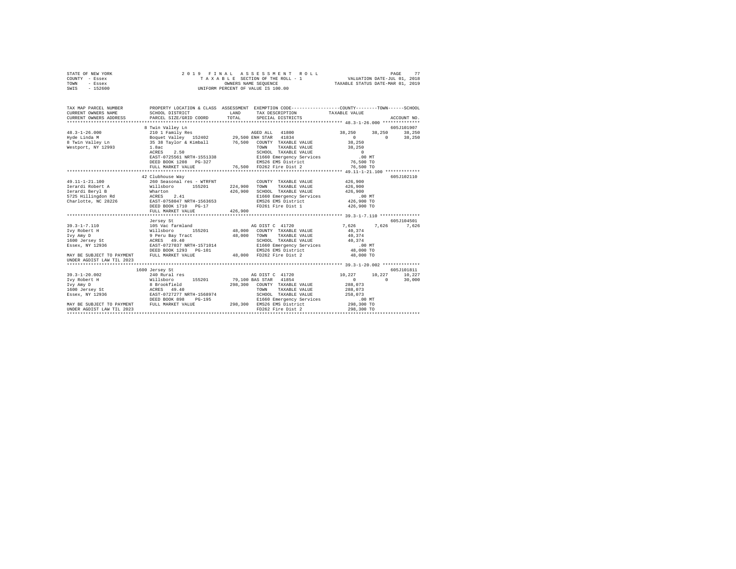STATE OF NEW YORK — 2 0 1 9 F I N A L A S S E S S M E N T R O L L
COUNTY - Essex — T A X A B L E SECTION OF THE ROLL - 1 — VALUATION DATE-JUL 01, 2018
TOWN - Essex — OWNERS NAME SEQUENCE — TAXABLE STATUS DATE-MAR 01, 2019
SWIS - 152600 — UNIFORM PERCENT OF VALUE IS 100.00

```
TAX MAP PARCEL NUMBER          PROPERTY LOCATION & CLASS  ASSESSMENT  EXEMPTION CODE-----------------COUNTY--------TOWN------SCHOOL
CURRENT OWNERS NAME            SCHOOL DISTRICT               LAND      TAX DESCRIPTION              TAXABLE VALUE
CURRENT OWNERS ADDRESS         PARCEL SIZE/GRID COORD        TOTAL     SPECIAL DISTRICTS                                    ACCOUNT NO.
******************************************************************************************************* 48.3-1-26.000 **************
                               8 Twin Valley Ln                                                                          605J101907
48.3-1-26.000                  210 1 Family Res                       AGED ALL   41800              38,250    38,250     38,250
Hyde Linda M                   Boquet Valley  152402       29,500 ENH STAR  41834                    0         0          38,250
8 Twin Valley Ln               35 38 Taylor & Kimball      76,500   COUNTY  TAXABLE VALUE            38,250
Westport, NY 12993             1.8ac                                TOWN    TAXABLE VALUE            38,250
                               ACRES    2.50                        SCHOOL  TAXABLE VALUE            0
                               EAST-0725561 NRTH-1551338            E1660 Emergency Services         .00 MT
                               DEED BOOK 1208   PG-327              EMS26 EMS District               76,500 TO
                               FULL MARKET VALUE           76,500   FD262 Fire Dist 2                76,500 TO
******************************************************************************************************* 49.11-1-21.100 *************
                               42 Clubhouse Way                                                                          605J102110
49.11-1-21.100                 260 Seasonal res - WTRFNT            COUNTY  TAXABLE VALUE            426,900
Ierardi Robert A               Willsboro      155201      224,900   TOWN    TAXABLE VALUE            426,900
Ierardi Beryl B                Wharton                    426,900   SCHOOL  TAXABLE VALUE            426,900
5725 Hillingdon Rd             ACRES    2.41                        E1660 Emergency Services         .00 MT
Charlotte, NC 28226            EAST-0758047 NRTH-1563653            EMS26 EMS District               426,900 TO
                               DEED BOOK 1710   PG-17               FD261 Fire Dist 1                426,900 TO
                               FULL MARKET VALUE          426,900
******************************************************************************************************* 39.3-1-7.110 ***************
                               Jersey St                                                                                 605J104501
39.3-1-7.110                   105 Vac farmland                     AG DIST C  41720                7,626     7,626      7,626
Ivy Robert H                   Willsboro      155201       48,000   COUNTY  TAXABLE VALUE            40,374
Ivy Amy D                      9 Peru Bay Tract            48,000   TOWN    TAXABLE VALUE            40,374
1600 Jersey St                 ACRES   49.40                        SCHOOL  TAXABLE VALUE            40,374
Essex, NY 12936                EAST-0727037 NRTH-1571014            E1660 Emergency Services         .00 MT
                               DEED BOOK 1293   PG-101              EMS26 EMS District               48,000 TO
MAY BE SUBJECT TO PAYMENT      FULL MARKET VALUE           48,000   FD262 Fire Dist 2                48,000 TO
UNDER AGDIST LAW TIL 2023
******************************************************************************************************* 39.3-1-20.002 **************
                               1600 Jersey St                                                                            605J101811
39.3-1-20.002                  240 Rural res                        AG DIST C  41720                10,227    10,227     10,227
Ivy Robert H                   Willsboro      155201       79,100 BAS STAR  41854                    0         0          30,000
Ivy Amy D                      8 Brookfield               298,300   COUNTY  TAXABLE VALUE            288,073
1600 Jersey St                 ACRES   49.40                        TOWN    TAXABLE VALUE            288,073
Essex, NY 12936                EAST-0727277 NRTH-1568974            SCHOOL  TAXABLE VALUE            258,073
                               DEED BOOK 898    PG-195              E1660 Emergency Services         .00 MT
MAY BE SUBJECT TO PAYMENT      FULL MARKET VALUE          298,300   EMS26 EMS District               298,300 TO
UNDER AGDIST LAW TIL 2023                                           FD262 Fire Dist 2                298,300 TO
************************************************************************************************************************************
```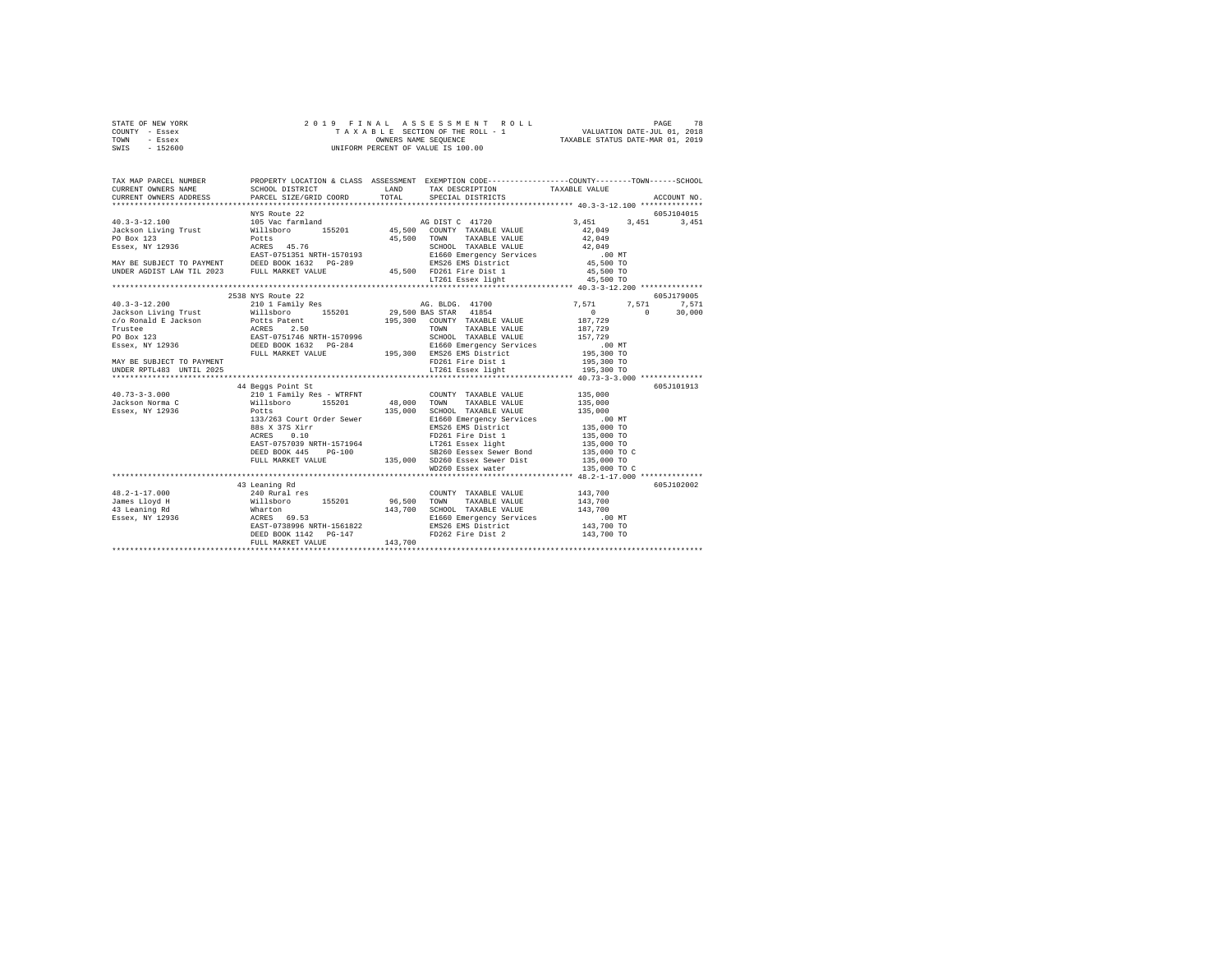STATE OF NEW YORK
COUNTY - Essex
TOWN - Essex
SWIS - 152600

2019 FINAL ASSESSMENT ROLL
TAXABLE SECTION OF THE ROLL - 1
OWNERS NAME SEQUENCE
UNIFORM PERCENT OF VALUE IS 100.00

PAGE 78
VALUATION DATE-JUL 01, 2018
TAXABLE STATUS DATE-MAR 01, 2019

```
TAX MAP PARCEL NUMBER          PROPERTY LOCATION & CLASS  ASSESSMENT  EXEMPTION CODE-----------------COUNTY--------TOWN------SCHOOL
CURRENT OWNERS NAME            SCHOOL DISTRICT               LAND      TAX DESCRIPTION             TAXABLE VALUE
CURRENT OWNERS ADDRESS         PARCEL SIZE/GRID COORD        TOTAL     SPECIAL DISTRICTS                                    ACCOUNT NO.
******************************************************************************************************* 40.3-3-12.100 **************
                               NYS Route 22                                                                              605J104015
40.3-3-12.100                  105 Vac farmland                        AG DIST C  41720              3,451       3,451       3,451
Jackson Living Trust           Willsboro      155201        45,500    COUNTY  TAXABLE VALUE          42,049
PO Box 123                     Potts                        45,500    TOWN    TAXABLE VALUE          42,049
Essex, NY 12936                ACRES   45.76                          SCHOOL  TAXABLE VALUE          42,049
                               EAST-0751351 NRTH-1570193              E1660 Emergency Services           .00 MT
MAY BE SUBJECT TO PAYMENT      DEED BOOK 1632   PG-289                EMS26 EMS District             45,500 TO
UNDER AGDIST LAW TIL 2023      FULL MARKET VALUE             45,500   FD261 Fire Dist 1              45,500 TO
                                                                      LT261 Essex light              45,500 TO
******************************************************************************************************* 40.3-3-12.200 **************
                               2538 NYS Route 22                                                                         605J179005
40.3-3-12.200                  210 1 Family Res                       AG. BLDG.  41700               7,571       7,571       7,571
Jackson Living Trust           Willsboro      155201        29,500 BAS STAR   41854                  0           0      30,000
c/o Ronald E Jackson           Potts Patent                195,300    COUNTY  TAXABLE VALUE         187,729
Trustee                        ACRES    2.50                          TOWN    TAXABLE VALUE         187,729
PO Box 123                     EAST-0751746 NRTH-1570996              SCHOOL  TAXABLE VALUE         157,729
Essex, NY 12936                DEED BOOK 1632   PG-284                E1660 Emergency Services           .00 MT
                               FULL MARKET VALUE            195,300   EMS26 EMS District            195,300 TO
MAY BE SUBJECT TO PAYMENT                                             FD261 Fire Dist 1             195,300 TO
UNDER RPTL483  UNTIL 2025                                             LT261 Essex light             195,300 TO
******************************************************************************************************* 40.73-3-3.000 **************
                               44 Beggs Point St                                                                         605J101913
40.73-3-3.000                  210 1 Family Res - WTRFNT              COUNTY  TAXABLE VALUE         135,000
Jackson Norma C                Willsboro      155201        48,000    TOWN    TAXABLE VALUE         135,000
Essex, NY 12936                Potts                       135,000    SCHOOL  TAXABLE VALUE         135,000
                               133/263 Court Order Sewer              E1660 Emergency Services           .00 MT
                               88s X 37S Xirr                         EMS26 EMS District            135,000 TO
                               ACRES    0.10                          FD261 Fire Dist 1             135,000 TO
                               EAST-0757039 NRTH-1571964              LT261 Essex light             135,000 TO
                               DEED BOOK 445    PG-100                SB260 Eessex Sewer Bond       135,000 TO C
                               FULL MARKET VALUE            135,000   SD260 Essex Sewer Dist        135,000 TO
                                                                      WD260 Essex water             135,000 TO C
******************************************************************************************************* 48.2-1-17.000 **************
                               43 Leaning Rd                                                                             605J102002
48.2-1-17.000                  240 Rural res                          COUNTY  TAXABLE VALUE         143,700
James Lloyd H                  Willsboro      155201        96,500    TOWN    TAXABLE VALUE         143,700
43 Leaning Rd                  Wharton                     143,700    SCHOOL  TAXABLE VALUE         143,700
Essex, NY 12936                ACRES   69.53                          E1660 Emergency Services           .00 MT
                               EAST-0738996 NRTH-1561822              EMS26 EMS District            143,700 TO
                               DEED BOOK 1142   PG-147                FD262 Fire Dist 2             143,700 TO
                               FULL MARKET VALUE            143,700
************************************************************************************************************************************
```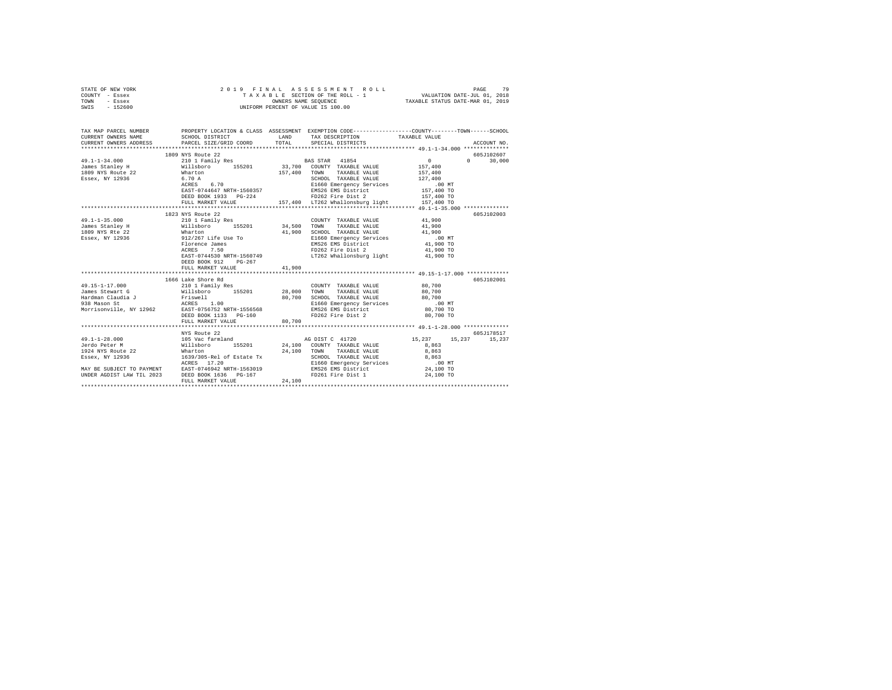STATE OF NEW YORK
COUNTY - Essex
TOWN - Essex
SWIS - 152600

2019 FINAL ASSESSMENT ROLL
TAXABLE SECTION OF THE ROLL - 1
OWNERS NAME SEQUENCE
UNIFORM PERCENT OF VALUE IS 100.00

VALUATION DATE-JUL 01, 2018
TAXABLE STATUS DATE-MAR 01, 2019

| TAX MAP PARCEL NUMBER / CURRENT OWNERS NAME / CURRENT OWNERS ADDRESS | PROPERTY LOCATION & CLASS / SCHOOL DISTRICT / PARCEL SIZE/GRID COORD | ASSESSMENT LAND / TOTAL | EXEMPTION CODE / TAX DESCRIPTION / SPECIAL DISTRICTS | COUNTY | TOWN | SCHOOL / TAXABLE VALUE | ACCOUNT NO. |
|---|---|---|---|---|---|---|---|
| | 1809 NYS Route 22 | | | | | | 605J102607 |
| 49.1-1-34.000 | 210 1 Family Res | | BAS STAR 41854 | 0 | 0 | 30,000 | |
| James Stanley H | Willsboro 155201 | 33,700 | COUNTY TAXABLE VALUE | 157,400 | | | |
| 1809 NYS Route 22 | Wharton | 157,400 | TOWN TAXABLE VALUE | 157,400 | | | |
| Essex, NY 12936 | 6.70 A | | SCHOOL TAXABLE VALUE | 127,400 | | | |
| | ACRES 6.70 | | E1660 Emergency Services | .00 MT | | | |
| | EAST-0744647 NRTH-1560357 | | EMS26 EMS District | 157,400 TO | | | |
| | DEED BOOK 1933 PG-224 | | FD262 Fire Dist 2 | 157,400 TO | | | |
| | FULL MARKET VALUE | 157,400 | LT262 Whallonsburg light | 157,400 TO | | | |
| | 1823 NYS Route 22 | | | | | | 605J102003 |
| 49.1-1-35.000 | 210 1 Family Res | | COUNTY TAXABLE VALUE | 41,900 | | | |
| James Stanley H | Willsboro 155201 | 34,500 | TOWN TAXABLE VALUE | 41,900 | | | |
| 1809 NYS Rte 22 | Wharton | 41,900 | SCHOOL TAXABLE VALUE | 41,900 | | | |
| Essex, NY 12936 | 912/267 Life Use To | | E1660 Emergency Services | .00 MT | | | |
| | Florence James | | EMS26 EMS District | 41,900 TO | | | |
| | ACRES 7.50 | | FD262 Fire Dist 2 | 41,900 TO | | | |
| | EAST-0744530 NRTH-1560749 | | LT262 Whallonsburg light | 41,900 TO | | | |
| | DEED BOOK 912 PG-267 | | | | | | |
| | FULL MARKET VALUE | 41,900 | | | | | |
| | 1666 Lake Shore Rd | | | | | | 605J102001 |
| 49.15-1-17.000 | 210 1 Family Res | | COUNTY TAXABLE VALUE | 80,700 | | | |
| James Stewart G | Willsboro 155201 | 28,000 | TOWN TAXABLE VALUE | 80,700 | | | |
| Hardman Claudia J | Friswell | 80,700 | SCHOOL TAXABLE VALUE | 80,700 | | | |
| 938 Mason St | ACRES 1.00 | | E1660 Emergency Services | .00 MT | | | |
| Morrisonville, NY 12962 | EAST-0756752 NRTH-1556568 | | EMS26 EMS District | 80,700 TO | | | |
| | DEED BOOK 1133 PG-160 | | FD262 Fire Dist 2 | 80,700 TO | | | |
| | FULL MARKET VALUE | 80,700 | | | | | |
| | NYS Route 22 | | | | | | 605J178517 |
| 49.1-1-28.000 | 105 Vac farmland | | AG DIST C 41720 | 15,237 | 15,237 | 15,237 | |
| Jerdo Peter M | Willsboro 155201 | 24,100 | COUNTY TAXABLE VALUE | 8,863 | | | |
| 1924 NYS Route 22 | Wharton | 24,100 | TOWN TAXABLE VALUE | 8,863 | | | |
| Essex, NY 12936 | 1639/305-Rel of Estate Tx | | SCHOOL TAXABLE VALUE | 8,863 | | | |
| | ACRES 17.20 | | E1660 Emergency Services | .00 MT | | | |
| MAY BE SUBJECT TO PAYMENT | EAST-0746942 NRTH-1563019 | | EMS26 EMS District | 24,100 TO | | | |
| UNDER AGDIST LAW TIL 2023 | DEED BOOK 1636 PG-167 | | FD261 Fire Dist 1 | 24,100 TO | | | |
| | FULL MARKET VALUE | 24,100 | | | | | |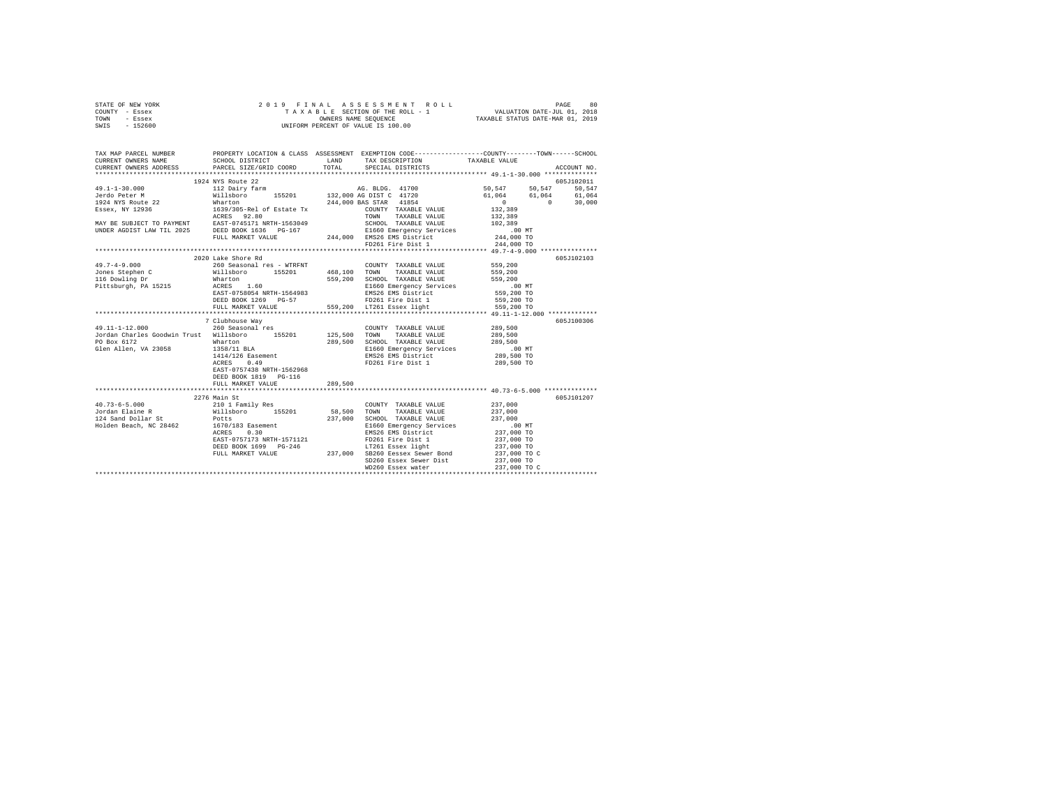STATE OF NEW YORK                2019 FINAL ASSESSMENT ROLL
COUNTY - Essex                   TAXABLE SECTION OF THE ROLL - 1          VALUATION DATE-JUL 01, 2018
TOWN - Essex                     OWNERS NAME SEQUENCE                     TAXABLE STATUS DATE-MAR 01, 2019
SWIS - 152600                    UNIFORM PERCENT OF VALUE IS 100.00

```
TAX MAP PARCEL NUMBER          PROPERTY LOCATION & CLASS  ASSESSMENT  EXEMPTION CODE-----------------COUNTY--------TOWN------SCHOOL
CURRENT OWNERS NAME            SCHOOL DISTRICT               LAND      TAX DESCRIPTION              TAXABLE VALUE
CURRENT OWNERS ADDRESS         PARCEL SIZE/GRID COORD        TOTAL     SPECIAL DISTRICTS                                   ACCOUNT NO.
********************************************************************************************** 49.1-1-30.000 **************
                               1924 NYS Route 22                                                                      605J102011
49.1-1-30.000                  112 Dairy farm                         AG. BLDG. 41700              50,547     50,547     50,547
Jerdo Peter M                  Willsboro      155201      132,000 AG DIST C  41720               61,064     61,064     61,064
1924 NYS Route 22              Wharton                    244,000 BAS STAR   41854                    0          0     30,000
Essex, NY 12936                1639/305-Rel of Estate Tx          COUNTY  TAXABLE VALUE           132,389
                               ACRES  92.80                       TOWN    TAXABLE VALUE           132,389
MAY BE SUBJECT TO PAYMENT      EAST-0745171 NRTH-1563049          SCHOOL  TAXABLE VALUE           102,389
UNDER AGDIST LAW TIL 2025      DEED BOOK 1636   PG-167            E1660 Emergency Services            .00 MT
                               FULL MARKET VALUE          244,000  EMS26 EMS District             244,000 TO
                                                                  FD261 Fire Dist 1               244,000 TO
********************************************************************************************** 49.7-4-9.000 ***************
                               2020 Lake Shore Rd                                                                     605J102103
49.7-4-9.000                   260 Seasonal res - WTRFNT          COUNTY  TAXABLE VALUE           559,200
Jones Stephen C                Willsboro      155201      468,100  TOWN    TAXABLE VALUE           559,200
116 Dowling Dr                 Wharton                    559,200  SCHOOL  TAXABLE VALUE           559,200
Pittsburgh, PA 15215           ACRES   1.60                       E1660 Emergency Services            .00 MT
                               EAST-0758054 NRTH-1564983          EMS26 EMS District              559,200 TO
                               DEED BOOK 1269   PG-57             FD261 Fire Dist 1               559,200 TO
                               FULL MARKET VALUE          559,200  LT261 Essex light               559,200 TO
********************************************************************************************** 49.11-1-12.000 *************
                               7 Clubhouse Way                                                                        605J100306
49.11-1-12.000                 260 Seasonal res                   COUNTY  TAXABLE VALUE           289,500
Jordan Charles Goodwin Trust   Willsboro      155201      125,500  TOWN    TAXABLE VALUE           289,500
PO Box 6172                    Wharton                    289,500  SCHOOL  TAXABLE VALUE           289,500
Glen Allen, VA 23058           1358/11 BLA                        E1660 Emergency Services            .00 MT
                               1414/126 Easement                  EMS26 EMS District              289,500 TO
                               ACRES   0.49                       FD261 Fire Dist 1               289,500 TO
                               EAST-0757438 NRTH-1562968
                               DEED BOOK 1819   PG-116
                               FULL MARKET VALUE          289,500
********************************************************************************************** 40.73-6-5.000 **************
                               2276 Main St                                                                           605J101207
40.73-6-5.000                  210 1 Family Res                   COUNTY  TAXABLE VALUE           237,000
Jordan Elaine R                Willsboro      155201       58,500  TOWN    TAXABLE VALUE           237,000
124 Sand Dollar St             Potts                      237,000  SCHOOL  TAXABLE VALUE           237,000
Holden Beach, NC 28462         1670/183 Easement                  E1660 Emergency Services            .00 MT
                               ACRES   0.30                       EMS26 EMS District              237,000 TO
                               EAST-0757173 NRTH-1571121          FD261 Fire Dist 1               237,000 TO
                               DEED BOOK 1699   PG-246            LT261 Essex light               237,000 TO
                               FULL MARKET VALUE          237,000  SB260 Eessex Sewer Bond         237,000 TO C
                                                                  SD260 Essex Sewer Dist          237,000 TO
                                                                  WD260 Essex water               237,000 TO C
****************************************************************************************************************************
```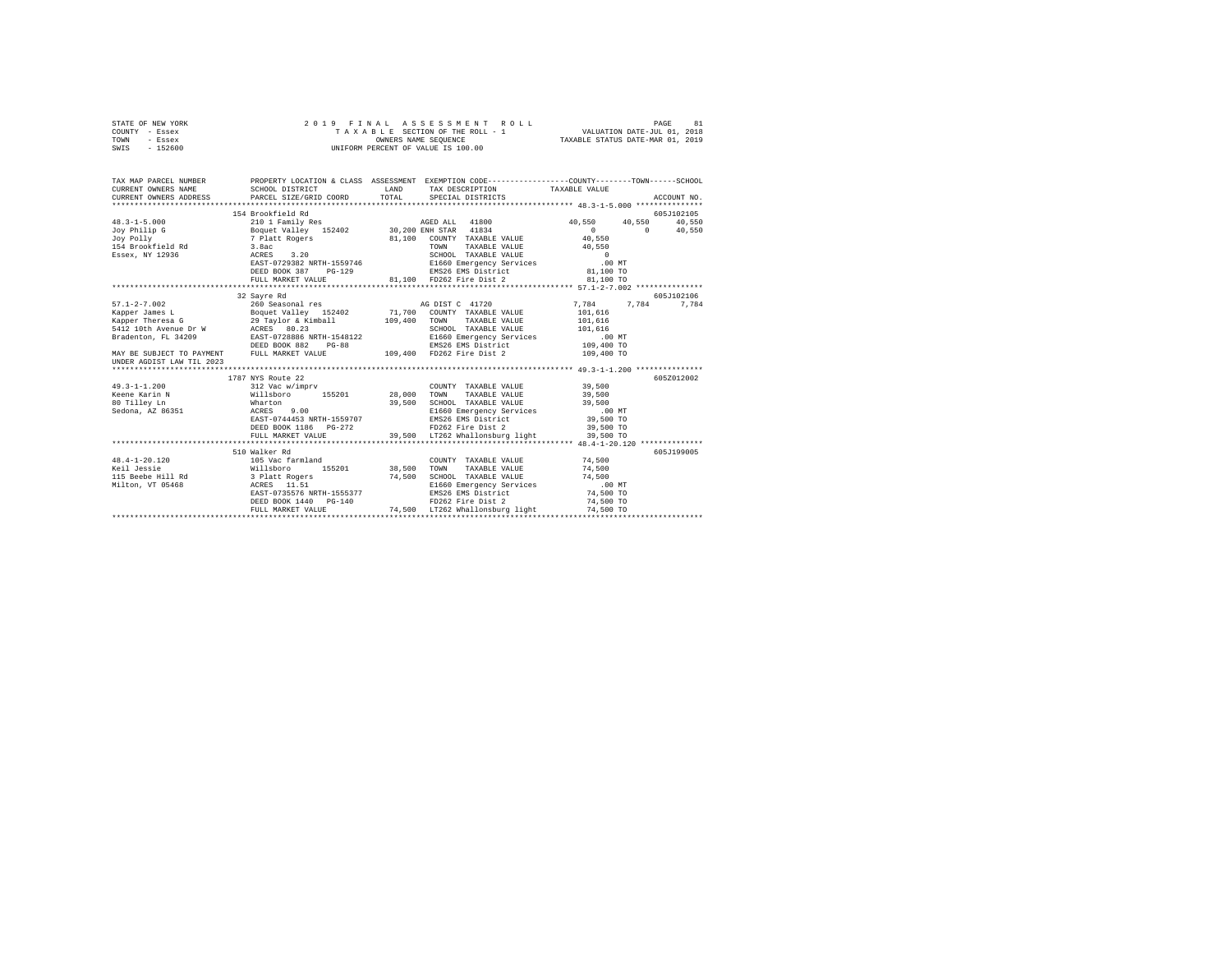STATE OF NEW YORK
COUNTY - Essex
TOWN - Essex
SWIS - 152600

2019 FINAL ASSESSMENT ROLL
TAXABLE SECTION OF THE ROLL - 1
OWNERS NAME SEQUENCE
UNIFORM PERCENT OF VALUE IS 100.00

VALUATION DATE-JUL 01, 2018
TAXABLE STATUS DATE-MAR 01, 2019

```
TAX MAP PARCEL NUMBER          PROPERTY LOCATION & CLASS  ASSESSMENT  EXEMPTION CODE-----------------COUNTY--------TOWN------SCHOOL
CURRENT OWNERS NAME            SCHOOL DISTRICT              LAND      TAX DESCRIPTION            TAXABLE VALUE
CURRENT OWNERS ADDRESS         PARCEL SIZE/GRID COORD       TOTAL     SPECIAL DISTRICTS                                   ACCOUNT NO.
******************************************************************************************************* 48.3-1-5.000 ***************
                               154 Brookfield Rd                                                                           605J102105
48.3-1-5.000                   210 1 Family Res                       AGED ALL  41800             40,550     40,550     40,550
Joy Philip G                   Boquet Valley  152402     30,200 ENH STAR  41834                        0          0     40,550
Joy Polly                      7 Platt Rogers            81,100   COUNTY  TAXABLE VALUE           40,550
154 Brookfield Rd              3.8ac                              TOWN    TAXABLE VALUE           40,550
Essex, NY 12936                ACRES    3.20                      SCHOOL  TAXABLE VALUE                0
                               EAST-0729382 NRTH-1559746          E1660 Emergency Services           .00 MT
                               DEED BOOK 387    PG-129            EMS26 EMS District              81,100 TO
                               FULL MARKET VALUE          81,100  FD262 Fire Dist 2               81,100 TO
******************************************************************************************************* 57.1-2-7.002 ***************
                               32 Sayre Rd                                                                                 605J102106
57.1-2-7.002                   260 Seasonal res                       AG DIST C  41720             7,784      7,784      7,784
Kapper James L                 Boquet Valley  152402     71,700   COUNTY  TAXABLE VALUE          101,616
Kapper Theresa G               29 Taylor & Kimball      109,400   TOWN    TAXABLE VALUE          101,616
5412 10th Avenue Dr W          ACRES   80.23                      SCHOOL  TAXABLE VALUE          101,616
Bradenton, FL 34209            EAST-0728886 NRTH-1548122          E1660 Emergency Services           .00 MT
                               DEED BOOK 082    PG-88             EMS26 EMS District             109,400 TO
MAY BE SUBJECT TO PAYMENT      FULL MARKET VALUE         109,400  FD262 Fire Dist 2              109,400 TO
UNDER AGDIST LAW TIL 2023
******************************************************************************************************* 49.3-1-1.200 ***************
                               1787 NYS Route 22                                                                           605Z012002
49.3-1-1.200                   312 Vac w/imprv                        COUNTY  TAXABLE VALUE           39,500
Keene Karin N                  Willsboro      155201     28,000   TOWN    TAXABLE VALUE           39,500
80 Tilley Ln                   Wharton                   39,500   SCHOOL  TAXABLE VALUE           39,500
Sedona, AZ 86351               ACRES    9.00                      E1660 Emergency Services           .00 MT
                               EAST-0744453 NRTH-1559707          EMS26 EMS District              39,500 TO
                               DEED BOOK 1186   PG-272            FD262 Fire Dist 2               39,500 TO
                               FULL MARKET VALUE          39,500  LT262 Whallonsburg light        39,500 TO
******************************************************************************************************* 48.4-1-20.120 **************
                               510 Walker Rd                                                                               605J199005
48.4-1-20.120                  105 Vac farmland                       COUNTY  TAXABLE VALUE           74,500
Keil Jessie                    Willsboro      155201     38,500   TOWN    TAXABLE VALUE           74,500
115 Beebe Hill Rd              3 Platt Rogers            74,500   SCHOOL  TAXABLE VALUE           74,500
Milton, VT 05468               ACRES   11.51                      E1660 Emergency Services           .00 MT
                               EAST-0735576 NRTH-1555377          EMS26 EMS District              74,500 TO
                               DEED BOOK 1440   PG-140            FD262 Fire Dist 2               74,500 TO
                               FULL MARKET VALUE          74,500  LT262 Whallonsburg light        74,500 TO
************************************************************************************************************************************
```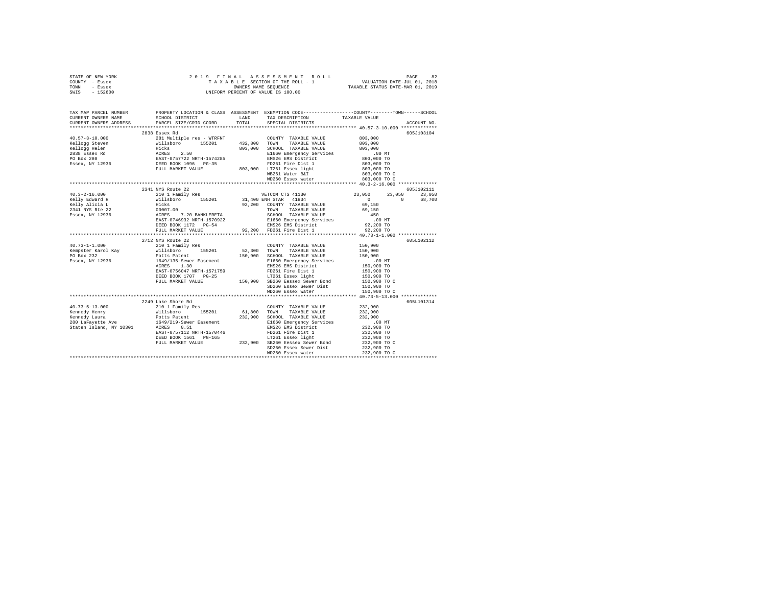STATE OF NEW YORK
COUNTY - Essex
TOWN - Essex
SWIS - 152600

# 2019 FINAL ASSESSMENT ROLL

TAXABLE SECTION OF THE ROLL - 1
OWNERS NAME SEQUENCE
UNIFORM PERCENT OF VALUE IS 100.00

VALUATION DATE-JUL 01, 2018
TAXABLE STATUS DATE-MAR 01, 2019

```
TAX MAP PARCEL NUMBER     PROPERTY LOCATION & CLASS  ASSESSMENT  EXEMPTION CODE-----------------COUNTY--------TOWN------SCHOOL
CURRENT OWNERS NAME       SCHOOL DISTRICT              LAND      TAX DESCRIPTION            TAXABLE VALUE
CURRENT OWNERS ADDRESS    PARCEL SIZE/GRID COORD       TOTAL     SPECIAL DISTRICTS                                      ACCOUNT NO.
************************************************************************************************ 40.57-3-10.000 *************
                          2838 Essex Rd                                                                                605J103104
40.57-3-10.000            281 Multiple res - WTRFNT             COUNTY  TAXABLE VALUE         803,000
Kellogg Steven            Willsboro      155201      432,800    TOWN    TAXABLE VALUE         803,000
Kellogg Helen             Hicks                      803,000    SCHOOL  TAXABLE VALUE         803,000
2838 Essex Rd             ACRES    2.50                          E1660 Emergency Services          .00 MT
PO Box 280                EAST-0757722 NRTH-1574285              EMS26 EMS District            803,000 TO
Essex, NY 12936           DEED BOOK 1096   PG-35                 FD261 Fire Dist 1             803,000 TO
                          FULL MARKET VALUE          803,000    LT261 Essex light             803,000 TO
                                                                 WB261 Water B&I               803,000 TO C
                                                                 WD260 Essex water             803,000 TO C
************************************************************************************************ 40.3-2-16.000 **************
                          2341 NYS Route 22                                                                            605J102111
40.3-2-16.000             210 1 Family Res                      VETCOM CTS 41130              23,050     23,050     23,050
Kelly Edward R            Willsboro      155201       31,400 ENH STAR  41834                     0          0     68,700
Kelly Alicia L            Hicks                       92,200    COUNTY  TAXABLE VALUE          69,150
2341 NYS Rte 22           00007.00                               TOWN    TAXABLE VALUE          69,150
Essex, NY 12936           ACRES    7.20 BANKLERETA               SCHOOL  TAXABLE VALUE             450
                          EAST-0746932 NRTH-1570922              E1660 Emergency Services          .00 MT
                          DEED BOOK 1172   PG-54                 EMS26 EMS District             92,200 TO
                          FULL MARKET VALUE           92,200    FD261 Fire Dist 1              92,200 TO
************************************************************************************************ 40.73-1-1.000 **************
                          2712 NYS Route 22                                                                            605L102112
40.73-1-1.000             210 1 Family Res                      COUNTY  TAXABLE VALUE         150,900
Kempster Karol Kay        Willsboro      155201       52,300    TOWN    TAXABLE VALUE         150,900
PO Box 232                Potts Patent               150,900    SCHOOL  TAXABLE VALUE         150,900
Essex, NY 12936           1649/135-Sewer Easement                E1660 Emergency Services          .00 MT
                          ACRES    1.30                          EMS26 EMS District            150,900 TO
                          EAST-0756047 NRTH-1571759              FD261 Fire Dist 1             150,900 TO
                          DEED BOOK 1707   PG-25                 LT261 Essex light             150,900 TO
                          FULL MARKET VALUE          150,900    SB260 Eessex Sewer Bond       150,900 TO C
                                                                 SD260 Essex Sewer Dist        150,900 TO
                                                                 WD260 Essex water             150,900 TO C
************************************************************************************************ 40.73-5-13.000 *************
                          2249 Lake Shore Rd                                                                           605L101314
40.73-5-13.000            210 1 Family Res                      COUNTY  TAXABLE VALUE         232,900
Kennedy Henry             Willsboro      155201       61,800    TOWN    TAXABLE VALUE         232,900
Kennedy Laura             Potts Patent               232,900    SCHOOL  TAXABLE VALUE         232,900
280 LaFayette Ave         1649/219-Sewer Easement                E1660 Emergency Services          .00 MT
Staten Island, NY 10301   ACRES    0.51                          EMS26 EMS District            232,900 TO
                          EAST-0757112 NRTH-1570446              FD261 Fire Dist 1             232,900 TO
                          DEED BOOK 1561   PG-165                LT261 Essex light             232,900 TO
                          FULL MARKET VALUE          232,900    SB260 Eessex Sewer Bond       232,900 TO C
                                                                 SD260 Essex Sewer Dist        232,900 TO
                                                                 WD260 Essex water             232,900 TO C
******************************************************************************************************************************
```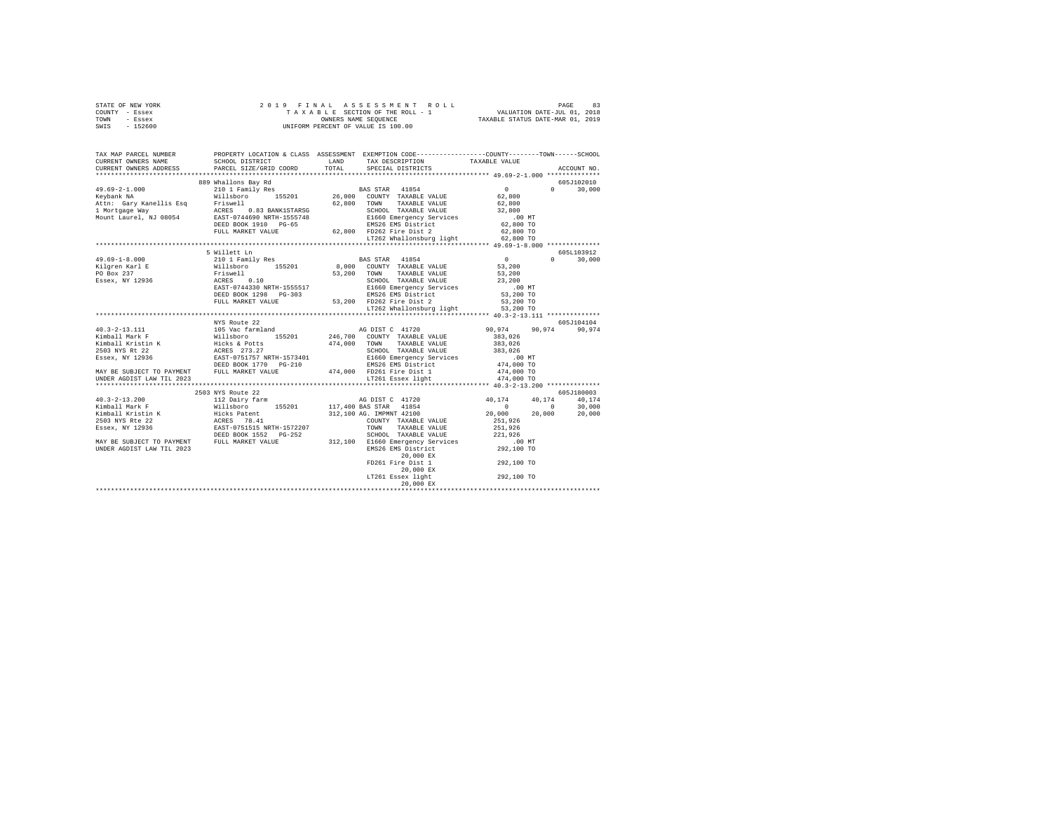STATE OF NEW YORK — 2019 FINAL ASSESSMENT ROLL
COUNTY - Essex — TAXABLE SECTION OF THE ROLL - 1 — VALUATION DATE-JUL 01, 2018
TOWN - Essex — OWNERS NAME SEQUENCE — TAXABLE STATUS DATE-MAR 01, 2019
SWIS - 152600 — UNIFORM PERCENT OF VALUE IS 100.00

```
TAX MAP PARCEL NUMBER          PROPERTY LOCATION & CLASS  ASSESSMENT  EXEMPTION CODE-----------------COUNTY--------TOWN------SCHOOL
CURRENT OWNERS NAME            SCHOOL DISTRICT              LAND      TAX DESCRIPTION             TAXABLE VALUE
CURRENT OWNERS ADDRESS         PARCEL SIZE/GRID COORD       TOTAL     SPECIAL DISTRICTS                                  ACCOUNT NO.
*********************************************************************************************** 49.69-2-1.000 **************
                               889 Whallons Bay Rd                                                                     605J102010
49.69-2-1.000                  210 1 Family Res                      BAS STAR  41854                   0          0     30,000
Keybank NA                     Willsboro      155201      26,000   COUNTY  TAXABLE VALUE          62,800
Attn: Gary Kanellis Esq        Friswell                   62,800   TOWN    TAXABLE VALUE          62,800
1 Mortgage Way                 ACRES    0.83 BANK1STARSG           SCHOOL  TAXABLE VALUE          32,800
Mount Laurel, NJ 08054         EAST-0744690 NRTH-1555748           E1660 Emergency Services          .00 MT
                               DEED BOOK 1910   PG-65              EMS26 EMS District             62,800 TO
                               FULL MARKET VALUE          62,800   FD262 Fire Dist 2              62,800 TO
                                                                   LT262 Whallonsburg light       62,800 TO
*********************************************************************************************** 49.69-1-8.000 **************
                               5 Willett Ln                                                                            605L103912
49.69-1-8.000                  210 1 Family Res                      BAS STAR  41854                   0          0     30,000
Kilgren Karl E                 Willsboro      155201       8,000   COUNTY  TAXABLE VALUE          53,200
PO Box 237                     Friswell                   53,200   TOWN    TAXABLE VALUE          53,200
Essex, NY 12936                ACRES    0.10                       SCHOOL  TAXABLE VALUE          23,200
                               EAST-0744330 NRTH-1555517           E1660 Emergency Services          .00 MT
                               DEED BOOK 1298   PG-303             EMS26 EMS District             53,200 TO
                               FULL MARKET VALUE          53,200   FD262 Fire Dist 2              53,200 TO
                                                                   LT262 Whallonsburg light       53,200 TO
*********************************************************************************************** 40.3-2-13.111 **************
                               NYS Route 22                                                                            605J104104
40.3-2-13.111                  105 Vac farmland                      AG DIST C 41720              90,974     90,974     90,974
Kimball Mark F                 Willsboro      155201     246,700   COUNTY  TAXABLE VALUE         383,026
Kimball Kristin K              Hicks & Potts             474,000   TOWN    TAXABLE VALUE         383,026
2503 NYS Rt 22                 ACRES  273.27                       SCHOOL  TAXABLE VALUE         383,026
Essex, NY 12936                EAST-0751757 NRTH-1573401           E1660 Emergency Services          .00 MT
                               DEED BOOK 1770   PG-210             EMS26 EMS District            474,000 TO
MAY BE SUBJECT TO PAYMENT      FULL MARKET VALUE         474,000   FD261 Fire Dist 1             474,000 TO
UNDER AGDIST LAW TIL 2023                                          LT261 Essex light             474,000 TO
*********************************************************************************************** 40.3-2-13.200 **************
                               2503 NYS Route 22                                                                       605J180003
40.3-2-13.200                  112 Dairy farm                        AG DIST C 41720              40,174     40,174     40,174
Kimball Mark F                 Willsboro      155201     117,400 BAS STAR  41854                   0          0     30,000
Kimball Kristin K              Hicks Patent              312,100 AG. IMPMNT 42100             20,000     20,000     20,000
2503 NYS Rte 22                ACRES   78.41                       COUNTY  TAXABLE VALUE         251,926
Essex, NY 12936                EAST-0751515 NRTH-1572207           TOWN    TAXABLE VALUE         251,926
                               DEED BOOK 1552   PG-252             SCHOOL  TAXABLE VALUE         221,926
MAY BE SUBJECT TO PAYMENT      FULL MARKET VALUE         312,100   E1660 Emergency Services          .00 MT
UNDER AGDIST LAW TIL 2023                                          EMS26 EMS District            292,100 TO
                                                                         20,000 EX
                                                                   FD261 Fire Dist 1             292,100 TO
                                                                         20,000 EX
                                                                   LT261 Essex light             292,100 TO
                                                                         20,000 EX
****************************************************************************************************************************
```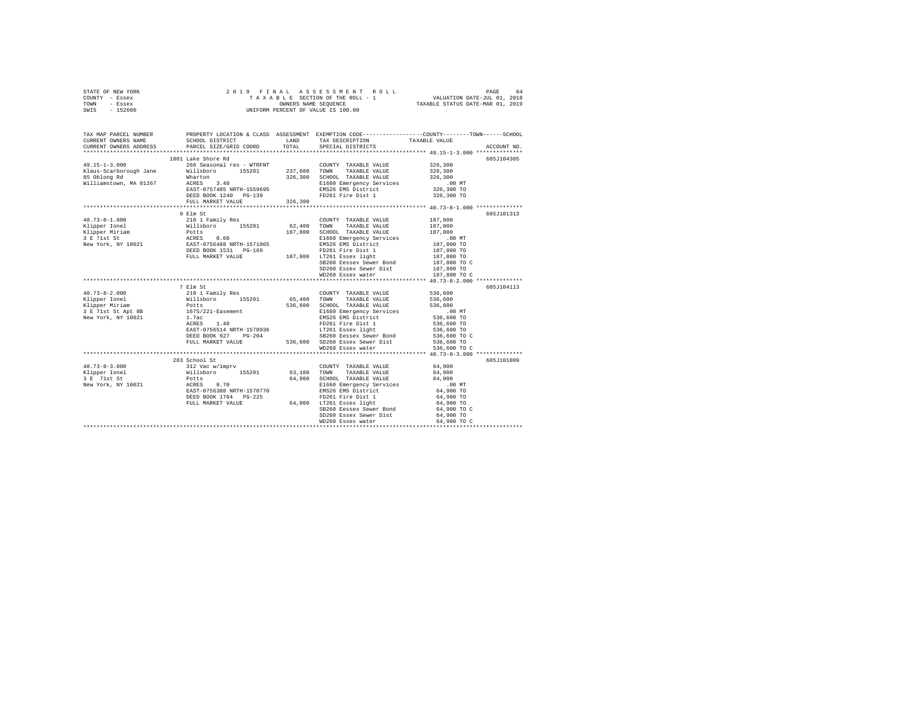STATE OF NEW YORK
COUNTY - Essex
TOWN - Essex
SWIS - 152600

2019 FINAL ASSESSMENT ROLL
TAXABLE SECTION OF THE ROLL - 1
OWNERS NAME SEQUENCE
UNIFORM PERCENT OF VALUE IS 100.00

VALUATION DATE-JUL 01, 2018
TAXABLE STATUS DATE-MAR 01, 2019

| TAX MAP PARCEL NUMBER / CURRENT OWNERS NAME / CURRENT OWNERS ADDRESS | PROPERTY LOCATION & CLASS / SCHOOL DISTRICT / PARCEL SIZE/GRID COORD | ASSESSMENT LAND / TOTAL | EXEMPTION CODE / TAX DESCRIPTION / SPECIAL DISTRICTS | COUNTY / TOWN / SCHOOL TAXABLE VALUE | ACCOUNT NO. |
|---|---|---|---|---|---|
| 49.15-1-3.000 | 1801 Lake Shore Rd | | | | 605J104305 |
| 49.15-1-3.000 | 260 Seasonal res - WTRFNT | | COUNTY TAXABLE VALUE | 326,300 | |
| Klaus-Scarborough Jane | Willsboro 155201 | 237,600 | TOWN TAXABLE VALUE | 326,300 | |
| 85 Oblong Rd | Wharton | 326,300 | SCHOOL TAXABLE VALUE | 326,300 | |
| Williamstown, MA 01267 | ACRES 3.40 | | E1660 Emergency Services | .00 MT | |
| | EAST-0757485 NRTH-1559695 | | EMS26 EMS District | 326,300 TO | |
| | DEED BOOK 1240 PG-139 | | FD261 Fire Dist 1 | 326,300 TO | |
| | FULL MARKET VALUE | 326,300 | | | |
| 40.73-8-1.000 | 9 Elm St | | | | 605J101313 |
| 40.73-8-1.000 | 210 1 Family Res | | COUNTY TAXABLE VALUE | 187,800 | |
| Klipper Ionel | Willsboro 155201 | 62,400 | TOWN TAXABLE VALUE | 187,800 | |
| Klipper Miriam | Potts | 187,800 | SCHOOL TAXABLE VALUE | 187,800 | |
| 3 E 71st St | ACRES 0.60 | | E1660 Emergency Services | .00 MT | |
| New York, NY 10021 | EAST-0756488 NRTH-1571065 | | EMS26 EMS District | 187,800 TO | |
| | DEED BOOK 1531 PG-169 | | FD261 Fire Dist 1 | 187,800 TO | |
| | FULL MARKET VALUE | 187,800 | LT261 Essex light | 187,800 TO | |
| | | | SB260 Eessex Sewer Bond | 187,800 TO C | |
| | | | SD260 Essex Sewer Dist | 187,800 TO | |
| | | | WD260 Essex water | 187,800 TO C | |
| 40.73-8-2.000 | 7 Elm St | | | | 605J104113 |
| 40.73-8-2.000 | 210 1 Family Res | | COUNTY TAXABLE VALUE | 536,600 | |
| Klipper Ionel | Willsboro 155201 | 65,400 | TOWN TAXABLE VALUE | 536,600 | |
| Klipper Miriam | Potts | 536,600 | SCHOOL TAXABLE VALUE | 536,600 | |
| 3 E 71st St Apt 8B | 1675/221-Easement | | E1660 Emergency Services | .00 MT | |
| New York, NY 10021 | 1.7ac | | EMS26 EMS District | 536,600 TO | |
| | ACRES 1.40 | | FD261 Fire Dist 1 | 536,600 TO | |
| | EAST-0756514 NRTH-1570936 | | LT261 Essex light | 536,600 TO | |
| | DEED BOOK 927 PG-204 | | SB260 Eessex Sewer Bond | 536,600 TO C | |
| | FULL MARKET VALUE | 536,600 | SD260 Essex Sewer Dist | 536,600 TO | |
| | | | WD260 Essex water | 536,600 TO C | |
| 40.73-8-3.000 | 283 School St | | | | 605J101009 |
| 40.73-8-3.000 | 312 Vac w/imprv | | COUNTY TAXABLE VALUE | 64,900 | |
| Klipper Ionel | Willsboro 155201 | 63,100 | TOWN TAXABLE VALUE | 64,900 | |
| 3 E 71st St | Potts | 64,900 | SCHOOL TAXABLE VALUE | 64,900 | |
| New York, NY 10021 | ACRES 0.70 | | E1660 Emergency Services | .00 MT | |
| | EAST-0756380 NRTH-1570770 | | EMS26 EMS District | 64,900 TO | |
| | DEED BOOK 1784 PG-225 | | FD261 Fire Dist 1 | 64,900 TO | |
| | FULL MARKET VALUE | 64,900 | LT261 Essex light | 64,900 TO | |
| | | | SB260 Eessex Sewer Bond | 64,900 TO C | |
| | | | SD260 Essex Sewer Dist | 64,900 TO | |
| | | | WD260 Essex water | 64,900 TO C | |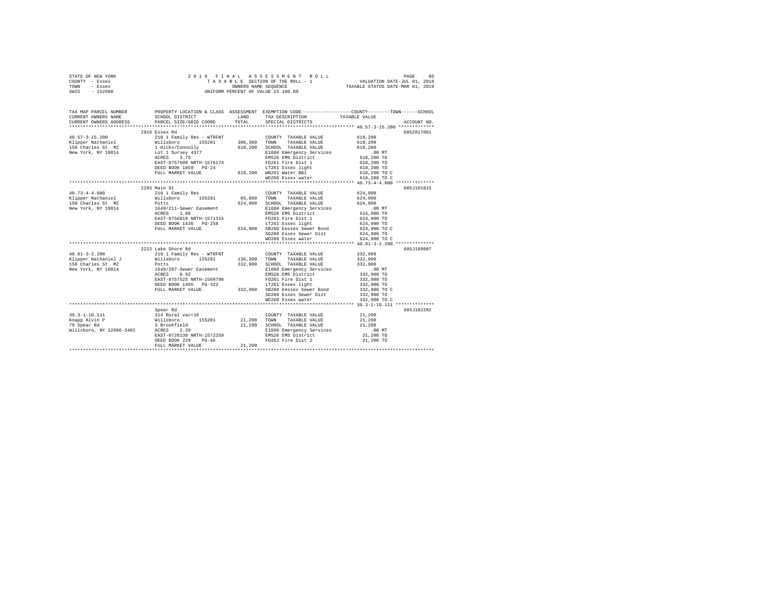STATE OF NEW YORK                    2 0 1 9   F I N A L   A S S E S S M E N T   R O L L
COUNTY - Essex                       T A X A B L E  SECTION OF THE ROLL - 1                VALUATION DATE-JUL 01, 2018
TOWN   - Essex                       OWNERS NAME SEQUENCE                                  TAXABLE STATUS DATE-MAR 01, 2019
SWIS   - 152600                      UNIFORM PERCENT OF VALUE IS 100.00

```
TAX MAP PARCEL NUMBER          PROPERTY LOCATION & CLASS  ASSESSMENT  EXEMPTION CODE-----------------COUNTY--------TOWN------SCHOOL
CURRENT OWNERS NAME            SCHOOL DISTRICT            LAND        TAX DESCRIPTION             TAXABLE VALUE
CURRENT OWNERS ADDRESS         PARCEL SIZE/GRID COORD     TOTAL       SPECIAL DISTRICTS                                    ACCOUNT NO.
****************************************************************************************************** 40.57-3-15.200 ************
                               2916 Essex Rd                                                                               605Z017001
40.57-3-15.200                 210 1 Family Res - WTRFNT              COUNTY  TAXABLE VALUE          618,200
Klipper Nathaniel              Willsboro      155201      306,300     TOWN    TAXABLE VALUE          618,200
150 Charles St  M2             1 Hicks/Connolly           618,200     SCHOOL  TAXABLE VALUE          618,200
New York, NY 10014             Lot 1 Survey 4377                      E1660 Emergency Services           .00 MT
                               ACRES    3.75                          EMS26 EMS District             618,200 TO
                               EAST-0757608 NRTH-1576174              FD261 Fire Dist 1              618,200 TO
                               DEED BOOK 1859   PG-24                 LT261 Essex light              618,200 TO
                               FULL MARKET VALUE          618,200     WB261 Water B&I                618,200 TO C
                                                                      WD260 Essex water              618,200 TO C
****************************************************************************************************** 40.73-4-4.000 *************
                               2285 Main St                                                                                605J101015
40.73-4-4.000                  210 1 Family Res                       COUNTY  TAXABLE VALUE          624,900
Klipper Nathaniel              Willsboro      155201       65,800     TOWN    TAXABLE VALUE          624,900
150 Charles St  M2             Potts                      624,900     SCHOOL  TAXABLE VALUE          624,900
New York, NY 10014             1649/211-Sewer Easement                E1660 Emergency Services           .00 MT
                               ACRES    1.80                          EMS26 EMS District             624,900 TO
                               EAST-0756819 NRTH-1571315              FD261 Fire Dist 1              624,900 TO
                               DEED BOOK 1436   PG-258                LT261 Essex light              624,900 TO
                               FULL MARKET VALUE          624,900     SB260 Eessex Sewer Bond        624,900 TO C
                                                                      SD260 Essex Sewer Dist         624,900 TO
                                                                      WD260 Essex water              624,900 TO C
****************************************************************************************************** 40.81-3-2.200 *************
                               2222 Lake Shore Rd                                                                          605J189007
40.81-3-2.200                  210 1 Family Res - WTRFNT              COUNTY  TAXABLE VALUE          332,900
Klipper Nathaniel J            Willsboro      155201      136,300     TOWN    TAXABLE VALUE          332,900
150 Charles St  M2             Potts                      332,900     SCHOOL  TAXABLE VALUE          332,900
New York, NY 10014             1649/207-Sewer Easement                E1660 Emergency Services           .00 MT
                               ACRES    0.92                          EMS26 EMS District             332,900 TO
                               EAST-0757525 NRTH-1569798              FD261 Fire Dist 1              332,900 TO
                               DEED BOOK 1465   PG-322                LT261 Essex light              332,900 TO
                               FULL MARKET VALUE          332,900     SB260 Eessex Sewer Bond        332,900 TO C
                                                                      SD260 Essex Sewer Dist         332,900 TO
                                                                      WD260 Essex water              332,900 TO C
****************************************************************************************************** 39.3-1-10.111 *************
                               Spear Rd                                                                                    605J102202
39.3-1-10.111                  314 Rural vac<10                       COUNTY  TAXABLE VALUE           21,200
Knapp Alvin P                  Willsboro      155201       21,200     TOWN    TAXABLE VALUE           21,200
79 Spear Rd                    3 Brookfield                21,200     SCHOOL  TAXABLE VALUE           21,200
Willsboro, NY 12996-3402       ACRES    2.20                          E1660 Emergency Services           .00 MT
                               EAST-0728138 NRTH-1572259              EMS26 EMS District              21,200 TO
                               DEED BOOK 229    PG-46                 FD262 Fire Dist 2               21,200 TO
                               FULL MARKET VALUE           21,200
************************************************************************************************************************************
```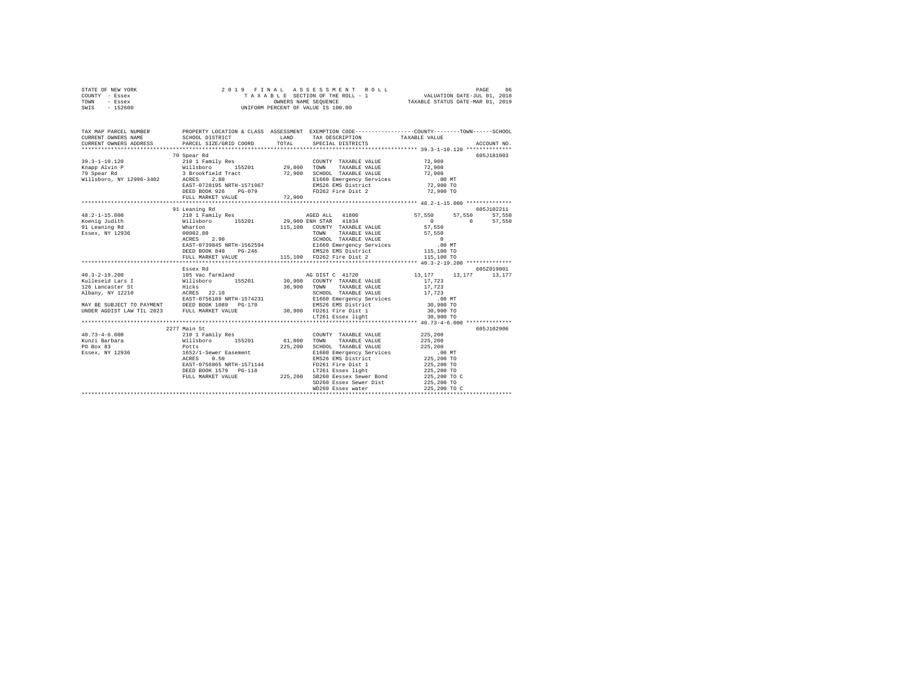STATE OF NEW YORK · COUNTY - Essex · TOWN - Essex · SWIS - 152600

2019 FINAL ASSESSMENT ROLL
TAXABLE SECTION OF THE ROLL - 1
OWNERS NAME SEQUENCE
UNIFORM PERCENT OF VALUE IS 100.00

VALUATION DATE-JUL 01, 2018
TAXABLE STATUS DATE-MAR 01, 2019

```
TAX MAP PARCEL NUMBER          PROPERTY LOCATION & CLASS  ASSESSMENT  EXEMPTION CODE-----------------COUNTY--------TOWN------SCHOOL
CURRENT OWNERS NAME            SCHOOL DISTRICT               LAND      TAX DESCRIPTION            TAXABLE VALUE
CURRENT OWNERS ADDRESS         PARCEL SIZE/GRID COORD        TOTAL     SPECIAL DISTRICTS                                 ACCOUNT NO.
******************************************************************************************************* 39.3-1-10.120 **************
                               79 Spear Rd                                                                            605J181003
39.3-1-10.120                  210 1 Family Res                        COUNTY  TAXABLE VALUE          72,900
Knapp Alvin P                  Willsboro      155201      29,800       TOWN    TAXABLE VALUE          72,900
79 Spear Rd                    3 Brookfield Tract         72,900       SCHOOL  TAXABLE VALUE          72,900
Willsboro, NY 12996-3402       ACRES    2.80                           E1660 Emergency Services          .00 MT
                               EAST-0728195 NRTH-1571967               EMS26 EMS District             72,900 TO
                               DEED BOOK 926    PG-079                 FD262 Fire Dist 2              72,900 TO
                               FULL MARKET VALUE          72,900
******************************************************************************************************* 48.2-1-15.000 **************
                               91 Leaning Rd                                                                          605J102211
48.2-1-15.000                  210 1 Family Res                        AGED ALL  41800          57,550      57,550      57,550
Koenig Judith                  Willsboro      155201      29,900 ENH STAR  41834                0           0       57,550
91 Leaning Rd                  Wharton                   115,100       COUNTY  TAXABLE VALUE          57,550
Essex, NY 12936                00002.80                                TOWN    TAXABLE VALUE          57,550
                               ACRES    2.90                           SCHOOL  TAXABLE VALUE               0
                               EAST-0739845 NRTH-1562594               E1660 Emergency Services          .00 MT
                               DEED BOOK 840    PG-246                 EMS26 EMS District            115,100 TO
                               FULL MARKET VALUE         115,100       FD262 Fire Dist 2             115,100 TO
******************************************************************************************************* 40.3-2-19.200 **************
                               Essex Rd                                                                               605Z019001
40.3-2-19.200                  105 Vac farmland                        AG DIST C 41720          13,177      13,177      13,177
Kulleseid Lars I               Willsboro      155201      30,900       COUNTY  TAXABLE VALUE          17,723
126 Lancaster St               Hicks                      30,900       TOWN    TAXABLE VALUE          17,723
Albany, NY 12210               ACRES   22.10                           SCHOOL  TAXABLE VALUE          17,723
                               EAST-0756189 NRTH-1574231               E1660 Emergency Services          .00 MT
MAY BE SUBJECT TO PAYMENT      DEED BOOK 1089   PG-170                 EMS26 EMS District             30,900 TO
UNDER AGDIST LAW TIL 2023      FULL MARKET VALUE          30,900       FD261 Fire Dist 1              30,900 TO
                                                                       LT261 Essex light              30,900 TO
******************************************************************************************************* 40.73-4-6.000 **************
                               2277 Main St                                                                           605J102906
40.73-4-6.000                  210 1 Family Res                        COUNTY  TAXABLE VALUE         225,200
Kunzi Barbara                  Willsboro      155201      61,800       TOWN    TAXABLE VALUE         225,200
PO Box 83                      Potts                     225,200       SCHOOL  TAXABLE VALUE         225,200
Essex, NY 12936                1652/1-Sewer Easement                   E1660 Emergency Services          .00 MT
                               ACRES    0.50                           EMS26 EMS District            225,200 TO
                               EAST-0756865 NRTH-1571144               FD261 Fire Dist 1             225,200 TO
                               DEED BOOK 1579   PG-118                 LT261 Essex light             225,200 TO
                               FULL MARKET VALUE         225,200       SB260 Eessex Sewer Bond       225,200 TO C
                                                                       SD260 Essex Sewer Dist        225,200 TO
                                                                       WD260 Essex water             225,200 TO C
************************************************************************************************************************************
```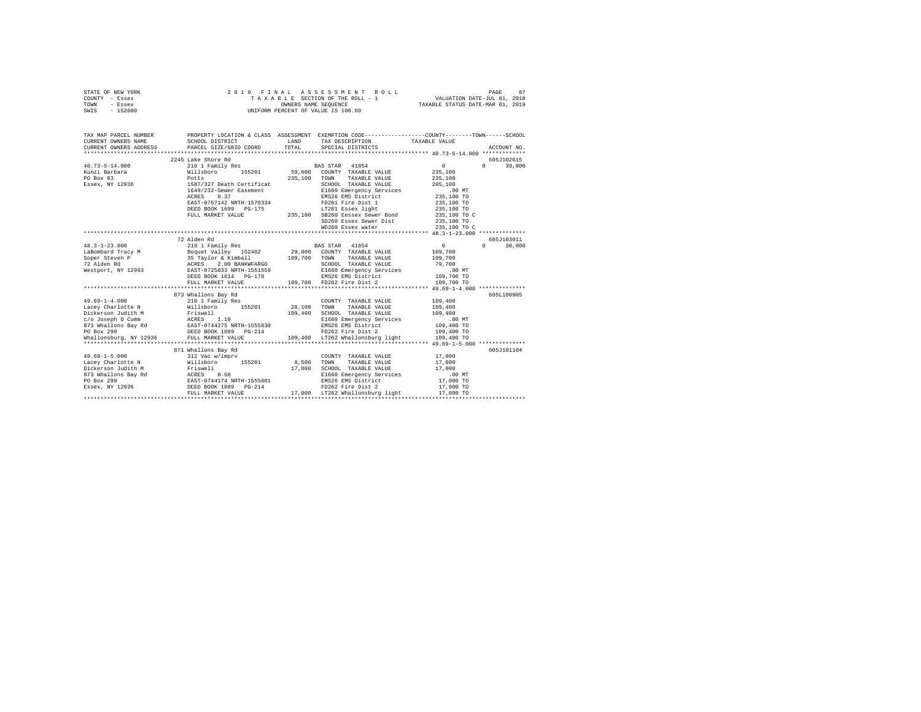```
STATE OF NEW YORK                2 0 1 9   F I N A L   A S S E S S M E N T   R O L L                    PAGE    87
COUNTY  - Essex                    T A X A B L E SECTION OF THE ROLL - 1              VALUATION DATE-JUL 01, 2018
TOWN    - Essex                         OWNERS NAME SEQUENCE                        TAXABLE STATUS DATE-MAR 01, 2019
SWIS    - 152600                   UNIFORM PERCENT OF VALUE IS 100.00

TAX MAP PARCEL NUMBER          PROPERTY LOCATION & CLASS  ASSESSMENT  EXEMPTION CODE-----------------COUNTY--------TOWN------SCHOOL
CURRENT OWNERS NAME            SCHOOL DISTRICT             LAND      TAX DESCRIPTION           TAXABLE VALUE
CURRENT OWNERS ADDRESS         PARCEL SIZE/GRID COORD      TOTAL     SPECIAL DISTRICTS                                 ACCOUNT NO.
************************************************************************************************* 40.73-5-14.000 *************
                          2245 Lake Shore Rd                                                                            605J102615
40.73-5-14.000                 210 1 Family Res                   BAS STAR  41854                  0          0      30,000
Kunzi Barbara                  Willsboro      155201      59,600   COUNTY  TAXABLE VALUE       235,100
PO Box 83                      Potts                     235,100   TOWN    TAXABLE VALUE       235,100
Essex, NY 12936                1587/327 Death Certificat          SCHOOL  TAXABLE VALUE        205,100
                               1649/232-Sewer Easement            E1660 Emergency Services         .00 MT
                               ACRES    0.37                      EMS26 EMS District           235,100 TO
                               EAST-0757142 NRTH-1570334          FD261 Fire Dist 1            235,100 TO
                               DEED BOOK 1699   PG-175            LT261 Essex light            235,100 TO
                               FULL MARKET VALUE         235,100  SB260 Eessex Sewer Bond      235,100 TO C
                                                                  SD260 Essex Sewer Dist       235,100 TO
                                                                  WD260 Essex water            235,100 TO C
************************************************************************************************* 48.3-1-23.000 **************
                          72 Alden Rd                                                                                   605J103011
48.3-1-23.000                  210 1 Family Res                   BAS STAR  41854                  0          0      30,000
LaBombard Tracy M              Boquet Valley  152402      29,000   COUNTY  TAXABLE VALUE       109,700
Soper Steven P                 35 Taylor & Kimball       109,700   TOWN    TAXABLE VALUE       109,700
72 Alden Rd                    ACRES    2.00 BANKWFARGO           SCHOOL  TAXABLE VALUE         79,700
Westport, NY 12993             EAST-0725833 NRTH-1551559          E1660 Emergency Services         .00 MT
                               DEED BOOK 1614   PG-178            EMS26 EMS District           109,700 TO
                               FULL MARKET VALUE         109,700  FD262 Fire Dist 2            109,700 TO
************************************************************************************************* 49.69-1-4.000 **************
                          873 Whallons Bay Rd                                                                           605L100905
49.69-1-4.000                  210 1 Family Res                   COUNTY  TAXABLE VALUE        109,400
Lacey Charlotte N              Willsboro      155201      28,100   TOWN    TAXABLE VALUE       109,400
Dickerson Judith M             Friswell                  109,400   SCHOOL  TAXABLE VALUE       109,400
c/o Joseph O Cumm              ACRES    1.10                      E1660 Emergency Services         .00 MT
873 Whallons Bay Rd            EAST-0744275 NRTH-1555830          EMS26 EMS District           109,400 TO
PO Box 299                     DEED BOOK 1089   PG-214            FD262 Fire Dist 2            109,400 TO
Whallonsburg, NY 12936         FULL MARKET VALUE         109,400  LT262 Whallonsburg light     109,400 TO
************************************************************************************************* 49.69-1-5.000 **************
                          871 Whallons Bay Rd                                                                           605J101104
49.69-1-5.000                  312 Vac w/imprv                    COUNTY  TAXABLE VALUE         17,000
Lacey Charlotte N              Willsboro      155201       8,500   TOWN    TAXABLE VALUE        17,000
Dickerson Judith M             Friswell                   17,000   SCHOOL  TAXABLE VALUE        17,000
873 Whallons Bay Rd            ACRES    0.60                      E1660 Emergency Services         .00 MT
PO Box 299                     EAST-0744174 NRTH-1555801          EMS26 EMS District            17,000 TO
Essex, NY 12936                DEED BOOK 1089   PG-214            FD262 Fire Dist 2             17,000 TO
                               FULL MARKET VALUE          17,000  LT262 Whallonsburg light      17,000 TO
********************************************************************************************************************************
```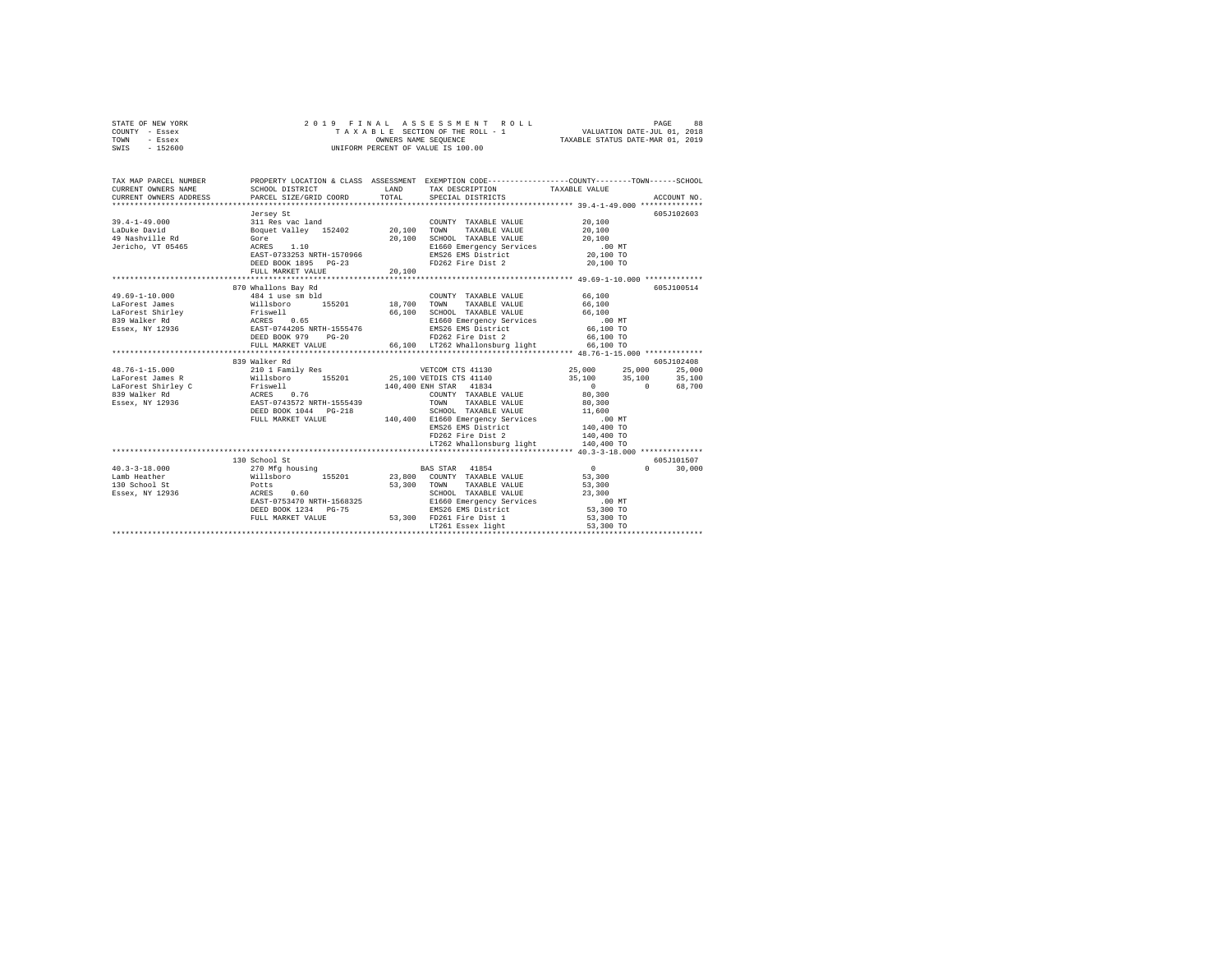```
STATE OF NEW YORK              2 0 1 9   F I N A L   A S S E S S M E N T   R O L L                    PAGE    88
COUNTY  - Essex                   T A X A B L E  SECTION OF THE ROLL - 1               VALUATION DATE-JUL 01, 2018
TOWN    - Essex                         OWNERS NAME SEQUENCE                       TAXABLE STATUS DATE-MAR 01, 2019
SWIS    - 152600                   UNIFORM PERCENT OF VALUE IS 100.00

TAX MAP PARCEL NUMBER          PROPERTY LOCATION & CLASS  ASSESSMENT  EXEMPTION CODE-----------------COUNTY--------TOWN------SCHOOL
CURRENT OWNERS NAME            SCHOOL DISTRICT               LAND      TAX DESCRIPTION            TAXABLE VALUE
CURRENT OWNERS ADDRESS         PARCEL SIZE/GRID COORD       TOTAL      SPECIAL DISTRICTS                                  ACCOUNT NO.
******************************************************************************************************* 39.4-1-49.000 **************
                               Jersey St                                                                              605J102603
39.4-1-49.000                  311 Res vac land                        COUNTY  TAXABLE VALUE            20,100
LaDuke David                   Boquet Valley  152402        20,100     TOWN    TAXABLE VALUE            20,100
49 Nashville Rd                Gore                         20,100     SCHOOL  TAXABLE VALUE            20,100
Jericho, VT 05465              ACRES    1.10                           E1660 Emergency Services            .00 MT
                               EAST-0733253 NRTH-1570966               EMS26 EMS District               20,100 TO
                               DEED BOOK 1895   PG-23                  FD262 Fire Dist 2                20,100 TO
                               FULL MARKET VALUE            20,100
******************************************************************************************************* 49.69-1-10.000 *************
                               870 Whallons Bay Rd                                                                    605J100514
49.69-1-10.000                 484 1 use sm bld                        COUNTY  TAXABLE VALUE            66,100
LaForest James                 Willsboro      155201        18,700     TOWN    TAXABLE VALUE            66,100
LaForest Shirley               Friswell                     66,100     SCHOOL  TAXABLE VALUE            66,100
839 Walker Rd                  ACRES    0.65                           E1660 Emergency Services            .00 MT
Essex, NY 12936                EAST-0744205 NRTH-1555476               EMS26 EMS District               66,100 TO
                               DEED BOOK 979    PG-20                  FD262 Fire Dist 2                66,100 TO
                               FULL MARKET VALUE            66,100     LT262 Whallonsburg light         66,100 TO
******************************************************************************************************* 48.76-1-15.000 *************
                               839 Walker Rd                                                                          605J102408
48.76-1-15.000                 210 1 Family Res                        VETCOM CTS 41130           25,000      25,000      25,000
LaForest James R               Willsboro      155201        25,100 VETDIS CTS 41140               35,100      35,100      35,100
LaForest Shirley C             Friswell                    140,400 ENH STAR  41834                     0           0      68,700
839 Walker Rd                  ACRES    0.76                           COUNTY  TAXABLE VALUE            80,300
Essex, NY 12936                EAST-0743572 NRTH-1555439               TOWN    TAXABLE VALUE            80,300
                               DEED BOOK 1044   PG-218                 SCHOOL  TAXABLE VALUE            11,600
                               FULL MARKET VALUE           140,400     E1660 Emergency Services            .00 MT
                                                                       EMS26 EMS District              140,400 TO
                                                                       FD262 Fire Dist 2               140,400 TO
                                                                       LT262 Whallonsburg light        140,400 TO
******************************************************************************************************* 40.3-3-18.000 **************
                               130 School St                                                                          605J101507
40.3-3-18.000                  270 Mfg housing                         BAS STAR  41854                     0           0      30,000
Lamb Heather                   Willsboro      155201        23,800     COUNTY  TAXABLE VALUE            53,300
130 School St                  Potts                        53,300     TOWN    TAXABLE VALUE            53,300
Essex, NY 12936                ACRES    0.60                           SCHOOL  TAXABLE VALUE            23,300
                               EAST-0753470 NRTH-1568325               E1660 Emergency Services            .00 MT
                               DEED BOOK 1234   PG-75                  EMS26 EMS District               53,300 TO
                               FULL MARKET VALUE            53,300     FD261 Fire Dist 1                53,300 TO
                                                                       LT261 Essex light                53,300 TO
************************************************************************************************************************************
```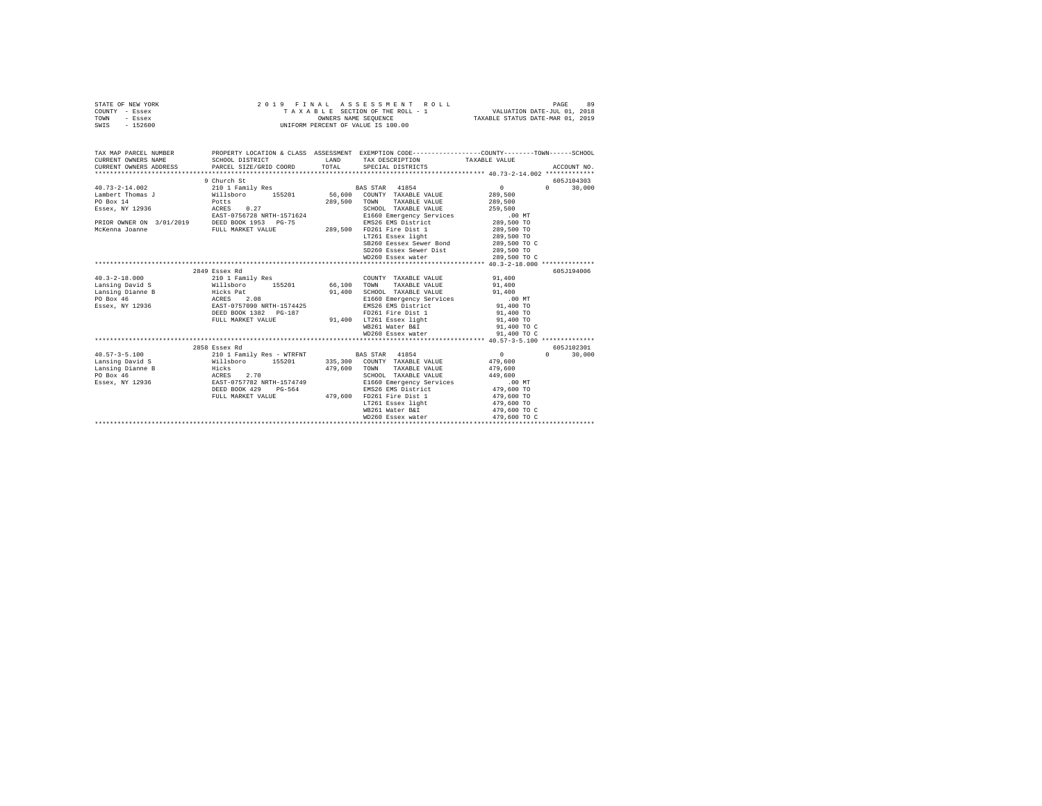STATE OF NEW YORK                    2019 FINAL ASSESSMENT ROLL
COUNTY - Essex                       TAXABLE SECTION OF THE ROLL - 1          VALUATION DATE-JUL 01, 2018
TOWN - Essex                         OWNERS NAME SEQUENCE                      TAXABLE STATUS DATE-MAR 01, 2019
SWIS - 152600                        UNIFORM PERCENT OF VALUE IS 100.00

| TAX MAP PARCEL NUMBER / CURRENT OWNERS NAME / CURRENT OWNERS ADDRESS | PROPERTY LOCATION & CLASS / SCHOOL DISTRICT / PARCEL SIZE/GRID COORD | ASSESSMENT LAND / TOTAL | EXEMPTION CODE / TAX DESCRIPTION / SPECIAL DISTRICTS | COUNTY / TOWN / SCHOOL TAXABLE VALUE | ACCOUNT NO. |
|---|---|---|---|---|---|
| | 9 Church St | | | | 605J104303 |
| 40.73-2-14.002 | 210 1 Family Res | | BAS STAR 41854 | 0 0 30,000 | |
| Lambert Thomas J | Willsboro 155201 | 56,600 | COUNTY TAXABLE VALUE | 289,500 | |
| PO Box 14 | Potts | 289,500 | TOWN TAXABLE VALUE | 289,500 | |
| Essex, NY 12936 | ACRES 0.27 | | SCHOOL TAXABLE VALUE | 259,500 | |
| | EAST-0756728 NRTH-1571624 | | E1660 Emergency Services | .00 MT | |
| PRIOR OWNER ON 3/01/2019 | DEED BOOK 1953 PG-75 | | EMS26 EMS District | 289,500 TO | |
| McKenna Joanne | FULL MARKET VALUE | 289,500 | FD261 Fire Dist 1 | 289,500 TO | |
| | | | LT261 Essex light | 289,500 TO | |
| | | | SB260 Eessex Sewer Bond | 289,500 TO C | |
| | | | SD260 Essex Sewer Dist | 289,500 TO | |
| | | | WD260 Essex water | 289,500 TO C | |
| | 2849 Essex Rd | | | | 605J194006 |
| 40.3-2-18.000 | 210 1 Family Res | | COUNTY TAXABLE VALUE | 91,400 | |
| Lansing David S | Willsboro 155201 | 66,100 | TOWN TAXABLE VALUE | 91,400 | |
| Lansing Dianne B | Hicks Pat | 91,400 | SCHOOL TAXABLE VALUE | 91,400 | |
| PO Box 46 | ACRES 2.08 | | E1660 Emergency Services | .00 MT | |
| Essex, NY 12936 | EAST-0757090 NRTH-1574425 | | EMS26 EMS District | 91,400 TO | |
| | DEED BOOK 1382 PG-187 | | FD261 Fire Dist 1 | 91,400 TO | |
| | FULL MARKET VALUE | 91,400 | LT261 Essex light | 91,400 TO | |
| | | | WB261 Water B&I | 91,400 TO C | |
| | | | WD260 Essex water | 91,400 TO C | |
| | 2858 Essex Rd | | | | 605J102301 |
| 40.57-3-5.100 | 210 1 Family Res - WTRFNT | | BAS STAR 41854 | 0 0 30,000 | |
| Lansing David S | Willsboro 155201 | 335,300 | COUNTY TAXABLE VALUE | 479,600 | |
| Lansing Dianne B | Hicks | 479,600 | TOWN TAXABLE VALUE | 479,600 | |
| PO Box 46 | ACRES 2.70 | | SCHOOL TAXABLE VALUE | 449,600 | |
| Essex, NY 12936 | EAST-0757782 NRTH-1574749 | | E1660 Emergency Services | .00 MT | |
| | DEED BOOK 429 PG-564 | | EMS26 EMS District | 479,600 TO | |
| | FULL MARKET VALUE | 479,600 | FD261 Fire Dist 1 | 479,600 TO | |
| | | | LT261 Essex light | 479,600 TO | |
| | | | WB261 Water B&I | 479,600 TO C | |
| | | | WD260 Essex water | 479,600 TO C | |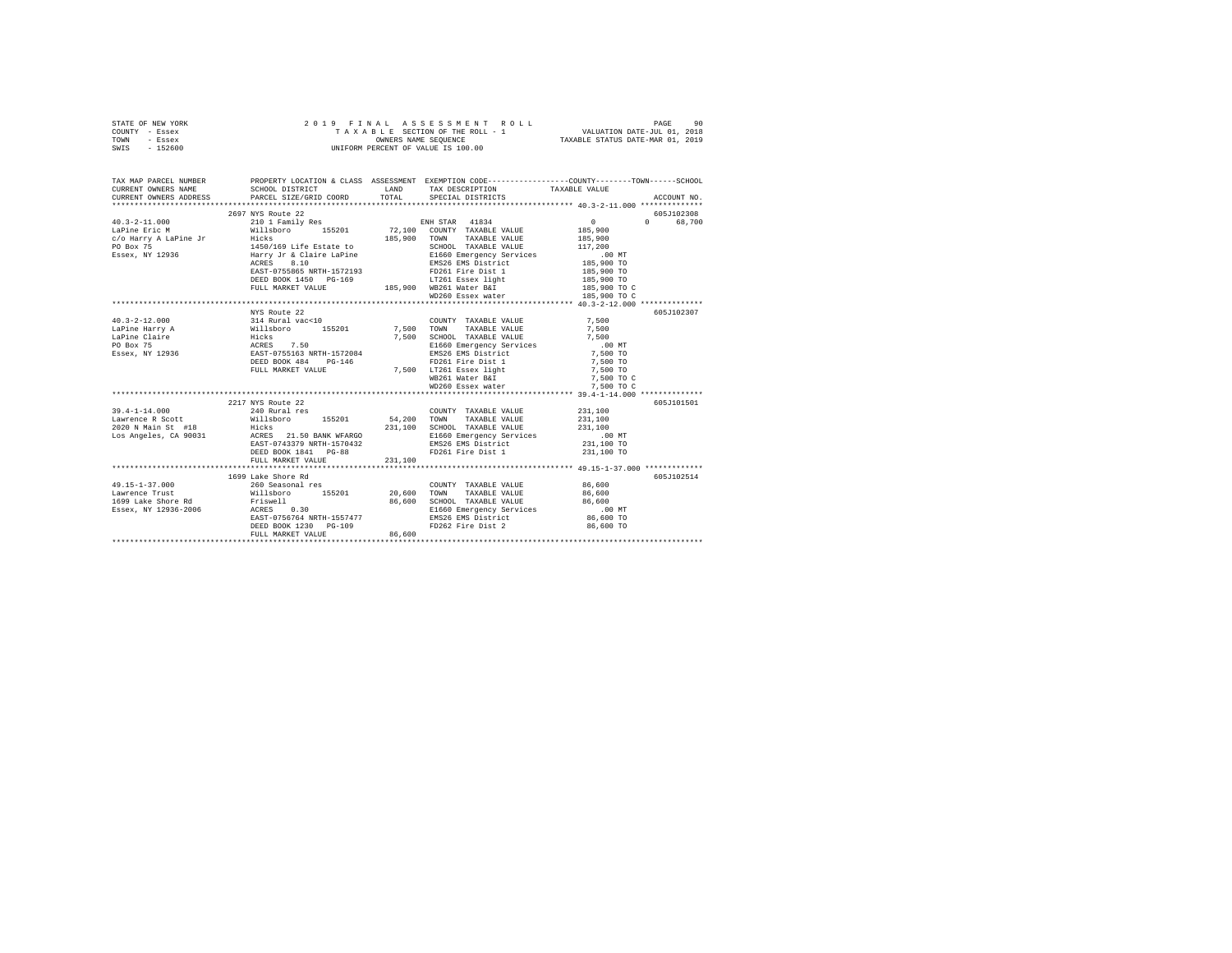STATE OF NEW YORK
COUNTY - Essex
TOWN - Essex
SWIS - 152600

2 0 1 9 F I N A L A S S E S S M E N T R O L L
T A X A B L E SECTION OF THE ROLL - 1
OWNERS NAME SEQUENCE
UNIFORM PERCENT OF VALUE IS 100.00

VALUATION DATE-JUL 01, 2018
TAXABLE STATUS DATE-MAR 01, 2019

```
TAX MAP PARCEL NUMBER          PROPERTY LOCATION & CLASS  ASSESSMENT  EXEMPTION CODE-----------------COUNTY--------TOWN------SCHOOL
CURRENT OWNERS NAME            SCHOOL DISTRICT             LAND       TAX DESCRIPTION            TAXABLE VALUE
CURRENT OWNERS ADDRESS         PARCEL SIZE/GRID COORD      TOTAL      SPECIAL DISTRICTS                                    ACCOUNT NO.
******************************************************************************************************* 40.3-2-11.000 **************
                               2697 NYS Route 22                                                                            605J102308
40.3-2-11.000                  210 1 Family Res                       ENH STAR  41834                  0            0      68,700
LaPine Eric M                  Willsboro       155201      72,100   COUNTY  TAXABLE VALUE         185,900
c/o Harry A LaPine Jr          Hicks                      185,900   TOWN    TAXABLE VALUE         185,900
PO Box 75                      1450/169 Life Estate to               SCHOOL  TAXABLE VALUE         117,200
Essex, NY 12936                Harry Jr & Claire LaPine              E1660 Emergency Services           .00 MT
                               ACRES    8.10                         EMS26 EMS District            185,900 TO
                               EAST-0755865 NRTH-1572193             FD261 Fire Dist 1             185,900 TO
                               DEED BOOK 1450   PG-169               LT261 Essex light             185,900 TO
                               FULL MARKET VALUE          185,900   WB261 Water B&I               185,900 TO C
                                                                     WD260 Essex water             185,900 TO C
******************************************************************************************************* 40.3-2-12.000 **************
                               NYS Route 22                                                                                 605J102307
40.3-2-12.000                  314 Rural vac<10                      COUNTY  TAXABLE VALUE           7,500
LaPine Harry A                 Willsboro       155201       7,500   TOWN    TAXABLE VALUE           7,500
LaPine Claire                  Hicks                        7,500   SCHOOL  TAXABLE VALUE           7,500
PO Box 75                      ACRES    7.50                         E1660 Emergency Services           .00 MT
Essex, NY 12936                EAST-0755163 NRTH-1572084             EMS26 EMS District              7,500 TO
                               DEED BOOK 484    PG-146               FD261 Fire Dist 1               7,500 TO
                               FULL MARKET VALUE            7,500   LT261 Essex light               7,500 TO
                                                                     WB261 Water B&I                 7,500 TO C
                                                                     WD260 Essex water               7,500 TO C
******************************************************************************************************* 39.4-1-14.000 **************
                               2217 NYS Route 22                                                                            605J101501
39.4-1-14.000                  240 Rural res                         COUNTY  TAXABLE VALUE         231,100
Lawrence R Scott               Willsboro       155201      54,200   TOWN    TAXABLE VALUE         231,100
2020 N Main St  #18            Hicks                      231,100   SCHOOL  TAXABLE VALUE         231,100
Los Angeles, CA 90031          ACRES   21.50 BANK WFARGO             E1660 Emergency Services           .00 MT
                               EAST-0743379 NRTH-1570432             EMS26 EMS District            231,100 TO
                               DEED BOOK 1841   PG-88                FD261 Fire Dist 1             231,100 TO
                               FULL MARKET VALUE          231,100
******************************************************************************************************* 49.15-1-37.000 *************
                               1699 Lake Shore Rd                                                                           605J102514
49.15-1-37.000                 260 Seasonal res                      COUNTY  TAXABLE VALUE          86,600
Lawrence Trust                 Willsboro       155201      20,600   TOWN    TAXABLE VALUE          86,600
1699 Lake Shore Rd             Friswell                    86,600   SCHOOL  TAXABLE VALUE          86,600
Essex, NY 12936-2006           ACRES    0.30                         E1660 Emergency Services           .00 MT
                               EAST-0756764 NRTH-1557477             EMS26 EMS District             86,600 TO
                               DEED BOOK 1230   PG-109               FD262 Fire Dist 2              86,600 TO
                               FULL MARKET VALUE           86,600
************************************************************************************************************************************
```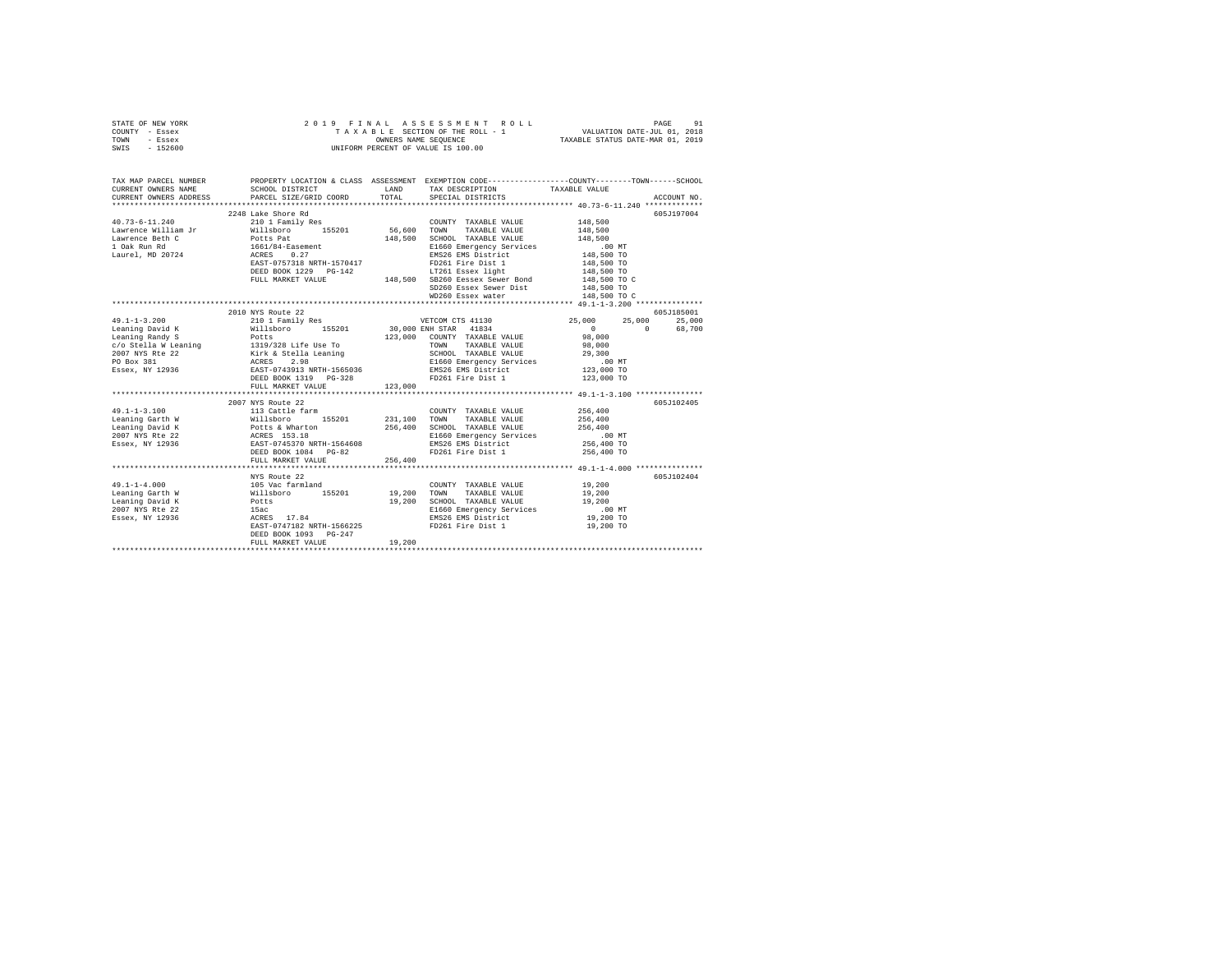STATE OF NEW YORK
COUNTY - Essex
TOWN - Essex
SWIS - 152600

2019 FINAL ASSESSMENT ROLL
TAXABLE SECTION OF THE ROLL - 1
OWNERS NAME SEQUENCE
UNIFORM PERCENT OF VALUE IS 100.00

VALUATION DATE-JUL 01, 2018
TAXABLE STATUS DATE-MAR 01, 2019

| TAX MAP PARCEL NUMBER / CURRENT OWNERS NAME / CURRENT OWNERS ADDRESS | PROPERTY LOCATION & CLASS / SCHOOL DISTRICT / PARCEL SIZE/GRID COORD | ASSESSMENT LAND / TOTAL | EXEMPTION CODE / TAX DESCRIPTION / SPECIAL DISTRICTS | COUNTY TAXABLE VALUE | TOWN | SCHOOL | ACCOUNT NO. |
|---|---|---|---|---|---|---|---|
| 40.73-6-11.240 | 2248 Lake Shore Rd | | | | | | 605J197004 |
| | 210 1 Family Res | | COUNTY TAXABLE VALUE | 148,500 | | | |
| Lawrence William Jr | Willsboro 155201 | 56,600 | TOWN TAXABLE VALUE | 148,500 | | | |
| Lawrence Beth C | Potts Pat | 148,500 | SCHOOL TAXABLE VALUE | 148,500 | | | |
| 1 Oak Run Rd | 1661/84-Easement | | E1660 Emergency Services | .00 MT | | | |
| Laurel, MD 20724 | ACRES 0.27 | | EMS26 EMS District | 148,500 TO | | | |
| | EAST-0757318 NRTH-1570417 | | FD261 Fire Dist 1 | 148,500 TO | | | |
| | DEED BOOK 1229 PG-142 | | LT261 Essex light | 148,500 TO | | | |
| | FULL MARKET VALUE | 148,500 | SB260 Eessex Sewer Bond | 148,500 TO C | | | |
| | | | SD260 Essex Sewer Dist | 148,500 TO | | | |
| | | | WD260 Essex water | 148,500 TO C | | | |
| 49.1-1-3.200 | 2010 NYS Route 22 | | | | | | 605J185001 |
| | 210 1 Family Res | | VETCOM CTS 41130 | 25,000 | 25,000 | 25,000 | |
| Leaning David K | Willsboro 155201 | 30,000 | ENH STAR 41834 | 0 | 0 | 68,700 | |
| Leaning Randy S | Potts | 123,000 | COUNTY TAXABLE VALUE | 98,000 | | | |
| c/o Stella W Leaning | 1319/328 Life Use To | | TOWN TAXABLE VALUE | 98,000 | | | |
| 2007 NYS Rte 22 | Kirk & Stella Leaning | | SCHOOL TAXABLE VALUE | 29,300 | | | |
| PO Box 381 | ACRES 2.98 | | E1660 Emergency Services | .00 MT | | | |
| Essex, NY 12936 | EAST-0743913 NRTH-1565036 | | EMS26 EMS District | 123,000 TO | | | |
| | DEED BOOK 1319 PG-328 | | FD261 Fire Dist 1 | 123,000 TO | | | |
| | FULL MARKET VALUE | 123,000 | | | | | |
| 49.1-1-3.100 | 2007 NYS Route 22 | | | | | | 605J102405 |
| | 113 Cattle farm | | COUNTY TAXABLE VALUE | 256,400 | | | |
| Leaning Garth W | Willsboro 155201 | 231,100 | TOWN TAXABLE VALUE | 256,400 | | | |
| Leaning David K | Potts & Wharton | 256,400 | SCHOOL TAXABLE VALUE | 256,400 | | | |
| 2007 NYS Rte 22 | ACRES 153.18 | | E1660 Emergency Services | .00 MT | | | |
| Essex, NY 12936 | EAST-0745370 NRTH-1564608 | | EMS26 EMS District | 256,400 TO | | | |
| | DEED BOOK 1084 PG-82 | | FD261 Fire Dist 1 | 256,400 TO | | | |
| | FULL MARKET VALUE | 256,400 | | | | | |
| 49.1-1-4.000 | NYS Route 22 | | | | | | 605J102404 |
| | 105 Vac farmland | | COUNTY TAXABLE VALUE | 19,200 | | | |
| Leaning Garth W | Willsboro 155201 | 19,200 | TOWN TAXABLE VALUE | 19,200 | | | |
| Leaning David K | Potts | 19,200 | SCHOOL TAXABLE VALUE | 19,200 | | | |
| 2007 NYS Rte 22 | 15ac | | E1660 Emergency Services | .00 MT | | | |
| Essex, NY 12936 | ACRES 17.84 | | EMS26 EMS District | 19,200 TO | | | |
| | EAST-0747182 NRTH-1566225 | | FD261 Fire Dist 1 | 19,200 TO | | | |
| | DEED BOOK 1093 PG-247 | | | | | | |
| | FULL MARKET VALUE | 19,200 | | | | | |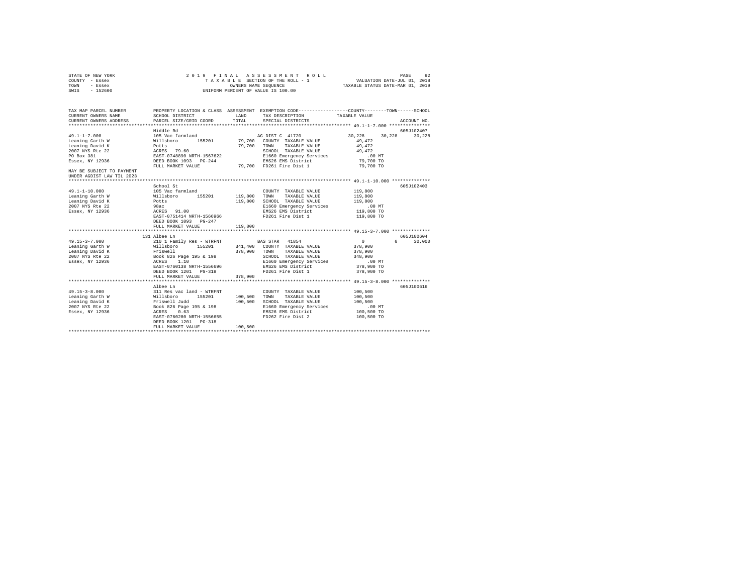STATE OF NEW YORK
COUNTY - Essex
TOWN - Essex
SWIS - 152600

2019 FINAL ASSESSMENT ROLL
TAXABLE SECTION OF THE ROLL - 1
OWNERS NAME SEQUENCE
UNIFORM PERCENT OF VALUE IS 100.00

VALUATION DATE-JUL 01, 2018
TAXABLE STATUS DATE-MAR 01, 2019

```
TAX MAP PARCEL NUMBER      PROPERTY LOCATION & CLASS  ASSESSMENT  EXEMPTION CODE-----------------COUNTY--------TOWN------SCHOOL
CURRENT OWNERS NAME        SCHOOL DISTRICT              LAND      TAX DESCRIPTION             TAXABLE VALUE
CURRENT OWNERS ADDRESS     PARCEL SIZE/GRID COORD       TOTAL     SPECIAL DISTRICTS                                     ACCOUNT NO.
******************************************************************************************* 49.1-1-7.000 ***************
                           Middle Rd                                                                                605J102407
49.1-1-7.000               105 Vac farmland                       AG DIST C  41720            30,228     30,228      30,228
Leaning Garth W            Willsboro      155201        79,700    COUNTY  TAXABLE VALUE         49,472
Leaning David K            Potts                        79,700    TOWN    TAXABLE VALUE         49,472
2007 NYS Rte 22            ACRES  79.60                           SCHOOL  TAXABLE VALUE         49,472
PO Box 381                 EAST-0748890 NRTH-1567622              E1660 Emergency Services         .00 MT
Essex, NY 12936            DEED BOOK 1093   PG-244                EMS26 EMS District            79,700 TO
                           FULL MARKET VALUE            79,700    FD261 Fire Dist 1             79,700 TO
MAY BE SUBJECT TO PAYMENT
UNDER AGDIST LAW TIL 2023
******************************************************************************************* 49.1-1-10.000 **************
                           School St                                                                                605J102403
49.1-1-10.000              105 Vac farmland                       COUNTY  TAXABLE VALUE        119,800
Leaning Garth W            Willsboro      155201       119,800    TOWN    TAXABLE VALUE        119,800
Leaning David K            Potts                       119,800    SCHOOL  TAXABLE VALUE        119,800
2007 NYS Rte 22            98ac                                   E1660 Emergency Services         .00 MT
Essex, NY 12936            ACRES  91.00                           EMS26 EMS District           119,800 TO
                           EAST-0751414 NRTH-1566966              FD261 Fire Dist 1            119,800 TO
                           DEED BOOK 1093   PG-247
                           FULL MARKET VALUE           119,800
******************************************************************************************* 49.15-3-7.000 **************
                           131 Albee Ln                                                                             605J100604
49.15-3-7.000              210 1 Family Res - WTRFNT              BAS STAR   41854                0          0      30,000
Leaning Garth W            Willsboro      155201       341,400    COUNTY  TAXABLE VALUE        378,900
Leaning David K            Friswell                    378,900    TOWN    TAXABLE VALUE        378,900
2007 NYS Rte 22            Book 826 Page 195 & 198                SCHOOL  TAXABLE VALUE        348,900
Essex, NY 12936            ACRES   1.10                           E1660 Emergency Services         .00 MT
                           EAST-0760138 NRTH-1556696              EMS26 EMS District           378,900 TO
                           DEED BOOK 1201   PG-318                FD261 Fire Dist 1            378,900 TO
                           FULL MARKET VALUE           378,900
******************************************************************************************* 49.15-3-8.000 **************
                           Albee Ln                                                                                 605J100616
49.15-3-8.000              311 Res vac land - WTRFNT              COUNTY  TAXABLE VALUE        100,500
Leaning Garth W            Willsboro      155201       100,500    TOWN    TAXABLE VALUE        100,500
Leaning David K            Friswell Judd               100,500    SCHOOL  TAXABLE VALUE        100,500
2007 NYS Rte 22            Book 826 Page 195 & 198                E1660 Emergency Services         .00 MT
Essex, NY 12936            ACRES   0.63                           EMS26 EMS District           100,500 TO
                           EAST-0760280 NRTH-1556655              FD262 Fire Dist 2            100,500 TO
                           DEED BOOK 1201   PG-318
                           FULL MARKET VALUE           100,500
************************************************************************************************************************
```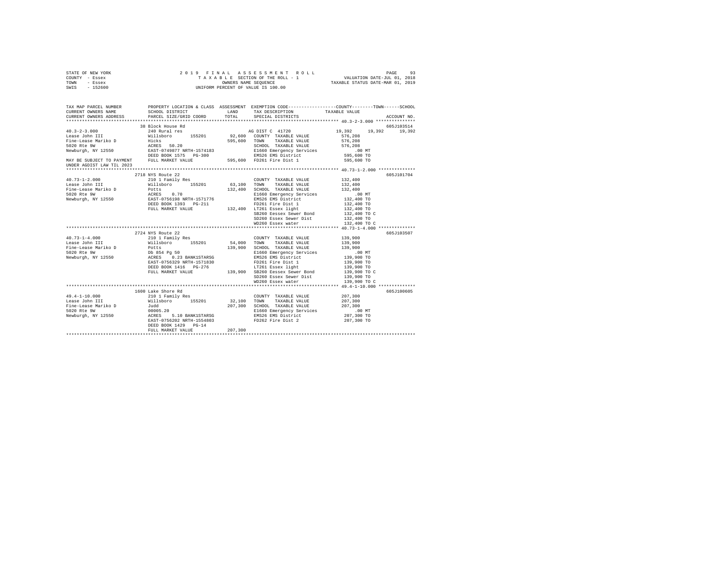STATE OF NEW YORK &nbsp;&nbsp;&nbsp;&nbsp;&nbsp;&nbsp;&nbsp; 2019 FINAL ASSESSMENT ROLL
COUNTY - Essex &nbsp;&nbsp;&nbsp;&nbsp;&nbsp;&nbsp;&nbsp; TAXABLE SECTION OF THE ROLL - 1 &nbsp;&nbsp;&nbsp;&nbsp;&nbsp;&nbsp;&nbsp; VALUATION DATE-JUL 01, 2018
TOWN - Essex &nbsp;&nbsp;&nbsp;&nbsp;&nbsp;&nbsp;&nbsp; OWNERS NAME SEQUENCE &nbsp;&nbsp;&nbsp;&nbsp;&nbsp;&nbsp;&nbsp; TAXABLE STATUS DATE-MAR 01, 2019
SWIS - 152600 &nbsp;&nbsp;&nbsp;&nbsp;&nbsp;&nbsp;&nbsp; UNIFORM PERCENT OF VALUE IS 100.00

| TAX MAP PARCEL NUMBER / CURRENT OWNERS NAME / CURRENT OWNERS ADDRESS | PROPERTY LOCATION & CLASS / SCHOOL DISTRICT / PARCEL SIZE/GRID COORD | ASSESSMENT LAND | TOTAL | EXEMPTION CODE / TAX DESCRIPTION / SPECIAL DISTRICTS | COUNTY TAXABLE VALUE | TOWN | SCHOOL | ACCOUNT NO. |
|---|---|---|---|---|---|---|---|---|
| **40.3-2-3.000** | 38 Block House Rd | | | | | | | 605J103514 |
| | 240 Rural res | | | AG DIST C 41720 | 19,392 | 19,392 | 19,392 | |
| Lease John III | Willsboro 155201 | 92,600 | | COUNTY TAXABLE VALUE | 576,208 | | | |
| Fine-Lease Mariko D | Hicks | | 595,600 | TOWN TAXABLE VALUE | 576,208 | | | |
| 5020 Rte 9W | ACRES 50.20 | | | SCHOOL TAXABLE VALUE | 576,208 | | | |
| Newburgh, NY 12550 | EAST-0749877 NRTH-1574183 | | | E1660 Emergency Services | .00 MT | | | |
| | DEED BOOK 1575 PG-300 | | | EMS26 EMS District | 595,600 TO | | | |
| MAY BE SUBJECT TO PAYMENT UNDER AGDIST LAW TIL 2023 | FULL MARKET VALUE | | 595,600 | FD261 Fire Dist 1 | 595,600 TO | | | |
| **40.73-1-2.000** | 2718 NYS Route 22 | | | | | | | 605J101704 |
| | 210 1 Family Res | | | COUNTY TAXABLE VALUE | 132,400 | | | |
| Lease John III | Willsboro 155201 | 63,100 | | TOWN TAXABLE VALUE | 132,400 | | | |
| Fine-Lease Mariko D | Potts | | 132,400 | SCHOOL TAXABLE VALUE | 132,400 | | | |
| 5020 Rte 9W | ACRES 0.70 | | | E1660 Emergency Services | .00 MT | | | |
| Newburgh, NY 12550 | EAST-0756198 NRTH-1571776 | | | EMS26 EMS District | 132,400 TO | | | |
| | DEED BOOK 1393 PG-211 | | | FD261 Fire Dist 1 | 132,400 TO | | | |
| | FULL MARKET VALUE | | 132,400 | LT261 Essex light | 132,400 TO | | | |
| | | | | SB260 Eessex Sewer Bond | 132,400 TO C | | | |
| | | | | SD260 Essex Sewer Dist | 132,400 TO | | | |
| | | | | WD260 Essex water | 132,400 TO C | | | |
| **40.73-1-4.000** | 2724 NYS Route 22 | | | | | | | 605J103507 |
| | 210 1 Family Res | | | COUNTY TAXABLE VALUE | 139,900 | | | |
| Lease John III | Willsboro 155201 | 54,000 | | TOWN TAXABLE VALUE | 139,900 | | | |
| Fine-Lease Mariko D | Potts | | 139,900 | SCHOOL TAXABLE VALUE | 139,900 | | | |
| 5020 Rte 9W | Db 854 Pg 50 | | | E1660 Emergency Services | .00 MT | | | |
| Newburgh, NY 12550 | ACRES 0.23 BANK1STARSG | | | EMS26 EMS District | 139,900 TO | | | |
| | EAST-0756329 NRTH-1571830 | | | FD261 Fire Dist 1 | 139,900 TO | | | |
| | DEED BOOK 1416 PG-276 | | | LT261 Essex light | 139,900 TO | | | |
| | FULL MARKET VALUE | | 139,900 | SB260 Eessex Sewer Bond | 139,900 TO C | | | |
| | | | | SD260 Essex Sewer Dist | 139,900 TO | | | |
| | | | | WD260 Essex water | 139,900 TO C | | | |
| **49.4-1-10.000** | 1600 Lake Shore Rd | | | | | | | 605J100605 |
| | 210 1 Family Res | | | COUNTY TAXABLE VALUE | 207,300 | | | |
| Lease John III | Willsboro 155201 | 32,100 | | TOWN TAXABLE VALUE | 207,300 | | | |
| Fine-Lease Mariko D | Judd | | 207,300 | SCHOOL TAXABLE VALUE | 207,300 | | | |
| 5020 Rte 9W | 00005.20 | | | E1660 Emergency Services | .00 MT | | | |
| Newburgh, NY 12550 | ACRES 5.10 BANK1STARSG | | | EMS26 EMS District | 207,300 TO | | | |
| | EAST-0756202 NRTH-1554803 | | | FD262 Fire Dist 2 | 207,300 TO | | | |
| | DEED BOOK 1429 PG-14 | | | | | | | |
| | FULL MARKET VALUE | | 207,300 | | | | | |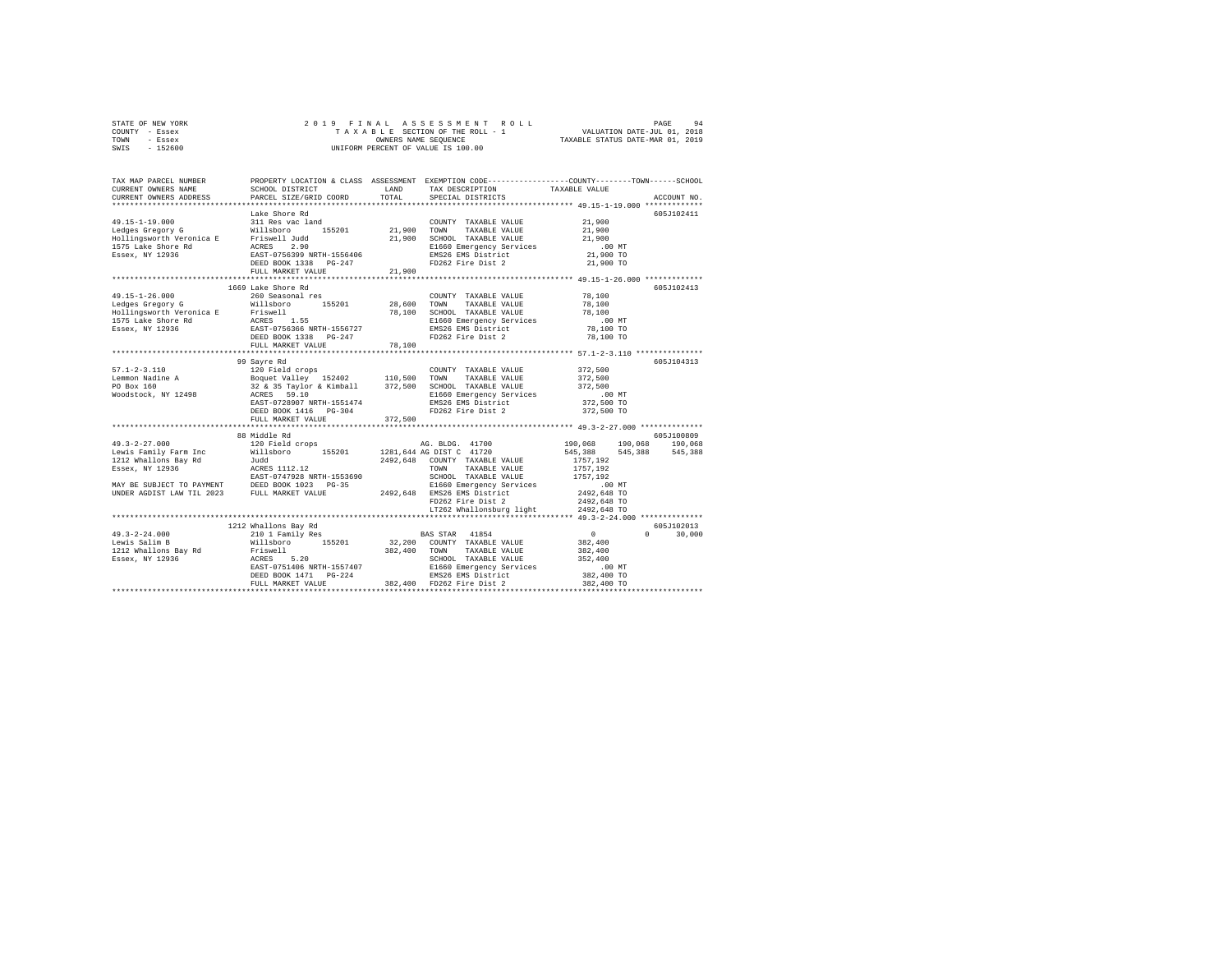STATE OF NEW YORK
COUNTY - Essex
TOWN - Essex
SWIS - 152600

2019 FINAL ASSESSMENT ROLL
TAXABLE SECTION OF THE ROLL - 1
OWNERS NAME SEQUENCE
UNIFORM PERCENT OF VALUE IS 100.00

VALUATION DATE-JUL 01, 2018
TAXABLE STATUS DATE-MAR 01, 2019

```
TAX MAP PARCEL NUMBER        PROPERTY LOCATION & CLASS  ASSESSMENT  EXEMPTION CODE-----------------COUNTY--------TOWN------SCHOOL
CURRENT OWNERS NAME          SCHOOL DISTRICT             LAND       TAX DESCRIPTION               TAXABLE VALUE
CURRENT OWNERS ADDRESS       PARCEL SIZE/GRID COORD      TOTAL      SPECIAL DISTRICTS                                        ACCOUNT NO.
************************************************************************************************ 49.15-1-19.000 *************
                             Lake Shore Rd                                                                               605J102411
49.15-1-19.000               311 Res vac land                       COUNTY  TAXABLE VALUE           21,900
Ledges Gregory G             Willsboro      155201      21,900      TOWN    TAXABLE VALUE           21,900
Hollingsworth Veronica E     Friswell Judd              21,900      SCHOOL  TAXABLE VALUE           21,900
1575 Lake Shore Rd           ACRES    2.90                          E1660 Emergency Services           .00 MT
Essex, NY 12936              EAST-0756399 NRTH-1556406              EMS26 EMS District              21,900 TO
                             DEED BOOK 1338   PG-247                FD262 Fire Dist 2               21,900 TO
                             FULL MARKET VALUE          21,900
************************************************************************************************ 49.15-1-26.000 *************
                             1669 Lake Shore Rd                                                                          605J102413
49.15-1-26.000               260 Seasonal res                       COUNTY  TAXABLE VALUE           78,100
Ledges Gregory G             Willsboro      155201      28,600      TOWN    TAXABLE VALUE           78,100
Hollingsworth Veronica E     Friswell                   78,100      SCHOOL  TAXABLE VALUE           78,100
1575 Lake Shore Rd           ACRES    1.55                          E1660 Emergency Services           .00 MT
Essex, NY 12936              EAST-0756366 NRTH-1556727              EMS26 EMS District              78,100 TO
                             DEED BOOK 1338   PG-247                FD262 Fire Dist 2               78,100 TO
                             FULL MARKET VALUE          78,100
************************************************************************************************ 57.1-2-3.110 ***************
                             99 Sayre Rd                                                                                 605J104313
57.1-2-3.110                 120 Field crops                        COUNTY  TAXABLE VALUE          372,500
Lemmon Nadine A              Boquet Valley  152402     110,500      TOWN    TAXABLE VALUE          372,500
PO Box 160                   32 & 35 Taylor & Kimball  372,500      SCHOOL  TAXABLE VALUE          372,500
Woodstock, NY 12498          ACRES   59.10                          E1660 Emergency Services           .00 MT
                             EAST-0728907 NRTH-1551474              EMS26 EMS District             372,500 TO
                             DEED BOOK 1416   PG-304                FD262 Fire Dist 2              372,500 TO
                             FULL MARKET VALUE         372,500
************************************************************************************************ 49.3-2-27.000 **************
                             88 Middle Rd                                                                                605J100809
49.3-2-27.000                120 Field crops                        AG. BLDG. 41700            190,068    190,068    190,068
Lewis Family Farm Inc        Willsboro      155201    1281,644      AG DIST C 41720            545,388    545,388    545,388
1212 Whallons Bay Rd         Judd                     2492,648      COUNTY  TAXABLE VALUE         1757,192
Essex, NY 12936              ACRES 1112.12                          TOWN    TAXABLE VALUE         1757,192
                             EAST-0747928 NRTH-1553690              SCHOOL  TAXABLE VALUE         1757,192
MAY BE SUBJECT TO PAYMENT    DEED BOOK 1023   PG-35                 E1660 Emergency Services           .00 MT
UNDER AGDIST LAW TIL 2023    FULL MARKET VALUE        2492,648      EMS26 EMS District            2492,648 TO
                                                                    FD262 Fire Dist 2             2492,648 TO
                                                                    LT262 Whallonsburg light      2492,648 TO
************************************************************************************************ 49.3-2-24.000 **************
                             1212 Whallons Bay Rd                                                                        605J102013
49.3-2-24.000                210 1 Family Res                       BAS STAR  41854                  0          0     30,000
Lewis Salim B                Willsboro      155201      32,200      COUNTY  TAXABLE VALUE          382,400
1212 Whallons Bay Rd         Friswell                  382,400      TOWN    TAXABLE VALUE          382,400
Essex, NY 12936              ACRES    5.20                          SCHOOL  TAXABLE VALUE          352,400
                             EAST-0751406 NRTH-1557407              E1660 Emergency Services           .00 MT
                             DEED BOOK 1471   PG-224                EMS26 EMS District             382,400 TO
                             FULL MARKET VALUE         382,400      FD262 Fire Dist 2              382,400 TO
****************************************************************************************************************************
```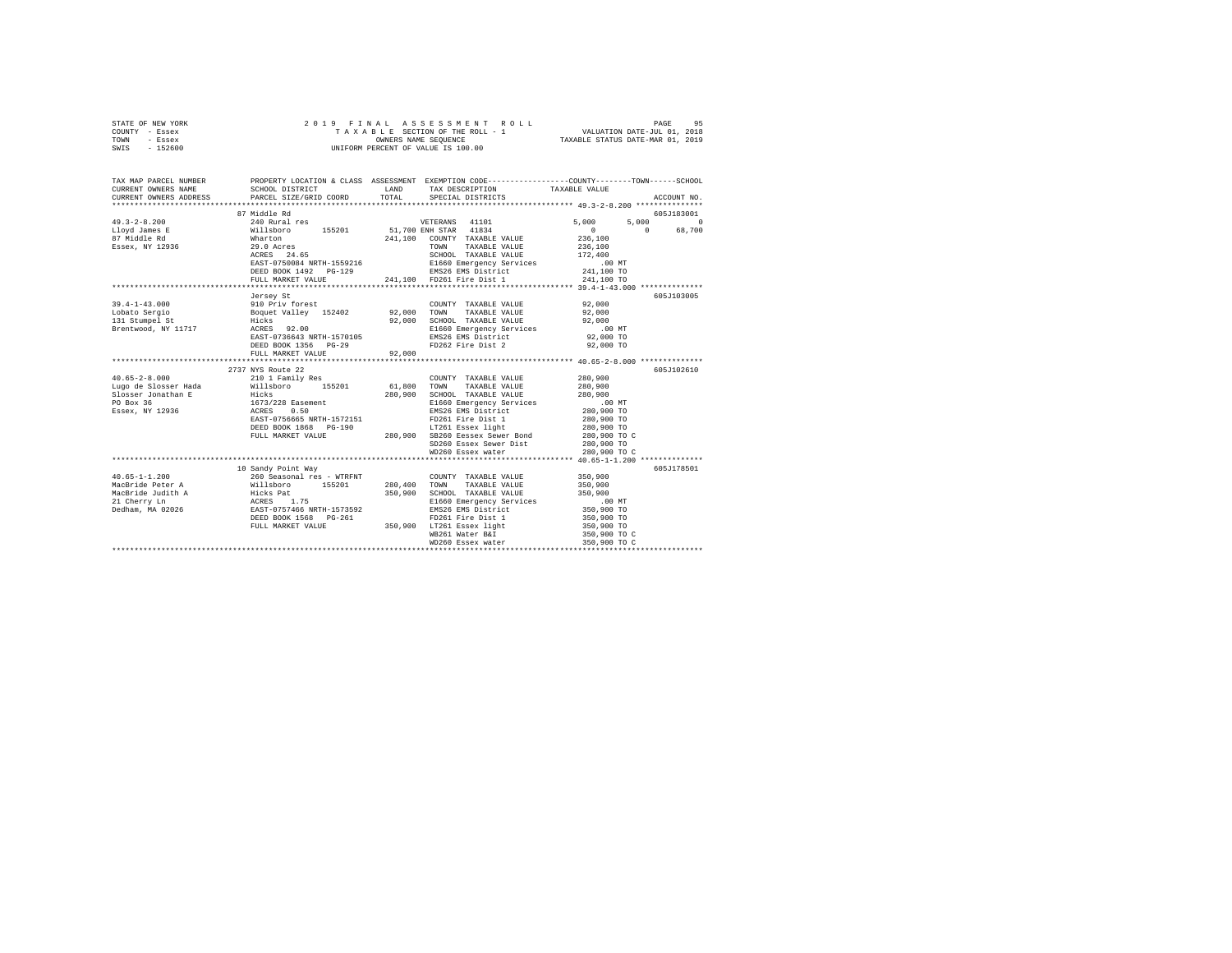STATE OF NEW YORK &nbsp;&nbsp;&nbsp;&nbsp; 2019 FINAL ASSESSMENT ROLL
COUNTY - Essex &nbsp;&nbsp;&nbsp;&nbsp; TAXABLE SECTION OF THE ROLL - 1 &nbsp;&nbsp;&nbsp;&nbsp; VALUATION DATE-JUL 01, 2018
TOWN - Essex &nbsp;&nbsp;&nbsp;&nbsp; OWNERS NAME SEQUENCE &nbsp;&nbsp;&nbsp;&nbsp; TAXABLE STATUS DATE-MAR 01, 2019
SWIS - 152600 &nbsp;&nbsp;&nbsp;&nbsp; UNIFORM PERCENT OF VALUE IS 100.00

```
TAX MAP PARCEL NUMBER      PROPERTY LOCATION & CLASS  ASSESSMENT  EXEMPTION CODE-----------------COUNTY--------TOWN------SCHOOL
CURRENT OWNERS NAME        SCHOOL DISTRICT              LAND      TAX DESCRIPTION           TAXABLE VALUE
CURRENT OWNERS ADDRESS     PARCEL SIZE/GRID COORD       TOTAL     SPECIAL DISTRICTS                                    ACCOUNT NO.
******************************************************************************************* 49.3-2-8.200 ***************
                           87 Middle Rd                                                                           605J183001
49.3-2-8.200               240 Rural res                          VETERANS  41101              5,000     5,000          0
Lloyd James E              Willsboro      155201       51,700 ENH STAR  41834                  0         0         68,700
87 Middle Rd               Wharton                    241,100   COUNTY  TAXABLE VALUE        236,100
Essex, NY 12936            29.0 Acres                             TOWN    TAXABLE VALUE        236,100
                           ACRES   24.65                          SCHOOL  TAXABLE VALUE        172,400
                           EAST-0750084 NRTH-1559216              E1660 Emergency Services          .00 MT
                           DEED BOOK 1492   PG-129                EMS26 EMS District           241,100 TO
                           FULL MARKET VALUE          241,100   FD261 Fire Dist 1            241,100 TO
******************************************************************************************* 39.4-1-43.000 *************
                           Jersey St                                                                              605J103005
39.4-1-43.000              910 Priv forest                        COUNTY  TAXABLE VALUE         92,000
Lobato Sergio              Boquet Valley  152402       92,000   TOWN    TAXABLE VALUE         92,000
131 Stumpel St             Hicks                       92,000   SCHOOL  TAXABLE VALUE         92,000
Brentwood, NY 11717        ACRES   92.00                          E1660 Emergency Services          .00 MT
                           EAST-0736643 NRTH-1570105              EMS26 EMS District            92,000 TO
                           DEED BOOK 1356   PG-29                 FD262 Fire Dist 2             92,000 TO
                           FULL MARKET VALUE           92,000
******************************************************************************************* 40.65-2-8.000 *************
                           2737 NYS Route 22                                                                      605J102610
40.65-2-8.000              210 1 Family Res                       COUNTY  TAXABLE VALUE        280,900
Lugo de Slosser Hada       Willsboro      155201       61,800   TOWN    TAXABLE VALUE        280,900
Slosser Jonathan E         Hicks                      280,900   SCHOOL  TAXABLE VALUE        280,900
PO Box 36                  1673/228 Easement                      E1660 Emergency Services          .00 MT
Essex, NY 12936            ACRES    0.50                          EMS26 EMS District           280,900 TO
                           EAST-0756665 NRTH-1572151              FD261 Fire Dist 1            280,900 TO
                           DEED BOOK 1868   PG-190                LT261 Essex light            280,900 TO
                           FULL MARKET VALUE          280,900   SB260 Eessex Sewer Bond      280,900 TO C
                                                                  SD260 Essex Sewer Dist       280,900 TO
                                                                  WD260 Essex water            280,900 TO C
******************************************************************************************* 40.65-1-1.200 *************
                           10 Sandy Point Way                                                                     605J178501
40.65-1-1.200              260 Seasonal res - WTRFNT              COUNTY  TAXABLE VALUE        350,900
MacBride Peter A           Willsboro      155201      280,400   TOWN    TAXABLE VALUE        350,900
MacBride Judith A          Hicks Pat                  350,900   SCHOOL  TAXABLE VALUE        350,900
21 Cherry Ln               ACRES    1.75                          E1660 Emergency Services          .00 MT
Dedham, MA 02026           EAST-0757466 NRTH-1573592              EMS26 EMS District           350,900 TO
                           DEED BOOK 1568   PG-261                FD261 Fire Dist 1            350,900 TO
                           FULL MARKET VALUE          350,900   LT261 Essex light            350,900 TO
                                                                  WB261 Water B&I              350,900 TO C
                                                                  WD260 Essex water            350,900 TO C
************************************************************************************************************************
```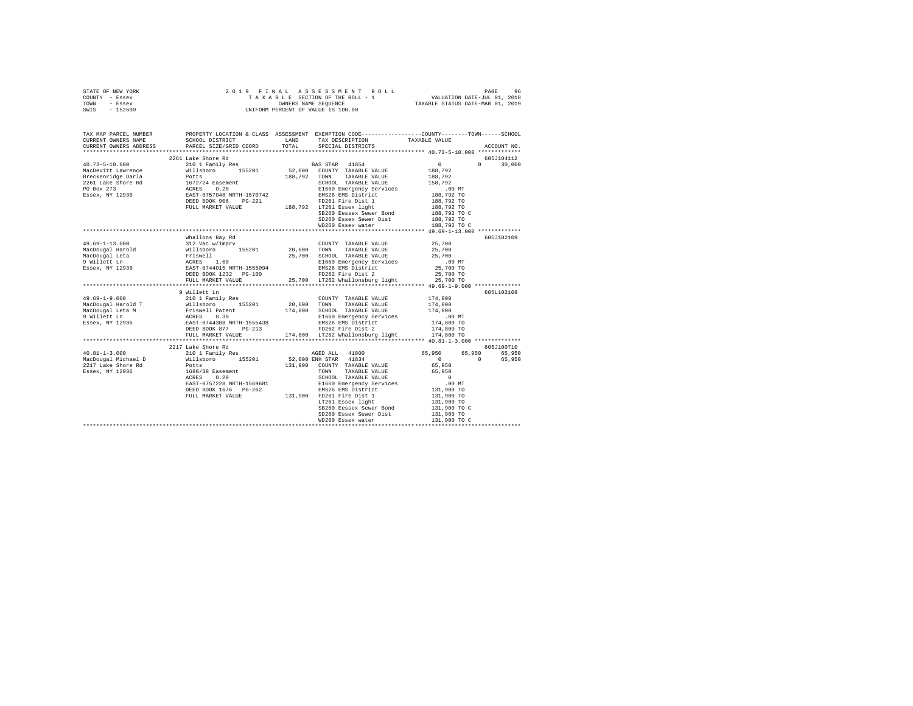STATE OF NEW YORK
COUNTY - Essex
TOWN - Essex
SWIS - 152600

2019 FINAL ASSESSMENT ROLL
TAXABLE SECTION OF THE ROLL - 1
OWNERS NAME SEQUENCE
UNIFORM PERCENT OF VALUE IS 100.00

VALUATION DATE-JUL 01, 2018
TAXABLE STATUS DATE-MAR 01, 2019

```
TAX MAP PARCEL NUMBER     PROPERTY LOCATION & CLASS  ASSESSMENT  EXEMPTION CODE-----------------COUNTY--------TOWN------SCHOOL
CURRENT OWNERS NAME       SCHOOL DISTRICT               LAND      TAX DESCRIPTION             TAXABLE VALUE
CURRENT OWNERS ADDRESS    PARCEL SIZE/GRID COORD        TOTAL     SPECIAL DISTRICTS                                    ACCOUNT NO.
****************************************************************************************************** 40.73-5-10.000 *************
                          2261 Lake Shore Rd                                                                        605J104112
40.73-5-10.000            210 1 Family Res                   BAS STAR  41854                    0          0      30,000
MacDevitt Lawrence        Willsboro      155201       52,000  COUNTY  TAXABLE VALUE          188,792
Breckenridge Darla        Potts                      188,792  TOWN    TAXABLE VALUE          188,792
2261 Lake Shore Rd        1672/24 Easement                    SCHOOL  TAXABLE VALUE          158,792
PO Box 273                ACRES    0.20                       E1660 Emergency Services           .00 MT
Essex, NY 12936           EAST-0757048 NRTH-1570742           EMS26 EMS District             188,792 TO
                          DEED BOOK 906    PG-221             FD261 Fire Dist 1              188,792 TO
                          FULL MARKET VALUE          188,792  LT261 Essex light              188,792 TO
                                                              SB260 Eessex Sewer Bond        188,792 TO C
                                                              SD260 Essex Sewer Dist         188,792 TO
                                                              WD260 Essex water              188,792 TO C
****************************************************************************************************** 49.69-1-13.000 *************
                          Whallons Bay Rd                                                                           605J102109
49.69-1-13.000            312 Vac w/imprv                     COUNTY  TAXABLE VALUE           25,700
MacDougal Harold          Willsboro      155201       20,600  TOWN    TAXABLE VALUE           25,700
MacDougal Leta            Friswell                    25,700  SCHOOL  TAXABLE VALUE           25,700
9 Willett Ln              ACRES    1.60                       E1660 Emergency Services           .00 MT
Essex, NY 12936           EAST-0744015 NRTH-1555094           EMS26 EMS District              25,700 TO
                          DEED BOOK 1232   PG-109             FD262 Fire Dist 2               25,700 TO
                          FULL MARKET VALUE           25,700  LT262 Whallonsburg light        25,700 TO
****************************************************************************************************** 49.69-1-9.000 **************
                          9 Willett Ln                                                                              605L102108
49.69-1-9.000             210 1 Family Res                    COUNTY  TAXABLE VALUE          174,800
MacDougal Harold T        Willsboro      155201       20,600  TOWN    TAXABLE VALUE          174,800
MacDougal Leta M          Friswell Patent            174,800  SCHOOL  TAXABLE VALUE          174,800
9 Willett Ln              ACRES    0.30                       E1660 Emergency Services           .00 MT
Essex, NY 12936           EAST-0744308 NRTH-1555438           EMS26 EMS District             174,800 TO
                          DEED BOOK 877    PG-213             FD262 Fire Dist 2              174,800 TO
                          FULL MARKET VALUE          174,800  LT262 Whallonsburg light       174,800 TO
****************************************************************************************************** 40.81-1-3.000 **************
                          2217 Lake Shore Rd                                                                        605J100710
40.81-1-3.000             210 1 Family Res                   AGED ALL  41800               65,950     65,950      65,950
MacDougal Michael D       Willsboro      155201       52,000 ENH STAR  41834                    0          0      65,950
2217 Lake Shore Rd        Potts                      131,900  COUNTY  TAXABLE VALUE           65,950
Essex, NY 12936           1680/38 Easement                    TOWN    TAXABLE VALUE           65,950
                          ACRES    0.20                       SCHOOL  TAXABLE VALUE                0
                          EAST-0757228 NRTH-1569681           E1660 Emergency Services           .00 MT
                          DEED BOOK 1676   PG-262             EMS26 EMS District             131,900 TO
                          FULL MARKET VALUE          131,900  FD261 Fire Dist 1              131,900 TO
                                                              LT261 Essex light              131,900 TO
                                                              SB260 Eessex Sewer Bond        131,900 TO C
                                                              SD260 Essex Sewer Dist         131,900 TO
                                                              WD260 Essex water              131,900 TO C
************************************************************************************************************************************
```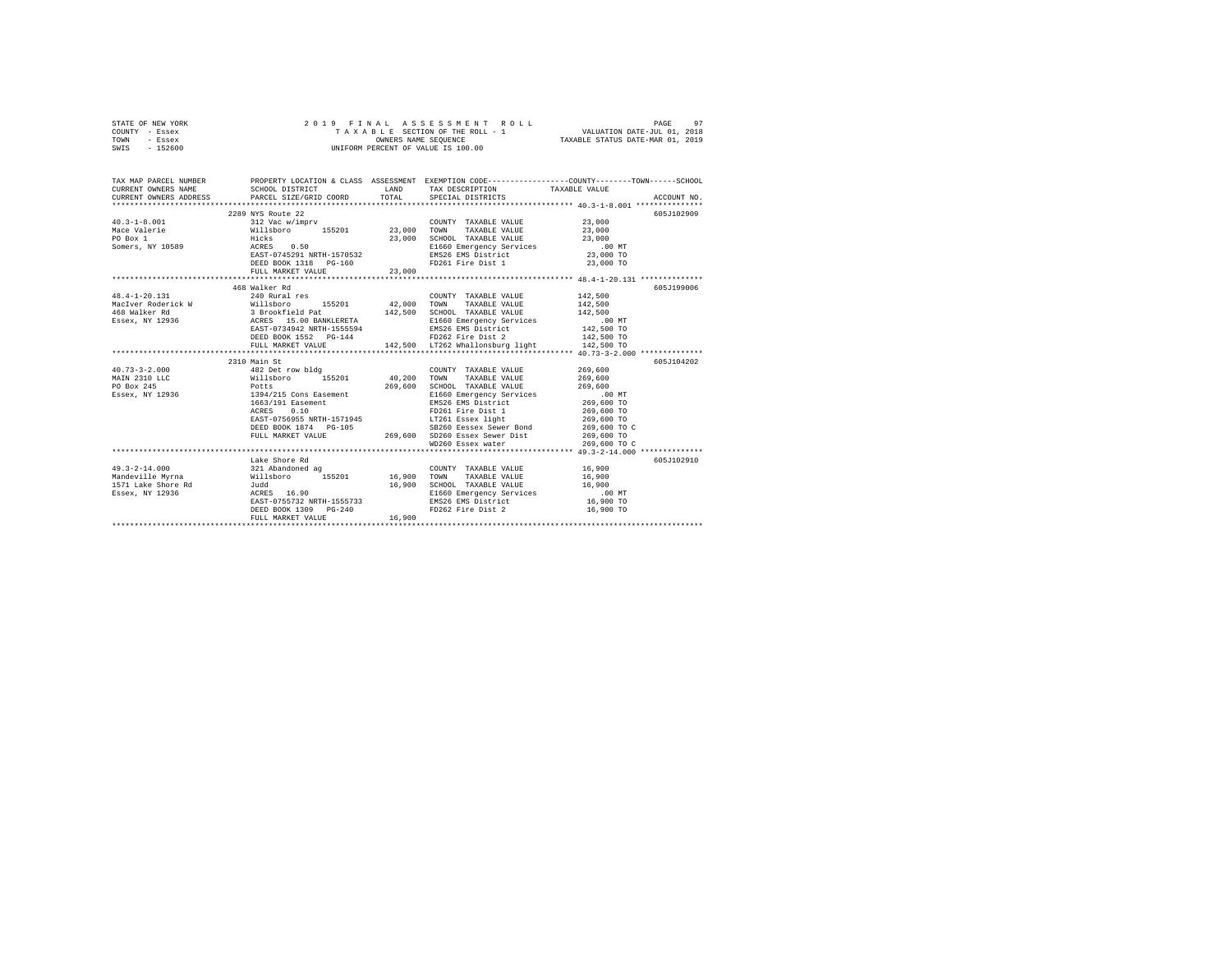STATE OF NEW YORK
COUNTY - Essex
TOWN - Essex
SWIS - 152600

2 0 1 9 F I N A L A S S E S S M E N T R O L L
T A X A B L E SECTION OF THE ROLL - 1
OWNERS NAME SEQUENCE
UNIFORM PERCENT OF VALUE IS 100.00

VALUATION DATE-JUL 01, 2018
TAXABLE STATUS DATE-MAR 01, 2019

| TAX MAP PARCEL NUMBER / CURRENT OWNERS NAME / CURRENT OWNERS ADDRESS | PROPERTY LOCATION & CLASS / SCHOOL DISTRICT / PARCEL SIZE/GRID COORD | ASSESSMENT LAND / TOTAL | EXEMPTION CODE / TAX DESCRIPTION / SPECIAL DISTRICTS | COUNTY--TOWN--SCHOOL TAXABLE VALUE | ACCOUNT NO. |
|---|---|---|---|---|---|
| 40.3-1-8.001 | 2289 NYS Route 22 | | | | 605J102909 |
| Mace Valerie | 312 Vac w/imprv | | COUNTY TAXABLE VALUE | 23,000 | |
| PO Box 1 | Willsboro 155201 | 23,000 | TOWN TAXABLE VALUE | 23,000 | |
| Somers, NY 10589 | Hicks | 23,000 | SCHOOL TAXABLE VALUE | 23,000 | |
| | ACRES 0.50 | | E1660 Emergency Services | .00 MT | |
| | EAST-0745291 NRTH-1570532 | | EMS26 EMS District | 23,000 TO | |
| | DEED BOOK 1318 PG-160 | | FD261 Fire Dist 1 | 23,000 TO | |
| | FULL MARKET VALUE | 23,000 | | | |
| 48.4-1-20.131 | 468 Walker Rd | | | | 605J199006 |
| MacIver Roderick W | 240 Rural res | | COUNTY TAXABLE VALUE | 142,500 | |
| 468 Walker Rd | Willsboro 155201 | 42,000 | TOWN TAXABLE VALUE | 142,500 | |
| Essex, NY 12936 | 3 Brookfield Pat | 142,500 | SCHOOL TAXABLE VALUE | 142,500 | |
| | ACRES 15.00 BANKLERETA | | E1660 Emergency Services | .00 MT | |
| | EAST-0734942 NRTH-1555594 | | EMS26 EMS District | 142,500 TO | |
| | DEED BOOK 1552 PG-144 | | FD262 Fire Dist 2 | 142,500 TO | |
| | FULL MARKET VALUE | 142,500 | LT262 Whallonsburg light | 142,500 TO | |
| 40.73-3-2.000 | 2310 Main St | | | | 605J104202 |
| MAIN 2310 LLC | 482 Det row bldg | | COUNTY TAXABLE VALUE | 269,600 | |
| PO Box 245 | Willsboro 155201 | 40,200 | TOWN TAXABLE VALUE | 269,600 | |
| Essex, NY 12936 | Potts | 269,600 | SCHOOL TAXABLE VALUE | 269,600 | |
| | 1394/215 Cons Easement | | E1660 Emergency Services | .00 MT | |
| | 1663/191 Easement | | EMS26 EMS District | 269,600 TO | |
| | ACRES 0.10 | | FD261 Fire Dist 1 | 269,600 TO | |
| | EAST-0756955 NRTH-1571945 | | LT261 Essex light | 269,600 TO | |
| | DEED BOOK 1874 PG-105 | | SB260 Eessex Sewer Bond | 269,600 TO C | |
| | FULL MARKET VALUE | 269,600 | SD260 Essex Sewer Dist | 269,600 TO | |
| | | | WD260 Essex water | 269,600 TO C | |
| 49.3-2-14.000 | Lake Shore Rd | | | | 605J102910 |
| Mandeville Myrna | 321 Abandoned ag | | COUNTY TAXABLE VALUE | 16,900 | |
| 1571 Lake Shore Rd | Willsboro 155201 | 16,900 | TOWN TAXABLE VALUE | 16,900 | |
| Essex, NY 12936 | Judd | 16,900 | SCHOOL TAXABLE VALUE | 16,900 | |
| | ACRES 16.90 | | E1660 Emergency Services | .00 MT | |
| | EAST-0755732 NRTH-1555733 | | EMS26 EMS District | 16,900 TO | |
| | DEED BOOK 1309 PG-240 | | FD262 Fire Dist 2 | 16,900 TO | |
| | FULL MARKET VALUE | 16,900 | | | |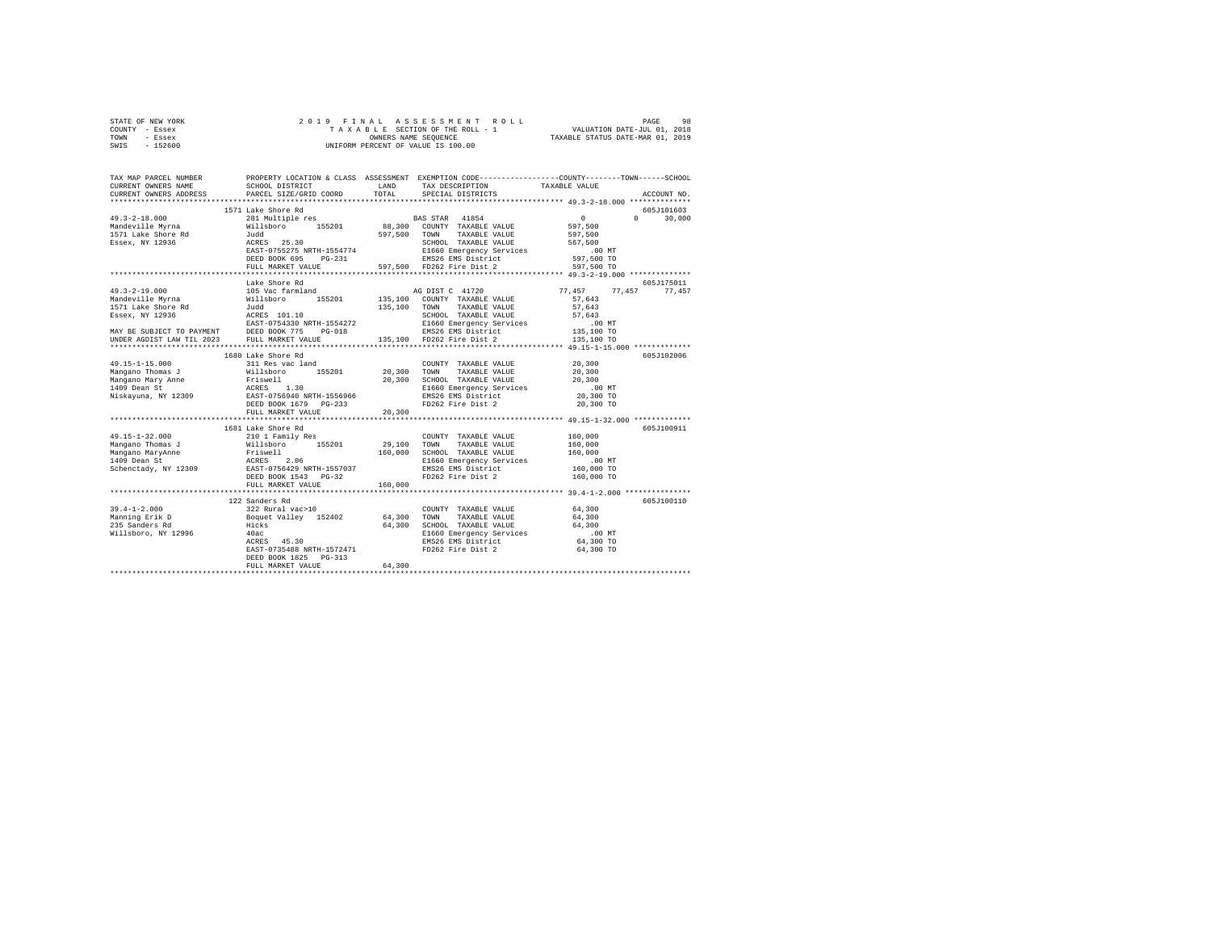STATE OF NEW YORK                    2019 FINAL ASSESSMENT ROLL
COUNTY - Essex                       TAXABLE SECTION OF THE ROLL - 1            VALUATION DATE-JUL 01, 2018
TOWN - Essex                         OWNERS NAME SEQUENCE                       TAXABLE STATUS DATE-MAR 01, 2019
SWIS - 152600                        UNIFORM PERCENT OF VALUE IS 100.00

```
TAX MAP PARCEL NUMBER      PROPERTY LOCATION & CLASS  ASSESSMENT  EXEMPTION CODE-----------------COUNTY--------TOWN------SCHOOL
CURRENT OWNERS NAME        SCHOOL DISTRICT            LAND        TAX DESCRIPTION            TAXABLE VALUE
CURRENT OWNERS ADDRESS     PARCEL SIZE/GRID COORD     TOTAL       SPECIAL DISTRICTS                                      ACCOUNT NO.
******************************************************************************************** 49.3-2-18.000 **************
                           1571 Lake Shore Rd                                                                             605J101603
49.3-2-18.000              281 Multiple res                       BAS STAR  41854                  0          0     30,000
Mandeville Myrna           Willsboro      155201      88,300      COUNTY  TAXABLE VALUE         597,500
1571 Lake Shore Rd         Judd                       597,500     TOWN    TAXABLE VALUE         597,500
Essex, NY 12936            ACRES   25.30                          SCHOOL  TAXABLE VALUE         567,500
                           EAST-0755275 NRTH-1554774              E1660 Emergency Services          .00 MT
                           DEED BOOK 695    PG-231                EMS26 EMS District            597,500 TO
                           FULL MARKET VALUE          597,500     FD262 Fire Dist 2             597,500 TO
******************************************************************************************** 49.3-2-19.000 **************
                           Lake Shore Rd                                                                                  605J175011
49.3-2-19.000              105 Vac farmland                       AG DIST C 41720              77,457     77,457     77,457
Mandeville Myrna           Willsboro      155201      135,100     COUNTY  TAXABLE VALUE          57,643
1571 Lake Shore Rd         Judd                       135,100     TOWN    TAXABLE VALUE          57,643
Essex, NY 12936            ACRES  101.10                          SCHOOL  TAXABLE VALUE          57,643
                           EAST-0754330 NRTH-1554272              E1660 Emergency Services          .00 MT
MAY BE SUBJECT TO PAYMENT  DEED BOOK 775    PG-018                EMS26 EMS District            135,100 TO
UNDER AGDIST LAW TIL 2023  FULL MARKET VALUE          135,100     FD262 Fire Dist 2             135,100 TO
******************************************************************************************** 49.15-1-15.000 *************
                           1680 Lake Shore Rd                                                                             605J102006
49.15-1-15.000             311 Res vac land                       COUNTY  TAXABLE VALUE          20,300
Mangano Thomas J           Willsboro      155201      20,300      TOWN    TAXABLE VALUE          20,300
Mangano Mary Anne          Friswell                   20,300      SCHOOL  TAXABLE VALUE          20,300
1409 Dean St               ACRES    1.30                          E1660 Emergency Services          .00 MT
Niskayuna, NY 12309        EAST-0756940 NRTH-1556966              EMS26 EMS District             20,300 TO
                           DEED BOOK 1679   PG-233                FD262 Fire Dist 2              20,300 TO
                           FULL MARKET VALUE          20,300
******************************************************************************************** 49.15-1-32.000 *************
                           1681 Lake Shore Rd                                                                             605J100911
49.15-1-32.000             210 1 Family Res                       COUNTY  TAXABLE VALUE         160,000
Mangano Thomas J           Willsboro      155201      29,100      TOWN    TAXABLE VALUE         160,000
Mangano MaryAnne           Friswell                   160,000     SCHOOL  TAXABLE VALUE         160,000
1409 Dean St               ACRES    2.06                          E1660 Emergency Services          .00 MT
Schenctady, NY 12309       EAST-0756429 NRTH-1557037              EMS26 EMS District            160,000 TO
                           DEED BOOK 1543   PG-32                 FD262 Fire Dist 2             160,000 TO
                           FULL MARKET VALUE          160,000
******************************************************************************************** 39.4-1-2.000 ***************
                           122 Sanders Rd                                                                                 605J100110
39.4-1-2.000               322 Rural vac>10                       COUNTY  TAXABLE VALUE          64,300
Manning Erik D             Boquet Valley  152402      64,300      TOWN    TAXABLE VALUE          64,300
235 Sanders Rd             Hicks                      64,300      SCHOOL  TAXABLE VALUE          64,300
Willsboro, NY 12996        40ac                                   E1660 Emergency Services          .00 MT
                           ACRES   45.30                          EMS26 EMS District             64,300 TO
                           EAST-0735488 NRTH-1572471              FD262 Fire Dist 2              64,300 TO
                           DEED BOOK 1825   PG-313
                           FULL MARKET VALUE          64,300
****************************************************************************************************************************
```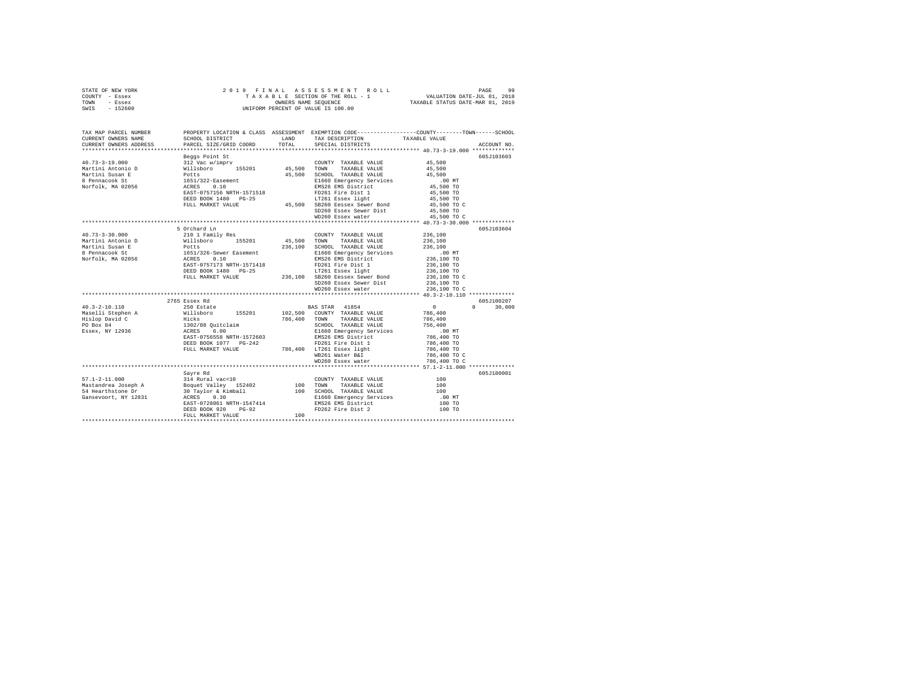STATE OF NEW YORK
COUNTY - Essex
TOWN - Essex
SWIS - 152600

2019 FINAL ASSESSMENT ROLL
TAXABLE SECTION OF THE ROLL - 1
OWNERS NAME SEQUENCE
UNIFORM PERCENT OF VALUE IS 100.00

VALUATION DATE-JUL 01, 2018
TAXABLE STATUS DATE-MAR 01, 2019

```
TAX MAP PARCEL NUMBER     PROPERTY LOCATION & CLASS  ASSESSMENT  EXEMPTION CODE-----------------COUNTY--------TOWN------SCHOOL
CURRENT OWNERS NAME       SCHOOL DISTRICT             LAND       TAX DESCRIPTION            TAXABLE VALUE
CURRENT OWNERS ADDRESS    PARCEL SIZE/GRID COORD      TOTAL      SPECIAL DISTRICTS                                    ACCOUNT NO.
******************************************************************************************** 40.73-3-19.000 *************
                          Beggs Point St                                                                         605J103603
40.73-3-19.000            312 Vac w/imprv                        COUNTY  TAXABLE VALUE          45,500
Martini Antonio D         Willsboro      155201      45,500      TOWN    TAXABLE VALUE          45,500
Martini Susan E           Potts                      45,500      SCHOOL  TAXABLE VALUE          45,500
8 Pennacook St            1651/322-Easement                      E1660 Emergency Services          .00 MT
Norfolk, MA 02056         ACRES    0.10                          EMS26 EMS District             45,500 TO
                          EAST-0757156 NRTH-1571518              FD261 Fire Dist 1              45,500 TO
                          DEED BOOK 1480   PG-25                 LT261 Essex light              45,500 TO
                          FULL MARKET VALUE          45,500      SB260 Eessex Sewer Bond        45,500 TO C
                                                                 SD260 Essex Sewer Dist         45,500 TO
                                                                 WD260 Essex water              45,500 TO C
******************************************************************************************** 40.73-3-30.000 *************
                          5 Orchard Ln                                                                           605J103604
40.73-3-30.000            210 1 Family Res                       COUNTY  TAXABLE VALUE         236,100
Martini Antonio D         Willsboro      155201      45,500      TOWN    TAXABLE VALUE         236,100
Martini Susan E           Potts                     236,100      SCHOOL  TAXABLE VALUE         236,100
8 Pennacook St            1651/326-Sewer Easement                E1660 Emergency Services          .00 MT
Norfolk, MA 02056         ACRES    0.10                          EMS26 EMS District            236,100 TO
                          EAST-0757173 NRTH-1571418              FD261 Fire Dist 1             236,100 TO
                          DEED BOOK 1480   PG-25                 LT261 Essex light             236,100 TO
                          FULL MARKET VALUE         236,100      SB260 Eessex Sewer Bond       236,100 TO C
                                                                 SD260 Essex Sewer Dist        236,100 TO
                                                                 WD260 Essex water             236,100 TO C
******************************************************************************************** 40.3-2-10.110 **************
                          2765 Essex Rd                                                                          605J100207
40.3-2-10.110             250 Estate                             BAS STAR  41854                     0          0      30,000
Maselli Stephen A         Willsboro      155201     102,500      COUNTY  TAXABLE VALUE         786,400
Hislop David C            Hicks                     786,400      TOWN    TAXABLE VALUE         786,400
PO Box 84                 1302/88 Quitclaim                      SCHOOL  TAXABLE VALUE         756,400
Essex, NY 12936           ACRES    6.00                          E1660 Emergency Services          .00 MT
                          EAST-0756558 NRTH-1572603              EMS26 EMS District            786,400 TO
                          DEED BOOK 1077   PG-242                FD261 Fire Dist 1             786,400 TO
                          FULL MARKET VALUE         786,400      LT261 Essex light             786,400 TO
                                                                 WB261 Water B&I               786,400 TO C
                                                                 WD260 Essex water             786,400 TO C
******************************************************************************************** 57.1-2-11.000 **************
                          Sayre Rd                                                                               605J180001
57.1-2-11.000             314 Rural vac<10                       COUNTY  TAXABLE VALUE             100
Mastandrea Joseph A       Boquet Valley  152402         100      TOWN    TAXABLE VALUE             100
54 Hearthstone Dr         30 Taylor & Kimball           100      SCHOOL  TAXABLE VALUE             100
Gansevoort, NY 12831      ACRES    0.30                          E1660 Emergency Services          .00 MT
                          EAST-0728061 NRTH-1547414              EMS26 EMS District                100 TO
                          DEED BOOK 920    PG-92                 FD262 Fire Dist 2                 100 TO
                          FULL MARKET VALUE             100
************************************************************************************************************************
```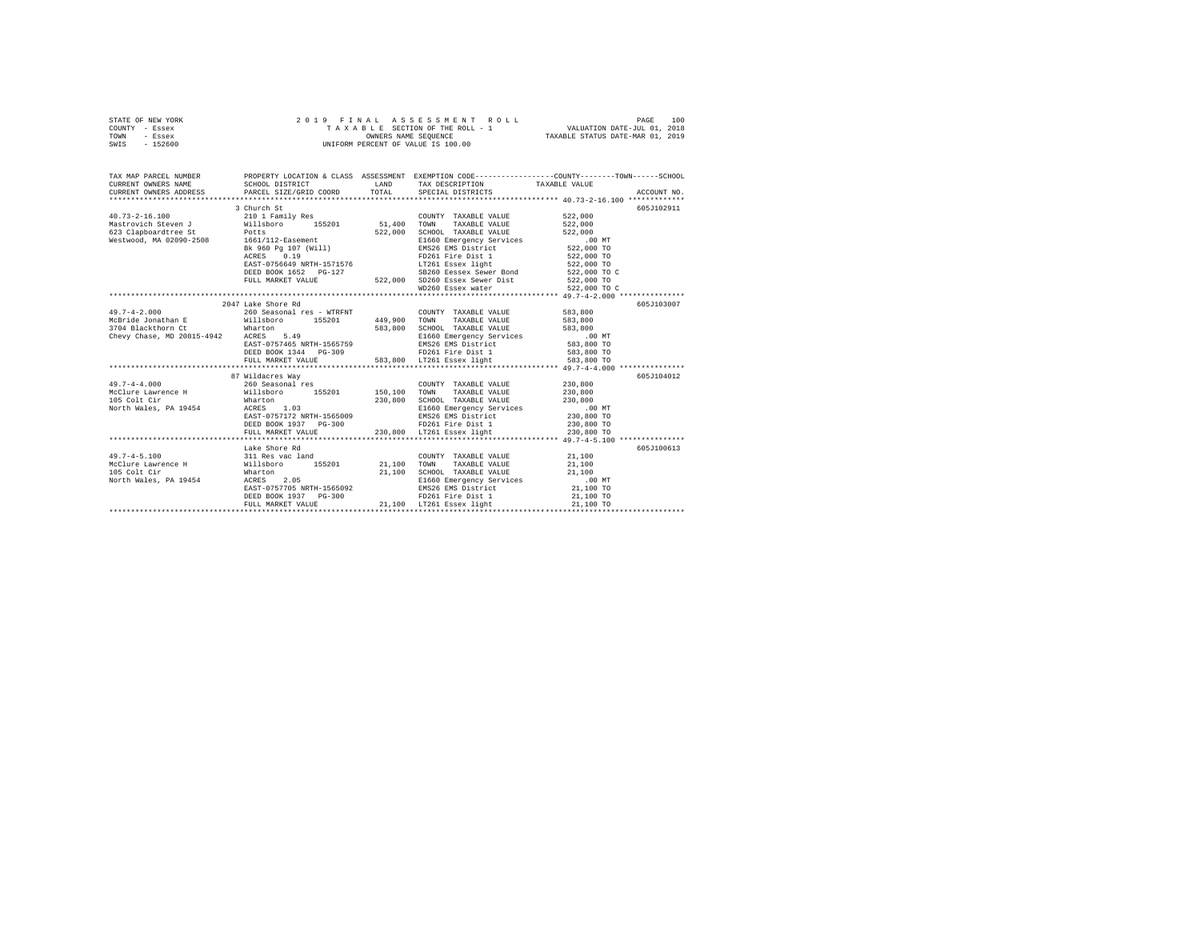```
STATE OF NEW YORK                2 0 1 9   F I N A L   A S S E S S M E N T   R O L L                    PAGE   100
COUNTY  - Essex                        T A X A B L E SECTION OF THE ROLL - 1              VALUATION DATE-JUL 01, 2018
TOWN    - Essex                              OWNERS NAME SEQUENCE                     TAXABLE STATUS DATE-MAR 01, 2019
SWIS    - 152600                      UNIFORM PERCENT OF VALUE IS 100.00

TAX MAP PARCEL NUMBER          PROPERTY LOCATION & CLASS  ASSESSMENT  EXEMPTION CODE------------------COUNTY--------TOWN------SCHOOL
CURRENT OWNERS NAME            SCHOOL DISTRICT              LAND      TAX DESCRIPTION              TAXABLE VALUE
CURRENT OWNERS ADDRESS         PARCEL SIZE/GRID COORD       TOTAL     SPECIAL DISTRICTS                                  ACCOUNT NO.
******************************************************************************************************* 40.73-2-16.100 *************
                               3 Church St                                                                            605J102911
40.73-2-16.100                 210 1 Family Res                        COUNTY  TAXABLE VALUE          522,000
Mastrovich Steven J            Willsboro      155201       51,400      TOWN    TAXABLE VALUE          522,000
623 Clapboardtree St           Potts                      522,000      SCHOOL  TAXABLE VALUE          522,000
Westwood, MA 02090-2508        1661/112-Easement                       E1660 Emergency Services           .00 MT
                               Bk 960 Pg 107 (Will)                    EMS26 EMS District             522,000 TO
                               ACRES    0.19                           FD261 Fire Dist 1              522,000 TO
                               EAST-0756649 NRTH-1571576               LT261 Essex light              522,000 TO
                               DEED BOOK 1652   PG-127                 SB260 Eessex Sewer Bond        522,000 TO C
                               FULL MARKET VALUE          522,000      SD260 Essex Sewer Dist         522,000 TO
                                                                       WD260 Essex water              522,000 TO C
******************************************************************************************************* 49.7-4-2.000 ***************
                               2047 Lake Shore Rd                                                                     605J103007
49.7-4-2.000                   260 Seasonal res - WTRFNT               COUNTY  TAXABLE VALUE          583,800
McBride Jonathan E             Willsboro      155201      449,900      TOWN    TAXABLE VALUE          583,800
3704 Blackthorn Ct             Wharton                    583,800      SCHOOL  TAXABLE VALUE          583,800
Chevy Chase, MD 20815-4942     ACRES    5.49                           E1660 Emergency Services           .00 MT
                               EAST-0757465 NRTH-1565759               EMS26 EMS District             583,800 TO
                               DEED BOOK 1344   PG-309                 FD261 Fire Dist 1              583,800 TO
                               FULL MARKET VALUE          583,800      LT261 Essex light              583,800 TO
******************************************************************************************************* 49.7-4-4.000 ***************
                               87 Wildacres Way                                                                       605J104012
49.7-4-4.000                   260 Seasonal res                        COUNTY  TAXABLE VALUE          230,800
McClure Lawrence H             Willsboro      155201      150,100      TOWN    TAXABLE VALUE          230,800
105 Colt Cir                   Wharton                    230,800      SCHOOL  TAXABLE VALUE          230,800
North Wales, PA 19454          ACRES    1.03                           E1660 Emergency Services           .00 MT
                               EAST-0757172 NRTH-1565009               EMS26 EMS District             230,800 TO
                               DEED BOOK 1937   PG-300                 FD261 Fire Dist 1              230,800 TO
                               FULL MARKET VALUE          230,800      LT261 Essex light              230,800 TO
******************************************************************************************************* 49.7-4-5.100 ***************
                               Lake Shore Rd                                                                          605J100613
49.7-4-5.100                   311 Res vac land                        COUNTY  TAXABLE VALUE           21,100
McClure Lawrence H             Willsboro      155201       21,100      TOWN    TAXABLE VALUE           21,100
105 Colt Cir                   Wharton                     21,100      SCHOOL  TAXABLE VALUE           21,100
North Wales, PA 19454          ACRES    2.05                           E1660 Emergency Services           .00 MT
                               EAST-0757705 NRTH-1565092               EMS26 EMS District              21,100 TO
                               DEED BOOK 1937   PG-300                 FD261 Fire Dist 1               21,100 TO
                               FULL MARKET VALUE           21,100      LT261 Essex light               21,100 TO
************************************************************************************************************************************
```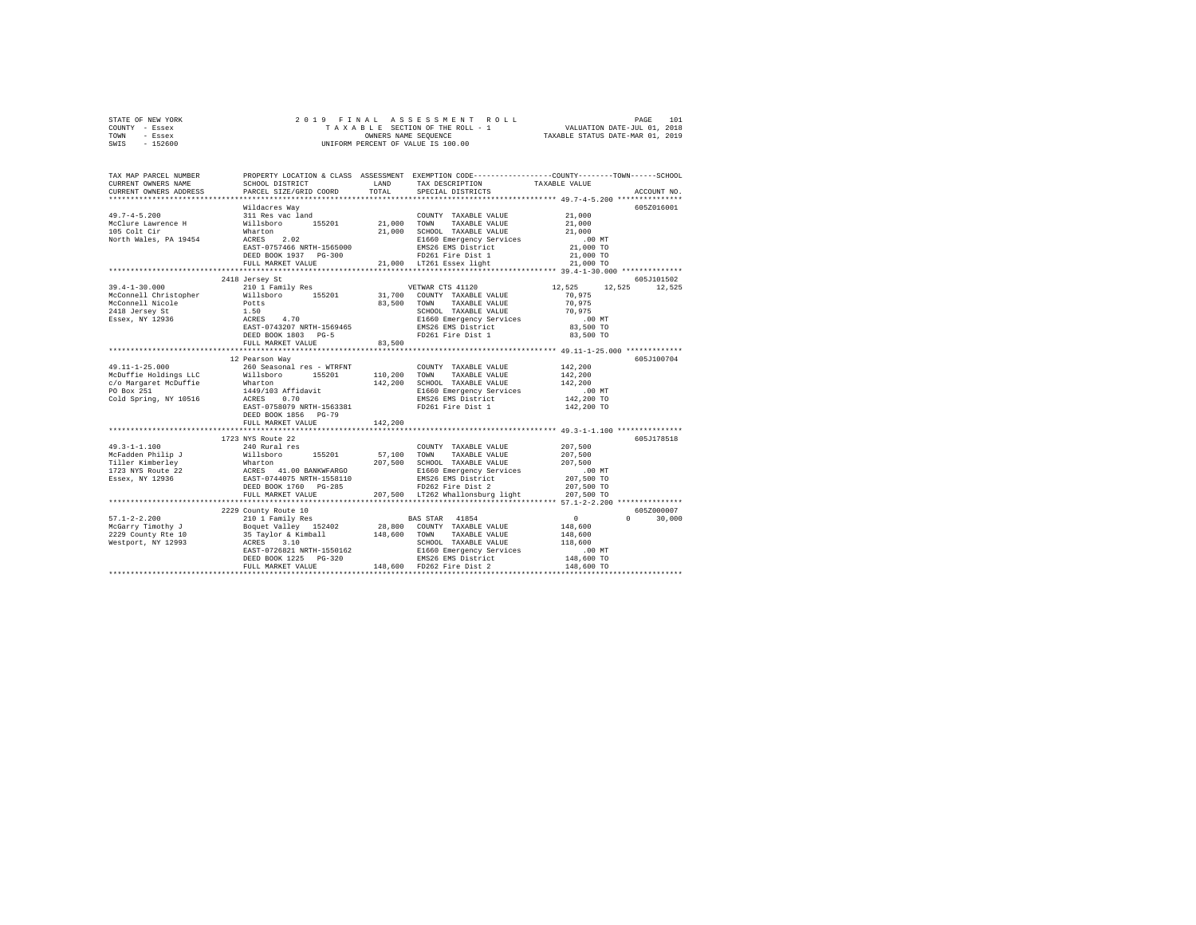STATE OF NEW YORK
COUNTY - Essex
TOWN - Essex
SWIS - 152600

2019 FINAL ASSESSMENT ROLL
TAXABLE SECTION OF THE ROLL - 1
OWNERS NAME SEQUENCE
UNIFORM PERCENT OF VALUE IS 100.00

VALUATION DATE-JUL 01, 2018
TAXABLE STATUS DATE-MAR 01, 2019

```
TAX MAP PARCEL NUMBER      PROPERTY LOCATION & CLASS  ASSESSMENT  EXEMPTION CODE-----------------COUNTY--------TOWN------SCHOOL
CURRENT OWNERS NAME        SCHOOL DISTRICT              LAND      TAX DESCRIPTION            TAXABLE VALUE
CURRENT OWNERS ADDRESS     PARCEL SIZE/GRID COORD       TOTAL     SPECIAL DISTRICTS                                    ACCOUNT NO.
******************************************************************************************************* 49.7-4-5.200 ***************
                           Wildacres Way                                                                              605Z016001
49.7-4-5.200               311 Res vac land                       COUNTY  TAXABLE VALUE          21,000
McClure Lawrence H         Willsboro      155201      21,000      TOWN    TAXABLE VALUE          21,000
105 Colt Cir               Wharton                    21,000      SCHOOL  TAXABLE VALUE          21,000
North Wales, PA 19454      ACRES    2.02                          E1660 Emergency Services          .00 MT
                           EAST-0757466 NRTH-1565000              EMS26 EMS District             21,000 TO
                           DEED BOOK 1937   PG-300                FD261 Fire Dist 1              21,000 TO
                           FULL MARKET VALUE          21,000      LT261 Essex light              21,000 TO
******************************************************************************************************* 39.4-1-30.000 **************
                           2418 Jersey St                                                                             605J101502
39.4-1-30.000              210 1 Family Res                       VETWAR CTS 41120            12,525     12,525      12,525
McConnell Christopher      Willsboro      155201      31,700      COUNTY  TAXABLE VALUE          70,975
McConnell Nicole           Potts                      83,500      TOWN    TAXABLE VALUE          70,975
2418 Jersey St             1.50                                   SCHOOL  TAXABLE VALUE          70,975
Essex, NY 12936            ACRES    4.70                          E1660 Emergency Services          .00 MT
                           EAST-0743207 NRTH-1569465              EMS26 EMS District             83,500 TO
                           DEED BOOK 1803   PG-5                  FD261 Fire Dist 1              83,500 TO
                           FULL MARKET VALUE          83,500
******************************************************************************************************* 49.11-1-25.000 *************
                           12 Pearson Way                                                                             605J100704
49.11-1-25.000             260 Seasonal res - WTRFNT              COUNTY  TAXABLE VALUE         142,200
McDuffie Holdings LLC      Willsboro      155201     110,200      TOWN    TAXABLE VALUE         142,200
c/o Margaret McDuffie      Wharton                   142,200      SCHOOL  TAXABLE VALUE         142,200
PO Box 251                 1449/103 Affidavit                     E1660 Emergency Services          .00 MT
Cold Spring, NY 10516      ACRES    0.70                          EMS26 EMS District            142,200 TO
                           EAST-0758079 NRTH-1563381              FD261 Fire Dist 1             142,200 TO
                           DEED BOOK 1856   PG-79
                           FULL MARKET VALUE         142,200
******************************************************************************************************* 49.3-1-1.100 ***************
                           1723 NYS Route 22                                                                          605J178518
49.3-1-1.100               240 Rural res                          COUNTY  TAXABLE VALUE         207,500
McFadden Philip J          Willsboro      155201      57,100      TOWN    TAXABLE VALUE         207,500
Tiller Kimberley           Wharton                   207,500      SCHOOL  TAXABLE VALUE         207,500
1723 NYS Route 22          ACRES   41.00 BANKWFARGO               E1660 Emergency Services          .00 MT
Essex, NY 12936            EAST-0744075 NRTH-1558110              EMS26 EMS District            207,500 TO
                           DEED BOOK 1760   PG-285                FD262 Fire Dist 2             207,500 TO
                           FULL MARKET VALUE         207,500      LT262 Whallonsburg light      207,500 TO
******************************************************************************************************* 57.1-2-2.200 ***************
                           2229 County Route 10                                                                       605Z000007
57.1-2-2.200               210 1 Family Res                       BAS STAR  41854                   0           0      30,000
McGarry Timothy J          Boquet Valley  152402      28,800      COUNTY  TAXABLE VALUE         148,600
2229 County Rte 10         35 Taylor & Kimball       148,600      TOWN    TAXABLE VALUE         148,600
Westport, NY 12993         ACRES    3.10                          SCHOOL  TAXABLE VALUE         118,600
                           EAST-0726821 NRTH-1550162              E1660 Emergency Services          .00 MT
                           DEED BOOK 1225   PG-320                EMS26 EMS District            148,600 TO
                           FULL MARKET VALUE         148,600      FD262 Fire Dist 2             148,600 TO
************************************************************************************************************************************
```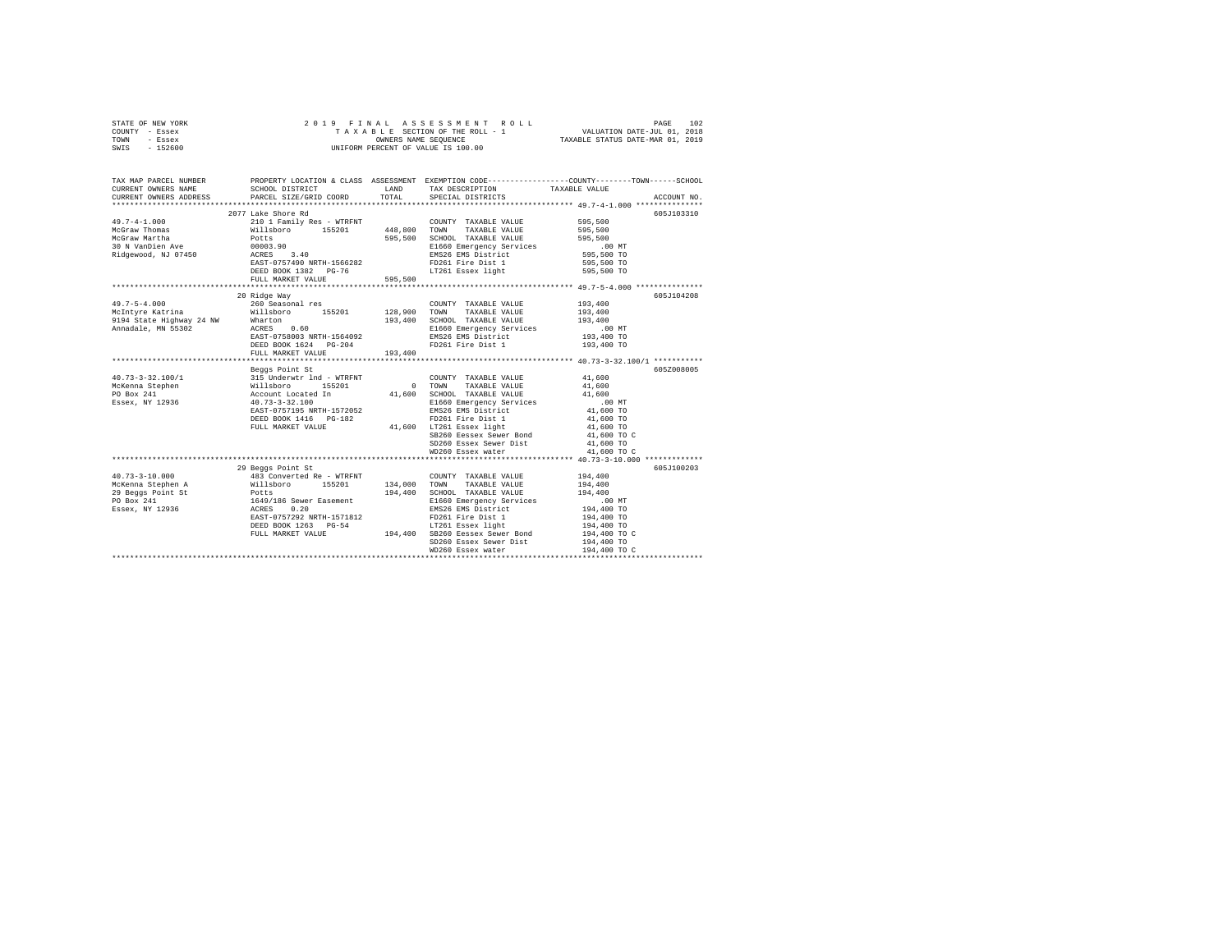STATE OF NEW YORK
COUNTY - Essex
TOWN - Essex
SWIS - 152600

2019 FINAL ASSESSMENT ROLL
TAXABLE SECTION OF THE ROLL - 1
OWNERS NAME SEQUENCE
UNIFORM PERCENT OF VALUE IS 100.00

VALUATION DATE-JUL 01, 2018
TAXABLE STATUS DATE-MAR 01, 2019

| TAX MAP PARCEL NUMBER / CURRENT OWNERS NAME / CURRENT OWNERS ADDRESS | PROPERTY LOCATION & CLASS / SCHOOL DISTRICT / PARCEL SIZE/GRID COORD | ASSESSMENT LAND / TOTAL | EXEMPTION CODE / TAX DESCRIPTION / SPECIAL DISTRICTS | TAXABLE VALUE (COUNTY--TOWN--SCHOOL) | ACCOUNT NO. |
|---|---|---|---|---|---|
| 49.7-4-1.000 | 2077 Lake Shore Rd | | | | 605J103310 |
| 49.7-4-1.000 | 210 1 Family Res - WTRFNT | | COUNTY TAXABLE VALUE | 595,500 | |
| McGraw Thomas | Willsboro 155201 | 448,800 | TOWN TAXABLE VALUE | 595,500 | |
| McGraw Martha | Potts | 595,500 | SCHOOL TAXABLE VALUE | 595,500 | |
| 30 N VanDien Ave | 00003.90 | | E1660 Emergency Services | .00 MT | |
| Ridgewood, NJ 07450 | ACRES 3.40 | | EMS26 EMS District | 595,500 TO | |
| | EAST-0757490 NRTH-1566282 | | FD261 Fire Dist 1 | 595,500 TO | |
| | DEED BOOK 1382 PG-76 | | LT261 Essex light | 595,500 TO | |
| | FULL MARKET VALUE | 595,500 | | | |
| 49.7-5-4.000 | 20 Ridge Way | | | | 605J104208 |
| 49.7-5-4.000 | 260 Seasonal res | | COUNTY TAXABLE VALUE | 193,400 | |
| McIntyre Katrina | Willsboro 155201 | 128,900 | TOWN TAXABLE VALUE | 193,400 | |
| 9194 State Highway 24 NW | Wharton | 193,400 | SCHOOL TAXABLE VALUE | 193,400 | |
| Annadale, MN 55302 | ACRES 0.60 | | E1660 Emergency Services | .00 MT | |
| | EAST-0758003 NRTH-1564092 | | EMS26 EMS District | 193,400 TO | |
| | DEED BOOK 1624 PG-204 | | FD261 Fire Dist 1 | 193,400 TO | |
| | FULL MARKET VALUE | 193,400 | | | |
| 40.73-3-32.100/1 | Beggs Point St | | | | 605Z008005 |
| 40.73-3-32.100/1 | 315 Underwtr lnd - WTRFNT | | COUNTY TAXABLE VALUE | 41,600 | |
| McKenna Stephen | Willsboro 155201 | 0 | TOWN TAXABLE VALUE | 41,600 | |
| PO Box 241 | Account Located In | 41,600 | SCHOOL TAXABLE VALUE | 41,600 | |
| Essex, NY 12936 | 40.73-3-32.100 | | E1660 Emergency Services | .00 MT | |
| | EAST-0757195 NRTH-1572052 | | EMS26 EMS District | 41,600 TO | |
| | DEED BOOK 1416 PG-182 | | FD261 Fire Dist 1 | 41,600 TO | |
| | FULL MARKET VALUE | 41,600 | LT261 Essex light | 41,600 TO | |
| | | | SB260 Eessex Sewer Bond | 41,600 TO C | |
| | | | SD260 Essex Sewer Dist | 41,600 TO | |
| | | | WD260 Essex water | 41,600 TO C | |
| 40.73-3-10.000 | 29 Beggs Point St | | | | 605J100203 |
| 40.73-3-10.000 | 483 Converted Re - WTRFNT | | COUNTY TAXABLE VALUE | 194,400 | |
| McKenna Stephen A | Willsboro 155201 | 134,000 | TOWN TAXABLE VALUE | 194,400 | |
| 29 Beggs Point St | Potts | 194,400 | SCHOOL TAXABLE VALUE | 194,400 | |
| PO Box 241 | 1649/186 Sewer Easement | | E1660 Emergency Services | .00 MT | |
| Essex, NY 12936 | ACRES 0.20 | | EMS26 EMS District | 194,400 TO | |
| | EAST-0757292 NRTH-1571812 | | FD261 Fire Dist 1 | 194,400 TO | |
| | DEED BOOK 1263 PG-54 | | LT261 Essex light | 194,400 TO | |
| | FULL MARKET VALUE | 194,400 | SB260 Eessex Sewer Bond | 194,400 TO C | |
| | | | SD260 Essex Sewer Dist | 194,400 TO | |
| | | | WD260 Essex water | 194,400 TO C | |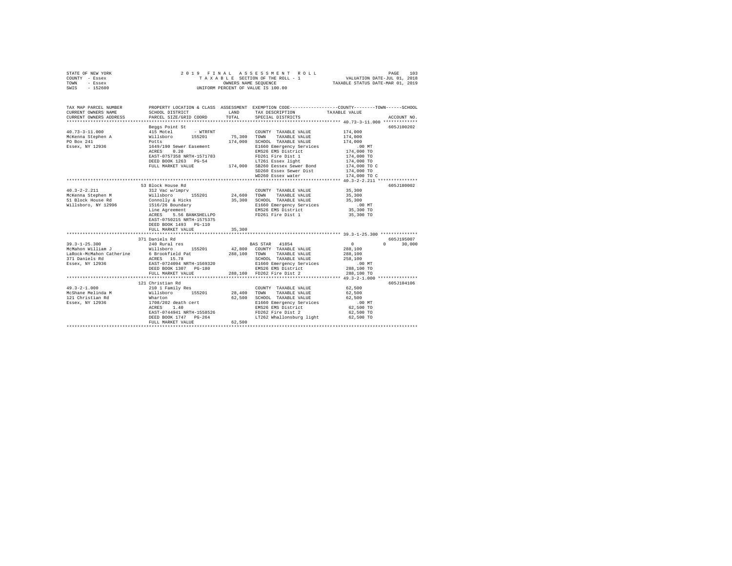STATE OF NEW YORK
COUNTY - Essex
TOWN - Essex
SWIS - 152600

2019 FINAL ASSESSMENT ROLL
TAXABLE SECTION OF THE ROLL - 1
OWNERS NAME SEQUENCE
UNIFORM PERCENT OF VALUE IS 100.00

VALUATION DATE-JUL 01, 2018
TAXABLE STATUS DATE-MAR 01, 2019

```
TAX MAP PARCEL NUMBER      PROPERTY LOCATION & CLASS  ASSESSMENT  EXEMPTION CODE-----------------COUNTY--------TOWN------SCHOOL
CURRENT OWNERS NAME        SCHOOL DISTRICT             LAND       TAX DESCRIPTION           TAXABLE VALUE
CURRENT OWNERS ADDRESS     PARCEL SIZE/GRID COORD      TOTAL      SPECIAL DISTRICTS                                        ACCOUNT NO.
******************************************************************************************** 40.73-3-11.000 *************
                           Beggs Point St                                                                           605J100202
40.73-3-11.000             415 Motel       - WTRFNT               COUNTY  TAXABLE VALUE          174,000
McKenna Stephen A          Willsboro       155201      75,300     TOWN    TAXABLE VALUE          174,000
PO Box 241                 Potts                      174,000     SCHOOL  TAXABLE VALUE          174,000
Essex, NY 12936            1649/190 Sewer Easement                E1660 Emergency Services            .00 MT
                           ACRES    0.20                          EMS26 EMS District              174,000 TO
                           EAST-0757358 NRTH-1571783              FD261 Fire Dist 1               174,000 TO
                           DEED BOOK 1263   PG-54                 LT261 Essex light               174,000 TO
                           FULL MARKET VALUE          174,000     SB260 Eessex Sewer Bond         174,000 TO C
                                                                  SD260 Essex Sewer Dist          174,000 TO
                                                                  WD260 Essex water               174,000 TO C
******************************************************************************************** 40.3-2-2.211 ***************
                           53 Block House Rd                                                                        605J180002
40.3-2-2.211               312 Vac w/imprv                        COUNTY  TAXABLE VALUE           35,300
McKenna Stephen M          Willsboro       155201      24,600     TOWN    TAXABLE VALUE           35,300
51 Block House Rd          Connolly & Hicks            35,300     SCHOOL  TAXABLE VALUE           35,300
Willsboro, NY 12996        1516/26 Boundary                       E1660 Emergency Services            .00 MT
                           Line Agreement                         EMS26 EMS District               35,300 TO
                           ACRES    5.56 BANKSHELLPO              FD261 Fire Dist 1                35,300 TO
                           EAST-0750215 NRTH-1575375
                           DEED BOOK 1493   PG-110
                           FULL MARKET VALUE           35,300
******************************************************************************************** 39.3-1-25.300 **************
                           371 Daniels Rd                                                                           605J195007
39.3-1-25.300              240 Rural res                          BAS STAR  41854                      0          0      30,000
McMahon William J          Willsboro       155201      42,800     COUNTY  TAXABLE VALUE          288,100
LaRock-McMahon Catherine   6 Brookfield Pat           288,100     TOWN    TAXABLE VALUE          288,100
371 Daniels Rd             ACRES   15.78                          SCHOOL  TAXABLE VALUE          258,100
Essex, NY 12936            EAST-0724094 NRTH-1569320              E1660 Emergency Services            .00 MT
                           DEED BOOK 1307   PG-180                EMS26 EMS District              288,100 TO
                           FULL MARKET VALUE          288,100     FD262 Fire Dist 2               288,100 TO
******************************************************************************************** 49.3-2-1.000 ***************
                           121 Christian Rd                                                                         605J104106
49.3-2-1.000               210 1 Family Res                       COUNTY  TAXABLE VALUE           62,500
McShane Melinda M          Willsboro       155201      28,400     TOWN    TAXABLE VALUE           62,500
121 Christian Rd           Wharton                     62,500     SCHOOL  TAXABLE VALUE           62,500
Essex, NY 12936            1708/202 death cert                    E1660 Emergency Services            .00 MT
                           ACRES    1.40                          EMS26 EMS District               62,500 TO
                           EAST-0744941 NRTH-1558526              FD262 Fire Dist 2                62,500 TO
                           DEED BOOK 1747   PG-264                LT262 Whallonsburg light         62,500 TO
                           FULL MARKET VALUE           62,500
************************************************************************************************************************
```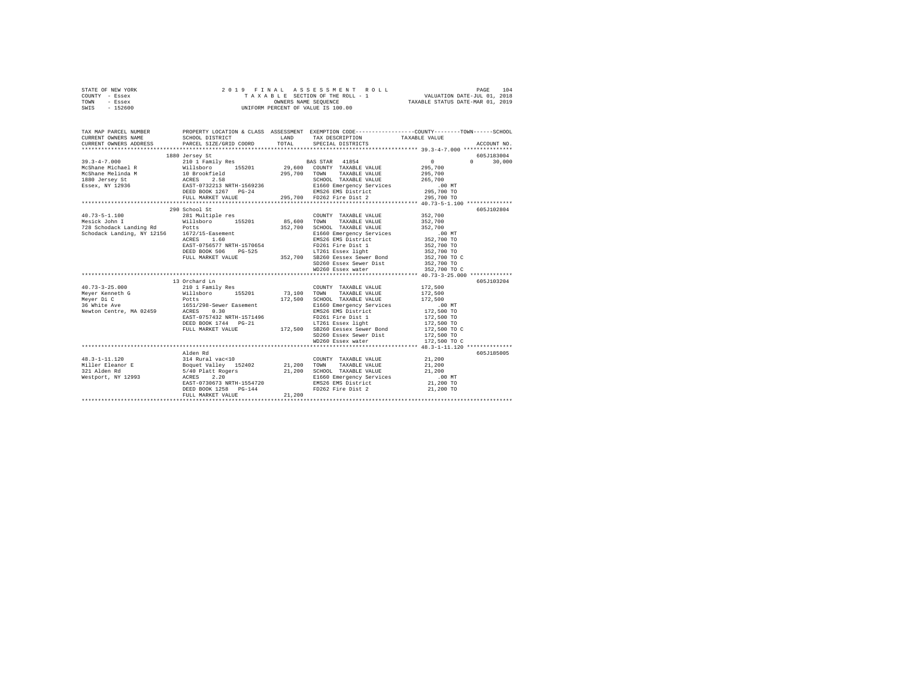STATE OF NEW YORK
COUNTY - Essex
TOWN - Essex
SWIS - 152600

2 0 1 9 F I N A L A S S E S S M E N T R O L L
T A X A B L E SECTION OF THE ROLL - 1
OWNERS NAME SEQUENCE
UNIFORM PERCENT OF VALUE IS 100.00

VALUATION DATE-JUL 01, 2018
TAXABLE STATUS DATE-MAR 01, 2019

```
TAX MAP PARCEL NUMBER          PROPERTY LOCATION & CLASS  ASSESSMENT  EXEMPTION CODE-----------------COUNTY--------TOWN------SCHOOL
CURRENT OWNERS NAME            SCHOOL DISTRICT             LAND      TAX DESCRIPTION            TAXABLE VALUE
CURRENT OWNERS ADDRESS         PARCEL SIZE/GRID COORD      TOTAL     SPECIAL DISTRICTS                                    ACCOUNT NO.
*********************************************************************************************** 39.3-4-7.000 ***************
                               1880 Jersey St                                                                          605J183004
39.3-4-7.000                   210 1 Family Res                       BAS STAR  41854                 0          0     30,000
McShane Michael R              Willsboro      155201      29,600   COUNTY  TAXABLE VALUE          295,700
McShane Melinda M              10 Brookfield              295,700   TOWN    TAXABLE VALUE          295,700
1880 Jersey St                 ACRES    2.58                         SCHOOL  TAXABLE VALUE          265,700
Essex, NY 12936                EAST-0732213 NRTH-1569236             E1660 Emergency Services            .00 MT
                               DEED BOOK 1267   PG-24                EMS26 EMS District             295,700 TO
                               FULL MARKET VALUE          295,700   FD262 Fire Dist 2              295,700 TO
*********************************************************************************************** 40.73-5-1.100 **************
                               290 School St                                                                           605J102804
40.73-5-1.100                  281 Multiple res                      COUNTY  TAXABLE VALUE          352,700
Mesick John I                  Willsboro      155201      85,600   TOWN    TAXABLE VALUE          352,700
728 Schodack Landing Rd        Potts                      352,700   SCHOOL  TAXABLE VALUE          352,700
Schodack Landing, NY 12156     1672/15-Easement                      E1660 Emergency Services            .00 MT
                               ACRES    1.60                         EMS26 EMS District             352,700 TO
                               EAST-0756577 NRTH-1570654             FD261 Fire Dist 1              352,700 TO
                               DEED BOOK 506    PG-525               LT261 Essex light              352,700 TO
                               FULL MARKET VALUE          352,700   SB260 Eessex Sewer Bond        352,700 TO C
                                                                     SD260 Essex Sewer Dist         352,700 TO
                                                                     WD260 Essex water              352,700 TO C
*********************************************************************************************** 40.73-3-25.000 *************
                               13 Orchard Ln                                                                           605J103204
40.73-3-25.000                 210 1 Family Res                      COUNTY  TAXABLE VALUE          172,500
Meyer Kenneth G                Willsboro      155201      73,100   TOWN    TAXABLE VALUE          172,500
Meyer Di C                     Potts                      172,500   SCHOOL  TAXABLE VALUE          172,500
36 White Ave                   1651/298-Sewer Easement               E1660 Emergency Services            .00 MT
Newton Centre, MA 02459        ACRES    0.30                         EMS26 EMS District             172,500 TO
                               EAST-0757432 NRTH-1571496             FD261 Fire Dist 1              172,500 TO
                               DEED BOOK 1744   PG-21                LT261 Essex light              172,500 TO
                               FULL MARKET VALUE          172,500   SB260 Eessex Sewer Bond        172,500 TO C
                                                                     SD260 Essex Sewer Dist         172,500 TO
                                                                     WD260 Essex water              172,500 TO C
*********************************************************************************************** 48.3-1-11.120 **************
                               Alden Rd                                                                                605J185005
48.3-1-11.120                  314 Rural vac<10                      COUNTY  TAXABLE VALUE           21,200
Miller Eleanor E               Boquet Valley  152402      21,200   TOWN    TAXABLE VALUE           21,200
321 Alden Rd                   5/40 Platt Rogers           21,200   SCHOOL  TAXABLE VALUE           21,200
Westport, NY 12993             ACRES    2.20                         E1660 Emergency Services            .00 MT
                               EAST-0730673 NRTH-1554720             EMS26 EMS District              21,200 TO
                               DEED BOOK 1258   PG-144               FD262 Fire Dist 2               21,200 TO
                               FULL MARKET VALUE           21,200
****************************************************************************************************************************
```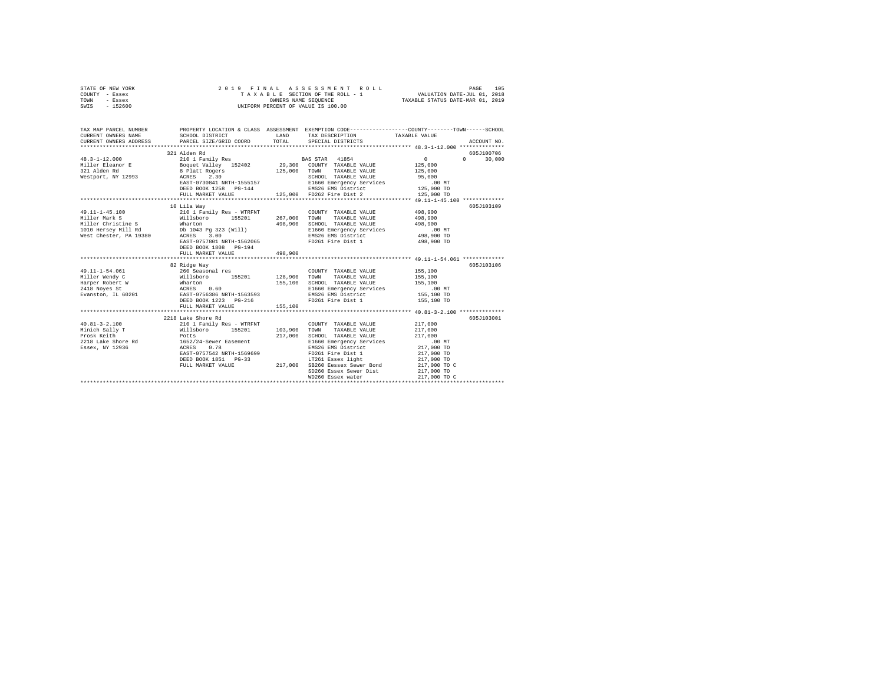STATE OF NEW YORK
COUNTY - Essex
TOWN - Essex
SWIS - 152600

2 0 1 9 F I N A L A S S E S S M E N T R O L L
T A X A B L E SECTION OF THE ROLL - 1
OWNERS NAME SEQUENCE
UNIFORM PERCENT OF VALUE IS 100.00

VALUATION DATE-JUL 01, 2018
TAXABLE STATUS DATE-MAR 01, 2019

```
TAX MAP PARCEL NUMBER          PROPERTY LOCATION & CLASS  ASSESSMENT  EXEMPTION CODE-----------------COUNTY--------TOWN------SCHOOL
CURRENT OWNERS NAME            SCHOOL DISTRICT              LAND      TAX DESCRIPTION            TAXABLE VALUE
CURRENT OWNERS ADDRESS         PARCEL SIZE/GRID COORD       TOTAL     SPECIAL DISTRICTS                                    ACCOUNT NO.
******************************************************************************************************* 48.3-1-12.000 **************
                               321 Alden Rd                                                                                605J100706
48.3-1-12.000                  210 1 Family Res                        BAS STAR  41854              0            0     30,000
Miller Eleanor E               Boquet Valley  152402       29,300   COUNTY  TAXABLE VALUE          125,000
321 Alden Rd                   8 Platt Rogers             125,000   TOWN    TAXABLE VALUE          125,000
Westport, NY 12993             ACRES    2.30                        SCHOOL  TAXABLE VALUE           95,000
                               EAST-0730841 NRTH-1555157            E1660 Emergency Services           .00 MT
                               DEED BOOK 1258   PG-144              EMS26 EMS District             125,000 TO
                               FULL MARKET VALUE          125,000   FD262 Fire Dist 2              125,000 TO
******************************************************************************************************* 49.11-1-45.100 *************
                               10 Lila Way                                                                                 605J103109
49.11-1-45.100                 210 1 Family Res - WTRFNT            COUNTY  TAXABLE VALUE          498,900
Miller Mark S                  Willsboro      155201      267,000   TOWN    TAXABLE VALUE          498,900
Miller Christine S             Wharton                    498,900   SCHOOL  TAXABLE VALUE          498,900
1010 Hersey Mill Rd            Db 1043 Pg 323 (Will)                E1660 Emergency Services           .00 MT
West Chester, PA 19380         ACRES    3.00                        EMS26 EMS District             498,900 TO
                               EAST-0757801 NRTH-1562065            FD261 Fire Dist 1              498,900 TO
                               DEED BOOK 1808   PG-194
                               FULL MARKET VALUE          498,900
******************************************************************************************************* 49.11-1-54.061 *************
                               82 Ridge Way                                                                                605J103106
49.11-1-54.061                 260 Seasonal res                     COUNTY  TAXABLE VALUE          155,100
Miller Wendy C                 Willsboro      155201      128,900   TOWN    TAXABLE VALUE          155,100
Harper Robert W                Wharton                    155,100   SCHOOL  TAXABLE VALUE          155,100
2418 Noyes St                  ACRES    0.60                        E1660 Emergency Services           .00 MT
Evanston, IL 60201             EAST-0756386 NRTH-1563593            EMS26 EMS District             155,100 TO
                               DEED BOOK 1223   PG-216              FD261 Fire Dist 1              155,100 TO
                               FULL MARKET VALUE          155,100
******************************************************************************************************* 40.81-3-2.100 **************
                               2218 Lake Shore Rd                                                                          605J103001
40.81-3-2.100                  210 1 Family Res - WTRFNT            COUNTY  TAXABLE VALUE          217,000
Minich Sally T                 Willsboro      155201      103,900   TOWN    TAXABLE VALUE          217,000
Prosk Keith                    Potts                      217,000   SCHOOL  TAXABLE VALUE          217,000
2218 Lake Shore Rd             1652/24-Sewer Easement               E1660 Emergency Services           .00 MT
Essex, NY 12936                ACRES    0.78                        EMS26 EMS District             217,000 TO
                               EAST-0757542 NRTH-1569699            FD261 Fire Dist 1              217,000 TO
                               DEED BOOK 1851   PG-33               LT261 Essex light              217,000 TO
                               FULL MARKET VALUE          217,000   SB260 Eessex Sewer Bond        217,000 TO C
                                                                    SD260 Essex Sewer Dist         217,000 TO
                                                                    WD260 Essex water              217,000 TO C
************************************************************************************************************************************
```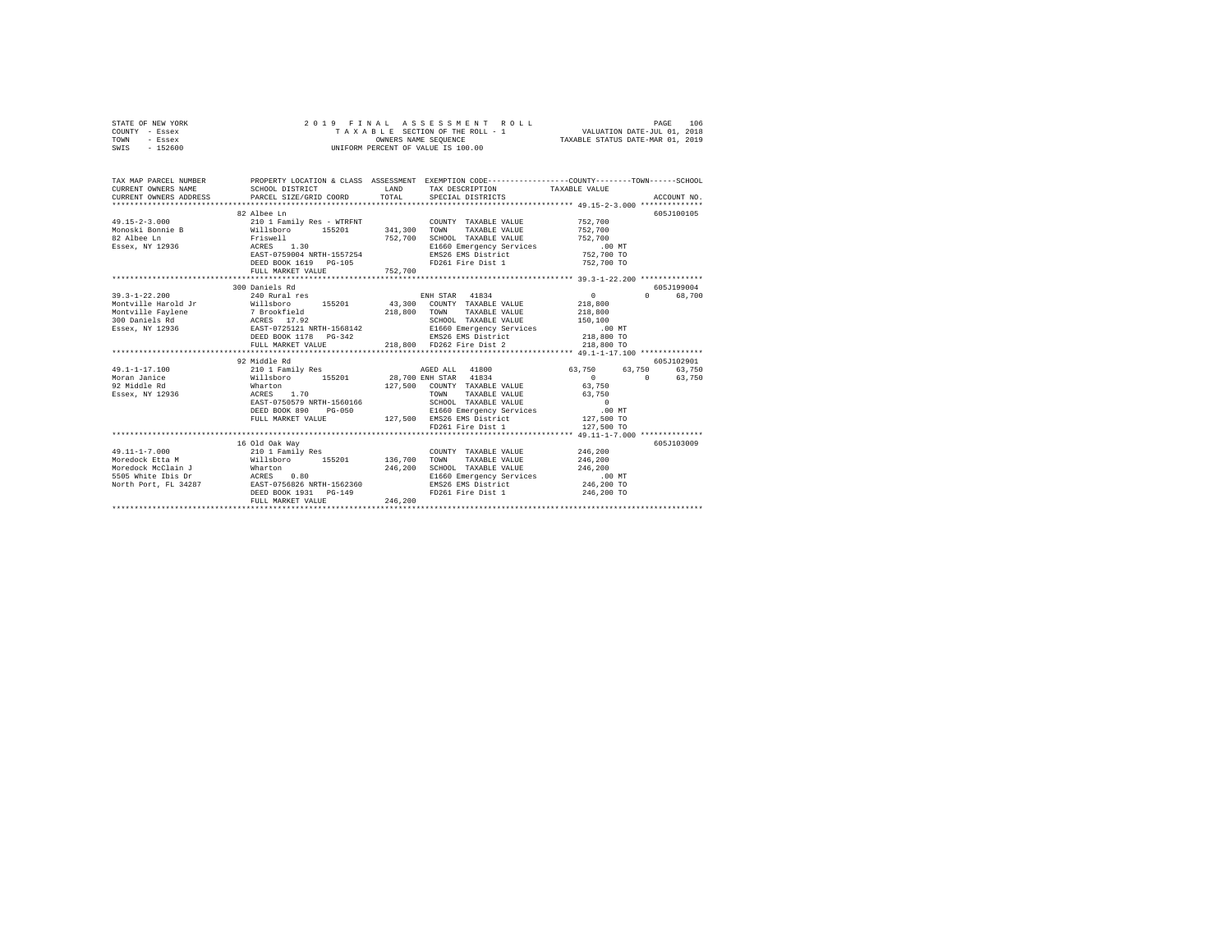STATE OF NEW YORK
COUNTY - Essex
TOWN - Essex
SWIS - 152600

2 0 1 9 F I N A L A S S E S S M E N T R O L L
T A X A B L E SECTION OF THE ROLL - 1
OWNERS NAME SEQUENCE
UNIFORM PERCENT OF VALUE IS 100.00

VALUATION DATE-JUL 01, 2018
TAXABLE STATUS DATE-MAR 01, 2019

```
TAX MAP PARCEL NUMBER      PROPERTY LOCATION & CLASS  ASSESSMENT  EXEMPTION CODE-----------------COUNTY--------TOWN------SCHOOL
CURRENT OWNERS NAME        SCHOOL DISTRICT            LAND        TAX DESCRIPTION            TAXABLE VALUE
CURRENT OWNERS ADDRESS     PARCEL SIZE/GRID COORD     TOTAL       SPECIAL DISTRICTS                                    ACCOUNT NO.
******************************************************************************************** 49.15-2-3.000 **************
                           82 Albee Ln                                                                               605J100105
49.15-2-3.000              210 1 Family Res - WTRFNT              COUNTY  TAXABLE VALUE          752,700
Monoski Bonnie B           Willsboro      155201      341,300     TOWN    TAXABLE VALUE          752,700
82 Albee Ln                Friswell                   752,700     SCHOOL  TAXABLE VALUE          752,700
Essex, NY 12936            ACRES    1.30                          E1660 Emergency Services          .00 MT
                           EAST-0759004 NRTH-1557254              EMS26 EMS District             752,700 TO
                           DEED BOOK 1619   PG-105                FD261 Fire Dist 1              752,700 TO
                           FULL MARKET VALUE          752,700
******************************************************************************************** 39.3-1-22.200 **************
                           300 Daniels Rd                                                                            605J199004
39.3-1-22.200              240 Rural res                          ENH STAR  41834                   0          0      68,700
Montville Harold Jr        Willsboro      155201       43,300     COUNTY  TAXABLE VALUE          218,800
Montville Faylene          7 Brookfield               218,800     TOWN    TAXABLE VALUE          218,800
300 Daniels Rd             ACRES   17.92                          SCHOOL  TAXABLE VALUE          150,100
Essex, NY 12936            EAST-0725121 NRTH-1568142              E1660 Emergency Services          .00 MT
                           DEED BOOK 1178   PG-342                EMS26 EMS District             218,800 TO
                           FULL MARKET VALUE          218,800     FD262 Fire Dist 2              218,800 TO
******************************************************************************************** 49.1-1-17.100 **************
                           92 Middle Rd                                                                              605J102901
49.1-1-17.100              210 1 Family Res                       AGED ALL  41800              63,750     63,750      63,750
Moran Janice               Willsboro      155201       28,700     ENH STAR  41834                   0          0      63,750
92 Middle Rd               Wharton                    127,500     COUNTY  TAXABLE VALUE           63,750
Essex, NY 12936            ACRES    1.70                          TOWN    TAXABLE VALUE           63,750
                           EAST-0750579 NRTH-1560166              SCHOOL  TAXABLE VALUE                0
                           DEED BOOK 890    PG-050                E1660 Emergency Services          .00 MT
                           FULL MARKET VALUE          127,500     EMS26 EMS District             127,500 TO
                                                                  FD261 Fire Dist 1              127,500 TO
******************************************************************************************** 49.11-1-7.000 **************
                           16 Old Oak Way                                                                            605J103009
49.11-1-7.000              210 1 Family Res                       COUNTY  TAXABLE VALUE          246,200
Moredock Etta M            Willsboro      155201      136,700     TOWN    TAXABLE VALUE          246,200
Moredock McClain J         Wharton                    246,200     SCHOOL  TAXABLE VALUE          246,200
5505 White Ibis Dr         ACRES    0.80                          E1660 Emergency Services          .00 MT
North Port, FL 34287       EAST-0756826 NRTH-1562360              EMS26 EMS District             246,200 TO
                           DEED BOOK 1931   PG-149                FD261 Fire Dist 1              246,200 TO
                           FULL MARKET VALUE          246,200
*************************************************************************************************************************
```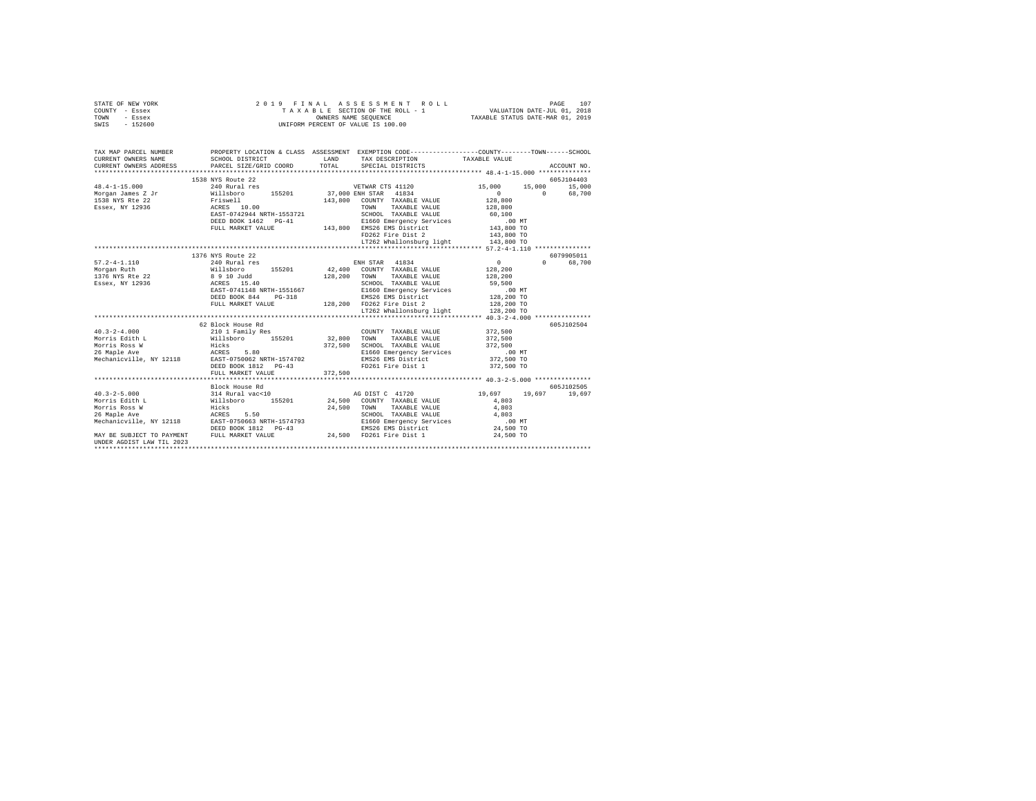STATE OF NEW YORK &nbsp;&nbsp;&nbsp;&nbsp; 2 0 1 9 &nbsp; F I N A L &nbsp; A S S E S S M E N T &nbsp; R O L L
COUNTY - Essex &nbsp;&nbsp;&nbsp;&nbsp; T A X A B L E SECTION OF THE ROLL - 1 &nbsp;&nbsp;&nbsp;&nbsp; VALUATION DATE-JUL 01, 2018
TOWN - Essex &nbsp;&nbsp;&nbsp;&nbsp; OWNERS NAME SEQUENCE &nbsp;&nbsp;&nbsp;&nbsp; TAXABLE STATUS DATE-MAR 01, 2019
SWIS - 152600 &nbsp;&nbsp;&nbsp;&nbsp; UNIFORM PERCENT OF VALUE IS 100.00

```
TAX MAP PARCEL NUMBER          PROPERTY LOCATION & CLASS  ASSESSMENT  EXEMPTION CODE-----------------COUNTY--------TOWN------SCHOOL
CURRENT OWNERS NAME            SCHOOL DISTRICT             LAND       TAX DESCRIPTION            TAXABLE VALUE
CURRENT OWNERS ADDRESS         PARCEL SIZE/GRID COORD      TOTAL      SPECIAL DISTRICTS                                      ACCOUNT NO.
******************************************************************************************************* 48.4-1-15.000 **************
                               1538 NYS Route 22                                                                          605J104403
48.4-1-15.000                  240 Rural res                          VETWAR CTS 41120            15,000      15,000      15,000
Morgan James Z Jr              Willsboro      155201       37,000 ENH STAR  41834                  0           0      68,700
1538 NYS Rte 22                Friswell                   143,800    COUNTY  TAXABLE VALUE       128,800
Essex, NY 12936                ACRES  10.00                           TOWN    TAXABLE VALUE       128,800
                               EAST-0742944 NRTH-1553721              SCHOOL  TAXABLE VALUE        60,100
                               DEED BOOK 1462   PG-41                 E1660 Emergency Services       .00 MT
                               FULL MARKET VALUE          143,800    EMS26 EMS District          143,800 TO
                                                                      FD262 Fire Dist 2           143,800 TO
                                                                      LT262 Whallonsburg light    143,800 TO
******************************************************************************************************* 57.2-4-1.110 ***************
                               1376 NYS Route 22                                                                          6079905011
57.2-4-1.110                   240 Rural res                          ENH STAR  41834                  0           0      68,700
Morgan Ruth                    Willsboro      155201       42,400    COUNTY  TAXABLE VALUE       128,200
1376 NYS Rte 22                8 9 10 Judd                128,200    TOWN    TAXABLE VALUE       128,200
Essex, NY 12936                ACRES  15.40                           SCHOOL  TAXABLE VALUE        59,500
                               EAST-0741148 NRTH-1551667              E1660 Emergency Services       .00 MT
                               DEED BOOK 844    PG-318                EMS26 EMS District          128,200 TO
                               FULL MARKET VALUE          128,200    FD262 Fire Dist 2           128,200 TO
                                                                      LT262 Whallonsburg light    128,200 TO
******************************************************************************************************* 40.3-2-4.000 ***************
                               62 Block House Rd                                                                          605J102504
40.3-2-4.000                   210 1 Family Res                       COUNTY  TAXABLE VALUE       372,500
Morris Edith L                 Willsboro      155201       32,800    TOWN    TAXABLE VALUE       372,500
Morris Ross W                  Hicks                      372,500    SCHOOL  TAXABLE VALUE       372,500
26 Maple Ave                   ACRES   5.80                           E1660 Emergency Services       .00 MT
Mechanicville, NY 12118        EAST-0750062 NRTH-1574702              EMS26 EMS District          372,500 TO
                               DEED BOOK 1812   PG-43                 FD261 Fire Dist 1           372,500 TO
                               FULL MARKET VALUE          372,500
******************************************************************************************************* 40.3-2-5.000 ***************
                               Block House Rd                                                                             605J102505
40.3-2-5.000                   314 Rural vac<10                       AG DIST C  41720            19,697      19,697      19,697
Morris Edith L                 Willsboro      155201       24,500    COUNTY  TAXABLE VALUE         4,803
Morris Ross W                  Hicks                       24,500    TOWN    TAXABLE VALUE         4,803
26 Maple Ave                   ACRES   5.50                           SCHOOL  TAXABLE VALUE         4,803
Mechanicville, NY 12118        EAST-0750663 NRTH-1574793              E1660 Emergency Services       .00 MT
                               DEED BOOK 1812   PG-43                 EMS26 EMS District           24,500 TO
MAY BE SUBJECT TO PAYMENT      FULL MARKET VALUE           24,500    FD261 Fire Dist 1            24,500 TO
UNDER AGDIST LAW TIL 2023
************************************************************************************************************************************
```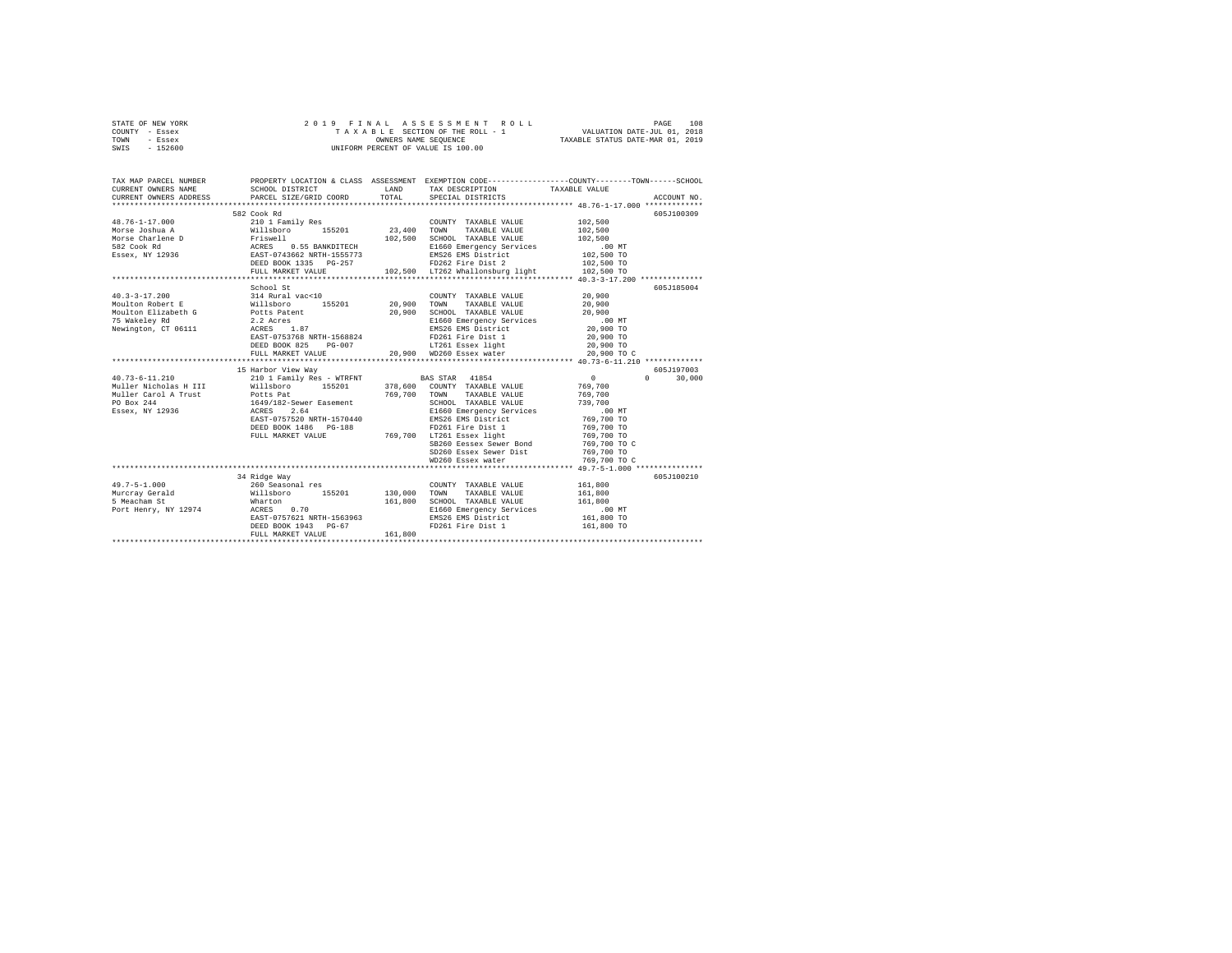STATE OF NEW YORK
COUNTY - Essex
TOWN - Essex
SWIS - 152600

2 0 1 9 F I N A L A S S E S S M E N T R O L L
T A X A B L E SECTION OF THE ROLL - 1
OWNERS NAME SEQUENCE
UNIFORM PERCENT OF VALUE IS 100.00

VALUATION DATE-JUL 01, 2018
TAXABLE STATUS DATE-MAR 01, 2019

```
TAX MAP PARCEL NUMBER     PROPERTY LOCATION & CLASS  ASSESSMENT  EXEMPTION CODE-----------------COUNTY--------TOWN------SCHOOL
CURRENT OWNERS NAME       SCHOOL DISTRICT              LAND      TAX DESCRIPTION             TAXABLE VALUE
CURRENT OWNERS ADDRESS    PARCEL SIZE/GRID COORD       TOTAL     SPECIAL DISTRICTS                                    ACCOUNT NO.
******************************************************************************************** 48.76-1-17.000 *************
                          582 Cook Rd                                                                              605J100309
48.76-1-17.000            210 1 Family Res                        COUNTY  TAXABLE VALUE          102,500
Morse Joshua A            Willsboro      155201      23,400      TOWN    TAXABLE VALUE          102,500
Morse Charlene D          Friswell                  102,500      SCHOOL  TAXABLE VALUE          102,500
582 Cook Rd               ACRES    0.55 BANKDITECH               E1660 Emergency Services           .00 MT
Essex, NY 12936           EAST-0743662 NRTH-1555773              EMS26 EMS District             102,500 TO
                          DEED BOOK 1335   PG-257                 FD262 Fire Dist 2              102,500 TO
                          FULL MARKET VALUE         102,500      LT262 Whallonsburg light       102,500 TO
******************************************************************************************** 40.3-3-17.200 **************
                          School St                                                                                605J185004
40.3-3-17.200             314 Rural vac<10                        COUNTY  TAXABLE VALUE           20,900
Moulton Robert E          Willsboro      155201      20,900      TOWN    TAXABLE VALUE           20,900
Moulton Elizabeth G       Potts Patent               20,900      SCHOOL  TAXABLE VALUE           20,900
75 Wakeley Rd             2.2 Acres                               E1660 Emergency Services           .00 MT
Newington, CT 06111       ACRES    1.87                           EMS26 EMS District              20,900 TO
                          EAST-0753768 NRTH-1568824              FD261 Fire Dist 1               20,900 TO
                          DEED BOOK 825    PG-007                 LT261 Essex light               20,900 TO
                          FULL MARKET VALUE          20,900      WD260 Essex water               20,900 TO C
******************************************************************************************** 40.73-6-11.210 *************
                          15 Harbor View Way                                                                       605J197003
40.73-6-11.210            210 1 Family Res - WTRFNT            BAS STAR  41854                    0          0     30,000
Muller Nicholas H III     Willsboro      155201     378,600      COUNTY  TAXABLE VALUE          769,700
Muller Carol A Trust      Potts Pat                 769,700      TOWN    TAXABLE VALUE          769,700
PO Box 244                1649/182-Sewer Easement                 SCHOOL  TAXABLE VALUE          739,700
Essex, NY 12936           ACRES    2.64                           E1660 Emergency Services           .00 MT
                          EAST-0757520 NRTH-1570440              EMS26 EMS District             769,700 TO
                          DEED BOOK 1486   PG-188                 FD261 Fire Dist 1              769,700 TO
                          FULL MARKET VALUE         769,700      LT261 Essex light              769,700 TO
                                                                  SB260 Eessex Sewer Bond        769,700 TO C
                                                                  SD260 Essex Sewer Dist         769,700 TO
                                                                  WD260 Essex water              769,700 TO C
******************************************************************************************** 49.7-5-1.000 ***************
                          34 Ridge Way                                                                             605J100210
49.7-5-1.000              260 Seasonal res                        COUNTY  TAXABLE VALUE          161,800
Murcray Gerald            Willsboro      155201     130,000      TOWN    TAXABLE VALUE          161,800
5 Meacham St              Wharton                   161,800      SCHOOL  TAXABLE VALUE          161,800
Port Henry, NY 12974      ACRES    0.70                           E1660 Emergency Services           .00 MT
                          EAST-0757621 NRTH-1563963              EMS26 EMS District             161,800 TO
                          DEED BOOK 1943   PG-67                  FD261 Fire Dist 1              161,800 TO
                          FULL MARKET VALUE         161,800
****************************************************************************************************************************
```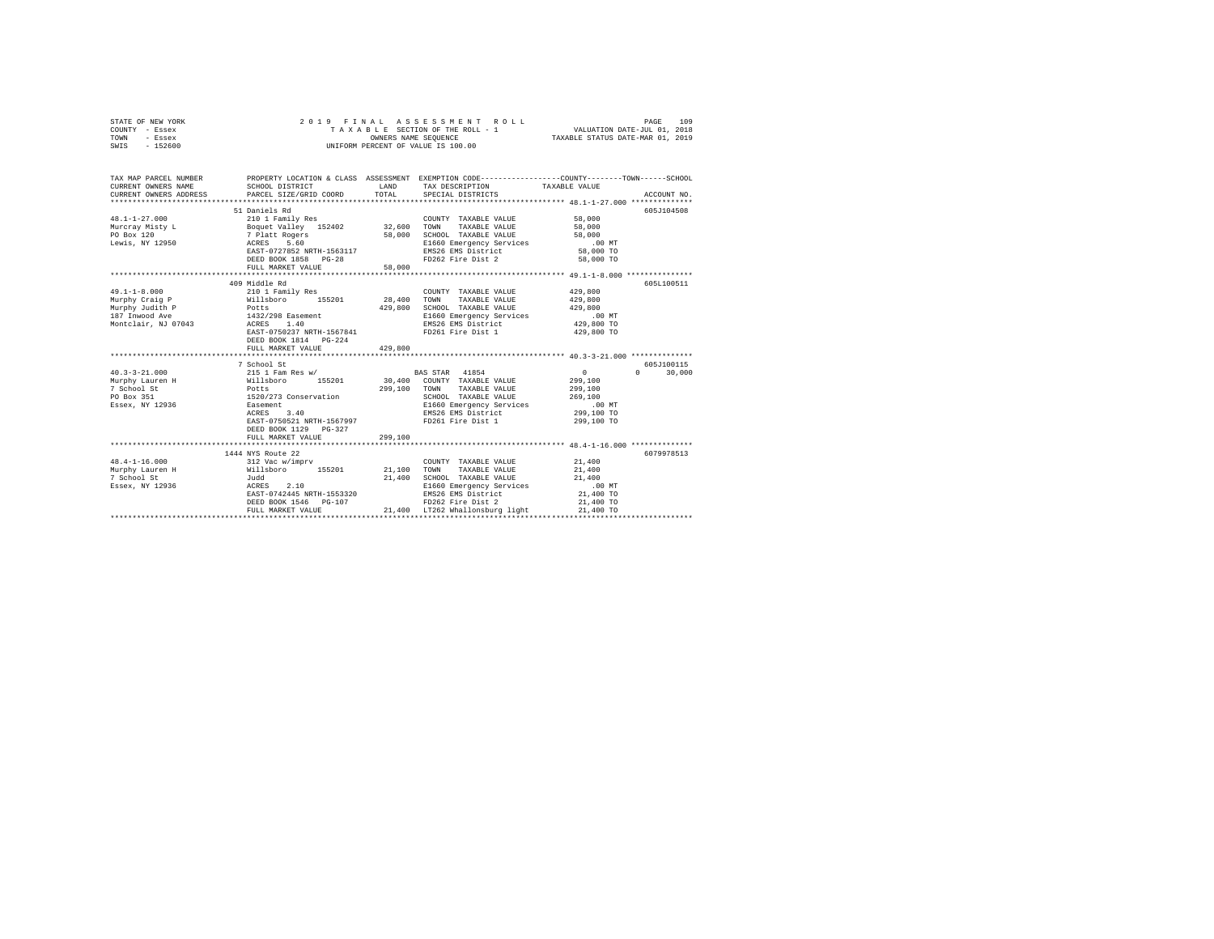STATE OF NEW YORK  
COUNTY - Essex  
TOWN - Essex  
SWIS - 152600

2019 FINAL ASSESSMENT ROLL  
TAXABLE SECTION OF THE ROLL - 1  
OWNERS NAME SEQUENCE  
UNIFORM PERCENT OF VALUE IS 100.00

VALUATION DATE-JUL 01, 2018  
TAXABLE STATUS DATE-MAR 01, 2019

```
TAX MAP PARCEL NUMBER          PROPERTY LOCATION & CLASS  ASSESSMENT  EXEMPTION CODE-----------------COUNTY--------TOWN------SCHOOL
CURRENT OWNERS NAME            SCHOOL DISTRICT              LAND      TAX DESCRIPTION            TAXABLE VALUE
CURRENT OWNERS ADDRESS         PARCEL SIZE/GRID COORD       TOTAL     SPECIAL DISTRICTS                                    ACCOUNT NO.
************************************************************************************************* 48.1-1-27.000 **************
                               51 Daniels Rd                                                                              605J104508
48.1-1-27.000                  210 1 Family Res                       COUNTY  TAXABLE VALUE           58,000
Murcray Misty L                Boquet Valley  152402       32,600     TOWN    TAXABLE VALUE           58,000
PO Box 120                     7 Platt Rogers              58,000     SCHOOL  TAXABLE VALUE           58,000
Lewis, NY 12950                ACRES    5.60                          E1660 Emergency Services           .00 MT
                               EAST-0727852 NRTH-1563117              EMS26 EMS District              58,000 TO
                               DEED BOOK 1858   PG-28                 FD262 Fire Dist 2               58,000 TO
                               FULL MARKET VALUE           58,000
************************************************************************************************* 49.1-1-8.000 ***************
                               409 Middle Rd                                                                              605L100511
49.1-1-8.000                   210 1 Family Res                       COUNTY  TAXABLE VALUE          429,800
Murphy Craig P                 Willsboro      155201       28,400     TOWN    TAXABLE VALUE          429,800
Murphy Judith P                Potts                      429,800     SCHOOL  TAXABLE VALUE          429,800
187 Inwood Ave                 1432/298 Easement                      E1660 Emergency Services           .00 MT
Montclair, NJ 07043            ACRES    1.40                          EMS26 EMS District             429,800 TO
                               EAST-0750237 NRTH-1567841              FD261 Fire Dist 1              429,800 TO
                               DEED BOOK 1814   PG-224
                               FULL MARKET VALUE          429,800
************************************************************************************************* 40.3-3-21.000 **************
                               7 School St                                                                                605J100115
40.3-3-21.000                  215 1 Fam Res w/                       BAS STAR  41854                      0            0      30,000
Murphy Lauren H                Willsboro      155201       30,400     COUNTY  TAXABLE VALUE          299,100
7 School St                    Potts                      299,100     TOWN    TAXABLE VALUE          299,100
PO Box 351                     1520/273 Conservation                  SCHOOL  TAXABLE VALUE          269,100
Essex, NY 12936                Easement                               E1660 Emergency Services           .00 MT
                               ACRES    3.40                          EMS26 EMS District             299,100 TO
                               EAST-0750521 NRTH-1567997              FD261 Fire Dist 1              299,100 TO
                               DEED BOOK 1129   PG-327
                               FULL MARKET VALUE          299,100
************************************************************************************************* 48.4-1-16.000 **************
                               1444 NYS Route 22                                                                          6079978513
48.4-1-16.000                  312 Vac w/imprv                        COUNTY  TAXABLE VALUE           21,400
Murphy Lauren H                Willsboro      155201       21,100     TOWN    TAXABLE VALUE           21,400
7 School St                    Judd                        21,400     SCHOOL  TAXABLE VALUE           21,400
Essex, NY 12936                ACRES    2.10                          E1660 Emergency Services           .00 MT
                               EAST-0742445 NRTH-1553320              EMS26 EMS District              21,400 TO
                               DEED BOOK 1546   PG-107                FD262 Fire Dist 2               21,400 TO
                               FULL MARKET VALUE           21,400     LT262 Whallonsburg light        21,400 TO
******************************************************************************************************************************
```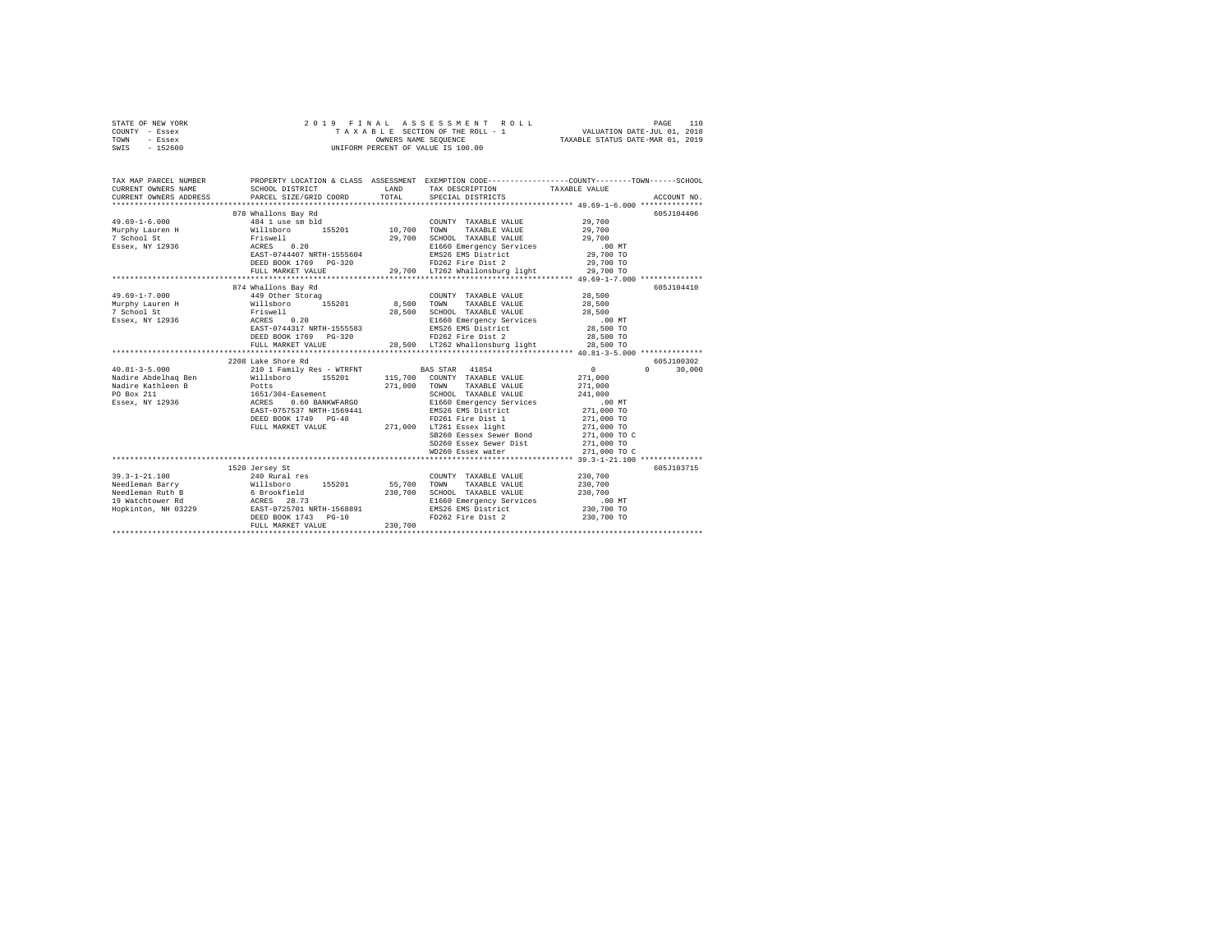STATE OF NEW YORK
COUNTY - Essex
TOWN - Essex
SWIS - 152600

2 0 1 9 F I N A L A S S E S S M E N T R O L L
T A X A B L E SECTION OF THE ROLL - 1
OWNERS NAME SEQUENCE
UNIFORM PERCENT OF VALUE IS 100.00

VALUATION DATE-JUL 01, 2018
TAXABLE STATUS DATE-MAR 01, 2019

```
TAX MAP PARCEL NUMBER          PROPERTY LOCATION & CLASS  ASSESSMENT  EXEMPTION CODE-----------------COUNTY--------TOWN------SCHOOL
CURRENT OWNERS NAME            SCHOOL DISTRICT              LAND      TAX DESCRIPTION              TAXABLE VALUE
CURRENT OWNERS ADDRESS         PARCEL SIZE/GRID COORD       TOTAL     SPECIAL DISTRICTS                                     ACCOUNT NO.
******************************************************************************************** 49.69-1-6.000 **************
                               878 Whallons Bay Rd                                                                        605J104406
49.69-1-6.000                  484 1 use sm bld                       COUNTY  TAXABLE VALUE         29,700
Murphy Lauren H                Willsboro      155201       10,700     TOWN    TAXABLE VALUE         29,700
7 School St                    Friswell                    29,700     SCHOOL  TAXABLE VALUE         29,700
Essex, NY 12936                ACRES    0.20                          E1660 Emergency Services         .00 MT
                               EAST-0744407 NRTH-1555604              EMS26 EMS District            29,700 TO
                               DEED BOOK 1769   PG-320                FD262 Fire Dist 2             29,700 TO
                               FULL MARKET VALUE           29,700     LT262 Whallonsburg light      29,700 TO
******************************************************************************************** 49.69-1-7.000 **************
                               874 Whallons Bay Rd                                                                        605J104410
49.69-1-7.000                  449 Other Storag                       COUNTY  TAXABLE VALUE         28,500
Murphy Lauren H                Willsboro      155201        8,500     TOWN    TAXABLE VALUE         28,500
7 School St                    Friswell                    28,500     SCHOOL  TAXABLE VALUE         28,500
Essex, NY 12936                ACRES    0.20                          E1660 Emergency Services         .00 MT
                               EAST-0744317 NRTH-1555583              EMS26 EMS District            28,500 TO
                               DEED BOOK 1769   PG-320                FD262 Fire Dist 2             28,500 TO
                               FULL MARKET VALUE           28,500     LT262 Whallonsburg light      28,500 TO
******************************************************************************************** 40.81-3-5.000 **************
                               2208 Lake Shore Rd                                                                         605J100302
40.81-3-5.000                  210 1 Family Res - WTRFNT              BAS STAR  41854                    0          0     30,000
Nadire Abdelhaq Ben            Willsboro      155201      115,700     COUNTY  TAXABLE VALUE        271,000
Nadire Kathleen B              Potts                      271,000     TOWN    TAXABLE VALUE        271,000
PO Box 211                     1651/304-Easement                      SCHOOL  TAXABLE VALUE        241,000
Essex, NY 12936                ACRES    0.60 BANKWFARGO               E1660 Emergency Services         .00 MT
                               EAST-0757537 NRTH-1569441              EMS26 EMS District           271,000 TO
                               DEED BOOK 1749   PG-48                 FD261 Fire Dist 1            271,000 TO
                               FULL MARKET VALUE          271,000     LT261 Essex light            271,000 TO
                                                                      SB260 Eessex Sewer Bond      271,000 TO C
                                                                      SD260 Essex Sewer Dist       271,000 TO
                                                                      WD260 Essex water            271,000 TO C
******************************************************************************************** 39.3-1-21.100 **************
                               1520 Jersey St                                                                             605J103715
39.3-1-21.100                  240 Rural res                          COUNTY  TAXABLE VALUE        230,700
Needleman Barry                Willsboro      155201       55,700     TOWN    TAXABLE VALUE        230,700
Needleman Ruth B               6 Brookfield               230,700     SCHOOL  TAXABLE VALUE        230,700
19 Watchtower Rd               ACRES   28.73                          E1660 Emergency Services         .00 MT
Hopkinton, NH 03229            EAST-0725701 NRTH-1568891              EMS26 EMS District           230,700 TO
                               DEED BOOK 1743   PG-10                 FD262 Fire Dist 2            230,700 TO
                               FULL MARKET VALUE          230,700
****************************************************************************************************************************
```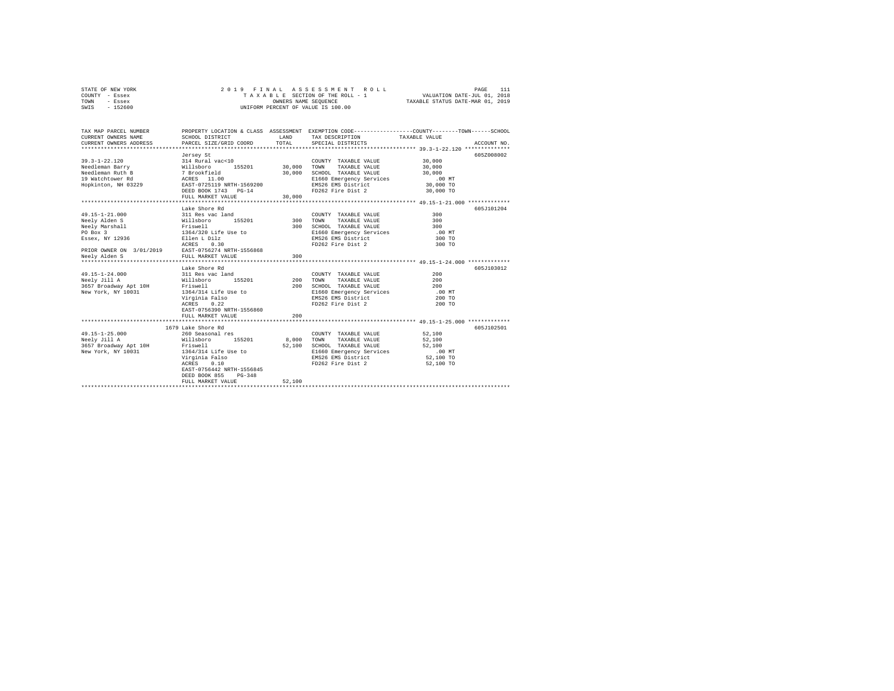STATE OF NEW YORK
COUNTY - Essex
TOWN - Essex
SWIS - 152600

2019 FINAL ASSESSMENT ROLL
TAXABLE SECTION OF THE ROLL - 1
OWNERS NAME SEQUENCE
UNIFORM PERCENT OF VALUE IS 100.00

VALUATION DATE-JUL 01, 2018
TAXABLE STATUS DATE-MAR 01, 2019

| TAX MAP PARCEL NUMBER / CURRENT OWNERS NAME / CURRENT OWNERS ADDRESS | PROPERTY LOCATION & CLASS / SCHOOL DISTRICT / PARCEL SIZE/GRID COORD | ASSESSMENT LAND / TOTAL | EXEMPTION CODE / TAX DESCRIPTION / SPECIAL DISTRICTS | COUNTY / TOWN / SCHOOL TAXABLE VALUE | ACCOUNT NO. |
|---|---|---|---|---|---|
| **39.3-1-22.120** | Jersey St | | | | 605Z008002 |
| 39.3-1-22.120 | 314 Rural vac<10 | | COUNTY TAXABLE VALUE | 30,000 | |
| Needleman Barry | Willsboro 155201 | 30,000 | TOWN TAXABLE VALUE | 30,000 | |
| Needleman Ruth B | 7 Brookfield | 30,000 | SCHOOL TAXABLE VALUE | 30,000 | |
| 19 Watchtower Rd | ACRES 11.00 | | E1660 Emergency Services | .00 MT | |
| Hopkinton, NH 03229 | EAST-0725119 NRTH-1569200 | | EMS26 EMS District | 30,000 TO | |
| | DEED BOOK 1743 PG-14 | | FD262 Fire Dist 2 | 30,000 TO | |
| | FULL MARKET VALUE | 30,000 | | | |
| **49.15-1-21.000** | Lake Shore Rd | | | | 605J101204 |
| 49.15-1-21.000 | 311 Res vac land | | COUNTY TAXABLE VALUE | 300 | |
| Neely Alden S | Willsboro 155201 | 300 | TOWN TAXABLE VALUE | 300 | |
| Neely Marshall | Friswell | 300 | SCHOOL TAXABLE VALUE | 300 | |
| PO Box 3 | 1364/320 Life Use to | | E1660 Emergency Services | .00 MT | |
| Essex, NY 12936 | Ellen L Dilz | | EMS26 EMS District | 300 TO | |
| | ACRES 0.30 | | FD262 Fire Dist 2 | 300 TO | |
| PRIOR OWNER ON 3/01/2019 | EAST-0756274 NRTH-1556868 | | | | |
| Neely Alden S | FULL MARKET VALUE | 300 | | | |
| **49.15-1-24.000** | Lake Shore Rd | | | | 605J103012 |
| 49.15-1-24.000 | 311 Res vac land | | COUNTY TAXABLE VALUE | 200 | |
| Neely Jill A | Willsboro 155201 | 200 | TOWN TAXABLE VALUE | 200 | |
| 3657 Broadway Apt 10H | Friswell | 200 | SCHOOL TAXABLE VALUE | 200 | |
| New York, NY 10031 | 1364/314 Life Use to | | E1660 Emergency Services | .00 MT | |
| | Virginia Falso | | EMS26 EMS District | 200 TO | |
| | ACRES 0.22 | | FD262 Fire Dist 2 | 200 TO | |
| | EAST-0756390 NRTH-1556860 | | | | |
| | FULL MARKET VALUE | 200 | | | |
| **49.15-1-25.000** | 1679 Lake Shore Rd | | | | 605J102501 |
| 49.15-1-25.000 | 260 Seasonal res | | COUNTY TAXABLE VALUE | 52,100 | |
| Neely Jill A | Willsboro 155201 | 8,000 | TOWN TAXABLE VALUE | 52,100 | |
| 3657 Broadway Apt 10H | Friswell | 52,100 | SCHOOL TAXABLE VALUE | 52,100 | |
| New York, NY 10031 | 1364/314 Life Use to | | E1660 Emergency Services | .00 MT | |
| | Virginia Falso | | EMS26 EMS District | 52,100 TO | |
| | ACRES 0.10 | | FD262 Fire Dist 2 | 52,100 TO | |
| | EAST-0756442 NRTH-1556845 | | | | |
| | DEED BOOK 855 PG-348 | | | | |
| | FULL MARKET VALUE | 52,100 | | | |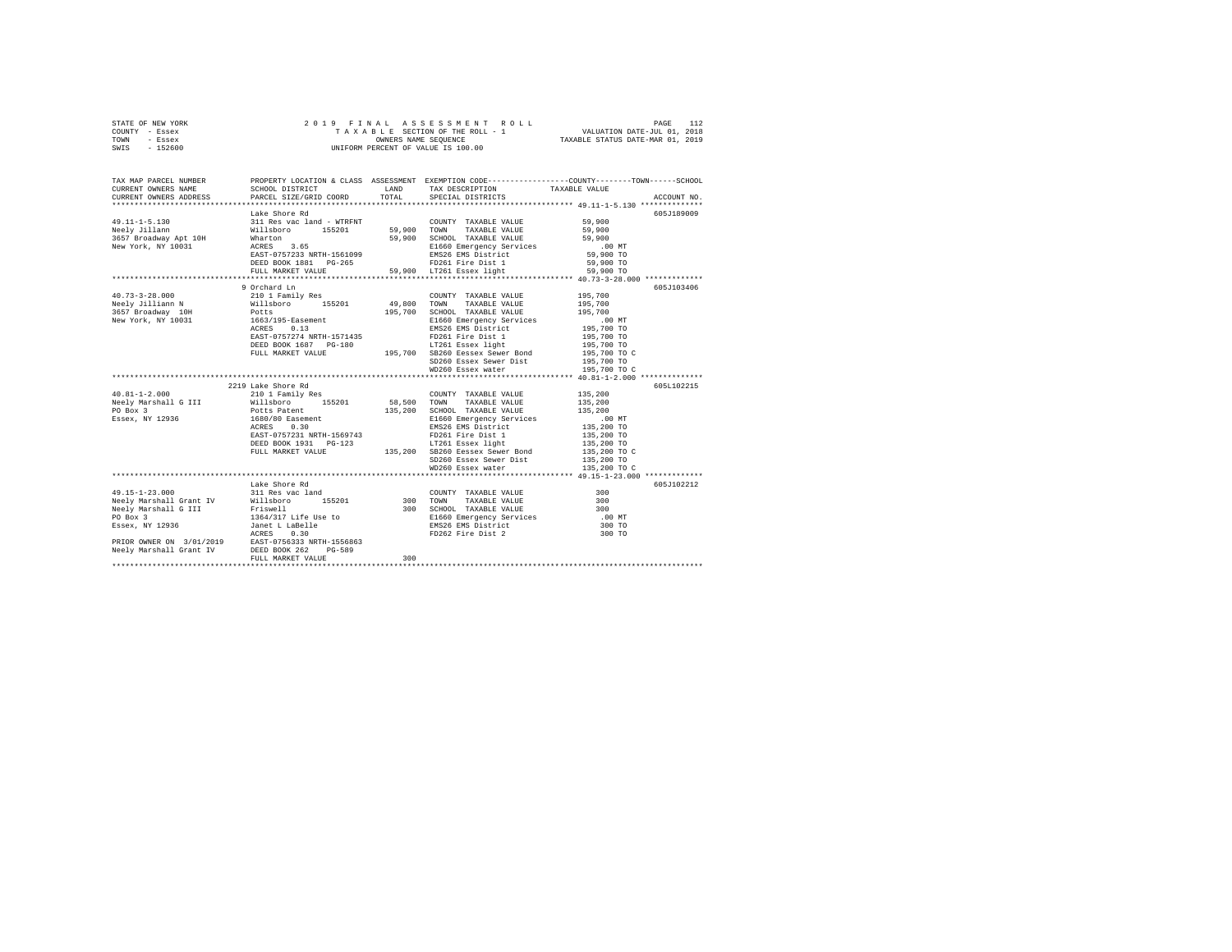STATE OF NEW YORK — 2019 FINAL ASSESSMENT ROLL
COUNTY - Essex — TAXABLE SECTION OF THE ROLL - 1 — VALUATION DATE-JUL 01, 2018
TOWN - Essex — OWNERS NAME SEQUENCE — TAXABLE STATUS DATE-MAR 01, 2019
SWIS - 152600 — UNIFORM PERCENT OF VALUE IS 100.00

| TAX MAP PARCEL NUMBER / CURRENT OWNERS NAME / CURRENT OWNERS ADDRESS | PROPERTY LOCATION & CLASS / SCHOOL DISTRICT / PARCEL SIZE/GRID COORD | ASSESSMENT LAND | TOTAL | EXEMPTION CODE / TAX DESCRIPTION / SPECIAL DISTRICTS | TAXABLE VALUE (COUNTY / TOWN / SCHOOL) | ACCOUNT NO. |
|---|---|---|---|---|---|---|
| **49.11-1-5.130** | Lake Shore Rd | | | | | 605J189009 |
| 49.11-1-5.130 | 311 Res vac land - WTRFNT | | | COUNTY TAXABLE VALUE | 59,900 | |
| Neely Jillann | Willsboro 155201 | 59,900 | | TOWN TAXABLE VALUE | 59,900 | |
| 3657 Broadway Apt 10H | Wharton | | 59,900 | SCHOOL TAXABLE VALUE | 59,900 | |
| New York, NY 10031 | ACRES 3.65 | | | E1660 Emergency Services | .00 MT | |
| | EAST-0757233 NRTH-1561099 | | | EMS26 EMS District | 59,900 TO | |
| | DEED BOOK 1881 PG-265 | | | FD261 Fire Dist 1 | 59,900 TO | |
| | FULL MARKET VALUE | | 59,900 | LT261 Essex light | 59,900 TO | |
| **40.73-3-28.000** | 9 Orchard Ln | | | | | 605J103406 |
| 40.73-3-28.000 | 210 1 Family Res | | | COUNTY TAXABLE VALUE | 195,700 | |
| Neely Jilliann N | Willsboro 155201 | 49,800 | | TOWN TAXABLE VALUE | 195,700 | |
| 3657 Broadway 10H | Potts | | 195,700 | SCHOOL TAXABLE VALUE | 195,700 | |
| New York, NY 10031 | 1663/195-Easement | | | E1660 Emergency Services | .00 MT | |
| | ACRES 0.13 | | | EMS26 EMS District | 195,700 TO | |
| | EAST-0757274 NRTH-1571435 | | | FD261 Fire Dist 1 | 195,700 TO | |
| | DEED BOOK 1687 PG-180 | | | LT261 Essex light | 195,700 TO | |
| | FULL MARKET VALUE | | 195,700 | SB260 Eessex Sewer Bond | 195,700 TO C | |
| | | | | SD260 Essex Sewer Dist | 195,700 TO | |
| | | | | WD260 Essex water | 195,700 TO C | |
| **40.81-1-2.000** | 2219 Lake Shore Rd | | | | | 605L102215 |
| 40.81-1-2.000 | 210 1 Family Res | | | COUNTY TAXABLE VALUE | 135,200 | |
| Neely Marshall G III | Willsboro 155201 | 58,500 | | TOWN TAXABLE VALUE | 135,200 | |
| PO Box 3 | Potts Patent | | 135,200 | SCHOOL TAXABLE VALUE | 135,200 | |
| Essex, NY 12936 | 1680/80 Easement | | | E1660 Emergency Services | .00 MT | |
| | ACRES 0.30 | | | EMS26 EMS District | 135,200 TO | |
| | EAST-0757231 NRTH-1569743 | | | FD261 Fire Dist 1 | 135,200 TO | |
| | DEED BOOK 1931 PG-123 | | | LT261 Essex light | 135,200 TO | |
| | FULL MARKET VALUE | | 135,200 | SB260 Eessex Sewer Bond | 135,200 TO C | |
| | | | | SD260 Essex Sewer Dist | 135,200 TO | |
| | | | | WD260 Essex water | 135,200 TO C | |
| **49.15-1-23.000** | Lake Shore Rd | | | | | 605J102212 |
| 49.15-1-23.000 | 311 Res vac land | | | COUNTY TAXABLE VALUE | 300 | |
| Neely Marshall Grant IV | Willsboro 155201 | 300 | | TOWN TAXABLE VALUE | 300 | |
| Neely Marshall G III | Friswell | | 300 | SCHOOL TAXABLE VALUE | 300 | |
| PO Box 3 | 1364/317 Life Use to | | | E1660 Emergency Services | .00 MT | |
| Essex, NY 12936 | Janet L LaBelle | | | EMS26 EMS District | 300 TO | |
| | ACRES 0.30 | | | FD262 Fire Dist 2 | 300 TO | |
| PRIOR OWNER ON 3/01/2019 | EAST-0756333 NRTH-1556863 | | | | | |
| Neely Marshall Grant IV | DEED BOOK 262 PG-589 | | | | | |
| | FULL MARKET VALUE | | 300 | | | |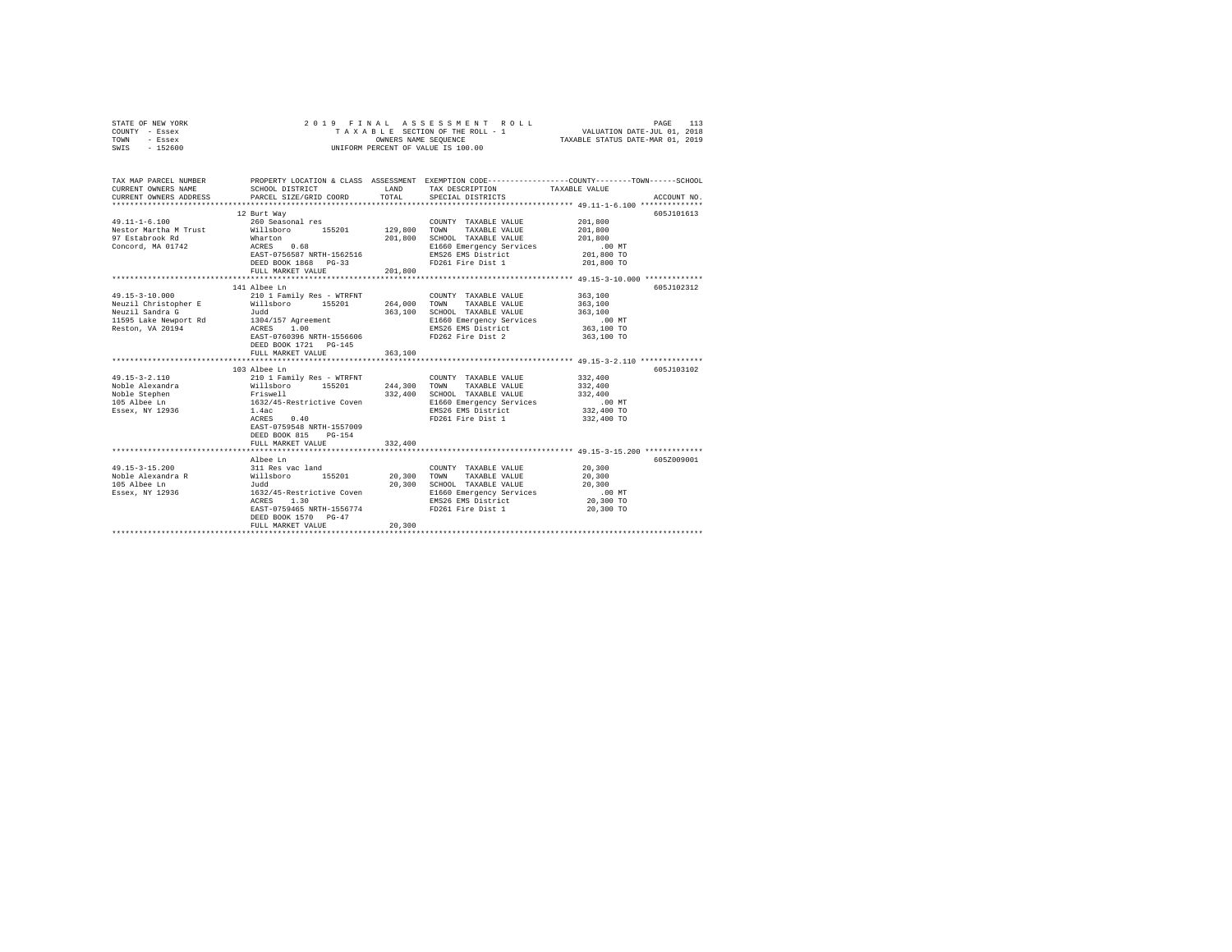STATE OF NEW YORK | COUNTY - Essex | TOWN - Essex | SWIS - 152600

2019 FINAL ASSESSMENT ROLL
TAXABLE SECTION OF THE ROLL - 1
OWNERS NAME SEQUENCE
UNIFORM PERCENT OF VALUE IS 100.00

VALUATION DATE-JUL 01, 2018
TAXABLE STATUS DATE-MAR 01, 2019

| TAX MAP PARCEL NUMBER / CURRENT OWNERS NAME / CURRENT OWNERS ADDRESS | PROPERTY LOCATION & CLASS / SCHOOL DISTRICT / PARCEL SIZE/GRID COORD | ASSESSMENT LAND / TOTAL | EXEMPTION CODE / TAX DESCRIPTION / SPECIAL DISTRICTS | TAXABLE VALUE (COUNTY--TOWN--SCHOOL) | ACCOUNT NO. |
|---|---|---|---|---|---|
| 49.11-1-6.100 | 12 Burt Way | | | | 605J101613 |
| Nestor Martha M Trust | 260 Seasonal res | | COUNTY TAXABLE VALUE | 201,800 | |
| 97 Estabrook Rd | Willsboro 155201 | 129,800 | TOWN TAXABLE VALUE | 201,800 | |
| Concord, MA 01742 | Wharton | 201,800 | SCHOOL TAXABLE VALUE | 201,800 | |
| | ACRES 0.68 | | E1660 Emergency Services | .00 MT | |
| | EAST-0756587 NRTH-1562516 | | EMS26 EMS District | 201,800 TO | |
| | DEED BOOK 1868 PG-33 | | FD261 Fire Dist 1 | 201,800 TO | |
| | FULL MARKET VALUE | 201,800 | | | |
| 49.15-3-10.000 | 141 Albee Ln | | | | 605J102312 |
| Neuzil Christopher E | 210 1 Family Res - WTRFNT | | COUNTY TAXABLE VALUE | 363,100 | |
| Neuzil Sandra G | Willsboro 155201 | 264,000 | TOWN TAXABLE VALUE | 363,100 | |
| 11595 Lake Newport Rd | Judd | 363,100 | SCHOOL TAXABLE VALUE | 363,100 | |
| Reston, VA 20194 | 1304/157 Agreement | | E1660 Emergency Services | .00 MT | |
| | ACRES 1.00 | | EMS26 EMS District | 363,100 TO | |
| | EAST-0760396 NRTH-1556606 | | FD262 Fire Dist 2 | 363,100 TO | |
| | DEED BOOK 1721 PG-145 | | | | |
| | FULL MARKET VALUE | 363,100 | | | |
| 49.15-3-2.110 | 103 Albee Ln | | | | 605J103102 |
| Noble Alexandra | 210 1 Family Res - WTRFNT | | COUNTY TAXABLE VALUE | 332,400 | |
| Noble Stephen | Willsboro 155201 | 244,300 | TOWN TAXABLE VALUE | 332,400 | |
| 105 Albee Ln | Friswell | 332,400 | SCHOOL TAXABLE VALUE | 332,400 | |
| Essex, NY 12936 | 1632/45-Restrictive Coven | | E1660 Emergency Services | .00 MT | |
| | 1.4ac | | EMS26 EMS District | 332,400 TO | |
| | ACRES 0.40 | | FD261 Fire Dist 1 | 332,400 TO | |
| | EAST-0759548 NRTH-1557009 | | | | |
| | DEED BOOK 815 PG-154 | | | | |
| | FULL MARKET VALUE | 332,400 | | | |
| 49.15-3-15.200 | Albee Ln | | | | 605Z009001 |
| Noble Alexandra R | 311 Res vac land | | COUNTY TAXABLE VALUE | 20,300 | |
| 105 Albee Ln | Willsboro 155201 | 20,300 | TOWN TAXABLE VALUE | 20,300 | |
| Essex, NY 12936 | Judd | 20,300 | SCHOOL TAXABLE VALUE | 20,300 | |
| | 1632/45-Restrictive Coven | | E1660 Emergency Services | .00 MT | |
| | ACRES 1.30 | | EMS26 EMS District | 20,300 TO | |
| | EAST-0759465 NRTH-1556774 | | FD261 Fire Dist 1 | 20,300 TO | |
| | DEED BOOK 1570 PG-47 | | | | |
| | FULL MARKET VALUE | 20,300 | | | |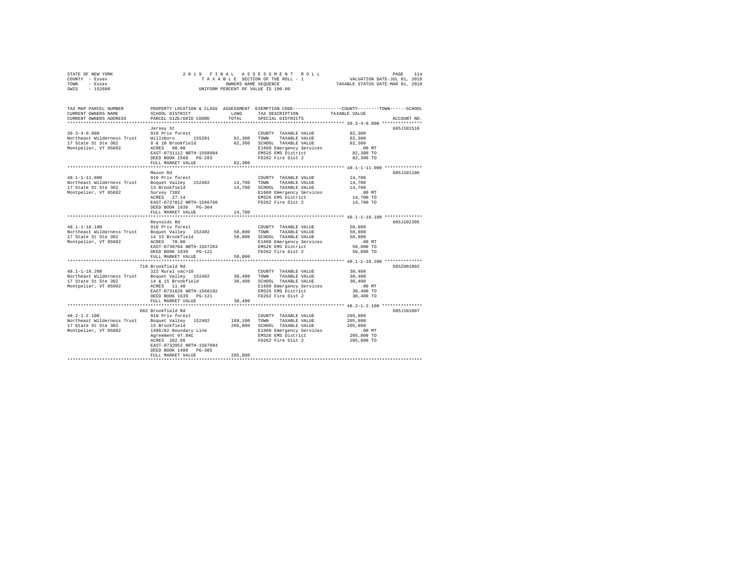STATE OF NEW YORK — 2019 FINAL ASSESSMENT ROLL
COUNTY - Essex — TAXABLE SECTION OF THE ROLL - 1 — VALUATION DATE-JUL 01, 2018
TOWN - Essex — OWNERS NAME SEQUENCE — TAXABLE STATUS DATE-MAR 01, 2019
SWIS - 152600 — UNIFORM PERCENT OF VALUE IS 100.00

```
TAX MAP PARCEL NUMBER      PROPERTY LOCATION & CLASS  ASSESSMENT  EXEMPTION CODE-----------------COUNTY--------TOWN------SCHOOL
CURRENT OWNERS NAME        SCHOOL DISTRICT             LAND       TAX DESCRIPTION              TAXABLE VALUE
CURRENT OWNERS ADDRESS     PARCEL SIZE/GRID COORD      TOTAL      SPECIAL DISTRICTS                                  ACCOUNT NO.
******************************************************************************************************* 39.3-4-9.000 ***************
                           Jersey St                                                                                605J101510
39.3-4-9.000               910 Priv forest                        COUNTY  TAXABLE VALUE            82,300
Northeast Wilderness Trust Willsboro      155201       82,300     TOWN    TAXABLE VALUE            82,300
17 State St Ste 302        9 & 10 Brookfield           82,300     SCHOOL  TAXABLE VALUE            82,300
Montpelier, VT 05602       ACRES  90.00                           E1660 Emergency Services            .00 MT
                           EAST-0731112 NRTH-1568984              EMS26 EMS District               82,300 TO
                           DEED BOOK 1568   PG-283                FD262 Fire Dist 2                82,300 TO
                           FULL MARKET VALUE           82,300
******************************************************************************************************* 48.1-1-11.000 **************
                           Mason Rd                                                                                 605J101106
48.1-1-11.000              910 Priv forest                        COUNTY  TAXABLE VALUE            14,700
Northeast Wilderness Trust Boquet Valley   152402      14,700     TOWN    TAXABLE VALUE            14,700
17 State St Ste 302        13 Brookfield               14,700     SCHOOL  TAXABLE VALUE            14,700
Montpelier, VT 05602       Survey 7302                            E1660 Emergency Services            .00 MT
                           ACRES  27.14                           EMS26 EMS District               14,700 TO
                           EAST-0727812 NRTH-1566760              FD262 Fire Dist 2                14,700 TO
                           DEED BOOK 1836   PG-304
                           FULL MARKET VALUE           14,700
******************************************************************************************************* 48.1-1-18.100 **************
                           Reynolds Rd                                                                              605J102305
48.1-1-18.100              910 Priv forest                        COUNTY  TAXABLE VALUE            50,800
Northeast Wilderness Trust Boquet Valley   152402      50,800     TOWN    TAXABLE VALUE            50,800
17 State St Ste 302        14 15 Brookfield            50,800     SCHOOL  TAXABLE VALUE            50,800
Montpelier, VT 05602       ACRES  70.00                           E1660 Emergency Services            .00 MT
                           EAST-0730704 NRTH-1567203              EMS26 EMS District               50,800 TO
                           DEED BOOK 1639   PG-121                FD262 Fire Dist 2                50,800 TO
                           FULL MARKET VALUE           50,800
******************************************************************************************************* 48.1-1-18.200 **************
                           719 Brookfield Rd                                                                        605Z001002
48.1-1-18.200              322 Rural vac>10                       COUNTY  TAXABLE VALUE            30,400
Northeast Wilderness Trust Boquet Valley   152402      30,400     TOWN    TAXABLE VALUE            30,400
17 State St Ste 302        14 & 15 Brookfield          30,400     SCHOOL  TAXABLE VALUE            30,400
Montpelier, VT 05602       ACRES  11.40                           E1660 Emergency Services            .00 MT
                           EAST-0731626 NRTH-1568192              EMS26 EMS District               30,400 TO
                           DEED BOOK 1639   PG-121                FD262 Fire Dist 2                30,400 TO
                           FULL MARKET VALUE           30,400
******************************************************************************************************* 48.2-1-2.100 ***************
                           682 Brookfield Rd                                                                        605J101007
48.2-1-2.100               910 Priv forest                        COUNTY  TAXABLE VALUE           205,800
Northeast Wilderness Trust Boquet Valley   152402     199,100     TOWN    TAXABLE VALUE           205,800
17 State St Ste 302        15 Brookfield              205,800     SCHOOL  TAXABLE VALUE           205,800
Montpelier, VT 05602       1486/82 Boundary Line                  E1660 Emergency Services            .00 MT
                           Agreement 97.9AC                       EMS26 EMS District              205,800 TO
                           ACRES 202.66                           FD262 Fire Dist 2               205,800 TO
                           EAST-0733952 NRTH-1567684
                           DEED BOOK 1488   PG-305
                           FULL MARKET VALUE          205,800
************************************************************************************************************************************
```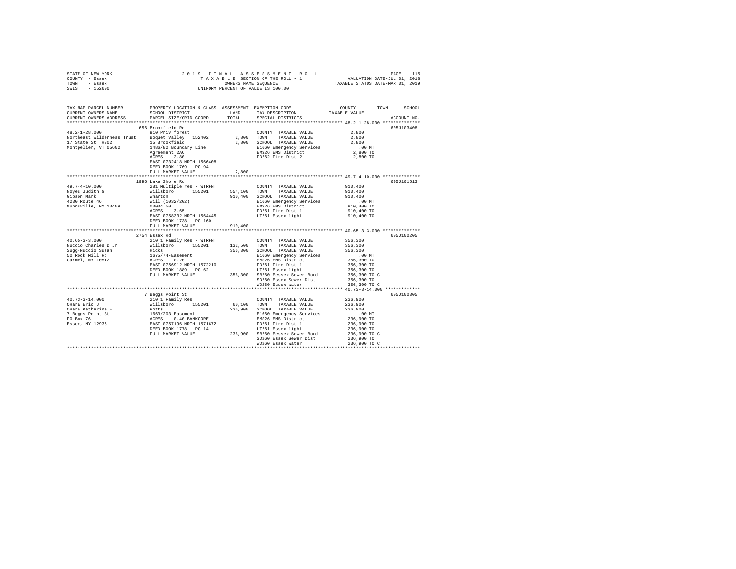STATE OF NEW YORK  
COUNTY - Essex  
TOWN - Essex  
SWIS - 152600

2019 FINAL ASSESSMENT ROLL  
TAXABLE SECTION OF THE ROLL - 1  
OWNERS NAME SEQUENCE  
UNIFORM PERCENT OF VALUE IS 100.00

VALUATION DATE-JUL 01, 2018  
TAXABLE STATUS DATE-MAR 01, 2019

```
TAX MAP PARCEL NUMBER          PROPERTY LOCATION & CLASS  ASSESSMENT  EXEMPTION CODE-----------------COUNTY--------TOWN------SCHOOL
CURRENT OWNERS NAME            SCHOOL DISTRICT              LAND      TAX DESCRIPTION                 TAXABLE VALUE
CURRENT OWNERS ADDRESS         PARCEL SIZE/GRID COORD       TOTAL     SPECIAL DISTRICTS                                    ACCOUNT NO.
*********************************************************************************************** 48.2-1-28.000 **************
                               656 Brookfield Rd                                                                        605J103408
48.2-1-28.000                  910 Priv forest                        COUNTY  TAXABLE VALUE              2,800
Northeast Wilderness Trust     Boquet Valley  152402       2,800      TOWN    TAXABLE VALUE              2,800
17 State St  #302              15 Brookfield               2,800      SCHOOL  TAXABLE VALUE              2,800
Montpelier, VT 05602           1486/82 Boundary Line                  E1660 Emergency Services            .00 MT
                               Agreement 2AC                          EMS26 EMS District                2,800 TO
                               ACRES    2.80                          FD262 Fire Dist 2                 2,800 TO
                               EAST-0732418 NRTH-1566408
                               DEED BOOK 1769   PG-94
                               FULL MARKET VALUE           2,800
*********************************************************************************************** 49.7-4-10.000 **************
                               1996 Lake Shore Rd                                                                       605J101513
49.7-4-10.000                  281 Multiple res - WTRFNT              COUNTY  TAXABLE VALUE            910,400
Noyes Judith G                 Willsboro      155201     554,100      TOWN    TAXABLE VALUE            910,400
Gibson Mark                    Wharton                   910,400      SCHOOL  TAXABLE VALUE            910,400
4230 Route 46                  Will (1032/202)                        E1660 Emergency Services            .00 MT
Munnsville, NY 13409           00004.50                               EMS26 EMS District              910,400 TO
                               ACRES    3.65                          FD261 Fire Dist 1               910,400 TO
                               EAST-0758332 NRTH-1564445              LT261 Essex light               910,400 TO
                               DEED BOOK 1738   PG-160
                               FULL MARKET VALUE         910,400
*********************************************************************************************** 40.65-3-3.000 **************
                               2754 Essex Rd                                                                            605J100205
40.65-3-3.000                  210 1 Family Res - WTRFNT              COUNTY  TAXABLE VALUE            356,300
Nuccio Charles D Jr            Willsboro      155201     132,500      TOWN    TAXABLE VALUE            356,300
Sugg-Nuccio Susan              Hicks                     356,300      SCHOOL  TAXABLE VALUE            356,300
50 Rock Mill Rd                1675/74-Easement                       E1660 Emergency Services            .00 MT
Carmel, NY 10512               ACRES    0.20                          EMS26 EMS District              356,300 TO
                               EAST-0756912 NRTH-1572210              FD261 Fire Dist 1               356,300 TO
                               DEED BOOK 1889   PG-62                 LT261 Essex light               356,300 TO
                               FULL MARKET VALUE         356,300      SB260 Eessex Sewer Bond         356,300 TO C
                                                                      SD260 Essex Sewer Dist          356,300 TO
                                                                      WD260 Essex water               356,300 TO C
*********************************************************************************************** 40.73-3-14.000 *************
                               7 Beggs Point St                                                                         605J100305
40.73-3-14.000                 210 1 Family Res                       COUNTY  TAXABLE VALUE            236,900
OHara Eric J                   Willsboro      155201      60,100      TOWN    TAXABLE VALUE            236,900
OHara Katherine E              Potts                     236,900      SCHOOL  TAXABLE VALUE            236,900
7 Beggs Point St               1663/203-Easement                      E1660 Emergency Services            .00 MT
PO Box 76                      ACRES    0.40 BANKCORE                 EMS26 EMS District              236,900 TO
Essex, NY 12936                EAST-0757196 NRTH-1571672              FD261 Fire Dist 1               236,900 TO
                               DEED BOOK 1778   PG-14                 LT261 Essex light               236,900 TO
                               FULL MARKET VALUE         236,900      SB260 Eessex Sewer Bond         236,900 TO C
                                                                      SD260 Essex Sewer Dist          236,900 TO
                                                                      WD260 Essex water               236,900 TO C
****************************************************************************************************************************
```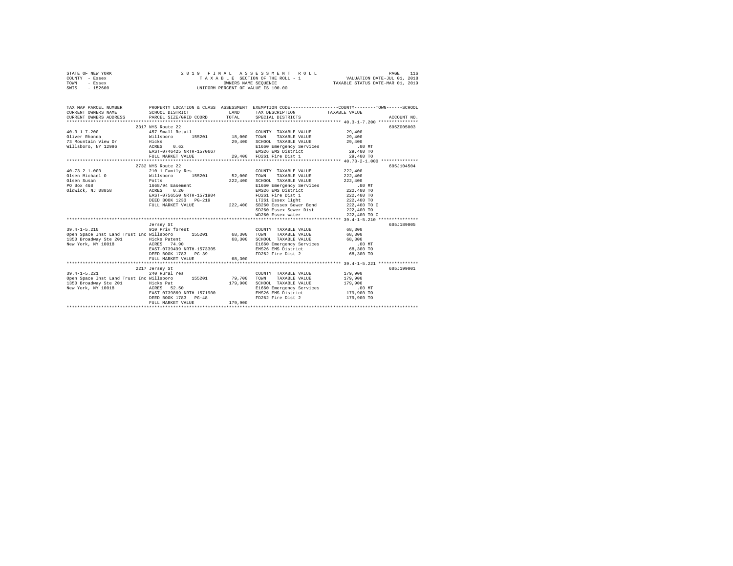STATE OF NEW YORK
COUNTY - Essex
TOWN - Essex
SWIS - 152600

2 0 1 9 F I N A L A S S E S S M E N T R O L L
T A X A B L E SECTION OF THE ROLL - 1
OWNERS NAME SEQUENCE
UNIFORM PERCENT OF VALUE IS 100.00

VALUATION DATE-JUL 01, 2018
TAXABLE STATUS DATE-MAR 01, 2019

| TAX MAP PARCEL NUMBER / CURRENT OWNERS NAME / CURRENT OWNERS ADDRESS | PROPERTY LOCATION & CLASS / SCHOOL DISTRICT / PARCEL SIZE/GRID COORD | ASSESSMENT LAND / TOTAL | EXEMPTION CODE / TAX DESCRIPTION / SPECIAL DISTRICTS | COUNTY--------TOWN------SCHOOL TAXABLE VALUE | ACCOUNT NO. |
|---|---|---|---|---|---|
| 40.3-1-7.200 | 2317 NYS Route 22 | | | | 605Z005003 |
| | 457 Small Retail | | COUNTY TAXABLE VALUE | 29,400 | |
| Oliver Rhonda | Willsboro 155201 | 18,000 | TOWN TAXABLE VALUE | 29,400 | |
| 73 Mountain View Dr | Hicks | 29,400 | SCHOOL TAXABLE VALUE | 29,400 | |
| Willsboro, NY 12996 | ACRES 0.62 | | E1660 Emergency Services | .00 MT | |
| | EAST-0746425 NRTH-1570667 | | EMS26 EMS District | 29,400 TO | |
| | FULL MARKET VALUE | 29,400 | FD261 Fire Dist 1 | 29,400 TO | |
| 40.73-2-1.000 | 2732 NYS Route 22 | | | | 605J104504 |
| | 210 1 Family Res | | COUNTY TAXABLE VALUE | 222,400 | |
| Olsen Michael O | Willsboro 155201 | 52,000 | TOWN TAXABLE VALUE | 222,400 | |
| Olsen Susan | Potts | 222,400 | SCHOOL TAXABLE VALUE | 222,400 | |
| PO Box 468 | 1668/94 Easement | | E1660 Emergency Services | .00 MT | |
| Oldwick, NJ 08858 | ACRES 0.20 | | EMS26 EMS District | 222,400 TO | |
| | EAST-0756550 NRTH-1571904 | | FD261 Fire Dist 1 | 222,400 TO | |
| | DEED BOOK 1233 PG-219 | | LT261 Essex light | 222,400 TO | |
| | FULL MARKET VALUE | 222,400 | SB260 Eessex Sewer Bond | 222,400 TO C | |
| | | | SD260 Essex Sewer Dist | 222,400 TO | |
| | | | WD260 Essex water | 222,400 TO C | |
| 39.4-1-5.210 | Jersey St | | | | 605J189005 |
| | 910 Priv forest | | COUNTY TAXABLE VALUE | 68,300 | |
| Open Space Inst Land Trust Inc | Willsboro 155201 | 68,300 | TOWN TAXABLE VALUE | 68,300 | |
| 1350 Broadway Ste 201 | Hicks Patent | 68,300 | SCHOOL TAXABLE VALUE | 68,300 | |
| New York, NY 10018 | ACRES 74.90 | | E1660 Emergency Services | .00 MT | |
| | EAST-0739499 NRTH-1573305 | | EMS26 EMS District | 68,300 TO | |
| | DEED BOOK 1783 PG-39 | | FD262 Fire Dist 2 | 68,300 TO | |
| | FULL MARKET VALUE | 68,300 | | | |
| 39.4-1-5.221 | 2217 Jersey St | | | | 605J199001 |
| | 240 Rural res | | COUNTY TAXABLE VALUE | 179,900 | |
| Open Space Inst Land Trust Inc | Willsboro 155201 | 79,700 | TOWN TAXABLE VALUE | 179,900 | |
| 1350 Broadway Ste 201 | Hicks Pat | 179,900 | SCHOOL TAXABLE VALUE | 179,900 | |
| New York, NY 10018 | ACRES 52.50 | | E1660 Emergency Services | .00 MT | |
| | EAST-0739869 NRTH-1571900 | | EMS26 EMS District | 179,900 TO | |
| | DEED BOOK 1783 PG-48 | | FD262 Fire Dist 2 | 179,900 TO | |
| | FULL MARKET VALUE | 179,900 | | | |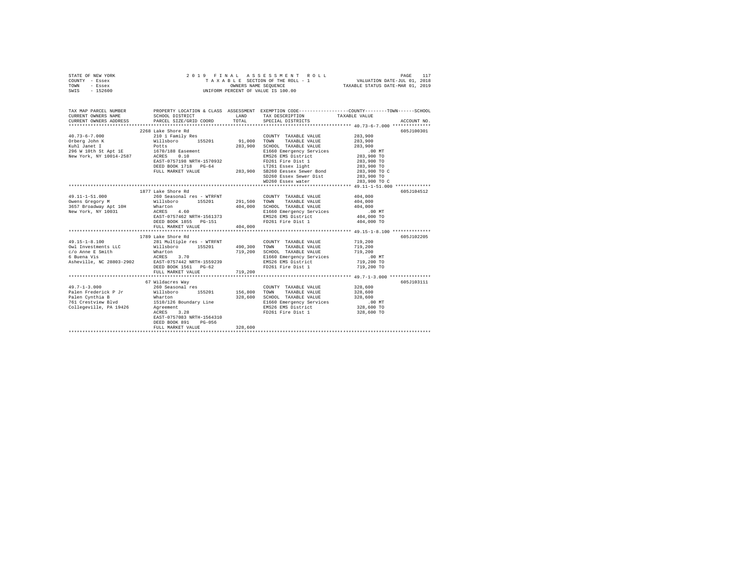STATE OF NEW YORK
COUNTY - Essex
TOWN - Essex
SWIS - 152600

2019 FINAL ASSESSMENT ROLL
TAXABLE SECTION OF THE ROLL - 1
OWNERS NAME SEQUENCE
UNIFORM PERCENT OF VALUE IS 100.00

VALUATION DATE-JUL 01, 2018
TAXABLE STATUS DATE-MAR 01, 2019

| TAX MAP PARCEL NUMBER / CURRENT OWNERS NAME / CURRENT OWNERS ADDRESS | PROPERTY LOCATION & CLASS / SCHOOL DISTRICT / PARCEL SIZE/GRID COORD | ASSESSMENT LAND / TOTAL | EXEMPTION CODE / TAX DESCRIPTION / SPECIAL DISTRICTS | COUNTY / TOWN / SCHOOL TAXABLE VALUE | ACCOUNT NO. |
|---|---|---|---|---|---|
| **40.73-6-7.000** | 2268 Lake Shore Rd | | | | 605J100301 |
| 40.73-6-7.000 | 210 1 Family Res | | COUNTY TAXABLE VALUE | 283,900 | |
| Orberg John K | Willsboro 155201 | 91,000 | TOWN TAXABLE VALUE | 283,900 | |
| Kuhl Janet I | Potts | 283,900 | SCHOOL TAXABLE VALUE | 283,900 | |
| 296 W 10th St Apt 1E | 1670/188 Easement | | E1660 Emergency Services | .00 MT | |
| New York, NY 10014-2587 | ACRES 0.10 | | EMS26 EMS District | 283,900 TO | |
| | EAST-0757198 NRTH-1570932 | | FD261 Fire Dist 1 | 283,900 TO | |
| | DEED BOOK 1718 PG-64 | | LT261 Essex light | 283,900 TO | |
| | FULL MARKET VALUE | 283,900 | SB260 Eessex Sewer Bond | 283,900 TO C | |
| | | | SD260 Essex Sewer Dist | 283,900 TO | |
| | | | WD260 Essex water | 283,900 TO C | |
| **49.11-1-51.000** | 1877 Lake Shore Rd | | | | 605J104512 |
| 49.11-1-51.000 | 260 Seasonal res - WTRFNT | | COUNTY TAXABLE VALUE | 404,000 | |
| Owens Gregory M | Willsboro 155201 | 291,500 | TOWN TAXABLE VALUE | 404,000 | |
| 3657 Broadway Apt 10H | Wharton | 404,000 | SCHOOL TAXABLE VALUE | 404,000 | |
| New York, NY 10031 | ACRES 4.60 | | E1660 Emergency Services | .00 MT | |
| | EAST-0757462 NRTH-1561373 | | EMS26 EMS District | 404,000 TO | |
| | DEED BOOK 1855 PG-151 | | FD261 Fire Dist 1 | 404,000 TO | |
| | FULL MARKET VALUE | 404,000 | | | |
| **49.15-1-8.100** | 1789 Lake Shore Rd | | | | 605J102205 |
| 49.15-1-8.100 | 281 Multiple res - WTRFNT | | COUNTY TAXABLE VALUE | 719,200 | |
| Owl Investments LLC | Willsboro 155201 | 490,300 | TOWN TAXABLE VALUE | 719,200 | |
| c/o Anne E Smith | Wharton | 719,200 | SCHOOL TAXABLE VALUE | 719,200 | |
| 6 Buena Vis | ACRES 3.70 | | E1660 Emergency Services | .00 MT | |
| Asheville, NC 28803-2902 | EAST-0757442 NRTH-1559239 | | EMS26 EMS District | 719,200 TO | |
| | DEED BOOK 1561 PG-62 | | FD261 Fire Dist 1 | 719,200 TO | |
| | FULL MARKET VALUE | 719,200 | | | |
| **49.7-1-3.000** | 67 Wildacres Way | | | | 605J103111 |
| 49.7-1-3.000 | 260 Seasonal res | | COUNTY TAXABLE VALUE | 328,600 | |
| Palen Frederick P Jr | Willsboro 155201 | 156,800 | TOWN TAXABLE VALUE | 328,600 | |
| Palen Cynthia B | Wharton | 328,600 | SCHOOL TAXABLE VALUE | 328,600 | |
| 761 Crestview Blvd | 1510/126 Boundary Line | | E1660 Emergency Services | .00 MT | |
| Collegeville, PA 19426 | Agreement | | EMS26 EMS District | 328,600 TO | |
| | ACRES 3.28 | | FD261 Fire Dist 1 | 328,600 TO | |
| | EAST-0757083 NRTH-1564310 | | | | |
| | DEED BOOK 891 PG-056 | | | | |
| | FULL MARKET VALUE | 328,600 | | | |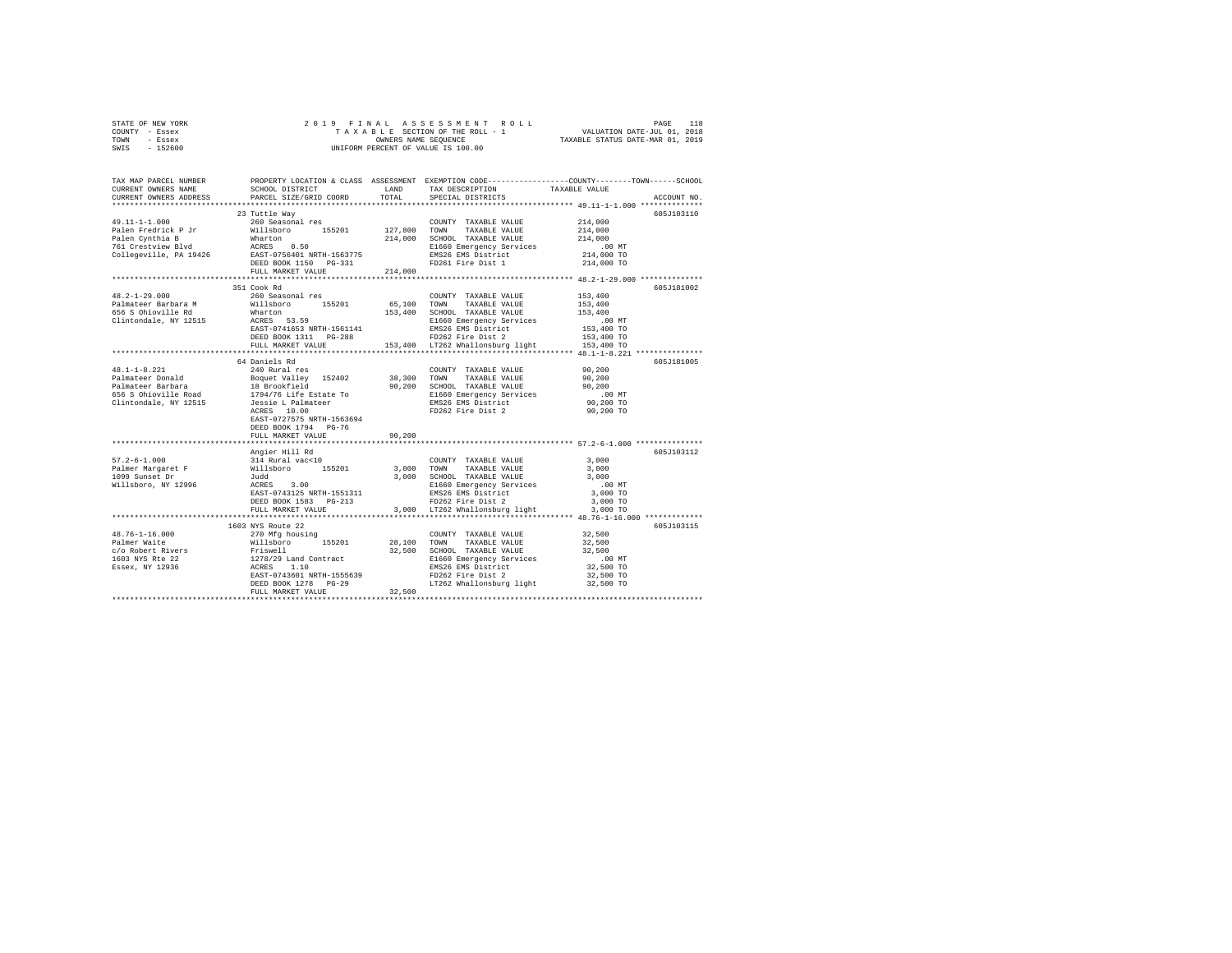STATE OF NEW YORK                    2019 FINAL ASSESSMENT ROLL
COUNTY - Essex                        TAXABLE SECTION OF THE ROLL - 1          VALUATION DATE-JUL 01, 2018
TOWN - Essex                              OWNERS NAME SEQUENCE               TAXABLE STATUS DATE-MAR 01, 2019
SWIS - 152600                       UNIFORM PERCENT OF VALUE IS 100.00

| TAX MAP PARCEL NUMBER / CURRENT OWNERS NAME / CURRENT OWNERS ADDRESS | PROPERTY LOCATION & CLASS / SCHOOL DISTRICT / PARCEL SIZE/GRID COORD | ASSESSMENT LAND / TOTAL | EXEMPTION CODE / TAX DESCRIPTION / SPECIAL DISTRICTS | COUNTY / TOWN / SCHOOL TAXABLE VALUE | ACCOUNT NO. |
|---|---|---|---|---|---|
| 49.11-1-1.000 | 23 Tuttle Way | | | | 605J103110 |
| Palen Fredrick P Jr | 260 Seasonal res | | COUNTY TAXABLE VALUE | 214,000 | |
| Palen Cynthia B | Willsboro 155201 | 127,800 | TOWN TAXABLE VALUE | 214,000 | |
| 761 Crestview Blvd | Wharton | 214,000 | SCHOOL TAXABLE VALUE | 214,000 | |
| Collegeville, PA 19426 | ACRES 0.50 | | E1660 Emergency Services | .00 MT | |
| | EAST-0756401 NRTH-1563775 | | EMS26 EMS District | 214,000 TO | |
| | DEED BOOK 1150 PG-331 | | FD261 Fire Dist 1 | 214,000 TO | |
| | FULL MARKET VALUE | 214,000 | | | |
| 48.2-1-29.000 | 351 Cook Rd | | | | 605J181002 |
| Palmateer Barbara M | 260 Seasonal res | | COUNTY TAXABLE VALUE | 153,400 | |
| 656 S Ohioville Rd | Willsboro 155201 | 65,100 | TOWN TAXABLE VALUE | 153,400 | |
| Clintondale, NY 12515 | Wharton | 153,400 | SCHOOL TAXABLE VALUE | 153,400 | |
| | ACRES 53.59 | | E1660 Emergency Services | .00 MT | |
| | EAST-0741653 NRTH-1561141 | | EMS26 EMS District | 153,400 TO | |
| | DEED BOOK 1311 PG-288 | | FD262 Fire Dist 2 | 153,400 TO | |
| | FULL MARKET VALUE | 153,400 | LT262 Whallonsburg light | 153,400 TO | |
| 48.1-1-8.221 | 64 Daniels Rd | | | | 605J181005 |
| Palmateer Donald | 240 Rural res | | COUNTY TAXABLE VALUE | 90,200 | |
| Palmateer Barbara | Boquet Valley 152402 | 38,300 | TOWN TAXABLE VALUE | 90,200 | |
| 656 S Ohioville Road | 18 Brookfield | 90,200 | SCHOOL TAXABLE VALUE | 90,200 | |
| Clintondale, NY 12515 | 1794/76 Life Estate To | | E1660 Emergency Services | .00 MT | |
| | Jessie L Palmateer | | EMS26 EMS District | 90,200 TO | |
| | ACRES 10.00 | | FD262 Fire Dist 2 | 90,200 TO | |
| | EAST-0727575 NRTH-1563694 | | | | |
| | DEED BOOK 1794 PG-76 | | | | |
| | FULL MARKET VALUE | 90,200 | | | |
| 57.2-6-1.000 | Angier Hill Rd | | | | 605J103112 |
| Palmer Margaret F | 314 Rural vac<10 | | COUNTY TAXABLE VALUE | 3,000 | |
| 1099 Sunset Dr | Willsboro 155201 | 3,000 | TOWN TAXABLE VALUE | 3,000 | |
| Willsboro, NY 12996 | Judd | 3,000 | SCHOOL TAXABLE VALUE | 3,000 | |
| | ACRES 3.00 | | E1660 Emergency Services | .00 MT | |
| | EAST-0743125 NRTH-1551311 | | EMS26 EMS District | 3,000 TO | |
| | DEED BOOK 1583 PG-213 | | FD262 Fire Dist 2 | 3,000 TO | |
| | FULL MARKET VALUE | 3,000 | LT262 Whallonsburg light | 3,000 TO | |
| 48.76-1-16.000 | 1603 NYS Route 22 | | | | 605J103115 |
| Palmer Waite | 270 Mfg housing | | COUNTY TAXABLE VALUE | 32,500 | |
| c/o Robert Rivers | Willsboro 155201 | 28,100 | TOWN TAXABLE VALUE | 32,500 | |
| 1603 NYS Rte 22 | Friswell | 32,500 | SCHOOL TAXABLE VALUE | 32,500 | |
| Essex, NY 12936 | 1278/29 Land Contract | | E1660 Emergency Services | .00 MT | |
| | ACRES 1.10 | | EMS26 EMS District | 32,500 TO | |
| | EAST-0743601 NRTH-1555639 | | FD262 Fire Dist 2 | 32,500 TO | |
| | DEED BOOK 1278 PG-29 | | LT262 Whallonsburg light | 32,500 TO | |
| | FULL MARKET VALUE | 32,500 | | | |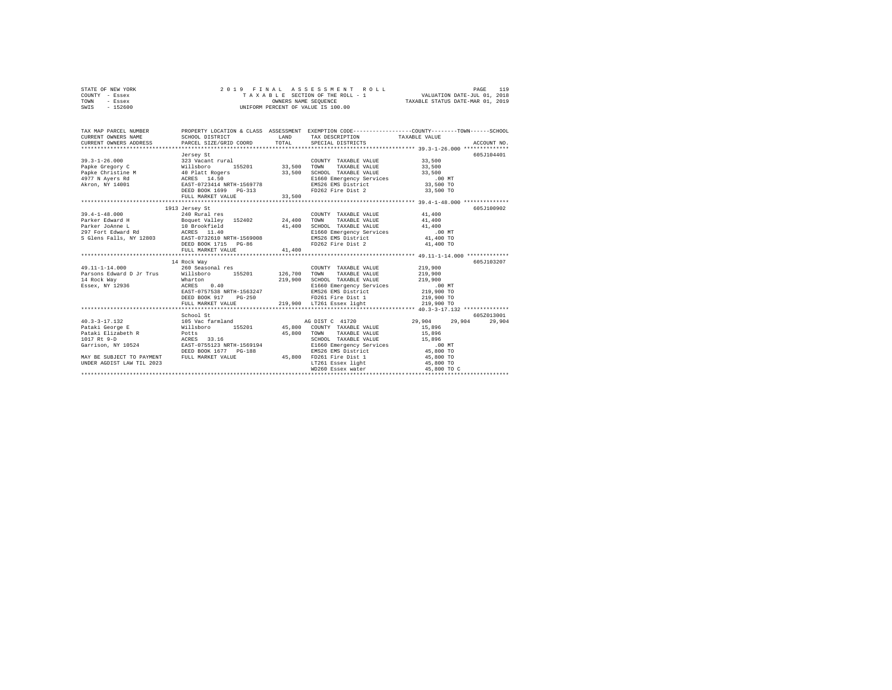STATE OF NEW YORK · COUNTY - Essex · TOWN - Essex · SWIS - 152600

2 0 1 9 F I N A L A S S E S S M E N T R O L L
T A X A B L E SECTION OF THE ROLL - 1
OWNERS NAME SEQUENCE
UNIFORM PERCENT OF VALUE IS 100.00

VALUATION DATE-JUL 01, 2018
TAXABLE STATUS DATE-MAR 01, 2019

```
TAX MAP PARCEL NUMBER          PROPERTY LOCATION & CLASS  ASSESSMENT  EXEMPTION CODE-----------------COUNTY--------TOWN------SCHOOL
CURRENT OWNERS NAME            SCHOOL DISTRICT              LAND      TAX DESCRIPTION            TAXABLE VALUE
CURRENT OWNERS ADDRESS         PARCEL SIZE/GRID COORD       TOTAL     SPECIAL DISTRICTS                                  ACCOUNT NO.
************************************************************************************************ 39.3-1-26.000 **************
                               Jersey St                                                                             605J104401
39.3-1-26.000                  323 Vacant rural                        COUNTY  TAXABLE VALUE          33,500
Papke Gregory C                Willsboro     155201        33,500      TOWN    TAXABLE VALUE          33,500
Papke Christine M              40 Platt Rogers             33,500      SCHOOL  TAXABLE VALUE          33,500
4977 N Ayers Rd                ACRES   14.50                           E1660 Emergency Services            .00 MT
Akron, NY 14001                EAST-0723414 NRTH-1569778               EMS26 EMS District             33,500 TO
                               DEED BOOK 1699   PG-313                 FD262 Fire Dist 2              33,500 TO
                               FULL MARKET VALUE           33,500
************************************************************************************************ 39.4-1-48.000 **************
                               1913 Jersey St                                                                        605J100902
39.4-1-48.000                  240 Rural res                           COUNTY  TAXABLE VALUE          41,400
Parker Edward H                Boquet Valley  152402       24,400      TOWN    TAXABLE VALUE          41,400
Parker JoAnne L                10 Brookfield               41,400      SCHOOL  TAXABLE VALUE          41,400
297 Fort Edward Rd             ACRES   11.40                           E1660 Emergency Services            .00 MT
S Glens Falls, NY 12803        EAST-0732610 NRTH-1569008               EMS26 EMS District             41,400 TO
                               DEED BOOK 1715   PG-86                  FD262 Fire Dist 2              41,400 TO
                               FULL MARKET VALUE           41,400
************************************************************************************************ 49.11-1-14.000 *************
                               14 Rock Way                                                                           605J103207
49.11-1-14.000                 260 Seasonal res                        COUNTY  TAXABLE VALUE         219,900
Parsons Edward D Jr Trus       Willsboro     155201       126,700      TOWN    TAXABLE VALUE         219,900
14 Rock Way                    Wharton                    219,900      SCHOOL  TAXABLE VALUE         219,900
Essex, NY 12936                ACRES    0.40                           E1660 Emergency Services            .00 MT
                               EAST-0757538 NRTH-1563247               EMS26 EMS District            219,900 TO
                               DEED BOOK 917    PG-250                 FD261 Fire Dist 1             219,900 TO
                               FULL MARKET VALUE          219,900      LT261 Essex light             219,900 TO
************************************************************************************************ 40.3-3-17.132 **************
                               School St                                                                             605Z013001
40.3-3-17.132                  105 Vac farmland                        AG DIST C  41720              29,904     29,904     29,904
Pataki George E                Willsboro     155201        45,800      COUNTY  TAXABLE VALUE          15,896
Pataki Elizabeth R             Potts                       45,800      TOWN    TAXABLE VALUE          15,896
1017 Rt 9-D                    ACRES   33.16                           SCHOOL  TAXABLE VALUE          15,896
Garrison, NY 10524             EAST-0755123 NRTH-1569194               E1660 Emergency Services            .00 MT
                               DEED BOOK 1677   PG-188                 EMS26 EMS District             45,800 TO
MAY BE SUBJECT TO PAYMENT      FULL MARKET VALUE           45,800      FD261 Fire Dist 1              45,800 TO
UNDER AGDIST LAW TIL 2023                                              LT261 Essex light              45,800 TO
                                                                       WD260 Essex water              45,800 TO C
*****************************************************************************************************************************
```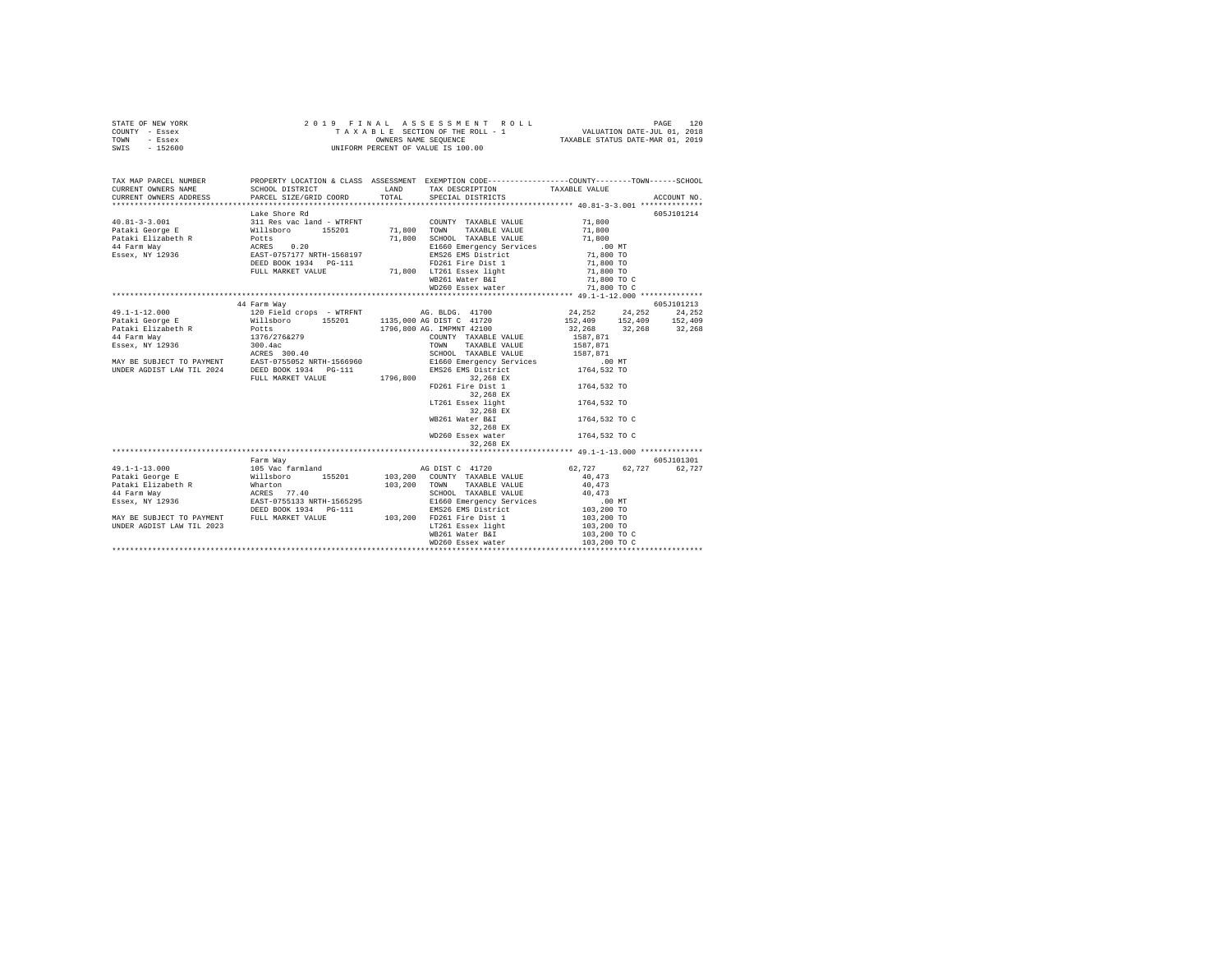STATE OF NEW YORK
COUNTY - Essex
TOWN - Essex
SWIS - 152600

2019 FINAL ASSESSMENT ROLL
TAXABLE SECTION OF THE ROLL - 1
OWNERS NAME SEQUENCE
UNIFORM PERCENT OF VALUE IS 100.00

VALUATION DATE-JUL 01, 2018
TAXABLE STATUS DATE-MAR 01, 2019

```
TAX MAP PARCEL NUMBER      PROPERTY LOCATION & CLASS  ASSESSMENT  EXEMPTION CODE-----------------COUNTY--------TOWN------SCHOOL
CURRENT OWNERS NAME        SCHOOL DISTRICT              LAND      TAX DESCRIPTION            TAXABLE VALUE
CURRENT OWNERS ADDRESS     PARCEL SIZE/GRID COORD       TOTAL     SPECIAL DISTRICTS                                      ACCOUNT NO.
******************************************************************************************** 40.81-3-3.001 **************
                           Lake Shore Rd                                                                             605J101214
40.81-3-3.001              311 Res vac land - WTRFNT              COUNTY  TAXABLE VALUE            71,800
Pataki George E            Willsboro      155201        71,800    TOWN    TAXABLE VALUE            71,800
Pataki Elizabeth R         Potts                        71,800    SCHOOL  TAXABLE VALUE            71,800
44 Farm Way                ACRES    0.20                          E1660 Emergency Services            .00 MT
Essex, NY 12936            EAST-0757177 NRTH-1568197              EMS26 EMS District               71,800 TO
                           DEED BOOK 1934   PG-111                FD261 Fire Dist 1                71,800 TO
                           FULL MARKET VALUE            71,800    LT261 Essex light                71,800 TO
                                                                  WB261 Water B&I                  71,800 TO C
                                                                  WD260 Essex water                71,800 TO C
******************************************************************************************** 49.1-1-12.000 **************
                           44 Farm Way                                                                               605J101213
49.1-1-12.000              120 Field crops - WTRFNT               AG. BLDG. 41700              24,252     24,252     24,252
Pataki George E            Willsboro      155201      1135,000 AG DIST C  41720              152,409    152,409    152,409
Pataki Elizabeth R         Potts                      1796,800 AG. IMPMNT 42100               32,268     32,268     32,268
44 Farm Way                1376/276&279                           COUNTY  TAXABLE VALUE          1587,871
Essex, NY 12936            300.4ac                                TOWN    TAXABLE VALUE          1587,871
                           ACRES  300.40                          SCHOOL  TAXABLE VALUE          1587,871
MAY BE SUBJECT TO PAYMENT  EAST-0755052 NRTH-1566960              E1660 Emergency Services            .00 MT
UNDER AGDIST LAW TIL 2024  DEED BOOK 1934   PG-111                EMS26 EMS District             1764,532 TO
                           FULL MARKET VALUE          1796,800         32,268 EX
                                                                  FD261 Fire Dist 1              1764,532 TO
                                                                       32,268 EX
                                                                  LT261 Essex light              1764,532 TO
                                                                       32,268 EX
                                                                  WB261 Water B&I                1764,532 TO C
                                                                       32,268 EX
                                                                  WD260 Essex water              1764,532 TO C
                                                                       32,268 EX
******************************************************************************************** 49.1-1-13.000 **************
                           Farm Way                                                                                  605J101301
49.1-1-13.000              105 Vac farmland                       AG DIST C  41720              62,727     62,727     62,727
Pataki George E            Willsboro      155201       103,200    COUNTY  TAXABLE VALUE            40,473
Pataki Elizabeth R         Wharton                     103,200    TOWN    TAXABLE VALUE            40,473
44 Farm Way                ACRES   77.40                          SCHOOL  TAXABLE VALUE            40,473
Essex, NY 12936            EAST-0755133 NRTH-1565295              E1660 Emergency Services            .00 MT
                           DEED BOOK 1934   PG-111                EMS26 EMS District              103,200 TO
MAY BE SUBJECT TO PAYMENT  FULL MARKET VALUE           103,200    FD261 Fire Dist 1               103,200 TO
UNDER AGDIST LAW TIL 2023                                         LT261 Essex light               103,200 TO
                                                                  WB261 Water B&I                 103,200 TO C
                                                                  WD260 Essex water               103,200 TO C
*************************************************************************************************************************
```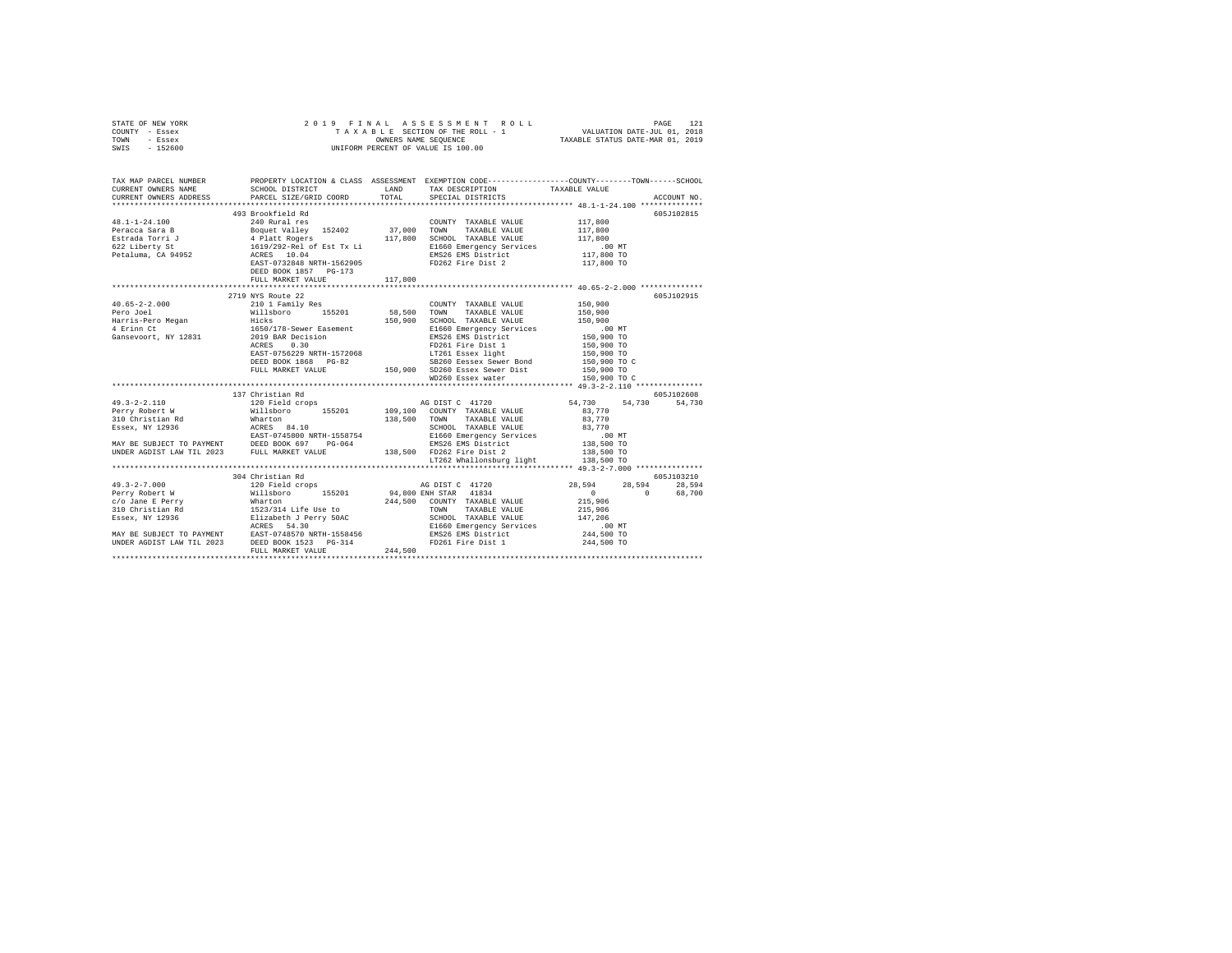STATE OF NEW YORK — 2019 FINAL ASSESSMENT ROLL
COUNTY - Essex — TAXABLE SECTION OF THE ROLL - 1 — VALUATION DATE-JUL 01, 2018
TOWN - Essex — OWNERS NAME SEQUENCE — TAXABLE STATUS DATE-MAR 01, 2019
SWIS - 152600 — UNIFORM PERCENT OF VALUE IS 100.00

```
TAX MAP PARCEL NUMBER          PROPERTY LOCATION & CLASS  ASSESSMENT  EXEMPTION CODE-----------------COUNTY--------TOWN------SCHOOL
CURRENT OWNERS NAME            SCHOOL DISTRICT             LAND       TAX DESCRIPTION            TAXABLE VALUE
CURRENT OWNERS ADDRESS         PARCEL SIZE/GRID COORD      TOTAL      SPECIAL DISTRICTS                                   ACCOUNT NO.
******************************************************************************************************* 48.1-1-24.100 **************
                               493 Brookfield Rd                                                                           605J102815
48.1-1-24.100                  240 Rural res                          COUNTY  TAXABLE VALUE         117,800
Peracca Sara B                 Boquet Valley  152402       37,000     TOWN    TAXABLE VALUE         117,800
Estrada Torri J                4 Platt Rogers              117,800    SCHOOL  TAXABLE VALUE         117,800
622 Liberty St                 1619/292-Rel of Est Tx Li              E1660 Emergency Services          .00 MT
Petaluma, CA 94952             ACRES   10.04                          EMS26 EMS District            117,800 TO
                               EAST-0732848 NRTH-1562905              FD262 Fire Dist 2             117,800 TO
                               DEED BOOK 1857   PG-173
                               FULL MARKET VALUE           117,800
******************************************************************************************************* 40.65-2-2.000 **************
                               2719 NYS Route 22                                                                           605J102915
40.65-2-2.000                  210 1 Family Res                       COUNTY  TAXABLE VALUE         150,900
Pero Joel                      Willsboro      155201       58,500     TOWN    TAXABLE VALUE         150,900
Harris-Pero Megan              Hicks                       150,900    SCHOOL  TAXABLE VALUE         150,900
4 Erinn Ct                     1650/178-Sewer Easement                E1660 Emergency Services          .00 MT
Gansevoort, NY 12831           2019 BAR Decision                      EMS26 EMS District            150,900 TO
                               ACRES    0.30                          FD261 Fire Dist 1             150,900 TO
                               EAST-0756229 NRTH-1572068              LT261 Essex light             150,900 TO
                               DEED BOOK 1868   PG-82                 SB260 Eessex Sewer Bond       150,900 TO C
                               FULL MARKET VALUE           150,900    SD260 Essex Sewer Dist        150,900 TO
                                                                      WD260 Essex water             150,900 TO C
******************************************************************************************************* 49.3-2-2.110 ***************
                               137 Christian Rd                                                                            605J102608
49.3-2-2.110                   120 Field crops                        AG DIST C  41720               54,730      54,730      54,730
Perry Robert W                 Willsboro      155201       109,100    COUNTY  TAXABLE VALUE          83,770
310 Christian Rd               Wharton                     138,500    TOWN    TAXABLE VALUE          83,770
Essex, NY 12936                ACRES   84.10                          SCHOOL  TAXABLE VALUE          83,770
                               EAST-0745800 NRTH-1558754              E1660 Emergency Services          .00 MT
MAY BE SUBJECT TO PAYMENT      DEED BOOK 697    PG-064                EMS26 EMS District            138,500 TO
UNDER AGDIST LAW TIL 2023      FULL MARKET VALUE           138,500    FD262 Fire Dist 2             138,500 TO
                                                                      LT262 Whallonsburg light      138,500 TO
******************************************************************************************************* 49.3-2-7.000 ***************
                               304 Christian Rd                                                                            605J103210
49.3-2-7.000                   120 Field crops                        AG DIST C  41720               28,594      28,594      28,594
Perry Robert W                 Willsboro      155201        94,800    ENH STAR   41834                    0           0      68,700
c/o Jane E Perry               Wharton                     244,500    COUNTY  TAXABLE VALUE         215,906
310 Christian Rd               1523/314 Life Use to                   TOWN    TAXABLE VALUE         215,906
Essex, NY 12936                Elizabeth J Perry 50AC                 SCHOOL  TAXABLE VALUE         147,206
                               ACRES   54.30                          E1660 Emergency Services          .00 MT
MAY BE SUBJECT TO PAYMENT      EAST-0748570 NRTH-1558456              EMS26 EMS District            244,500 TO
UNDER AGDIST LAW TIL 2023      DEED BOOK 1523   PG-314                FD261 Fire Dist 1             244,500 TO
                               FULL MARKET VALUE           244,500
************************************************************************************************************************************
```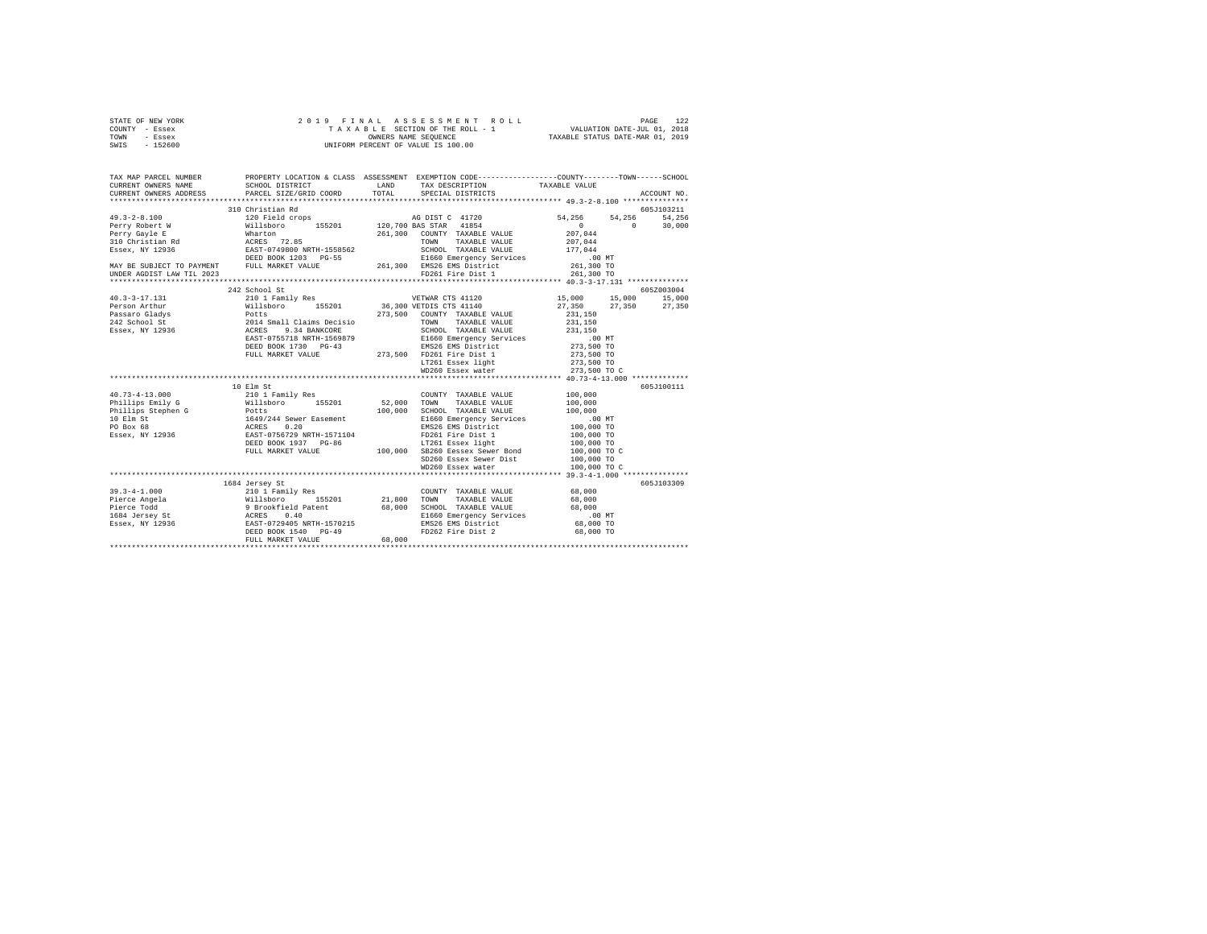STATE OF NEW YORK
COUNTY - Essex
TOWN - Essex
SWIS - 152600

2019 FINAL ASSESSMENT ROLL
TAXABLE SECTION OF THE ROLL - 1
OWNERS NAME SEQUENCE
UNIFORM PERCENT OF VALUE IS 100.00

VALUATION DATE-JUL 01, 2018
TAXABLE STATUS DATE-MAR 01, 2019

| TAX MAP PARCEL NUMBER / CURRENT OWNERS NAME / CURRENT OWNERS ADDRESS | PROPERTY LOCATION & CLASS / SCHOOL DISTRICT / PARCEL SIZE/GRID COORD | ASSESSMENT LAND / TOTAL | EXEMPTION CODE / TAX DESCRIPTION / SPECIAL DISTRICTS | COUNTY | TOWN | SCHOOL | ACCOUNT NO. |
|---|---|---|---|---|---|---|---|
| 49.3-2-8.100 | 310 Christian Rd | | | | | | 605J103211 |
| 49.3-2-8.100 | 120 Field crops | | AG DIST C 41720 | 54,256 | 54,256 | 54,256 | |
| Perry Robert W | Willsboro 155201 | 120,700 | BAS STAR 41854 | 0 | 0 | 30,000 | |
| Perry Gayle E | Wharton | 261,300 | COUNTY TAXABLE VALUE | 207,044 | | | |
| 310 Christian Rd | ACRES 72.85 | | TOWN TAXABLE VALUE | 207,044 | | | |
| Essex, NY 12936 | EAST-0749800 NRTH-1558562 | | SCHOOL TAXABLE VALUE | 177,044 | | | |
| | DEED BOOK 1203 PG-55 | | E1660 Emergency Services | .00 MT | | | |
| MAY BE SUBJECT TO PAYMENT | FULL MARKET VALUE | 261,300 | EMS26 EMS District | 261,300 TO | | | |
| UNDER AGDIST LAW TIL 2023 | | | FD261 Fire Dist 1 | 261,300 TO | | | |
| 40.3-3-17.131 | 242 School St | | | | | | 605Z003004 |
| 40.3-3-17.131 | 210 1 Family Res | | VETWAR CTS 41120 | 15,000 | 15,000 | 15,000 | |
| Person Arthur | Willsboro 155201 | 36,300 | VETDIS CTS 41140 | 27,350 | 27,350 | 27,350 | |
| Passaro Gladys | Potts | 273,500 | COUNTY TAXABLE VALUE | 231,150 | | | |
| 242 School St | 2014 Small Claims Decisio | | TOWN TAXABLE VALUE | 231,150 | | | |
| Essex, NY 12936 | ACRES 9.34 BANKCORE | | SCHOOL TAXABLE VALUE | 231,150 | | | |
| | EAST-0755718 NRTH-1569879 | | E1660 Emergency Services | .00 MT | | | |
| | DEED BOOK 1730 PG-43 | | EMS26 EMS District | 273,500 TO | | | |
| | FULL MARKET VALUE | 273,500 | FD261 Fire Dist 1 | 273,500 TO | | | |
| | | | LT261 Essex light | 273,500 TO | | | |
| | | | WD260 Essex water | 273,500 TO C | | | |
| 40.73-4-13.000 | 10 Elm St | | | | | | 605J100111 |
| 40.73-4-13.000 | 210 1 Family Res | | COUNTY TAXABLE VALUE | 100,000 | | | |
| Phillips Emily G | Willsboro 155201 | 52,000 | TOWN TAXABLE VALUE | 100,000 | | | |
| Phillips Stephen G | Potts | 100,000 | SCHOOL TAXABLE VALUE | 100,000 | | | |
| 10 Elm St | 1649/244 Sewer Easement | | E1660 Emergency Services | .00 MT | | | |
| PO Box 68 | ACRES 0.20 | | EMS26 EMS District | 100,000 TO | | | |
| Essex, NY 12936 | EAST-0756729 NRTH-1571104 | | FD261 Fire Dist 1 | 100,000 TO | | | |
| | DEED BOOK 1937 PG-86 | | LT261 Essex light | 100,000 TO | | | |
| | FULL MARKET VALUE | 100,000 | SB260 Eessex Sewer Bond | 100,000 TO C | | | |
| | | | SD260 Essex Sewer Dist | 100,000 TO | | | |
| | | | WD260 Essex water | 100,000 TO C | | | |
| 39.3-4-1.000 | 1684 Jersey St | | | | | | 605J103309 |
| 39.3-4-1.000 | 210 1 Family Res | | COUNTY TAXABLE VALUE | 68,000 | | | |
| Pierce Angela | Willsboro 155201 | 21,800 | TOWN TAXABLE VALUE | 68,000 | | | |
| Pierce Todd | 9 Brookfield Patent | 68,000 | SCHOOL TAXABLE VALUE | 68,000 | | | |
| 1684 Jersey St | ACRES 0.40 | | E1660 Emergency Services | .00 MT | | | |
| Essex, NY 12936 | EAST-0729405 NRTH-1570215 | | EMS26 EMS District | 68,000 TO | | | |
| | DEED BOOK 1540 PG-49 | | FD262 Fire Dist 2 | 68,000 TO | | | |
| | FULL MARKET VALUE | 68,000 | | | | | |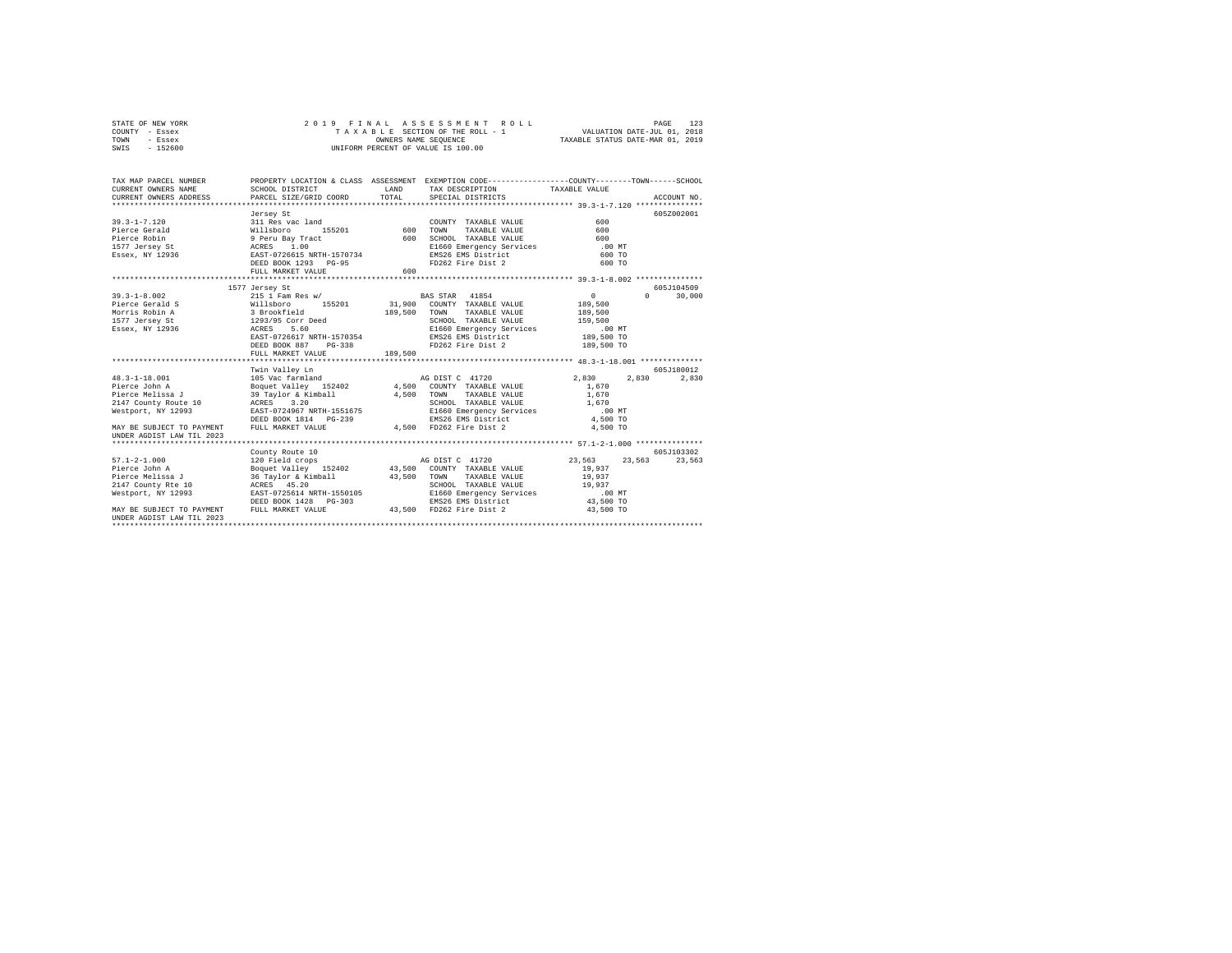STATE OF NEW YORK — 2019 FINAL ASSESSMENT ROLL — VALUATION DATE-JUL 01, 2018
COUNTY - Essex — TAXABLE SECTION OF THE ROLL - 1 — TAXABLE STATUS DATE-MAR 01, 2019
TOWN - Essex — OWNERS NAME SEQUENCE
SWIS - 152600 — UNIFORM PERCENT OF VALUE IS 100.00

```
TAX MAP PARCEL NUMBER          PROPERTY LOCATION & CLASS  ASSESSMENT  EXEMPTION CODE-----------------COUNTY--------TOWN------SCHOOL
CURRENT OWNERS NAME            SCHOOL DISTRICT              LAND      TAX DESCRIPTION            TAXABLE VALUE
CURRENT OWNERS ADDRESS         PARCEL SIZE/GRID COORD       TOTAL     SPECIAL DISTRICTS                                  ACCOUNT NO.
******************************************************************************************************* 39.3-1-7.120 ***************
                               Jersey St                                                                           605Z002001
39.3-1-7.120                   311 Res vac land                        COUNTY  TAXABLE VALUE              600
Pierce Gerald                  Willsboro      155201          600     TOWN    TAXABLE VALUE              600
Pierce Robin                   9 Peru Bay Tract               600     SCHOOL  TAXABLE VALUE              600
1577 Jersey St                 ACRES    1.00                          E1660 Emergency Services             .00 MT
Essex, NY 12936                EAST-0726615 NRTH-1570734              EMS26 EMS District                  600 TO
                               DEED BOOK 1293   PG-95                 FD262 Fire Dist 2                   600 TO
                               FULL MARKET VALUE              600
******************************************************************************************************* 39.3-1-8.002 ***************
                               1577 Jersey St                                                                      605J104509
39.3-1-8.002                   215 1 Fam Res w/                      BAS STAR  41854                   0           0      30,000
Pierce Gerald S                Willsboro      155201       31,900   COUNTY  TAXABLE VALUE          189,500
Morris Robin A                 3 Brookfield               189,500   TOWN    TAXABLE VALUE          189,500
1577 Jersey St                 1293/95 Corr Deed                     SCHOOL  TAXABLE VALUE          159,500
Essex, NY 12936                ACRES    5.60                         E1660 Emergency Services             .00 MT
                               EAST-0726617 NRTH-1570354             EMS26 EMS District              189,500 TO
                               DEED BOOK 887    PG-338               FD262 Fire Dist 2               189,500 TO
                               FULL MARKET VALUE          189,500
******************************************************************************************************* 48.3-1-18.001 **************
                               Twin Valley Ln                                                                      605J180012
48.3-1-18.001                  105 Vac farmland                      AG DIST C 41720               2,830       2,830       2,830
Pierce John A                  Boquet Valley  152402        4,500   COUNTY  TAXABLE VALUE            1,670
Pierce Melissa J               39 Taylor & Kimball          4,500   TOWN    TAXABLE VALUE            1,670
2147 County Route 10           ACRES    3.20                         SCHOOL  TAXABLE VALUE            1,670
Westport, NY 12993             EAST-0724967 NRTH-1551675             E1660 Emergency Services             .00 MT
                               DEED BOOK 1814   PG-239               EMS26 EMS District                4,500 TO
MAY BE SUBJECT TO PAYMENT      FULL MARKET VALUE            4,500   FD262 Fire Dist 2                 4,500 TO
UNDER AGDIST LAW TIL 2023
******************************************************************************************************* 57.1-2-1.000 ***************
                               County Route 10                                                                     605J103302
57.1-2-1.000                   120 Field crops                       AG DIST C 41720              23,563      23,563      23,563
Pierce John A                  Boquet Valley  152402       43,500   COUNTY  TAXABLE VALUE           19,937
Pierce Melissa J               36 Taylor & Kimball         43,500   TOWN    TAXABLE VALUE           19,937
2147 County Rte 10             ACRES   45.20                         SCHOOL  TAXABLE VALUE           19,937
Westport, NY 12993             EAST-0725614 NRTH-1550105             E1660 Emergency Services             .00 MT
                               DEED BOOK 1428   PG-303               EMS26 EMS District               43,500 TO
MAY BE SUBJECT TO PAYMENT      FULL MARKET VALUE           43,500   FD262 Fire Dist 2                43,500 TO
UNDER AGDIST LAW TIL 2023
************************************************************************************************************************************
```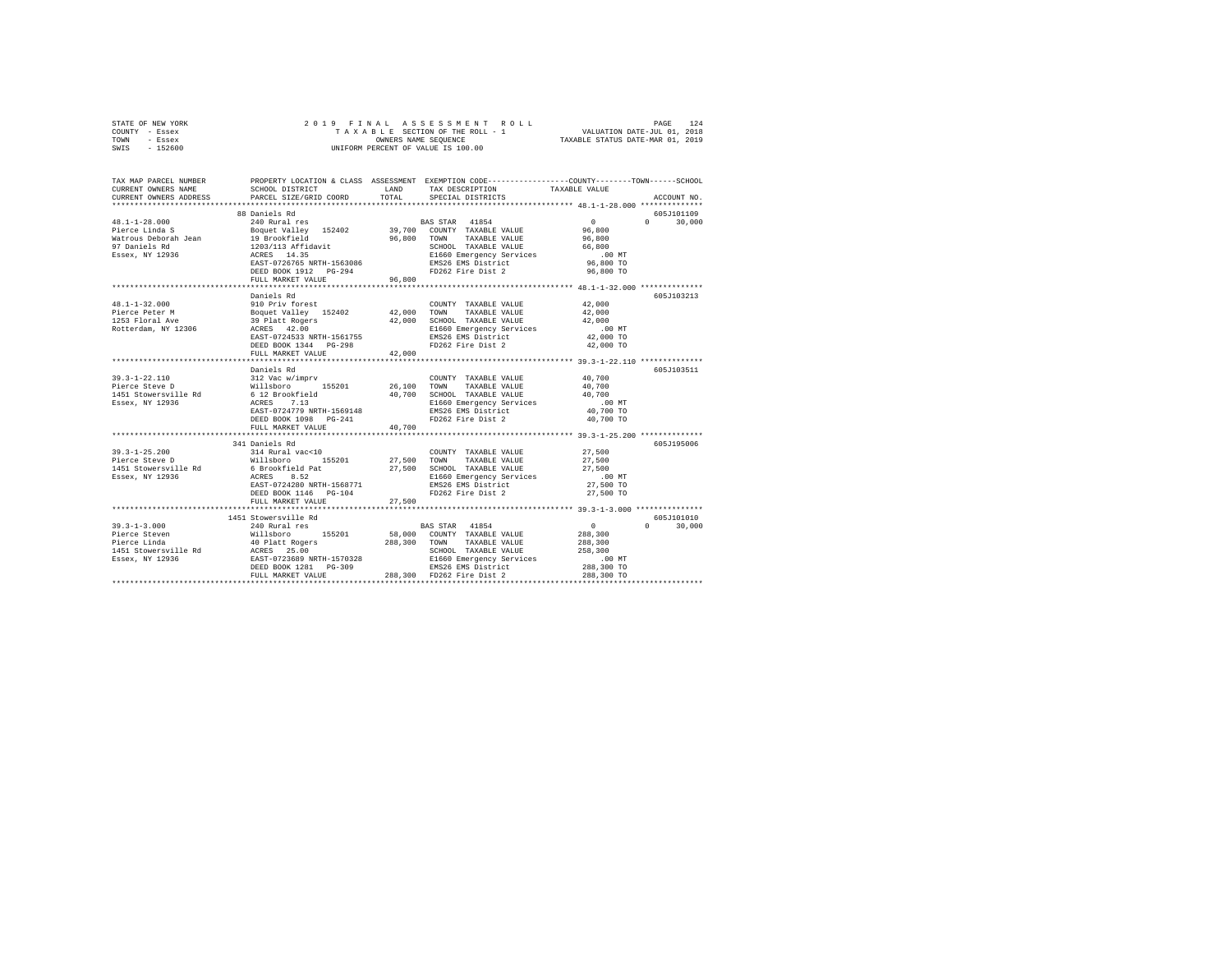STATE OF NEW YORK — 2019 FINAL ASSESSMENT ROLL
COUNTY - Essex — TAXABLE SECTION OF THE ROLL - 1 — VALUATION DATE-JUL 01, 2018
TOWN - Essex — OWNERS NAME SEQUENCE — TAXABLE STATUS DATE-MAR 01, 2019
SWIS - 152600 — UNIFORM PERCENT OF VALUE IS 100.00

```
TAX MAP PARCEL NUMBER      PROPERTY LOCATION & CLASS  ASSESSMENT  EXEMPTION CODE-----------------COUNTY--------TOWN------SCHOOL
CURRENT OWNERS NAME        SCHOOL DISTRICT             LAND       TAX DESCRIPTION            TAXABLE VALUE
CURRENT OWNERS ADDRESS     PARCEL SIZE/GRID COORD      TOTAL      SPECIAL DISTRICTS                                  ACCOUNT NO.
******************************************************************************************** 48.1-1-28.000 **************
                           88 Daniels Rd                                                                           605J101109
48.1-1-28.000              240 Rural res                          BAS STAR  41854             0            0       30,000
Pierce Linda S             Boquet Valley  152402      39,700      COUNTY  TAXABLE VALUE        96,800
Watrous Deborah Jean       19 Brookfield              96,800      TOWN    TAXABLE VALUE        96,800
97 Daniels Rd              1203/113 Affidavit                     SCHOOL  TAXABLE VALUE        66,800
Essex, NY 12936            ACRES   14.35                          E1660 Emergency Services        .00 MT
                           EAST-0726765 NRTH-1563086              EMS26 EMS District           96,800 TO
                           DEED BOOK 1912   PG-294                FD262 Fire Dist 2            96,800 TO
                           FULL MARKET VALUE          96,800
******************************************************************************************** 48.1-1-32.000 **************
                           Daniels Rd                                                                              605J103213
48.1-1-32.000              910 Priv forest                        COUNTY  TAXABLE VALUE        42,000
Pierce Peter M             Boquet Valley  152402      42,000      TOWN    TAXABLE VALUE        42,000
1253 Floral Ave            39 Platt Rogers            42,000      SCHOOL  TAXABLE VALUE        42,000
Rotterdam, NY 12306        ACRES   42.00                          E1660 Emergency Services        .00 MT
                           EAST-0724533 NRTH-1561755              EMS26 EMS District           42,000 TO
                           DEED BOOK 1344   PG-298                FD262 Fire Dist 2            42,000 TO
                           FULL MARKET VALUE          42,000
******************************************************************************************** 39.3-1-22.110 **************
                           Daniels Rd                                                                              605J103511
39.3-1-22.110              312 Vac w/imprv                        COUNTY  TAXABLE VALUE        40,700
Pierce Steve D             Willsboro      155201      26,100      TOWN    TAXABLE VALUE        40,700
1451 Stowersville Rd       6 12 Brookfield            40,700      SCHOOL  TAXABLE VALUE        40,700
Essex, NY 12936            ACRES    7.13                          E1660 Emergency Services        .00 MT
                           EAST-0724779 NRTH-1569148              EMS26 EMS District           40,700 TO
                           DEED BOOK 1098   PG-241                FD262 Fire Dist 2            40,700 TO
                           FULL MARKET VALUE          40,700
******************************************************************************************** 39.3-1-25.200 **************
                           341 Daniels Rd                                                                          605J195006
39.3-1-25.200              314 Rural vac<10                       COUNTY  TAXABLE VALUE        27,500
Pierce Steve D             Willsboro      155201      27,500      TOWN    TAXABLE VALUE        27,500
1451 Stowersville Rd       6 Brookfield Pat           27,500      SCHOOL  TAXABLE VALUE        27,500
Essex, NY 12936            ACRES    8.52                          E1660 Emergency Services        .00 MT
                           EAST-0724280 NRTH-1568771              EMS26 EMS District           27,500 TO
                           DEED BOOK 1146   PG-104                FD262 Fire Dist 2            27,500 TO
                           FULL MARKET VALUE          27,500
******************************************************************************************** 39.3-1-3.000 ***************
                           1451 Stowersville Rd                                                                    605J101010
39.3-1-3.000               240 Rural res                          BAS STAR  41854             0            0       30,000
Pierce Steven              Willsboro      155201      58,000      COUNTY  TAXABLE VALUE       288,300
Pierce Linda               40 Platt Rogers           288,300      TOWN    TAXABLE VALUE       288,300
1451 Stowersville Rd       ACRES   25.00                          SCHOOL  TAXABLE VALUE       258,300
Essex, NY 12936            EAST-0723689 NRTH-1570328              E1660 Emergency Services        .00 MT
                           DEED BOOK 1281   PG-309                EMS26 EMS District          288,300 TO
                           FULL MARKET VALUE         288,300      FD262 Fire Dist 2           288,300 TO
**************************************************************************************************************************
```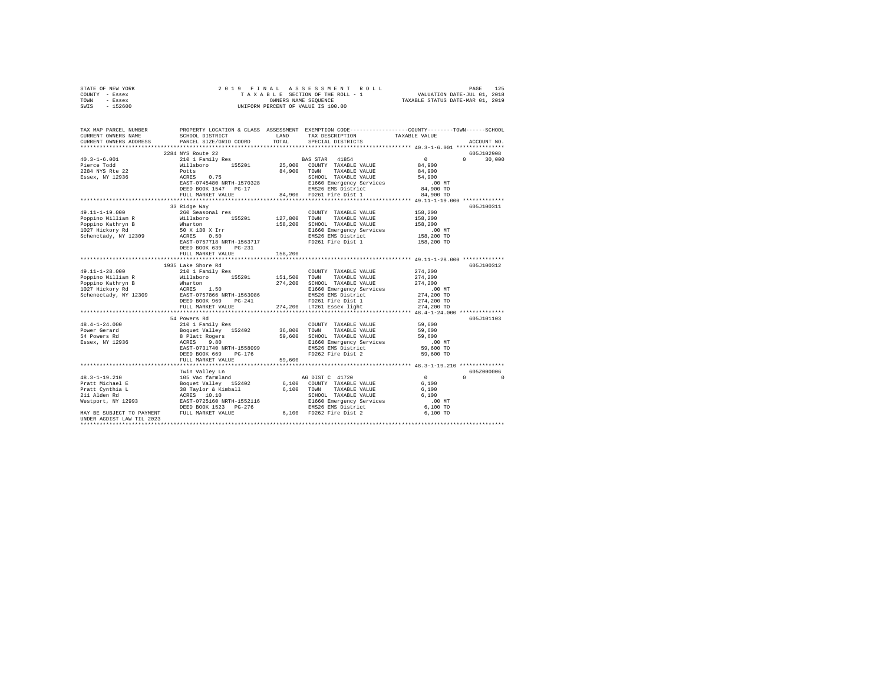STATE OF NEW YORK
COUNTY - Essex
TOWN - Essex
SWIS - 152600

2019 FINAL ASSESSMENT ROLL
TAXABLE SECTION OF THE ROLL - 1
OWNERS NAME SEQUENCE
UNIFORM PERCENT OF VALUE IS 100.00

VALUATION DATE-JUL 01, 2018
TAXABLE STATUS DATE-MAR 01, 2019

```
TAX MAP PARCEL NUMBER          PROPERTY LOCATION & CLASS  ASSESSMENT  EXEMPTION CODE-----------------COUNTY--------TOWN------SCHOOL
CURRENT OWNERS NAME            SCHOOL DISTRICT            LAND        TAX DESCRIPTION           TAXABLE VALUE
CURRENT OWNERS ADDRESS         PARCEL SIZE/GRID COORD     TOTAL       SPECIAL DISTRICTS                                    ACCOUNT NO.
****************************************************************************************************** 40.3-1-6.001 ***************
                               2284 NYS Route 22                                                                         605J102908
40.3-1-6.001                   210 1 Family Res                       BAS STAR  41854                 0            0      30,000
Pierce Todd                    Willsboro       155201      25,000     COUNTY  TAXABLE VALUE        84,900
2284 NYS Rte 22                Potts                       84,900     TOWN    TAXABLE VALUE        84,900
Essex, NY 12936                ACRES    0.75                          SCHOOL  TAXABLE VALUE        54,900
                               EAST-0745480 NRTH-1570328              E1660 Emergency Services         .00 MT
                               DEED BOOK 1547   PG-17                 EMS26 EMS District           84,900 TO
                               FULL MARKET VALUE           84,900     FD261 Fire Dist 1            84,900 TO
****************************************************************************************************** 49.11-1-19.000 ************
                               33 Ridge Way                                                                              605J100311
49.11-1-19.000                 260 Seasonal res                       COUNTY  TAXABLE VALUE       158,200
Poppino William R              Willsboro       155201     127,800     TOWN    TAXABLE VALUE       158,200
Poppino Kathryn B              Wharton                    158,200     SCHOOL  TAXABLE VALUE       158,200
1027 Hickory Rd                50 X 130 X Irr                         E1660 Emergency Services         .00 MT
Schenctady, NY 12309           ACRES    0.50                          EMS26 EMS District          158,200 TO
                               EAST-0757718 NRTH-1563717              FD261 Fire Dist 1           158,200 TO
                               DEED BOOK 639    PG-231
                               FULL MARKET VALUE          158,200
****************************************************************************************************** 49.11-1-28.000 ************
                               1935 Lake Shore Rd                                                                        605J100312
49.11-1-28.000                 210 1 Family Res                       COUNTY  TAXABLE VALUE       274,200
Poppino William R              Willsboro       155201     151,500     TOWN    TAXABLE VALUE       274,200
Poppino Kathryn B              Wharton                    274,200     SCHOOL  TAXABLE VALUE       274,200
1027 Hickory Rd                ACRES    1.50                          E1660 Emergency Services         .00 MT
Schenectady, NY 12309          EAST-0757866 NRTH-1563086              EMS26 EMS District          274,200 TO
                               DEED BOOK 969    PG-241                FD261 Fire Dist 1           274,200 TO
                               FULL MARKET VALUE          274,200     LT261 Essex light           274,200 TO
****************************************************************************************************** 48.4-1-24.000 *************
                               54 Powers Rd                                                                              605J101103
48.4-1-24.000                  210 1 Family Res                       COUNTY  TAXABLE VALUE        59,600
Power Gerard                   Boquet Valley  152402       36,800     TOWN    TAXABLE VALUE        59,600
54 Powers Rd                   8 Platt Rogers              59,600     SCHOOL  TAXABLE VALUE        59,600
Essex, NY 12936                ACRES    9.80                          E1660 Emergency Services         .00 MT
                               EAST-0731740 NRTH-1558099              EMS26 EMS District           59,600 TO
                               DEED BOOK 669    PG-176                FD262 Fire Dist 2            59,600 TO
                               FULL MARKET VALUE           59,600
****************************************************************************************************** 48.3-1-19.210 *************
                               Twin Valley Ln                                                                            605Z000006
48.3-1-19.210                  105 Vac farmland                       AG DIST C 41720                 0            0           0
Pratt Michael E                Boquet Valley  152402        6,100     COUNTY  TAXABLE VALUE         6,100
Pratt Cynthia L                38 Taylor & Kimball          6,100     TOWN    TAXABLE VALUE         6,100
211 Alden Rd                   ACRES   10.10                          SCHOOL  TAXABLE VALUE         6,100
Westport, NY 12993             EAST-0725160 NRTH-1552116              E1660 Emergency Services         .00 MT
                               DEED BOOK 1523   PG-276                EMS26 EMS District            6,100 TO
MAY BE SUBJECT TO PAYMENT      FULL MARKET VALUE            6,100     FD262 Fire Dist 2             6,100 TO
UNDER AGDIST LAW TIL 2023
************************************************************************************************************************************
```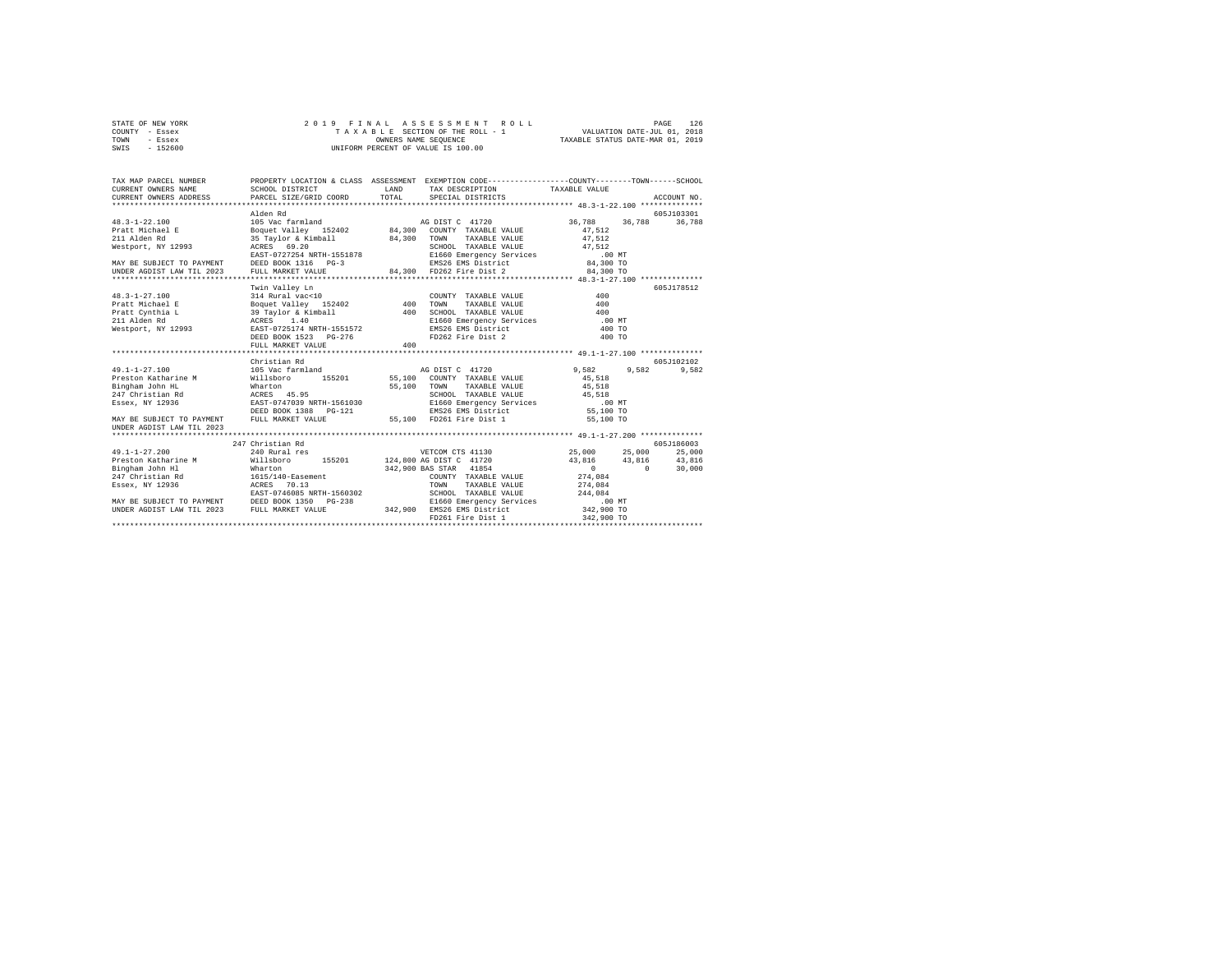STATE OF NEW YORK &nbsp;&nbsp;&nbsp; 2019 FINAL ASSESSMENT ROLL &nbsp;&nbsp;&nbsp; PAGE 126
COUNTY - Essex &nbsp;&nbsp;&nbsp; TAXABLE SECTION OF THE ROLL - 1 &nbsp;&nbsp;&nbsp; VALUATION DATE-JUL 01, 2018
TOWN - Essex &nbsp;&nbsp;&nbsp; OWNERS NAME SEQUENCE &nbsp;&nbsp;&nbsp; TAXABLE STATUS DATE-MAR 01, 2019
SWIS - 152600 &nbsp;&nbsp;&nbsp; UNIFORM PERCENT OF VALUE IS 100.00

```
TAX MAP PARCEL NUMBER          PROPERTY LOCATION & CLASS  ASSESSMENT  EXEMPTION CODE-----------------COUNTY--------TOWN------SCHOOL
CURRENT OWNERS NAME            SCHOOL DISTRICT              LAND      TAX DESCRIPTION            TAXABLE VALUE
CURRENT OWNERS ADDRESS         PARCEL SIZE/GRID COORD       TOTAL     SPECIAL DISTRICTS                                   ACCOUNT NO.
******************************************************************************************************* 48.3-1-22.100 **************
                               Alden Rd                                                                                605J103301
48.3-1-22.100                  105 Vac farmland                       AG DIST C  41720              36,788     36,788     36,788
Pratt Michael E                Boquet Valley  152402       84,300    COUNTY  TAXABLE VALUE          47,512
211 Alden Rd                   35 Taylor & Kimball         84,300    TOWN    TAXABLE VALUE          47,512
Westport, NY 12993             ACRES  69.20                          SCHOOL  TAXABLE VALUE          47,512
                               EAST-0727254 NRTH-1551878             E1660 Emergency Services          .00 MT
MAY BE SUBJECT TO PAYMENT      DEED BOOK 1316   PG-3                 EMS26 EMS District             84,300 TO
UNDER AGDIST LAW TIL 2023      FULL MARKET VALUE           84,300    FD262 Fire Dist 2              84,300 TO
******************************************************************************************************* 48.3-1-27.100 **************
                               Twin Valley Ln                                                                          605J178512
48.3-1-27.100                  314 Rural vac<10                      COUNTY  TAXABLE VALUE             400
Pratt Michael E                Boquet Valley  152402          400    TOWN    TAXABLE VALUE             400
Pratt Cynthia L                39 Taylor & Kimball            400    SCHOOL  TAXABLE VALUE             400
211 Alden Rd                   ACRES   1.40                          E1660 Emergency Services          .00 MT
Westport, NY 12993             EAST-0725174 NRTH-1551572             EMS26 EMS District                400 TO
                               DEED BOOK 1523   PG-276               FD262 Fire Dist 2                 400 TO
                               FULL MARKET VALUE              400
******************************************************************************************************* 49.1-1-27.100 **************
                               Christian Rd                                                                            605J102102
49.1-1-27.100                  105 Vac farmland                       AG DIST C  41720               9,582      9,582      9,582
Preston Katharine M            Willsboro      155201       55,100    COUNTY  TAXABLE VALUE          45,518
Bingham John HL                Wharton                     55,100    TOWN    TAXABLE VALUE          45,518
247 Christian Rd               ACRES  45.95                          SCHOOL  TAXABLE VALUE          45,518
Essex, NY 12936                EAST-0747039 NRTH-1561030             E1660 Emergency Services          .00 MT
                               DEED BOOK 1388   PG-121               EMS26 EMS District             55,100 TO
MAY BE SUBJECT TO PAYMENT      FULL MARKET VALUE           55,100    FD261 Fire Dist 1              55,100 TO
UNDER AGDIST LAW TIL 2023
******************************************************************************************************* 49.1-1-27.200 **************
                               247 Christian Rd                                                                        605J186003
49.1-1-27.200                  240 Rural res                          VETCOM CTS 41130              25,000     25,000     25,000
Preston Katharine M            Willsboro      155201      124,800 AG DIST C  41720                  43,816     43,816     43,816
Bingham John Hl                Wharton                    342,900 BAS STAR   41854                       0          0     30,000
247 Christian Rd               1615/140-Easement                     COUNTY  TAXABLE VALUE         274,084
Essex, NY 12936                ACRES  70.13                          TOWN    TAXABLE VALUE         274,084
                               EAST-0746085 NRTH-1560302             SCHOOL  TAXABLE VALUE         244,084
MAY BE SUBJECT TO PAYMENT      DEED BOOK 1350   PG-238               E1660 Emergency Services          .00 MT
UNDER AGDIST LAW TIL 2023      FULL MARKET VALUE          342,900    EMS26 EMS District            342,900 TO
                                                                     FD261 Fire Dist 1             342,900 TO
************************************************************************************************************************************
```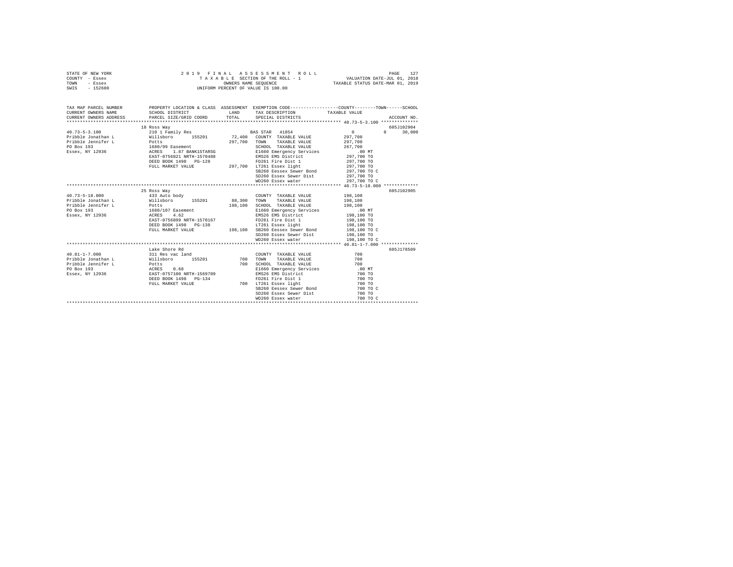STATE OF NEW YORK — 2019 FINAL ASSESSMENT ROLL — PAGE 127
COUNTY - Essex — TAXABLE SECTION OF THE ROLL - 1 — VALUATION DATE-JUL 01, 2018
TOWN - Essex — OWNERS NAME SEQUENCE — TAXABLE STATUS DATE-MAR 01, 2019
SWIS - 152600 — UNIFORM PERCENT OF VALUE IS 100.00

```
TAX MAP PARCEL NUMBER          PROPERTY LOCATION & CLASS  ASSESSMENT  EXEMPTION CODE-----------------COUNTY--------TOWN------SCHOOL
CURRENT OWNERS NAME            SCHOOL DISTRICT            LAND        TAX DESCRIPTION              TAXABLE VALUE
CURRENT OWNERS ADDRESS         PARCEL SIZE/GRID COORD     TOTAL       SPECIAL DISTRICTS                                   ACCOUNT NO.
*********************************************************************************************** 40.73-5-3.100 **************
                               18 Ross Way                                                                                605J102904
40.73-5-3.100                  210 1 Family Res                       BAS STAR  41854                  0          0       30,000
Pribble Jonathan L             Willsboro      155201       72,400     COUNTY  TAXABLE VALUE        297,700
Pribble Jennifer L             Potts                      297,700     TOWN    TAXABLE VALUE        297,700
PO Box 193                     1680/99 Easement                       SCHOOL  TAXABLE VALUE        267,700
Essex, NY 12936                ACRES    1.87 BANK1STARSG              E1660 Emergency Services          .00 MT
                               EAST-0756821 NRTH-1570488              EMS26 EMS District           297,700 TO
                               DEED BOOK 1498   PG-128                FD261 Fire Dist 1            297,700 TO
                               FULL MARKET VALUE          297,700     LT261 Essex light            297,700 TO
                                                                      SB260 Eessex Sewer Bond      297,700 TO C
                                                                      SD260 Essex Sewer Dist       297,700 TO
                                                                      WD260 Essex water            297,700 TO C
*********************************************************************************************** 40.73-5-18.000 *************
                               25 Ross Way                                                                                605J102905
40.73-5-18.000                 433 Auto body                          COUNTY  TAXABLE VALUE        198,100
Pribble Jonathan L             Willsboro      155201       88,300     TOWN    TAXABLE VALUE        198,100
Pribble Jennifer L             Potts                      198,100     SCHOOL  TAXABLE VALUE        198,100
PO Box 193                     1680/107 Easement                      E1660 Emergency Services          .00 MT
Essex, NY 12936                ACRES    4.62                          EMS26 EMS District           198,100 TO
                               EAST-0756899 NRTH-1570167              FD261 Fire Dist 1            198,100 TO
                               DEED BOOK 1498   PG-138                LT261 Essex light            198,100 TO
                               FULL MARKET VALUE          198,100     SB260 Eessex Sewer Bond      198,100 TO C
                                                                      SD260 Essex Sewer Dist       198,100 TO
                                                                      WD260 Essex water            198,100 TO C
*********************************************************************************************** 40.81-1-7.000 **************
                               Lake Shore Rd                                                                              605J178509
40.81-1-7.000                  311 Res vac land                       COUNTY  TAXABLE VALUE            700
Pribble Jonathan L             Willsboro      155201          700     TOWN    TAXABLE VALUE            700
Pribble Jennifer L             Potts                          700     SCHOOL  TAXABLE VALUE            700
PO Box 193                     ACRES    0.68                          E1660 Emergency Services          .00 MT
Essex, NY 12936                EAST-0757100 NRTH-1569709              EMS26 EMS District               700 TO
                               DEED BOOK 1498   PG-134                FD261 Fire Dist 1                700 TO
                               FULL MARKET VALUE              700     LT261 Essex light                700 TO
                                                                      SB260 Eessex Sewer Bond          700 TO C
                                                                      SD260 Essex Sewer Dist           700 TO
                                                                      WD260 Essex water                700 TO C
****************************************************************************************************************************
```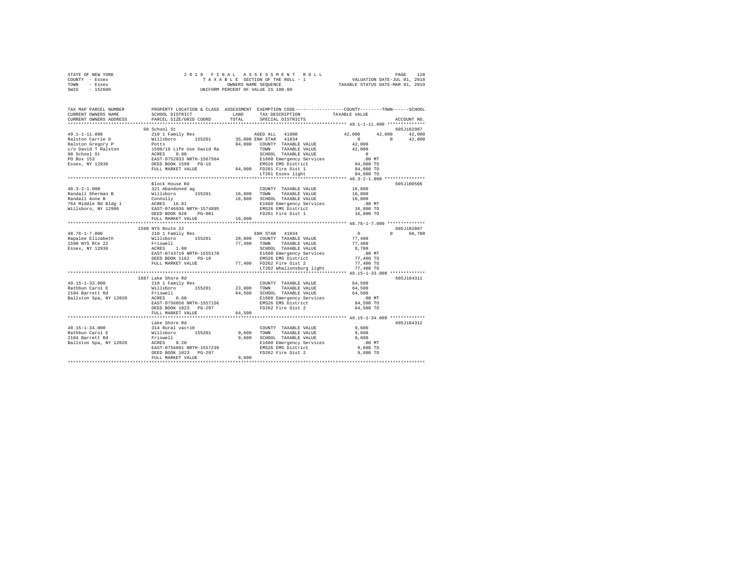STATE OF NEW YORK — 2019 FINAL ASSESSMENT ROLL
COUNTY - Essex — TAXABLE SECTION OF THE ROLL - 1 — VALUATION DATE-JUL 01, 2018
TOWN - Essex — OWNERS NAME SEQUENCE — TAXABLE STATUS DATE-MAR 01, 2019
SWIS - 152600 — UNIFORM PERCENT OF VALUE IS 100.00

```
TAX MAP PARCEL NUMBER          PROPERTY LOCATION & CLASS  ASSESSMENT  EXEMPTION CODE-----------------COUNTY--------TOWN------SCHOOL
CURRENT OWNERS NAME            SCHOOL DISTRICT             LAND       TAX DESCRIPTION              TAXABLE VALUE
CURRENT OWNERS ADDRESS         PARCEL SIZE/GRID COORD      TOTAL      SPECIAL DISTRICTS                                   ACCOUNT NO.
******************************************************************************************************* 49.1-1-11.000 **************
                               98 School St                                                                              605J102907
49.1-1-11.000                  210 1 Family Res                       AGED ALL  41800              42,000     42,000      42,000
Ralston Carrie D               Willsboro      155201       35,000 ENH STAR  41834                       0          0      42,000
Ralston Gregory P              Potts                       84,000   COUNTY  TAXABLE VALUE          42,000
c/o David T Ralston            1598/16 Life Use David Ra            TOWN    TAXABLE VALUE          42,000
98 School St                   ACRES    8.00                        SCHOOL  TAXABLE VALUE               0
PO Box 153                     EAST-0752933 NRTH-1567564            E1660 Emergency Services             .00 MT
Essex, NY 12936                DEED BOOK 1598   PG-16               EMS26 EMS District              84,000 TO
                               FULL MARKET VALUE           84,000   FD261 Fire Dist 1               84,000 TO
                                                                    LT261 Essex light               84,000 TO
******************************************************************************************************* 40.3-2-1.000 ***************
                               Block House Rd                                                                            605J100506
40.3-2-1.000                   321 Abandoned ag                     COUNTY  TAXABLE VALUE          16,800
Randall Sherman B              Willsboro      155201       16,800   TOWN    TAXABLE VALUE          16,800
Randall Anne B                 Connolly                    16,800   SCHOOL  TAXABLE VALUE          16,800
764 Middle Rd Bldg 1           ACRES   16.81                        E1660 Emergency Services             .00 MT
Willsboro, NY 12996            EAST-0746936 NRTH-1574895            EMS26 EMS District              16,800 TO
                               DEED BOOK 828    PG-001              FD261 Fire Dist 1               16,800 TO
                               FULL MARKET VALUE           16,800
******************************************************************************************************* 48.76-1-7.000 **************
                               1590 NYS Route 22                                                                         605J102807
48.76-1-7.000                  210 1 Family Res                       ENH STAR  41834                   0          0      68,700
Rapalee Elizabeth              Willsboro      155201       28,000   COUNTY  TAXABLE VALUE          77,400
1590 NYS Rte 22                Friswell                    77,400   TOWN    TAXABLE VALUE          77,400
Essex, NY 12936                ACRES    1.00                        SCHOOL  TAXABLE VALUE           8,700
                               EAST-0743719 NRTH-1555170            E1660 Emergency Services             .00 MT
                               DEED BOOK 1162   PG-18               EMS26 EMS District              77,400 TO
                               FULL MARKET VALUE           77,400   FD262 Fire Dist 2               77,400 TO
                                                                    LT262 Whallonsburg light        77,400 TO
******************************************************************************************************* 49.15-1-33.000 *************
                               1687 Lake Shore Rd                                                                        605J104311
49.15-1-33.000                 210 1 Family Res                     COUNTY  TAXABLE VALUE          64,500
Rathbun Carol E                Willsboro      155201       23,800   TOWN    TAXABLE VALUE          64,500
2104 Barrett Rd                Friswell                    64,500   SCHOOL  TAXABLE VALUE          64,500
Ballston Spa, NY 12020         ACRES    0.60                        E1660 Emergency Services             .00 MT
                               EAST-0756656 NRTH-1557156            EMS26 EMS District              64,500 TO
                               DEED BOOK 1023   PG-297              FD262 Fire Dist 2               64,500 TO
                               FULL MARKET VALUE           64,500
******************************************************************************************************* 49.15-1-34.000 *************
                               Lake Shore Rd                                                                             605J104312
49.15-1-34.000                 314 Rural vac<10                     COUNTY  TAXABLE VALUE           9,600
Rathbun Carol E                Willsboro      155201        9,600   TOWN    TAXABLE VALUE           9,600
2104 Barrett Rd                Friswell                     9,600   SCHOOL  TAXABLE VALUE           9,600
Ballston Spa, NY 12020         ACRES    0.20                        E1660 Emergency Services             .00 MT
                               EAST-0756691 NRTH-1557239            EMS26 EMS District               9,600 TO
                               DEED BOOK 1023   PG-297              FD262 Fire Dist 2                9,600 TO
                               FULL MARKET VALUE            9,600
************************************************************************************************************************************
```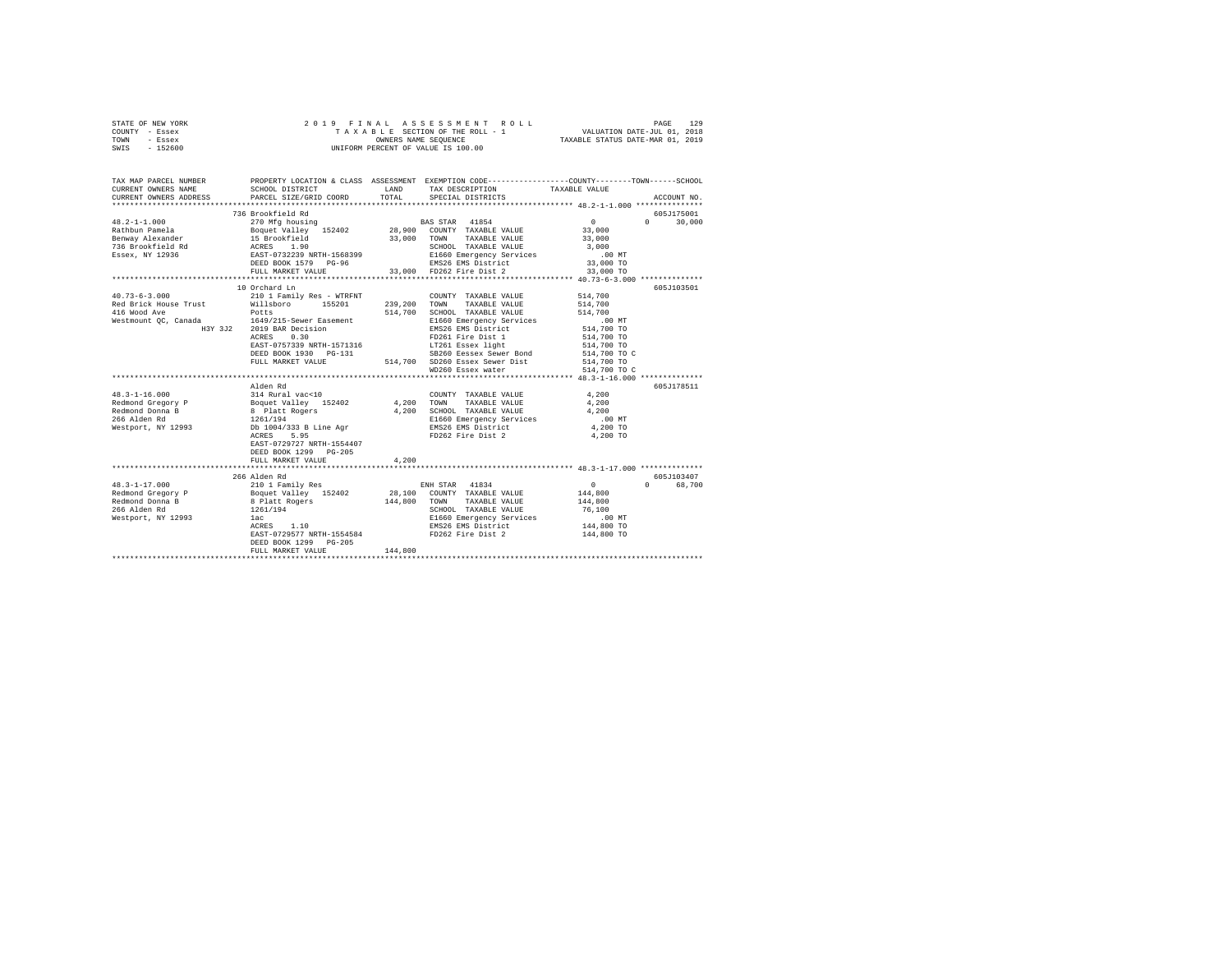```
STATE OF NEW YORK                    2 0 1 9   F I N A L   A S S E S S M E N T   R O L L                       PAGE  129
COUNTY - Essex                          T A X A B L E  SECTION OF THE ROLL - 1                 VALUATION DATE-JUL 01, 2018
TOWN   - Essex                                    OWNERS NAME SEQUENCE                        TAXABLE STATUS DATE-MAR 01, 2019
SWIS   - 152600                            UNIFORM PERCENT OF VALUE IS 100.00

TAX MAP PARCEL NUMBER          PROPERTY LOCATION & CLASS  ASSESSMENT  EXEMPTION CODE-----------------COUNTY--------TOWN------SCHOOL
CURRENT OWNERS NAME            SCHOOL DISTRICT               LAND      TAX DESCRIPTION            TAXABLE VALUE
CURRENT OWNERS ADDRESS         PARCEL SIZE/GRID COORD        TOTAL     SPECIAL DISTRICTS                                   ACCOUNT NO.
******************************************************************************************************* 48.2-1-1.000 ***************
                               736 Brookfield Rd                                                                          605J175001
48.2-1-1.000                   270 Mfg housing                          BAS STAR  41854                0             0      30,000
Rathbun Pamela                 Boquet Valley   152402       28,900   COUNTY  TAXABLE VALUE          33,000
Benway Alexander               15 Brookfield                33,000   TOWN    TAXABLE VALUE          33,000
736 Brookfield Rd              ACRES    1.90                         SCHOOL  TAXABLE VALUE           3,000
Essex, NY 12936                EAST-0732239 NRTH-1568399             E1660 Emergency Services            .00 MT
                               DEED BOOK 1579   PG-96                EMS26 EMS District             33,000 TO
                               FULL MARKET VALUE             33,000  FD262 Fire Dist 2              33,000 TO
******************************************************************************************************* 40.73-6-3.000 **************
                               10 Orchard Ln                                                                              605J103501
40.73-6-3.000                  210 1 Family Res - WTRFNT                COUNTY  TAXABLE VALUE         514,700
Red Brick House Trust          Willsboro       155201      239,200   TOWN    TAXABLE VALUE         514,700
416 Wood Ave                   Potts                       514,700   SCHOOL  TAXABLE VALUE         514,700
Westmount QC, Canada           1649/215-Sewer Easement               E1660 Emergency Services            .00 MT
              H3Y 3J2          2019 BAR Decision                     EMS26 EMS District            514,700 TO
                               ACRES    0.30                         FD261 Fire Dist 1             514,700 TO
                               EAST-0757339 NRTH-1571316             LT261 Essex light             514,700 TO
                               DEED BOOK 1930   PG-131               SB260 Eessex Sewer Bond       514,700 TO C
                               FULL MARKET VALUE            514,700  SD260 Essex Sewer Dist        514,700 TO
                                                                     WD260 Essex water             514,700 TO C
******************************************************************************************************* 48.3-1-16.000 **************
                               Alden Rd                                                                                   605J178511
48.3-1-16.000                  314 Rural vac<10                         COUNTY  TAXABLE VALUE           4,200
Redmond Gregory P              Boquet Valley   152402        4,200   TOWN    TAXABLE VALUE           4,200
Redmond Donna B                8  Platt Rogers               4,200   SCHOOL  TAXABLE VALUE           4,200
266 Alden Rd                   1261/194                              E1660 Emergency Services            .00 MT
Westport, NY 12993             Db 1004/333 B Line Agr                EMS26 EMS District              4,200 TO
                               ACRES    5.95                         FD262 Fire Dist 2               4,200 TO
                               EAST-0729727 NRTH-1554407
                               DEED BOOK 1299   PG-205
                               FULL MARKET VALUE              4,200
******************************************************************************************************* 48.3-1-17.000 **************
                               266 Alden Rd                                                                               605J103407
48.3-1-17.000                  210 1 Family Res                         ENH STAR  41834                0             0      68,700
Redmond Gregory P              Boquet Valley   152402       28,100   COUNTY  TAXABLE VALUE         144,800
Redmond Donna B                8 Platt Rogers              144,800   TOWN    TAXABLE VALUE         144,800
266 Alden Rd                   1261/194                              SCHOOL  TAXABLE VALUE          76,100
Westport, NY 12993             1ac                                   E1660 Emergency Services            .00 MT
                               ACRES    1.10                         EMS26 EMS District            144,800 TO
                               EAST-0729577 NRTH-1554584             FD262 Fire Dist 2             144,800 TO
                               DEED BOOK 1299   PG-205
                               FULL MARKET VALUE            144,800
************************************************************************************************************************************
```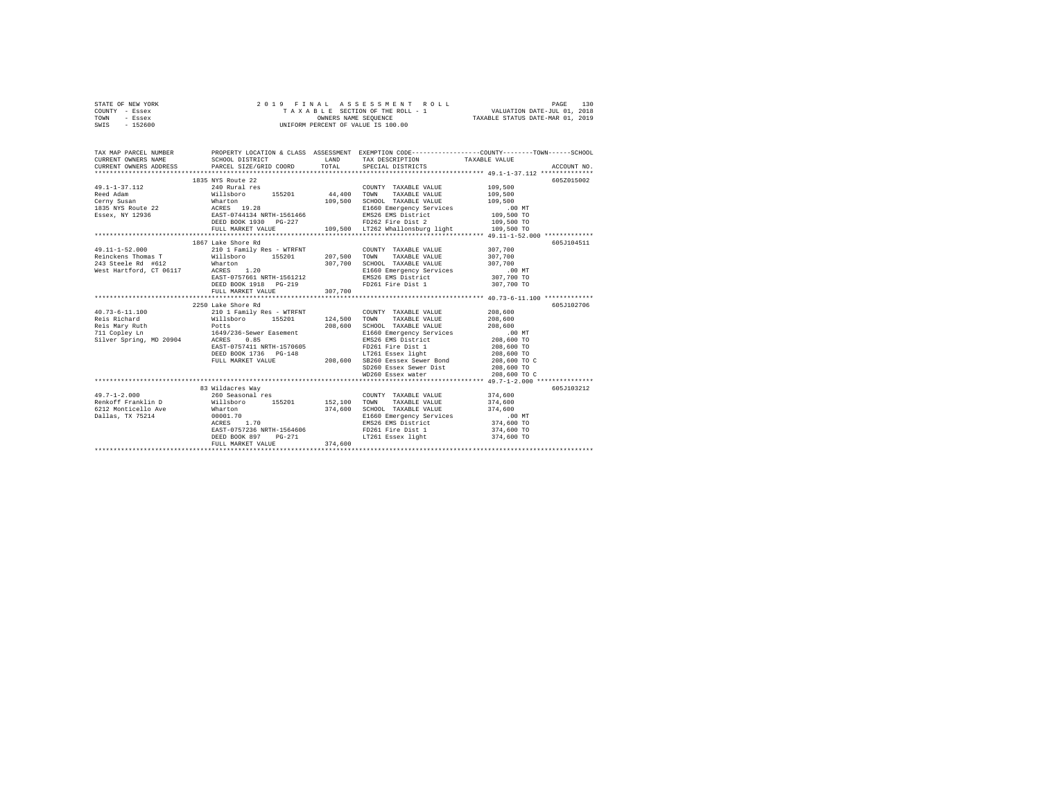STATE OF NEW YORK  
COUNTY - Essex  
TOWN - Essex  
SWIS - 152600

2019 FINAL ASSESSMENT ROLL  
TAXABLE SECTION OF THE ROLL - 1  
OWNERS NAME SEQUENCE  
UNIFORM PERCENT OF VALUE IS 100.00

VALUATION DATE-JUL 01, 2018  
TAXABLE STATUS DATE-MAR 01, 2019

| TAX MAP PARCEL NUMBER / CURRENT OWNERS NAME / CURRENT OWNERS ADDRESS | PROPERTY LOCATION & CLASS / SCHOOL DISTRICT / PARCEL SIZE/GRID COORD | ASSESSMENT LAND | ASSESSMENT TOTAL | EXEMPTION CODE / TAX DESCRIPTION / SPECIAL DISTRICTS | TAXABLE VALUE (COUNTY / TOWN / SCHOOL) | ACCOUNT NO. |
|---|---|---|---|---|---|---|
| **49.1-1-37.112** | 1835 NYS Route 22 | | | | | 605Z015002 |
| Reed Adam | 240 Rural res | | | COUNTY TAXABLE VALUE | 109,500 | |
| Cerny Susan | Willsboro 155201 | 44,400 | | TOWN TAXABLE VALUE | 109,500 | |
| 1835 NYS Route 22 | Wharton | | 109,500 | SCHOOL TAXABLE VALUE | 109,500 | |
| Essex, NY 12936 | ACRES 19.28 | | | E1660 Emergency Services | .00 MT | |
| | EAST-0744134 NRTH-1561466 | | | EMS26 EMS District | 109,500 TO | |
| | DEED BOOK 1930 PG-227 | | | FD262 Fire Dist 2 | 109,500 TO | |
| | FULL MARKET VALUE | | 109,500 | LT262 Whallonsburg light | 109,500 TO | |
| **49.11-1-52.000** | 1867 Lake Shore Rd | | | | | 605J104511 |
| Reinckens Thomas T | 210 1 Family Res - WTRFNT | | | COUNTY TAXABLE VALUE | 307,700 | |
| 243 Steele Rd #612 | Willsboro 155201 | 207,500 | | TOWN TAXABLE VALUE | 307,700 | |
| West Hartford, CT 06117 | Wharton | | 307,700 | SCHOOL TAXABLE VALUE | 307,700 | |
| | ACRES 1.20 | | | E1660 Emergency Services | .00 MT | |
| | EAST-0757661 NRTH-1561212 | | | EMS26 EMS District | 307,700 TO | |
| | DEED BOOK 1918 PG-219 | | | FD261 Fire Dist 1 | 307,700 TO | |
| | FULL MARKET VALUE | | 307,700 | | | |
| **40.73-6-11.100** | 2250 Lake Shore Rd | | | | | 605J102706 |
| Reis Richard | 210 1 Family Res - WTRFNT | | | COUNTY TAXABLE VALUE | 208,600 | |
| Reis Mary Ruth | Willsboro 155201 | 124,500 | | TOWN TAXABLE VALUE | 208,600 | |
| 711 Copley Ln | Potts | | 208,600 | SCHOOL TAXABLE VALUE | 208,600 | |
| Silver Spring, MD 20904 | 1649/236-Sewer Easement | | | E1660 Emergency Services | .00 MT | |
| | ACRES 0.85 | | | EMS26 EMS District | 208,600 TO | |
| | EAST-0757411 NRTH-1570605 | | | FD261 Fire Dist 1 | 208,600 TO | |
| | DEED BOOK 1736 PG-148 | | | LT261 Essex light | 208,600 TO | |
| | FULL MARKET VALUE | | 208,600 | SB260 Eessex Sewer Bond | 208,600 TO C | |
| | | | | SD260 Essex Sewer Dist | 208,600 TO | |
| | | | | WD260 Essex water | 208,600 TO C | |
| **49.7-1-2.000** | 83 Wildacres Way | | | | | 605J103212 |
| Renkoff Franklin D | 260 Seasonal res | | | COUNTY TAXABLE VALUE | 374,600 | |
| 6212 Monticello Ave | Willsboro 155201 | 152,100 | | TOWN TAXABLE VALUE | 374,600 | |
| Dallas, TX 75214 | Wharton | | 374,600 | SCHOOL TAXABLE VALUE | 374,600 | |
| | 00001.70 | | | E1660 Emergency Services | .00 MT | |
| | ACRES 1.70 | | | EMS26 EMS District | 374,600 TO | |
| | EAST-0757236 NRTH-1564606 | | | FD261 Fire Dist 1 | 374,600 TO | |
| | DEED BOOK 897 PG-271 | | | LT261 Essex light | 374,600 TO | |
| | FULL MARKET VALUE | | 374,600 | | | |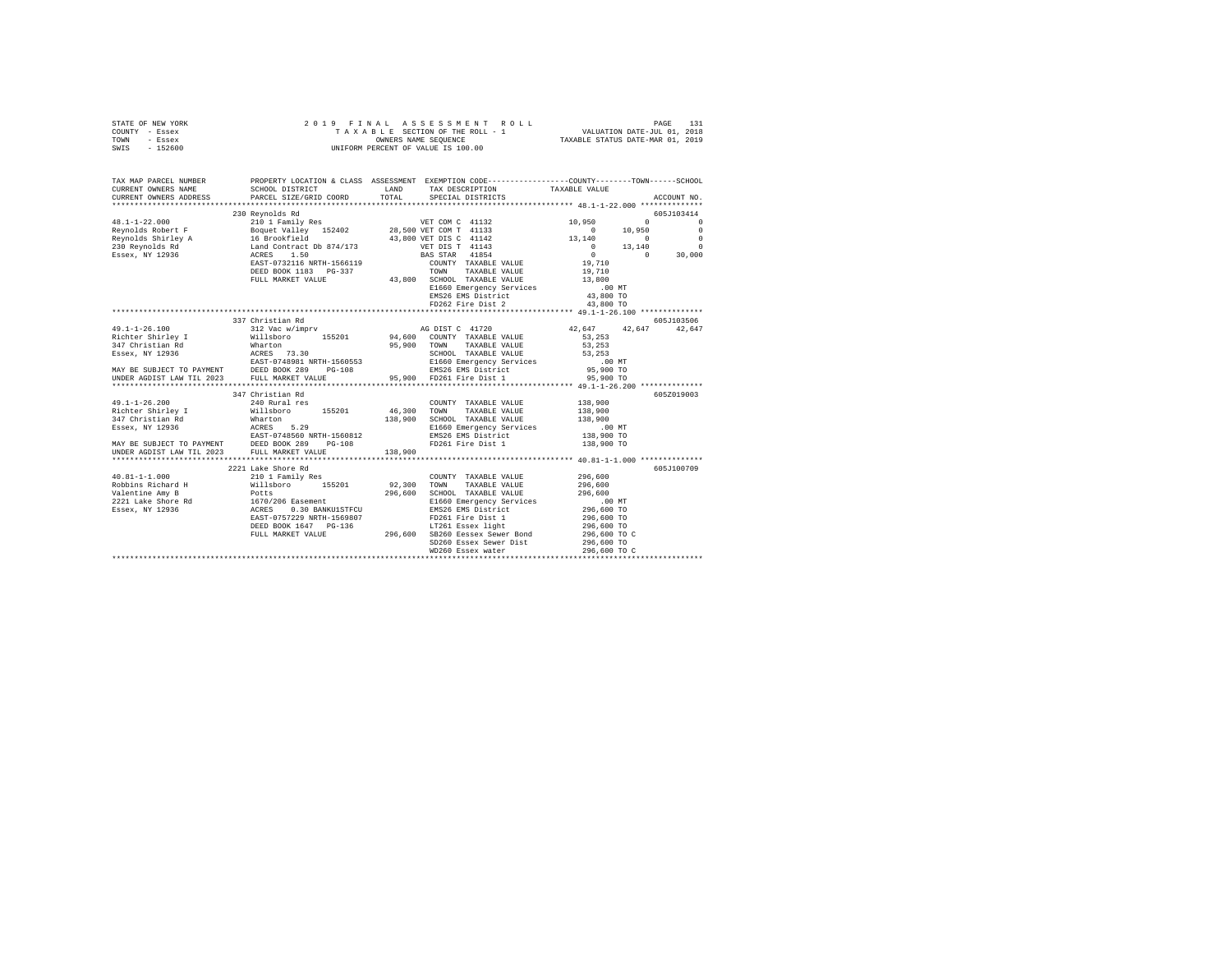STATE OF NEW YORK — 2019 FINAL ASSESSMENT ROLL
COUNTY - Essex — TAXABLE SECTION OF THE ROLL - 1 — VALUATION DATE-JUL 01, 2018
TOWN - Essex — OWNERS NAME SEQUENCE — TAXABLE STATUS DATE-MAR 01, 2019
SWIS - 152600 — UNIFORM PERCENT OF VALUE IS 100.00

```
TAX MAP PARCEL NUMBER          PROPERTY LOCATION & CLASS  ASSESSMENT  EXEMPTION CODE-----------------COUNTY--------TOWN------SCHOOL
CURRENT OWNERS NAME            SCHOOL DISTRICT             LAND       TAX DESCRIPTION            TAXABLE VALUE
CURRENT OWNERS ADDRESS         PARCEL SIZE/GRID COORD      TOTAL      SPECIAL DISTRICTS                                   ACCOUNT NO.
****************************************************************************************************** 48.1-1-22.000 **************
                               230 Reynolds Rd                                                                          605J103414
48.1-1-22.000                  210 1 Family Res                  VET COM C 41132              10,950         0              0
Reynolds Robert F              Boquet Valley  152402      28,500 VET COM T 41133                   0    10,950              0
Reynolds Shirley A             16 Brookfield              43,800 VET DIS C 41142              13,140         0              0
230 Reynolds Rd                Land Contract Db 874/173          VET DIS T 41143                   0    13,140              0
Essex, NY 12936                ACRES    1.50                     BAS STAR  41854                   0         0         30,000
                               EAST-0732116 NRTH-1566119         COUNTY  TAXABLE VALUE        19,710
                               DEED BOOK 1183   PG-337           TOWN    TAXABLE VALUE        19,710
                               FULL MARKET VALUE          43,800 SCHOOL  TAXABLE VALUE        13,800
                                                                 E1660 Emergency Services          .00 MT
                                                                 EMS26 EMS District            43,800 TO
                                                                 FD262 Fire Dist 2             43,800 TO
****************************************************************************************************** 49.1-1-26.100 **************
                               337 Christian Rd                                                                         605J103506
49.1-1-26.100                  312 Vac w/imprv                   AG DIST C 41720              42,647    42,647         42,647
Richter Shirley I              Willsboro      155201      94,600 COUNTY  TAXABLE VALUE        53,253
347 Christian Rd               Wharton                    95,900 TOWN    TAXABLE VALUE        53,253
Essex, NY 12936                ACRES   73.30                     SCHOOL  TAXABLE VALUE        53,253
                               EAST-0748981 NRTH-1560553         E1660 Emergency Services          .00 MT
MAY BE SUBJECT TO PAYMENT      DEED BOOK 289    PG-108           EMS26 EMS District            95,900 TO
UNDER AGDIST LAW TIL 2023      FULL MARKET VALUE          95,900 FD261 Fire Dist 1             95,900 TO
****************************************************************************************************** 49.1-1-26.200 **************
                               347 Christian Rd                                                                         605Z019003
49.1-1-26.200                  240 Rural res                     COUNTY  TAXABLE VALUE       138,900
Richter Shirley I              Willsboro      155201      46,300 TOWN    TAXABLE VALUE       138,900
347 Christian Rd               Wharton                   138,900 SCHOOL  TAXABLE VALUE       138,900
Essex, NY 12936                ACRES    5.29                     E1660 Emergency Services          .00 MT
                               EAST-0748560 NRTH-1560812         EMS26 EMS District           138,900 TO
MAY BE SUBJECT TO PAYMENT      DEED BOOK 289    PG-108           FD261 Fire Dist 1            138,900 TO
UNDER AGDIST LAW TIL 2023      FULL MARKET VALUE         138,900
****************************************************************************************************** 40.81-1-1.000 **************
                               2221 Lake Shore Rd                                                                       605J100709
40.81-1-1.000                  210 1 Family Res                  COUNTY  TAXABLE VALUE       296,600
Robbins Richard H              Willsboro      155201      92,300 TOWN    TAXABLE VALUE       296,600
Valentine Amy B                Potts                     296,600 SCHOOL  TAXABLE VALUE       296,600
2221 Lake Shore Rd             1670/206 Easement                 E1660 Emergency Services          .00 MT
Essex, NY 12936                ACRES    0.30 BANKU1STFCU         EMS26 EMS District           296,600 TO
                               EAST-0757229 NRTH-1569807         FD261 Fire Dist 1            296,600 TO
                               DEED BOOK 1647   PG-136           LT261 Essex light            296,600 TO
                               FULL MARKET VALUE         296,600 SB260 Eessex Sewer Bond      296,600 TO C
                                                                 SD260 Essex Sewer Dist       296,600 TO
                                                                 WD260 Essex water            296,600 TO C
************************************************************************************************************************************
```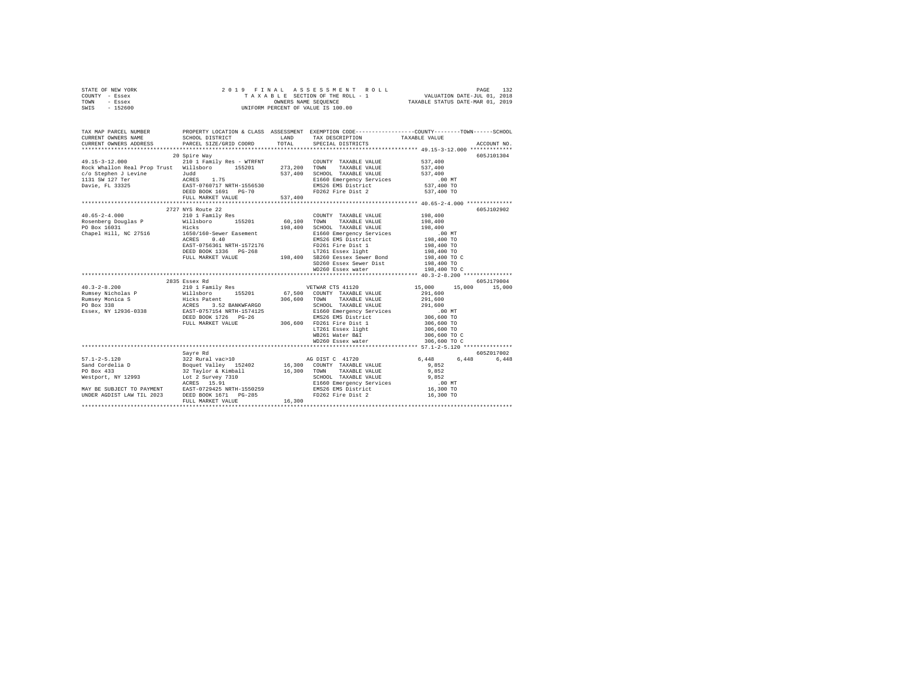STATE OF NEW YORK                    2 0 1 9   F I N A L   A S S E S S M E N T   R O L L
COUNTY - Essex                             T A X A B L E  SECTION OF THE ROLL - 1                VALUATION DATE-JUL 01, 2018
TOWN   - Essex                                    OWNERS NAME SEQUENCE                    TAXABLE STATUS DATE-MAR 01, 2019
SWIS   - 152600                            UNIFORM PERCENT OF VALUE IS 100.00

```
TAX MAP PARCEL NUMBER          PROPERTY LOCATION & CLASS  ASSESSMENT  EXEMPTION CODE-----------------COUNTY--------TOWN------SCHOOL
CURRENT OWNERS NAME            SCHOOL DISTRICT              LAND      TAX DESCRIPTION            TAXABLE VALUE
CURRENT OWNERS ADDRESS         PARCEL SIZE/GRID COORD       TOTAL     SPECIAL DISTRICTS                                   ACCOUNT NO.
****************************************************************************************************** 49.15-3-12.000 *************
                               20 Spire Way                                                                             605J101304
49.15-3-12.000                 210 1 Family Res - WTRFNT             COUNTY  TAXABLE VALUE          537,400
Rock Whallon Real Prop Trust   Willsboro      155201      273,200    TOWN    TAXABLE VALUE          537,400
c/o Stephen J Levine           Judd                       537,400    SCHOOL  TAXABLE VALUE          537,400
1131 SW 127 Ter                ACRES    1.75                         E1660 Emergency Services            .00 MT
Davie, FL 33325                EAST-0760717 NRTH-1556530             EMS26 EMS District              537,400 TO
                               DEED BOOK 1691   PG-70                FD262 Fire Dist 2               537,400 TO
                               FULL MARKET VALUE          537,400
****************************************************************************************************** 40.65-2-4.000 **************
                               2727 NYS Route 22                                                                        605J102902
40.65-2-4.000                  210 1 Family Res                      COUNTY  TAXABLE VALUE          198,400
Rosenberg Douglas P            Willsboro      155201       60,100    TOWN    TAXABLE VALUE          198,400
PO Box 16031                   Hicks                      198,400    SCHOOL  TAXABLE VALUE          198,400
Chapel Hill, NC 27516          1650/160-Sewer Easement               E1660 Emergency Services            .00 MT
                               ACRES    0.40                         EMS26 EMS District              198,400 TO
                               EAST-0756361 NRTH-1572176             FD261 Fire Dist 1               198,400 TO
                               DEED BOOK 1336   PG-268               LT261 Essex light               198,400 TO
                               FULL MARKET VALUE          198,400    SB260 Eessex Sewer Bond         198,400 TO C
                                                                     SD260 Essex Sewer Dist          198,400 TO
                                                                     WD260 Essex water               198,400 TO C
****************************************************************************************************** 40.3-2-8.200 ***************
                               2835 Essex Rd                                                                            605J179004
40.3-2-8.200                   210 1 Family Res                      VETWAR CTS 41120           15,000     15,000      15,000
Rumsey Nicholas P              Willsboro      155201       67,500    COUNTY  TAXABLE VALUE          291,600
Rumsey Monica S                Hicks Patent               306,600    TOWN    TAXABLE VALUE          291,600
PO Box 338                     ACRES    3.52 BANKWFARGO              SCHOOL  TAXABLE VALUE          291,600
Essex, NY 12936-0338           EAST-0757154 NRTH-1574125             E1660 Emergency Services            .00 MT
                               DEED BOOK 1726   PG-26                EMS26 EMS District              306,600 TO
                               FULL MARKET VALUE          306,600    FD261 Fire Dist 1               306,600 TO
                                                                     LT261 Essex light               306,600 TO
                                                                     WB261 Water B&I                 306,600 TO C
                                                                     WD260 Essex water               306,600 TO C
****************************************************************************************************** 57.1-2-5.120 ***************
                               Sayre Rd                                                                                 605Z017002
57.1-2-5.120                   322 Rural vac>10                      AG DIST C 41720             6,448      6,448       6,448
Sand Cordelia D                Boquet Valley  152402       16,300    COUNTY  TAXABLE VALUE            9,852
PO Box 433                     32 Taylor & Kimball         16,300    TOWN    TAXABLE VALUE            9,852
Westport, NY 12993             Lot 2 Survey 7310                     SCHOOL  TAXABLE VALUE            9,852
                               ACRES   15.91                         E1660 Emergency Services            .00 MT
MAY BE SUBJECT TO PAYMENT      EAST-0729425 NRTH-1550259             EMS26 EMS District               16,300 TO
UNDER AGDIST LAW TIL 2023      DEED BOOK 1671   PG-285               FD262 Fire Dist 2                16,300 TO
                               FULL MARKET VALUE           16,300
************************************************************************************************************************************
```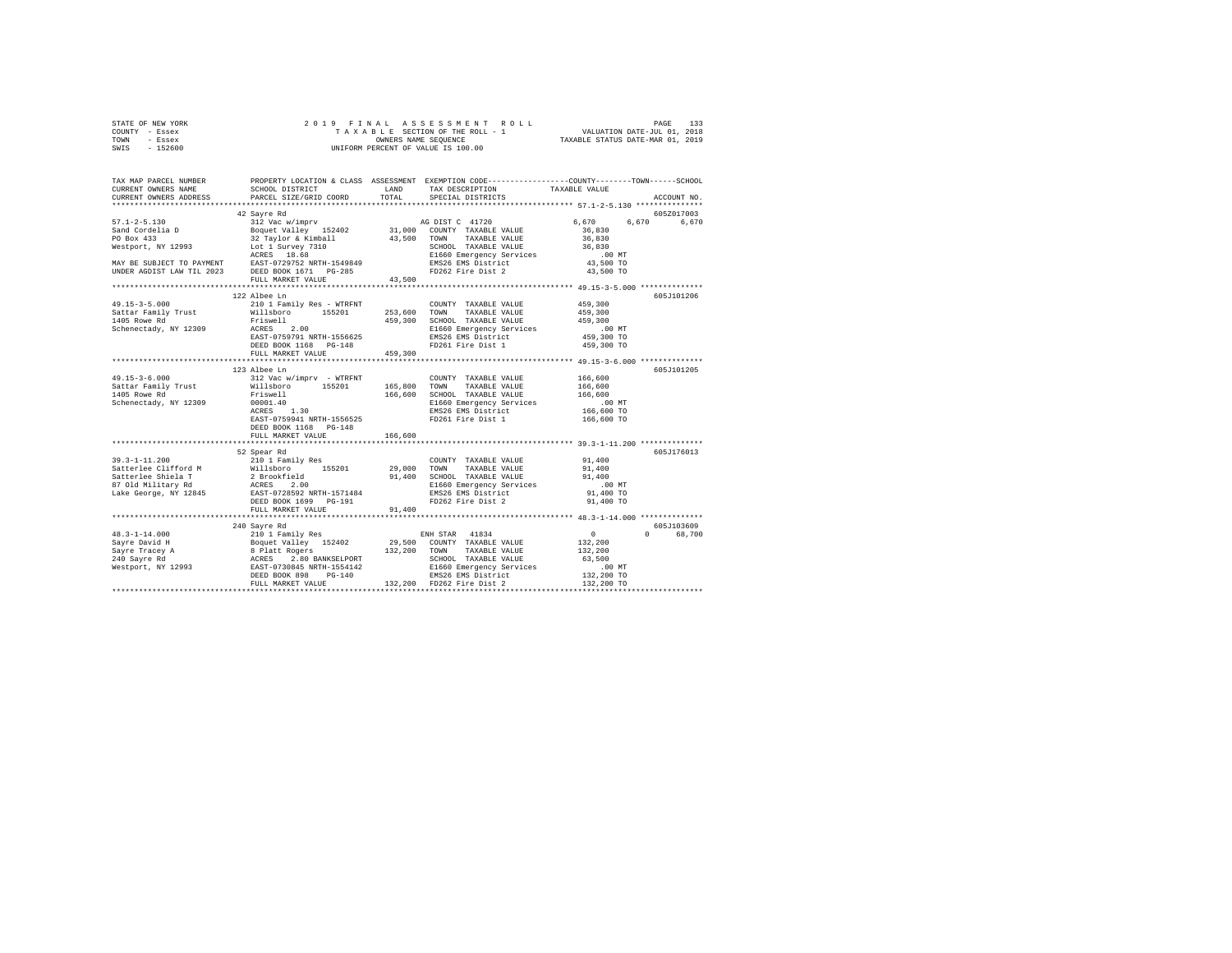```
STATE OF NEW YORK                2 0 1 9   F I N A L   A S S E S S M E N T   R O L L                    PAGE    133
COUNTY  - Essex                        T A X A B L E  SECTION OF THE ROLL - 1              VALUATION DATE-JUL 01, 2018
TOWN    - Essex                              OWNERS NAME SEQUENCE                       TAXABLE STATUS DATE-MAR 01, 2019
SWIS    - 152600                      UNIFORM PERCENT OF VALUE IS 100.00

TAX MAP PARCEL NUMBER          PROPERTY LOCATION & CLASS  ASSESSMENT  EXEMPTION CODE-----------------COUNTY--------TOWN------SCHOOL
CURRENT OWNERS NAME            SCHOOL DISTRICT              LAND      TAX DESCRIPTION            TAXABLE VALUE
CURRENT OWNERS ADDRESS         PARCEL SIZE/GRID COORD       TOTAL     SPECIAL DISTRICTS                                  ACCOUNT NO.
******************************************************************************************************* 57.1-2-5.130 ***************
                               42 Sayre Rd                                                                          605Z017003
57.1-2-5.130                   312 Vac w/imprv                       AG DIST C  41720              6,670       6,670       6,670
Sand Cordelia D                Boquet Valley  152402        31,000   COUNTY  TAXABLE VALUE         36,830
PO Box 433                     32 Taylor & Kimball          43,500   TOWN    TAXABLE VALUE         36,830
Westport, NY 12993             Lot 1 Survey 7310                     SCHOOL  TAXABLE VALUE         36,830
                               ACRES   18.68                         E1660 Emergency Services          .00 MT
MAY BE SUBJECT TO PAYMENT      EAST-0729752 NRTH-1549849             EMS26 EMS District            43,500 TO
UNDER AGDIST LAW TIL 2023      DEED BOOK 1671   PG-285               FD262 Fire Dist 2             43,500 TO
                               FULL MARKET VALUE            43,500
******************************************************************************************************* 49.15-3-5.000 **************
                               122 Albee Ln                                                                         605J101206
49.15-3-5.000                  210 1 Family Res - WTRFNT             COUNTY  TAXABLE VALUE        459,300
Sattar Family Trust            Willsboro      155201       253,600   TOWN    TAXABLE VALUE        459,300
1405 Rowe Rd                   Friswell                    459,300   SCHOOL  TAXABLE VALUE        459,300
Schenectady, NY 12309          ACRES    2.00                         E1660 Emergency Services          .00 MT
                               EAST-0759791 NRTH-1556625             EMS26 EMS District           459,300 TO
                               DEED BOOK 1168   PG-148               FD261 Fire Dist 1            459,300 TO
                               FULL MARKET VALUE           459,300
******************************************************************************************************* 49.15-3-6.000 **************
                               123 Albee Ln                                                                         605J101205
49.15-3-6.000                  312 Vac w/imprv  - WTRFNT             COUNTY  TAXABLE VALUE        166,600
Sattar Family Trust            Willsboro      155201       165,800   TOWN    TAXABLE VALUE        166,600
1405 Rowe Rd                   Friswell                    166,600   SCHOOL  TAXABLE VALUE        166,600
Schenectady, NY 12309          00001.40                              E1660 Emergency Services          .00 MT
                               ACRES    1.30                         EMS26 EMS District           166,600 TO
                               EAST-0759941 NRTH-1556525             FD261 Fire Dist 1            166,600 TO
                               DEED BOOK 1168   PG-148
                               FULL MARKET VALUE           166,600
******************************************************************************************************* 39.3-1-11.200 **************
                               52 Spear Rd                                                                          605J176013
39.3-1-11.200                  210 1 Family Res                      COUNTY  TAXABLE VALUE         91,400
Satterlee Clifford M           Willsboro      155201        29,000   TOWN    TAXABLE VALUE         91,400
Satterlee Shiela T             2 Brookfield                 91,400   SCHOOL  TAXABLE VALUE         91,400
87 Old Military Rd             ACRES    2.00                         E1660 Emergency Services          .00 MT
Lake George, NY 12845          EAST-0728592 NRTH-1571484             EMS26 EMS District            91,400 TO
                               DEED BOOK 1699   PG-191               FD262 Fire Dist 2             91,400 TO
                               FULL MARKET VALUE            91,400
******************************************************************************************************* 48.3-1-14.000 **************
                               240 Sayre Rd                                                                         605J103609
48.3-1-14.000                  210 1 Family Res                      ENH STAR  41834                    0           0      68,700
Sayre David H                  Boquet Valley  152402        29,500   COUNTY  TAXABLE VALUE        132,200
Sayre Tracey A                 8 Platt Rogers              132,200   TOWN    TAXABLE VALUE        132,200
240 Sayre Rd                   ACRES    2.80 BANKSELPORT             SCHOOL  TAXABLE VALUE         63,500
Westport, NY 12993             EAST-0730845 NRTH-1554142             E1660 Emergency Services          .00 MT
                               DEED BOOK 898    PG-140               EMS26 EMS District           132,200 TO
                               FULL MARKET VALUE           132,200   FD262 Fire Dist 2            132,200 TO
************************************************************************************************************************************
```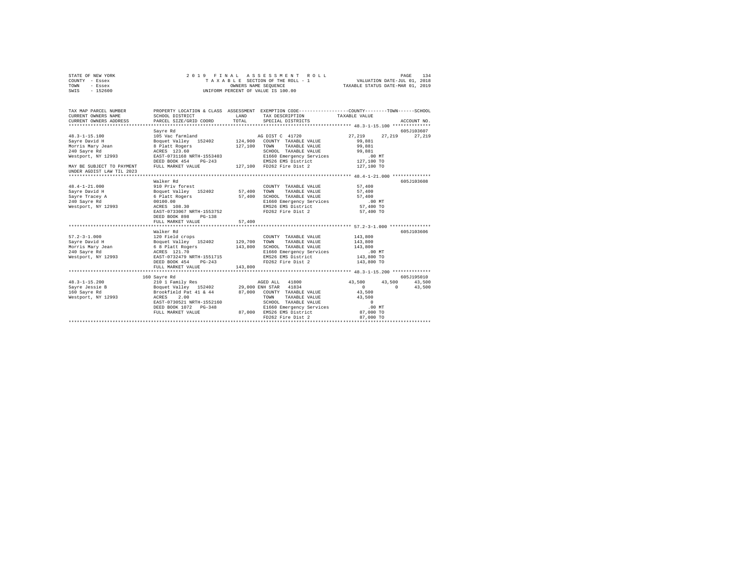STATE OF NEW YORK
COUNTY - Essex
TOWN - Essex
SWIS - 152600

2019 FINAL ASSESSMENT ROLL
TAXABLE SECTION OF THE ROLL - 1
OWNERS NAME SEQUENCE
UNIFORM PERCENT OF VALUE IS 100.00

VALUATION DATE-JUL 01, 2018
TAXABLE STATUS DATE-MAR 01, 2019

```
TAX MAP PARCEL NUMBER      PROPERTY LOCATION & CLASS  ASSESSMENT  EXEMPTION CODE-----------------COUNTY--------TOWN------SCHOOL
CURRENT OWNERS NAME        SCHOOL DISTRICT              LAND      TAX DESCRIPTION             TAXABLE VALUE
CURRENT OWNERS ADDRESS     PARCEL SIZE/GRID COORD       TOTAL     SPECIAL DISTRICTS                                     ACCOUNT NO.
******************************************************************************************* 48.3-1-15.100 **************
                           Sayre Rd                                                                                 605J103607
48.3-1-15.100              105 Vac farmland                       AG DIST C 41720              27,219     27,219     27,219
Sayre David H              Boquet Valley  152402      124,900   COUNTY  TAXABLE VALUE           99,881
Morris Mary Jean           8 Platt Rogers             127,100   TOWN    TAXABLE VALUE           99,881
240 Sayre Rd               ACRES  123.60                        SCHOOL  TAXABLE VALUE           99,881
Westport, NY 12993         EAST-0731168 NRTH-1553403            E1660 Emergency Services           .00 MT
                           DEED BOOK 454    PG-243              EMS26 EMS District             127,100 TO
MAY BE SUBJECT TO PAYMENT  FULL MARKET VALUE          127,100   FD262 Fire Dist 2              127,100 TO
UNDER AGDIST LAW TIL 2023
******************************************************************************************* 48.4-1-21.000 **************
                           Walker Rd                                                                                605J103608
48.4-1-21.000              910 Priv forest                        COUNTY  TAXABLE VALUE          57,400
Sayre David H              Boquet Valley  152402       57,400   TOWN    TAXABLE VALUE          57,400
Sayre Tracey A             6 Platt Rogers              57,400   SCHOOL  TAXABLE VALUE          57,400
240 Sayre Rd               00100.00                             E1660 Emergency Services           .00 MT
Westport, NY 12993         ACRES  108.30                        EMS26 EMS District              57,400 TO
                           EAST-0733067 NRTH-1553752            FD262 Fire Dist 2               57,400 TO
                           DEED BOOK 898    PG-138
                           FULL MARKET VALUE           57,400
******************************************************************************************* 57.2-3-1.000 ***************
                           Walker Rd                                                                                605J103606
57.2-3-1.000               120 Field crops                        COUNTY  TAXABLE VALUE         143,800
Sayre David H              Boquet Valley  152402      129,700   TOWN    TAXABLE VALUE         143,800
Morris Mary Jean           6 8 Platt Rogers           143,800   SCHOOL  TAXABLE VALUE         143,800
240 Sayre Rd               ACRES  121.70                        E1660 Emergency Services           .00 MT
Westport, NY 12993         EAST-0732479 NRTH-1551715            EMS26 EMS District             143,800 TO
                           DEED BOOK 454    PG-243              FD262 Fire Dist 2              143,800 TO
                           FULL MARKET VALUE          143,800
******************************************************************************************* 48.3-1-15.200 **************
                       160 Sayre Rd                                                                                 605J195010
48.3-1-15.200              210 1 Family Res                       AGED ALL  41800              43,500     43,500     43,500
Sayre Jessie B             Boquet Valley  152402       29,000 ENH STAR  41834                  0          0     43,500
160 Sayre Rd               Brookfield Pat 41 & 44      87,000   COUNTY  TAXABLE VALUE          43,500
Westport, NY 12993         ACRES    2.00                        TOWN    TAXABLE VALUE          43,500
                           EAST-0730521 NRTH-1552160            SCHOOL  TAXABLE VALUE               0
                           DEED BOOK 1072   PG-348              E1660 Emergency Services           .00 MT
                           FULL MARKET VALUE           87,000   EMS26 EMS District              87,000 TO
                                                                FD262 Fire Dist 2               87,000 TO
*************************************************************************************************************************
```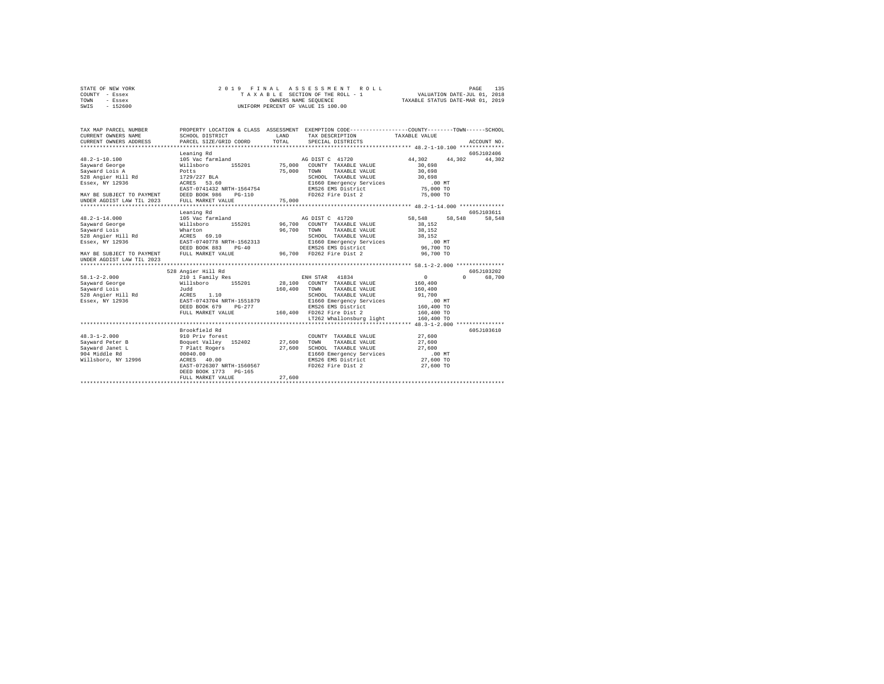STATE OF NEW YORK
COUNTY - Essex
TOWN - Essex
SWIS - 152600

2 0 1 9 F I N A L A S S E S S M E N T R O L L
T A X A B L E SECTION OF THE ROLL - 1
OWNERS NAME SEQUENCE
UNIFORM PERCENT OF VALUE IS 100.00

VALUATION DATE-JUL 01, 2018
TAXABLE STATUS DATE-MAR 01, 2019

```
TAX MAP PARCEL NUMBER         PROPERTY LOCATION & CLASS  ASSESSMENT  EXEMPTION CODE-----------------COUNTY--------TOWN------SCHOOL
CURRENT OWNERS NAME           SCHOOL DISTRICT               LAND      TAX DESCRIPTION            TAXABLE VALUE
CURRENT OWNERS ADDRESS        PARCEL SIZE/GRID COORD        TOTAL     SPECIAL DISTRICTS                                    ACCOUNT NO.
*********************************************************************************************** 48.2-1-10.100 **************
                              Leaning Rd                                                                              605J102406
48.2-1-10.100                 105 Vac farmland                         AG DIST C  41720              44,302     44,302     44,302
Sayward George                Willsboro      155201       75,000   COUNTY  TAXABLE VALUE            30,698
Sayward Lois A                Potts                       75,000   TOWN    TAXABLE VALUE            30,698
528 Angier Hill Rd            1729/227 BLA                         SCHOOL  TAXABLE VALUE            30,698
Essex, NY 12936               ACRES   53.60                        E1660 Emergency Services            .00 MT
                              EAST-0741432 NRTH-1564754            EMS26 EMS District               75,000 TO
MAY BE SUBJECT TO PAYMENT     DEED BOOK 986    PG-110              FD262 Fire Dist 2                75,000 TO
UNDER AGDIST LAW TIL 2023     FULL MARKET VALUE           75,000
*********************************************************************************************** 48.2-1-14.000 **************
                              Leaning Rd                                                                              605J103611
48.2-1-14.000                 105 Vac farmland                         AG DIST C  41720              58,548     58,548     58,548
Sayward George                Willsboro      155201       96,700   COUNTY  TAXABLE VALUE            38,152
Sayward Lois                  Wharton                     96,700   TOWN    TAXABLE VALUE            38,152
528 Angier Hill Rd            ACRES   69.10                        SCHOOL  TAXABLE VALUE            38,152
Essex, NY 12936               EAST-0740778 NRTH-1562313            E1660 Emergency Services            .00 MT
                              DEED BOOK 883    PG-40               EMS26 EMS District               96,700 TO
MAY BE SUBJECT TO PAYMENT     FULL MARKET VALUE           96,700   FD262 Fire Dist 2                96,700 TO
UNDER AGDIST LAW TIL 2023
*********************************************************************************************** 58.1-2-2.000 ***************
                              528 Angier Hill Rd                                                                      605J103202
58.1-2-2.000                  210 1 Family Res                         ENH STAR   41834                   0          0     68,700
Sayward George                Willsboro      155201       28,100   COUNTY  TAXABLE VALUE           160,400
Sayward Lois                  Judd                       160,400   TOWN    TAXABLE VALUE           160,400
528 Angier Hill Rd            ACRES    1.10                        SCHOOL  TAXABLE VALUE            91,700
Essex, NY 12936               EAST-0743704 NRTH-1551879            E1660 Emergency Services            .00 MT
                              DEED BOOK 679    PG-277              EMS26 EMS District              160,400 TO
                              FULL MARKET VALUE          160,400   FD262 Fire Dist 2               160,400 TO
                                                                   LT262 Whallonsburg light        160,400 TO
*********************************************************************************************** 48.3-1-2.000 ***************
                              Brookfield Rd                                                                           605J103610
48.3-1-2.000                  910 Priv forest                          COUNTY  TAXABLE VALUE            27,600
Sayward Peter B               Boquet Valley  152402       27,600   TOWN    TAXABLE VALUE            27,600
Sayward Janet L               7 Platt Rogers              27,600   SCHOOL  TAXABLE VALUE            27,600
904 Middle Rd                 00040.00                             E1660 Emergency Services            .00 MT
Willsboro, NY 12996           ACRES   40.00                        EMS26 EMS District               27,600 TO
                              EAST-0726307 NRTH-1560567            FD262 Fire Dist 2                27,600 TO
                              DEED BOOK 1773   PG-165
                              FULL MARKET VALUE           27,600
****************************************************************************************************************************
```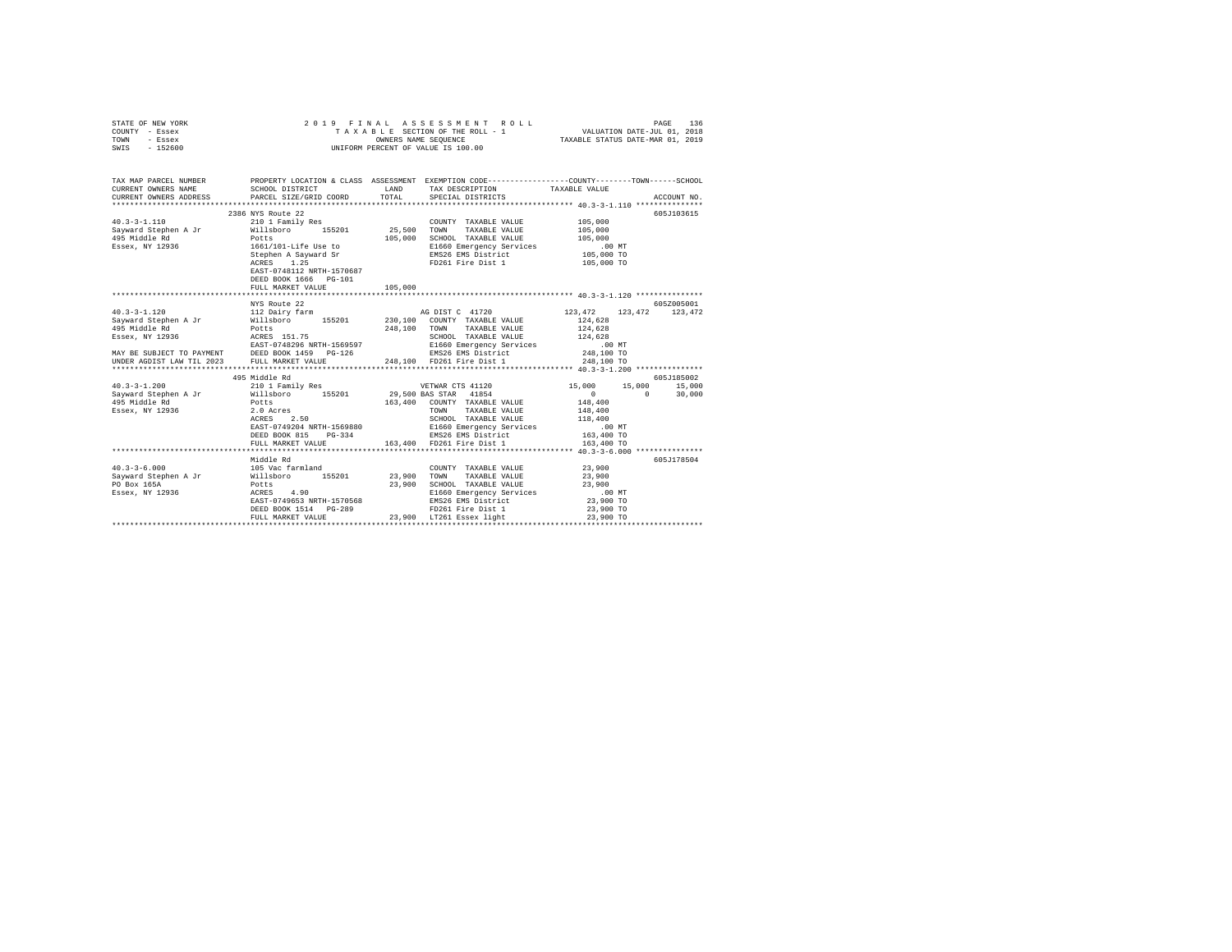STATE OF NEW YORK — COUNTY - Essex — TOWN - Essex — SWIS - 152600

2019 FINAL ASSESSMENT ROLL
TAXABLE SECTION OF THE ROLL - 1
OWNERS NAME SEQUENCE
UNIFORM PERCENT OF VALUE IS 100.00

VALUATION DATE-JUL 01, 2018
TAXABLE STATUS DATE-MAR 01, 2019

```
TAX MAP PARCEL NUMBER      PROPERTY LOCATION & CLASS  ASSESSMENT  EXEMPTION CODE-----------------COUNTY--------TOWN------SCHOOL
CURRENT OWNERS NAME        SCHOOL DISTRICT              LAND      TAX DESCRIPTION            TAXABLE VALUE
CURRENT OWNERS ADDRESS     PARCEL SIZE/GRID COORD       TOTAL     SPECIAL DISTRICTS                                  ACCOUNT NO.
******************************************************************************************** 40.3-3-1.110 ***************
                           2386 NYS Route 22                                                                         605J103615
40.3-3-1.110               210 1 Family Res                       COUNTY  TAXABLE VALUE          105,000
Sayward Stephen A Jr       Willsboro      155201       25,500     TOWN    TAXABLE VALUE          105,000
495 Middle Rd              Potts                      105,000     SCHOOL  TAXABLE VALUE          105,000
Essex, NY 12936            1661/101-Life Use to                   E1660 Emergency Services           .00 MT
                           Stephen A Sayward Sr                   EMS26 EMS District             105,000 TO
                           ACRES    1.25                          FD261 Fire Dist 1              105,000 TO
                           EAST-0748112 NRTH-1570687
                           DEED BOOK 1666   PG-101
                           FULL MARKET VALUE          105,000
******************************************************************************************** 40.3-3-1.120 ***************
                           NYS Route 22                                                                              605Z005001
40.3-3-1.120               112 Dairy farm                         AG DIST C 41720          123,472    123,472    123,472
Sayward Stephen A Jr       Willsboro      155201      230,100     COUNTY  TAXABLE VALUE          124,628
495 Middle Rd              Potts                      248,100     TOWN    TAXABLE VALUE          124,628
Essex, NY 12936            ACRES  151.75                          SCHOOL  TAXABLE VALUE          124,628
                           EAST-0748296 NRTH-1569597              E1660 Emergency Services           .00 MT
MAY BE SUBJECT TO PAYMENT  DEED BOOK 1459   PG-126                EMS26 EMS District             248,100 TO
UNDER AGDIST LAW TIL 2023  FULL MARKET VALUE          248,100     FD261 Fire Dist 1              248,100 TO
******************************************************************************************** 40.3-3-1.200 ***************
                           495 Middle Rd                                                                             605J185002
40.3-3-1.200               210 1 Family Res                       VETWAR CTS 41120          15,000     15,000     15,000
Sayward Stephen A Jr       Willsboro      155201       29,500     BAS STAR  41854                0          0     30,000
495 Middle Rd              Potts                      163,400     COUNTY  TAXABLE VALUE          148,400
Essex, NY 12936            2.0 Acres                              TOWN    TAXABLE VALUE          148,400
                           ACRES    2.50                          SCHOOL  TAXABLE VALUE          118,400
                           EAST-0749204 NRTH-1569880              E1660 Emergency Services           .00 MT
                           DEED BOOK 815    PG-334                EMS26 EMS District             163,400 TO
                           FULL MARKET VALUE          163,400     FD261 Fire Dist 1              163,400 TO
******************************************************************************************** 40.3-3-6.000 ***************
                           Middle Rd                                                                                 605J178504
40.3-3-6.000               105 Vac farmland                       COUNTY  TAXABLE VALUE           23,900
Sayward Stephen A Jr       Willsboro      155201       23,900     TOWN    TAXABLE VALUE           23,900
PO Box 165A                Potts                       23,900     SCHOOL  TAXABLE VALUE           23,900
Essex, NY 12936            ACRES    4.90                          E1660 Emergency Services           .00 MT
                           EAST-0749653 NRTH-1570568              EMS26 EMS District              23,900 TO
                           DEED BOOK 1514   PG-289                FD261 Fire Dist 1               23,900 TO
                           FULL MARKET VALUE           23,900     LT261 Essex light               23,900 TO
****************************************************************************************************************************
```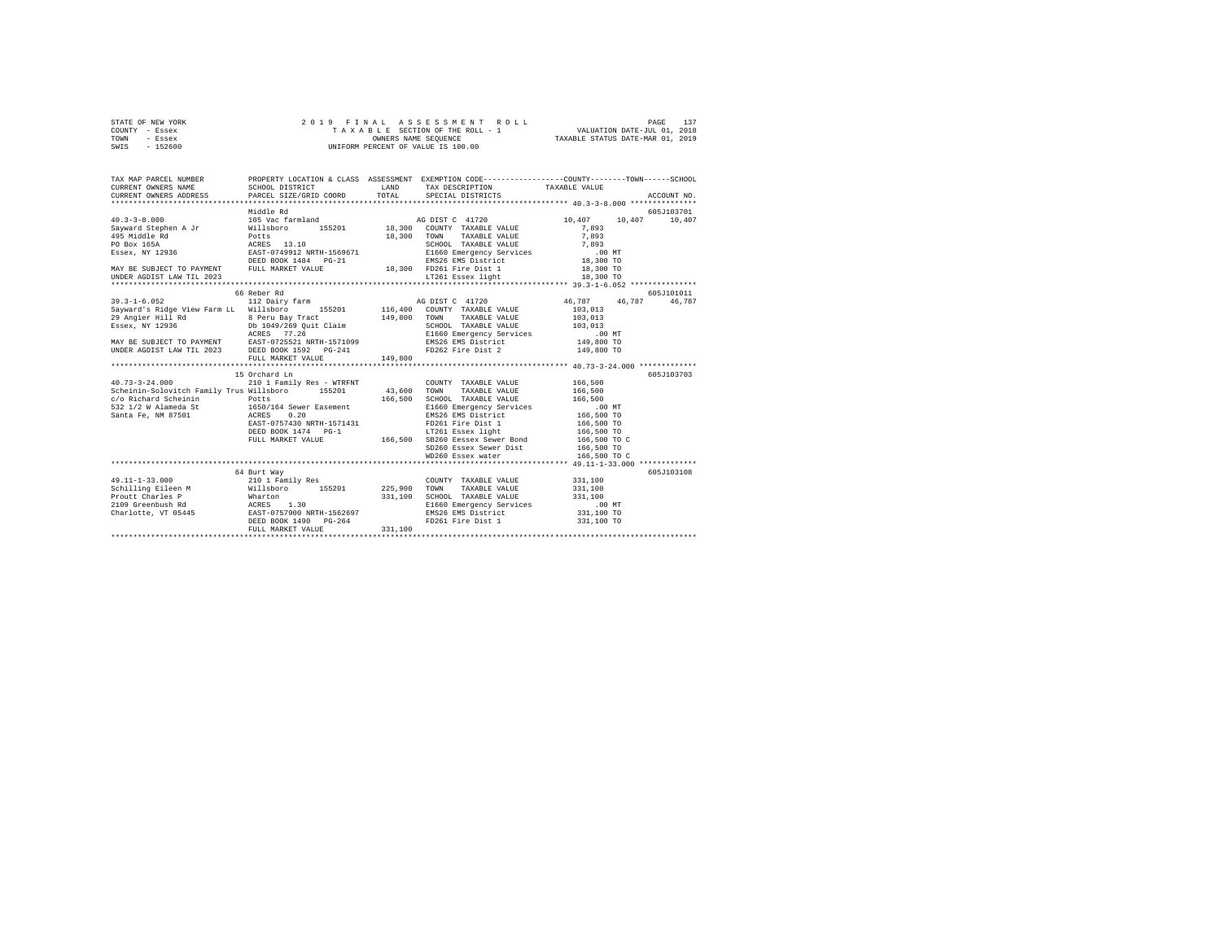STATE OF NEW YORK
COUNTY - Essex
TOWN - Essex
SWIS - 152600

2019 FINAL ASSESSMENT ROLL
TAXABLE SECTION OF THE ROLL - 1
OWNERS NAME SEQUENCE
UNIFORM PERCENT OF VALUE IS 100.00

VALUATION DATE-JUL 01, 2018
TAXABLE STATUS DATE-MAR 01, 2019

```
TAX MAP PARCEL NUMBER        PROPERTY LOCATION & CLASS  ASSESSMENT  EXEMPTION CODE-----------------COUNTY--------TOWN------SCHOOL
CURRENT OWNERS NAME          SCHOOL DISTRICT              LAND      TAX DESCRIPTION            TAXABLE VALUE
CURRENT OWNERS ADDRESS       PARCEL SIZE/GRID COORD       TOTAL     SPECIAL DISTRICTS                                     ACCOUNT NO.
****************************************************************************************************** 40.3-3-8.000 ***************
                             Middle Rd                                                                                    605J103701
40.3-3-8.000                 105 Vac farmland                       AG DIST C  41720           10,407     10,407     10,407
Sayward Stephen A Jr         Willsboro      155201       18,300    COUNTY  TAXABLE VALUE          7,893
495 Middle Rd                Potts                       18,300    TOWN    TAXABLE VALUE          7,893
PO Box 165A                  ACRES   13.10                          SCHOOL  TAXABLE VALUE          7,893
Essex, NY 12936              EAST-0749912 NRTH-1569671              E1660 Emergency Services          .00 MT
                             DEED BOOK 1484   PG-21                 EMS26 EMS District            18,300 TO
MAY BE SUBJECT TO PAYMENT    FULL MARKET VALUE           18,300    FD261 Fire Dist 1             18,300 TO
UNDER AGDIST LAW TIL 2023                                           LT261 Essex light             18,300 TO
****************************************************************************************************** 39.3-1-6.052 ***************
                             66 Reber Rd                                                                                  605J101011
39.3-1-6.052                 112 Dairy farm                         AG DIST C  41720           46,787     46,787     46,787
Sayward's Ridge View Farm LL Willsboro      155201      116,400    COUNTY  TAXABLE VALUE        103,013
29 Angier Hill Rd            8 Peru Bay Tract           149,800    TOWN    TAXABLE VALUE        103,013
Essex, NY 12936              Db 1049/269 Quit Claim                 SCHOOL  TAXABLE VALUE        103,013
                             ACRES   77.26                          E1660 Emergency Services          .00 MT
MAY BE SUBJECT TO PAYMENT    EAST-0725521 NRTH-1571099              EMS26 EMS District           149,800 TO
UNDER AGDIST LAW TIL 2023    DEED BOOK 1592   PG-241                FD262 Fire Dist 2            149,800 TO
                             FULL MARKET VALUE          149,800
****************************************************************************************************** 40.73-3-24.000 *************
                             15 Orchard Ln                                                                                605J103703
40.73-3-24.000               210 1 Family Res - WTRFNT              COUNTY  TAXABLE VALUE        166,500
Scheinin-Solovitch Family Trus Willsboro    155201       43,600    TOWN    TAXABLE VALUE        166,500
c/o Richard Scheinin         Potts                      166,500    SCHOOL  TAXABLE VALUE        166,500
532 1/2 W Alameda St         1650/164 Sewer Easement                E1660 Emergency Services          .00 MT
Santa Fe, NM 87501           ACRES    0.20                          EMS26 EMS District           166,500 TO
                             EAST-0757430 NRTH-1571431              FD261 Fire Dist 1            166,500 TO
                             DEED BOOK 1474   PG-1                  LT261 Essex light            166,500 TO
                             FULL MARKET VALUE          166,500    SB260 Eessex Sewer Bond      166,500 TO C
                                                                    SD260 Essex Sewer Dist       166,500 TO
                                                                    WD260 Essex water            166,500 TO C
****************************************************************************************************** 49.11-1-33.000 *************
                             64 Burt Way                                                                                  605J103108
49.11-1-33.000               210 1 Family Res                       COUNTY  TAXABLE VALUE        331,100
Schilling Eileen M           Willsboro      155201      225,900    TOWN    TAXABLE VALUE        331,100
Proutt Charles P             Wharton                    331,100    SCHOOL  TAXABLE VALUE        331,100
2109 Greenbush Rd            ACRES    1.30                          E1660 Emergency Services          .00 MT
Charlotte, VT 05445          EAST-0757900 NRTH-1562697              EMS26 EMS District           331,100 TO
                             DEED BOOK 1490   PG-264                FD261 Fire Dist 1            331,100 TO
                             FULL MARKET VALUE          331,100
************************************************************************************************************************************
```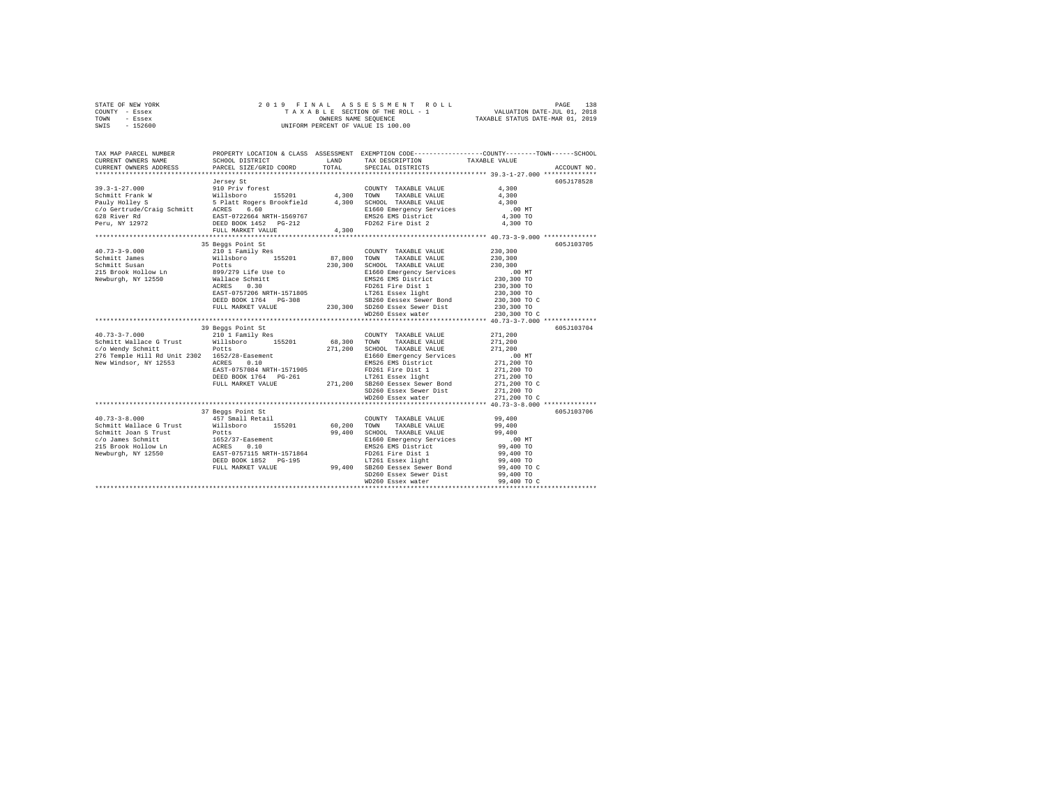STATE OF NEW YORK　　　　　2 0 1 9　F I N A L　A S S E S S M E N T　R O L L
COUNTY - Essex　　　　　　T A X A B L E SECTION OF THE ROLL - 1　　　　VALUATION DATE-JUL 01, 2018
TOWN - Essex　　　　　　　OWNERS NAME SEQUENCE　　　　　　TAXABLE STATUS DATE-MAR 01, 2019
SWIS - 152600　　　　　　UNIFORM PERCENT OF VALUE IS 100.00

| TAX MAP PARCEL NUMBER / CURRENT OWNERS NAME / CURRENT OWNERS ADDRESS | PROPERTY LOCATION & CLASS / SCHOOL DISTRICT / PARCEL SIZE/GRID COORD | ASSESSMENT LAND / TOTAL | EXEMPTION CODE / TAX DESCRIPTION / SPECIAL DISTRICTS | COUNTY--------TOWN------SCHOOL TAXABLE VALUE | ACCOUNT NO. |
|---|---|---|---|---|---|
| 39.3-1-27.000 | Jersey St | | | | 605J178528 |
| | 910 Priv forest | | COUNTY TAXABLE VALUE | 4,300 | |
| Schmitt Frank W | Willsboro 155201 | 4,300 | TOWN TAXABLE VALUE | 4,300 | |
| Pauly Holley S | 5 Platt Rogers Brookfield | 4,300 | SCHOOL TAXABLE VALUE | 4,300 | |
| c/o Gertrude/Craig Schmitt | ACRES 6.60 | | E1660 Emergency Services | .00 MT | |
| 628 River Rd | EAST-0722664 NRTH-1569767 | | EMS26 EMS District | 4,300 TO | |
| Peru, NY 12972 | DEED BOOK 1452 PG-212 | | FD262 Fire Dist 2 | 4,300 TO | |
| | FULL MARKET VALUE | 4,300 | | | |
| 40.73-3-9.000 | 35 Beggs Point St | | | | 605J103705 |
| | 210 1 Family Res | | COUNTY TAXABLE VALUE | 230,300 | |
| Schmitt James | Willsboro 155201 | 87,800 | TOWN TAXABLE VALUE | 230,300 | |
| Schmitt Susan | Potts | 230,300 | SCHOOL TAXABLE VALUE | 230,300 | |
| 215 Brook Hollow Ln | 899/279 Life Use to | | E1660 Emergency Services | .00 MT | |
| Newburgh, NY 12550 | Wallace Schmitt | | EMS26 EMS District | 230,300 TO | |
| | ACRES 0.30 | | FD261 Fire Dist 1 | 230,300 TO | |
| | EAST-0757206 NRTH-1571805 | | LT261 Essex light | 230,300 TO | |
| | DEED BOOK 1764 PG-308 | | SB260 Eessex Sewer Bond | 230,300 TO C | |
| | FULL MARKET VALUE | 230,300 | SD260 Essex Sewer Dist | 230,300 TO | |
| | | | WD260 Essex water | 230,300 TO C | |
| 40.73-3-7.000 | 39 Beggs Point St | | | | 605J103704 |
| | 210 1 Family Res | | COUNTY TAXABLE VALUE | 271,200 | |
| Schmitt Wallace G Trust | Willsboro 155201 | 68,300 | TOWN TAXABLE VALUE | 271,200 | |
| c/o Wendy Schmitt | Potts | 271,200 | SCHOOL TAXABLE VALUE | 271,200 | |
| 276 Temple Hill Rd Unit 2302 | 1652/28-Easement | | E1660 Emergency Services | .00 MT | |
| New Windsor, NY 12553 | ACRES 0.10 | | EMS26 EMS District | 271,200 TO | |
| | EAST-0757084 NRTH-1571905 | | FD261 Fire Dist 1 | 271,200 TO | |
| | DEED BOOK 1764 PG-261 | | LT261 Essex light | 271,200 TO | |
| | FULL MARKET VALUE | 271,200 | SB260 Eessex Sewer Bond | 271,200 TO C | |
| | | | SD260 Essex Sewer Dist | 271,200 TO | |
| | | | WD260 Essex water | 271,200 TO C | |
| 40.73-3-8.000 | 37 Beggs Point St | | | | 605J103706 |
| | 457 Small Retail | | COUNTY TAXABLE VALUE | 99,400 | |
| Schmitt Wallace G Trust | Willsboro 155201 | 60,200 | TOWN TAXABLE VALUE | 99,400 | |
| Schmitt Joan S Trust | Potts | 99,400 | SCHOOL TAXABLE VALUE | 99,400 | |
| c/o James Schmitt | 1652/37-Easement | | E1660 Emergency Services | .00 MT | |
| 215 Brook Hollow Ln | ACRES 0.10 | | EMS26 EMS District | 99,400 TO | |
| Newburgh, NY 12550 | EAST-0757115 NRTH-1571864 | | FD261 Fire Dist 1 | 99,400 TO | |
| | DEED BOOK 1852 PG-195 | | LT261 Essex light | 99,400 TO | |
| | FULL MARKET VALUE | 99,400 | SB260 Eessex Sewer Bond | 99,400 TO C | |
| | | | SD260 Essex Sewer Dist | 99,400 TO | |
| | | | WD260 Essex water | 99,400 TO C | |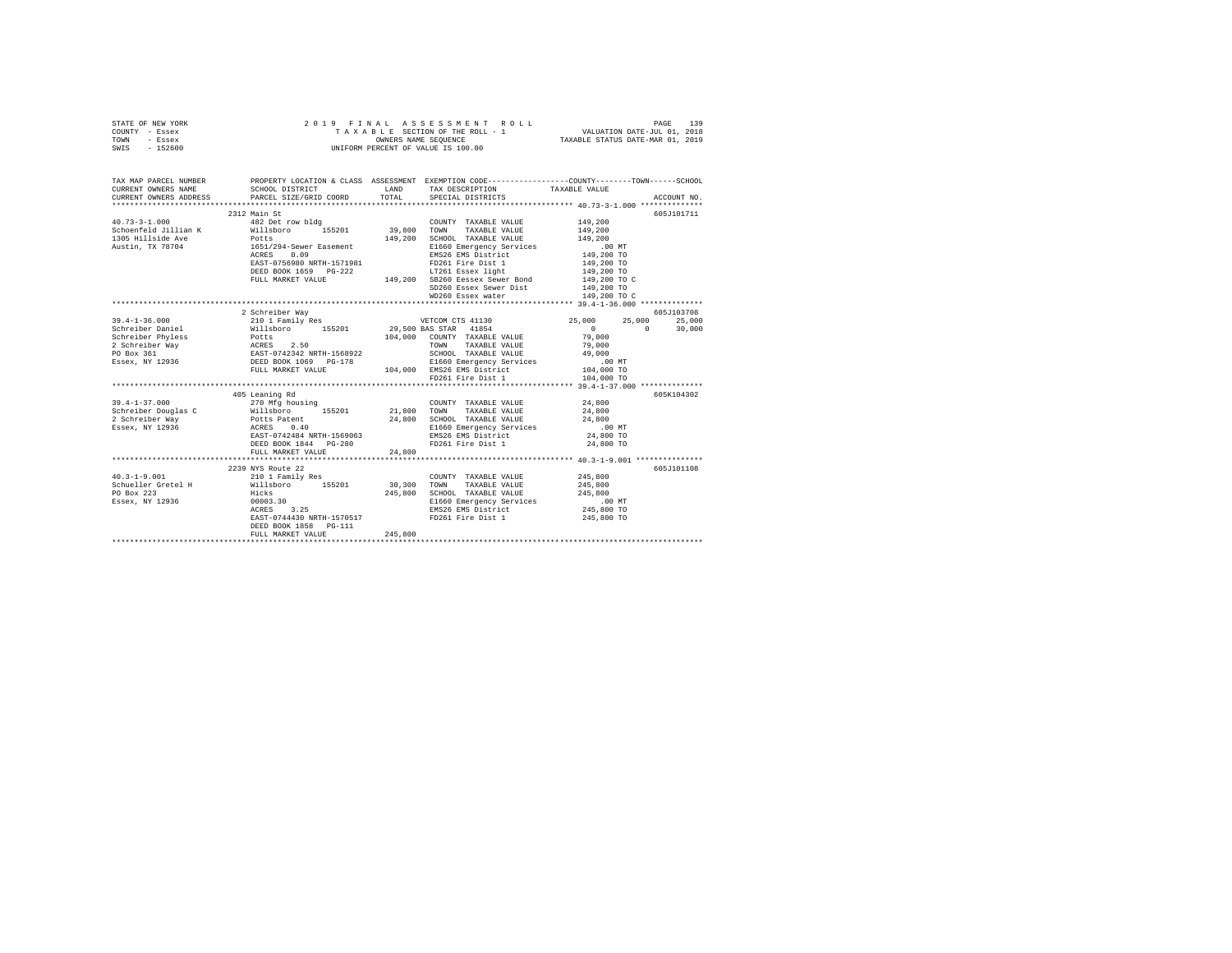STATE OF NEW YORK &nbsp;&nbsp;&nbsp;&nbsp; 2 0 1 9 &nbsp; F I N A L &nbsp; A S S E S S M E N T &nbsp; R O L L &nbsp;&nbsp;&nbsp;&nbsp; PAGE 139
COUNTY - Essex &nbsp;&nbsp;&nbsp;&nbsp; T A X A B L E SECTION OF THE ROLL - 1 &nbsp;&nbsp;&nbsp;&nbsp; VALUATION DATE-JUL 01, 2018
TOWN - Essex &nbsp;&nbsp;&nbsp;&nbsp; OWNERS NAME SEQUENCE &nbsp;&nbsp;&nbsp;&nbsp; TAXABLE STATUS DATE-MAR 01, 2019
SWIS - 152600 &nbsp;&nbsp;&nbsp;&nbsp; UNIFORM PERCENT OF VALUE IS 100.00

```
TAX MAP PARCEL NUMBER     PROPERTY LOCATION & CLASS  ASSESSMENT  EXEMPTION CODE-----------------COUNTY--------TOWN------SCHOOL
CURRENT OWNERS NAME       SCHOOL DISTRICT             LAND       TAX DESCRIPTION            TAXABLE VALUE
CURRENT OWNERS ADDRESS    PARCEL SIZE/GRID COORD      TOTAL      SPECIAL DISTRICTS                                      ACCOUNT NO.
******************************************************************************************************* 40.73-3-1.000 **************
                          2312 Main St                                                                              605J101711
40.73-3-1.000             482 Det row bldg                       COUNTY  TAXABLE VALUE         149,200
Schoenfeld Jillian K      Willsboro      155201       39,800     TOWN    TAXABLE VALUE         149,200
1305 Hillside Ave         Potts                      149,200     SCHOOL  TAXABLE VALUE         149,200
Austin, TX 78704          1651/294-Sewer Easement                E1660 Emergency Services          .00 MT
                          ACRES    0.09                          EMS26 EMS District            149,200 TO
                          EAST-0756980 NRTH-1571981              FD261 Fire Dist 1             149,200 TO
                          DEED BOOK 1659   PG-222                LT261 Essex light             149,200 TO
                          FULL MARKET VALUE          149,200     SB260 Eessex Sewer Bond       149,200 TO C
                                                                 SD260 Essex Sewer Dist        149,200 TO
                                                                 WD260 Essex water             149,200 TO C
******************************************************************************************************* 39.4-1-36.000 **************
                          2 Schreiber Way                                                                           605J103708
39.4-1-36.000             210 1 Family Res                       VETCOM CTS 41130           25,000      25,000      25,000
Schreiber Daniel          Willsboro      155201       29,500 BAS STAR  41854                     0           0      30,000
Schreiber Phyless         Potts                      104,000     COUNTY  TAXABLE VALUE          79,000
2 Schreiber Way           ACRES    2.50                          TOWN    TAXABLE VALUE          79,000
PO Box 361                EAST-0742342 NRTH-1568922              SCHOOL  TAXABLE VALUE          49,000
Essex, NY 12936           DEED BOOK 1069   PG-178                E1660 Emergency Services          .00 MT
                          FULL MARKET VALUE          104,000     EMS26 EMS District            104,000 TO
                                                                 FD261 Fire Dist 1             104,000 TO
******************************************************************************************************* 39.4-1-37.000 **************
                          405 Leaning Rd                                                                            605K104302
39.4-1-37.000             270 Mfg housing                        COUNTY  TAXABLE VALUE          24,800
Schreiber Douglas C       Willsboro      155201       21,800     TOWN    TAXABLE VALUE          24,800
2 Schreiber Way           Potts Patent                24,800     SCHOOL  TAXABLE VALUE          24,800
Essex, NY 12936           ACRES    0.40                          E1660 Emergency Services          .00 MT
                          EAST-0742484 NRTH-1569063              EMS26 EMS District             24,800 TO
                          DEED BOOK 1844   PG-280                FD261 Fire Dist 1              24,800 TO
                          FULL MARKET VALUE           24,800
******************************************************************************************************* 40.3-1-9.001 ***************
                          2239 NYS Route 22                                                                         605J101108
40.3-1-9.001              210 1 Family Res                       COUNTY  TAXABLE VALUE         245,800
Schueller Gretel H        Willsboro      155201       30,300     TOWN    TAXABLE VALUE         245,800
PO Box 223                Hicks                      245,800     SCHOOL  TAXABLE VALUE         245,800
Essex, NY 12936           00003.30                               E1660 Emergency Services          .00 MT
                          ACRES    3.25                          EMS26 EMS District            245,800 TO
                          EAST-0744430 NRTH-1570517              FD261 Fire Dist 1             245,800 TO
                          DEED BOOK 1858   PG-111
                          FULL MARKET VALUE          245,800
************************************************************************************************************************************
```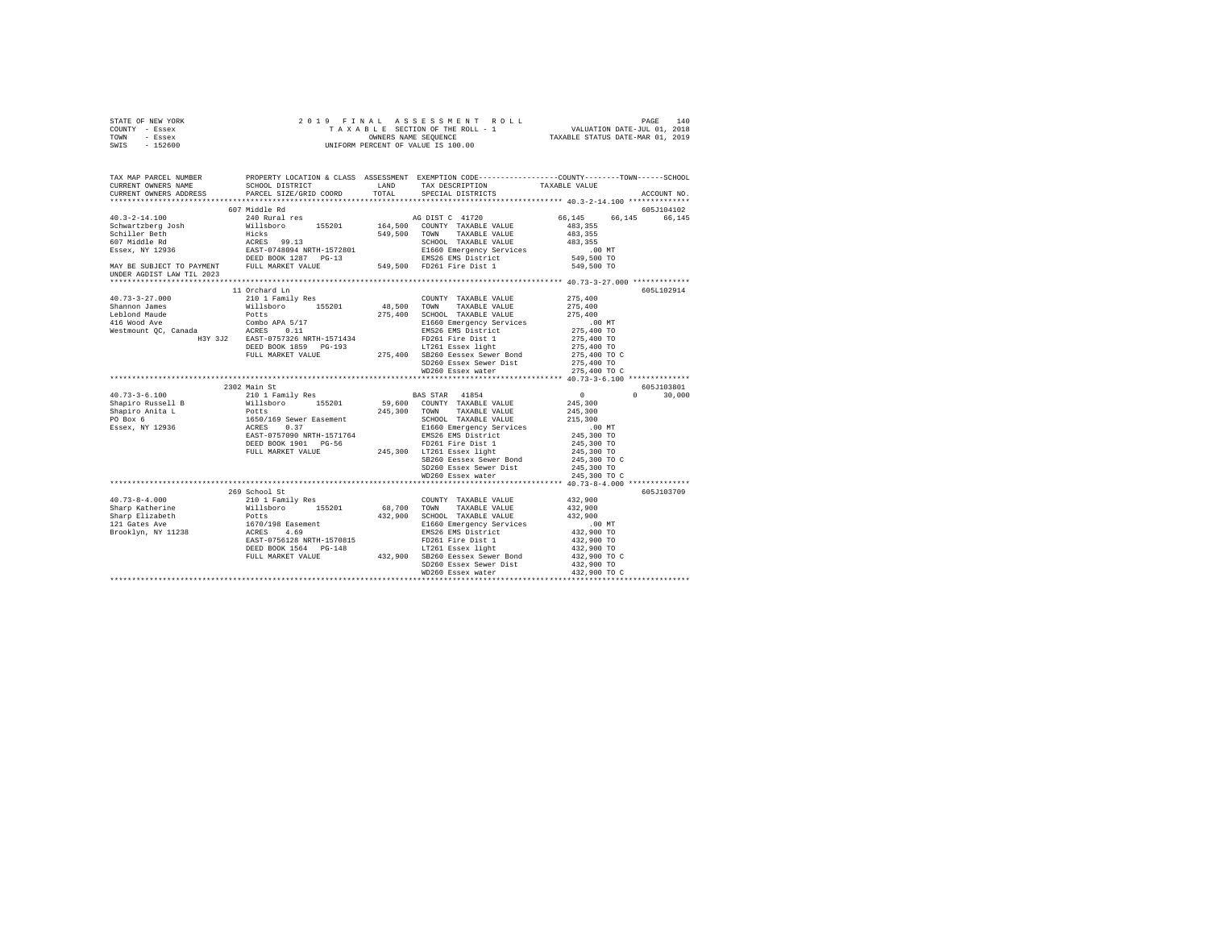STATE OF NEW YORK
COUNTY - Essex
TOWN - Essex
SWIS - 152600

2019 FINAL ASSESSMENT ROLL
TAXABLE SECTION OF THE ROLL - 1
OWNERS NAME SEQUENCE
UNIFORM PERCENT OF VALUE IS 100.00

VALUATION DATE-JUL 01, 2018
TAXABLE STATUS DATE-MAR 01, 2019

```
TAX MAP PARCEL NUMBER          PROPERTY LOCATION & CLASS  ASSESSMENT  EXEMPTION CODE------------------COUNTY--------TOWN------SCHOOL
CURRENT OWNERS NAME            SCHOOL DISTRICT             LAND       TAX DESCRIPTION            TAXABLE VALUE
CURRENT OWNERS ADDRESS         PARCEL SIZE/GRID COORD      TOTAL      SPECIAL DISTRICTS                                       ACCOUNT NO.
******************************************************************************************************* 40.3-2-14.100 **************
                               607 Middle Rd                                                                                605J104102
40.3-2-14.100                  240 Rural res                          AG DIST C  41720              66,145      66,145      66,145
Schwartzberg Josh              Willsboro      155201      164,500     COUNTY  TAXABLE VALUE          483,355
Schiller Beth                  Hicks                      549,500     TOWN    TAXABLE VALUE          483,355
607 Middle Rd                  ACRES   99.13                          SCHOOL  TAXABLE VALUE          483,355
Essex, NY 12936                EAST-0748094 NRTH-1572801              E1660 Emergency Services          .00 MT
                               DEED BOOK 1287   PG-13                 EMS26 EMS District             549,500 TO
MAY BE SUBJECT TO PAYMENT      FULL MARKET VALUE          549,500     FD261 Fire Dist 1              549,500 TO
UNDER AGDIST LAW TIL 2023
******************************************************************************************************* 40.73-3-27.000 *************
                               11 Orchard Ln                                                                                605L102914
40.73-3-27.000                 210 1 Family Res                       COUNTY  TAXABLE VALUE          275,400
Shannon James                  Willsboro      155201       48,500     TOWN    TAXABLE VALUE          275,400
Leblond Maude                  Potts                      275,400     SCHOOL  TAXABLE VALUE          275,400
416 Wood Ave                   Combo APA 5/17                         E1660 Emergency Services          .00 MT
Westmount QC, Canada           ACRES    0.11                          EMS26 EMS District             275,400 TO
               H3Y 3J2         EAST-0757326 NRTH-1571434              FD261 Fire Dist 1              275,400 TO
                               DEED BOOK 1859   PG-193                LT261 Essex light              275,400 TO
                               FULL MARKET VALUE          275,400     SB260 Eessex Sewer Bond        275,400 TO C
                                                                      SD260 Essex Sewer Dist         275,400 TO
                                                                      WD260 Essex water              275,400 TO C
******************************************************************************************************* 40.73-3-6.100 **************
                               2302 Main St                                                                                 605J103801
40.73-3-6.100                  210 1 Family Res                       BAS STAR   41854                    0           0      30,000
Shapiro Russell B              Willsboro      155201       59,600     COUNTY  TAXABLE VALUE          245,300
Shapiro Anita L                Potts                      245,300     TOWN    TAXABLE VALUE          245,300
PO Box 6                       1650/169 Sewer Easement                SCHOOL  TAXABLE VALUE          215,300
Essex, NY 12936                ACRES    0.37                          E1660 Emergency Services          .00 MT
                               EAST-0757090 NRTH-1571764              EMS26 EMS District             245,300 TO
                               DEED BOOK 1901   PG-56                 FD261 Fire Dist 1              245,300 TO
                               FULL MARKET VALUE          245,300     LT261 Essex light              245,300 TO
                                                                      SB260 Eessex Sewer Bond        245,300 TO C
                                                                      SD260 Essex Sewer Dist         245,300 TO
                                                                      WD260 Essex water              245,300 TO C
******************************************************************************************************* 40.73-8-4.000 **************
                               269 School St                                                                                605J103709
40.73-8-4.000                  210 1 Family Res                       COUNTY  TAXABLE VALUE          432,900
Sharp Katherine                Willsboro      155201       68,700     TOWN    TAXABLE VALUE          432,900
Sharp Elizabeth                Potts                      432,900     SCHOOL  TAXABLE VALUE          432,900
121 Gates Ave                  1670/198 Easement                      E1660 Emergency Services          .00 MT
Brooklyn, NY 11238             ACRES    4.69                          EMS26 EMS District             432,900 TO
                               EAST-0756128 NRTH-1570815              FD261 Fire Dist 1              432,900 TO
                               DEED BOOK 1564   PG-148                LT261 Essex light              432,900 TO
                               FULL MARKET VALUE          432,900     SB260 Eessex Sewer Bond        432,900 TO C
                                                                      SD260 Essex Sewer Dist         432,900 TO
                                                                      WD260 Essex water              432,900 TO C
************************************************************************************************************************************
```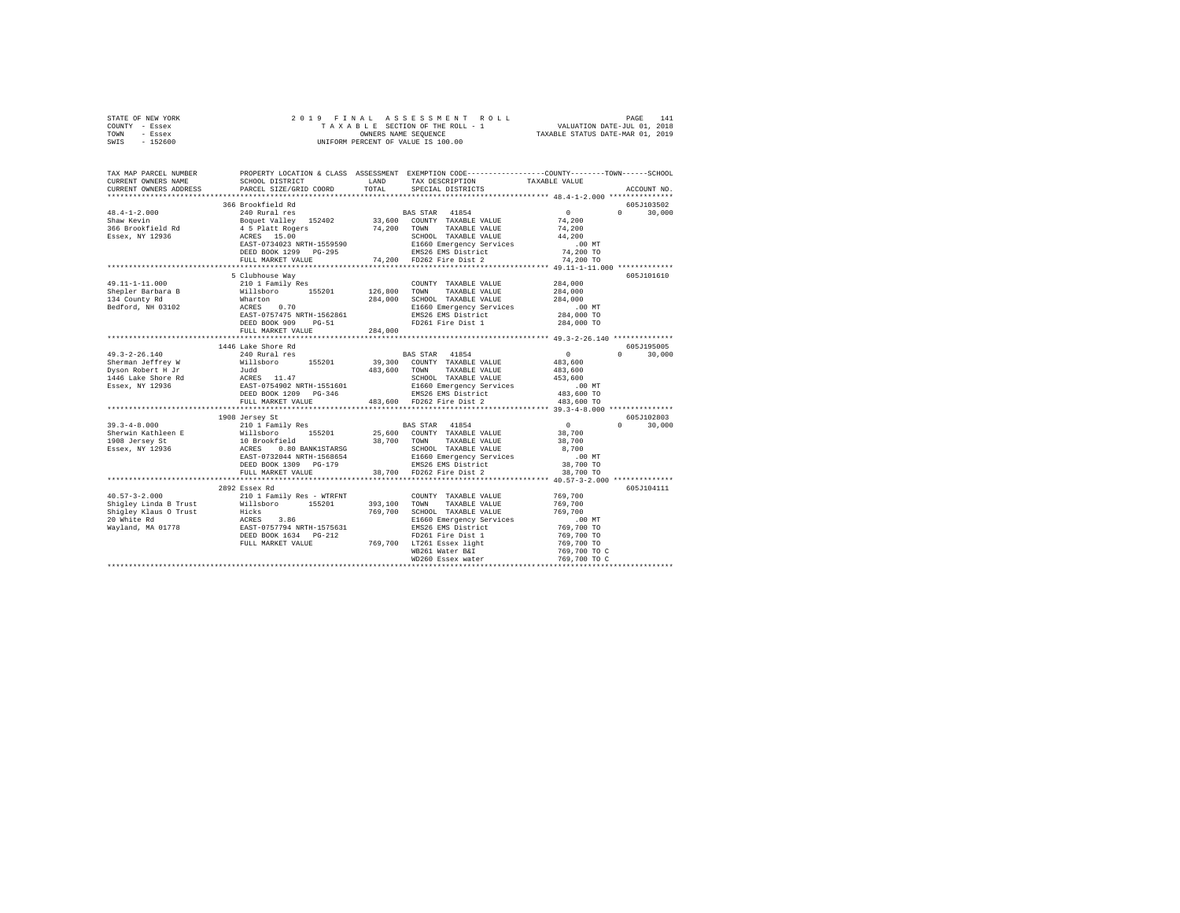STATE OF NEW YORK
COUNTY - Essex
TOWN - Essex
SWIS - 152600

2019 FINAL ASSESSMENT ROLL
TAXABLE SECTION OF THE ROLL - 1
OWNERS NAME SEQUENCE
UNIFORM PERCENT OF VALUE IS 100.00

VALUATION DATE-JUL 01, 2018
TAXABLE STATUS DATE-MAR 01, 2019

| TAX MAP PARCEL NUMBER / CURRENT OWNERS NAME / CURRENT OWNERS ADDRESS | PROPERTY LOCATION & CLASS / SCHOOL DISTRICT / PARCEL SIZE/GRID COORD | ASSESSMENT LAND / TOTAL | EXEMPTION CODE / TAX DESCRIPTION / SPECIAL DISTRICTS | COUNTY / TOWN / SCHOOL TAXABLE VALUE | ACCOUNT NO. |
|---|---|---|---|---|---|
| | 366 Brookfield Rd | | | | 605J103502 |
| 48.4-1-2.000 | 240 Rural res | | BAS STAR 41854 | 0 0 30,000 | |
| Shaw Kevin | Boquet Valley 152402 | 33,600 | COUNTY TAXABLE VALUE | 74,200 | |
| 366 Brookfield Rd | 4 5 Platt Rogers | 74,200 | TOWN TAXABLE VALUE | 74,200 | |
| Essex, NY 12936 | ACRES 15.00 | | SCHOOL TAXABLE VALUE | 44,200 | |
| | EAST-0734023 NRTH-1559590 | | E1660 Emergency Services | .00 MT | |
| | DEED BOOK 1299 PG-295 | | EMS26 EMS District | 74,200 TO | |
| | FULL MARKET VALUE | 74,200 | FD262 Fire Dist 2 | 74,200 TO | |
| | 5 Clubhouse Way | | | | 605J101610 |
| 49.11-1-11.000 | 210 1 Family Res | | COUNTY TAXABLE VALUE | 284,000 | |
| Shepler Barbara B | Willsboro 155201 | 126,800 | TOWN TAXABLE VALUE | 284,000 | |
| 134 County Rd | Wharton | 284,000 | SCHOOL TAXABLE VALUE | 284,000 | |
| Bedford, NH 03102 | ACRES 0.70 | | E1660 Emergency Services | .00 MT | |
| | EAST-0757475 NRTH-1562861 | | EMS26 EMS District | 284,000 TO | |
| | DEED BOOK 909 PG-51 | | FD261 Fire Dist 1 | 284,000 TO | |
| | FULL MARKET VALUE | 284,000 | | | |
| | 1446 Lake Shore Rd | | | | 605J195005 |
| 49.3-2-26.140 | 240 Rural res | | BAS STAR 41854 | 0 0 30,000 | |
| Sherman Jeffrey W | Willsboro 155201 | 39,300 | COUNTY TAXABLE VALUE | 483,600 | |
| Dyson Robert H Jr | Judd | 483,600 | TOWN TAXABLE VALUE | 483,600 | |
| 1446 Lake Shore Rd | ACRES 11.47 | | SCHOOL TAXABLE VALUE | 453,600 | |
| Essex, NY 12936 | EAST-0754902 NRTH-1551601 | | E1660 Emergency Services | .00 MT | |
| | DEED BOOK 1209 PG-346 | | EMS26 EMS District | 483,600 TO | |
| | FULL MARKET VALUE | 483,600 | FD262 Fire Dist 2 | 483,600 TO | |
| | 1908 Jersey St | | | | 605J102803 |
| 39.3-4-8.000 | 210 1 Family Res | | BAS STAR 41854 | 0 0 30,000 | |
| Sherwin Kathleen E | Willsboro 155201 | 25,600 | COUNTY TAXABLE VALUE | 38,700 | |
| 1908 Jersey St | 10 Brookfield | 38,700 | TOWN TAXABLE VALUE | 38,700 | |
| Essex, NY 12936 | ACRES 0.80 BANK1STARSG | | SCHOOL TAXABLE VALUE | 8,700 | |
| | EAST-0732044 NRTH-1568654 | | E1660 Emergency Services | .00 MT | |
| | DEED BOOK 1309 PG-179 | | EMS26 EMS District | 38,700 TO | |
| | FULL MARKET VALUE | 38,700 | FD262 Fire Dist 2 | 38,700 TO | |
| | 2892 Essex Rd | | | | 605J104111 |
| 40.57-3-2.000 | 210 1 Family Res - WTRFNT | | COUNTY TAXABLE VALUE | 769,700 | |
| Shigley Linda B Trust | Willsboro 155201 | 393,100 | TOWN TAXABLE VALUE | 769,700 | |
| Shigley Klaus O Trust | Hicks | 769,700 | SCHOOL TAXABLE VALUE | 769,700 | |
| 20 White Rd | ACRES 3.86 | | E1660 Emergency Services | .00 MT | |
| Wayland, MA 01778 | EAST-0757794 NRTH-1575631 | | EMS26 EMS District | 769,700 TO | |
| | DEED BOOK 1634 PG-212 | | FD261 Fire Dist 1 | 769,700 TO | |
| | FULL MARKET VALUE | 769,700 | LT261 Essex light | 769,700 TO | |
| | | | WB261 Water B&I | 769,700 TO C | |
| | | | WD260 Essex water | 769,700 TO C | |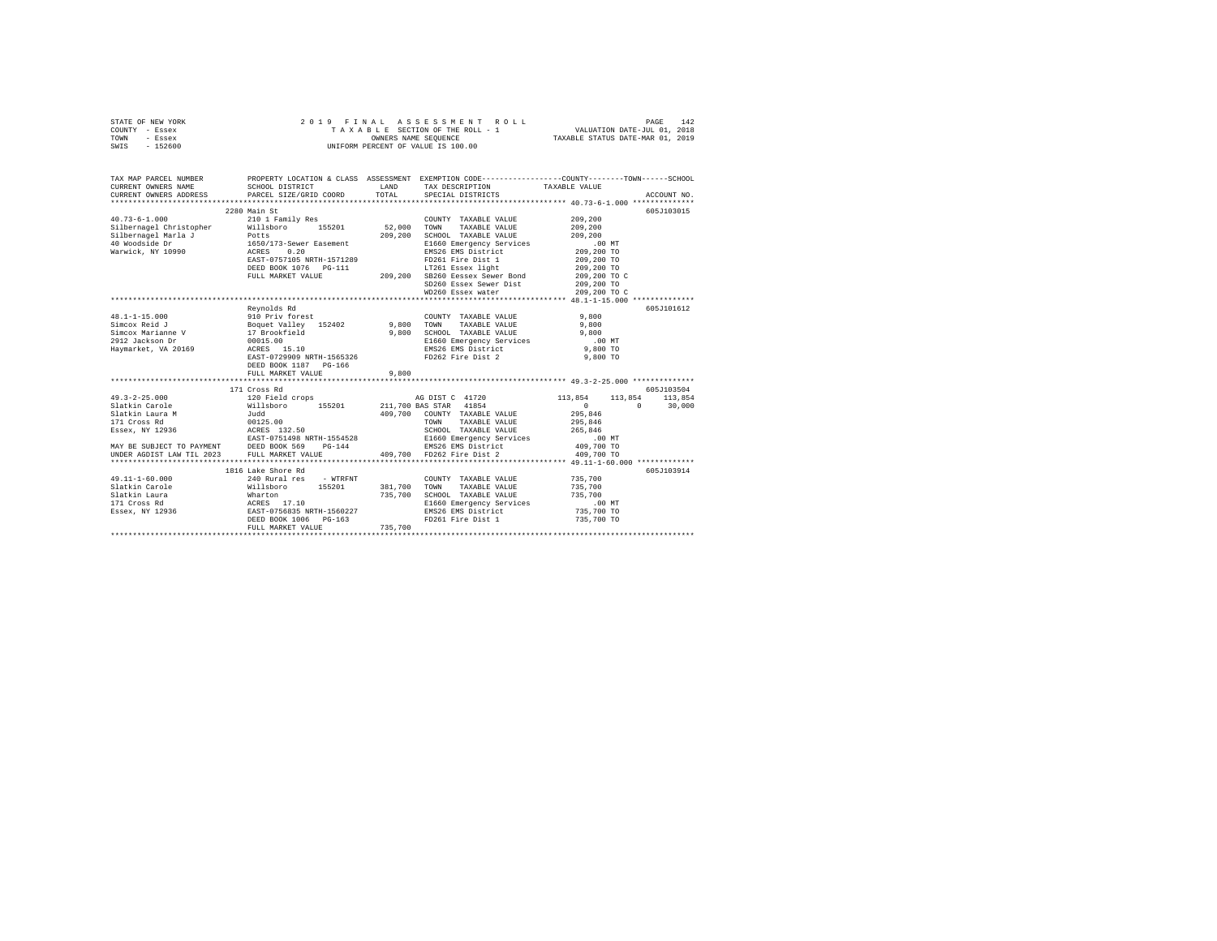```
STATE OF NEW YORK                2 0 1 9   F I N A L   A S S E S S M E N T   R O L L                    PAGE  142
COUNTY  - Essex                       T A X A B L E SECTION OF THE ROLL - 1               VALUATION DATE-JUL 01, 2018
TOWN    - Essex                              OWNERS NAME SEQUENCE                         TAXABLE STATUS DATE-MAR 01, 2019
SWIS    - 152600                      UNIFORM PERCENT OF VALUE IS 100.00


TAX MAP PARCEL NUMBER          PROPERTY LOCATION & CLASS  ASSESSMENT  EXEMPTION CODE------------------COUNTY--------TOWN------SCHOOL
CURRENT OWNERS NAME            SCHOOL DISTRICT              LAND      TAX DESCRIPTION             TAXABLE VALUE
CURRENT OWNERS ADDRESS         PARCEL SIZE/GRID COORD       TOTAL     SPECIAL DISTRICTS                                  ACCOUNT NO.
******************************************************************************************************* 40.73-6-1.000 **************
                          2280 Main St                                                                                605J103015
40.73-6-1.000             210 1 Family Res                           COUNTY  TAXABLE VALUE           209,200
Silbernagel Christopher   Willsboro      155201        52,000       TOWN    TAXABLE VALUE           209,200
Silbernagel Marla J       Potts                        209,200      SCHOOL  TAXABLE VALUE           209,200
40 Woodside Dr            1650/173-Sewer Easement                    E1660 Emergency Services           .00 MT
Warwick, NY 10990         ACRES    0.20                              EMS26 EMS District              209,200 TO
                          EAST-0757105 NRTH-1571289                  FD261 Fire Dist 1               209,200 TO
                          DEED BOOK 1076   PG-111                    LT261 Essex light               209,200 TO
                          FULL MARKET VALUE           209,200       SB260 Eessex Sewer Bond         209,200 TO C
                                                                     SD260 Essex Sewer Dist          209,200 TO
                                                                     WD260 Essex water               209,200 TO C
******************************************************************************************************* 48.1-1-15.000 **************
                          Reynolds Rd                                                                                 605J101612
48.1-1-15.000             910 Priv forest                            COUNTY  TAXABLE VALUE             9,800
Simcox Reid J             Boquet Valley  152402         9,800       TOWN    TAXABLE VALUE             9,800
Simcox Marianne V         17 Brookfield                 9,800       SCHOOL  TAXABLE VALUE             9,800
2912 Jackson Dr           00015.00                                   E1660 Emergency Services            .00 MT
Haymarket, VA 20169       ACRES   15.10                              EMS26 EMS District                9,800 TO
                          EAST-0729909 NRTH-1565326                  FD262 Fire Dist 2                 9,800 TO
                          DEED BOOK 1187   PG-166
                          FULL MARKET VALUE             9,800
******************************************************************************************************* 49.3-2-25.000 **************
                          171 Cross Rd                                                                                605J103504
49.3-2-25.000             120 Field crops                            AG DIST C 41720           113,854     113,854     113,854
Slatkin Carole            Willsboro      155201       211,700 BAS STAR  41854                        0           0      30,000
Slatkin Laura M           Judd                        409,700       COUNTY  TAXABLE VALUE           295,846
171 Cross Rd              00125.00                                   TOWN    TAXABLE VALUE           295,846
Essex, NY 12936           ACRES  132.50                              SCHOOL  TAXABLE VALUE           265,846
                          EAST-0751498 NRTH-1554528                  E1660 Emergency Services            .00 MT
MAY BE SUBJECT TO PAYMENT DEED BOOK 569    PG-144                    EMS26 EMS District              409,700 TO
UNDER AGDIST LAW TIL 2023 FULL MARKET VALUE           409,700       FD262 Fire Dist 2               409,700 TO
******************************************************************************************************* 49.11-1-60.000 *************
                          1816 Lake Shore Rd                                                                          605J103914
49.11-1-60.000            240 Rural res    - WTRFNT                  COUNTY  TAXABLE VALUE           735,700
Slatkin Carole            Willsboro      155201       381,700       TOWN    TAXABLE VALUE           735,700
Slatkin Laura             Wharton                     735,700       SCHOOL  TAXABLE VALUE           735,700
171 Cross Rd              ACRES   17.10                              E1660 Emergency Services            .00 MT
Essex, NY 12936           EAST-0756835 NRTH-1560227                  EMS26 EMS District              735,700 TO
                          DEED BOOK 1006   PG-163                    FD261 Fire Dist 1               735,700 TO
                          FULL MARKET VALUE           735,700
************************************************************************************************************************************
```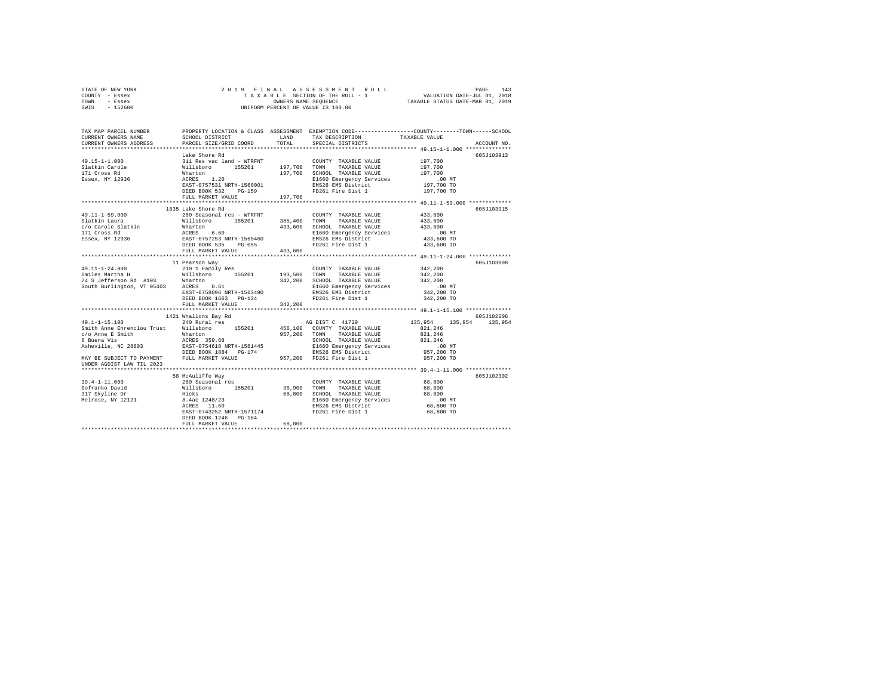STATE OF NEW YORK
COUNTY - Essex
TOWN - Essex
SWIS - 152600

2019 FINAL ASSESSMENT ROLL
TAXABLE SECTION OF THE ROLL - 1
OWNERS NAME SEQUENCE
UNIFORM PERCENT OF VALUE IS 100.00

VALUATION DATE-JUL 01, 2018
TAXABLE STATUS DATE-MAR 01, 2019

```
TAX MAP PARCEL NUMBER         PROPERTY LOCATION & CLASS  ASSESSMENT  EXEMPTION CODE------------------COUNTY--------TOWN------SCHOOL
CURRENT OWNERS NAME           SCHOOL DISTRICT               LAND      TAX DESCRIPTION              TAXABLE VALUE
CURRENT OWNERS ADDRESS        PARCEL SIZE/GRID COORD        TOTAL     SPECIAL DISTRICTS                                  ACCOUNT NO.
******************************************************************************************** 49.15-1-1.000 **************
                              Lake Shore Rd                                                                       605J103913
49.15-1-1.000                 311 Res vac land - WTRFNT              COUNTY  TAXABLE VALUE            197,700
Slatkin Carole                Willsboro      155201      197,700   TOWN    TAXABLE VALUE            197,700
171 Cross Rd                  Wharton                    197,700   SCHOOL  TAXABLE VALUE            197,700
Essex, NY 12936               ACRES    1.20                          E1660 Emergency Services             .00 MT
                              EAST-0757531 NRTH-1560001              EMS26 EMS District              197,700 TO
                              DEED BOOK 532    PG-159                FD261 Fire Dist 1               197,700 TO
                              FULL MARKET VALUE          197,700
******************************************************************************************** 49.11-1-59.000 *************
                              1835 Lake Shore Rd                                                                  605J103915
49.11-1-59.000                260 Seasonal res - WTRFNT              COUNTY  TAXABLE VALUE            433,600
Slatkin Laura                 Willsboro      155201      385,400   TOWN    TAXABLE VALUE            433,600
c/o Carole Slatkin            Wharton                    433,600   SCHOOL  TAXABLE VALUE            433,600
171 Cross Rd                  ACRES    6.60                          E1660 Emergency Services             .00 MT
Essex, NY 12936               EAST-0757253 NRTH-1560460              EMS26 EMS District              433,600 TO
                              DEED BOOK 535    PG-055                FD261 Fire Dist 1               433,600 TO
                              FULL MARKET VALUE          433,600
******************************************************************************************** 49.11-1-24.000 *************
                              11 Pearson Way                                                                      605J103008
49.11-1-24.000                210 1 Family Res                       COUNTY  TAXABLE VALUE            342,200
Smiles Martha H               Willsboro      155201      193,500   TOWN    TAXABLE VALUE            342,200
74 S Jefferson Rd  #103       Wharton                    342,200   SCHOOL  TAXABLE VALUE            342,200
South Burlington, VT 05403    ACRES    0.61                          E1660 Emergency Services             .00 MT
                              EAST-0758096 NRTH-1563490              EMS26 EMS District              342,200 TO
                              DEED BOOK 1663   PG-134                FD261 Fire Dist 1               342,200 TO
                              FULL MARKET VALUE          342,200
******************************************************************************************** 49.1-1-15.100 **************
                              1421 Whallons Bay Rd                                                                605J102206
49.1-1-15.100                 240 Rural res                          AG DIST C  41720             135,954    135,954    135,954
Smith Anne Ehrenclou Trust    Willsboro      155201      456,100   COUNTY  TAXABLE VALUE            821,246
c/o Anne E Smith              Wharton                    957,200   TOWN    TAXABLE VALUE            821,246
6 Buena Vis                   ACRES  359.68                          SCHOOL  TAXABLE VALUE            821,246
Asheville, NC 28803           EAST-0754618 NRTH-1561445              E1660 Emergency Services             .00 MT
                              DEED BOOK 1884   PG-174                EMS26 EMS District              957,200 TO
MAY BE SUBJECT TO PAYMENT     FULL MARKET VALUE          957,200   FD261 Fire Dist 1               957,200 TO
UNDER AGDIST LAW TIL 2023
******************************************************************************************** 39.4-1-11.000 **************
                              58 McAuliffe Way                                                                    605J102302
39.4-1-11.000                 260 Seasonal res                       COUNTY  TAXABLE VALUE             68,800
Sofranko David                Willsboro      155201       35,900   TOWN    TAXABLE VALUE             68,800
317 Skyline Dr                Hicks                       68,800   SCHOOL  TAXABLE VALUE             68,800
Melrose, NY 12121             8.4ac 1248/23                          E1660 Emergency Services             .00 MT
                              ACRES   11.60                          EMS26 EMS District               68,800 TO
                              EAST-0743252 NRTH-1571174              FD261 Fire Dist 1                68,800 TO
                              DEED BOOK 1246   PG-184
                              FULL MARKET VALUE           68,800
****************************************************************************************************************************
```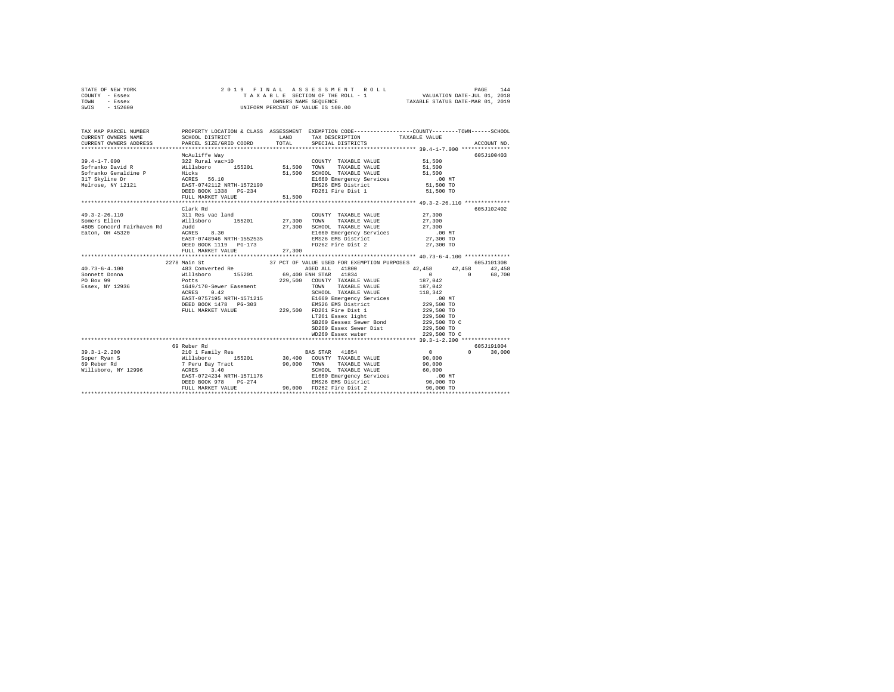```
STATE OF NEW YORK              2 0 1 9   F I N A L   A S S E S S M E N T   R O L L                 PAGE   144
COUNTY  - Essex                   T A X A B L E  SECTION OF THE ROLL - 1            VALUATION DATE-JUL 01, 2018
TOWN    - Essex                           OWNERS NAME SEQUENCE                    TAXABLE STATUS DATE-MAR 01, 2019
SWIS    - 152600                   UNIFORM PERCENT OF VALUE IS 100.00

TAX MAP PARCEL NUMBER          PROPERTY LOCATION & CLASS  ASSESSMENT  EXEMPTION CODE------------------COUNTY--------TOWN------SCHOOL
CURRENT OWNERS NAME            SCHOOL DISTRICT              LAND      TAX DESCRIPTION             TAXABLE VALUE
CURRENT OWNERS ADDRESS         PARCEL SIZE/GRID COORD       TOTAL     SPECIAL DISTRICTS                                  ACCOUNT NO.
******************************************************************************************************* 39.4-1-7.000 ***************
                               McAuliffe Way                                                                          605J100403
39.4-1-7.000                   322 Rural vac>10                       COUNTY  TAXABLE VALUE             51,500
Sofranko David R               Willsboro      155201       51,500     TOWN    TAXABLE VALUE             51,500
Sofranko Geraldine P           Hicks                       51,500     SCHOOL  TAXABLE VALUE             51,500
317 Skyline Dr                 ACRES  56.10                           E1660 Emergency Services             .00 MT
Melrose, NY 12121              EAST-0742112 NRTH-1572190              EMS26 EMS District                51,500 TO
                               DEED BOOK 1338   PG-234                FD261 Fire Dist 1                 51,500 TO
                               FULL MARKET VALUE           51,500
******************************************************************************************************* 49.3-2-26.110 *************
                               Clark Rd                                                                               605J102402
49.3-2-26.110                  311 Res vac land                       COUNTY  TAXABLE VALUE             27,300
Somers Ellen                   Willsboro      155201       27,300     TOWN    TAXABLE VALUE             27,300
4805 Concord Fairhaven Rd      Judd                        27,300     SCHOOL  TAXABLE VALUE             27,300
Eaton, OH 45320                ACRES   8.30                           E1660 Emergency Services             .00 MT
                               EAST-0748946 NRTH-1552535              EMS26 EMS District                27,300 TO
                               DEED BOOK 1119   PG-173                FD262 Fire Dist 2                 27,300 TO
                               FULL MARKET VALUE           27,300
******************************************************************************************************* 40.73-6-4.100 *************
                          2278 Main St                  37 PCT OF VALUE USED FOR EXEMPTION PURPOSES                    605J101308
40.73-6-4.100                  483 Converted Re                       AGED ALL   41800              42,458      42,458      42,458
Sonnett Donna                  Willsboro      155201       69,400 ENH STAR   41834                   0            0       68,700
PO Box 99                      Potts                      229,500     COUNTY  TAXABLE VALUE            187,042
Essex, NY 12936                1649/170-Sewer Easement                TOWN    TAXABLE VALUE            187,042
                               ACRES   0.42                           SCHOOL  TAXABLE VALUE            118,342
                               EAST-0757195 NRTH-1571215              E1660 Emergency Services             .00 MT
                               DEED BOOK 1478   PG-303                EMS26 EMS District               229,500 TO
                               FULL MARKET VALUE          229,500     FD261 Fire Dist 1                229,500 TO
                                                                      LT261 Essex light                229,500 TO
                                                                      SB260 Eessex Sewer Bond          229,500 TO C
                                                                      SD260 Essex Sewer Dist           229,500 TO
                                                                      WD260 Essex water                229,500 TO C
******************************************************************************************************* 39.3-1-2.200 **************
                            69 Reber Rd                                                                               605J191004
39.3-1-2.200                   210 1 Family Res                       BAS STAR   41854                   0            0       30,000
Soper Ryan S                   Willsboro      155201       30,400     COUNTY  TAXABLE VALUE             90,000
69 Reber Rd                    7 Peru Bay Tract            90,000     TOWN    TAXABLE VALUE             90,000
Willsboro, NY 12996            ACRES   3.40                           SCHOOL  TAXABLE VALUE             60,000
                               EAST-0724234 NRTH-1571176              E1660 Emergency Services             .00 MT
                               DEED BOOK 978    PG-274                EMS26 EMS District                90,000 TO
                               FULL MARKET VALUE           90,000     FD262 Fire Dist 2                 90,000 TO
************************************************************************************************************************************
```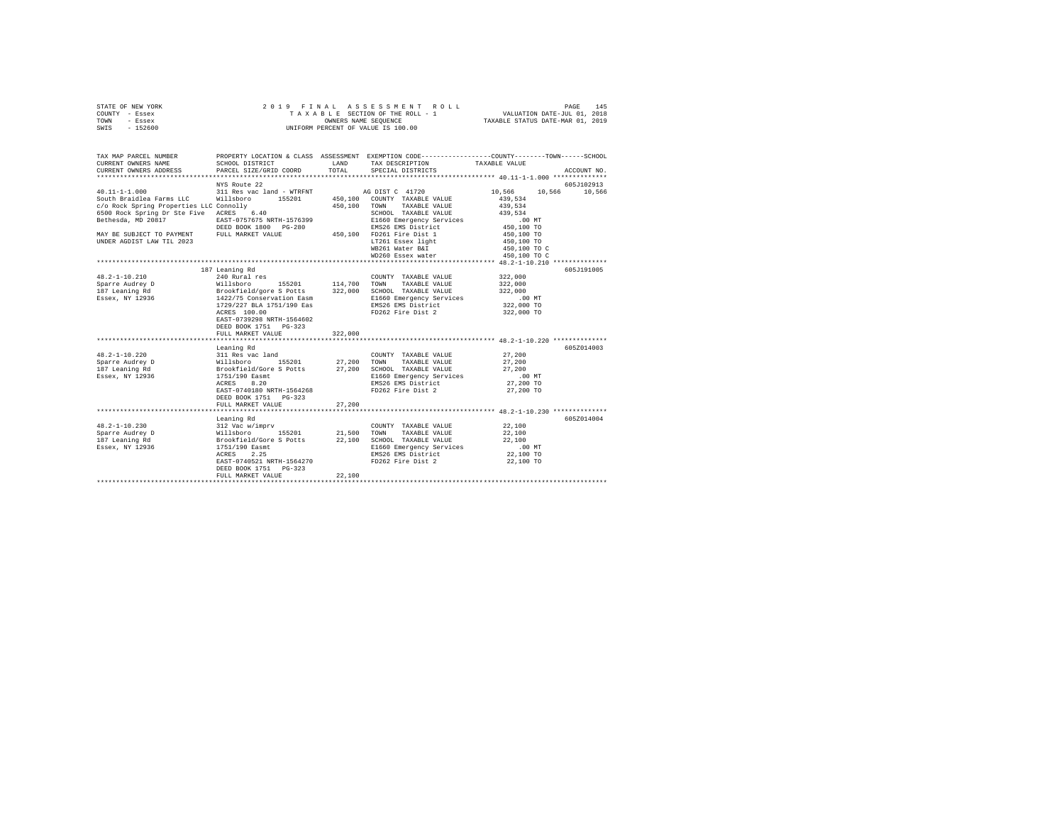STATE OF NEW YORK
COUNTY - Essex
TOWN - Essex
SWIS - 152600

2019 FINAL ASSESSMENT ROLL
TAXABLE SECTION OF THE ROLL - 1
OWNERS NAME SEQUENCE
UNIFORM PERCENT OF VALUE IS 100.00

VALUATION DATE-JUL 01, 2018
TAXABLE STATUS DATE-MAR 01, 2019

| TAX MAP PARCEL NUMBER / CURRENT OWNERS NAME / CURRENT OWNERS ADDRESS | PROPERTY LOCATION & CLASS / SCHOOL DISTRICT / PARCEL SIZE/GRID COORD | ASSESSMENT LAND / TOTAL | EXEMPTION CODE / TAX DESCRIPTION / SPECIAL DISTRICTS | COUNTY / TOWN / SCHOOL TAXABLE VALUE | ACCOUNT NO. |
|---|---|---|---|---|---|
| | NYS Route 22 | | | | 605J102913 |
| 40.11-1-1.000 | 311 Res vac land - WTRFNT | | AG DIST C 41720 | 10,566 10,566 10,566 | |
| South Braidlea Farms LLC | Willsboro 155201 | 450,100 | COUNTY TAXABLE VALUE | 439,534 | |
| c/o Rock Spring Properties LLC Connolly | | 450,100 | TOWN TAXABLE VALUE | 439,534 | |
| 6500 Rock Spring Dr Ste Five | ACRES 6.40 | | SCHOOL TAXABLE VALUE | 439,534 | |
| Bethesda, MD 20817 | EAST-0757675 NRTH-1576399 | | E1660 Emergency Services | .00 MT | |
| | DEED BOOK 1800 PG-280 | | EMS26 EMS District | 450,100 TO | |
| MAY BE SUBJECT TO PAYMENT | FULL MARKET VALUE | 450,100 | FD261 Fire Dist 1 | 450,100 TO | |
| UNDER AGDIST LAW TIL 2023 | | | LT261 Essex light | 450,100 TO | |
| | | | WB261 Water B&I | 450,100 TO C | |
| | | | WD260 Essex water | 450,100 TO C | |
| | 187 Leaning Rd | | | | 605J191005 |
| 48.2-1-10.210 | 240 Rural res | | COUNTY TAXABLE VALUE | 322,000 | |
| Sparre Audrey D | Willsboro 155201 | 114,700 | TOWN TAXABLE VALUE | 322,000 | |
| 187 Leaning Rd | Brookfield/gore S Potts | 322,000 | SCHOOL TAXABLE VALUE | 322,000 | |
| Essex, NY 12936 | 1422/75 Conservation Easm | | E1660 Emergency Services | .00 MT | |
| | 1729/227 BLA 1751/190 Eas | | EMS26 EMS District | 322,000 TO | |
| | ACRES 100.00 | | FD262 Fire Dist 2 | 322,000 TO | |
| | EAST-0739298 NRTH-1564602 | | | | |
| | DEED BOOK 1751 PG-323 | | | | |
| | FULL MARKET VALUE | 322,000 | | | |
| | Leaning Rd | | | | 605Z014003 |
| 48.2-1-10.220 | 311 Res vac land | | COUNTY TAXABLE VALUE | 27,200 | |
| Sparre Audrey D | Willsboro 155201 | 27,200 | TOWN TAXABLE VALUE | 27,200 | |
| 187 Leaning Rd | Brookfield/Gore S Potts | 27,200 | SCHOOL TAXABLE VALUE | 27,200 | |
| Essex, NY 12936 | 1751/190 Easmt | | E1660 Emergency Services | .00 MT | |
| | ACRES 8.20 | | EMS26 EMS District | 27,200 TO | |
| | EAST-0740180 NRTH-1564268 | | FD262 Fire Dist 2 | 27,200 TO | |
| | DEED BOOK 1751 PG-323 | | | | |
| | FULL MARKET VALUE | 27,200 | | | |
| | Leaning Rd | | | | 605Z014004 |
| 48.2-1-10.230 | 312 Vac w/imprv | | COUNTY TAXABLE VALUE | 22,100 | |
| Sparre Audrey D | Willsboro 155201 | 21,500 | TOWN TAXABLE VALUE | 22,100 | |
| 187 Leaning Rd | Brookfield/Gore S Potts | 22,100 | SCHOOL TAXABLE VALUE | 22,100 | |
| Essex, NY 12936 | 1751/190 Easmt | | E1660 Emergency Services | .00 MT | |
| | ACRES 2.25 | | EMS26 EMS District | 22,100 TO | |
| | EAST-0740521 NRTH-1564270 | | FD262 Fire Dist 2 | 22,100 TO | |
| | DEED BOOK 1751 PG-323 | | | | |
| | FULL MARKET VALUE | 22,100 | | | |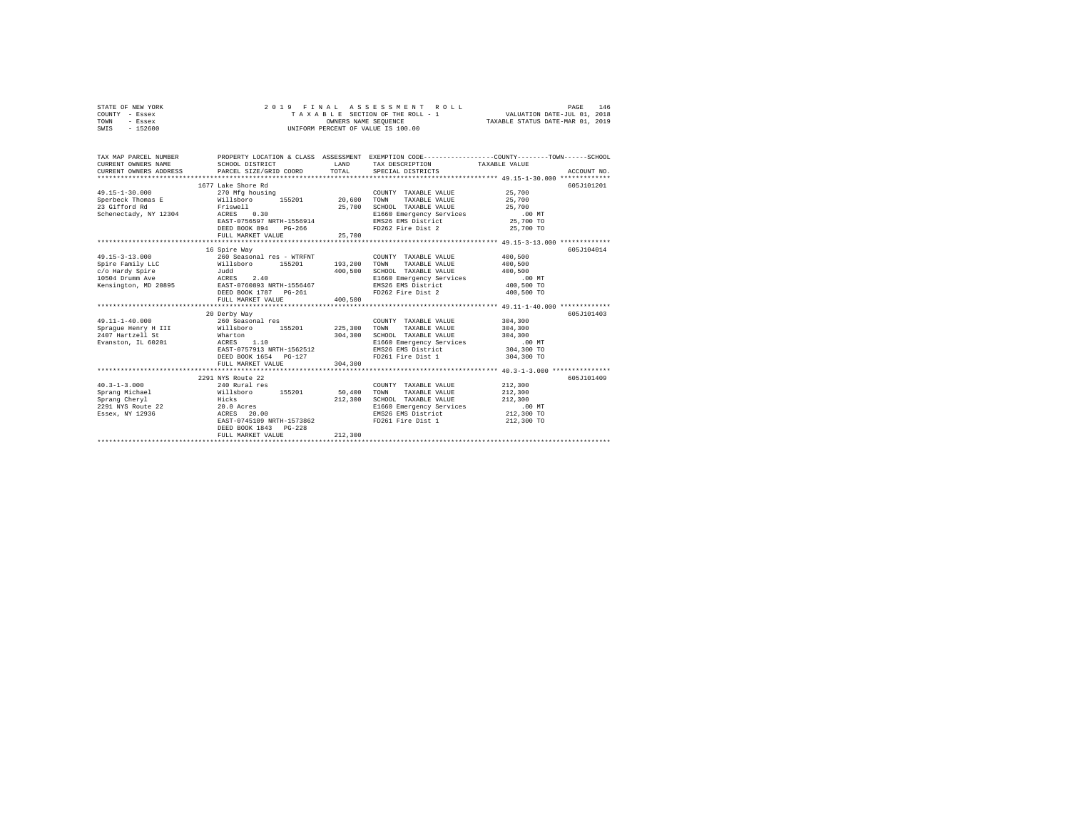STATE OF NEW YORK 2019 FINAL ASSESSMENT ROLL
COUNTY - Essex TAXABLE SECTION OF THE ROLL - 1 VALUATION DATE-JUL 01, 2018
TOWN - Essex OWNERS NAME SEQUENCE TAXABLE STATUS DATE-MAR 01, 2019
SWIS - 152600 UNIFORM PERCENT OF VALUE IS 100.00

| TAX MAP PARCEL NUMBER / CURRENT OWNERS NAME / CURRENT OWNERS ADDRESS | PROPERTY LOCATION & CLASS / SCHOOL DISTRICT / PARCEL SIZE/GRID COORD | ASSESSMENT LAND / TOTAL | EXEMPTION CODE / TAX DESCRIPTION / SPECIAL DISTRICTS | COUNTY--------TOWN------SCHOOL TAXABLE VALUE | ACCOUNT NO. |
|---|---|---|---|---|---|
| | 1677 Lake Shore Rd | | | | 605J101201 |
| 49.15-1-30.000 | 270 Mfg housing | | COUNTY TAXABLE VALUE | 25,700 | |
| Sperbeck Thomas E | Willsboro 155201 | 20,600 | TOWN TAXABLE VALUE | 25,700 | |
| 23 Gifford Rd | Friswell | 25,700 | SCHOOL TAXABLE VALUE | 25,700 | |
| Schenectady, NY 12304 | ACRES 0.30 | | E1660 Emergency Services | .00 MT | |
| | EAST-0756597 NRTH-1556914 | | EMS26 EMS District | 25,700 TO | |
| | DEED BOOK 894 PG-266 | | FD262 Fire Dist 2 | 25,700 TO | |
| | FULL MARKET VALUE | 25,700 | | | |
| | 16 Spire Way | | | | 605J104014 |
| 49.15-3-13.000 | 260 Seasonal res - WTRFNT | | COUNTY TAXABLE VALUE | 400,500 | |
| Spire Family LLC | Willsboro 155201 | 193,200 | TOWN TAXABLE VALUE | 400,500 | |
| c/o Hardy Spire | Judd | 400,500 | SCHOOL TAXABLE VALUE | 400,500 | |
| 10504 Drumm Ave | ACRES 2.40 | | E1660 Emergency Services | .00 MT | |
| Kensington, MD 20895 | EAST-0760893 NRTH-1556467 | | EMS26 EMS District | 400,500 TO | |
| | DEED BOOK 1787 PG-261 | | FD262 Fire Dist 2 | 400,500 TO | |
| | FULL MARKET VALUE | 400,500 | | | |
| | 20 Derby Way | | | | 605J101403 |
| 49.11-1-40.000 | 260 Seasonal res | | COUNTY TAXABLE VALUE | 304,300 | |
| Sprague Henry H III | Willsboro 155201 | 225,300 | TOWN TAXABLE VALUE | 304,300 | |
| 2407 Hartzell St | Wharton | 304,300 | SCHOOL TAXABLE VALUE | 304,300 | |
| Evanston, IL 60201 | ACRES 1.10 | | E1660 Emergency Services | .00 MT | |
| | EAST-0757913 NRTH-1562512 | | EMS26 EMS District | 304,300 TO | |
| | DEED BOOK 1654 PG-127 | | FD261 Fire Dist 1 | 304,300 TO | |
| | FULL MARKET VALUE | 304,300 | | | |
| | 2291 NYS Route 22 | | | | 605J101409 |
| 40.3-1-3.000 | 240 Rural res | | COUNTY TAXABLE VALUE | 212,300 | |
| Sprang Michael | Willsboro 155201 | 50,400 | TOWN TAXABLE VALUE | 212,300 | |
| Sprang Cheryl | Hicks | 212,300 | SCHOOL TAXABLE VALUE | 212,300 | |
| 2291 NYS Route 22 | 20.0 Acres | | E1660 Emergency Services | .00 MT | |
| Essex, NY 12936 | ACRES 20.00 | | EMS26 EMS District | 212,300 TO | |
| | EAST-0745109 NRTH-1573862 | | FD261 Fire Dist 1 | 212,300 TO | |
| | DEED BOOK 1843 PG-228 | | | | |
| | FULL MARKET VALUE | 212,300 | | | |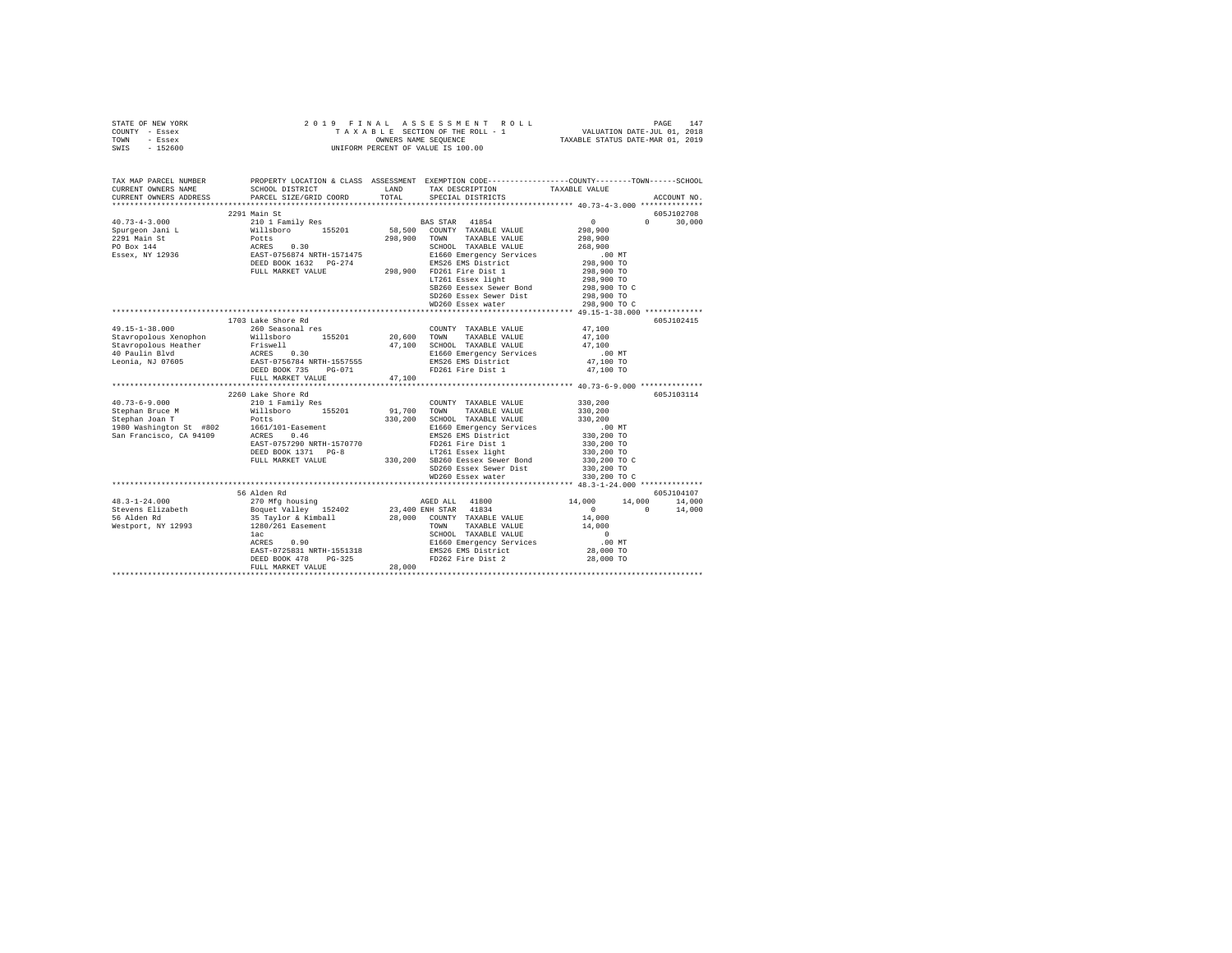STATE OF NEW YORK — 2019 FINAL ASSESSMENT ROLL — PAGE 147
COUNTY - Essex — TAXABLE SECTION OF THE ROLL - 1 — VALUATION DATE-JUL 01, 2018
TOWN - Essex — OWNERS NAME SEQUENCE — TAXABLE STATUS DATE-MAR 01, 2019
SWIS - 152600 — UNIFORM PERCENT OF VALUE IS 100.00

```
TAX MAP PARCEL NUMBER          PROPERTY LOCATION & CLASS  ASSESSMENT  EXEMPTION CODE-----------------COUNTY--------TOWN------SCHOOL
CURRENT OWNERS NAME            SCHOOL DISTRICT             LAND       TAX DESCRIPTION            TAXABLE VALUE
CURRENT OWNERS ADDRESS         PARCEL SIZE/GRID COORD      TOTAL      SPECIAL DISTRICTS                                     ACCOUNT NO.
******************************************************************************************************* 40.73-4-3.000 **************
                    2291 Main St                                                                                        605J102708
40.73-4-3.000               210 1 Family Res                  BAS STAR  41854                  0             0       30,000
Spurgeon Jani L             Willsboro       155201      58,500   COUNTY  TAXABLE VALUE          298,900
2291 Main St                Potts                      298,900   TOWN    TAXABLE VALUE          298,900
PO Box 144                  ACRES    0.30                        SCHOOL  TAXABLE VALUE          268,900
Essex, NY 12936             EAST-0756874 NRTH-1571475            E1660 Emergency Services           .00 MT
                            DEED BOOK 1632   PG-274              EMS26 EMS District             298,900 TO
                            FULL MARKET VALUE          298,900   FD261 Fire Dist 1              298,900 TO
                                                                 LT261 Essex light              298,900 TO
                                                                 SB260 Eessex Sewer Bond        298,900 TO C
                                                                 SD260 Essex Sewer Dist         298,900 TO
                                                                 WD260 Essex water              298,900 TO C
******************************************************************************************************* 49.15-1-38.000 *************
                    1703 Lake Shore Rd                                                                                  605J102415
49.15-1-38.000              260 Seasonal res                     COUNTY  TAXABLE VALUE           47,100
Stavropolous Xenophon       Willsboro       155201      20,600   TOWN    TAXABLE VALUE           47,100
Stavropolous Heather        Friswell                    47,100   SCHOOL  TAXABLE VALUE           47,100
40 Paulin Blvd              ACRES    0.30                        E1660 Emergency Services           .00 MT
Leonia, NJ 07605            EAST-0756784 NRTH-1557555            EMS26 EMS District              47,100 TO
                            DEED BOOK 735    PG-071              FD261 Fire Dist 1               47,100 TO
                            FULL MARKET VALUE           47,100
******************************************************************************************************* 40.73-6-9.000 **************
                    2260 Lake Shore Rd                                                                                  605J103114
40.73-6-9.000               210 1 Family Res                     COUNTY  TAXABLE VALUE          330,200
Stephan Bruce M             Willsboro       155201      91,700   TOWN    TAXABLE VALUE          330,200
Stephan Joan T              Potts                      330,200   SCHOOL  TAXABLE VALUE          330,200
1980 Washington St #802     1661/101-Easement                    E1660 Emergency Services           .00 MT
San Francisco, CA 94109     ACRES    0.46                        EMS26 EMS District             330,200 TO
                            EAST-0757290 NRTH-1570770            FD261 Fire Dist 1              330,200 TO
                            DEED BOOK 1371   PG-8                LT261 Essex light              330,200 TO
                            FULL MARKET VALUE          330,200   SB260 Eessex Sewer Bond        330,200 TO C
                                                                 SD260 Essex Sewer Dist         330,200 TO
                                                                 WD260 Essex water              330,200 TO C
******************************************************************************************************* 48.3-1-24.000 **************
                    56 Alden Rd                                                                                         605J104107
48.3-1-24.000               270 Mfg housing                      AGED ALL  41800             14,000        14,000       14,000
Stevens Elizabeth           Boquet Valley  152402       23,400 ENH STAR  41834                 0             0       14,000
56 Alden Rd                 35 Taylor & Kimball         28,000   COUNTY  TAXABLE VALUE           14,000
Westport, NY 12993          1280/261 Easement                    TOWN    TAXABLE VALUE           14,000
                            1ac                                  SCHOOL  TAXABLE VALUE                0
                            ACRES    0.90                        E1660 Emergency Services           .00 MT
                            EAST-0725831 NRTH-1551318            EMS26 EMS District              28,000 TO
                            DEED BOOK 478    PG-325              FD262 Fire Dist 2               28,000 TO
                            FULL MARKET VALUE           28,000
************************************************************************************************************************************
```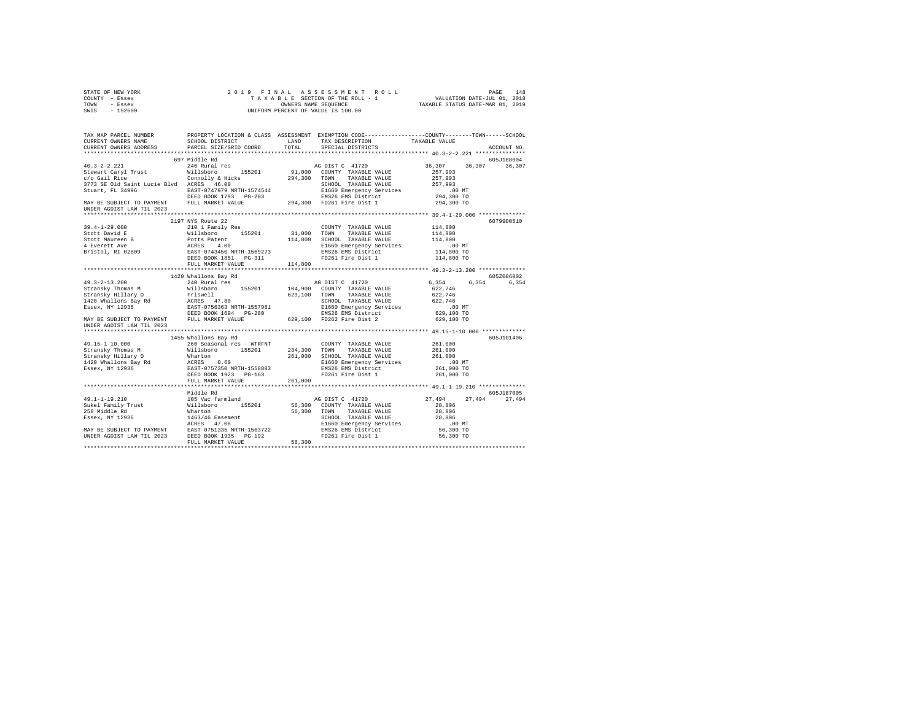STATE OF NEW YORK  
COUNTY - Essex  
TOWN - Essex  
SWIS - 152600

2019 FINAL ASSESSMENT ROLL  
TAXABLE SECTION OF THE ROLL - 1  
OWNERS NAME SEQUENCE  
UNIFORM PERCENT OF VALUE IS 100.00

VALUATION DATE-JUL 01, 2018  
TAXABLE STATUS DATE-MAR 01, 2019

```
TAX MAP PARCEL NUMBER          PROPERTY LOCATION & CLASS  ASSESSMENT  EXEMPTION CODE-----------------COUNTY--------TOWN------SCHOOL
CURRENT OWNERS NAME            SCHOOL DISTRICT             LAND      TAX DESCRIPTION            TAXABLE VALUE
CURRENT OWNERS ADDRESS         PARCEL SIZE/GRID COORD      TOTAL     SPECIAL DISTRICTS                                     ACCOUNT NO.
******************************************************************************************************* 40.3-2-2.221 ***************
                               697 Middle Rd                                                                                605J188004
40.3-2-2.221                   240 Rural res                         AG DIST C  41720             36,307     36,307     36,307
Stewart Caryl Trust            Willsboro      155201       91,000    COUNTY  TAXABLE VALUE          257,993
c/o Gail Rice                  Connolly & Hicks           294,300    TOWN    TAXABLE VALUE          257,993
3773 SE Old Saint Lucie Blvd   ACRES  46.00                          SCHOOL  TAXABLE VALUE          257,993
Stuart, FL 34996               EAST-0747979 NRTH-1574544             E1660 Emergency Services            .00 MT
                               DEED BOOK 1793   PG-203               EMS26 EMS District             294,300 TO
MAY BE SUBJECT TO PAYMENT      FULL MARKET VALUE          294,300    FD261 Fire Dist 1              294,300 TO
UNDER AGDIST LAW TIL 2023
******************************************************************************************************* 39.4-1-29.000 **************
                               2197 NYS Route 22                                                                            6079900510
39.4-1-29.000                  210 1 Family Res                      COUNTY  TAXABLE VALUE          114,800
Stott David E                  Willsboro      155201       31,000    TOWN    TAXABLE VALUE          114,800
Stott Maureen B                Potts Patent               114,800    SCHOOL  TAXABLE VALUE          114,800
4 Everett Ave                  ACRES   4.00                          E1660 Emergency Services            .00 MT
Bristol, RI 02809              EAST-0743450 NRTH-1569273             EMS26 EMS District             114,800 TO
                               DEED BOOK 1851   PG-311               FD261 Fire Dist 1              114,800 TO
                               FULL MARKET VALUE          114,800
******************************************************************************************************* 49.3-2-13.200 **************
                               1420 Whallons Bay Rd                                                                         605Z006002
49.3-2-13.200                  240 Rural res                         AG DIST C  41720              6,354      6,354      6,354
Stransky Thomas M              Willsboro      155201      104,900    COUNTY  TAXABLE VALUE          622,746
Stransky Hillary O             Friswell                   629,100    TOWN    TAXABLE VALUE          622,746
1420 Whallons Bay Rd           ACRES  47.80                          SCHOOL  TAXABLE VALUE          622,746
Essex, NY 12936                EAST-0756363 NRTH-1557981             E1660 Emergency Services            .00 MT
                               DEED BOOK 1694   PG-280               EMS26 EMS District             629,100 TO
MAY BE SUBJECT TO PAYMENT      FULL MARKET VALUE          629,100    FD262 Fire Dist 2              629,100 TO
UNDER AGDIST LAW TIL 2023
******************************************************************************************************* 49.15-1-10.000 *************
                               1455 Whallons Bay Rd                                                                         605J101406
49.15-1-10.000                 260 Seasonal res - WTRFNT             COUNTY  TAXABLE VALUE          261,000
Stransky Thomas M              Willsboro      155201      234,300    TOWN    TAXABLE VALUE          261,000
Stransky Hillary O             Wharton                    261,000    SCHOOL  TAXABLE VALUE          261,000
1420 Whallons Bay Rd           ACRES   0.60                          E1660 Emergency Services            .00 MT
Essex, NY 12936                EAST-0757350 NRTH-1558883             EMS26 EMS District             261,000 TO
                               DEED BOOK 1923   PG-163               FD261 Fire Dist 1              261,000 TO
                               FULL MARKET VALUE          261,000
******************************************************************************************************* 49.1-1-19.210 **************
                               Middle Rd                                                                                    605J187005
49.1-1-19.210                  105 Vac farmland                      AG DIST C  41720             27,494     27,494     27,494
Sukel Family Trust             Willsboro      155201       56,300    COUNTY  TAXABLE VALUE           28,806
258 Middle Rd                  Wharton                     56,300    TOWN    TAXABLE VALUE           28,806
Essex, NY 12936                1463/46 Easement                      SCHOOL  TAXABLE VALUE           28,806
                               ACRES  47.08                          E1660 Emergency Services            .00 MT
MAY BE SUBJECT TO PAYMENT      EAST-0751335 NRTH-1563722             EMS26 EMS District              56,300 TO
UNDER AGDIST LAW TIL 2023      DEED BOOK 1935   PG-192               FD261 Fire Dist 1               56,300 TO
                               FULL MARKET VALUE           56,300
************************************************************************************************************************************
```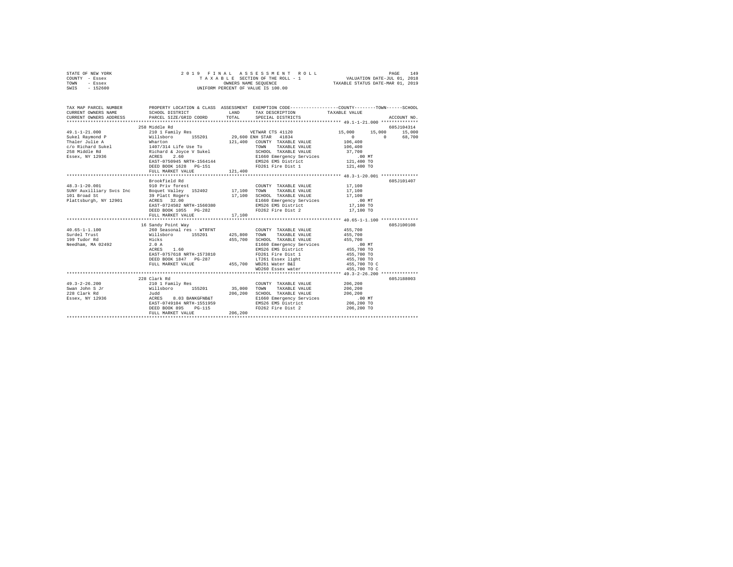```
STATE OF NEW YORK              2 0 1 9  F I N A L  A S S E S S M E N T  R O L L                      PAGE   149
COUNTY - Essex                    T A X A B L E SECTION OF THE ROLL - 1                 VALUATION DATE-JUL 01, 2018
TOWN   - Essex                              OWNERS NAME SEQUENCE                      TAXABLE STATUS DATE-MAR 01, 2019
SWIS   - 152600                      UNIFORM PERCENT OF VALUE IS 100.00

TAX MAP PARCEL NUMBER          PROPERTY LOCATION & CLASS  ASSESSMENT  EXEMPTION CODE-----------------COUNTY--------TOWN------SCHOOL
CURRENT OWNERS NAME            SCHOOL DISTRICT              LAND      TAX DESCRIPTION            TAXABLE VALUE
CURRENT OWNERS ADDRESS         PARCEL SIZE/GRID COORD      TOTAL      SPECIAL DISTRICTS                                  ACCOUNT NO.
*************************************************************************************************** 49.1-1-21.000 **************
                               258 Middle Rd                                                                         605J104314
49.1-1-21.000                  210 1 Family Res                      VETWAR CTS 41120            15,000     15,000      15,000
Sukel Raymond P                Willsboro       155201       29,600 ENH STAR  41834                0          0       68,700
Thaler Julie A                 Wharton                     121,400   COUNTY  TAXABLE VALUE        106,400
c/o Richard Sukel              1407/314 Life Use To                  TOWN    TAXABLE VALUE        106,400
258 Middle Rd                  Richard & Joyce V Sukel               SCHOOL  TAXABLE VALUE         37,700
Essex, NY 12936                ACRES    2.60                         E1660 Emergency Services          .00 MT
                               EAST-0750945 NRTH-1564144             EMS26 EMS District           121,400 TO
                               DEED BOOK 1628   PG-151               FD261 Fire Dist 1            121,400 TO
                               FULL MARKET VALUE           121,400
*************************************************************************************************** 48.3-1-20.001 **************
                               Brookfield Rd                                                                         605J101407
48.3-1-20.001                  910 Priv forest                       COUNTY  TAXABLE VALUE         17,100
SUNY Auxilliary Svcs Inc       Boquet Valley  152402       17,100    TOWN    TAXABLE VALUE         17,100
101 Broad St                   39 Platt Rogers              17,100   SCHOOL  TAXABLE VALUE         17,100
Plattsburgh, NY 12901          ACRES   32.00                         E1660 Emergency Services          .00 MT
                               EAST-0724502 NRTH-1560380             EMS26 EMS District            17,100 TO
                               DEED BOOK 1055   PG-282               FD262 Fire Dist 2             17,100 TO
                               FULL MARKET VALUE            17,100
*************************************************************************************************** 40.65-1-1.100 **************
                               16 Sandy Point Way                                                                    605J100108
40.65-1-1.100                  260 Seasonal res - WTRFNT             COUNTY  TAXABLE VALUE        455,700
Surdel Trust                   Willsboro       155201      425,800   TOWN    TAXABLE VALUE        455,700
199 Tudor Rd                   Hicks                       455,700   SCHOOL  TAXABLE VALUE        455,700
Needham, MA 02492              2.0 A                                 E1660 Emergency Services          .00 MT
                               ACRES    1.60                         EMS26 EMS District           455,700 TO
                               EAST-0757618 NRTH-1573810             FD261 Fire Dist 1            455,700 TO
                               DEED BOOK 1847   PG-287               LT261 Essex light            455,700 TO
                               FULL MARKET VALUE           455,700   WB261 Water B&I              455,700 TO C
                                                                     WD260 Essex water            455,700 TO C
*************************************************************************************************** 49.3-2-26.200 **************
                               228 Clark Rd                                                                          605J188003
49.3-2-26.200                  210 1 Family Res                      COUNTY  TAXABLE VALUE        206,200
Swan John S Jr                 Willsboro       155201       35,000   TOWN    TAXABLE VALUE        206,200
228 Clark Rd                   Judd                        206,200   SCHOOL  TAXABLE VALUE        206,200
Essex, NY 12936                ACRES    8.03 BANKGFNB&T              E1660 Emergency Services          .00 MT
                               EAST-0749104 NRTH-1551959             EMS26 EMS District           206,200 TO
                               DEED BOOK 895    PG-115               FD262 Fire Dist 2            206,200 TO
                               FULL MARKET VALUE           206,200
********************************************************************************************************************************
```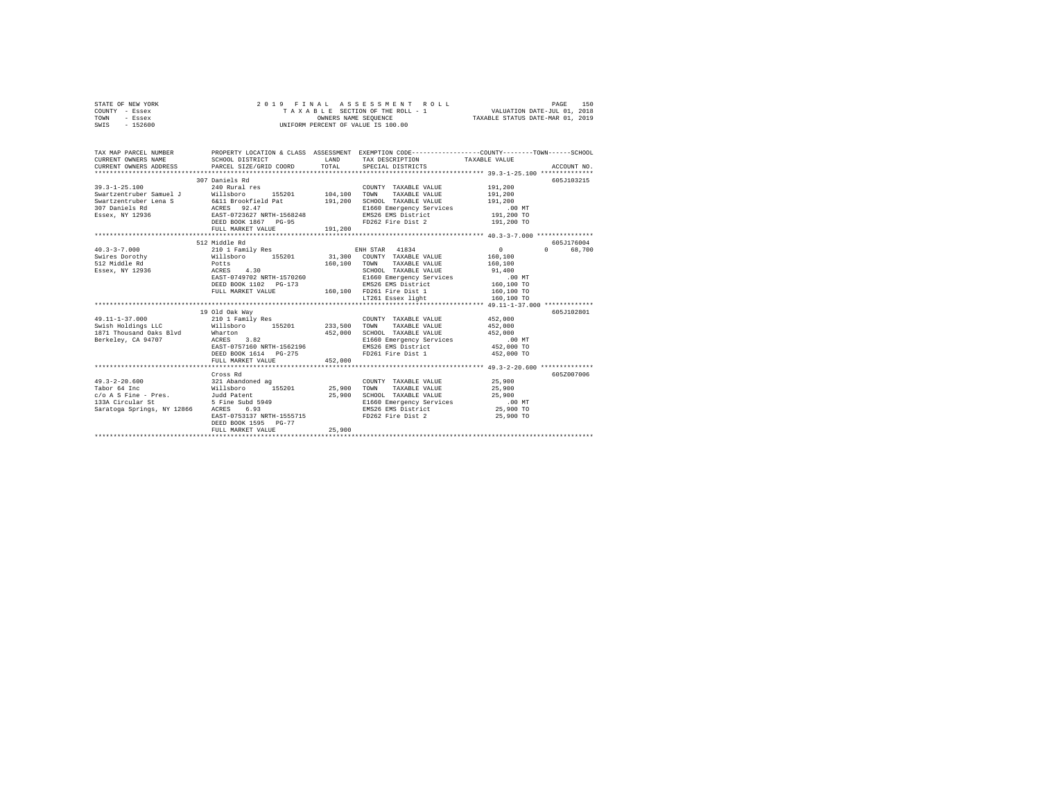STATE OF NEW YORK
COUNTY - Essex
TOWN - Essex
SWIS - 152600

2 0 1 9 F I N A L A S S E S S M E N T R O L L
T A X A B L E SECTION OF THE ROLL - 1
OWNERS NAME SEQUENCE
UNIFORM PERCENT OF VALUE IS 100.00

VALUATION DATE-JUL 01, 2018
TAXABLE STATUS DATE-MAR 01, 2019

```
TAX MAP PARCEL NUMBER          PROPERTY LOCATION & CLASS  ASSESSMENT  EXEMPTION CODE-----------------COUNTY--------TOWN------SCHOOL
CURRENT OWNERS NAME            SCHOOL DISTRICT              LAND      TAX DESCRIPTION            TAXABLE VALUE
CURRENT OWNERS ADDRESS         PARCEL SIZE/GRID COORD       TOTAL     SPECIAL DISTRICTS                                    ACCOUNT NO.
****************************************************************************************************** 39.3-1-25.100 **************
                               307 Daniels Rd                                                                              605J103215
39.3-1-25.100                  240 Rural res                           COUNTY  TAXABLE VALUE          191,200
Swartzentruber Samuel J        Willsboro      155201      104,100      TOWN    TAXABLE VALUE          191,200
Swartzentruber Lena S          6&11 Brookfield Pat        191,200      SCHOOL  TAXABLE VALUE          191,200
307 Daniels Rd                 ACRES   92.47                           E1660 Emergency Services           .00 MT
Essex, NY 12936                EAST-0723627 NRTH-1568248               EMS26 EMS District             191,200 TO
                               DEED BOOK 1867   PG-95                  FD262 Fire Dist 2              191,200 TO
                               FULL MARKET VALUE          191,200
****************************************************************************************************** 40.3-3-7.000 ***************
                               512 Middle Rd                                                                               605J176004
40.3-3-7.000                   210 1 Family Res                        ENH STAR  41834                     0            0     68,700
Swires Dorothy                 Willsboro      155201       31,300      COUNTY  TAXABLE VALUE          160,100
512 Middle Rd                  Potts                      160,100      TOWN    TAXABLE VALUE          160,100
Essex, NY 12936                ACRES    4.30                           SCHOOL  TAXABLE VALUE           91,400
                               EAST-0749702 NRTH-1570260               E1660 Emergency Services           .00 MT
                               DEED BOOK 1102   PG-173                 EMS26 EMS District             160,100 TO
                               FULL MARKET VALUE          160,100      FD261 Fire Dist 1              160,100 TO
                                                                       LT261 Essex light              160,100 TO
****************************************************************************************************** 49.11-1-37.000 *************
                               19 Old Oak Way                                                                              605J102801
49.11-1-37.000                 210 1 Family Res                        COUNTY  TAXABLE VALUE          452,000
Swish Holdings LLC             Willsboro      155201      233,500      TOWN    TAXABLE VALUE          452,000
1871 Thousand Oaks Blvd        Wharton                    452,000      SCHOOL  TAXABLE VALUE          452,000
Berkeley, CA 94707             ACRES    3.82                           E1660 Emergency Services           .00 MT
                               EAST-0757160 NRTH-1562196               EMS26 EMS District             452,000 TO
                               DEED BOOK 1614   PG-275                 FD261 Fire Dist 1              452,000 TO
                               FULL MARKET VALUE          452,000
****************************************************************************************************** 49.3-2-20.600 **************
                               Cross Rd                                                                                    605Z007006
49.3-2-20.600                  321 Abandoned ag                        COUNTY  TAXABLE VALUE           25,900
Tabor 64 Inc                   Willsboro      155201       25,900      TOWN    TAXABLE VALUE           25,900
c/o A S Fine - Pres.           Judd Patent                 25,900      SCHOOL  TAXABLE VALUE           25,900
133A Circular St               5 Fine Subd 5949                        E1660 Emergency Services           .00 MT
Saratoga Springs, NY 12866     ACRES    6.93                           EMS26 EMS District              25,900 TO
                               EAST-0753137 NRTH-1555715               FD262 Fire Dist 2               25,900 TO
                               DEED BOOK 1595   PG-77
                               FULL MARKET VALUE           25,900
************************************************************************************************************************************
```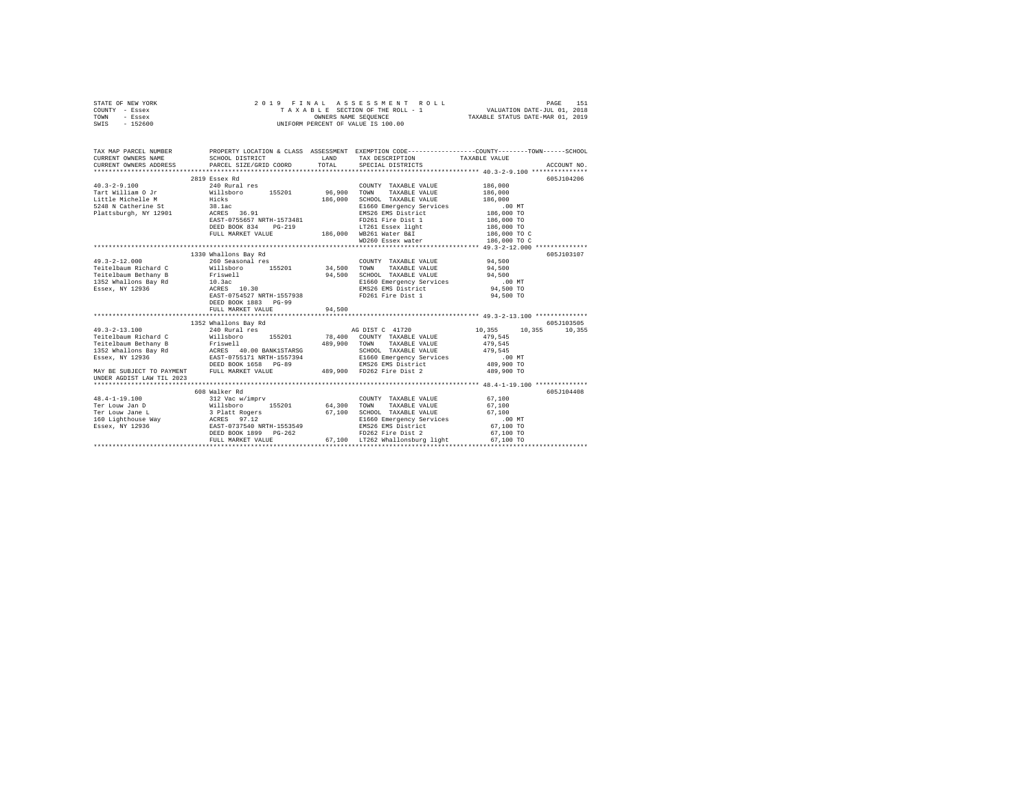STATE OF NEW YORK — 2019 FINAL ASSESSMENT ROLL — PAGE 151
COUNTY - Essex — TAXABLE SECTION OF THE ROLL - 1 — VALUATION DATE-JUL 01, 2018
TOWN - Essex — OWNERS NAME SEQUENCE — TAXABLE STATUS DATE-MAR 01, 2019
SWIS - 152600 — UNIFORM PERCENT OF VALUE IS 100.00

| TAX MAP PARCEL NUMBER / CURRENT OWNERS NAME / CURRENT OWNERS ADDRESS | PROPERTY LOCATION & CLASS / SCHOOL DISTRICT / PARCEL SIZE/GRID COORD | ASSESSMENT LAND | TOTAL | EXEMPTION CODE / TAX DESCRIPTION / SPECIAL DISTRICTS | COUNTY / TAXABLE VALUE | TOWN | SCHOOL | ACCOUNT NO. |
|---|---|---|---|---|---|---|---|---|
| | 2819 Essex Rd | | | | | | | 605J104206 |
| 40.3-2-9.100 | 240 Rural res | | | COUNTY TAXABLE VALUE | 186,000 | | | |
| Tart William O Jr | Willsboro 155201 | 96,900 | | TOWN TAXABLE VALUE | 186,000 | | | |
| Little Michelle M | Hicks | | 186,000 | SCHOOL TAXABLE VALUE | 186,000 | | | |
| 5248 N Catherine St | 38.1ac | | | E1660 Emergency Services | .00 MT | | | |
| Plattsburgh, NY 12901 | ACRES 36.91 | | | EMS26 EMS District | 186,000 TO | | | |
| | EAST-0755657 NRTH-1573481 | | | FD261 Fire Dist 1 | 186,000 TO | | | |
| | DEED BOOK 834 PG-219 | | | LT261 Essex light | 186,000 TO | | | |
| | FULL MARKET VALUE | | 186,000 | WB261 Water B&I | 186,000 TO C | | | |
| | | | | WD260 Essex water | 186,000 TO C | | | |
| | 1330 Whallons Bay Rd | | | | | | | 605J103107 |
| 49.3-2-12.000 | 260 Seasonal res | | | COUNTY TAXABLE VALUE | 94,500 | | | |
| Teitelbaum Richard C | Willsboro 155201 | 34,500 | | TOWN TAXABLE VALUE | 94,500 | | | |
| Teitelbaum Bethany B | Friswell | | 94,500 | SCHOOL TAXABLE VALUE | 94,500 | | | |
| 1352 Whallons Bay Rd | 10.3ac | | | E1660 Emergency Services | .00 MT | | | |
| Essex, NY 12936 | ACRES 10.30 | | | EMS26 EMS District | 94,500 TO | | | |
| | EAST-0754527 NRTH-1557938 | | | FD261 Fire Dist 1 | 94,500 TO | | | |
| | DEED BOOK 1883 PG-99 | | | | | | | |
| | FULL MARKET VALUE | | 94,500 | | | | | |
| | 1352 Whallons Bay Rd | | | | | | | 605J103505 |
| 49.3-2-13.100 | 240 Rural res | | | AG DIST C 41720 | 10,355 | 10,355 | 10,355 | |
| Teitelbaum Richard C | Willsboro 155201 | 78,400 | | COUNTY TAXABLE VALUE | 479,545 | | | |
| Teitelbaum Bethany B | Friswell | | 489,900 | TOWN TAXABLE VALUE | 479,545 | | | |
| 1352 Whallons Bay Rd | ACRES 40.00 BANK1STARSG | | | SCHOOL TAXABLE VALUE | 479,545 | | | |
| Essex, NY 12936 | EAST-0755171 NRTH-1557394 | | | E1660 Emergency Services | .00 MT | | | |
| | DEED BOOK 1658 PG-89 | | | EMS26 EMS District | 489,900 TO | | | |
| MAY BE SUBJECT TO PAYMENT UNDER AGDIST LAW TIL 2023 | FULL MARKET VALUE | | 489,900 | FD262 Fire Dist 2 | 489,900 TO | | | |
| | 608 Walker Rd | | | | | | | 605J104408 |
| 48.4-1-19.100 | 312 Vac w/imprv | | | COUNTY TAXABLE VALUE | 67,100 | | | |
| Ter Louw Jan D | Willsboro 155201 | 64,300 | | TOWN TAXABLE VALUE | 67,100 | | | |
| Ter Louw Jane L | 3 Platt Rogers | | 67,100 | SCHOOL TAXABLE VALUE | 67,100 | | | |
| 160 Lighthouse Way | ACRES 97.12 | | | E1660 Emergency Services | .00 MT | | | |
| Essex, NY 12936 | EAST-0737540 NRTH-1553549 | | | EMS26 EMS District | 67,100 TO | | | |
| | DEED BOOK 1899 PG-262 | | | FD262 Fire Dist 2 | 67,100 TO | | | |
| | FULL MARKET VALUE | | 67,100 | LT262 Whallonsburg light | 67,100 TO | | | |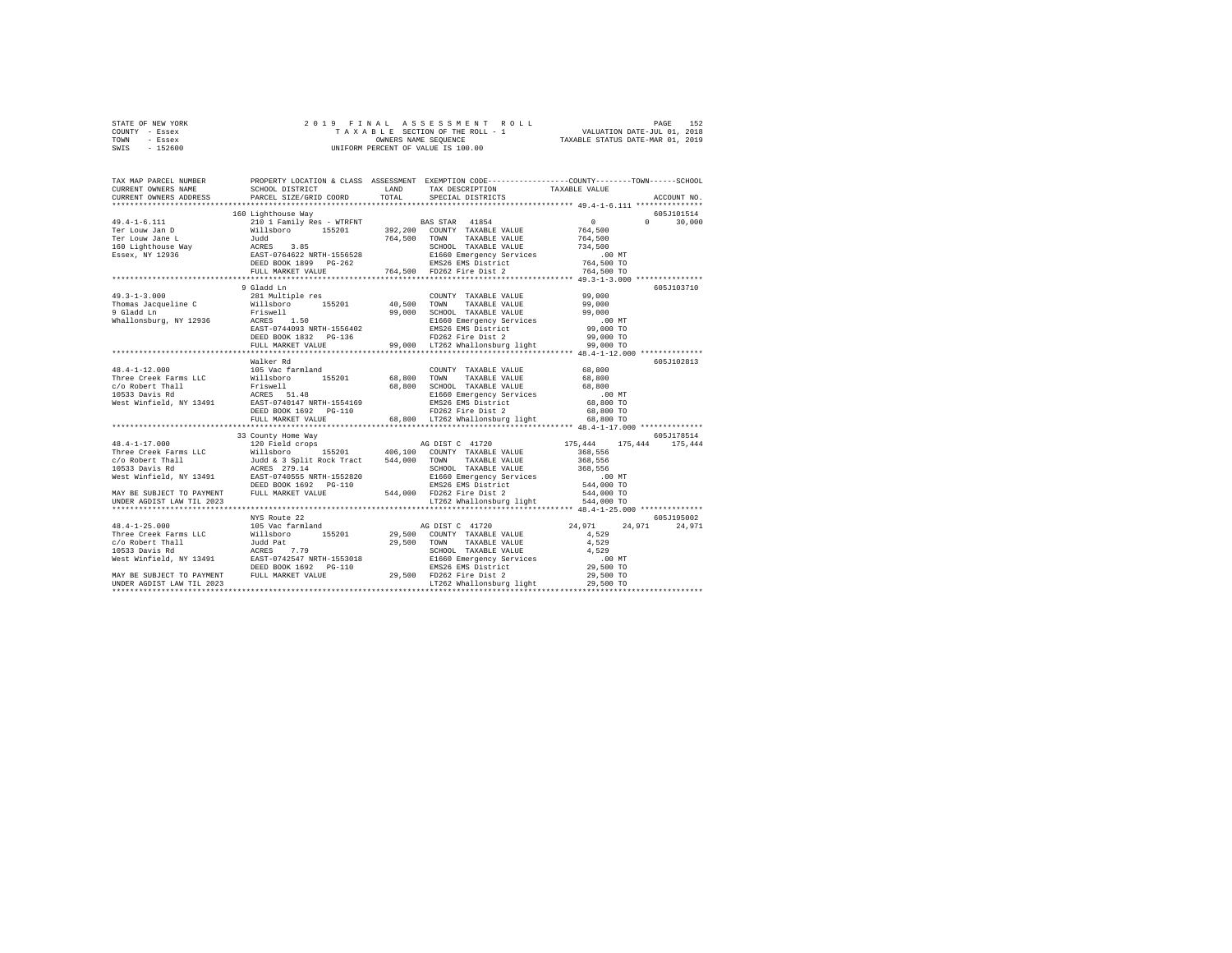STATE OF NEW YORK — 2019 FINAL ASSESSMENT ROLL — PAGE 152
COUNTY - Essex — TAXABLE SECTION OF THE ROLL - 1 — VALUATION DATE-JUL 01, 2018
TOWN - Essex — OWNERS NAME SEQUENCE — TAXABLE STATUS DATE-MAR 01, 2019
SWIS - 152600 — UNIFORM PERCENT OF VALUE IS 100.00

```
TAX MAP PARCEL NUMBER          PROPERTY LOCATION & CLASS  ASSESSMENT  EXEMPTION CODE-----------------COUNTY--------TOWN------SCHOOL
CURRENT OWNERS NAME            SCHOOL DISTRICT               LAND     TAX DESCRIPTION              TAXABLE VALUE
CURRENT OWNERS ADDRESS         PARCEL SIZE/GRID COORD        TOTAL    SPECIAL DISTRICTS                                   ACCOUNT NO.
************************************************************************************************* 49.4-1-6.111 ***************
                               160 Lighthouse Way                                                                     605J101514
49.4-1-6.111                   210 1 Family Res - WTRFNT          BAS STAR  41854                   0             0      30,000
Ter Louw Jan D                 Willsboro      155201     392,200  COUNTY  TAXABLE VALUE           764,500
Ter Louw Jane L                Judd                      764,500  TOWN    TAXABLE VALUE           764,500
160 Lighthouse Way             ACRES    3.85                      SCHOOL  TAXABLE VALUE           734,500
Essex, NY 12936                EAST-0764622 NRTH-1556528          E1660 Emergency Services            .00 MT
                               DEED BOOK 1899   PG-262            EMS26 EMS District              764,500 TO
                               FULL MARKET VALUE         764,500  FD262 Fire Dist 2               764,500 TO
************************************************************************************************* 49.3-1-3.000 ***************
                               9 Gladd Ln                                                                             605J103710
49.3-1-3.000                   281 Multiple res                   COUNTY  TAXABLE VALUE            99,000
Thomas Jacqueline C            Willsboro      155201      40,500  TOWN    TAXABLE VALUE            99,000
9 Gladd Ln                     Friswell                   99,000  SCHOOL  TAXABLE VALUE            99,000
Whallonsburg, NY 12936         ACRES    1.50                      E1660 Emergency Services            .00 MT
                               EAST-0744093 NRTH-1556402          EMS26 EMS District               99,000 TO
                               DEED BOOK 1832   PG-136            FD262 Fire Dist 2                99,000 TO
                               FULL MARKET VALUE          99,000  LT262 Whallonsburg light         99,000 TO
************************************************************************************************* 48.4-1-12.000 **************
                               Walker Rd                                                                              605J102813
48.4-1-12.000                  105 Vac farmland                   COUNTY  TAXABLE VALUE            68,800
Three Creek Farms LLC          Willsboro      155201      68,800  TOWN    TAXABLE VALUE            68,800
c/o Robert Thall               Friswell                   68,800  SCHOOL  TAXABLE VALUE            68,800
10533 Davis Rd                 ACRES   51.48                      E1660 Emergency Services            .00 MT
West Winfield, NY 13491        EAST-0740147 NRTH-1554169          EMS26 EMS District               68,800 TO
                               DEED BOOK 1692   PG-110            FD262 Fire Dist 2                68,800 TO
                               FULL MARKET VALUE          68,800  LT262 Whallonsburg light         68,800 TO
************************************************************************************************* 48.4-1-17.000 **************
                               33 County Home Way                                                                     605J178514
48.4-1-17.000                  120 Field crops                    AG DIST C  41720            175,444       175,444     175,444
Three Creek Farms LLC          Willsboro      155201     406,100  COUNTY  TAXABLE VALUE           368,556
c/o Robert Thall               Judd & 3 Split Rock Tract 544,000  TOWN    TAXABLE VALUE           368,556
10533 Davis Rd                 ACRES  279.14                      SCHOOL  TAXABLE VALUE           368,556
West Winfield, NY 13491        EAST-0740555 NRTH-1552820          E1660 Emergency Services            .00 MT
                               DEED BOOK 1692   PG-110            EMS26 EMS District              544,000 TO
MAY BE SUBJECT TO PAYMENT      FULL MARKET VALUE         544,000  FD262 Fire Dist 2               544,000 TO
UNDER AGDIST LAW TIL 2023                                         LT262 Whallonsburg light        544,000 TO
************************************************************************************************* 48.4-1-25.000 **************
                               NYS Route 22                                                                           605J195002
48.4-1-25.000                  105 Vac farmland                   AG DIST C  41720             24,971        24,971      24,971
Three Creek Farms LLC          Willsboro      155201      29,500  COUNTY  TAXABLE VALUE             4,529
c/o Robert Thall               Judd Pat                   29,500  TOWN    TAXABLE VALUE             4,529
10533 Davis Rd                 ACRES    7.79                      SCHOOL  TAXABLE VALUE             4,529
West Winfield, NY 13491        EAST-0742547 NRTH-1553018          E1660 Emergency Services            .00 MT
                               DEED BOOK 1692   PG-110            EMS26 EMS District               29,500 TO
MAY BE SUBJECT TO PAYMENT      FULL MARKET VALUE          29,500  FD262 Fire Dist 2                29,500 TO
UNDER AGDIST LAW TIL 2023                                         LT262 Whallonsburg light         29,500 TO
******************************************************************************************************************************
```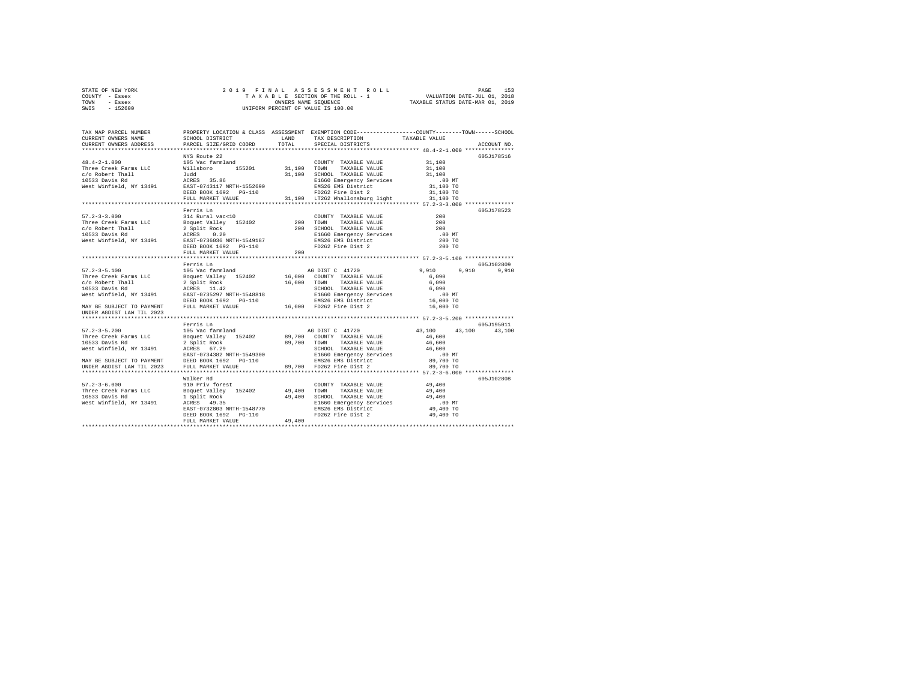STATE OF NEW YORK
COUNTY - Essex
TOWN - Essex
SWIS - 152600

2019 FINAL ASSESSMENT ROLL
TAXABLE SECTION OF THE ROLL - 1
OWNERS NAME SEQUENCE
UNIFORM PERCENT OF VALUE IS 100.00

VALUATION DATE-JUL 01, 2018
TAXABLE STATUS DATE-MAR 01, 2019

```
TAX MAP PARCEL NUMBER      PROPERTY LOCATION & CLASS  ASSESSMENT  EXEMPTION CODE-----------------COUNTY--------TOWN------SCHOOL
CURRENT OWNERS NAME        SCHOOL DISTRICT              LAND       TAX DESCRIPTION             TAXABLE VALUE
CURRENT OWNERS ADDRESS     PARCEL SIZE/GRID COORD       TOTAL      SPECIAL DISTRICTS                                      ACCOUNT NO.
************************************************************************************************ 48.4-2-1.000 ***************
                           NYS Route 22                                                                               605J178516
48.4-2-1.000               105 Vac farmland                        COUNTY  TAXABLE VALUE          31,100
Three Creek Farms LLC      Willsboro      155201       31,100      TOWN    TAXABLE VALUE          31,100
c/o Robert Thall           Judd                        31,100      SCHOOL  TAXABLE VALUE          31,100
10533 Davis Rd             ACRES   35.86                           E1660 Emergency Services          .00 MT
West Winfield, NY 13491    EAST-0743117 NRTH-1552690               EMS26 EMS District             31,100 TO
                           DEED BOOK 1692   PG-110                 FD262 Fire Dist 2              31,100 TO
                           FULL MARKET VALUE           31,100      LT262 Whallonsburg light       31,100 TO
************************************************************************************************ 57.2-3-3.000 ***************
                           Ferris Ln                                                                                  605J178523
57.2-3-3.000               314 Rural vac<10                        COUNTY  TAXABLE VALUE             200
Three Creek Farms LLC      Boquet Valley  152402          200      TOWN    TAXABLE VALUE             200
c/o Robert Thall           2 Split Rock                   200      SCHOOL  TAXABLE VALUE             200
10533 Davis Rd             ACRES    0.20                           E1660 Emergency Services          .00 MT
West Winfield, NY 13491    EAST-0736036 NRTH-1549187               EMS26 EMS District                200 TO
                           DEED BOOK 1692   PG-110                 FD262 Fire Dist 2                 200 TO
                           FULL MARKET VALUE              200
************************************************************************************************ 57.2-3-5.100 ***************
                           Ferris Ln                                                                                  605J102809
57.2-3-5.100               105 Vac farmland                        AG DIST C  41720                9,910      9,910      9,910
Three Creek Farms LLC      Boquet Valley  152402       16,000      COUNTY  TAXABLE VALUE           6,090
c/o Robert Thall           2 Split Rock                16,000      TOWN    TAXABLE VALUE           6,090
10533 Davis Rd             ACRES   11.42                           SCHOOL  TAXABLE VALUE           6,090
West Winfield, NY 13491    EAST-0735297 NRTH-1548818               E1660 Emergency Services          .00 MT
                           DEED BOOK 1692   PG-110                 EMS26 EMS District             16,000 TO
MAY BE SUBJECT TO PAYMENT  FULL MARKET VALUE           16,000      FD262 Fire Dist 2              16,000 TO
UNDER AGDIST LAW TIL 2023
************************************************************************************************ 57.2-3-5.200 ***************
                           Ferris Ln                                                                                  605J195011
57.2-3-5.200               105 Vac farmland                        AG DIST C  41720               43,100     43,100     43,100
Three Creek Farms LLC      Boquet Valley  152402       89,700      COUNTY  TAXABLE VALUE          46,600
10533 Davis Rd             2 Split Rock                89,700      TOWN    TAXABLE VALUE          46,600
West Winfield, NY 13491    ACRES   67.29                           SCHOOL  TAXABLE VALUE          46,600
                           EAST-0734382 NRTH-1549300               E1660 Emergency Services          .00 MT
MAY BE SUBJECT TO PAYMENT  DEED BOOK 1692   PG-110                 EMS26 EMS District             89,700 TO
UNDER AGDIST LAW TIL 2023  FULL MARKET VALUE           89,700      FD262 Fire Dist 2              89,700 TO
************************************************************************************************ 57.2-3-6.000 ***************
                           Walker Rd                                                                                  605J102808
57.2-3-6.000               910 Priv forest                         COUNTY  TAXABLE VALUE          49,400
Three Creek Farms LLC      Boquet Valley  152402       49,400      TOWN    TAXABLE VALUE          49,400
10533 Davis Rd             1 Split Rock                49,400      SCHOOL  TAXABLE VALUE          49,400
West Winfield, NY 13491    ACRES   49.35                           E1660 Emergency Services          .00 MT
                           EAST-0732803 NRTH-1548770               EMS26 EMS District             49,400 TO
                           DEED BOOK 1692   PG-110                 FD262 Fire Dist 2              49,400 TO
                           FULL MARKET VALUE           49,400
******************************************************************************************************************************
```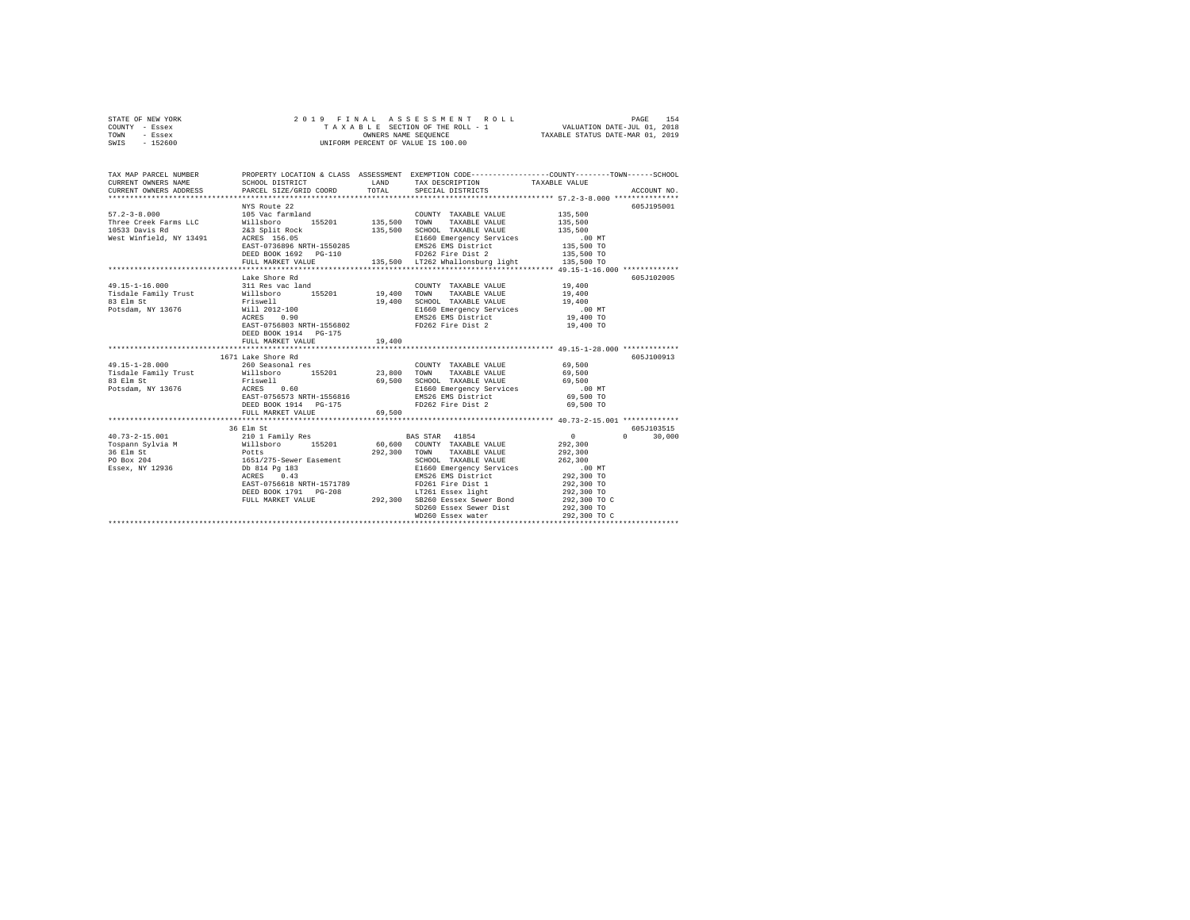STATE OF NEW YORK
COUNTY - Essex
TOWN - Essex
SWIS - 152600

2019 FINAL ASSESSMENT ROLL
TAXABLE SECTION OF THE ROLL - 1
OWNERS NAME SEQUENCE
UNIFORM PERCENT OF VALUE IS 100.00

VALUATION DATE-JUL 01, 2018
TAXABLE STATUS DATE-MAR 01, 2019

| TAX MAP PARCEL NUMBER / CURRENT OWNERS NAME / CURRENT OWNERS ADDRESS | PROPERTY LOCATION & CLASS / SCHOOL DISTRICT / PARCEL SIZE/GRID COORD | ASSESSMENT LAND / TOTAL | EXEMPTION CODE / TAX DESCRIPTION / SPECIAL DISTRICTS | COUNTY / TOWN / SCHOOL TAXABLE VALUE | ACCOUNT NO. |
|---|---|---|---|---|---|
| 57.2-3-8.000 | NYS Route 22 | | | | 605J195001 |
| | 105 Vac farmland | | COUNTY TAXABLE VALUE | 135,500 | |
| Three Creek Farms LLC | Willsboro 155201 | 135,500 | TOWN TAXABLE VALUE | 135,500 | |
| 10533 Davis Rd | 2&3 Split Rock | 135,500 | SCHOOL TAXABLE VALUE | 135,500 | |
| West Winfield, NY 13491 | ACRES 156.05 | | E1660 Emergency Services | .00 MT | |
| | EAST-0736896 NRTH-1550285 | | EMS26 EMS District | 135,500 TO | |
| | DEED BOOK 1692 PG-110 | | FD262 Fire Dist 2 | 135,500 TO | |
| | FULL MARKET VALUE | 135,500 | LT262 Whallonsburg light | 135,500 TO | |
| 49.15-1-16.000 | Lake Shore Rd | | | | 605J102005 |
| | 311 Res vac land | | COUNTY TAXABLE VALUE | 19,400 | |
| Tisdale Family Trust | Willsboro 155201 | 19,400 | TOWN TAXABLE VALUE | 19,400 | |
| 83 Elm St | Friswell | 19,400 | SCHOOL TAXABLE VALUE | 19,400 | |
| Potsdam, NY 13676 | Will 2012-100 | | E1660 Emergency Services | .00 MT | |
| | ACRES 0.90 | | EMS26 EMS District | 19,400 TO | |
| | EAST-0756803 NRTH-1556802 | | FD262 Fire Dist 2 | 19,400 TO | |
| | DEED BOOK 1914 PG-175 | | | | |
| | FULL MARKET VALUE | 19,400 | | | |
| 49.15-1-28.000 | 1671 Lake Shore Rd | | | | 605J100913 |
| | 260 Seasonal res | | COUNTY TAXABLE VALUE | 69,500 | |
| Tisdale Family Trust | Willsboro 155201 | 23,800 | TOWN TAXABLE VALUE | 69,500 | |
| 83 Elm St | Friswell | 69,500 | SCHOOL TAXABLE VALUE | 69,500 | |
| Potsdam, NY 13676 | ACRES 0.60 | | E1660 Emergency Services | .00 MT | |
| | EAST-0756573 NRTH-1556816 | | EMS26 EMS District | 69,500 TO | |
| | DEED BOOK 1914 PG-175 | | FD262 Fire Dist 2 | 69,500 TO | |
| | FULL MARKET VALUE | 69,500 | | | |
| 40.73-2-15.001 | 36 Elm St | | | | 605J103515 |
| | 210 1 Family Res | | BAS STAR 41854 | 0 0 30,000 | |
| Tospann Sylvia M | Willsboro 155201 | 60,600 | COUNTY TAXABLE VALUE | 292,300 | |
| 36 Elm St | Potts | 292,300 | TOWN TAXABLE VALUE | 292,300 | |
| PO Box 204 | 1651/275-Sewer Easement | | SCHOOL TAXABLE VALUE | 262,300 | |
| Essex, NY 12936 | Db 814 Pg 183 | | E1660 Emergency Services | .00 MT | |
| | ACRES 0.43 | | EMS26 EMS District | 292,300 TO | |
| | EAST-0756618 NRTH-1571789 | | FD261 Fire Dist 1 | 292,300 TO | |
| | DEED BOOK 1791 PG-208 | | LT261 Essex light | 292,300 TO | |
| | FULL MARKET VALUE | 292,300 | SB260 Eessex Sewer Bond | 292,300 TO C | |
| | | | SD260 Essex Sewer Dist | 292,300 TO | |
| | | | WD260 Essex water | 292,300 TO C | |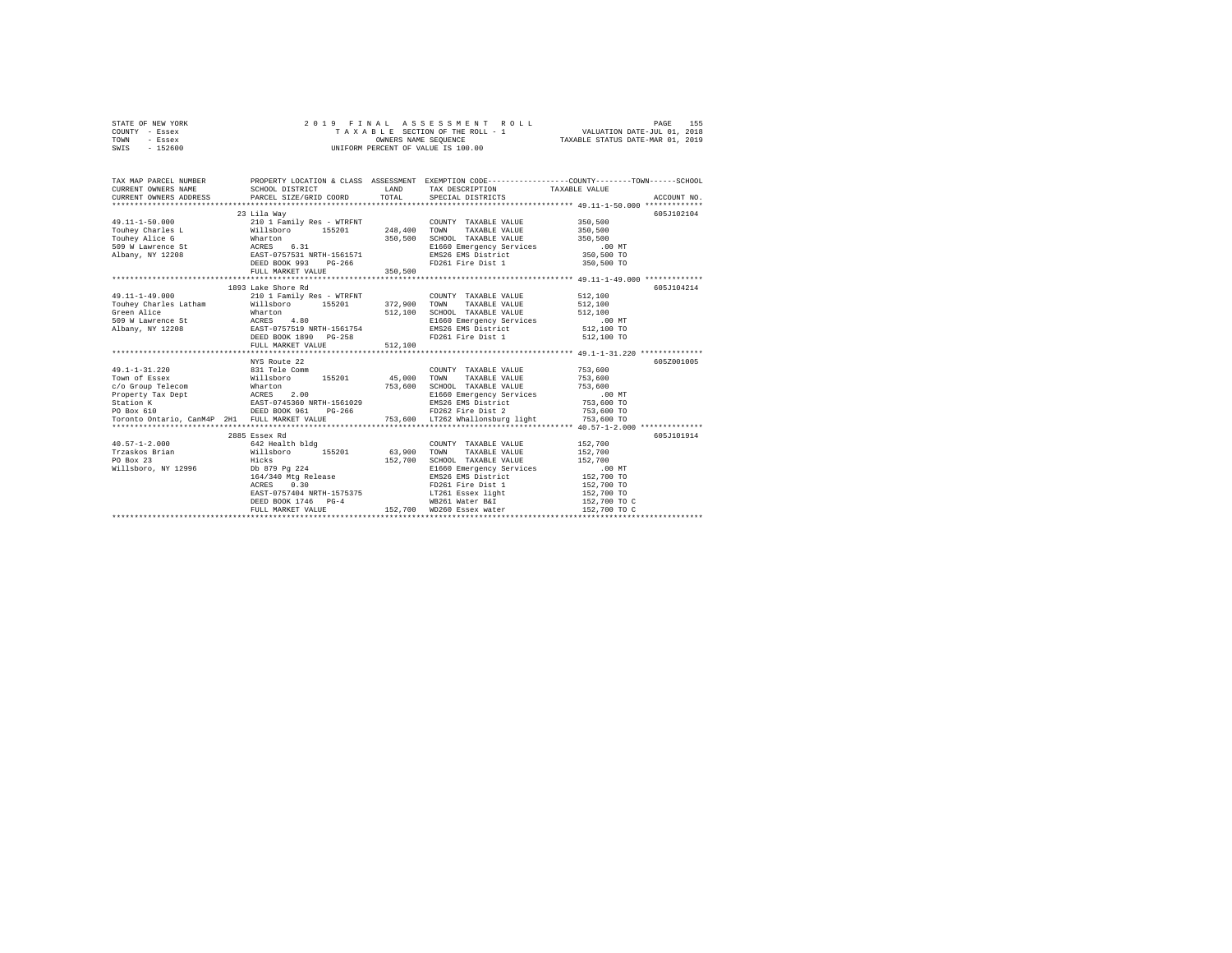STATE OF NEW YORK
COUNTY - Essex
TOWN - Essex
SWIS - 152600

2019 FINAL ASSESSMENT ROLL
TAXABLE SECTION OF THE ROLL - 1
OWNERS NAME SEQUENCE
UNIFORM PERCENT OF VALUE IS 100.00

VALUATION DATE-JUL 01, 2018
TAXABLE STATUS DATE-MAR 01, 2019

| TAX MAP PARCEL NUMBER / CURRENT OWNERS NAME / CURRENT OWNERS ADDRESS | PROPERTY LOCATION & CLASS / SCHOOL DISTRICT / PARCEL SIZE/GRID COORD | ASSESSMENT LAND / TOTAL | EXEMPTION CODE / TAX DESCRIPTION / SPECIAL DISTRICTS | TAXABLE VALUE (COUNTY / TOWN / SCHOOL) | ACCOUNT NO. |
|---|---|---|---|---|---|
| **49.11-1-50.000** | 23 Lila Way | | | | 605J102104 |
| 49.11-1-50.000 | 210 1 Family Res - WTRFNT | | COUNTY TAXABLE VALUE | 350,500 | |
| Touhey Charles L | Willsboro 155201 | 248,400 | TOWN TAXABLE VALUE | 350,500 | |
| Touhey Alice G | Wharton | 350,500 | SCHOOL TAXABLE VALUE | 350,500 | |
| 509 W Lawrence St | ACRES 6.31 | | E1660 Emergency Services | .00 MT | |
| Albany, NY 12208 | EAST-0757531 NRTH-1561571 | | EMS26 EMS District | 350,500 TO | |
| | DEED BOOK 993 PG-266 | | FD261 Fire Dist 1 | 350,500 TO | |
| | FULL MARKET VALUE | 350,500 | | | |
| **49.11-1-49.000** | 1893 Lake Shore Rd | | | | 605J104214 |
| 49.11-1-49.000 | 210 1 Family Res - WTRFNT | | COUNTY TAXABLE VALUE | 512,100 | |
| Touhey Charles Latham | Willsboro 155201 | 372,900 | TOWN TAXABLE VALUE | 512,100 | |
| Green Alice | Wharton | 512,100 | SCHOOL TAXABLE VALUE | 512,100 | |
| 509 W Lawrence St | ACRES 4.80 | | E1660 Emergency Services | .00 MT | |
| Albany, NY 12208 | EAST-0757519 NRTH-1561754 | | EMS26 EMS District | 512,100 TO | |
| | DEED BOOK 1890 PG-258 | | FD261 Fire Dist 1 | 512,100 TO | |
| | FULL MARKET VALUE | 512,100 | | | |
| **49.1-1-31.220** | NYS Route 22 | | | | 605Z001005 |
| 49.1-1-31.220 | 831 Tele Comm | | COUNTY TAXABLE VALUE | 753,600 | |
| Town of Essex | Willsboro 155201 | 45,000 | TOWN TAXABLE VALUE | 753,600 | |
| c/o Group Telecom | Wharton | 753,600 | SCHOOL TAXABLE VALUE | 753,600 | |
| Property Tax Dept | ACRES 2.00 | | E1660 Emergency Services | .00 MT | |
| Station K | EAST-0745360 NRTH-1561029 | | EMS26 EMS District | 753,600 TO | |
| PO Box 610 | DEED BOOK 961 PG-266 | | FD262 Fire Dist 2 | 753,600 TO | |
| Toronto Ontario, CanM4P 2H1 | FULL MARKET VALUE | 753,600 | LT262 Whallonsburg light | 753,600 TO | |
| **40.57-1-2.000** | 2885 Essex Rd | | | | 605J101914 |
| 40.57-1-2.000 | 642 Health bldg | | COUNTY TAXABLE VALUE | 152,700 | |
| Trzaskos Brian | Willsboro 155201 | 63,900 | TOWN TAXABLE VALUE | 152,700 | |
| PO Box 23 | Hicks | 152,700 | SCHOOL TAXABLE VALUE | 152,700 | |
| Willsboro, NY 12996 | Db 879 Pg 224 | | E1660 Emergency Services | .00 MT | |
| | 164/340 Mtg Release | | EMS26 EMS District | 152,700 TO | |
| | ACRES 0.30 | | FD261 Fire Dist 1 | 152,700 TO | |
| | EAST-0757404 NRTH-1575375 | | LT261 Essex light | 152,700 TO | |
| | DEED BOOK 1746 PG-4 | | WB261 Water B&I | 152,700 TO C | |
| | FULL MARKET VALUE | 152,700 | WD260 Essex water | 152,700 TO C | |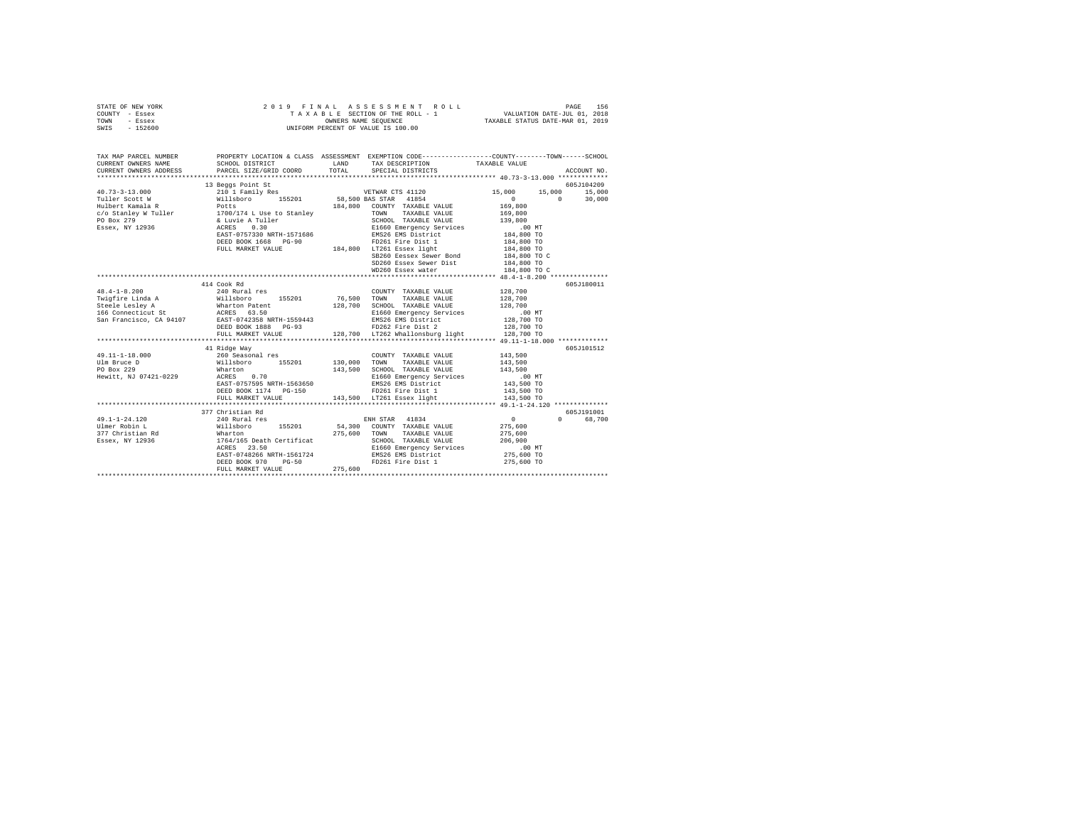STATE OF NEW YORK
COUNTY - Essex
TOWN - Essex
SWIS - 152600

2019 FINAL ASSESSMENT ROLL
TAXABLE SECTION OF THE ROLL - 1
OWNERS NAME SEQUENCE
UNIFORM PERCENT OF VALUE IS 100.00

VALUATION DATE-JUL 01, 2018
TAXABLE STATUS DATE-MAR 01, 2019

```
TAX MAP PARCEL NUMBER          PROPERTY LOCATION & CLASS  ASSESSMENT  EXEMPTION CODE-----------------COUNTY--------TOWN------SCHOOL
CURRENT OWNERS NAME            SCHOOL DISTRICT             LAND      TAX DESCRIPTION            TAXABLE VALUE
CURRENT OWNERS ADDRESS         PARCEL SIZE/GRID COORD      TOTAL     SPECIAL DISTRICTS                                    ACCOUNT NO.
************************************************************************************************ 40.73-3-13.000 *************
                               13 Beggs Point St                                                                        605J104209
40.73-3-13.000                 210 1 Family Res                     VETWAR CTS 41120              15,000     15,000     15,000
Tuller Scott W                 Willsboro       155201      58,500 BAS STAR  41854                     0          0     30,000
Hulbert Kamala R               Potts                      184,800   COUNTY  TAXABLE VALUE          169,800
c/o Stanley W Tuller           1700/174 L Use to Stanley            TOWN    TAXABLE VALUE          169,800
PO Box 279                     & Luvie A Tuller                     SCHOOL  TAXABLE VALUE          139,800
Essex, NY 12936                ACRES    0.30                        E1660 Emergency Services           .00 MT
                               EAST-0757330 NRTH-1571686            EMS26 EMS District             184,800 TO
                               DEED BOOK 1668   PG-90               FD261 Fire Dist 1              184,800 TO
                               FULL MARKET VALUE          184,800   LT261 Essex light              184,800 TO
                                                                    SB260 Eessex Sewer Bond        184,800 TO C
                                                                    SD260 Essex Sewer Dist         184,800 TO
                                                                    WD260 Essex water              184,800 TO C
************************************************************************************************ 48.4-1-8.200 ***************
                               414 Cook Rd                                                                              605J180011
48.4-1-8.200                   240 Rural res                        COUNTY  TAXABLE VALUE          128,700
Twigfire Linda A               Willsboro       155201      76,500   TOWN    TAXABLE VALUE          128,700
Steele Lesley A                Wharton Patent             128,700   SCHOOL  TAXABLE VALUE          128,700
166 Connecticut St             ACRES   63.50                        E1660 Emergency Services           .00 MT
San Francisco, CA 94107        EAST-0742358 NRTH-1559443            EMS26 EMS District             128,700 TO
                               DEED BOOK 1888   PG-93               FD262 Fire Dist 2              128,700 TO
                               FULL MARKET VALUE          128,700   LT262 Whallonsburg light       128,700 TO
************************************************************************************************ 49.11-1-18.000 *************
                               41 Ridge Way                                                                             605J101512
49.11-1-18.000                 260 Seasonal res                     COUNTY  TAXABLE VALUE          143,500
Ulm Bruce D                    Willsboro       155201     130,000   TOWN    TAXABLE VALUE          143,500
PO Box 229                     Wharton                    143,500   SCHOOL  TAXABLE VALUE          143,500
Hewitt, NJ 07421-0229          ACRES    0.70                        E1660 Emergency Services           .00 MT
                               EAST-0757595 NRTH-1563650            EMS26 EMS District             143,500 TO
                               DEED BOOK 1174   PG-150              FD261 Fire Dist 1              143,500 TO
                               FULL MARKET VALUE          143,500   LT261 Essex light              143,500 TO
************************************************************************************************ 49.1-1-24.120 **************
                               377 Christian Rd                                                                         605J191001
49.1-1-24.120                  240 Rural res                        ENH STAR  41834                   0          0     68,700
Ulmer Robin L                  Willsboro       155201      54,300   COUNTY  TAXABLE VALUE          275,600
377 Christian Rd               Wharton                    275,600   TOWN    TAXABLE VALUE          275,600
Essex, NY 12936                1764/165 Death Certificat            SCHOOL  TAXABLE VALUE          206,900
                               ACRES   23.50                        E1660 Emergency Services           .00 MT
                               EAST-0748266 NRTH-1561724            EMS26 EMS District             275,600 TO
                               DEED BOOK 970    PG-50               FD261 Fire Dist 1              275,600 TO
                               FULL MARKET VALUE          275,600
******************************************************************************************************************************
```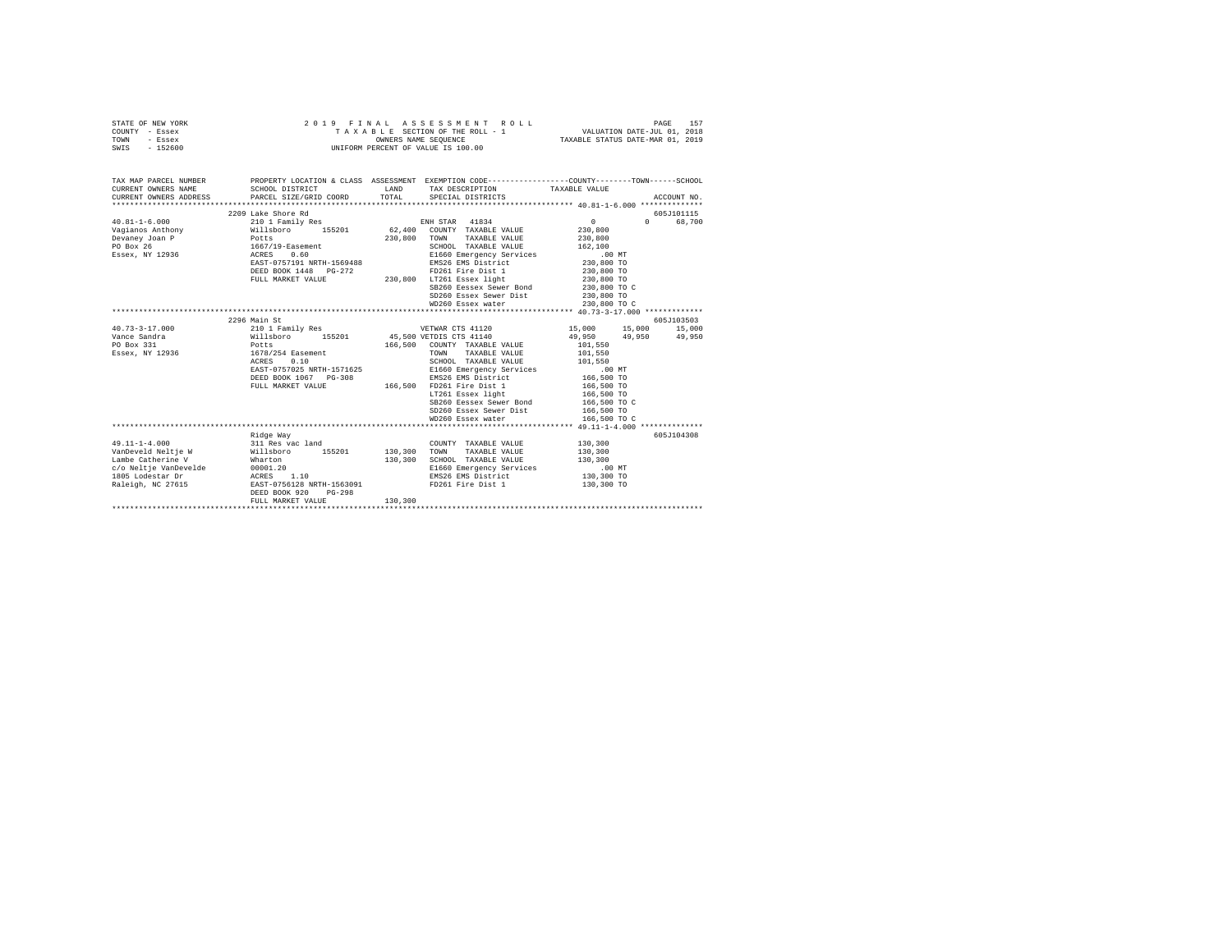STATE OF NEW YORK
COUNTY - Essex
TOWN - Essex
SWIS - 152600

2019 FINAL ASSESSMENT ROLL
TAXABLE SECTION OF THE ROLL - 1
OWNERS NAME SEQUENCE
UNIFORM PERCENT OF VALUE IS 100.00

VALUATION DATE-JUL 01, 2018
TAXABLE STATUS DATE-MAR 01, 2019

```
TAX MAP PARCEL NUMBER      PROPERTY LOCATION & CLASS  ASSESSMENT  EXEMPTION CODE-----------------COUNTY--------TOWN------SCHOOL
CURRENT OWNERS NAME        SCHOOL DISTRICT              LAND      TAX DESCRIPTION            TAXABLE VALUE
CURRENT OWNERS ADDRESS     PARCEL SIZE/GRID COORD       TOTAL     SPECIAL DISTRICTS                                  ACCOUNT NO.
*********************************************************************************************** 40.81-1-6.000 **************
                           2209 Lake Shore Rd                                                                        605J101115
40.81-1-6.000              210 1 Family Res                     ENH STAR  41834                 0            0       68,700
Vagianos Anthony           Willsboro      155201       62,400   COUNTY  TAXABLE VALUE         230,800
Devaney Joan P             Potts                      230,800   TOWN    TAXABLE VALUE         230,800
PO Box 26                  1667/19-Easement                     SCHOOL  TAXABLE VALUE         162,100
Essex, NY 12936            ACRES    0.60                        E1660 Emergency Services         .00 MT
                           EAST-0757191 NRTH-1569488            EMS26 EMS District            230,800 TO
                           DEED BOOK 1448   PG-272              FD261 Fire Dist 1             230,800 TO
                           FULL MARKET VALUE          230,800   LT261 Essex light             230,800 TO
                                                                SB260 Eessex Sewer Bond       230,800 TO C
                                                                SD260 Essex Sewer Dist        230,800 TO
                                                                WD260 Essex water             230,800 TO C
*********************************************************************************************** 40.73-3-17.000 *************
                           2296 Main St                                                                              605J103503
40.73-3-17.000             210 1 Family Res                     VETWAR CTS 41120           15,000       15,000       15,000
Vance Sandra               Willsboro      155201       45,500 VETDIS CTS 41140             49,950       49,950       49,950
PO Box 331                 Potts                      166,500   COUNTY  TAXABLE VALUE         101,550
Essex, NY 12936            1678/254 Easement                    TOWN    TAXABLE VALUE         101,550
                           ACRES    0.10                        SCHOOL  TAXABLE VALUE         101,550
                           EAST-0757025 NRTH-1571625            E1660 Emergency Services         .00 MT
                           DEED BOOK 1067   PG-308              EMS26 EMS District            166,500 TO
                           FULL MARKET VALUE          166,500   FD261 Fire Dist 1             166,500 TO
                                                                LT261 Essex light             166,500 TO
                                                                SB260 Eessex Sewer Bond       166,500 TO C
                                                                SD260 Essex Sewer Dist        166,500 TO
                                                                WD260 Essex water             166,500 TO C
*********************************************************************************************** 49.11-1-4.000 **************
                           Ridge Way                                                                                 605J104308
49.11-1-4.000              311 Res vac land                     COUNTY  TAXABLE VALUE         130,300
VanDeveld Neltje W         Willsboro      155201      130,300   TOWN    TAXABLE VALUE         130,300
Lambe Catherine V          Wharton                    130,300   SCHOOL  TAXABLE VALUE         130,300
c/o Neltje VanDevelde      00001.20                             E1660 Emergency Services         .00 MT
1805 Lodestar Dr           ACRES    1.10                        EMS26 EMS District            130,300 TO
Raleigh, NC 27615          EAST-0756128 NRTH-1563091            FD261 Fire Dist 1             130,300 TO
                           DEED BOOK 920    PG-298
                           FULL MARKET VALUE          130,300
****************************************************************************************************************************
```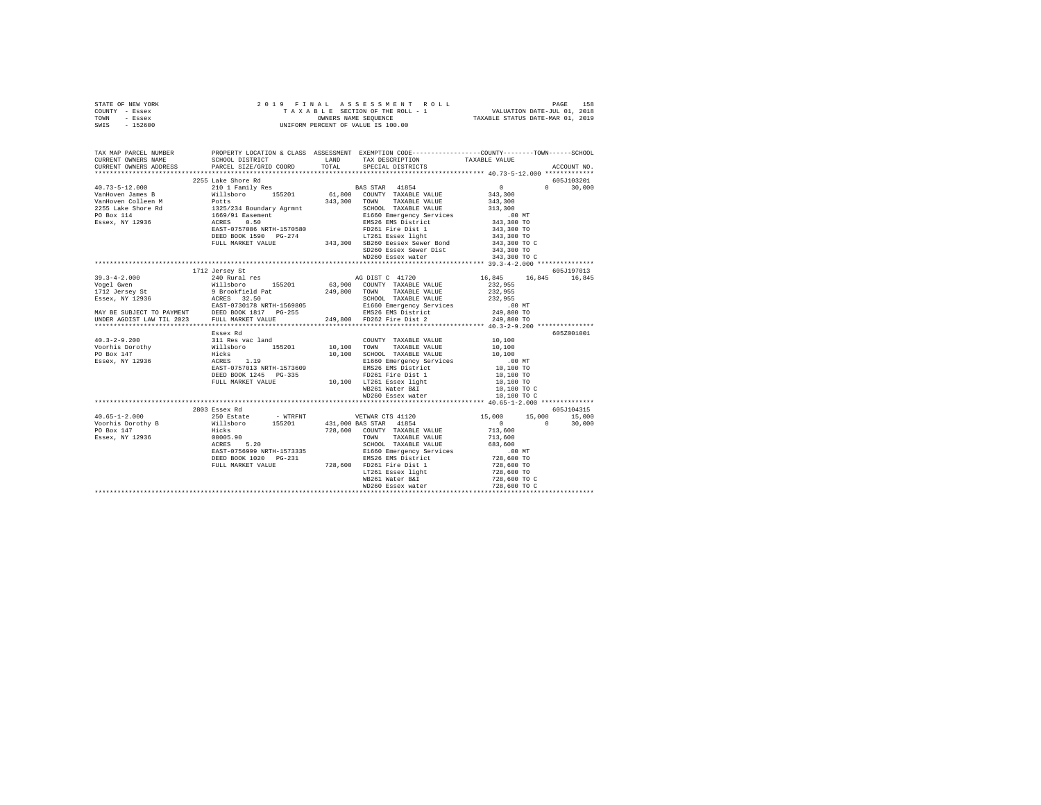STATE OF NEW YORK
COUNTY - Essex
TOWN - Essex
SWIS - 152600

2019 FINAL ASSESSMENT ROLL
TAXABLE SECTION OF THE ROLL - 1
OWNERS NAME SEQUENCE
UNIFORM PERCENT OF VALUE IS 100.00

VALUATION DATE-JUL 01, 2018
TAXABLE STATUS DATE-MAR 01, 2019

```
TAX MAP PARCEL NUMBER          PROPERTY LOCATION & CLASS  ASSESSMENT  EXEMPTION CODE-----------------COUNTY--------TOWN------SCHOOL
CURRENT OWNERS NAME            SCHOOL DISTRICT               LAND      TAX DESCRIPTION             TAXABLE VALUE
CURRENT OWNERS ADDRESS         PARCEL SIZE/GRID COORD        TOTAL     SPECIAL DISTRICTS                                   ACCOUNT NO.
******************************************************************************************************* 40.73-5-12.000 *************
                    2255 Lake Shore Rd                                                                                  605J103201
40.73-5-12.000                 210 1 Family Res                    BAS STAR  41854                    0          0       30,000
VanHoven James B               Willsboro      155201       61,800  COUNTY  TAXABLE VALUE          343,300
VanHoven Colleen M             Potts                      343,300  TOWN    TAXABLE VALUE          343,300
2255 Lake Shore Rd             1325/234 Boundary Agrmnt            SCHOOL  TAXABLE VALUE          313,300
PO Box 114                     1669/91 Easement                    E1660 Emergency Services           .00 MT
Essex, NY 12936                ACRES    0.50                       EMS26 EMS District             343,300 TO
                               EAST-0757086 NRTH-1570580           FD261 Fire Dist 1              343,300 TO
                               DEED BOOK 1590   PG-274             LT261 Essex light              343,300 TO
                               FULL MARKET VALUE          343,300  SB260 Eessex Sewer Bond        343,300 TO C
                                                                   SD260 Essex Sewer Dist         343,300 TO
                                                                   WD260 Essex water              343,300 TO C
******************************************************************************************************* 39.3-4-2.000 ***************
                    1712 Jersey St                                                                                      605J197013
39.3-4-2.000                   240 Rural res                       AG DIST C 41720                16,845     16,845      16,845
Vogel Gwen                     Willsboro      155201       63,900  COUNTY  TAXABLE VALUE          232,955
1712 Jersey St                 9 Brookfield Pat           249,800  TOWN    TAXABLE VALUE          232,955
Essex, NY 12936                ACRES   32.50                       SCHOOL  TAXABLE VALUE          232,955
                               EAST-0730178 NRTH-1569805           E1660 Emergency Services           .00 MT
MAY BE SUBJECT TO PAYMENT      DEED BOOK 1817   PG-255             EMS26 EMS District             249,800 TO
UNDER AGDIST LAW TIL 2023      FULL MARKET VALUE          249,800  FD262 Fire Dist 2              249,800 TO
******************************************************************************************************* 40.3-2-9.200 ***************
                    Essex Rd                                                                                            605Z001001
40.3-2-9.200                   311 Res vac land                    COUNTY  TAXABLE VALUE           10,100
Voorhis Dorothy                Willsboro      155201       10,100  TOWN    TAXABLE VALUE           10,100
PO Box 147                     Hicks                       10,100  SCHOOL  TAXABLE VALUE           10,100
Essex, NY 12936                ACRES    1.19                       E1660 Emergency Services           .00 MT
                               EAST-0757013 NRTH-1573609           EMS26 EMS District              10,100 TO
                               DEED BOOK 1245   PG-335             FD261 Fire Dist 1               10,100 TO
                               FULL MARKET VALUE           10,100  LT261 Essex light               10,100 TO
                                                                   WB261 Water B&I                 10,100 TO C
                                                                   WD260 Essex water               10,100 TO C
******************************************************************************************************* 40.65-1-2.000 **************
                    2803 Essex Rd                                                                                       605J104315
40.65-1-2.000                  250 Estate      - WTRFNT            VETWAR CTS 41120               15,000     15,000      15,000
Voorhis Dorothy B              Willsboro      155201      431,000 BAS STAR  41854                     0          0       30,000
PO Box 147                     Hicks                      728,600  COUNTY  TAXABLE VALUE          713,600
Essex, NY 12936                00005.90                            TOWN    TAXABLE VALUE          713,600
                               ACRES    5.20                       SCHOOL  TAXABLE VALUE          683,600
                               EAST-0756999 NRTH-1573335           E1660 Emergency Services           .00 MT
                               DEED BOOK 1020   PG-231             EMS26 EMS District             728,600 TO
                               FULL MARKET VALUE          728,600  FD261 Fire Dist 1              728,600 TO
                                                                   LT261 Essex light              728,600 TO
                                                                   WB261 Water B&I                728,600 TO C
                                                                   WD260 Essex water              728,600 TO C
************************************************************************************************************************************
```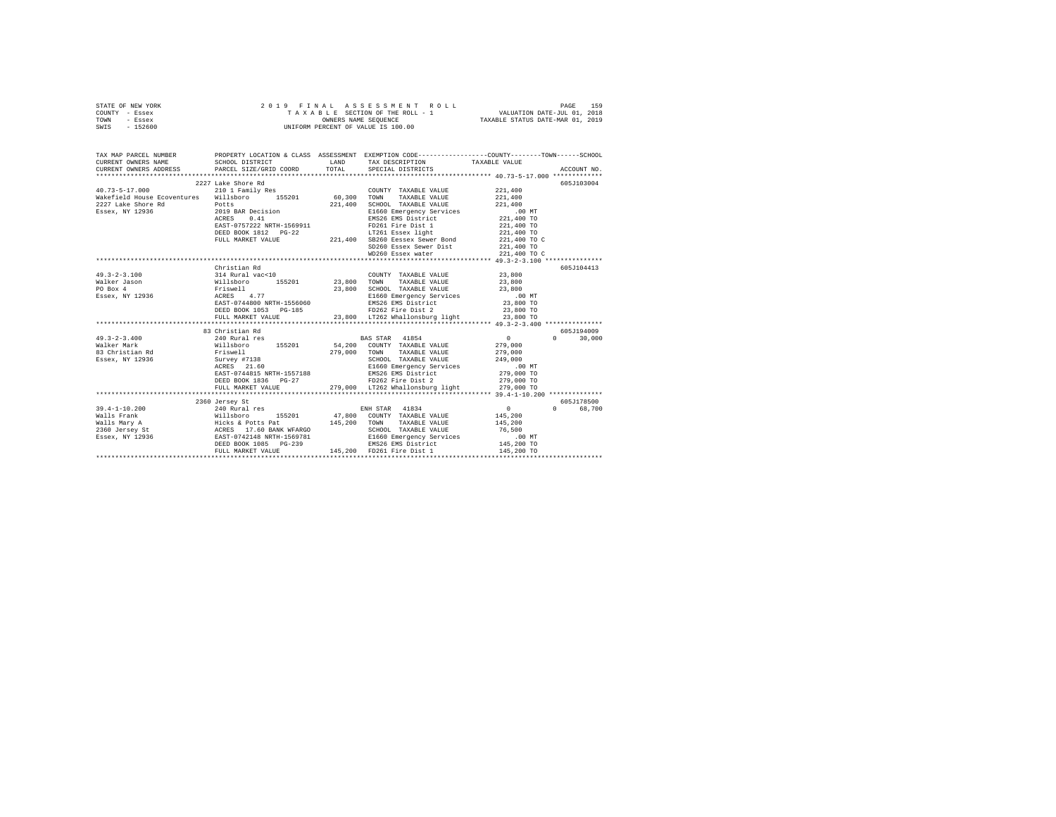STATE OF NEW YORK — 2019 FINAL ASSESSMENT ROLL
COUNTY - Essex — TAXABLE SECTION OF THE ROLL - 1 — VALUATION DATE-JUL 01, 2018
TOWN - Essex — OWNERS NAME SEQUENCE — TAXABLE STATUS DATE-MAR 01, 2019
SWIS - 152600 — UNIFORM PERCENT OF VALUE IS 100.00

| TAX MAP PARCEL NUMBER / CURRENT OWNERS NAME / CURRENT OWNERS ADDRESS | PROPERTY LOCATION & CLASS / SCHOOL DISTRICT / PARCEL SIZE/GRID COORD | ASSESSMENT LAND | TOTAL | EXEMPTION CODE / TAX DESCRIPTION / SPECIAL DISTRICTS | COUNTY/TOWN TAXABLE VALUE | SCHOOL | ACCOUNT NO. |
|---|---|---|---|---|---|---|---|
| | 2227 Lake Shore Rd | | | | | | 605J103004 |
| 40.73-5-17.000 | 210 1 Family Res | | | COUNTY TAXABLE VALUE | 221,400 | | |
| Wakefield House Ecoventures | Willsboro 155201 | 60,300 | | TOWN TAXABLE VALUE | 221,400 | | |
| 2227 Lake Shore Rd | Potts | | 221,400 | SCHOOL TAXABLE VALUE | 221,400 | | |
| Essex, NY 12936 | 2019 BAR Decision | | | E1660 Emergency Services | .00 MT | | |
| | ACRES 0.41 | | | EMS26 EMS District | 221,400 TO | | |
| | EAST-0757222 NRTH-1569911 | | | FD261 Fire Dist 1 | 221,400 TO | | |
| | DEED BOOK 1812 PG-22 | | | LT261 Essex light | 221,400 TO | | |
| | FULL MARKET VALUE | | 221,400 | SB260 Eessex Sewer Bond | 221,400 TO C | | |
| | | | | SD260 Essex Sewer Dist | 221,400 TO | | |
| | | | | WD260 Essex water | 221,400 TO C | | |
| | Christian Rd | | | | | | 605J104413 |
| 49.3-2-3.100 | 314 Rural vac<10 | | | COUNTY TAXABLE VALUE | 23,800 | | |
| Walker Jason | Willsboro 155201 | 23,800 | | TOWN TAXABLE VALUE | 23,800 | | |
| PO Box 4 | Friswell | | 23,800 | SCHOOL TAXABLE VALUE | 23,800 | | |
| Essex, NY 12936 | ACRES 4.77 | | | E1660 Emergency Services | .00 MT | | |
| | EAST-0744800 NRTH-1556060 | | | EMS26 EMS District | 23,800 TO | | |
| | DEED BOOK 1053 PG-185 | | | FD262 Fire Dist 2 | 23,800 TO | | |
| | FULL MARKET VALUE | | 23,800 | LT262 Whallonsburg light | 23,800 TO | | |
| | 83 Christian Rd | | | | | | 605J194009 |
| 49.3-2-3.400 | 240 Rural res | | | BAS STAR 41854 | 0 | 0 | 30,000 |
| Walker Mark | Willsboro 155201 | 54,200 | | COUNTY TAXABLE VALUE | 279,000 | | |
| 83 Christian Rd | Friswell | | 279,000 | TOWN TAXABLE VALUE | 279,000 | | |
| Essex, NY 12936 | Survey #7138 | | | SCHOOL TAXABLE VALUE | 249,000 | | |
| | ACRES 21.60 | | | E1660 Emergency Services | .00 MT | | |
| | EAST-0744815 NRTH-1557188 | | | EMS26 EMS District | 279,000 TO | | |
| | DEED BOOK 1836 PG-27 | | | FD262 Fire Dist 2 | 279,000 TO | | |
| | FULL MARKET VALUE | | 279,000 | LT262 Whallonsburg light | 279,000 TO | | |
| | 2360 Jersey St | | | | | | 605J178500 |
| 39.4-1-10.200 | 240 Rural res | | | ENH STAR 41834 | 0 | 0 | 68,700 |
| Walls Frank | Willsboro 155201 | 47,800 | | COUNTY TAXABLE VALUE | 145,200 | | |
| Walls Mary A | Hicks & Potts Pat | | 145,200 | TOWN TAXABLE VALUE | 145,200 | | |
| 2360 Jersey St | ACRES 17.60 BANK WFARGO | | | SCHOOL TAXABLE VALUE | 76,500 | | |
| Essex, NY 12936 | EAST-0742148 NRTH-1569781 | | | E1660 Emergency Services | .00 MT | | |
| | DEED BOOK 1085 PG-239 | | | EMS26 EMS District | 145,200 TO | | |
| | FULL MARKET VALUE | | 145,200 | FD261 Fire Dist 1 | 145,200 TO | | |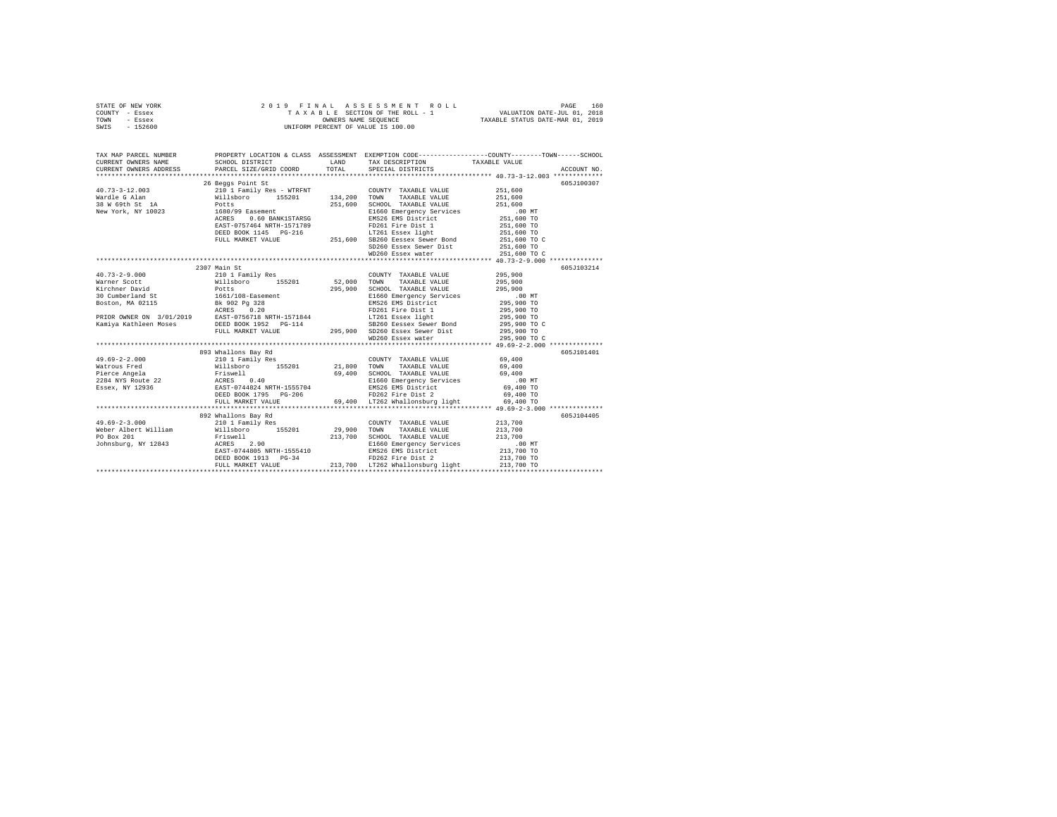STATE OF NEW YORK
COUNTY - Essex
TOWN - Essex
SWIS - 152600

2019 FINAL ASSESSMENT ROLL
TAXABLE SECTION OF THE ROLL - 1
OWNERS NAME SEQUENCE
UNIFORM PERCENT OF VALUE IS 100.00

VALUATION DATE-JUL 01, 2018
TAXABLE STATUS DATE-MAR 01, 2019

| TAX MAP PARCEL NUMBER / CURRENT OWNERS NAME / CURRENT OWNERS ADDRESS | PROPERTY LOCATION & CLASS / SCHOOL DISTRICT / PARCEL SIZE/GRID COORD | ASSESSMENT LAND / TOTAL | EXEMPTION CODE / TAX DESCRIPTION / SPECIAL DISTRICTS | COUNTY / TOWN / SCHOOL TAXABLE VALUE | ACCOUNT NO. |
|---|---|---|---|---|---|
| **40.73-3-12.003** | 26 Beggs Point St | | | | 605J100307 |
| 40.73-3-12.003 | 210 1 Family Res - WTRFNT | | COUNTY TAXABLE VALUE | 251,600 | |
| Wardle G Alan | Willsboro 155201 | 134,200 | TOWN TAXABLE VALUE | 251,600 | |
| 38 W 69th St 1A | Potts | 251,600 | SCHOOL TAXABLE VALUE | 251,600 | |
| New York, NY 10023 | 1680/99 Easement | | E1660 Emergency Services | .00 MT | |
| | ACRES 0.60 BANK1STARSG | | EMS26 EMS District | 251,600 TO | |
| | EAST-0757464 NRTH-1571789 | | FD261 Fire Dist 1 | 251,600 TO | |
| | DEED BOOK 1145 PG-216 | | LT261 Essex light | 251,600 TO | |
| | FULL MARKET VALUE | 251,600 | SB260 Eessex Sewer Bond | 251,600 TO C | |
| | | | SD260 Essex Sewer Dist | 251,600 TO | |
| | | | WD260 Essex water | 251,600 TO C | |
| **40.73-2-9.000** | 2307 Main St | | | | 605J103214 |
| 40.73-2-9.000 | 210 1 Family Res | | COUNTY TAXABLE VALUE | 295,900 | |
| Warner Scott | Willsboro 155201 | 52,000 | TOWN TAXABLE VALUE | 295,900 | |
| Kirchner David | Potts | 295,900 | SCHOOL TAXABLE VALUE | 295,900 | |
| 30 Cumberland St | 1661/108-Easement | | E1660 Emergency Services | .00 MT | |
| Boston, MA 02115 | Bk 902 Pg 328 | | EMS26 EMS District | 295,900 TO | |
| | ACRES 0.20 | | FD261 Fire Dist 1 | 295,900 TO | |
| PRIOR OWNER ON 3/01/2019 | EAST-0756718 NRTH-1571844 | | LT261 Essex light | 295,900 TO | |
| Kamiya Kathleen Moses | DEED BOOK 1952 PG-114 | | SB260 Eessex Sewer Bond | 295,900 TO C | |
| | FULL MARKET VALUE | 295,900 | SD260 Essex Sewer Dist | 295,900 TO | |
| | | | WD260 Essex water | 295,900 TO C | |
| **49.69-2-2.000** | 893 Whallons Bay Rd | | | | 605J101401 |
| 49.69-2-2.000 | 210 1 Family Res | | COUNTY TAXABLE VALUE | 69,400 | |
| Watrous Fred | Willsboro 155201 | 21,800 | TOWN TAXABLE VALUE | 69,400 | |
| Pierce Angela | Friswell | 69,400 | SCHOOL TAXABLE VALUE | 69,400 | |
| 2284 NYS Route 22 | ACRES 0.40 | | E1660 Emergency Services | .00 MT | |
| Essex, NY 12936 | EAST-0744824 NRTH-1555704 | | EMS26 EMS District | 69,400 TO | |
| | DEED BOOK 1795 PG-206 | | FD262 Fire Dist 2 | 69,400 TO | |
| | FULL MARKET VALUE | 69,400 | LT262 Whallonsburg light | 69,400 TO | |
| **49.69-2-3.000** | 892 Whallons Bay Rd | | | | 605J104405 |
| 49.69-2-3.000 | 210 1 Family Res | | COUNTY TAXABLE VALUE | 213,700 | |
| Weber Albert William | Willsboro 155201 | 29,900 | TOWN TAXABLE VALUE | 213,700 | |
| PO Box 201 | Friswell | 213,700 | SCHOOL TAXABLE VALUE | 213,700 | |
| Johnsburg, NY 12843 | ACRES 2.90 | | E1660 Emergency Services | .00 MT | |
| | EAST-0744805 NRTH-1555410 | | EMS26 EMS District | 213,700 TO | |
| | DEED BOOK 1913 PG-34 | | FD262 Fire Dist 2 | 213,700 TO | |
| | FULL MARKET VALUE | 213,700 | LT262 Whallonsburg light | 213,700 TO | |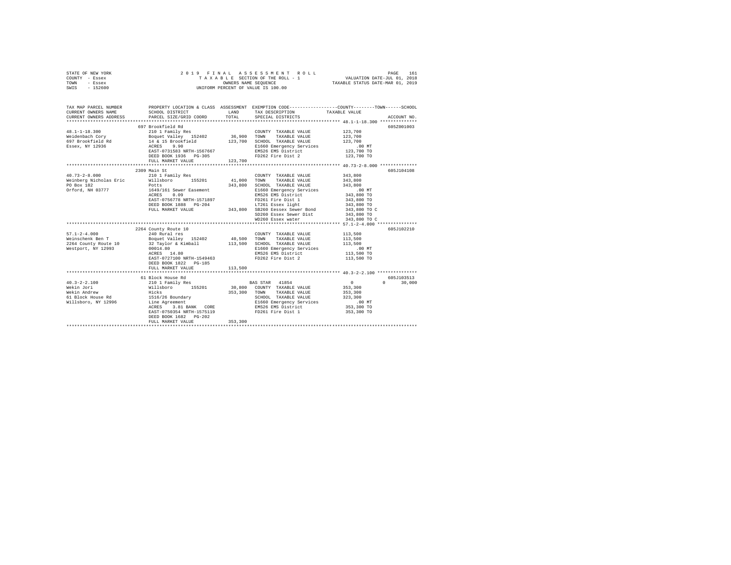STATE OF NEW YORK
COUNTY - Essex
TOWN - Essex
SWIS - 152600

2019 FINAL ASSESSMENT ROLL
TAXABLE SECTION OF THE ROLL - 1
OWNERS NAME SEQUENCE
UNIFORM PERCENT OF VALUE IS 100.00

VALUATION DATE-JUL 01, 2018
TAXABLE STATUS DATE-MAR 01, 2019

```
TAX MAP PARCEL NUMBER    PROPERTY LOCATION & CLASS  ASSESSMENT  EXEMPTION CODE-----------------COUNTY--------TOWN------SCHOOL
CURRENT OWNERS NAME      SCHOOL DISTRICT             LAND       TAX DESCRIPTION           TAXABLE VALUE
CURRENT OWNERS ADDRESS   PARCEL SIZE/GRID COORD      TOTAL      SPECIAL DISTRICTS                                    ACCOUNT NO.
********************************************************************************************* 48.1-1-18.300 **************
                         697 Brookfield Rd                                                                          605Z001003
48.1-1-18.300            210 1 Family Res                       COUNTY  TAXABLE VALUE        123,700
Weidenbach Cory          Boquet Valley  152402       36,900     TOWN    TAXABLE VALUE        123,700
697 Brookfield Rd        14 & 15 Brookfield          123,700    SCHOOL  TAXABLE VALUE        123,700
Essex, NY 12936          ACRES    9.90                          E1660 Emergency Services        .00 MT
                         EAST-0731583 NRTH-1567667              EMS26 EMS District           123,700 TO
                         DEED BOOK 1936   PG-305                FD262 Fire Dist 2            123,700 TO
                         FULL MARKET VALUE           123,700
********************************************************************************************* 40.73-2-8.000 **************
                         2309 Main St                                                                               605J104108
40.73-2-8.000            210 1 Family Res                       COUNTY  TAXABLE VALUE        343,800
Weinberg Nicholas Eric   Willsboro      155201       41,000     TOWN    TAXABLE VALUE        343,800
PO Box 182               Potts                       343,800    SCHOOL  TAXABLE VALUE        343,800
Orford, NH 03777         1649/161 Sewer Easement                E1660 Emergency Services        .00 MT
                         ACRES    0.09                          EMS26 EMS District           343,800 TO
                         EAST-0756778 NRTH-1571897              FD261 Fire Dist 1            343,800 TO
                         DEED BOOK 1888   PG-204                LT261 Essex light            343,800 TO
                         FULL MARKET VALUE           343,800    SB260 Eessex Sewer Bond      343,800 TO C
                                                                SD260 Essex Sewer Dist       343,800 TO
                                                                WD260 Essex water            343,800 TO C
********************************************************************************************* 57.1-2-4.000 ***************
                         2264 County Route 10                                                                       605J102210
57.1-2-4.000             240 Rural res                          COUNTY  TAXABLE VALUE        113,500
Weinschenk Ben T         Boquet Valley  152402       40,500     TOWN    TAXABLE VALUE        113,500
2264 County Route 10     32 Taylor & Kimball         113,500    SCHOOL  TAXABLE VALUE        113,500
Westport, NY 12993       00014.80                               E1660 Emergency Services        .00 MT
                         ACRES   14.80                          EMS26 EMS District           113,500 TO
                         EAST-0727100 NRTH-1549463              FD262 Fire Dist 2            113,500 TO
                         DEED BOOK 1822   PG-185
                         FULL MARKET VALUE           113,500
********************************************************************************************* 40.3-2-2.100 ***************
                         61 Block House Rd                                                                          605J103513
40.3-2-2.100             210 1 Family Res                       BAS STAR  41854                    0          0     30,000
Wekin Jori               Willsboro      155201       30,800     COUNTY  TAXABLE VALUE        353,300
Wekin Andrew             Hicks                       353,300    TOWN    TAXABLE VALUE        353,300
61 Block House Rd        1516/26 Boundary                       SCHOOL  TAXABLE VALUE        323,300
Willsboro, NY 12996      Line Agreement                         E1660 Emergency Services        .00 MT
                         ACRES    3.81 BANK    CORE             EMS26 EMS District           353,300 TO
                         EAST-0750354 NRTH-1575119              FD261 Fire Dist 1            353,300 TO
                         DEED BOOK 1682   PG-202
                         FULL MARKET VALUE           353,300
****************************************************************************************************************************
```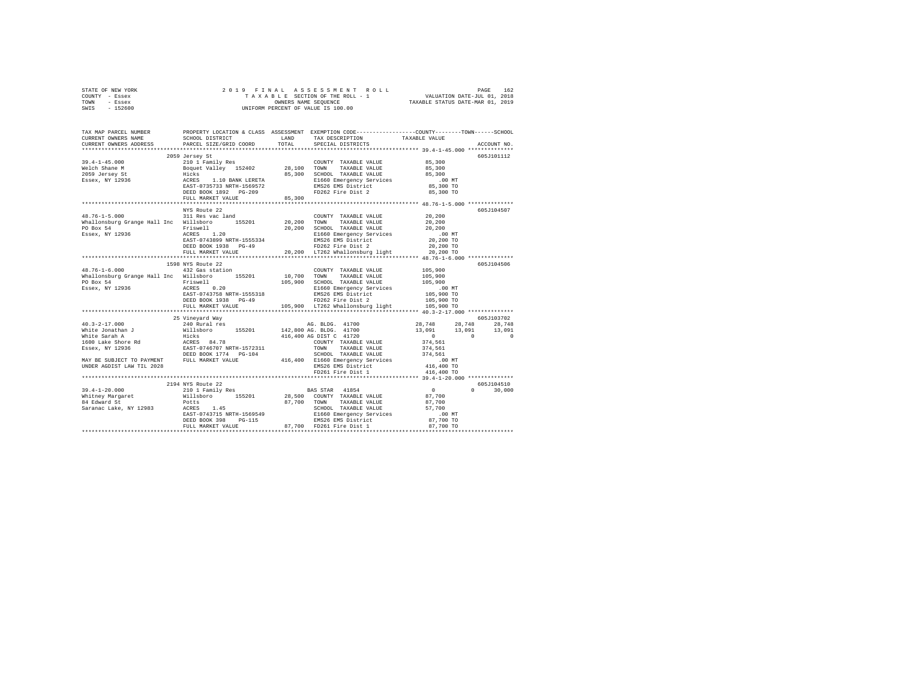STATE OF NEW YORK — 2019 FINAL ASSESSMENT ROLL
COUNTY - Essex — TAXABLE SECTION OF THE ROLL - 1 — VALUATION DATE-JUL 01, 2018
TOWN - Essex — OWNERS NAME SEQUENCE — TAXABLE STATUS DATE-MAR 01, 2019
SWIS - 152600 — UNIFORM PERCENT OF VALUE IS 100.00

```
TAX MAP PARCEL NUMBER          PROPERTY LOCATION & CLASS  ASSESSMENT  EXEMPTION CODE-----------------COUNTY--------TOWN------SCHOOL
CURRENT OWNERS NAME            SCHOOL DISTRICT             LAND       TAX DESCRIPTION            TAXABLE VALUE
CURRENT OWNERS ADDRESS         PARCEL SIZE/GRID COORD      TOTAL      SPECIAL DISTRICTS                                    ACCOUNT NO.
*********************************************************************************************** 39.4-1-45.000 **************
                               2059 Jersey St                                                                              605J101112
39.4-1-45.000                  210 1 Family Res                       COUNTY  TAXABLE VALUE          85,300
Welch Shane M                  Boquet Valley  152402       28,100     TOWN    TAXABLE VALUE          85,300
2059 Jersey St                 Hicks                       85,300     SCHOOL  TAXABLE VALUE          85,300
Essex, NY 12936                ACRES    1.10 BANK LERETA              E1660 Emergency Services          .00 MT
                               EAST-0735733 NRTH-1569572              EMS26 EMS District             85,300 TO
                               DEED BOOK 1892   PG-209                FD262 Fire Dist 2              85,300 TO
                               FULL MARKET VALUE           85,300
*********************************************************************************************** 48.76-1-5.000 **************
                               NYS Route 22                                                                                605J104507
48.76-1-5.000                  311 Res vac land                       COUNTY  TAXABLE VALUE          20,200
Whallonsburg Grange Hall Inc   Willsboro      155201       20,200     TOWN    TAXABLE VALUE          20,200
PO Box 54                      Friswell                    20,200     SCHOOL  TAXABLE VALUE          20,200
Essex, NY 12936                ACRES    1.20                          E1660 Emergency Services          .00 MT
                               EAST-0743899 NRTH-1555334              EMS26 EMS District             20,200 TO
                               DEED BOOK 1938   PG-49                 FD262 Fire Dist 2              20,200 TO
                               FULL MARKET VALUE           20,200     LT262 Whallonsburg light       20,200 TO
*********************************************************************************************** 48.76-1-6.000 **************
                               1598 NYS Route 22                                                                           605J104506
48.76-1-6.000                  432 Gas station                        COUNTY  TAXABLE VALUE         105,900
Whallonsburg Grange Hall Inc   Willsboro      155201       10,700     TOWN    TAXABLE VALUE         105,900
PO Box 54                      Friswell                   105,900     SCHOOL  TAXABLE VALUE         105,900
Essex, NY 12936                ACRES    0.20                          E1660 Emergency Services          .00 MT
                               EAST-0743758 NRTH-1555318              EMS26 EMS District            105,900 TO
                               DEED BOOK 1938   PG-49                 FD262 Fire Dist 2             105,900 TO
                               FULL MARKET VALUE          105,900     LT262 Whallonsburg light      105,900 TO
*********************************************************************************************** 40.3-2-17.000 **************
                               25 Vineyard Way                                                                             605J103702
40.3-2-17.000                  240 Rural res                          AG. BLDG. 41700                28,748     28,748     28,748
White Jonathan J               Willsboro      155201      142,800     AG. BLDG. 41700                13,091     13,091     13,091
White Sarah A                  Hicks                      416,400     AG DIST C 41720                     0          0          0
1600 Lake Shore Rd             ACRES   84.78                          COUNTY  TAXABLE VALUE         374,561
Essex, NY 12936                EAST-0746707 NRTH-1572311              TOWN    TAXABLE VALUE         374,561
                               DEED BOOK 1774   PG-104                SCHOOL  TAXABLE VALUE         374,561
MAY BE SUBJECT TO PAYMENT      FULL MARKET VALUE          416,400     E1660 Emergency Services          .00 MT
UNDER AGDIST LAW TIL 2028                                             EMS26 EMS District            416,400 TO
                                                                      FD261 Fire Dist 1             416,400 TO
*********************************************************************************************** 39.4-1-20.000 **************
                               2194 NYS Route 22                                                                           605J104510
39.4-1-20.000                  210 1 Family Res                       BAS STAR  41854                     0          0     30,000
Whitney Margaret               Willsboro      155201       28,500     COUNTY  TAXABLE VALUE          87,700
84 Edward St                   Potts                       87,700     TOWN    TAXABLE VALUE          87,700
Saranac Lake, NY 12983         ACRES    1.45                          SCHOOL  TAXABLE VALUE          57,700
                               EAST-0743715 NRTH-1569549              E1660 Emergency Services          .00 MT
                               DEED BOOK 398    PG-115                EMS26 EMS District             87,700 TO
                               FULL MARKET VALUE           87,700     FD261 Fire Dist 1              87,700 TO
****************************************************************************************************************************
```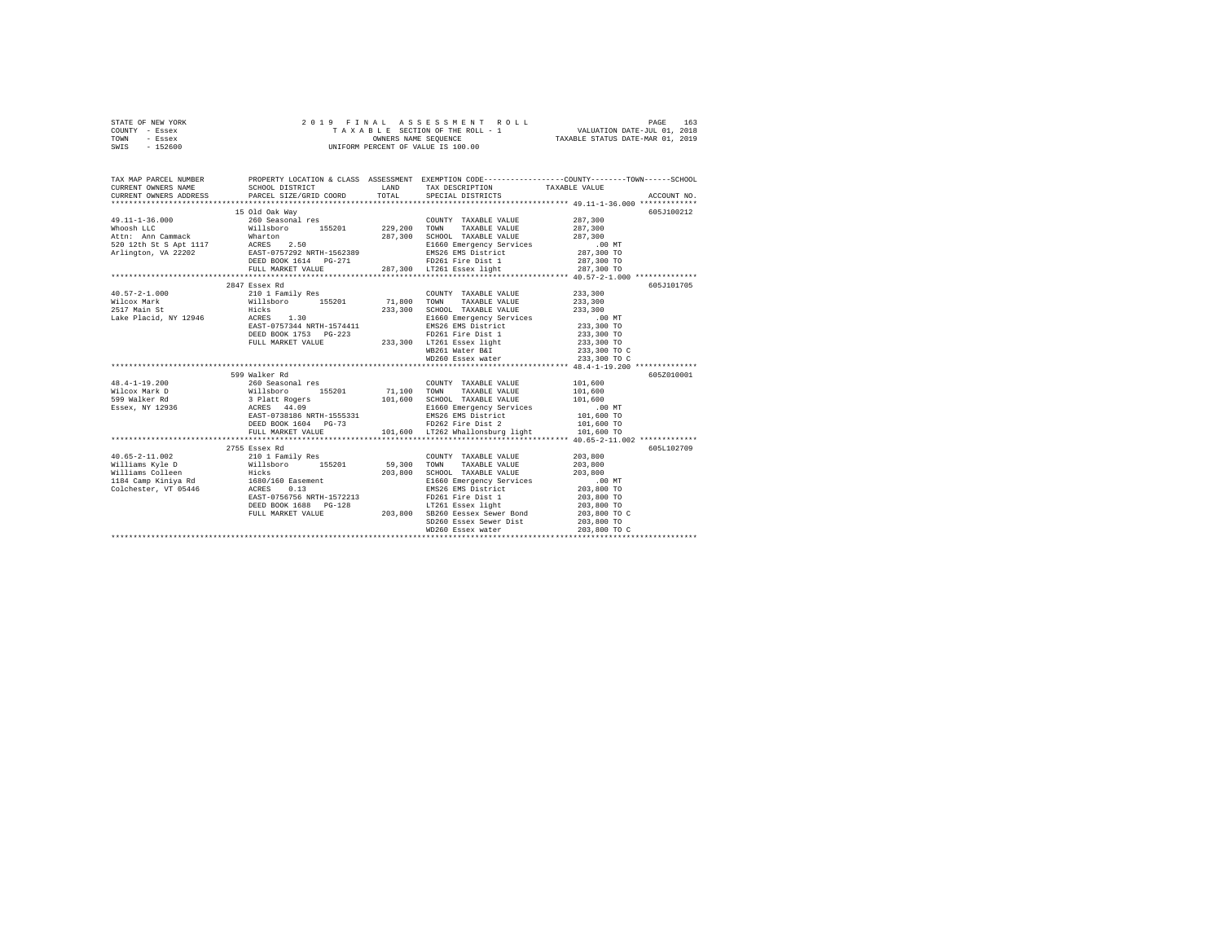STATE OF NEW YORK
COUNTY - Essex
TOWN - Essex
SWIS - 152600

2019 FINAL ASSESSMENT ROLL
TAXABLE SECTION OF THE ROLL - 1
OWNERS NAME SEQUENCE
UNIFORM PERCENT OF VALUE IS 100.00

VALUATION DATE-JUL 01, 2018
TAXABLE STATUS DATE-MAR 01, 2019

| TAX MAP PARCEL NUMBER / CURRENT OWNERS NAME / CURRENT OWNERS ADDRESS | PROPERTY LOCATION & CLASS / SCHOOL DISTRICT / PARCEL SIZE/GRID COORD | ASSESSMENT LAND / TOTAL | EXEMPTION CODE / TAX DESCRIPTION / SPECIAL DISTRICTS | TAXABLE VALUE (COUNTY / TOWN / SCHOOL) | ACCOUNT NO. |
|---|---|---|---|---|---|
| 49.11-1-36.000 | 15 Old Oak Way | | | | 605J100212 |
| Whoosh LLC | 260 Seasonal res | | COUNTY TAXABLE VALUE | 287,300 | |
| Attn: Ann Cammack | Willsboro 155201 | 229,200 | TOWN TAXABLE VALUE | 287,300 | |
| 520 12th St S Apt 1117 | Wharton | 287,300 | SCHOOL TAXABLE VALUE | 287,300 | |
| Arlington, VA 22202 | ACRES 2.50 | | E1660 Emergency Services | .00 MT | |
| | EAST-0757292 NRTH-1562389 | | EMS26 EMS District | 287,300 TO | |
| | DEED BOOK 1614 PG-271 | | FD261 Fire Dist 1 | 287,300 TO | |
| | FULL MARKET VALUE | 287,300 | LT261 Essex light | 287,300 TO | |
| 40.57-2-1.000 | 2847 Essex Rd | | | | 605J101705 |
| Wilcox Mark | 210 1 Family Res | | COUNTY TAXABLE VALUE | 233,300 | |
| 2517 Main St | Willsboro 155201 | 71,800 | TOWN TAXABLE VALUE | 233,300 | |
| Lake Placid, NY 12946 | Hicks | 233,300 | SCHOOL TAXABLE VALUE | 233,300 | |
| | ACRES 1.30 | | E1660 Emergency Services | .00 MT | |
| | EAST-0757344 NRTH-1574411 | | EMS26 EMS District | 233,300 TO | |
| | DEED BOOK 1753 PG-223 | | FD261 Fire Dist 1 | 233,300 TO | |
| | FULL MARKET VALUE | 233,300 | LT261 Essex light | 233,300 TO | |
| | | | WB261 Water B&I | 233,300 TO C | |
| | | | WD260 Essex water | 233,300 TO C | |
| 48.4-1-19.200 | 599 Walker Rd | | | | 605Z010001 |
| Wilcox Mark D | 260 Seasonal res | | COUNTY TAXABLE VALUE | 101,600 | |
| 599 Walker Rd | Willsboro 155201 | 71,100 | TOWN TAXABLE VALUE | 101,600 | |
| Essex, NY 12936 | 3 Platt Rogers | 101,600 | SCHOOL TAXABLE VALUE | 101,600 | |
| | ACRES 44.09 | | E1660 Emergency Services | .00 MT | |
| | EAST-0738186 NRTH-1555331 | | EMS26 EMS District | 101,600 TO | |
| | DEED BOOK 1604 PG-73 | | FD262 Fire Dist 2 | 101,600 TO | |
| | FULL MARKET VALUE | 101,600 | LT262 Whallonsburg light | 101,600 TO | |
| 40.65-2-11.002 | 2755 Essex Rd | | | | 605L102709 |
| Williams Kyle D | 210 1 Family Res | | COUNTY TAXABLE VALUE | 203,800 | |
| Williams Colleen | Willsboro 155201 | 59,300 | TOWN TAXABLE VALUE | 203,800 | |
| 1184 Camp Kiniya Rd | Hicks | 203,800 | SCHOOL TAXABLE VALUE | 203,800 | |
| Colchester, VT 05446 | 1680/160 Easement | | E1660 Emergency Services | .00 MT | |
| | ACRES 0.13 | | EMS26 EMS District | 203,800 TO | |
| | EAST-0756756 NRTH-1572213 | | FD261 Fire Dist 1 | 203,800 TO | |
| | DEED BOOK 1688 PG-128 | | LT261 Essex light | 203,800 TO | |
| | FULL MARKET VALUE | 203,800 | SB260 Eessex Sewer Bond | 203,800 TO C | |
| | | | SD260 Essex Sewer Dist | 203,800 TO | |
| | | | WD260 Essex water | 203,800 TO C | |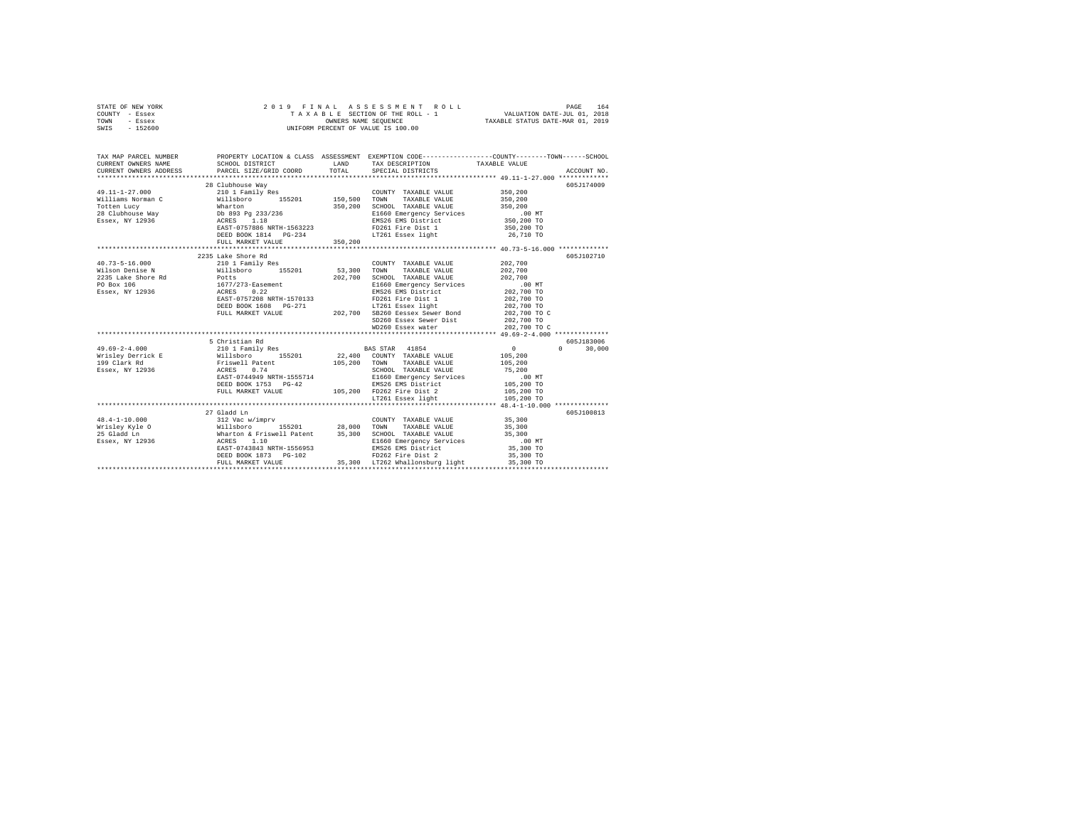STATE OF NEW YORK — 2019 FINAL ASSESSMENT ROLL — TAXABLE SECTION OF THE ROLL - 1 — OWNERS NAME SEQUENCE — UNIFORM PERCENT OF VALUE IS 100.00

COUNTY - Essex — TOWN - Essex — SWIS - 152600 — VALUATION DATE-JUL 01, 2018 — TAXABLE STATUS DATE-MAR 01, 2019

```
TAX MAP PARCEL NUMBER          PROPERTY LOCATION & CLASS  ASSESSMENT  EXEMPTION CODE-----------------COUNTY--------TOWN------SCHOOL
CURRENT OWNERS NAME            SCHOOL DISTRICT               LAND     TAX DESCRIPTION              TAXABLE VALUE
CURRENT OWNERS ADDRESS         PARCEL SIZE/GRID COORD       TOTAL     SPECIAL DISTRICTS                                  ACCOUNT NO.
******************************************************************************************************* 49.11-1-27.000 *************
                               28 Clubhouse Way                                                                          605J174009
49.11-1-27.000                 210 1 Family Res                       COUNTY  TAXABLE VALUE            350,200
Williams Norman C              Willsboro      155201      150,500     TOWN    TAXABLE VALUE            350,200
Totten Lucy                    Wharton                    350,200     SCHOOL  TAXABLE VALUE            350,200
28 Clubhouse Way               Db 893 Pg 233/236                      E1660 Emergency Services              .00 MT
Essex, NY 12936                ACRES    1.18                          EMS26 EMS District               350,200 TO
                               EAST-0757886 NRTH-1563223              FD261 Fire Dist 1                350,200 TO
                               DEED BOOK 1814   PG-234                LT261 Essex light                 26,710 TO
                               FULL MARKET VALUE          350,200
******************************************************************************************************* 40.73-5-16.000 *************
                               2235 Lake Shore Rd                                                                        605J102710
40.73-5-16.000                 210 1 Family Res                       COUNTY  TAXABLE VALUE            202,700
Wilson Denise N                Willsboro      155201       53,300     TOWN    TAXABLE VALUE            202,700
2235 Lake Shore Rd             Potts                      202,700     SCHOOL  TAXABLE VALUE            202,700
PO Box 106                     1677/273-Easement                      E1660 Emergency Services              .00 MT
Essex, NY 12936                ACRES    0.22                          EMS26 EMS District               202,700 TO
                               EAST-0757208 NRTH-1570133              FD261 Fire Dist 1                202,700 TO
                               DEED BOOK 1608   PG-271                LT261 Essex light                202,700 TO
                               FULL MARKET VALUE          202,700     SB260 Eessex Sewer Bond          202,700 TO C
                                                                      SD260 Essex Sewer Dist           202,700 TO
                                                                      WD260 Essex water                202,700 TO C
******************************************************************************************************* 49.69-2-4.000 **************
                               5 Christian Rd                                                                            605J183006
49.69-2-4.000                  210 1 Family Res                       BAS STAR  41854                        0            0     30,000
Wrisley Derrick E              Willsboro      155201       22,400     COUNTY  TAXABLE VALUE            105,200
199 Clark Rd                   Friswell Patent            105,200     TOWN    TAXABLE VALUE            105,200
Essex, NY 12936                ACRES    0.74                          SCHOOL  TAXABLE VALUE             75,200
                               EAST-0744949 NRTH-1555714              E1660 Emergency Services              .00 MT
                               DEED BOOK 1753   PG-42                 EMS26 EMS District               105,200 TO
                               FULL MARKET VALUE          105,200     FD262 Fire Dist 2                105,200 TO
                                                                      LT261 Essex light                105,200 TO
******************************************************************************************************* 48.4-1-10.000 **************
                               27 Gladd Ln                                                                               605J100813
48.4-1-10.000                  312 Vac w/imprv                        COUNTY  TAXABLE VALUE             35,300
Wrisley Kyle O                 Willsboro      155201       28,000     TOWN    TAXABLE VALUE             35,300
25 Gladd Ln                    Wharton & Friswell Patent   35,300     SCHOOL  TAXABLE VALUE             35,300
Essex, NY 12936                ACRES    1.10                          E1660 Emergency Services              .00 MT
                               EAST-0743843 NRTH-1556953              EMS26 EMS District                35,300 TO
                               DEED BOOK 1873   PG-102                FD262 Fire Dist 2                 35,300 TO
                               FULL MARKET VALUE           35,300     LT262 Whallonsburg light          35,300 TO
************************************************************************************************************************************
```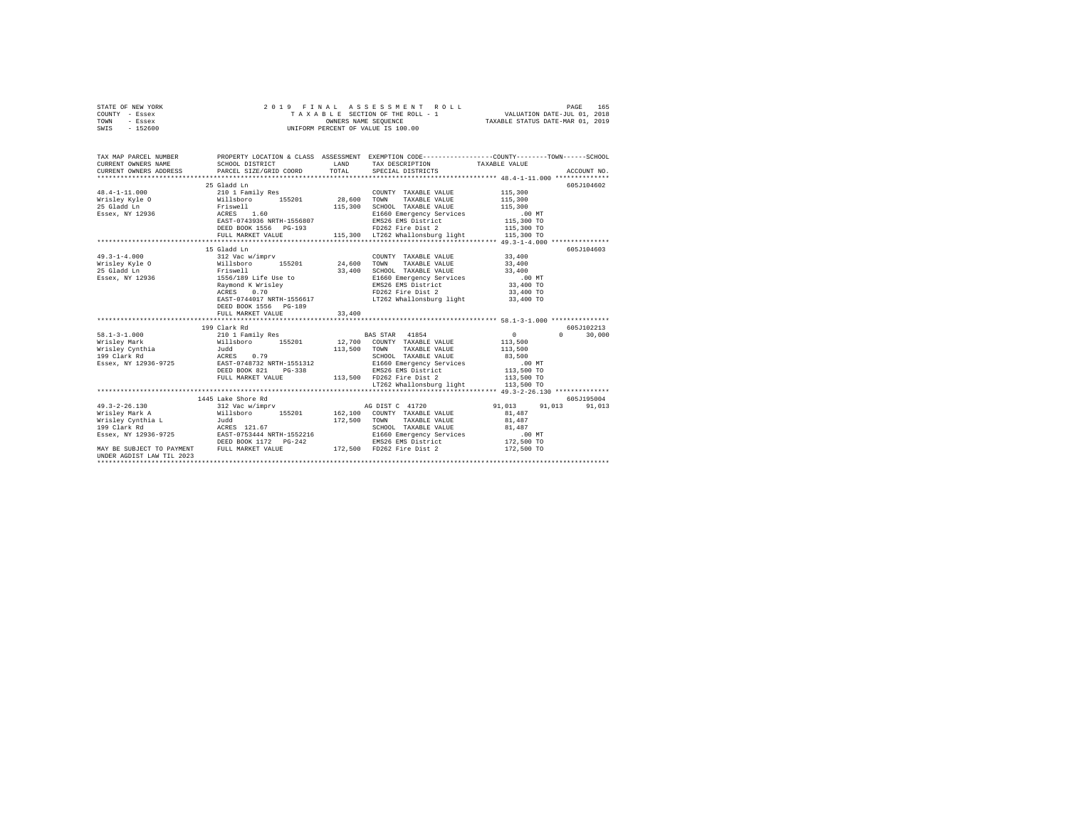STATE OF NEW YORK
COUNTY - Essex
TOWN - Essex
SWIS - 152600

2 0 1 9 F I N A L A S S E S S M E N T R O L L
T A X A B L E SECTION OF THE ROLL - 1
OWNERS NAME SEQUENCE
UNIFORM PERCENT OF VALUE IS 100.00

VALUATION DATE-JUL 01, 2018
TAXABLE STATUS DATE-MAR 01, 2019

```
TAX MAP PARCEL NUMBER     PROPERTY LOCATION & CLASS  ASSESSMENT  EXEMPTION CODE-----------------COUNTY--------TOWN------SCHOOL
CURRENT OWNERS NAME       SCHOOL DISTRICT            LAND        TAX DESCRIPTION             TAXABLE VALUE
CURRENT OWNERS ADDRESS    PARCEL SIZE/GRID COORD     TOTAL       SPECIAL DISTRICTS                                     ACCOUNT NO.
******************************************************************************************** 48.4-1-11.000 **************
                          25 Gladd Ln                                                                                605J104602
48.4-1-11.000             210 1 Family Res                       COUNTY  TAXABLE VALUE          115,300
Wrisley Kyle O            Willsboro      155201      28,600      TOWN    TAXABLE VALUE          115,300
25 Gladd Ln               Friswell                  115,300      SCHOOL  TAXABLE VALUE          115,300
Essex, NY 12936           ACRES    1.60                          E1660 Emergency Services            .00 MT
                          EAST-0743936 NRTH-1556807              EMS26 EMS District             115,300 TO
                          DEED BOOK 1556   PG-193                FD262 Fire Dist 2              115,300 TO
                          FULL MARKET VALUE         115,300      LT262 Whallonsburg light       115,300 TO
******************************************************************************************** 49.3-1-4.000 ***************
                          15 Gladd Ln                                                                                605J104603
49.3-1-4.000              312 Vac w/imprv                        COUNTY  TAXABLE VALUE           33,400
Wrisley Kyle O            Willsboro      155201      24,600      TOWN    TAXABLE VALUE           33,400
25 Gladd Ln               Friswell                   33,400      SCHOOL  TAXABLE VALUE           33,400
Essex, NY 12936           1556/189 Life Use to                   E1660 Emergency Services            .00 MT
                          Raymond K Wrisley                      EMS26 EMS District              33,400 TO
                          ACRES    0.70                          FD262 Fire Dist 2               33,400 TO
                          EAST-0744017 NRTH-1556617              LT262 Whallonsburg light        33,400 TO
                          DEED BOOK 1556   PG-189
                          FULL MARKET VALUE          33,400
******************************************************************************************** 58.1-3-1.000 ***************
                          199 Clark Rd                                                                               605J102213
58.1-3-1.000              210 1 Family Res                       BAS STAR  41854                     0          0     30,000
Wrisley Mark              Willsboro      155201      12,700      COUNTY  TAXABLE VALUE          113,500
Wrisley Cynthia           Judd                      113,500      TOWN    TAXABLE VALUE          113,500
199 Clark Rd              ACRES    0.79                          SCHOOL  TAXABLE VALUE           83,500
Essex, NY 12936-9725      EAST-0748732 NRTH-1551312              E1660 Emergency Services            .00 MT
                          DEED BOOK 821    PG-338                EMS26 EMS District             113,500 TO
                          FULL MARKET VALUE         113,500      FD262 Fire Dist 2              113,500 TO
                                                                 LT262 Whallonsburg light       113,500 TO
******************************************************************************************** 49.3-2-26.130 **************
                          1445 Lake Shore Rd                                                                         605J195004
49.3-2-26.130             312 Vac w/imprv                        AG DIST C 41720                91,013     91,013     91,013
Wrisley Mark A            Willsboro      155201     162,100      COUNTY  TAXABLE VALUE           81,487
Wrisley Cynthia L         Judd                      172,500      TOWN    TAXABLE VALUE           81,487
199 Clark Rd              ACRES  121.67                          SCHOOL  TAXABLE VALUE           81,487
Essex, NY 12936-9725      EAST-0753444 NRTH-1552216              E1660 Emergency Services            .00 MT
                          DEED BOOK 1172   PG-242                EMS26 EMS District             172,500 TO
MAY BE SUBJECT TO PAYMENT FULL MARKET VALUE         172,500      FD262 Fire Dist 2              172,500 TO
UNDER AGDIST LAW TIL 2023
****************************************************************************************************************************
```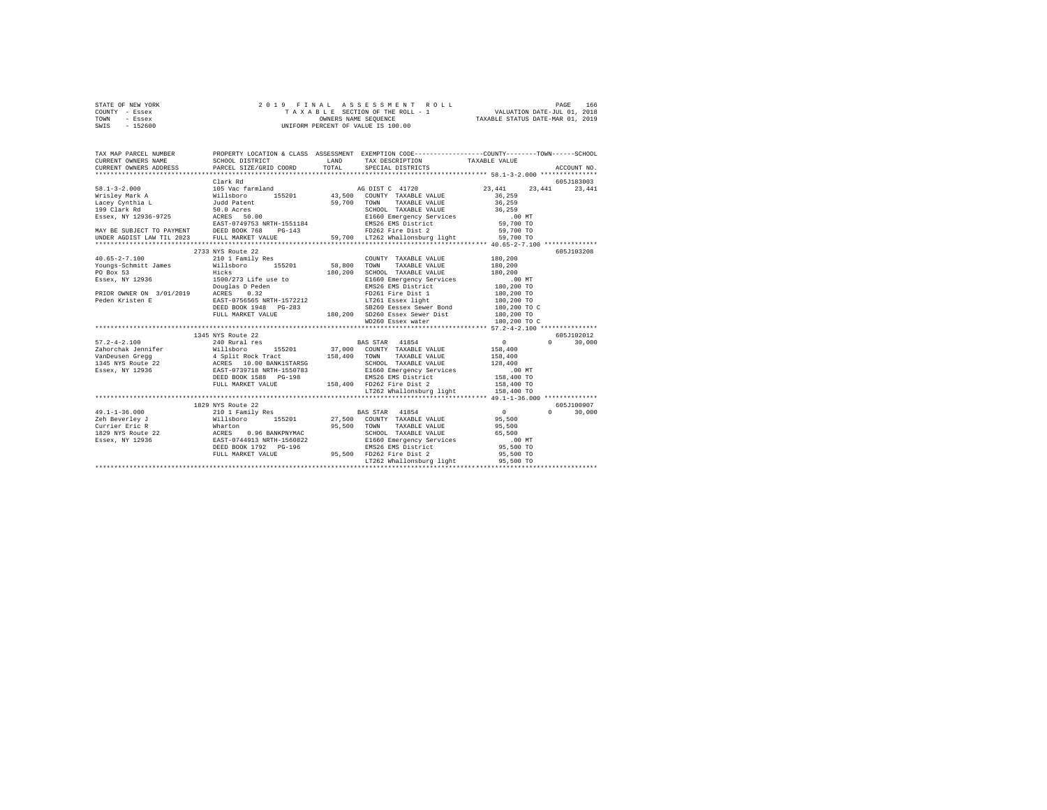STATE OF NEW YORK                    2 0 1 9   F I N A L   A S S E S S M E N T   R O L L
COUNTY - Essex                         T A X A B L E  SECTION OF THE ROLL - 1                VALUATION DATE-JUL 01, 2018
TOWN   - Essex                              OWNERS NAME SEQUENCE                        TAXABLE STATUS DATE-MAR 01, 2019
SWIS   - 152600                        UNIFORM PERCENT OF VALUE IS 100.00

```
TAX MAP PARCEL NUMBER          PROPERTY LOCATION & CLASS  ASSESSMENT  EXEMPTION CODE-----------------COUNTY--------TOWN------SCHOOL
CURRENT OWNERS NAME            SCHOOL DISTRICT              LAND      TAX DESCRIPTION            TAXABLE VALUE
CURRENT OWNERS ADDRESS         PARCEL SIZE/GRID COORD       TOTAL     SPECIAL DISTRICTS                                    ACCOUNT NO.
******************************************************************************************************** 58.1-3-2.000 ***************
                               Clark Rd                                                                              605J183003
58.1-3-2.000                   105 Vac farmland                       AG DIST C  41720           23,441     23,441     23,441
Wrisley Mark A                 Willsboro       155201        43,500   COUNTY  TAXABLE VALUE      36,259
Lacey Cynthia L                Judd Patent                   59,700   TOWN    TAXABLE VALUE      36,259
199 Clark Rd                   50.0 Acres                             SCHOOL  TAXABLE VALUE      36,259
Essex, NY 12936-9725           ACRES  50.00                           E1660 Emergency Services       .00 MT
                               EAST-0749753 NRTH-1551184              EMS26 EMS District          59,700 TO
MAY BE SUBJECT TO PAYMENT      DEED BOOK 768    PG-143                FD262 Fire Dist 2           59,700 TO
UNDER AGDIST LAW TIL 2023      FULL MARKET VALUE             59,700   LT262 Whallonsburg light    59,700 TO
******************************************************************************************************** 40.65-2-7.100 **************
                               2733 NYS Route 22                                                                     605J103208
40.65-2-7.100                  210 1 Family Res                       COUNTY  TAXABLE VALUE     180,200
Youngs-Schmitt James           Willsboro       155201        58,800   TOWN    TAXABLE VALUE     180,200
PO Box 53                      Hicks                        180,200   SCHOOL  TAXABLE VALUE     180,200
Essex, NY 12936                1500/273 Life use to                   E1660 Emergency Services       .00 MT
                               Douglas D Peden                        EMS26 EMS District         180,200 TO
PRIOR OWNER ON  3/01/2019      ACRES   0.32                           FD261 Fire Dist 1          180,200 TO
Peden Kristen E                EAST-0756565 NRTH-1572212              LT261 Essex light          180,200 TO
                               DEED BOOK 1948   PG-283                SB260 Eessex Sewer Bond    180,200 TO C
                               FULL MARKET VALUE            180,200   SD260 Essex Sewer Dist     180,200 TO
                                                                      WD260 Essex water          180,200 TO C
******************************************************************************************************** 57.2-4-2.100 ***************
                               1345 NYS Route 22                                                                     605J102012
57.2-4-2.100                   240 Rural res                          BAS STAR  41854                 0          0     30,000
Zahorchak Jennifer             Willsboro       155201        37,000   COUNTY  TAXABLE VALUE     158,400
VanDeusen Gregg                4 Split Rock Tract           158,400   TOWN    TAXABLE VALUE     158,400
1345 NYS Route 22              ACRES  10.00 BANK1STARSG               SCHOOL  TAXABLE VALUE     128,400
Essex, NY 12936                EAST-0739718 NRTH-1550783              E1660 Emergency Services       .00 MT
                               DEED BOOK 1588   PG-198                EMS26 EMS District         158,400 TO
                               FULL MARKET VALUE            158,400   FD262 Fire Dist 2          158,400 TO
                                                                      LT262 Whallonsburg light   158,400 TO
******************************************************************************************************** 49.1-1-36.000 **************
                               1829 NYS Route 22                                                                     605J100907
49.1-1-36.000                  210 1 Family Res                       BAS STAR  41854                 0          0     30,000
Zeh Beverley J                 Willsboro       155201        27,500   COUNTY  TAXABLE VALUE      95,500
Currier Eric R                 Wharton                       95,500   TOWN    TAXABLE VALUE      95,500
1829 NYS Route 22              ACRES   0.96 BANKPNYMAC                SCHOOL  TAXABLE VALUE      65,500
Essex, NY 12936                EAST-0744913 NRTH-1560822              E1660 Emergency Services       .00 MT
                               DEED BOOK 1792   PG-196                EMS26 EMS District          95,500 TO
                               FULL MARKET VALUE             95,500   FD262 Fire Dist 2           95,500 TO
                                                                      LT262 Whallonsburg light    95,500 TO
************************************************************************************************************************************
```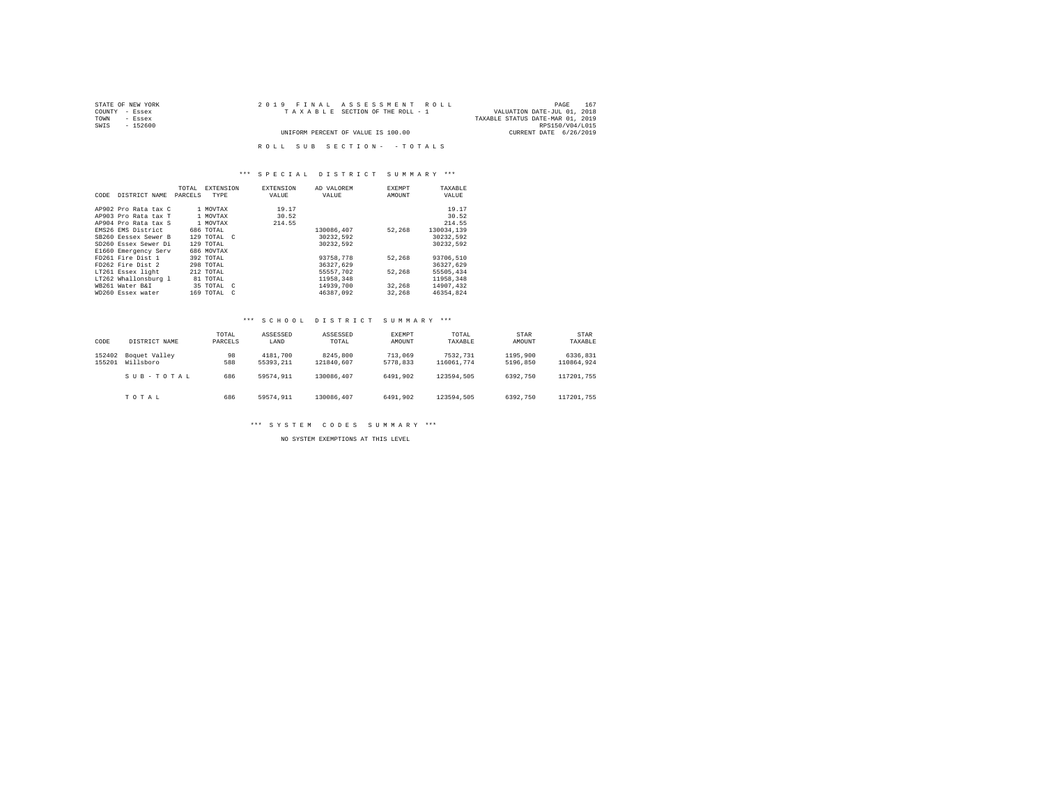STATE OF NEW YORK
COUNTY - Essex
TOWN - Essex
SWIS - 152600

2019 FINAL ASSESSMENT ROLL
TAXABLE SECTION OF THE ROLL - 1
UNIFORM PERCENT OF VALUE IS 100.00

VALUATION DATE-JUL 01, 2018
TAXABLE STATUS DATE-MAR 01, 2019
RPS150/V04/L015
CURRENT DATE 6/26/2019

ROLL SUB SECTION- - TOTALS

### *** SPECIAL DISTRICT SUMMARY ***

| CODE | DISTRICT NAME | TOTAL PARCELS | EXTENSION TYPE | EXTENSION VALUE | AD VALOREM VALUE | EXEMPT AMOUNT | TAXABLE VALUE |
|---|---|---|---|---|---|---|---|
| AP902 | Pro Rata tax C | 1 | MOVTAX | 19.17 | | | 19.17 |
| AP903 | Pro Rata tax T | 1 | MOVTAX | 30.52 | | | 30.52 |
| AP904 | Pro Rata tax S | 1 | MOVTAX | 214.55 | | | 214.55 |
| EMS26 | EMS District | 686 | TOTAL | | 130086,407 | 52,268 | 130034,139 |
| SB260 | Eessex Sewer B | 129 | TOTAL C | | 30232,592 | | 30232,592 |
| SD260 | Essex Sewer Di | 129 | TOTAL | | 30232,592 | | 30232,592 |
| E1660 | Emergency Serv | 686 | MOVTAX | | | | |
| FD261 | Fire Dist 1 | 392 | TOTAL | | 93758,778 | 52,268 | 93706,510 |
| FD262 | Fire Dist 2 | 298 | TOTAL | | 36327,629 | | 36327,629 |
| LT261 | Essex light | 212 | TOTAL | | 55557,702 | 52,268 | 55505,434 |
| LT262 | Whallonsburg l | 81 | TOTAL | | 11958,348 | | 11958,348 |
| WB261 | Water B&I | 35 | TOTAL C | | 14939,700 | 32,268 | 14907,432 |
| WD260 | Essex water | 169 | TOTAL C | | 46387,092 | 32,268 | 46354,824 |

### *** SCHOOL DISTRICT SUMMARY ***

| CODE | DISTRICT NAME | TOTAL PARCELS | ASSESSED LAND | ASSESSED TOTAL | EXEMPT AMOUNT | TOTAL TAXABLE | STAR AMOUNT | STAR TAXABLE |
|---|---|---|---|---|---|---|---|---|
| 152402 | Boquet Valley | 98 | 4181,700 | 8245,800 | 713,069 | 7532,731 | 1195,900 | 6336,831 |
| 155201 | Willsboro | 588 | 55393,211 | 121840,607 | 5778,833 | 116061,774 | 5196,850 | 110864,924 |
| | S U B - T O T A L | 686 | 59574,911 | 130086,407 | 6491,902 | 123594,505 | 6392,750 | 117201,755 |
| | T O T A L | 686 | 59574,911 | 130086,407 | 6491,902 | 123594,505 | 6392,750 | 117201,755 |

### *** SYSTEM CODES SUMMARY ***

NO SYSTEM EXEMPTIONS AT THIS LEVEL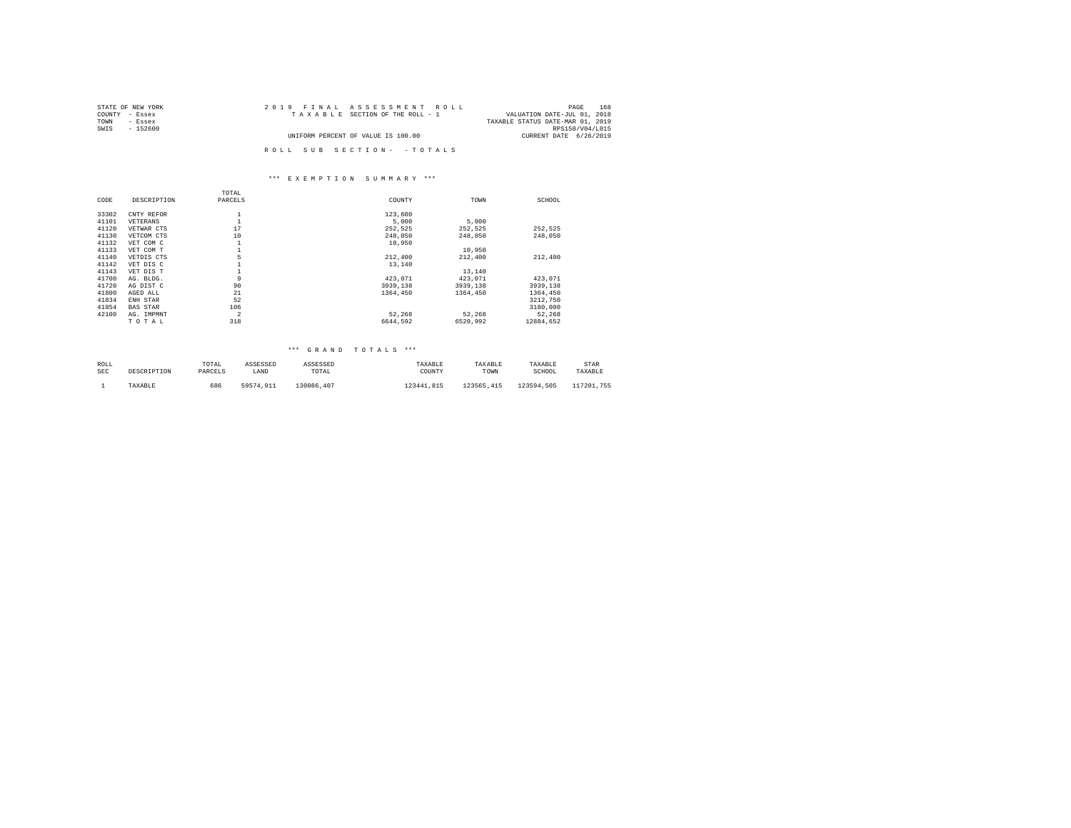STATE OF NEW YORK
COUNTY - Essex
TOWN - Essex
SWIS - 152600

2 0 1 9 F I N A L A S S E S S M E N T R O L L
T A X A B L E SECTION OF THE ROLL - 1
UNIFORM PERCENT OF VALUE IS 100.00

VALUATION DATE-JUL 01, 2018
TAXABLE STATUS DATE-MAR 01, 2019
RPS150/V04/L015
CURRENT DATE 6/26/2019

R O L L S U B S E C T I O N - - T O T A L S

### *** E X E M P T I O N S U M M A R Y ***

| CODE | DESCRIPTION | TOTAL PARCELS | COUNTY | TOWN | SCHOOL |
|---|---|---|---|---|---|
| 33302 | CNTY REFOR | 1 | 123,600 | | |
| 41101 | VETERANS | 1 | 5,000 | 5,000 | |
| 41120 | VETWAR CTS | 17 | 252,525 | 252,525 | 252,525 |
| 41130 | VETCOM CTS | 10 | 248,050 | 248,050 | 248,050 |
| 41132 | VET COM C | 1 | 10,950 | | |
| 41133 | VET COM T | 1 | | 10,950 | |
| 41140 | VETDIS CTS | 5 | 212,400 | 212,400 | 212,400 |
| 41142 | VET DIS C | 1 | 13,140 | | |
| 41143 | VET DIS T | 1 | | 13,140 | |
| 41700 | AG. BLDG. | 9 | 423,071 | 423,071 | 423,071 |
| 41720 | AG DIST C | 90 | 3939,138 | 3939,138 | 3939,138 |
| 41800 | AGED ALL | 21 | 1364,450 | 1364,450 | 1364,450 |
| 41834 | ENH STAR | 52 | | | 3212,750 |
| 41854 | BAS STAR | 106 | | | 3180,000 |
| 42100 | AG. IMPMNT | 2 | 52,268 | 52,268 | 52,268 |
| | T O T A L | 318 | 6644,592 | 6520,992 | 12884,652 |

### *** G R A N D T O T A L S ***

| ROLL SEC | DESCRIPTION | TOTAL PARCELS | ASSESSED LAND | ASSESSED TOTAL | TAXABLE COUNTY | TAXABLE TOWN | TAXABLE SCHOOL | STAR TAXABLE |
|---|---|---|---|---|---|---|---|---|
| 1 | TAXABLE | 686 | 59574,911 | 130086,407 | 123441,815 | 123565,415 | 123594,505 | 117201,755 |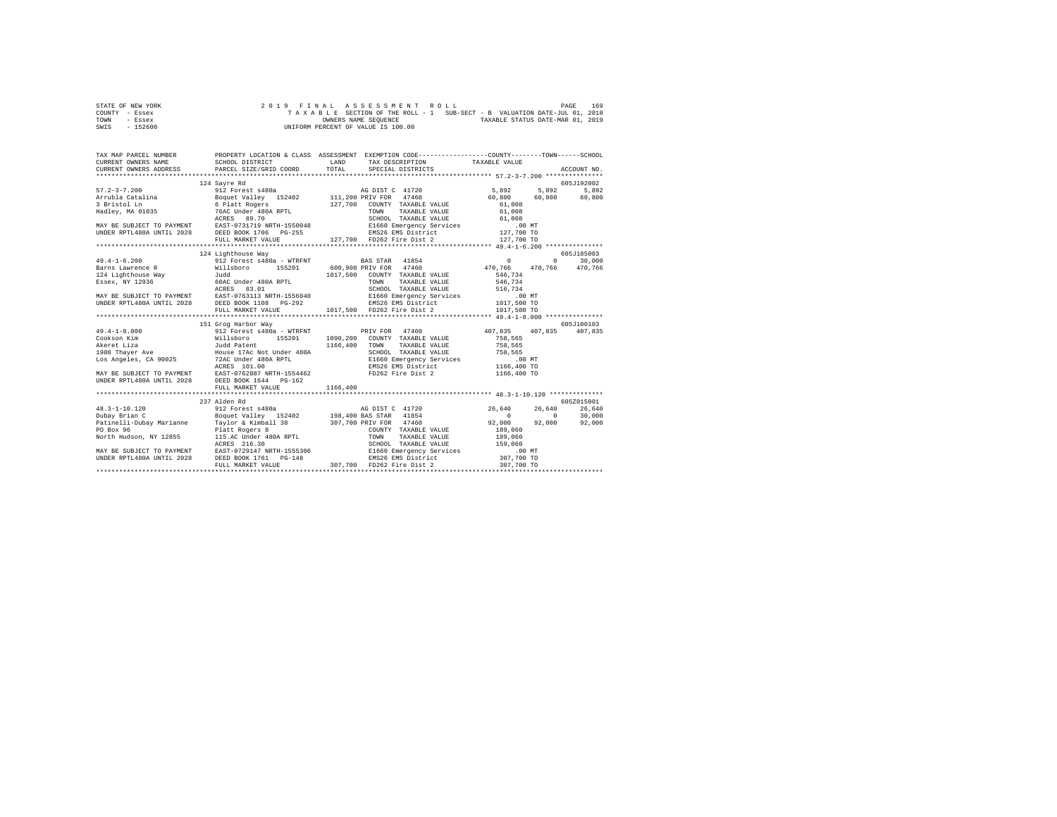```
STATE OF NEW YORK                2 0 1 9   F I N A L   A S S E S S M E N T   R O L L                          PAGE   169
COUNTY  - Essex                    T A X A B L E SECTION OF THE ROLL - 1   SUB-SECT - B  VALUATION DATE-JUL 01, 2018
TOWN    - Essex                                  OWNERS NAME SEQUENCE                  TAXABLE STATUS DATE-MAR 01, 2019
SWIS    - 152600                            UNIFORM PERCENT OF VALUE IS 100.00


TAX MAP PARCEL NUMBER          PROPERTY LOCATION & CLASS  ASSESSMENT  EXEMPTION CODE------------------COUNTY--------TOWN------SCHOOL
CURRENT OWNERS NAME            SCHOOL DISTRICT               LAND      TAX DESCRIPTION             TAXABLE VALUE
CURRENT OWNERS ADDRESS         PARCEL SIZE/GRID COORD        TOTAL     SPECIAL DISTRICTS                                   ACCOUNT NO.
*************************************************************************************************** 57.2-3-7.200 ***************
                               124 Sayre Rd                                                                           605J192002
57.2-3-7.200                   912 Forest s480a                        AG DIST C  41720                5,892      5,892      5,892
Arrubla Catalina               Boquet Valley  152402     111,200 PRIV FOR   47460                     60,800     60,800     60,800
3 Bristol Ln                   6 Platt Rogers            127,700   COUNTY  TAXABLE VALUE              61,008
Hadley, MA 01035               76AC Under 480A RPTL                TOWN    TAXABLE VALUE              61,008
                               ACRES   89.70                       SCHOOL  TAXABLE VALUE              61,008
MAY BE SUBJECT TO PAYMENT      EAST-0731719 NRTH-1550048           E1660 Emergency Services              .00 MT
UNDER RPTL480A UNTIL 2028      DEED BOOK 1706   PG-255             EMS26 EMS District                127,700 TO
                               FULL MARKET VALUE         127,700   FD262 Fire Dist 2                 127,700 TO
*************************************************************************************************** 49.4-1-6.200 ***************
                               124 Lighthouse Way                                                                     605J185003
49.4-1-6.200                   912 Forest s480a - WTRFNT              BAS STAR   41854                     0          0     30,000
Barns Lawrence R               Willsboro      155201     600,900 PRIV FOR   47460                    470,766    470,766    470,766
124 Lighthouse Way             Judd                     1017,500   COUNTY  TAXABLE VALUE             546,734
Essex, NY 12936                60AC Under 480A RPTL                TOWN    TAXABLE VALUE             546,734
                               ACRES   83.01                       SCHOOL  TAXABLE VALUE             516,734
MAY BE SUBJECT TO PAYMENT      EAST-0763113 NRTH-1556040           E1660 Emergency Services              .00 MT
UNDER RPTL480A UNTIL 2028      DEED BOOK 1108   PG-292             EMS26 EMS District               1017,500 TO
                               FULL MARKET VALUE        1017,500   FD262 Fire Dist 2                1017,500 TO
*************************************************************************************************** 49.4-1-8.000 ***************
                               151 Grog Harbor Way                                                                    605J100103
49.4-1-8.000                   912 Forest s480a - WTRFNT              PRIV FOR   47460               407,835    407,835    407,835
Cookson Kim                    Willsboro      155201    1090,200   COUNTY  TAXABLE VALUE             758,565
Akeret Liza                    Judd Patent              1166,400   TOWN    TAXABLE VALUE             758,565
1908 Thayer Ave                House 17Ac Not Under 480A           SCHOOL  TAXABLE VALUE             758,565
Los Angeles, CA 90025          72AC Under 480A RPTL                E1660 Emergency Services              .00 MT
                               ACRES  101.00                       EMS26 EMS District               1166,400 TO
MAY BE SUBJECT TO PAYMENT      EAST-0762887 NRTH-1554462           FD262 Fire Dist 2                1166,400 TO
UNDER RPTL480A UNTIL 2028      DEED BOOK 1644   PG-162
                               FULL MARKET VALUE        1166,400
*************************************************************************************************** 48.3-1-10.120 **************
                               237 Alden Rd                                                                           605Z015001
48.3-1-10.120                  912 Forest s480a                        AG DIST C  41720               26,640     26,640     26,640
Dubay Brian C                  Boquet Valley  152402     198,400 BAS STAR   41854                          0          0     30,000
Patinelli-Dubay Marianne       Taylor & Kimball 38       307,700 PRIV FOR   47460                     92,000     92,000     92,000
PO Box 96                      Platt Rogers 8                      COUNTY  TAXABLE VALUE             189,060
North Hudson, NY 12855         115.AC Under 480A RPTL              TOWN    TAXABLE VALUE             189,060
                               ACRES  216.30                       SCHOOL  TAXABLE VALUE             159,060
MAY BE SUBJECT TO PAYMENT      EAST-0729147 NRTH-1555306           E1660 Emergency Services              .00 MT
UNDER RPTL480A UNTIL 2028      DEED BOOK 1761   PG-148             EMS26 EMS District                307,700 TO
                               FULL MARKET VALUE         307,700   FD262 Fire Dist 2                 307,700 TO
********************************************************************************************************************************
```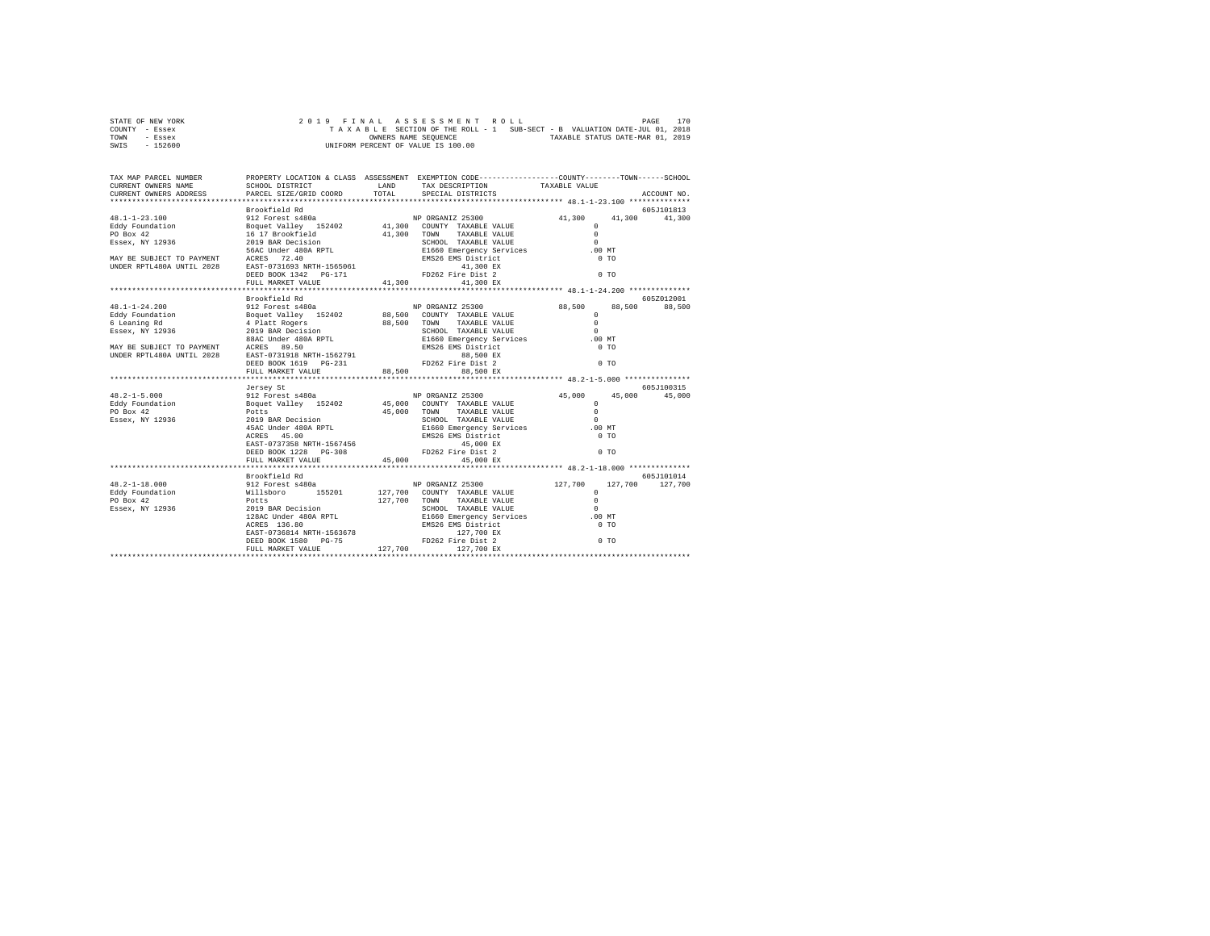STATE OF NEW YORK
COUNTY - Essex
TOWN - Essex
SWIS - 152600

2019 FINAL ASSESSMENT ROLL
TAXABLE SECTION OF THE ROLL - 1 SUB-SECT - B VALUATION DATE-JUL 01, 2018
OWNERS NAME SEQUENCE TAXABLE STATUS DATE-MAR 01, 2019
UNIFORM PERCENT OF VALUE IS 100.00

```
TAX MAP PARCEL NUMBER      PROPERTY LOCATION & CLASS  ASSESSMENT  EXEMPTION CODE-----------------COUNTY--------TOWN------SCHOOL
CURRENT OWNERS NAME        SCHOOL DISTRICT             LAND       TAX DESCRIPTION             TAXABLE VALUE
CURRENT OWNERS ADDRESS     PARCEL SIZE/GRID COORD      TOTAL      SPECIAL DISTRICTS                                      ACCOUNT NO.
*********************************************************************************************** 48.1-1-23.100 **************
                           Brookfield Rd                                                                             605J101813
48.1-1-23.100              912 Forest s480a                        NP ORGANIZ 25300              41,300     41,300     41,300
Eddy Foundation            Boquet Valley  152402       41,300   COUNTY  TAXABLE VALUE                0
PO Box 42                  16 17 Brookfield            41,300   TOWN    TAXABLE VALUE                0
Essex, NY 12936            2019 BAR Decision                    SCHOOL  TAXABLE VALUE                0
                           56AC Under 480A RPTL                 E1660 Emergency Services           .00 MT
MAY BE SUBJECT TO PAYMENT  ACRES  72.40                         EMS26 EMS District                   0 TO
UNDER RPTL480A UNTIL 2028  EAST-0731693 NRTH-1565061                 41,300 EX
                           DEED BOOK 1342   PG-171              FD262 Fire Dist 2                    0 TO
                           FULL MARKET VALUE           41,300        41,300 EX
*********************************************************************************************** 48.1-1-24.200 **************
                           Brookfield Rd                                                                             605Z012001
48.1-1-24.200              912 Forest s480a                        NP ORGANIZ 25300              88,500     88,500     88,500
Eddy Foundation            Boquet Valley  152402       88,500   COUNTY  TAXABLE VALUE                0
6 Leaning Rd               4 Platt Rogers              88,500   TOWN    TAXABLE VALUE                0
Essex, NY 12936            2019 BAR Decision                    SCHOOL  TAXABLE VALUE                0
                           88AC Under 480A RPTL                 E1660 Emergency Services           .00 MT
MAY BE SUBJECT TO PAYMENT  ACRES  89.50                         EMS26 EMS District                   0 TO
UNDER RPTL480A UNTIL 2028  EAST-0731918 NRTH-1562791                 88,500 EX
                           DEED BOOK 1619   PG-231              FD262 Fire Dist 2                    0 TO
                           FULL MARKET VALUE           88,500        88,500 EX
*********************************************************************************************** 48.2-1-5.000 ***************
                           Jersey St                                                                                 605J100315
48.2-1-5.000               912 Forest s480a                        NP ORGANIZ 25300              45,000     45,000     45,000
Eddy Foundation            Boquet Valley  152402       45,000   COUNTY  TAXABLE VALUE                0
PO Box 42                  Potts                       45,000   TOWN    TAXABLE VALUE                0
Essex, NY 12936            2019 BAR Decision                    SCHOOL  TAXABLE VALUE                0
                           45AC Under 480A RPTL                 E1660 Emergency Services           .00 MT
                           ACRES  45.00                         EMS26 EMS District                   0 TO
                           EAST-0737358 NRTH-1567456                 45,000 EX
                           DEED BOOK 1228   PG-308              FD262 Fire Dist 2                    0 TO
                           FULL MARKET VALUE           45,000        45,000 EX
*********************************************************************************************** 48.2-1-18.000 **************
                           Brookfield Rd                                                                             605J101014
48.2-1-18.000              912 Forest s480a                        NP ORGANIZ 25300             127,700    127,700    127,700
Eddy Foundation            Willsboro      155201      127,700   COUNTY  TAXABLE VALUE                0
PO Box 42                  Potts                      127,700   TOWN    TAXABLE VALUE                0
Essex, NY 12936            2019 BAR Decision                    SCHOOL  TAXABLE VALUE                0
                           128AC Under 480A RPTL                E1660 Emergency Services           .00 MT
                           ACRES 136.80                         EMS26 EMS District                   0 TO
                           EAST-0736814 NRTH-1563678                127,700 EX
                           DEED BOOK 1580   PG-75               FD262 Fire Dist 2                    0 TO
                           FULL MARKET VALUE          127,700       127,700 EX
****************************************************************************************************************************
```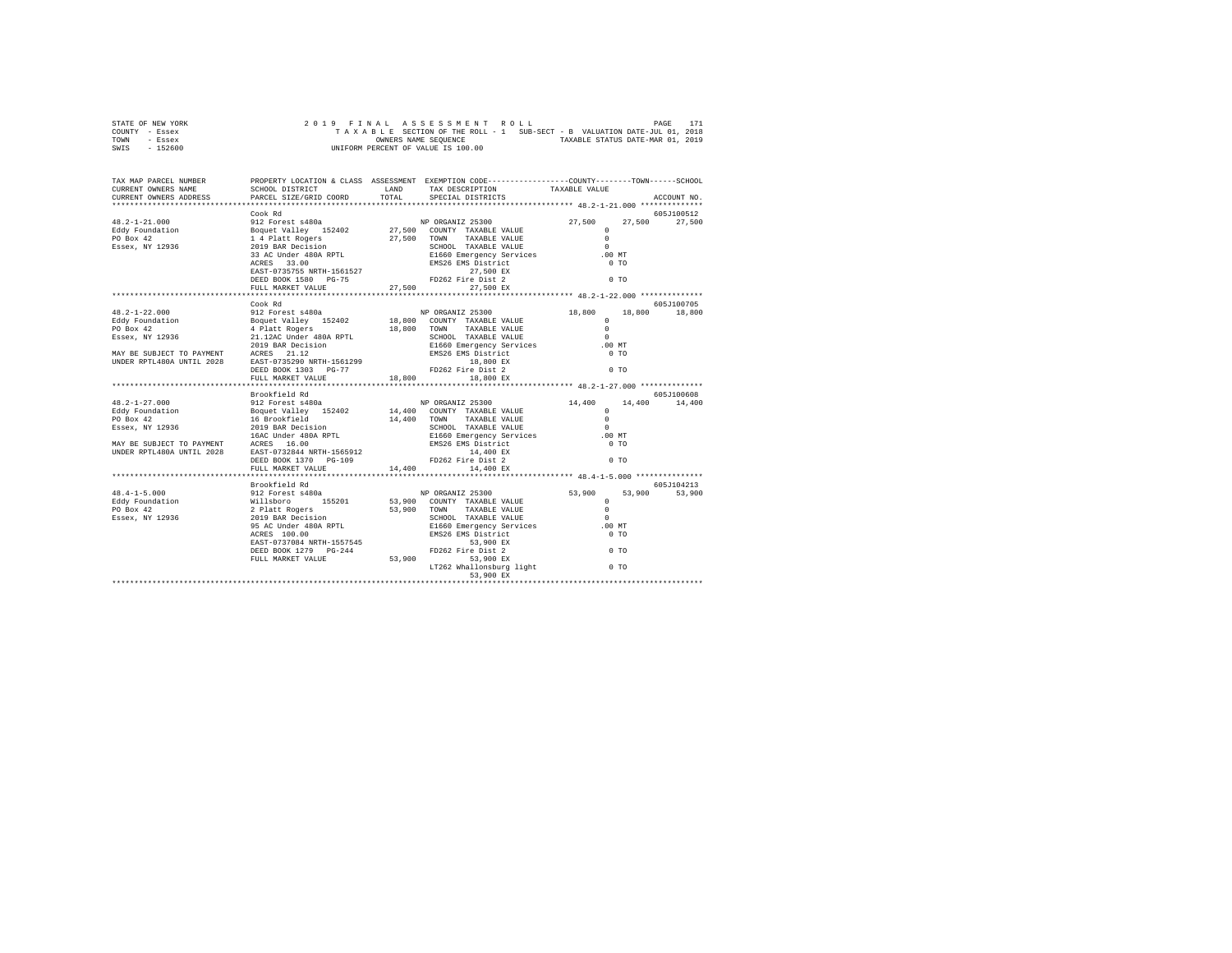```
STATE OF NEW YORK                2 0 1 9   F I N A L   A S S E S S M E N T   R O L L                              PAGE   171
COUNTY  - Essex                    T A X A B L E  SECTION OF THE ROLL - 1   SUB-SECT - B  VALUATION DATE-JUL 01, 2018
TOWN    - Essex                                    OWNERS NAME SEQUENCE                   TAXABLE STATUS DATE-MAR 01, 2019
SWIS    - 152600                            UNIFORM PERCENT OF VALUE IS 100.00

TAX MAP PARCEL NUMBER        PROPERTY LOCATION & CLASS  ASSESSMENT  EXEMPTION CODE------------------COUNTY--------TOWN------SCHOOL
CURRENT OWNERS NAME          SCHOOL DISTRICT              LAND      TAX DESCRIPTION              TAXABLE VALUE
CURRENT OWNERS ADDRESS       PARCEL SIZE/GRID COORD       TOTAL     SPECIAL DISTRICTS                                      ACCOUNT NO.
******************************************************************************************************* 48.2-1-21.000 **************
                             Cook Rd                                                                                    605J100512
48.2-1-21.000                912 Forest s480a                        NP ORGANIZ 25300                27,500     27,500     27,500
Eddy Foundation              Boquet Valley  152402        27,500     COUNTY  TAXABLE VALUE                0
PO Box 42                    1 4 Platt Rogers             27,500     TOWN    TAXABLE VALUE                0
Essex, NY 12936              2019 BAR Decision                       SCHOOL  TAXABLE VALUE                0
                             33 AC Under 480A RPTL                   E1660 Emergency Services              .00 MT
                             ACRES   33.00                           EMS26 EMS District                    0 TO
                             EAST-0735755 NRTH-1561527                    27,500 EX
                             DEED BOOK 1580   PG-75                  FD262 Fire Dist 2                     0 TO
                             FULL MARKET VALUE            27,500          27,500 EX
******************************************************************************************************* 48.2-1-22.000 **************
                             Cook Rd                                                                                    605J100705
48.2-1-22.000                912 Forest s480a                        NP ORGANIZ 25300                18,800     18,800     18,800
Eddy Foundation              Boquet Valley  152402        18,800     COUNTY  TAXABLE VALUE                0
PO Box 42                    4 Platt Rogers               18,800     TOWN    TAXABLE VALUE                0
Essex, NY 12936              21.12AC Under 480A RPTL                 SCHOOL  TAXABLE VALUE                0
                             2019 BAR Decision                       E1660 Emergency Services              .00 MT
MAY BE SUBJECT TO PAYMENT    ACRES   21.12                           EMS26 EMS District                    0 TO
UNDER RPTL480A UNTIL 2028    EAST-0735290 NRTH-1561299                    18,800 EX
                             DEED BOOK 1303   PG-77                  FD262 Fire Dist 2                     0 TO
                             FULL MARKET VALUE            18,800          18,800 EX
******************************************************************************************************* 48.2-1-27.000 **************
                             Brookfield Rd                                                                              605J100608
48.2-1-27.000                912 Forest s480a                        NP ORGANIZ 25300                14,400     14,400     14,400
Eddy Foundation              Boquet Valley  152402        14,400     COUNTY  TAXABLE VALUE                0
PO Box 42                    16 Brookfield                14,400     TOWN    TAXABLE VALUE                0
Essex, NY 12936              2019 BAR Decision                       SCHOOL  TAXABLE VALUE                0
                             16AC Under 480A RPTL                    E1660 Emergency Services              .00 MT
MAY BE SUBJECT TO PAYMENT    ACRES   16.00                           EMS26 EMS District                    0 TO
UNDER RPTL480A UNTIL 2028    EAST-0732844 NRTH-1565912                    14,400 EX
                             DEED BOOK 1370   PG-109                 FD262 Fire Dist 2                     0 TO
                             FULL MARKET VALUE            14,400          14,400 EX
******************************************************************************************************* 48.4-1-5.000 ***************
                             Brookfield Rd                                                                              605J104213
48.4-1-5.000                 912 Forest s480a                        NP ORGANIZ 25300                53,900     53,900     53,900
Eddy Foundation              Willsboro      155201        53,900     COUNTY  TAXABLE VALUE                0
PO Box 42                    2 Platt Rogers               53,900     TOWN    TAXABLE VALUE                0
Essex, NY 12936              2019 BAR Decision                       SCHOOL  TAXABLE VALUE                0
                             95 AC Under 480A RPTL                   E1660 Emergency Services              .00 MT
                             ACRES  100.00                           EMS26 EMS District                    0 TO
                             EAST-0737084 NRTH-1557545                    53,900 EX
                             DEED BOOK 1279   PG-244                 FD262 Fire Dist 2                     0 TO
                             FULL MARKET VALUE            53,900          53,900 EX
                                                                     LT262 Whallonsburg light              0 TO
                                                                          53,900 EX
************************************************************************************************************************************
```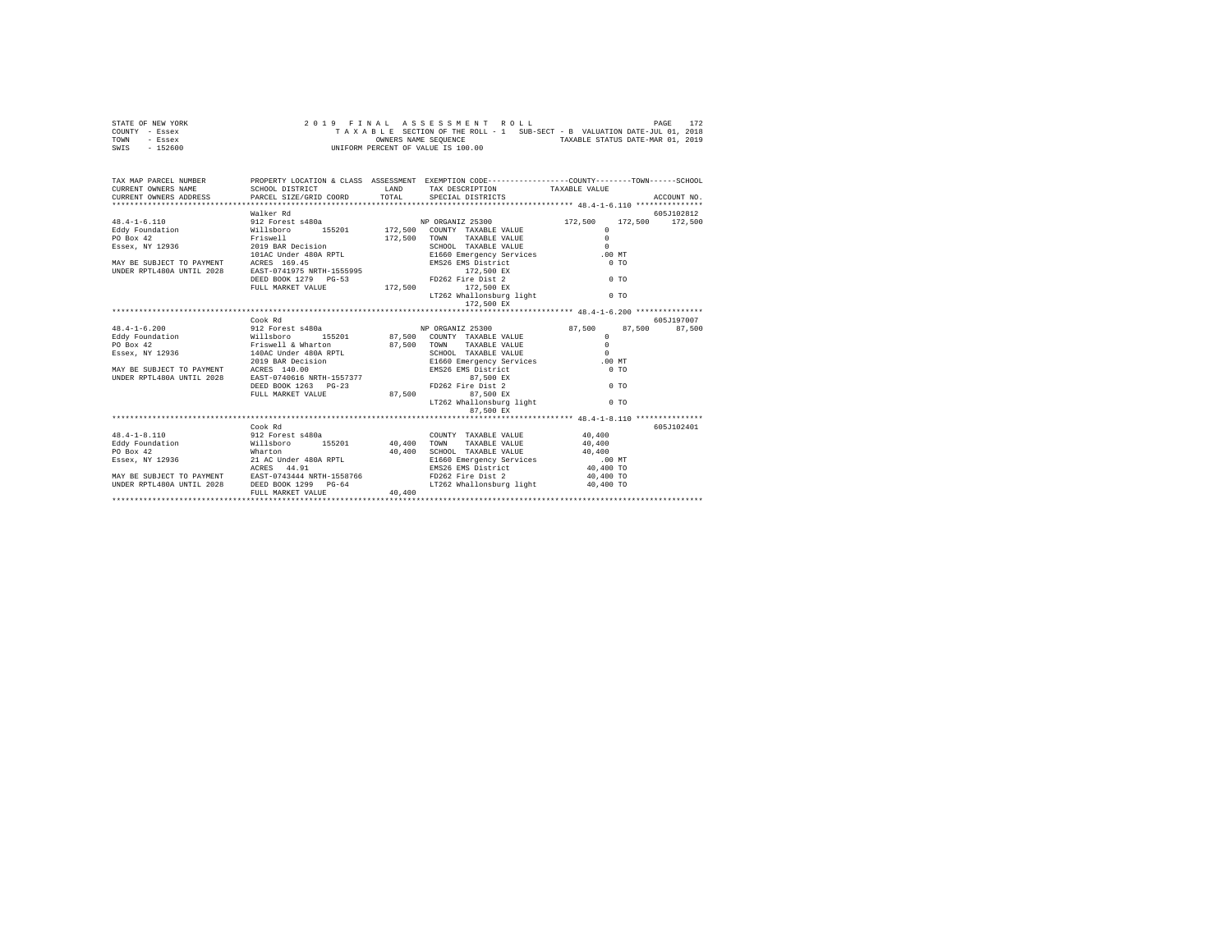STATE OF NEW YORK　　　　　　2019 FINAL ASSESSMENT ROLL
COUNTY - Essex　　　　　　TAXABLE SECTION OF THE ROLL - 1　SUB-SECT - B　VALUATION DATE-JUL 01, 2018
TOWN - Essex　　　　　　OWNERS NAME SEQUENCE　　　　TAXABLE STATUS DATE-MAR 01, 2019
SWIS - 152600　　　　　　UNIFORM PERCENT OF VALUE IS 100.00

| TAX MAP PARCEL NUMBER / CURRENT OWNERS NAME / CURRENT OWNERS ADDRESS | PROPERTY LOCATION & CLASS / SCHOOL DISTRICT / PARCEL SIZE/GRID COORD | ASSESSMENT LAND / TOTAL | EXEMPTION CODE / TAX DESCRIPTION / SPECIAL DISTRICTS | COUNTY | TOWN | SCHOOL / TAXABLE VALUE / ACCOUNT NO. |
|---|---|---|---|---|---|---|
| **48.4-1-6.110** | Walker Rd | | | | | 605J102812 |
| 48.4-1-6.110 | 912 Forest s480a | | NP ORGANIZ 25300 | 172,500 | 172,500 | 172,500 |
| Eddy Foundation | Willsboro 155201 | 172,500 | COUNTY TAXABLE VALUE | 0 | | |
| PO Box 42 | Friswell | 172,500 | TOWN TAXABLE VALUE | 0 | | |
| Essex, NY 12936 | 2019 BAR Decision | | SCHOOL TAXABLE VALUE | 0 | | |
| | 101AC Under 480A RPTL | | E1660 Emergency Services | .00 MT | | |
| MAY BE SUBJECT TO PAYMENT | ACRES 169.45 | | EMS26 EMS District | 0 TO | | |
| UNDER RPTL480A UNTIL 2028 | EAST-0741975 NRTH-1555995 | | 172,500 EX | | | |
| | DEED BOOK 1279 PG-53 | | FD262 Fire Dist 2 | 0 TO | | |
| | FULL MARKET VALUE | 172,500 | 172,500 EX | | | |
| | | | LT262 Whallonsburg light | 0 TO | | |
| | | | 172,500 EX | | | |
| **48.4-1-6.200** | Cook Rd | | | | | 605J197007 |
| 48.4-1-6.200 | 912 Forest s480a | | NP ORGANIZ 25300 | 87,500 | 87,500 | 87,500 |
| Eddy Foundation | Willsboro 155201 | 87,500 | COUNTY TAXABLE VALUE | 0 | | |
| PO Box 42 | Friswell & Wharton | 87,500 | TOWN TAXABLE VALUE | 0 | | |
| Essex, NY 12936 | 140AC Under 480A RPTL | | SCHOOL TAXABLE VALUE | 0 | | |
| | 2019 BAR Decision | | E1660 Emergency Services | .00 MT | | |
| MAY BE SUBJECT TO PAYMENT | ACRES 140.00 | | EMS26 EMS District | 0 TO | | |
| UNDER RPTL480A UNTIL 2028 | EAST-0740616 NRTH-1557377 | | 87,500 EX | | | |
| | DEED BOOK 1263 PG-23 | | FD262 Fire Dist 2 | 0 TO | | |
| | FULL MARKET VALUE | 87,500 | 87,500 EX | | | |
| | | | LT262 Whallonsburg light | 0 TO | | |
| | | | 87,500 EX | | | |
| **48.4-1-8.110** | Cook Rd | | | | | 605J102401 |
| 48.4-1-8.110 | 912 Forest s480a | | COUNTY TAXABLE VALUE | 40,400 | | |
| Eddy Foundation | Willsboro 155201 | 40,400 | TOWN TAXABLE VALUE | 40,400 | | |
| PO Box 42 | Wharton | 40,400 | SCHOOL TAXABLE VALUE | 40,400 | | |
| Essex, NY 12936 | 21 AC Under 480A RPTL | | E1660 Emergency Services | .00 MT | | |
| | ACRES 44.91 | | EMS26 EMS District | 40,400 TO | | |
| MAY BE SUBJECT TO PAYMENT | EAST-0743444 NRTH-1558766 | | FD262 Fire Dist 2 | 40,400 TO | | |
| UNDER RPTL480A UNTIL 2028 | DEED BOOK 1299 PG-64 | | LT262 Whallonsburg light | 40,400 TO | | |
| | FULL MARKET VALUE | 40,400 | | | | |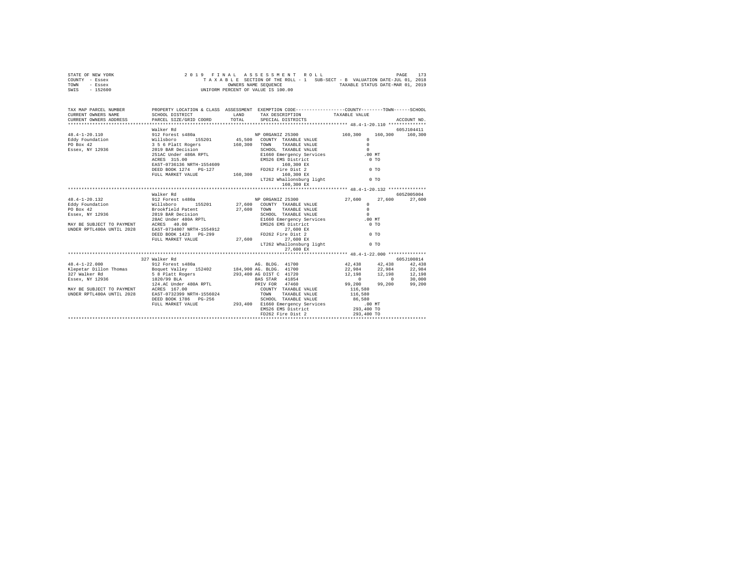```
STATE OF NEW YORK                2 0 1 9   F I N A L   A S S E S S M E N T   R O L L                          PAGE   173
COUNTY  - Essex                   T A X A B L E SECTION OF THE ROLL - 1   SUB-SECT - B  VALUATION DATE-JUL 01, 2018
TOWN    - Essex                                  OWNERS NAME SEQUENCE                  TAXABLE STATUS DATE-MAR 01, 2019
SWIS    - 152600                           UNIFORM PERCENT OF VALUE IS 100.00


TAX MAP PARCEL NUMBER          PROPERTY LOCATION & CLASS  ASSESSMENT  EXEMPTION CODE-----------------COUNTY--------TOWN------SCHOOL
CURRENT OWNERS NAME            SCHOOL DISTRICT              LAND      TAX DESCRIPTION             TAXABLE VALUE
CURRENT OWNERS ADDRESS         PARCEL SIZE/GRID COORD      TOTAL      SPECIAL DISTRICTS                                ACCOUNT NO.
*********************************************************************************************** 48.4-1-20.110 **************
                               Walker Rd                                                                           605J104411
48.4-1-20.110                  912 Forest s480a                      NP ORGANIZ 25300          160,300    160,300    160,300
Eddy Foundation                Willsboro      155201        45,500   COUNTY  TAXABLE VALUE          0
PO Box 42                      3 5 6 Platt Rogers          160,300   TOWN    TAXABLE VALUE          0
Essex, NY 12936                2019 BAR Decision                     SCHOOL  TAXABLE VALUE          0
                               251AC Under 480A RPTL                 E1660 Emergency Services        .00 MT
                               ACRES  315.00                         EMS26 EMS District               0 TO
                               EAST-0736136 NRTH-1554609                   160,300 EX
                               DEED BOOK 1274   PG-127               FD262 Fire Dist 2                0 TO
                               FULL MARKET VALUE           160,300         160,300 EX
                                                                     LT262 Whallonsburg light         0 TO
                                                                           160,300 EX
*********************************************************************************************** 48.4-1-20.132 **************
                               Walker Rd                                                                           605Z005004
48.4-1-20.132                  912 Forest s480a                      NP ORGANIZ 25300           27,600     27,600     27,600
Eddy Foundation                Willsboro      155201        27,600   COUNTY  TAXABLE VALUE          0
PO Box 42                      Brookfield Patent            27,600   TOWN    TAXABLE VALUE          0
Essex, NY 12936                2019 BAR Decision                     SCHOOL  TAXABLE VALUE          0
                               28AC Under 480A RPTL                  E1660 Emergency Services        .00 MT
MAY BE SUBJECT TO PAYMENT      ACRES   40.00                         EMS26 EMS District               0 TO
UNDER RPTL480A UNTIL 2028      EAST-0734807 NRTH-1554912                    27,600 EX
                               DEED BOOK 1423   PG-299               FD262 Fire Dist 2                0 TO
                               FULL MARKET VALUE            27,600          27,600 EX
                                                                     LT262 Whallonsburg light         0 TO
                                                                            27,600 EX
*********************************************************************************************** 48.4-1-22.000 **************
                               327 Walker Rd                                                                       605J100814
48.4-1-22.000                  912 Forest s480a                      AG. BLDG. 41700            42,438     42,438     42,438
Klepetar Dillon Thomas         Boquet Valley  152402       184,900   AG. BLDG. 41700            22,984     22,984     22,984
327 Walker Rd                  5 8 Platt Rogers            293,400   AG DIST C 41720            12,198     12,198     12,198
Essex, NY 12936                1820/99 BLA                           BAS STAR  41854                 0          0     30,000
                               124.AC Under 480A RPTL                PRIV FOR  47460            99,200     99,200     99,200
MAY BE SUBJECT TO PAYMENT      ACRES  167.00                         COUNTY  TAXABLE VALUE     116,580
UNDER RPTL480A UNTIL 2028      EAST-0732399 NRTH-1556024             TOWN    TAXABLE VALUE     116,580
                               DEED BOOK 1786   PG-256               SCHOOL  TAXABLE VALUE      86,580
                               FULL MARKET VALUE           293,400   E1660 Emergency Services        .00 MT
                                                                     EMS26 EMS District         293,400 TO
                                                                     FD262 Fire Dist 2          293,400 TO
****************************************************************************************************************************
```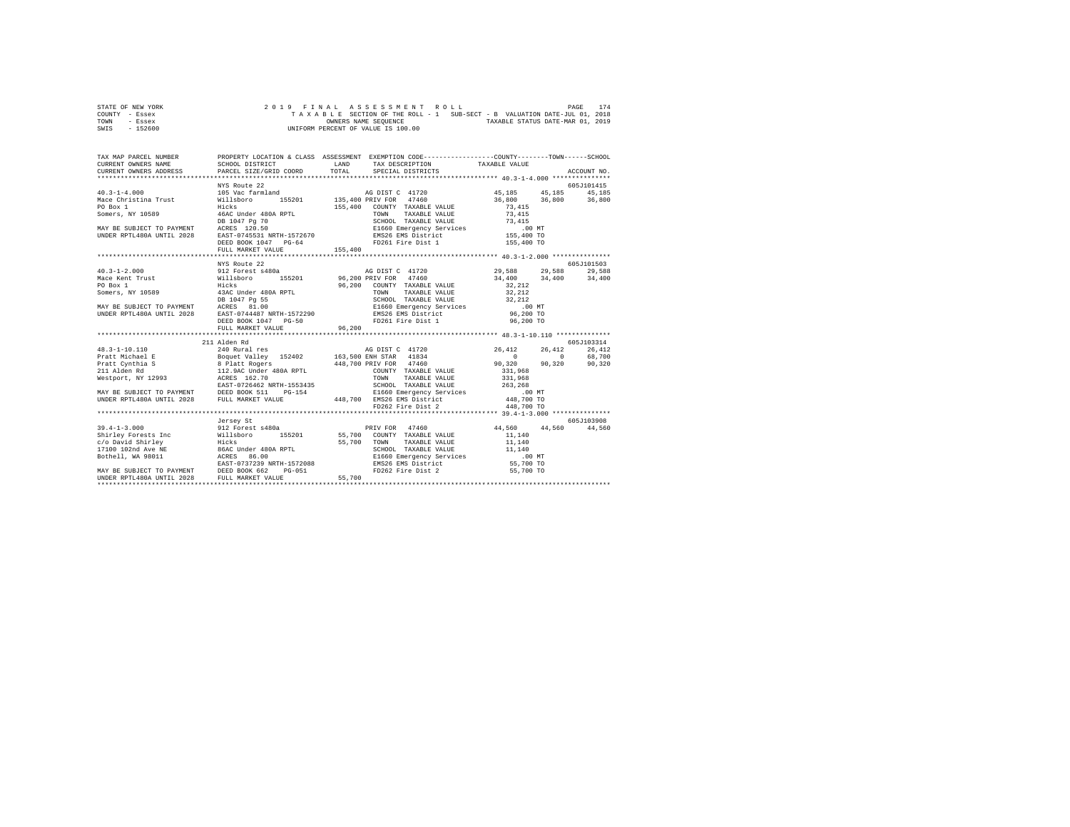STATE OF NEW YORK                2 0 1 9   F I N A L   A S S E S S M E N T   R O L L                    
COUNTY - Essex                   T A X A B L E  SECTION OF THE ROLL - 1   SUB-SECT - B  VALUATION DATE-JUL 01, 2018
TOWN   - Essex                   OWNERS NAME SEQUENCE                  TAXABLE STATUS DATE-MAR 01, 2019
SWIS   - 152600                  UNIFORM PERCENT OF VALUE IS 100.00

```
TAX MAP PARCEL NUMBER       PROPERTY LOCATION & CLASS  ASSESSMENT  EXEMPTION CODE-----------------COUNTY--------TOWN------SCHOOL
CURRENT OWNERS NAME         SCHOOL DISTRICT             LAND       TAX DESCRIPTION             TAXABLE VALUE
CURRENT OWNERS ADDRESS      PARCEL SIZE/GRID COORD      TOTAL      SPECIAL DISTRICTS                                        ACCOUNT NO.
************************************************************************************************ 40.3-1-4.000 ***************
                            NYS Route 22                                                                                 605J101415
40.3-1-4.000                105 Vac farmland                       AG DIST C  41720              45,185     45,185     45,185
Mace Christina Trust        Willsboro      155201      135,400 PRIV FOR   47460                  36,800     36,800     36,800
PO Box 1                    Hicks                      155,400   COUNTY  TAXABLE VALUE            73,415
Somers, NY 10589            46AC Under 480A RPTL                 TOWN    TAXABLE VALUE            73,415
                            DB 1047 Pg 70                        SCHOOL  TAXABLE VALUE            73,415
MAY BE SUBJECT TO PAYMENT   ACRES  120.50                        E1660 Emergency Services            .00 MT
UNDER RPTL480A UNTIL 2028   EAST-0745531 NRTH-1572670            EMS26 EMS District              155,400 TO
                            DEED BOOK 1047   PG-64               FD261 Fire Dist 1               155,400 TO
                            FULL MARKET VALUE          155,400
************************************************************************************************ 40.3-1-2.000 ***************
                            NYS Route 22                                                                                 605J101503
40.3-1-2.000                912 Forest s480a                       AG DIST C  41720              29,588     29,588     29,588
Mace Kent Trust             Willsboro      155201       96,200 PRIV FOR   47460                  34,400     34,400     34,400
PO Box 1                    Hicks                       96,200   COUNTY  TAXABLE VALUE            32,212
Somers, NY 10589            43AC Under 480A RPTL                 TOWN    TAXABLE VALUE            32,212
                            DB 1047 Pg 55                        SCHOOL  TAXABLE VALUE            32,212
MAY BE SUBJECT TO PAYMENT   ACRES   81.00                        E1660 Emergency Services            .00 MT
UNDER RPTL480A UNTIL 2028   EAST-0744487 NRTH-1572290            EMS26 EMS District               96,200 TO
                            DEED BOOK 1047   PG-50               FD261 Fire Dist 1                96,200 TO
                            FULL MARKET VALUE           96,200
************************************************************************************************ 48.3-1-10.110 **************
                            211 Alden Rd                                                                                 605J103314
48.3-1-10.110               240 Rural res                          AG DIST C  41720              26,412     26,412     26,412
Pratt Michael E             Boquet Valley  152402      163,500 ENH STAR   41834                       0          0     68,700
Pratt Cynthia S             8 Platt Rogers             448,700 PRIV FOR   47460                  90,320     90,320     90,320
211 Alden Rd                112.9AC Under 480A RPTL              COUNTY  TAXABLE VALUE           331,968
Westport, NY 12993          ACRES  162.70                        TOWN    TAXABLE VALUE           331,968
                            EAST-0726462 NRTH-1553435            SCHOOL  TAXABLE VALUE           263,268
MAY BE SUBJECT TO PAYMENT   DEED BOOK 511    PG-154              E1660 Emergency Services            .00 MT
UNDER RPTL480A UNTIL 2028   FULL MARKET VALUE          448,700   EMS26 EMS District              448,700 TO
                                                                 FD262 Fire Dist 2               448,700 TO
************************************************************************************************ 39.4-1-3.000 ***************
                            Jersey St                                                                                    605J103908
39.4-1-3.000                912 Forest s480a                       PRIV FOR   47460              44,560     44,560     44,560
Shirley Forests Inc         Willsboro      155201       55,700   COUNTY  TAXABLE VALUE            11,140
c/o David Shirley           Hicks                       55,700   TOWN    TAXABLE VALUE            11,140
17100 102nd Ave NE          86AC Under 480A RPTL                 SCHOOL  TAXABLE VALUE            11,140
Bothell, WA 98011           ACRES   86.00                        E1660 Emergency Services            .00 MT
                            EAST-0737239 NRTH-1572088            EMS26 EMS District               55,700 TO
MAY BE SUBJECT TO PAYMENT   DEED BOOK 662    PG-051              FD262 Fire Dist 2                55,700 TO
UNDER RPTL480A UNTIL 2028   FULL MARKET VALUE           55,700
******************************************************************************************************************************
```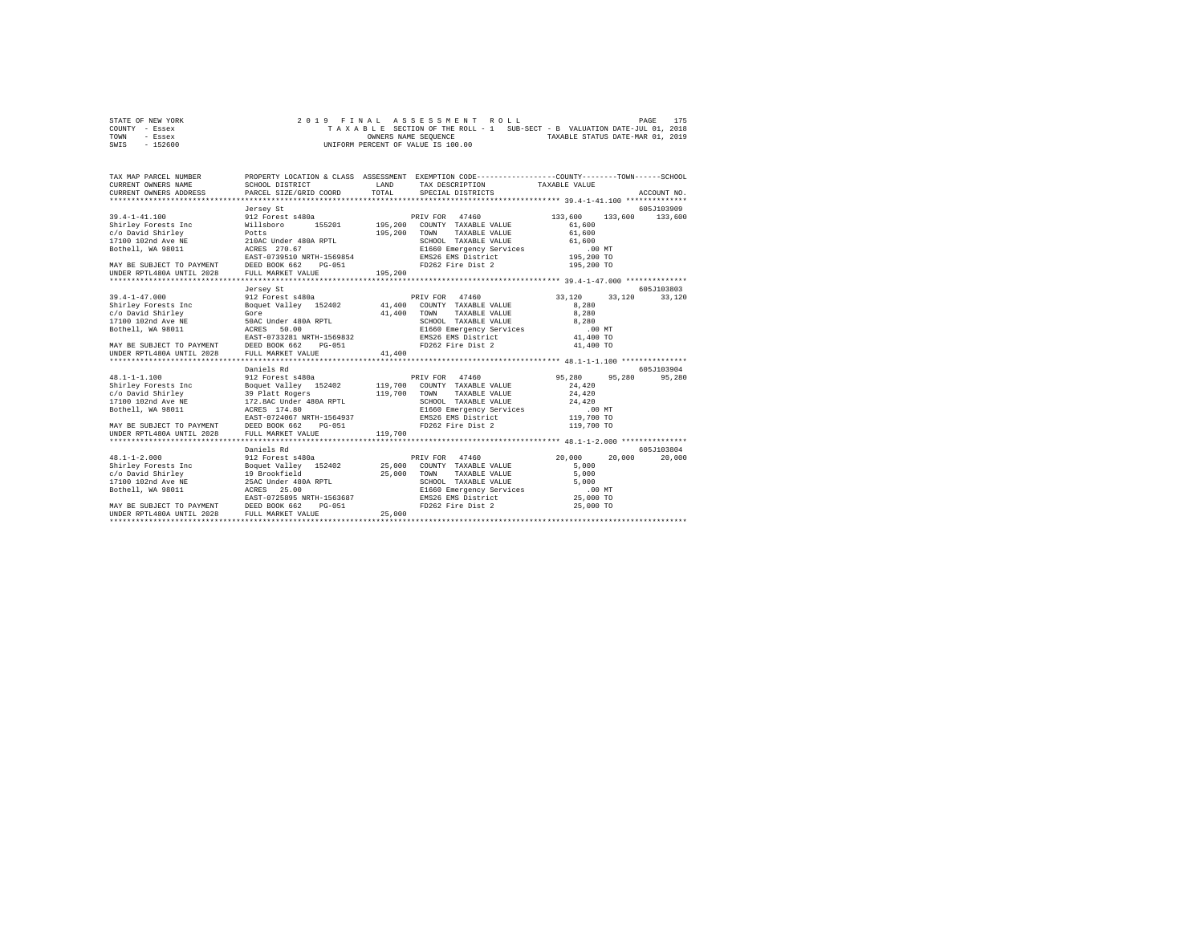STATE OF NEW YORK — 2019 FINAL ASSESSMENT ROLL
COUNTY - Essex — TAXABLE SECTION OF THE ROLL - 1 SUB-SECT - B VALUATION DATE-JUL 01, 2018
TOWN - Essex — OWNERS NAME SEQUENCE — TAXABLE STATUS DATE-MAR 01, 2019
SWIS - 152600 — UNIFORM PERCENT OF VALUE IS 100.00

| TAX MAP PARCEL NUMBER / CURRENT OWNERS NAME / CURRENT OWNERS ADDRESS | PROPERTY LOCATION & CLASS / SCHOOL DISTRICT / PARCEL SIZE/GRID COORD | ASSESSMENT LAND / TOTAL | EXEMPTION CODE / TAX DESCRIPTION / SPECIAL DISTRICTS | COUNTY / TAXABLE VALUE | TOWN | SCHOOL / ACCOUNT NO. |
|---|---|---|---|---|---|---|
| 39.4-1-41.100 | Jersey St | | | | | 605J103909 |
| | 912 Forest s480a | | PRIV FOR 47460 | 133,600 | 133,600 | 133,600 |
| Shirley Forests Inc | Willsboro 155201 | 195,200 | COUNTY TAXABLE VALUE | 61,600 | | |
| c/o David Shirley | Potts | 195,200 | TOWN TAXABLE VALUE | 61,600 | | |
| 17100 102nd Ave NE | 210AC Under 480A RPTL | | SCHOOL TAXABLE VALUE | 61,600 | | |
| Bothell, WA 98011 | ACRES 270.67 | | E1660 Emergency Services | .00 MT | | |
| | EAST-0739510 NRTH-1569854 | | EMS26 EMS District | 195,200 TO | | |
| MAY BE SUBJECT TO PAYMENT | DEED BOOK 662 PG-051 | | FD262 Fire Dist 2 | 195,200 TO | | |
| UNDER RPTL480A UNTIL 2028 | FULL MARKET VALUE | 195,200 | | | | |
| 39.4-1-47.000 | Jersey St | | | | | 605J103803 |
| | 912 Forest s480a | | PRIV FOR 47460 | 33,120 | 33,120 | 33,120 |
| Shirley Forests Inc | Boquet Valley 152402 | 41,400 | COUNTY TAXABLE VALUE | 8,280 | | |
| c/o David Shirley | Gore | 41,400 | TOWN TAXABLE VALUE | 8,280 | | |
| 17100 102nd Ave NE | 50AC Under 480A RPTL | | SCHOOL TAXABLE VALUE | 8,280 | | |
| Bothell, WA 98011 | ACRES 50.00 | | E1660 Emergency Services | .00 MT | | |
| | EAST-0733281 NRTH-1569832 | | EMS26 EMS District | 41,400 TO | | |
| MAY BE SUBJECT TO PAYMENT | DEED BOOK 662 PG-051 | | FD262 Fire Dist 2 | 41,400 TO | | |
| UNDER RPTL480A UNTIL 2028 | FULL MARKET VALUE | 41,400 | | | | |
| 48.1-1-1.100 | Daniels Rd | | | | | 605J103904 |
| | 912 Forest s480a | | PRIV FOR 47460 | 95,280 | 95,280 | 95,280 |
| Shirley Forests Inc | Boquet Valley 152402 | 119,700 | COUNTY TAXABLE VALUE | 24,420 | | |
| c/o David Shirley | 39 Platt Rogers | 119,700 | TOWN TAXABLE VALUE | 24,420 | | |
| 17100 102nd Ave NE | 172.8AC Under 480A RPTL | | SCHOOL TAXABLE VALUE | 24,420 | | |
| Bothell, WA 98011 | ACRES 174.80 | | E1660 Emergency Services | .00 MT | | |
| | EAST-0724067 NRTH-1564937 | | EMS26 EMS District | 119,700 TO | | |
| MAY BE SUBJECT TO PAYMENT | DEED BOOK 662 PG-051 | | FD262 Fire Dist 2 | 119,700 TO | | |
| UNDER RPTL480A UNTIL 2028 | FULL MARKET VALUE | 119,700 | | | | |
| 48.1-1-2.000 | Daniels Rd | | | | | 605J103804 |
| | 912 Forest s480a | | PRIV FOR 47460 | 20,000 | 20,000 | 20,000 |
| Shirley Forests Inc | Boquet Valley 152402 | 25,000 | COUNTY TAXABLE VALUE | 5,000 | | |
| c/o David Shirley | 19 Brookfield | 25,000 | TOWN TAXABLE VALUE | 5,000 | | |
| 17100 102nd Ave NE | 25AC Under 480A RPTL | | SCHOOL TAXABLE VALUE | 5,000 | | |
| Bothell, WA 98011 | ACRES 25.00 | | E1660 Emergency Services | .00 MT | | |
| | EAST-0725895 NRTH-1563687 | | EMS26 EMS District | 25,000 TO | | |
| MAY BE SUBJECT TO PAYMENT | DEED BOOK 662 PG-051 | | FD262 Fire Dist 2 | 25,000 TO | | |
| UNDER RPTL480A UNTIL 2028 | FULL MARKET VALUE | 25,000 | | | | |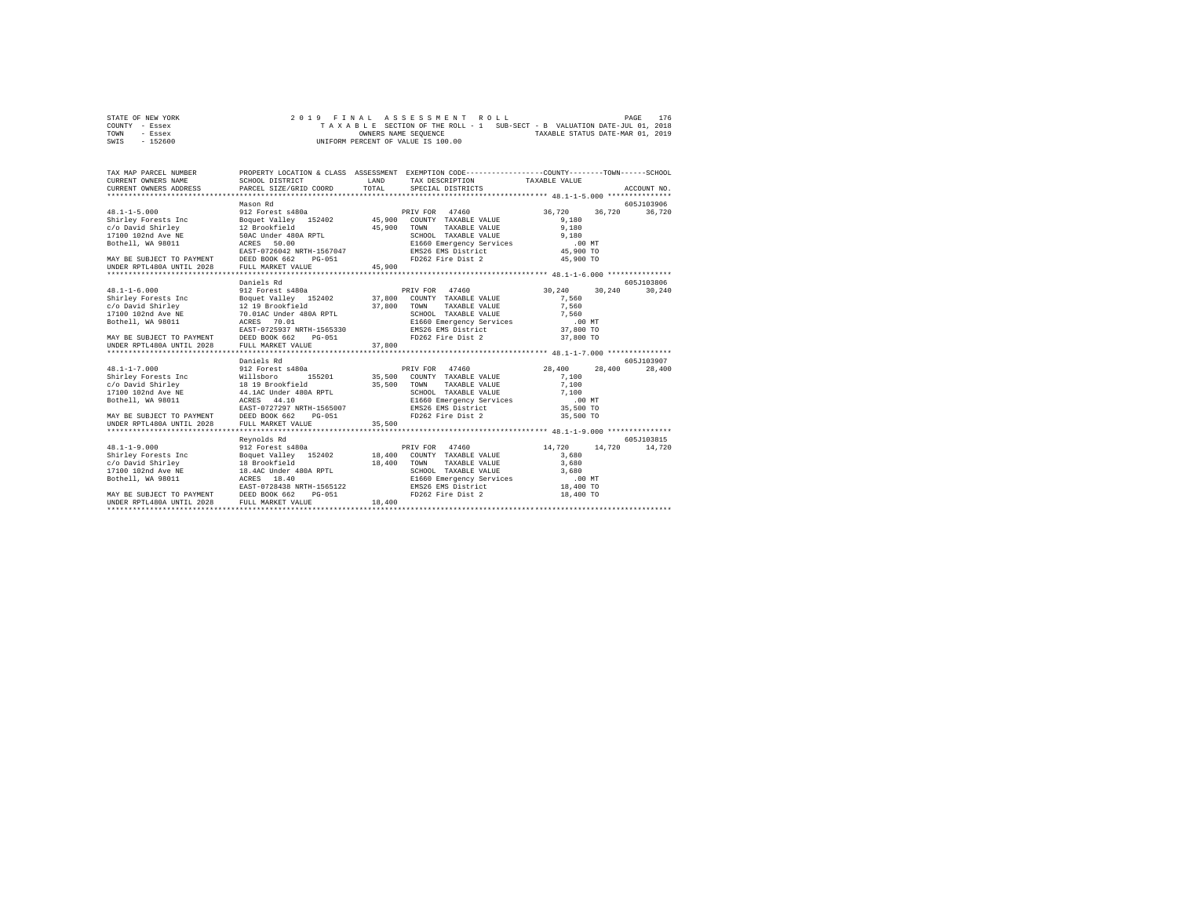STATE OF NEW YORK                    2019 FINAL ASSESSMENT ROLL
COUNTY - Essex                        TAXABLE SECTION OF THE ROLL - 1   SUB-SECT - B  VALUATION DATE-JUL 01, 2018
TOWN - Essex                                     OWNERS NAME SEQUENCE                TAXABLE STATUS DATE-MAR 01, 2019
SWIS - 152600                              UNIFORM PERCENT OF VALUE IS 100.00

| TAX MAP PARCEL NUMBER / CURRENT OWNERS NAME / CURRENT OWNERS ADDRESS | PROPERTY LOCATION & CLASS / SCHOOL DISTRICT / PARCEL SIZE/GRID COORD | ASSESSMENT LAND / TOTAL | EXEMPTION CODE / TAX DESCRIPTION / SPECIAL DISTRICTS | COUNTY / TAXABLE VALUE | TOWN | SCHOOL / ACCOUNT NO. |
|---|---|---|---|---|---|---|
| 48.1-1-5.000 | Mason Rd | | | | | 605J103906 |
| 48.1-1-5.000 | 912 Forest s480a | | PRIV FOR 47460 | 36,720 | 36,720 | 36,720 |
| Shirley Forests Inc | Boquet Valley 152402 | 45,900 | COUNTY TAXABLE VALUE | 9,180 | | |
| c/o David Shirley | 12 Brookfield | 45,900 | TOWN TAXABLE VALUE | 9,180 | | |
| 17100 102nd Ave NE | 50AC Under 480A RPTL | | SCHOOL TAXABLE VALUE | 9,180 | | |
| Bothell, WA 98011 | ACRES 50.00 | | E1660 Emergency Services | .00 MT | | |
| | EAST-0726042 NRTH-1567047 | | EMS26 EMS District | 45,900 TO | | |
| MAY BE SUBJECT TO PAYMENT | DEED BOOK 662 PG-051 | | FD262 Fire Dist 2 | 45,900 TO | | |
| UNDER RPTL480A UNTIL 2028 | FULL MARKET VALUE | 45,900 | | | | |
| 48.1-1-6.000 | Daniels Rd | | | | | 605J103806 |
| 48.1-1-6.000 | 912 Forest s480a | | PRIV FOR 47460 | 30,240 | 30,240 | 30,240 |
| Shirley Forests Inc | Boquet Valley 152402 | 37,800 | COUNTY TAXABLE VALUE | 7,560 | | |
| c/o David Shirley | 12 19 Brookfield | 37,800 | TOWN TAXABLE VALUE | 7,560 | | |
| 17100 102nd Ave NE | 70.01AC Under 480A RPTL | | SCHOOL TAXABLE VALUE | 7,560 | | |
| Bothell, WA 98011 | ACRES 70.01 | | E1660 Emergency Services | .00 MT | | |
| | EAST-0725937 NRTH-1565330 | | EMS26 EMS District | 37,800 TO | | |
| MAY BE SUBJECT TO PAYMENT | DEED BOOK 662 PG-051 | | FD262 Fire Dist 2 | 37,800 TO | | |
| UNDER RPTL480A UNTIL 2028 | FULL MARKET VALUE | 37,800 | | | | |
| 48.1-1-7.000 | Daniels Rd | | | | | 605J103907 |
| 48.1-1-7.000 | 912 Forest s480a | | PRIV FOR 47460 | 28,400 | 28,400 | 28,400 |
| Shirley Forests Inc | Willsboro 155201 | 35,500 | COUNTY TAXABLE VALUE | 7,100 | | |
| c/o David Shirley | 18 19 Brookfield | 35,500 | TOWN TAXABLE VALUE | 7,100 | | |
| 17100 102nd Ave NE | 44.1AC Under 480A RPTL | | SCHOOL TAXABLE VALUE | 7,100 | | |
| Bothell, WA 98011 | ACRES 44.10 | | E1660 Emergency Services | .00 MT | | |
| | EAST-0727297 NRTH-1565007 | | EMS26 EMS District | 35,500 TO | | |
| MAY BE SUBJECT TO PAYMENT | DEED BOOK 662 PG-051 | | FD262 Fire Dist 2 | 35,500 TO | | |
| UNDER RPTL480A UNTIL 2028 | FULL MARKET VALUE | 35,500 | | | | |
| 48.1-1-9.000 | Reynolds Rd | | | | | 605J103815 |
| 48.1-1-9.000 | 912 Forest s480a | | PRIV FOR 47460 | 14,720 | 14,720 | 14,720 |
| Shirley Forests Inc | Boquet Valley 152402 | 18,400 | COUNTY TAXABLE VALUE | 3,680 | | |
| c/o David Shirley | 18 Brookfield | 18,400 | TOWN TAXABLE VALUE | 3,680 | | |
| 17100 102nd Ave NE | 18.4AC Under 480A RPTL | | SCHOOL TAXABLE VALUE | 3,680 | | |
| Bothell, WA 98011 | ACRES 18.40 | | E1660 Emergency Services | .00 MT | | |
| | EAST-0728438 NRTH-1565122 | | EMS26 EMS District | 18,400 TO | | |
| MAY BE SUBJECT TO PAYMENT | DEED BOOK 662 PG-051 | | FD262 Fire Dist 2 | 18,400 TO | | |
| UNDER RPTL480A UNTIL 2028 | FULL MARKET VALUE | 18,400 | | | | |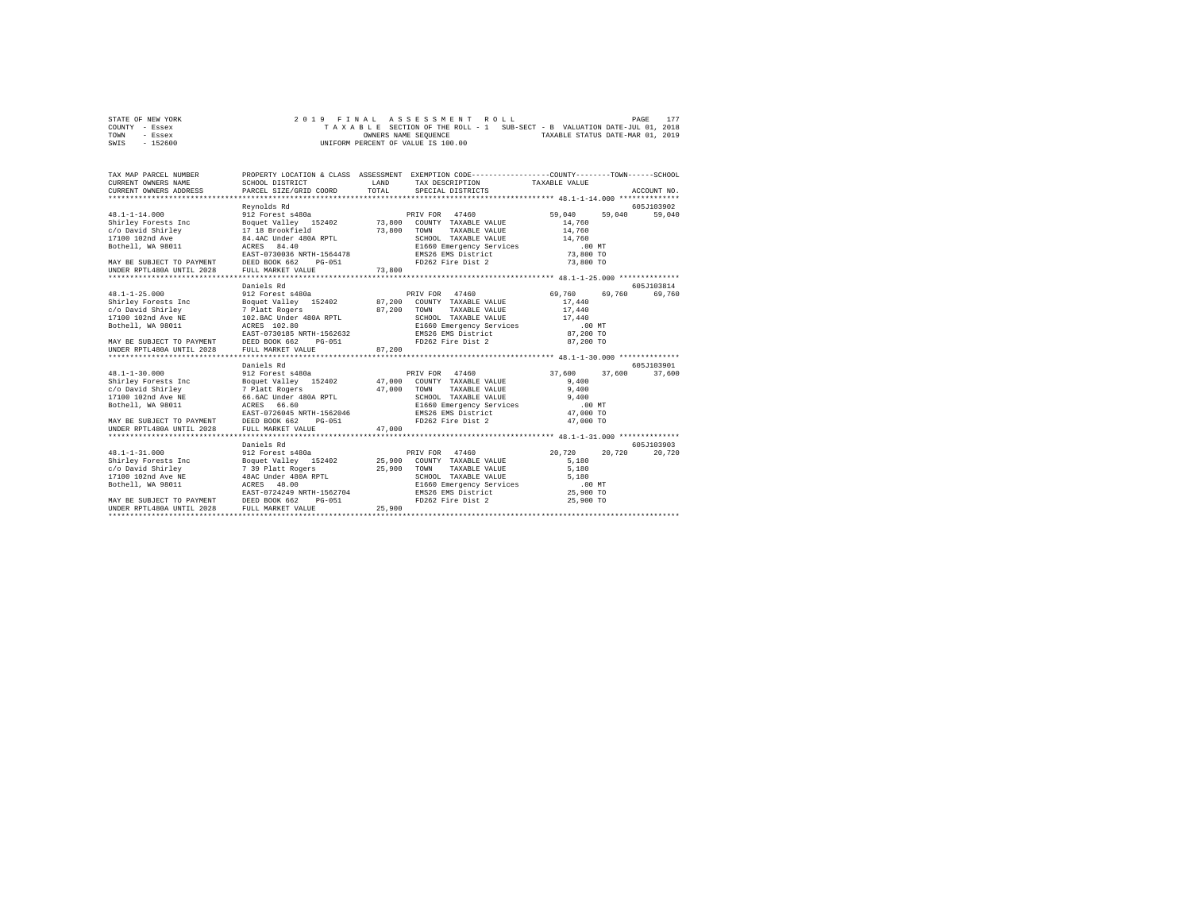STATE OF NEW YORK
COUNTY - Essex
TOWN - Essex
SWIS - 152600

2019 FINAL ASSESSMENT ROLL
TAXABLE SECTION OF THE ROLL - 1 SUB-SECT - B VALUATION DATE-JUL 01, 2018
OWNERS NAME SEQUENCE TAXABLE STATUS DATE-MAR 01, 2019
UNIFORM PERCENT OF VALUE IS 100.00

| TAX MAP PARCEL NUMBER / CURRENT OWNERS NAME / CURRENT OWNERS ADDRESS | PROPERTY LOCATION & CLASS / SCHOOL DISTRICT / PARCEL SIZE/GRID COORD | ASSESSMENT LAND / TOTAL | EXEMPTION CODE / TAX DESCRIPTION / SPECIAL DISTRICTS | COUNTY TAXABLE VALUE | TOWN | SCHOOL / ACCOUNT NO. |
|---|---|---|---|---|---|---|
| **48.1-1-14.000** | Reynolds Rd | | | | | 605J103902 |
| 48.1-1-14.000 | 912 Forest s480a | | PRIV FOR 47460 | 59,040 | 59,040 | 59,040 |
| Shirley Forests Inc | Boquet Valley 152402 | 73,800 | COUNTY TAXABLE VALUE | 14,760 | | |
| c/o David Shirley | 17 18 Brookfield | 73,800 | TOWN TAXABLE VALUE | 14,760 | | |
| 17100 102nd Ave | 84.4AC Under 480A RPTL | | SCHOOL TAXABLE VALUE | 14,760 | | |
| Bothell, WA 98011 | ACRES 84.40 | | E1660 Emergency Services | .00 MT | | |
| | EAST-0730036 NRTH-1564478 | | EMS26 EMS District | 73,800 TO | | |
| MAY BE SUBJECT TO PAYMENT | DEED BOOK 662 PG-051 | | FD262 Fire Dist 2 | 73,800 TO | | |
| UNDER RPTL480A UNTIL 2028 | FULL MARKET VALUE | 73,800 | | | | |
| **48.1-1-25.000** | Daniels Rd | | | | | 605J103814 |
| 48.1-1-25.000 | 912 Forest s480a | | PRIV FOR 47460 | 69,760 | 69,760 | 69,760 |
| Shirley Forests Inc | Boquet Valley 152402 | 87,200 | COUNTY TAXABLE VALUE | 17,440 | | |
| c/o David Shirley | 7 Platt Rogers | 87,200 | TOWN TAXABLE VALUE | 17,440 | | |
| 17100 102nd Ave NE | 102.8AC Under 480A RPTL | | SCHOOL TAXABLE VALUE | 17,440 | | |
| Bothell, WA 98011 | ACRES 102.80 | | E1660 Emergency Services | .00 MT | | |
| | EAST-0730185 NRTH-1562632 | | EMS26 EMS District | 87,200 TO | | |
| MAY BE SUBJECT TO PAYMENT | DEED BOOK 662 PG-051 | | FD262 Fire Dist 2 | 87,200 TO | | |
| UNDER RPTL480A UNTIL 2028 | FULL MARKET VALUE | 87,200 | | | | |
| **48.1-1-30.000** | Daniels Rd | | | | | 605J103901 |
| 48.1-1-30.000 | 912 Forest s480a | | PRIV FOR 47460 | 37,600 | 37,600 | 37,600 |
| Shirley Forests Inc | Boquet Valley 152402 | 47,000 | COUNTY TAXABLE VALUE | 9,400 | | |
| c/o David Shirley | 7 Platt Rogers | 47,000 | TOWN TAXABLE VALUE | 9,400 | | |
| 17100 102nd Ave NE | 66.6AC Under 480A RPTL | | SCHOOL TAXABLE VALUE | 9,400 | | |
| Bothell, WA 98011 | ACRES 66.60 | | E1660 Emergency Services | .00 MT | | |
| | EAST-0726045 NRTH-1562046 | | EMS26 EMS District | 47,000 TO | | |
| MAY BE SUBJECT TO PAYMENT | DEED BOOK 662 PG-051 | | FD262 Fire Dist 2 | 47,000 TO | | |
| UNDER RPTL480A UNTIL 2028 | FULL MARKET VALUE | 47,000 | | | | |
| **48.1-1-31.000** | Daniels Rd | | | | | 605J103903 |
| 48.1-1-31.000 | 912 Forest s480a | | PRIV FOR 47460 | 20,720 | 20,720 | 20,720 |
| Shirley Forests Inc | Boquet Valley 152402 | 25,900 | COUNTY TAXABLE VALUE | 5,180 | | |
| c/o David Shirley | 7 39 Platt Rogers | 25,900 | TOWN TAXABLE VALUE | 5,180 | | |
| 17100 102nd Ave NE | 48AC Under 480A RPTL | | SCHOOL TAXABLE VALUE | 5,180 | | |
| Bothell, WA 98011 | ACRES 48.00 | | E1660 Emergency Services | .00 MT | | |
| | EAST-0724249 NRTH-1562704 | | EMS26 EMS District | 25,900 TO | | |
| MAY BE SUBJECT TO PAYMENT | DEED BOOK 662 PG-051 | | FD262 Fire Dist 2 | 25,900 TO | | |
| UNDER RPTL480A UNTIL 2028 | FULL MARKET VALUE | 25,900 | | | | |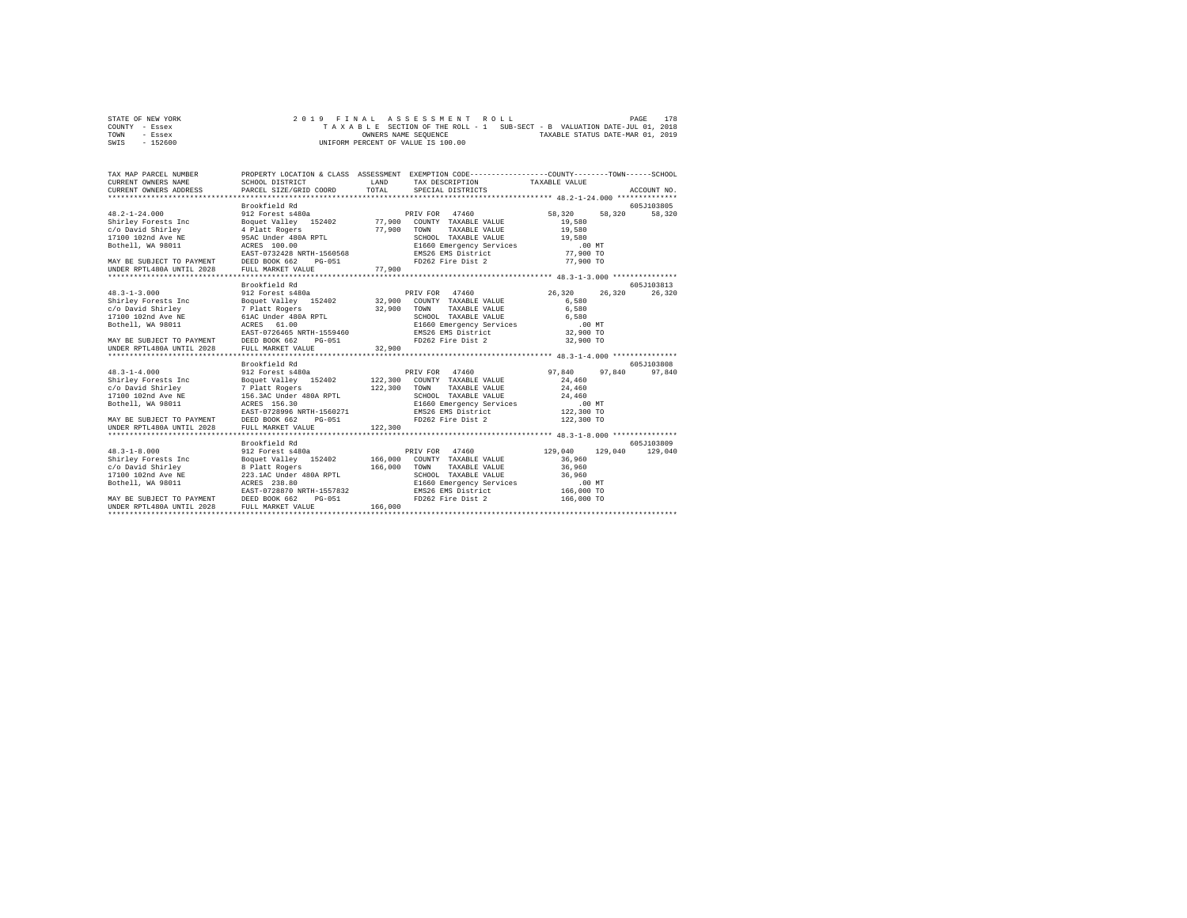STATE OF NEW YORK — 2019 FINAL ASSESSMENT ROLL
COUNTY - Essex — TAXABLE SECTION OF THE ROLL - 1 — SUB-SECT - B — VALUATION DATE-JUL 01, 2018
TOWN - Essex — OWNERS NAME SEQUENCE — TAXABLE STATUS DATE-MAR 01, 2019
SWIS - 152600 — UNIFORM PERCENT OF VALUE IS 100.00

| TAX MAP PARCEL NUMBER / CURRENT OWNERS NAME / CURRENT OWNERS ADDRESS | PROPERTY LOCATION & CLASS / SCHOOL DISTRICT / PARCEL SIZE/GRID COORD | ASSESSMENT LAND / TOTAL | EXEMPTION CODE / TAX DESCRIPTION / SPECIAL DISTRICTS | COUNTY TAXABLE VALUE | TOWN | SCHOOL | ACCOUNT NO. |
|---|---|---|---|---|---|---|---|
| 48.2-1-24.000 | Brookfield Rd | | | | | | 605J103805 |
| | 912 Forest s480a | | PRIV FOR 47460 | 58,320 | 58,320 | 58,320 | |
| Shirley Forests Inc | Boquet Valley 152402 | 77,900 | COUNTY TAXABLE VALUE | 19,580 | | | |
| c/o David Shirley | 4 Platt Rogers | 77,900 | TOWN TAXABLE VALUE | 19,580 | | | |
| 17100 102nd Ave NE | 95AC Under 480A RPTL | | SCHOOL TAXABLE VALUE | 19,580 | | | |
| Bothell, WA 98011 | ACRES 100.00 | | E1660 Emergency Services | .00 MT | | | |
| | EAST-0732428 NRTH-1560568 | | EMS26 EMS District | 77,900 TO | | | |
| MAY BE SUBJECT TO PAYMENT | DEED BOOK 662 PG-051 | | FD262 Fire Dist 2 | 77,900 TO | | | |
| UNDER RPTL480A UNTIL 2028 | FULL MARKET VALUE | 77,900 | | | | | |
| 48.3-1-3.000 | Brookfield Rd | | | | | | 605J103813 |
| | 912 Forest s480a | | PRIV FOR 47460 | 26,320 | 26,320 | 26,320 | |
| Shirley Forests Inc | Boquet Valley 152402 | 32,900 | COUNTY TAXABLE VALUE | 6,580 | | | |
| c/o David Shirley | 7 Platt Rogers | 32,900 | TOWN TAXABLE VALUE | 6,580 | | | |
| 17100 102nd Ave NE | 61AC Under 480A RPTL | | SCHOOL TAXABLE VALUE | 6,580 | | | |
| Bothell, WA 98011 | ACRES 61.00 | | E1660 Emergency Services | .00 MT | | | |
| | EAST-0726465 NRTH-1559460 | | EMS26 EMS District | 32,900 TO | | | |
| MAY BE SUBJECT TO PAYMENT | DEED BOOK 662 PG-051 | | FD262 Fire Dist 2 | 32,900 TO | | | |
| UNDER RPTL480A UNTIL 2028 | FULL MARKET VALUE | 32,900 | | | | | |
| 48.3-1-4.000 | Brookfield Rd | | | | | | 605J103808 |
| | 912 Forest s480a | | PRIV FOR 47460 | 97,840 | 97,840 | 97,840 | |
| Shirley Forests Inc | Boquet Valley 152402 | 122,300 | COUNTY TAXABLE VALUE | 24,460 | | | |
| c/o David Shirley | 7 Platt Rogers | 122,300 | TOWN TAXABLE VALUE | 24,460 | | | |
| 17100 102nd Ave NE | 156.3AC Under 480A RPTL | | SCHOOL TAXABLE VALUE | 24,460 | | | |
| Bothell, WA 98011 | ACRES 156.30 | | E1660 Emergency Services | .00 MT | | | |
| | EAST-0728996 NRTH-1560271 | | EMS26 EMS District | 122,300 TO | | | |
| MAY BE SUBJECT TO PAYMENT | DEED BOOK 662 PG-051 | | FD262 Fire Dist 2 | 122,300 TO | | | |
| UNDER RPTL480A UNTIL 2028 | FULL MARKET VALUE | 122,300 | | | | | |
| 48.3-1-8.000 | Brookfield Rd | | | | | | 605J103809 |
| | 912 Forest s480a | | PRIV FOR 47460 | 129,040 | 129,040 | 129,040 | |
| Shirley Forests Inc | Boquet Valley 152402 | 166,000 | COUNTY TAXABLE VALUE | 36,960 | | | |
| c/o David Shirley | 8 Platt Rogers | 166,000 | TOWN TAXABLE VALUE | 36,960 | | | |
| 17100 102nd Ave NE | 223.1AC Under 480A RPTL | | SCHOOL TAXABLE VALUE | 36,960 | | | |
| Bothell, WA 98011 | ACRES 238.80 | | E1660 Emergency Services | .00 MT | | | |
| | EAST-0728870 NRTH-1557832 | | EMS26 EMS District | 166,000 TO | | | |
| MAY BE SUBJECT TO PAYMENT | DEED BOOK 662 PG-051 | | FD262 Fire Dist 2 | 166,000 TO | | | |
| UNDER RPTL480A UNTIL 2028 | FULL MARKET VALUE | 166,000 | | | | | |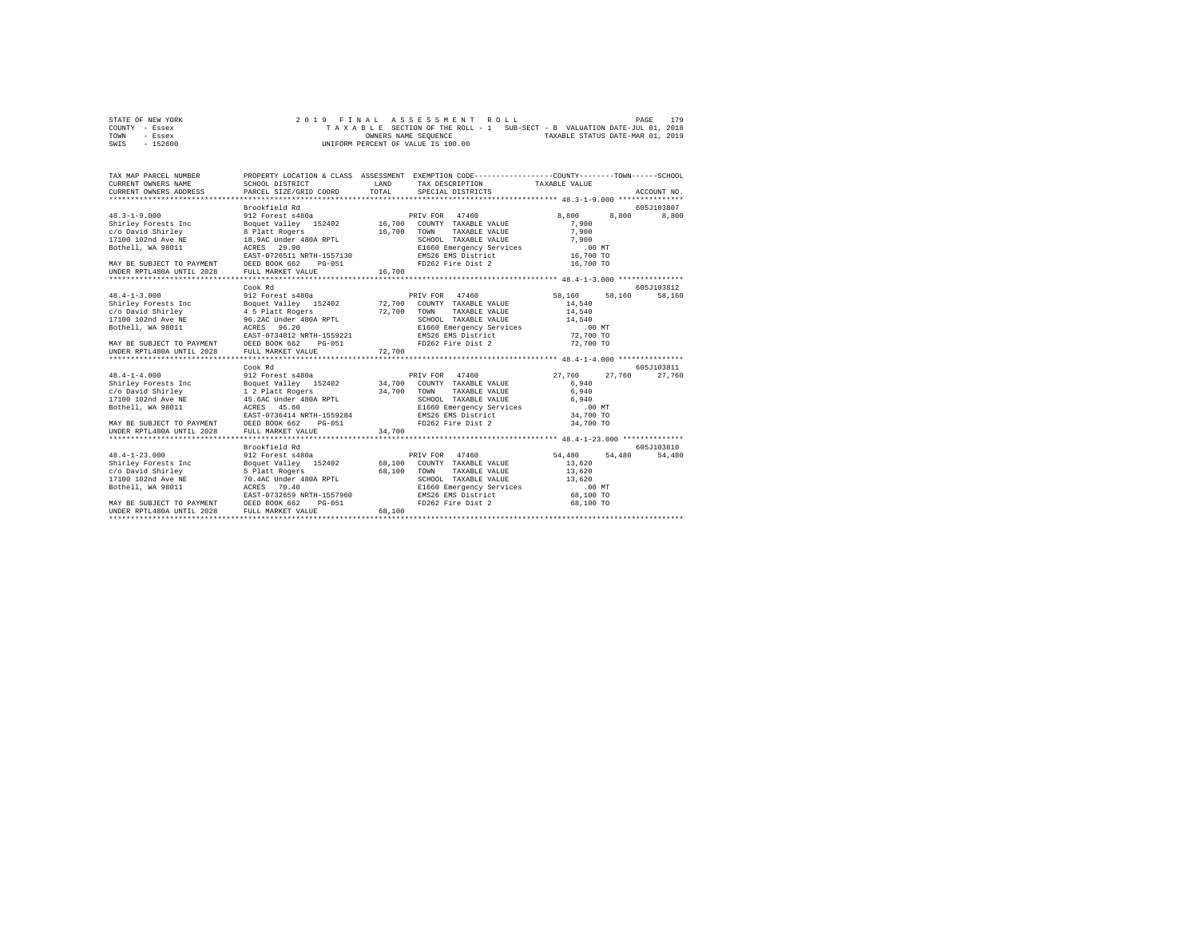STATE OF NEW YORK　　　　　2019 FINAL ASSESSMENT ROLL
COUNTY - Essex　　　　　TAXABLE SECTION OF THE ROLL - 1　SUB-SECT - B　VALUATION DATE-JUL 01, 2018
TOWN - Essex　　　　　OWNERS NAME SEQUENCE　　　　TAXABLE STATUS DATE-MAR 01, 2019
SWIS - 152600　　　　　UNIFORM PERCENT OF VALUE IS 100.00

| TAX MAP PARCEL NUMBER / CURRENT OWNERS NAME / CURRENT OWNERS ADDRESS | PROPERTY LOCATION & CLASS / SCHOOL DISTRICT / PARCEL SIZE/GRID COORD | ASSESSMENT LAND / TOTAL | EXEMPTION CODE / TAX DESCRIPTION / SPECIAL DISTRICTS | COUNTY | TOWN | SCHOOL / ACCOUNT NO. |
|---|---|---|---|---|---|---|
| 48.3-1-9.000 | Brookfield Rd | | | | | 605J103807 |
| | 912 Forest s480a | | PRIV FOR 47460 | 8,800 | 8,800 | 8,800 |
| Shirley Forests Inc | Boquet Valley 152402 | 16,700 | COUNTY TAXABLE VALUE | 7,900 | | |
| c/o David Shirley | 8 Platt Rogers | 16,700 | TOWN TAXABLE VALUE | 7,900 | | |
| 17100 102nd Ave NE | 18.9AC Under 480A RPTL | | SCHOOL TAXABLE VALUE | 7,900 | | |
| Bothell, WA 98011 | ACRES 29.90 | | E1660 Emergency Services | .00 MT | | |
| | EAST-0726511 NRTH-1557130 | | EMS26 EMS District | 16,700 TO | | |
| MAY BE SUBJECT TO PAYMENT | DEED BOOK 662 PG-051 | | FD262 Fire Dist 2 | 16,700 TO | | |
| UNDER RPTL480A UNTIL 2028 | FULL MARKET VALUE | 16,700 | | | | |
| 48.4-1-3.000 | Cook Rd | | | | | 605J103812 |
| | 912 Forest s480a | | PRIV FOR 47460 | 58,160 | 58,160 | 58,160 |
| Shirley Forests Inc | Boquet Valley 152402 | 72,700 | COUNTY TAXABLE VALUE | 14,540 | | |
| c/o David Shirley | 4 5 Platt Rogers | 72,700 | TOWN TAXABLE VALUE | 14,540 | | |
| 17100 102nd Ave NE | 96.2AC Under 480A RPTL | | SCHOOL TAXABLE VALUE | 14,540 | | |
| Bothell, WA 98011 | ACRES 96.20 | | E1660 Emergency Services | .00 MT | | |
| | EAST-0734812 NRTH-1559221 | | EMS26 EMS District | 72,700 TO | | |
| MAY BE SUBJECT TO PAYMENT | DEED BOOK 662 PG-051 | | FD262 Fire Dist 2 | 72,700 TO | | |
| UNDER RPTL480A UNTIL 2028 | FULL MARKET VALUE | 72,700 | | | | |
| 48.4-1-4.000 | Cook Rd | | | | | 605J103811 |
| | 912 Forest s480a | | PRIV FOR 47460 | 27,760 | 27,760 | 27,760 |
| Shirley Forests Inc | Boquet Valley 152402 | 34,700 | COUNTY TAXABLE VALUE | 6,940 | | |
| c/o David Shirley | 1 2 Platt Rogers | 34,700 | TOWN TAXABLE VALUE | 6,940 | | |
| 17100 102nd Ave NE | 45.6AC Under 480A RPTL | | SCHOOL TAXABLE VALUE | 6,940 | | |
| Bothell, WA 98011 | ACRES 45.60 | | E1660 Emergency Services | .00 MT | | |
| | EAST-0736414 NRTH-1559284 | | EMS26 EMS District | 34,700 TO | | |
| MAY BE SUBJECT TO PAYMENT | DEED BOOK 662 PG-051 | | FD262 Fire Dist 2 | 34,700 TO | | |
| UNDER RPTL480A UNTIL 2028 | FULL MARKET VALUE | 34,700 | | | | |
| 48.4-1-23.000 | Brookfield Rd | | | | | 605J103810 |
| | 912 Forest s480a | | PRIV FOR 47460 | 54,480 | 54,480 | 54,480 |
| Shirley Forests Inc | Boquet Valley 152402 | 68,100 | COUNTY TAXABLE VALUE | 13,620 | | |
| c/o David Shirley | 5 Platt Rogers | 68,100 | TOWN TAXABLE VALUE | 13,620 | | |
| 17100 102nd Ave NE | 70.4AC Under 480A RPTL | | SCHOOL TAXABLE VALUE | 13,620 | | |
| Bothell, WA 98011 | ACRES 70.40 | | E1660 Emergency Services | .00 MT | | |
| | EAST-0732659 NRTH-1557960 | | EMS26 EMS District | 68,100 TO | | |
| MAY BE SUBJECT TO PAYMENT | DEED BOOK 662 PG-051 | | FD262 Fire Dist 2 | 68,100 TO | | |
| UNDER RPTL480A UNTIL 2028 | FULL MARKET VALUE | 68,100 | | | | |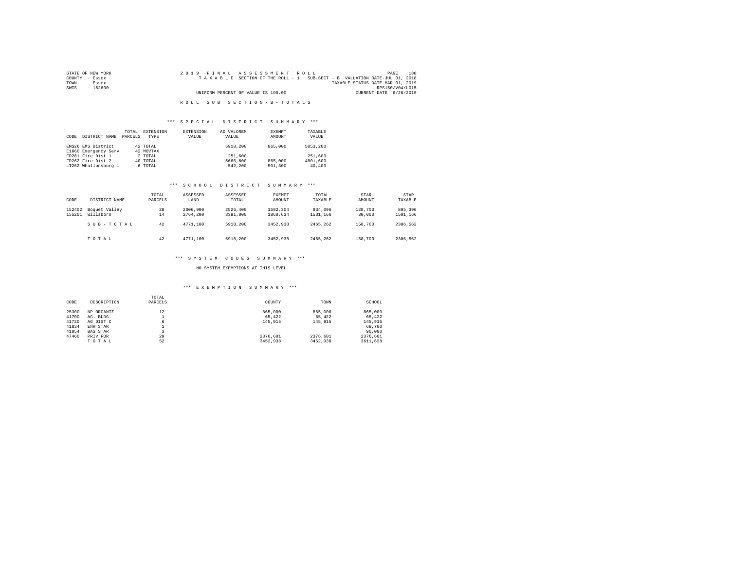STATE OF NEW YORK — 2019 FINAL ASSESSMENT ROLL — PAGE 180
COUNTY - Essex — TAXABLE SECTION OF THE ROLL - 1 — SUB-SECT - B — VALUATION DATE-JUL 01, 2018
TOWN - Essex — TAXABLE STATUS DATE-MAR 01, 2019
SWIS - 152600 — RPS150/V04/L015
UNIFORM PERCENT OF VALUE IS 100.00 — CURRENT DATE 6/26/2019

# ROLL SUB SECTION - B - TOTALS

## *** SPECIAL DISTRICT SUMMARY ***

| CODE | DISTRICT NAME | TOTAL PARCELS | EXTENSION TYPE | EXTENSION VALUE | AD VALOREM VALUE | EXEMPT AMOUNT | TAXABLE VALUE |
|---|---|---|---|---|---|---|---|
| EMS26 | EMS District | 42 | TOTAL | | 5918,200 | 865,000 | 5053,200 |
| E1660 | Emergency Serv | 42 | MOVTAX | | | | |
| FD261 | Fire Dist 1 | 2 | TOTAL | | 251,600 | | 251,600 |
| FD262 | Fire Dist 2 | 40 | TOTAL | | 5666,600 | 865,000 | 4801,600 |
| LT262 | Whallonsburg l | 6 | TOTAL | | 542,200 | 501,800 | 40,400 |

## *** SCHOOL DISTRICT SUMMARY ***

| CODE | DISTRICT NAME | TOTAL PARCELS | ASSESSED LAND | ASSESSED TOTAL | EXEMPT AMOUNT | TOTAL TAXABLE | STAR AMOUNT | STAR TAXABLE |
|---|---|---|---|---|---|---|---|---|
| 152402 | Boquet Valley | 28 | 2006,900 | 2526,400 | 1592,304 | 934,096 | 128,700 | 805,396 |
| 155201 | Willsboro | 14 | 2764,200 | 3391,800 | 1860,634 | 1531,166 | 30,000 | 1501,166 |
| | SUB-TOTAL | 42 | 4771,100 | 5918,200 | 3452,938 | 2465,262 | 158,700 | 2306,562 |
| | TOTAL | 42 | 4771,100 | 5918,200 | 3452,938 | 2465,262 | 158,700 | 2306,562 |

## *** SYSTEM CODES SUMMARY ***

NO SYSTEM EXEMPTIONS AT THIS LEVEL

## *** EXEMPTION SUMMARY ***

| CODE | DESCRIPTION | TOTAL PARCELS | COUNTY | TOWN | SCHOOL |
|---|---|---|---|---|---|
| 25300 | NP ORGANIZ | 12 | 865,000 | 865,000 | 865,000 |
| 41700 | AG. BLDG. | 1 | 65,422 | 65,422 | 65,422 |
| 41720 | AG DIST C | 6 | 145,915 | 145,915 | 145,915 |
| 41834 | ENH STAR | 1 | | | 68,700 |
| 41854 | BAS STAR | 3 | | | 90,000 |
| 47460 | PRIV FOR | 29 | 2376,601 | 2376,601 | 2376,601 |
| | TOTAL | 52 | 3452,938 | 3452,938 | 3611,638 |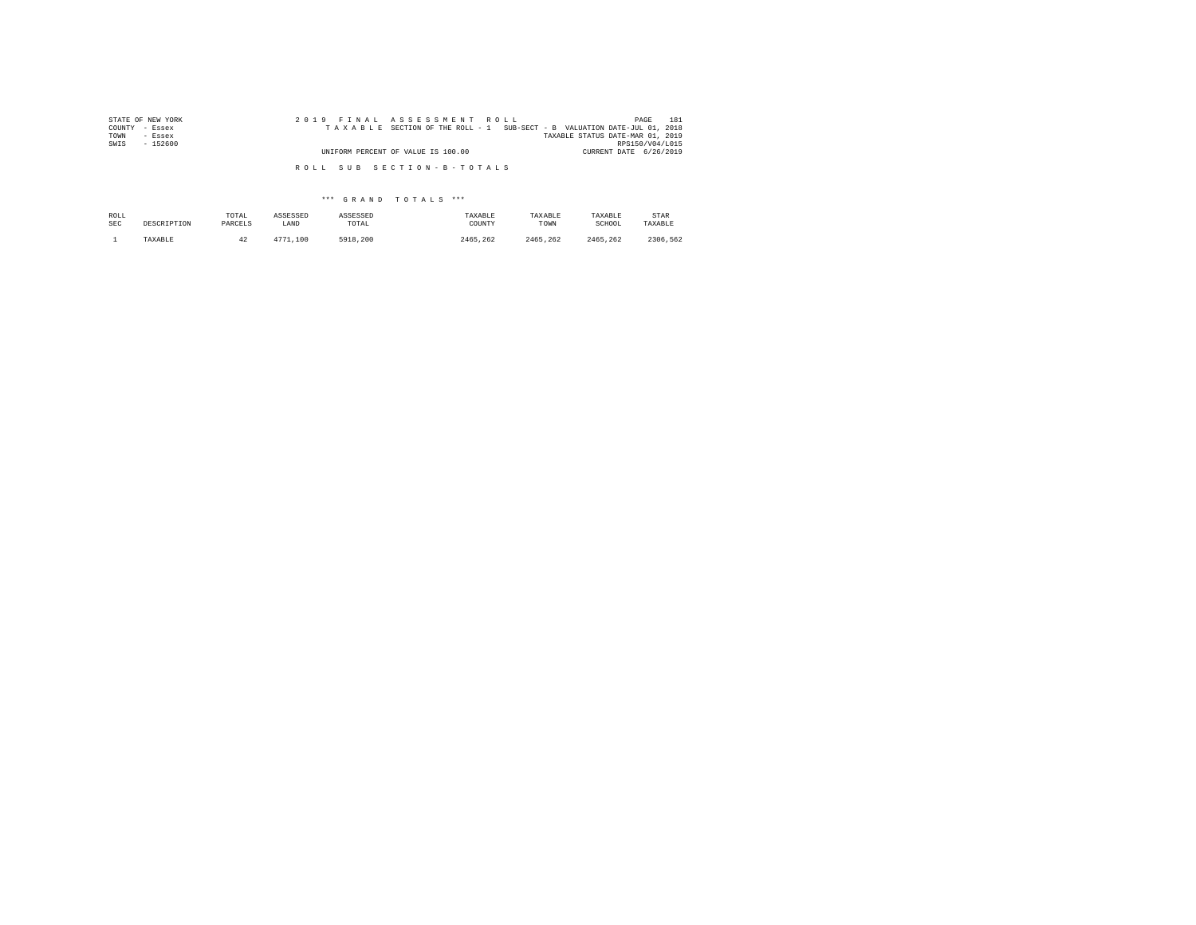STATE OF NEW YORK
COUNTY - Essex
TOWN - Essex
SWIS - 152600

2019 FINAL ASSESSMENT ROLL
TAXABLE SECTION OF THE ROLL - 1 SUB-SECT - B VALUATION DATE-JUL 01, 2018
TAXABLE STATUS DATE-MAR 01, 2019
RPS150/V04/L015
UNIFORM PERCENT OF VALUE IS 100.00 CURRENT DATE 6/26/2019

ROLL SUB SECTION-B-TOTALS

*** GRAND TOTALS ***

| ROLL SEC | DESCRIPTION | TOTAL PARCELS | ASSESSED LAND | ASSESSED TOTAL | TAXABLE COUNTY | TAXABLE TOWN | TAXABLE SCHOOL | STAR TAXABLE |
|---|---|---|---|---|---|---|---|---|
| 1 | TAXABLE | 42 | 4771,100 | 5918,200 | 2465,262 | 2465,262 | 2465,262 | 2306,562 |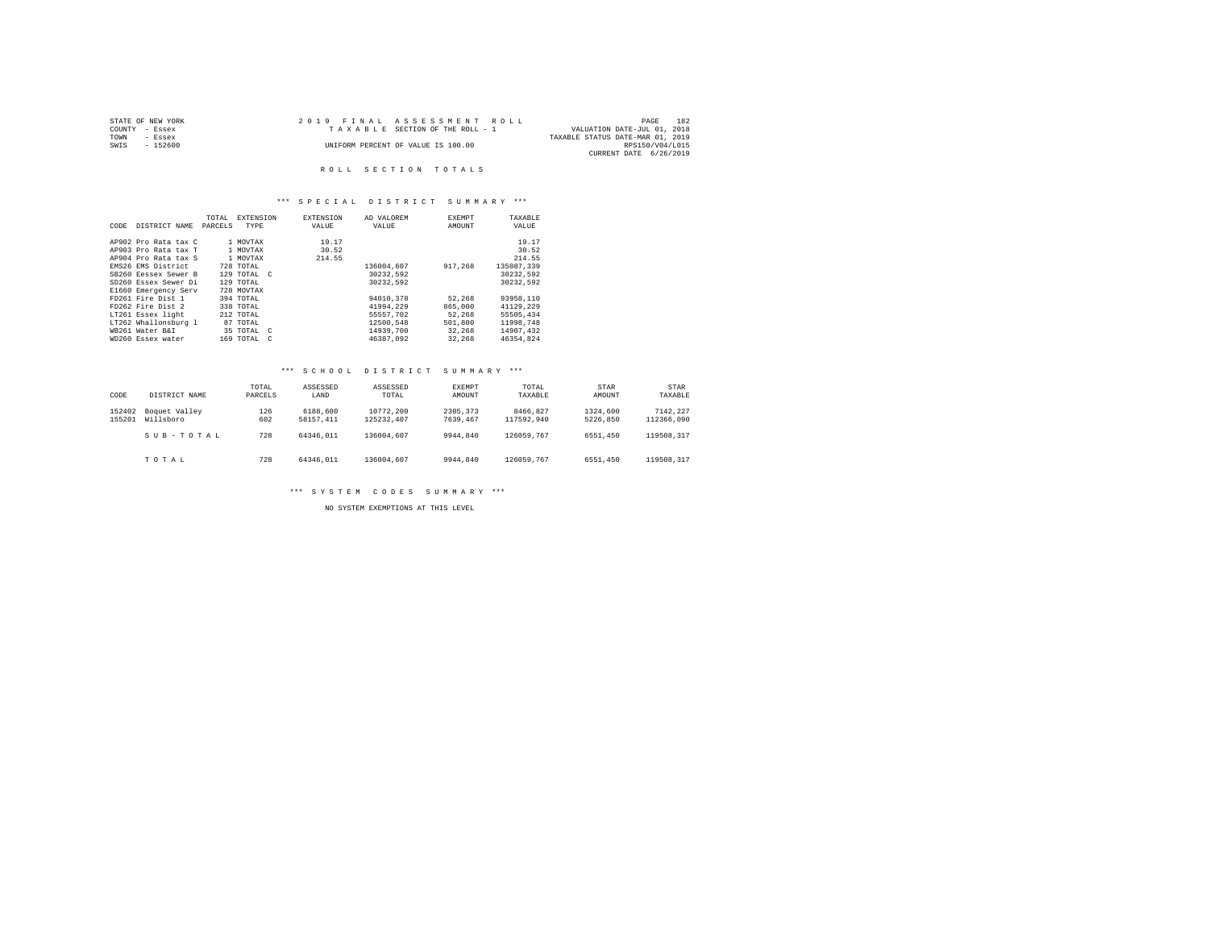STATE OF NEW YORK
COUNTY - Essex
TOWN - Essex
SWIS - 152600

2019 FINAL ASSESSMENT ROLL
TAXABLE SECTION OF THE ROLL - 1
UNIFORM PERCENT OF VALUE IS 100.00

VALUATION DATE-JUL 01, 2018
TAXABLE STATUS DATE-MAR 01, 2019
RPS150/V04/L015
CURRENT DATE 6/26/2019

## ROLL SECTION TOTALS

### *** SPECIAL DISTRICT SUMMARY ***

| CODE | DISTRICT NAME | TOTAL PARCELS | EXTENSION TYPE | EXTENSION VALUE | AD VALOREM VALUE | EXEMPT AMOUNT | TAXABLE VALUE |
|---|---|---|---|---|---|---|---|
| AP902 | Pro Rata tax C | 1 | MOVTAX | 19.17 | | | 19.17 |
| AP903 | Pro Rata tax T | 1 | MOVTAX | 30.52 | | | 30.52 |
| AP904 | Pro Rata tax S | 1 | MOVTAX | 214.55 | | | 214.55 |
| EMS26 | EMS District | 728 | TOTAL | | 136004,607 | 917,268 | 135087,339 |
| SB260 | Eessex Sewer B | 129 | TOTAL C | | 30232,592 | | 30232,592 |
| SD260 | Essex Sewer Di | 129 | TOTAL | | 30232,592 | | 30232,592 |
| E1660 | Emergency Serv | 728 | MOVTAX | | | | |
| FD261 | Fire Dist 1 | 394 | TOTAL | | 94010,378 | 52,268 | 93958,110 |
| FD262 | Fire Dist 2 | 338 | TOTAL | | 41994,229 | 865,000 | 41129,229 |
| LT261 | Essex light | 212 | TOTAL | | 55557,702 | 52,268 | 55505,434 |
| LT262 | Whallonsburg l | 87 | TOTAL | | 12500,548 | 501,800 | 11998,748 |
| WB261 | Water B&I | 35 | TOTAL C | | 14939,700 | 32,268 | 14907,432 |
| WD260 | Essex water | 169 | TOTAL C | | 46387,092 | 32,268 | 46354,824 |

### *** SCHOOL DISTRICT SUMMARY ***

| CODE | DISTRICT NAME | TOTAL PARCELS | ASSESSED LAND | ASSESSED TOTAL | EXEMPT AMOUNT | TOTAL TAXABLE | STAR AMOUNT | STAR TAXABLE |
|---|---|---|---|---|---|---|---|---|
| 152402 | Boquet Valley | 126 | 6188,600 | 10772,200 | 2305,373 | 8466,827 | 1324,600 | 7142,227 |
| 155201 | Willsboro | 602 | 58157,411 | 125232,407 | 7639,467 | 117592,940 | 5226,850 | 112366,090 |
| | SUB-TOTAL | 728 | 64346,011 | 136004,607 | 9944,840 | 126059,767 | 6551,450 | 119508,317 |
| | TOTAL | 728 | 64346,011 | 136004,607 | 9944,840 | 126059,767 | 6551,450 | 119508,317 |

### *** SYSTEM CODES SUMMARY ***

NO SYSTEM EXEMPTIONS AT THIS LEVEL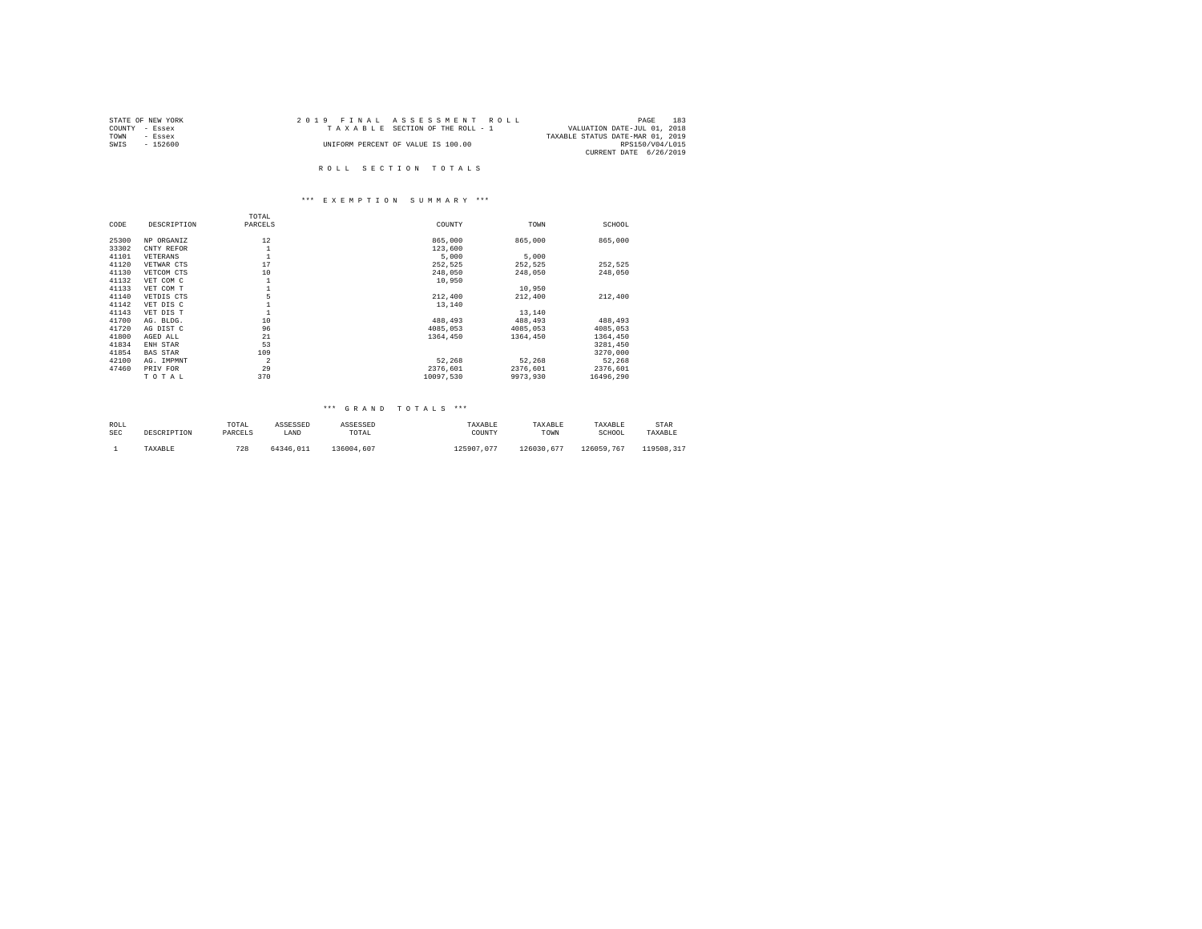STATE OF NEW YORK
COUNTY - Essex
TOWN - Essex
SWIS - 152600

2019 FINAL ASSESSMENT ROLL
TAXABLE SECTION OF THE ROLL - 1
UNIFORM PERCENT OF VALUE IS 100.00

VALUATION DATE-JUL 01, 2018
TAXABLE STATUS DATE-MAR 01, 2019
RPS150/V04/L015
CURRENT DATE 6/26/2019

## ROLL SECTION TOTALS

### *** EXEMPTION SUMMARY ***

| CODE | DESCRIPTION | TOTAL PARCELS | COUNTY | TOWN | SCHOOL |
|---|---|---|---|---|---|
| 25300 | NP ORGANIZ | 12 | 865,000 | 865,000 | 865,000 |
| 33302 | CNTY REFOR | 1 | 123,600 | | |
| 41101 | VETERANS | 1 | 5,000 | 5,000 | |
| 41120 | VETWAR CTS | 17 | 252,525 | 252,525 | 252,525 |
| 41130 | VETCOM CTS | 10 | 248,050 | 248,050 | 248,050 |
| 41132 | VET COM C | 1 | 10,950 | | |
| 41133 | VET COM T | 1 | | 10,950 | |
| 41140 | VETDIS CTS | 5 | 212,400 | 212,400 | 212,400 |
| 41142 | VET DIS C | 1 | 13,140 | | |
| 41143 | VET DIS T | 1 | | 13,140 | |
| 41700 | AG. BLDG. | 10 | 488,493 | 488,493 | 488,493 |
| 41720 | AG DIST C | 96 | 4085,053 | 4085,053 | 4085,053 |
| 41800 | AGED ALL | 21 | 1364,450 | 1364,450 | 1364,450 |
| 41834 | ENH STAR | 53 | | | 3281,450 |
| 41854 | BAS STAR | 109 | | | 3270,000 |
| 42100 | AG. IMPMNT | 2 | 52,268 | 52,268 | 52,268 |
| 47460 | PRIV FOR | 29 | 2376,601 | 2376,601 | 2376,601 |
| | TOTAL | 370 | 10097,530 | 9973,930 | 16496,290 |

### *** GRAND TOTALS ***

| ROLL SEC | DESCRIPTION | TOTAL PARCELS | ASSESSED LAND | ASSESSED TOTAL | TAXABLE COUNTY | TAXABLE TOWN | TAXABLE SCHOOL | STAR TAXABLE |
|---|---|---|---|---|---|---|---|---|
| 1 | TAXABLE | 728 | 64346,011 | 136004,607 | 125907,077 | 126030,677 | 126059,767 | 119508,317 |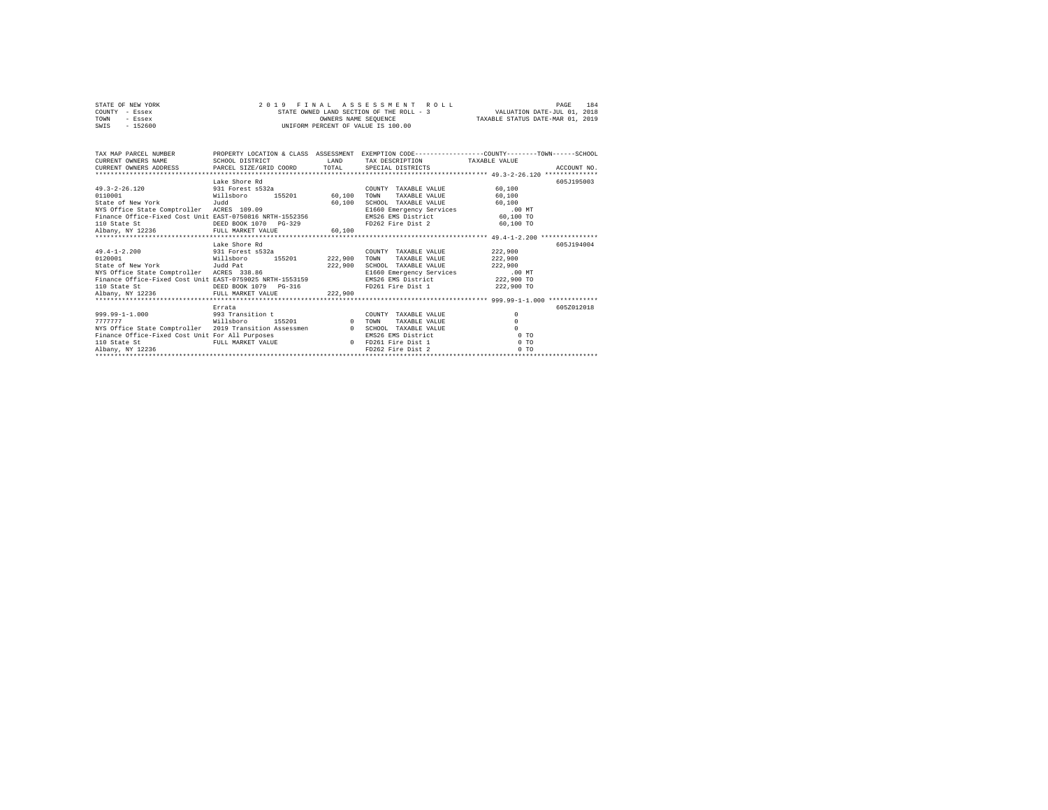STATE OF NEW YORK — 2019 FINAL ASSESSMENT ROLL
COUNTY - Essex — STATE OWNED LAND SECTION OF THE ROLL - 3 — VALUATION DATE-JUL 01, 2018
TOWN - Essex — OWNERS NAME SEQUENCE — TAXABLE STATUS DATE-MAR 01, 2019
SWIS - 152600 — UNIFORM PERCENT OF VALUE IS 100.00

| TAX MAP PARCEL NUMBER / CURRENT OWNERS NAME / CURRENT OWNERS ADDRESS | PROPERTY LOCATION & CLASS / SCHOOL DISTRICT / PARCEL SIZE/GRID COORD | ASSESSMENT LAND / TOTAL | EXEMPTION CODE / TAX DESCRIPTION / SPECIAL DISTRICTS | TAXABLE VALUE (COUNTY--TOWN--SCHOOL) | ACCOUNT NO. |
|---|---|---|---|---|---|
| **49.3-2-26.120** | Lake Shore Rd | | | | 605J195003 |
| 49.3-2-26.120 | 931 Forest s532a | | COUNTY TAXABLE VALUE | 60,100 | |
| 0110001 | Willsboro 155201 | 60,100 | TOWN TAXABLE VALUE | 60,100 | |
| State of New York | Judd | 60,100 | SCHOOL TAXABLE VALUE | 60,100 | |
| NYS Office State Comptroller | ACRES 109.09 | | E1660 Emergency Services | .00 MT | |
| Finance Office-Fixed Cost Unit | EAST-0750816 NRTH-1552356 | | EMS26 EMS District | 60,100 TO | |
| 110 State St | DEED BOOK 1070 PG-329 | | FD262 Fire Dist 2 | 60,100 TO | |
| Albany, NY 12236 | FULL MARKET VALUE | 60,100 | | | |
| **49.4-1-2.200** | Lake Shore Rd | | | | 605J194004 |
| 49.4-1-2.200 | 931 Forest s532a | | COUNTY TAXABLE VALUE | 222,900 | |
| 0120001 | Willsboro 155201 | 222,900 | TOWN TAXABLE VALUE | 222,900 | |
| State of New York | Judd Pat | 222,900 | SCHOOL TAXABLE VALUE | 222,900 | |
| NYS Office State Comptroller | ACRES 338.86 | | E1660 Emergency Services | .00 MT | |
| Finance Office-Fixed Cost Unit | EAST-0759025 NRTH-1553159 | | EMS26 EMS District | 222,900 TO | |
| 110 State St | DEED BOOK 1079 PG-316 | | FD261 Fire Dist 1 | 222,900 TO | |
| Albany, NY 12236 | FULL MARKET VALUE | 222,900 | | | |
| **999.99-1-1.000** | Errata | | | | 605Z012018 |
| 999.99-1-1.000 | 993 Transition t | | COUNTY TAXABLE VALUE | 0 | |
| 7777777 | Willsboro 155201 | 0 | TOWN TAXABLE VALUE | 0 | |
| NYS Office State Comptroller | 2019 Transition Assessmen | 0 | SCHOOL TAXABLE VALUE | 0 | |
| Finance Office-Fixed Cost Unit | For All Purposes | | EMS26 EMS District | 0 TO | |
| 110 State St | FULL MARKET VALUE | 0 | FD261 Fire Dist 1 | 0 TO | |
| Albany, NY 12236 | | | FD262 Fire Dist 2 | 0 TO | |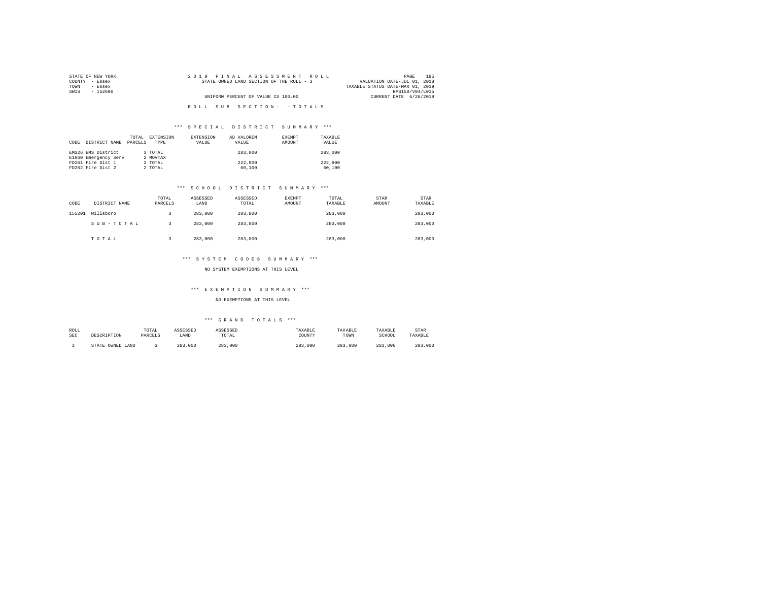STATE OF NEW YORK
COUNTY - Essex
TOWN - Essex
SWIS - 152600

2 0 1 9 F I N A L A S S E S S M E N T R O L L
STATE OWNED LAND SECTION OF THE ROLL - 3
UNIFORM PERCENT OF VALUE IS 100.00

VALUATION DATE-JUL 01, 2018
TAXABLE STATUS DATE-MAR 01, 2019
RPS150/V04/L015
CURRENT DATE 6/26/2019

R O L L S U B S E C T I O N - - T O T A L S

### *** S P E C I A L D I S T R I C T S U M M A R Y ***

| CODE DISTRICT NAME | TOTAL PARCELS | EXTENSION TYPE | EXTENSION VALUE | AD VALOREM VALUE | EXEMPT AMOUNT | TAXABLE VALUE |
|---|---|---|---|---|---|---|
| EMS26 EMS District | 3 | TOTAL | | 283,000 | | 283,000 |
| E1660 Emergency Serv | 2 | MOVTAX | | | | |
| FD261 Fire Dist 1 | 2 | TOTAL | | 222,900 | | 222,900 |
| FD262 Fire Dist 2 | 2 | TOTAL | | 60,100 | | 60,100 |

### *** S C H O O L D I S T R I C T S U M M A R Y ***

| CODE | DISTRICT NAME | TOTAL PARCELS | ASSESSED LAND | ASSESSED TOTAL | EXEMPT AMOUNT | TOTAL TAXABLE | STAR AMOUNT | STAR TAXABLE |
|---|---|---|---|---|---|---|---|---|
| 155201 | Willsboro | 3 | 283,000 | 283,000 | | 283,000 | | 283,000 |
| | S U B - T O T A L | 3 | 283,000 | 283,000 | | 283,000 | | 283,000 |
| | T O T A L | 3 | 283,000 | 283,000 | | 283,000 | | 283,000 |

### *** S Y S T E M C O D E S S U M M A R Y ***

NO SYSTEM EXEMPTIONS AT THIS LEVEL

### *** E X E M P T I O N S U M M A R Y ***

NO EXEMPTIONS AT THIS LEVEL

### *** G R A N D T O T A L S ***

| ROLL SEC | DESCRIPTION | TOTAL PARCELS | ASSESSED LAND | ASSESSED TOTAL | TAXABLE COUNTY | TAXABLE TOWN | TAXABLE SCHOOL | STAR TAXABLE |
|---|---|---|---|---|---|---|---|---|
| 3 | STATE OWNED LAND | 3 | 283,000 | 283,000 | 283,000 | 283,000 | 283,000 | 283,000 |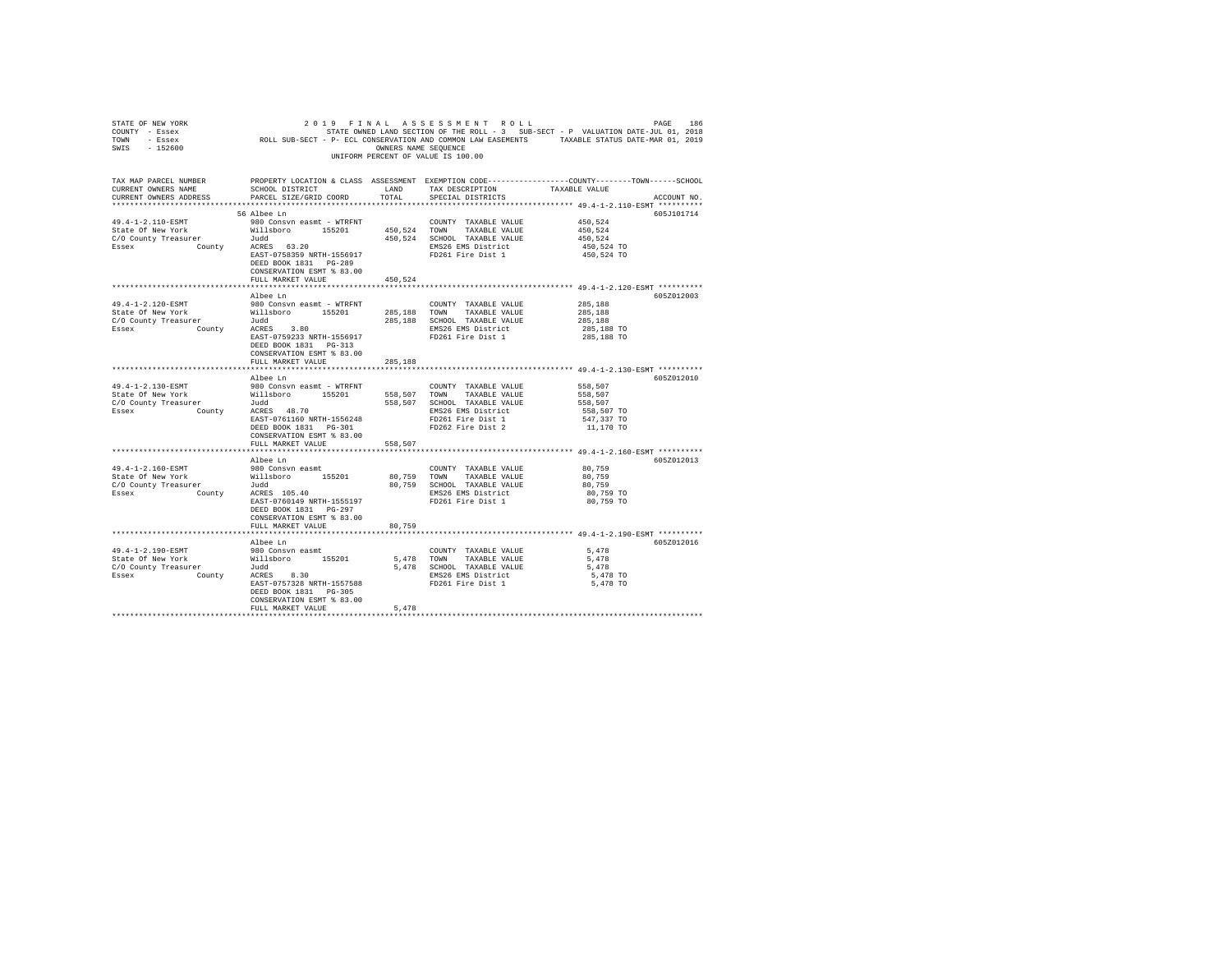STATE OF NEW YORK                2 0 1 9   F I N A L   A S S E S S M E N T   R O L L
COUNTY - Essex                   STATE OWNED LAND SECTION OF THE ROLL - 3   SUB-SECT - P  VALUATION DATE-JUL 01, 2018
TOWN - Essex                     ROLL SUB-SECT - P- ECL CONSERVATION AND COMMON LAW EASEMENTS     TAXABLE STATUS DATE-MAR 01, 2019
SWIS - 152600                    OWNERS NAME SEQUENCE
UNIFORM PERCENT OF VALUE IS 100.00

| TAX MAP PARCEL NUMBER / CURRENT OWNERS NAME / CURRENT OWNERS ADDRESS | PROPERTY LOCATION & CLASS / SCHOOL DISTRICT / PARCEL SIZE/GRID COORD | ASSESSMENT LAND | TOTAL | EXEMPTION CODE / TAX DESCRIPTION / SPECIAL DISTRICTS | TAXABLE VALUE (COUNTY / TOWN / SCHOOL) | ACCOUNT NO. |
|---|---|---|---|---|---|---|
| **49.4-1-2.110-ESMT** | 56 Albee Ln | | | | | 605J101714 |
| 49.4-1-2.110-ESMT | 980 Consvn easmt - WTRFNT | | | COUNTY TAXABLE VALUE | 450,524 | |
| State Of New York | Willsboro 155201 | 450,524 | | TOWN TAXABLE VALUE | 450,524 | |
| C/O County Treasurer | Judd | | 450,524 | SCHOOL TAXABLE VALUE | 450,524 | |
| Essex County | ACRES 63.20 | | | EMS26 EMS District | 450,524 TO | |
| | EAST-0758359 NRTH-1556917 | | | FD261 Fire Dist 1 | 450,524 TO | |
| | DEED BOOK 1831 PG-289 | | | | | |
| | CONSERVATION ESMT % 83.00 | | | | | |
| | FULL MARKET VALUE | | 450,524 | | | |
| **49.4-1-2.120-ESMT** | Albee Ln | | | | | 605Z012003 |
| 49.4-1-2.120-ESMT | 980 Consvn easmt - WTRFNT | | | COUNTY TAXABLE VALUE | 285,188 | |
| State Of New York | Willsboro 155201 | 285,188 | | TOWN TAXABLE VALUE | 285,188 | |
| C/O County Treasurer | Judd | | 285,188 | SCHOOL TAXABLE VALUE | 285,188 | |
| Essex County | ACRES 3.80 | | | EMS26 EMS District | 285,188 TO | |
| | EAST-0759233 NRTH-1556917 | | | FD261 Fire Dist 1 | 285,188 TO | |
| | DEED BOOK 1831 PG-313 | | | | | |
| | CONSERVATION ESMT % 83.00 | | | | | |
| | FULL MARKET VALUE | | 285,188 | | | |
| **49.4-1-2.130-ESMT** | Albee Ln | | | | | 605Z012010 |
| 49.4-1-2.130-ESMT | 980 Consvn easmt - WTRFNT | | | COUNTY TAXABLE VALUE | 558,507 | |
| State Of New York | Willsboro 155201 | 558,507 | | TOWN TAXABLE VALUE | 558,507 | |
| C/O County Treasurer | Judd | | 558,507 | SCHOOL TAXABLE VALUE | 558,507 | |
| Essex County | ACRES 48.70 | | | EMS26 EMS District | 558,507 TO | |
| | EAST-0761160 NRTH-1556248 | | | FD261 Fire Dist 1 | 547,337 TO | |
| | DEED BOOK 1831 PG-301 | | | FD262 Fire Dist 2 | 11,170 TO | |
| | CONSERVATION ESMT % 83.00 | | | | | |
| | FULL MARKET VALUE | | 558,507 | | | |
| **49.4-1-2.160-ESMT** | Albee Ln | | | | | 605Z012013 |
| 49.4-1-2.160-ESMT | 980 Consvn easmt | | | COUNTY TAXABLE VALUE | 80,759 | |
| State Of New York | Willsboro 155201 | 80,759 | | TOWN TAXABLE VALUE | 80,759 | |
| C/O County Treasurer | Judd | | 80,759 | SCHOOL TAXABLE VALUE | 80,759 | |
| Essex County | ACRES 105.40 | | | EMS26 EMS District | 80,759 TO | |
| | EAST-0760149 NRTH-1555197 | | | FD261 Fire Dist 1 | 80,759 TO | |
| | DEED BOOK 1831 PG-297 | | | | | |
| | CONSERVATION ESMT % 83.00 | | | | | |
| | FULL MARKET VALUE | | 80,759 | | | |
| **49.4-1-2.190-ESMT** | Albee Ln | | | | | 605Z012016 |
| 49.4-1-2.190-ESMT | 980 Consvn easmt | | | COUNTY TAXABLE VALUE | 5,478 | |
| State Of New York | Willsboro 155201 | 5,478 | | TOWN TAXABLE VALUE | 5,478 | |
| C/O County Treasurer | Judd | | 5,478 | SCHOOL TAXABLE VALUE | 5,478 | |
| Essex County | ACRES 8.30 | | | EMS26 EMS District | 5,478 TO | |
| | EAST-0757328 NRTH-1557588 | | | FD261 Fire Dist 1 | 5,478 TO | |
| | DEED BOOK 1831 PG-305 | | | | | |
| | CONSERVATION ESMT % 83.00 | | | | | |
| | FULL MARKET VALUE | | 5,478 | | | |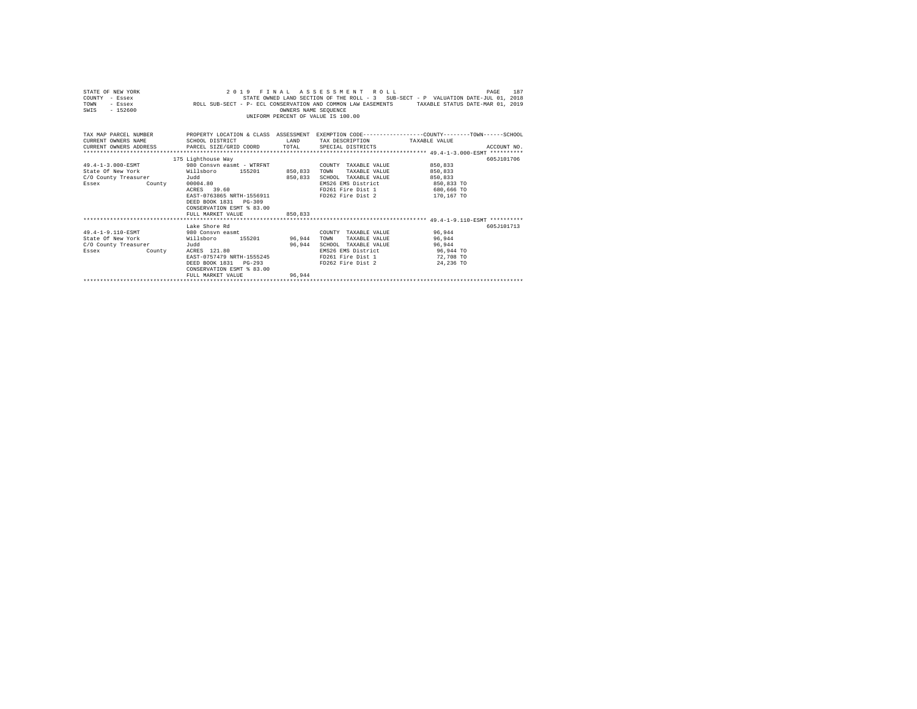STATE OF NEW YORK                2 0 1 9   F I N A L   A S S E S S M E N T   R O L L
COUNTY - Essex                   STATE OWNED LAND SECTION OF THE ROLL - 3   SUB-SECT - P  VALUATION DATE-JUL 01, 2018
TOWN - Essex                     ROLL SUB-SECT - P- ECL CONSERVATION AND COMMON LAW EASEMENTS     TAXABLE STATUS DATE-MAR 01, 2019
SWIS - 152600                    OWNERS NAME SEQUENCE
UNIFORM PERCENT OF VALUE IS 100.00

| TAX MAP PARCEL NUMBER / CURRENT OWNERS NAME / CURRENT OWNERS ADDRESS | PROPERTY LOCATION & CLASS / SCHOOL DISTRICT / PARCEL SIZE/GRID COORD | ASSESSMENT LAND / TOTAL | EXEMPTION CODE / TAX DESCRIPTION / SPECIAL DISTRICTS | COUNTY--------TOWN------SCHOOL TAXABLE VALUE | ACCOUNT NO. |
|---|---|---|---|---|---|
| **49.4-1-3.000-ESMT** | 175 Lighthouse Way | | | | 605J101706 |
| 49.4-1-3.000-ESMT | 980 Consvn easmt - WTRFNT | | COUNTY TAXABLE VALUE | 850,833 | |
| State Of New York | Willsboro 155201 | 850,833 | TOWN TAXABLE VALUE | 850,833 | |
| C/O County Treasurer | Judd | 850,833 | SCHOOL TAXABLE VALUE | 850,833 | |
| Essex County | 00004.80 | | EMS26 EMS District | 850,833 TO | |
| | ACRES 39.60 | | FD261 Fire Dist 1 | 680,666 TO | |
| | EAST-0763865 NRTH-1556911 | | FD262 Fire Dist 2 | 170,167 TO | |
| | DEED BOOK 1831 PG-309 | | | | |
| | CONSERVATION ESMT % 83.00 | | | | |
| | FULL MARKET VALUE | 850,833 | | | |
| **49.4-1-9.110-ESMT** | Lake Shore Rd | | | | 605J101713 |
| 49.4-1-9.110-ESMT | 980 Consvn easmt | | COUNTY TAXABLE VALUE | 96,944 | |
| State Of New York | Willsboro 155201 | 96,944 | TOWN TAXABLE VALUE | 96,944 | |
| C/O County Treasurer | Judd | 96,944 | SCHOOL TAXABLE VALUE | 96,944 | |
| Essex County | ACRES 121.80 | | EMS26 EMS District | 96,944 TO | |
| | EAST-0757479 NRTH-1555245 | | FD261 Fire Dist 1 | 72,708 TO | |
| | DEED BOOK 1831 PG-293 | | FD262 Fire Dist 2 | 24,236 TO | |
| | CONSERVATION ESMT % 83.00 | | | | |
| | FULL MARKET VALUE | 96,944 | | | |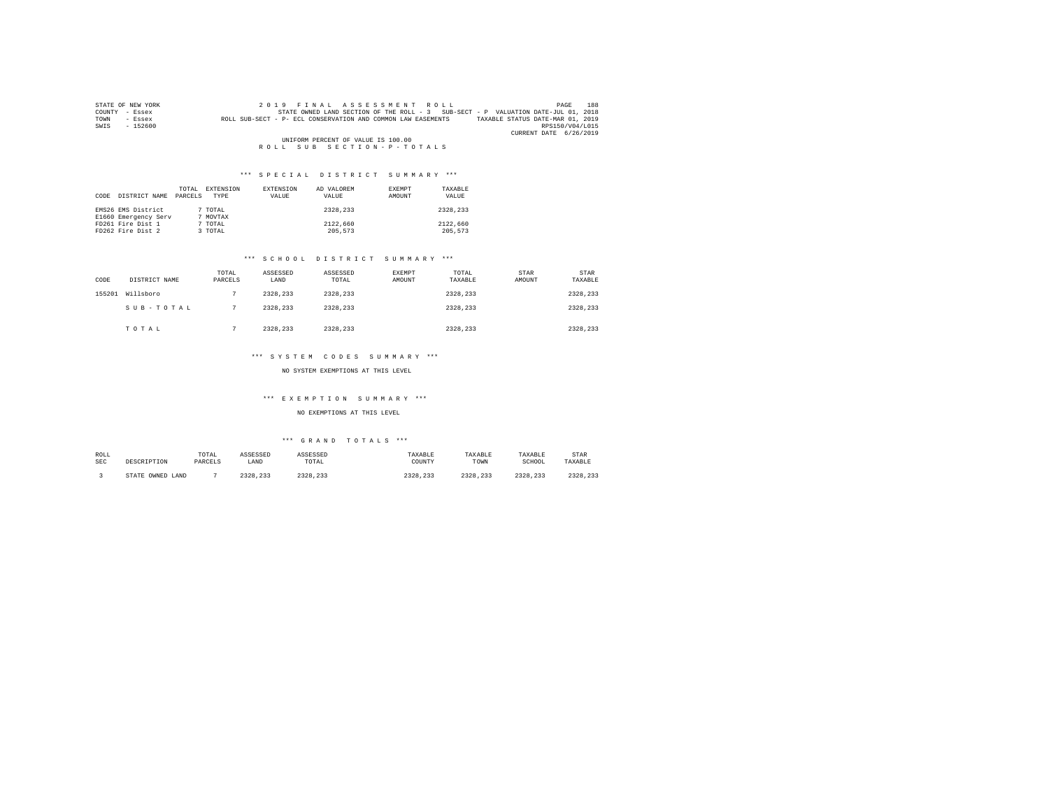STATE OF NEW YORK — 2019 FINAL ASSESSMENT ROLL
COUNTY - Essex — STATE OWNED LAND SECTION OF THE ROLL - 3 SUB-SECT - P VALUATION DATE-JUL 01, 2018
TOWN - Essex — ROLL SUB-SECT - P- ECL CONSERVATION AND COMMON LAW EASEMENTS — TAXABLE STATUS DATE-MAR 01, 2019
SWIS - 152600 — RPS150/V04/L015
CURRENT DATE 6/26/2019

UNIFORM PERCENT OF VALUE IS 100.00

ROLL SUB SECTION-P-TOTALS

### *** SPECIAL DISTRICT SUMMARY ***

| CODE | DISTRICT NAME | TOTAL PARCELS | EXTENSION TYPE | EXTENSION VALUE | AD VALOREM VALUE | EXEMPT AMOUNT | TAXABLE VALUE |
|---|---|---|---|---|---|---|---|
| EMS26 | EMS District | 7 | TOTAL | | 2328,233 | | 2328,233 |
| E1660 | Emergency Serv | 7 | MOVTAX | | | | |
| FD261 | Fire Dist 1 | 7 | TOTAL | | 2122,660 | | 2122,660 |
| FD262 | Fire Dist 2 | 3 | TOTAL | | 205,573 | | 205,573 |

### *** SCHOOL DISTRICT SUMMARY ***

| CODE | DISTRICT NAME | TOTAL PARCELS | ASSESSED LAND | ASSESSED TOTAL | EXEMPT AMOUNT | TOTAL TAXABLE | STAR AMOUNT | STAR TAXABLE |
|---|---|---|---|---|---|---|---|---|
| 155201 | Willsboro | 7 | 2328,233 | 2328,233 | | 2328,233 | | 2328,233 |
| | SUB-TOTAL | 7 | 2328,233 | 2328,233 | | 2328,233 | | 2328,233 |
| | TOTAL | 7 | 2328,233 | 2328,233 | | 2328,233 | | 2328,233 |

### *** SYSTEM CODES SUMMARY ***

NO SYSTEM EXEMPTIONS AT THIS LEVEL

### *** EXEMPTION SUMMARY ***

NO EXEMPTIONS AT THIS LEVEL

### *** GRAND TOTALS ***

| ROLL SEC | DESCRIPTION | TOTAL PARCELS | ASSESSED LAND | ASSESSED TOTAL | TAXABLE COUNTY | TAXABLE TOWN | TAXABLE SCHOOL | STAR TAXABLE |
|---|---|---|---|---|---|---|---|---|
| 3 | STATE OWNED LAND | 7 | 2328,233 | 2328,233 | 2328,233 | 2328,233 | 2328,233 | 2328,233 |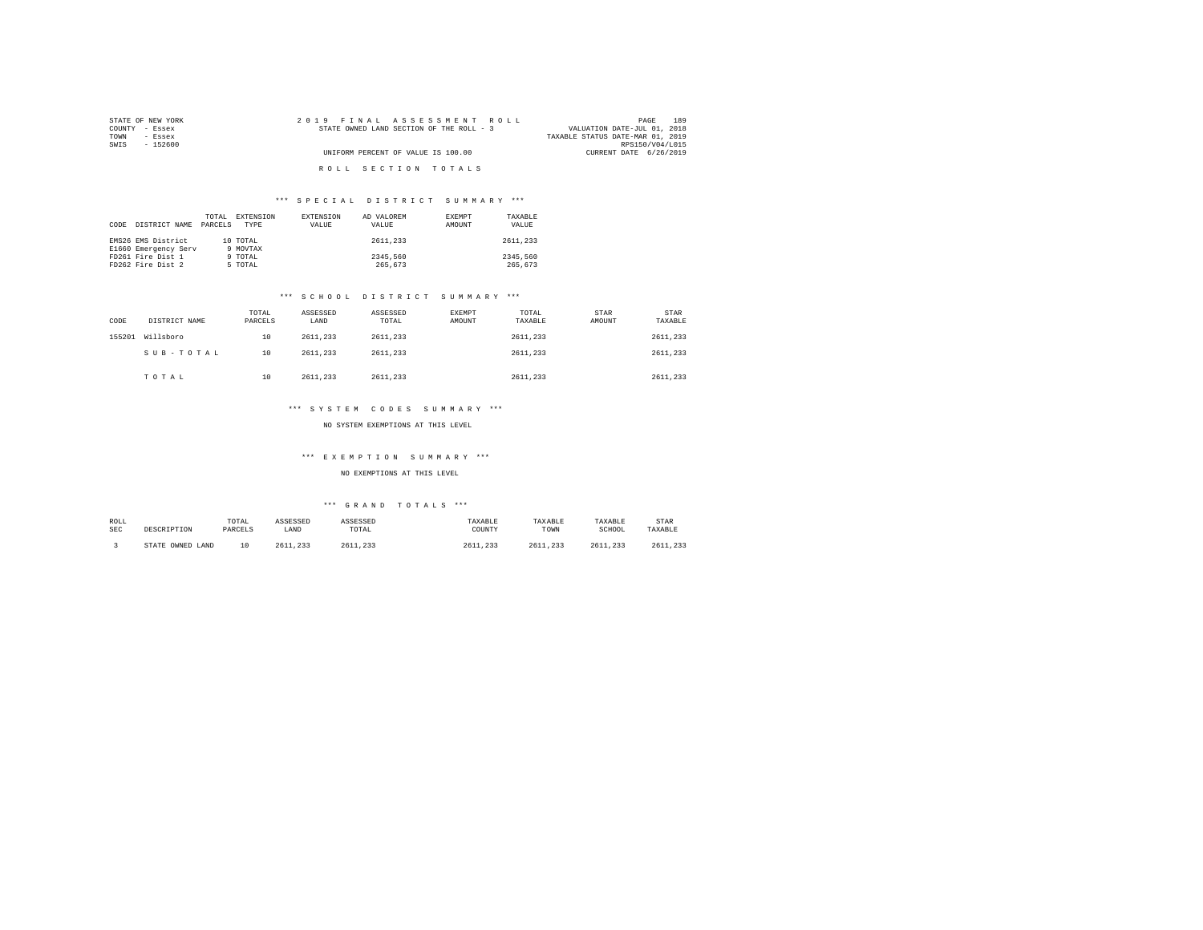STATE OF NEW YORK
COUNTY - Essex
TOWN - Essex
SWIS - 152600

2019 FINAL ASSESSMENT ROLL
STATE OWNED LAND SECTION OF THE ROLL - 3
UNIFORM PERCENT OF VALUE IS 100.00

VALUATION DATE-JUL 01, 2018
TAXABLE STATUS DATE-MAR 01, 2019
RPS150/V04/L015
CURRENT DATE 6/26/2019

# ROLL SECTION TOTALS

## *** SPECIAL DISTRICT SUMMARY ***

| CODE | DISTRICT NAME | TOTAL PARCELS | EXTENSION TYPE | EXTENSION VALUE | AD VALOREM VALUE | EXEMPT AMOUNT | TAXABLE VALUE |
|---|---|---|---|---|---|---|---|
| EMS26 | EMS District | 10 | TOTAL | | 2611,233 | | 2611,233 |
| E1660 | Emergency Serv | 9 | MOVTAX | | | | |
| FD261 | Fire Dist 1 | 9 | TOTAL | | 2345,560 | | 2345,560 |
| FD262 | Fire Dist 2 | 5 | TOTAL | | 265,673 | | 265,673 |

## *** SCHOOL DISTRICT SUMMARY ***

| CODE | DISTRICT NAME | TOTAL PARCELS | ASSESSED LAND | ASSESSED TOTAL | EXEMPT AMOUNT | TOTAL TAXABLE | STAR AMOUNT | STAR TAXABLE |
|---|---|---|---|---|---|---|---|---|
| 155201 | Willsboro | 10 | 2611,233 | 2611,233 | | 2611,233 | | 2611,233 |
| | SUB-TOTAL | 10 | 2611,233 | 2611,233 | | 2611,233 | | 2611,233 |
| | TOTAL | 10 | 2611,233 | 2611,233 | | 2611,233 | | 2611,233 |

## *** SYSTEM CODES SUMMARY ***

NO SYSTEM EXEMPTIONS AT THIS LEVEL

## *** EXEMPTION SUMMARY ***

NO EXEMPTIONS AT THIS LEVEL

## *** GRAND TOTALS ***

| ROLL SEC | DESCRIPTION | TOTAL PARCELS | ASSESSED LAND | ASSESSED TOTAL | TAXABLE COUNTY | TAXABLE TOWN | TAXABLE SCHOOL | STAR TAXABLE |
|---|---|---|---|---|---|---|---|---|
| 3 | STATE OWNED LAND | 10 | 2611,233 | 2611,233 | 2611,233 | 2611,233 | 2611,233 | 2611,233 |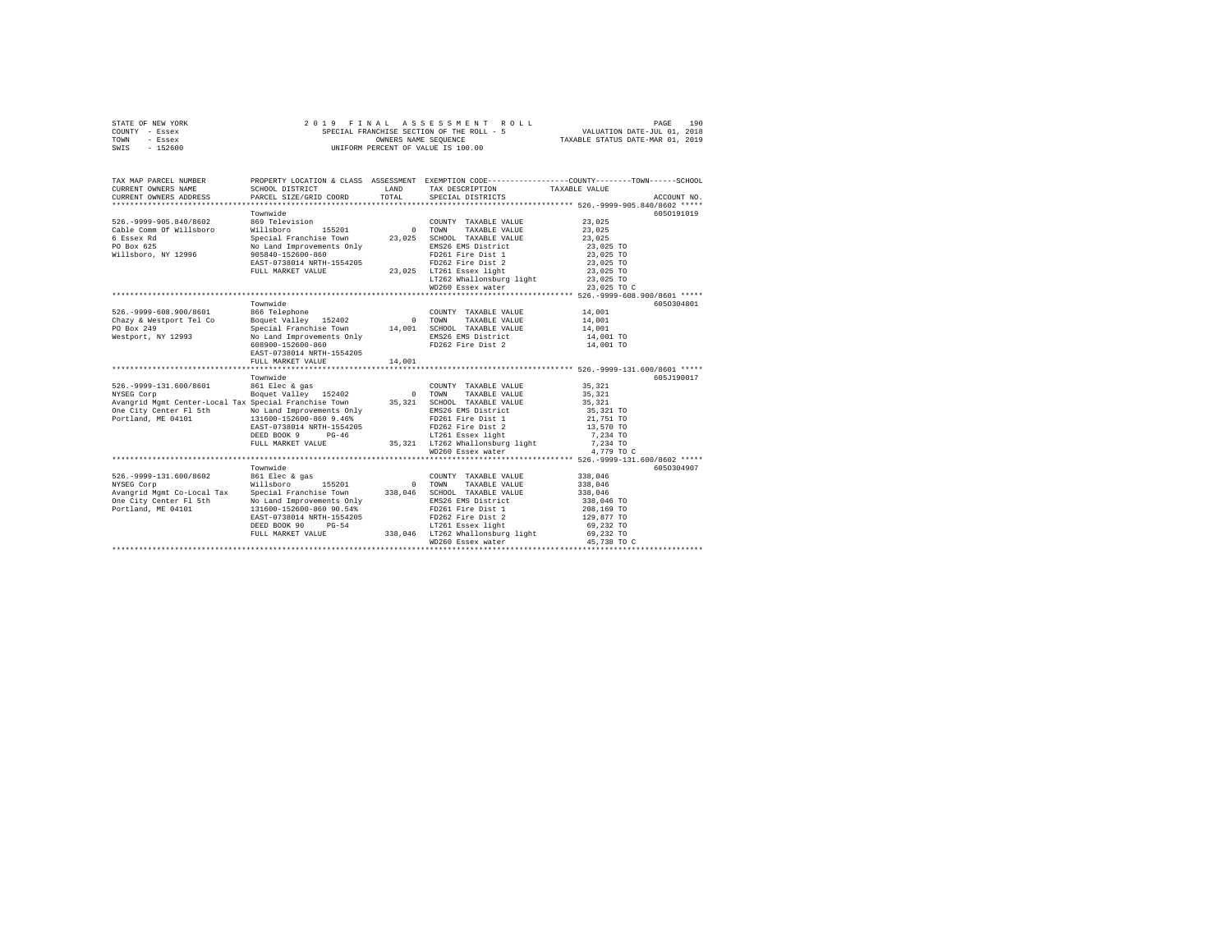STATE OF NEW YORK | 2019 FINAL ASSESSMENT ROLL | PAGE 190
COUNTY - Essex | SPECIAL FRANCHISE SECTION OF THE ROLL - 5 | VALUATION DATE-JUL 01, 2018
TOWN - Essex | OWNERS NAME SEQUENCE | TAXABLE STATUS DATE-MAR 01, 2019
SWIS - 152600 | UNIFORM PERCENT OF VALUE IS 100.00

| TAX MAP PARCEL NUMBER / CURRENT OWNERS NAME / CURRENT OWNERS ADDRESS | PROPERTY LOCATION & CLASS / SCHOOL DISTRICT / PARCEL SIZE/GRID COORD | ASSESSMENT LAND / TOTAL | EXEMPTION CODE / TAX DESCRIPTION / SPECIAL DISTRICTS | TAXABLE VALUE (COUNTY / TOWN / SCHOOL) | ACCOUNT NO. |
|---|---|---|---|---|---|
| **526.-9999-905.840/8602** | Townwide | | | | 6050191019 |
| 526.-9999-905.840/8602 | 869 Television | | COUNTY TAXABLE VALUE | 23,025 | |
| Cable Comm Of Willsboro | Willsboro 155201 | 0 | TOWN TAXABLE VALUE | 23,025 | |
| 6 Essex Rd | Special Franchise Town | 23,025 | SCHOOL TAXABLE VALUE | 23,025 | |
| PO Box 625 | No Land Improvements Only | | EMS26 EMS District | 23,025 TO | |
| Willsboro, NY 12996 | 905840-152600-860 | | FD261 Fire Dist 1 | 23,025 TO | |
| | EAST-0738014 NRTH-1554205 | | FD262 Fire Dist 2 | 23,025 TO | |
| | FULL MARKET VALUE | 23,025 | LT261 Essex light | 23,025 TO | |
| | | | LT262 Whallonsburg light | 23,025 TO | |
| | | | WD260 Essex water | 23,025 TO C | |
| **526.-9999-608.900/8601** | Townwide | | | | 6050304801 |
| 526.-9999-608.900/8601 | 866 Telephone | | COUNTY TAXABLE VALUE | 14,001 | |
| Chazy & Westport Tel Co | Boquet Valley 152402 | 0 | TOWN TAXABLE VALUE | 14,001 | |
| PO Box 249 | Special Franchise Town | 14,001 | SCHOOL TAXABLE VALUE | 14,001 | |
| Westport, NY 12993 | No Land Improvements Only | | EMS26 EMS District | 14,001 TO | |
| | 608900-152600-860 | | FD262 Fire Dist 2 | 14,001 TO | |
| | EAST-0738014 NRTH-1554205 | | | | |
| | FULL MARKET VALUE | 14,001 | | | |
| **526.-9999-131.600/8601** | Townwide | | | | 605J190017 |
| 526.-9999-131.600/8601 | 861 Elec & gas | | COUNTY TAXABLE VALUE | 35,321 | |
| NYSEG Corp | Boquet Valley 152402 | 0 | TOWN TAXABLE VALUE | 35,321 | |
| Avangrid Mgmt Center-Local Tax | Special Franchise Town | 35,321 | SCHOOL TAXABLE VALUE | 35,321 | |
| One City Center Fl 5th | No Land Improvements Only | | EMS26 EMS District | 35,321 TO | |
| Portland, ME 04101 | 131600-152600-860 9.46% | | FD261 Fire Dist 1 | 21,751 TO | |
| | EAST-0738014 NRTH-1554205 | | FD262 Fire Dist 2 | 13,570 TO | |
| | DEED BOOK 9 PG-46 | | LT261 Essex light | 7,234 TO | |
| | FULL MARKET VALUE | 35,321 | LT262 Whallonsburg light | 7,234 TO | |
| | | | WD260 Essex water | 4,779 TO C | |
| **526.-9999-131.600/8602** | Townwide | | | | 6050304907 |
| 526.-9999-131.600/8602 | 861 Elec & gas | | COUNTY TAXABLE VALUE | 338,046 | |
| NYSEG Corp | Willsboro 155201 | 0 | TOWN TAXABLE VALUE | 338,046 | |
| Avangrid Mgmt Co-Local Tax | Special Franchise Town | 338,046 | SCHOOL TAXABLE VALUE | 338,046 | |
| One City Center Fl 5th | No Land Improvements Only | | EMS26 EMS District | 338,046 TO | |
| Portland, ME 04101 | 131600-152600-860 90.54% | | FD261 Fire Dist 1 | 208,169 TO | |
| | EAST-0738014 NRTH-1554205 | | FD262 Fire Dist 2 | 129,877 TO | |
| | DEED BOOK 90 PG-54 | | LT261 Essex light | 69,232 TO | |
| | FULL MARKET VALUE | 338,046 | LT262 Whallonsburg light | 69,232 TO | |
| | | | WD260 Essex water | 45,738 TO C | |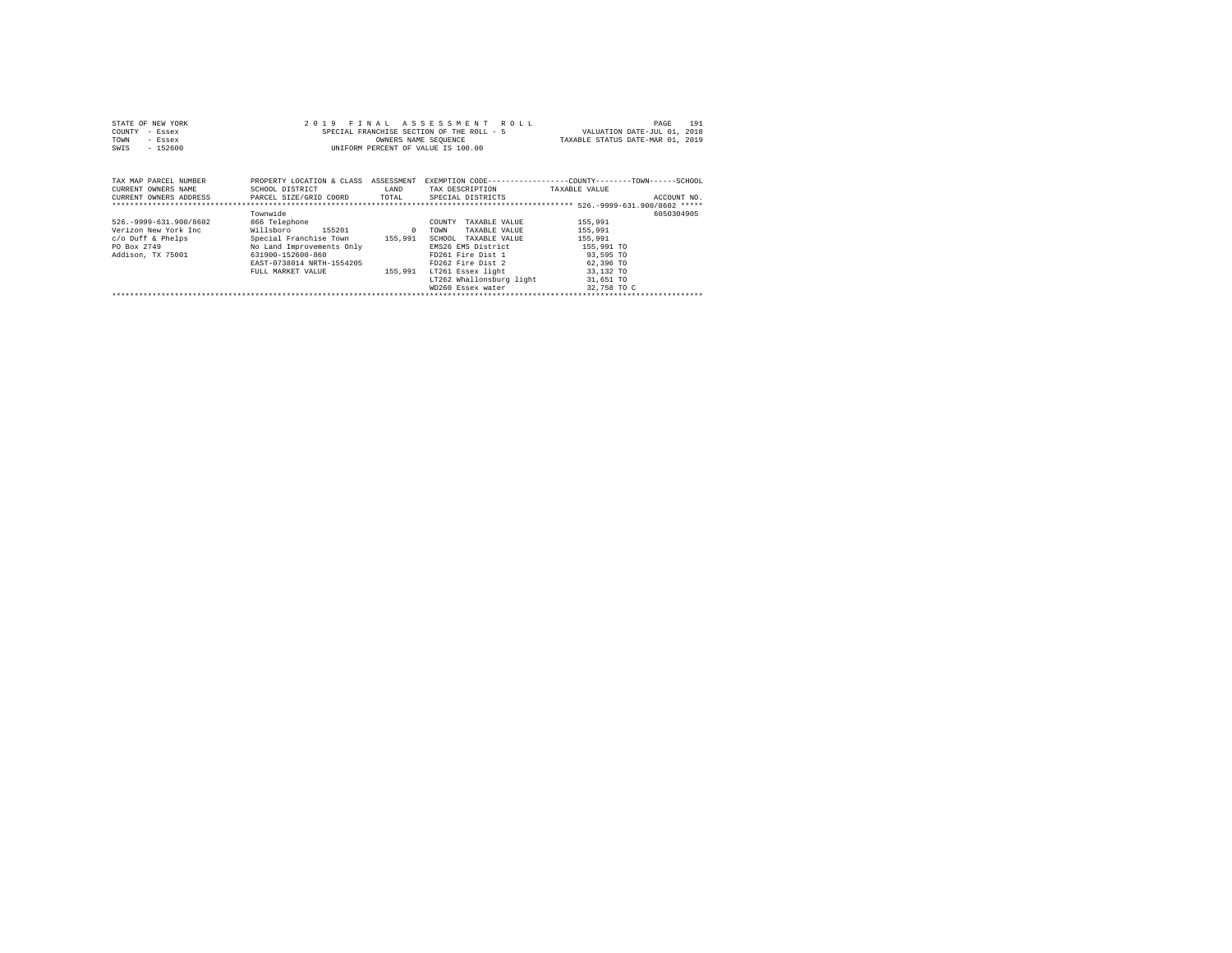STATE OF NEW YORK
COUNTY - Essex
TOWN - Essex
SWIS - 152600

2019 FINAL ASSESSMENT ROLL
SPECIAL FRANCHISE SECTION OF THE ROLL - 5
OWNERS NAME SEQUENCE
UNIFORM PERCENT OF VALUE IS 100.00

VALUATION DATE-JUL 01, 2018
TAXABLE STATUS DATE-MAR 01, 2019

| TAX MAP PARCEL NUMBER / CURRENT OWNERS NAME / CURRENT OWNERS ADDRESS | PROPERTY LOCATION & CLASS / SCHOOL DISTRICT / PARCEL SIZE/GRID COORD | ASSESSMENT LAND / TOTAL | EXEMPTION CODE / TAX DESCRIPTION / SPECIAL DISTRICTS | TAXABLE VALUE (COUNTY--------TOWN------SCHOOL) | ACCOUNT NO. |
|---|---|---|---|---|---|
| 526.-9999-631.900/8602 | | | | | |
| | Townwide | | | | 6050304905 |
| 526.-9999-631.900/8602 | 866 Telephone | | COUNTY TAXABLE VALUE | 155,991 | |
| Verizon New York Inc | Willsboro 155201 | 0 | TOWN TAXABLE VALUE | 155,991 | |
| c/o Duff & Phelps | Special Franchise Town | 155,991 | SCHOOL TAXABLE VALUE | 155,991 | |
| PO Box 2749 | No Land Improvements Only | | EMS26 EMS District | 155,991 TO | |
| Addison, TX 75001 | 631900-152600-860 | | FD261 Fire Dist 1 | 93,595 TO | |
| | EAST-0738014 NRTH-1554205 | | FD262 Fire Dist 2 | 62,396 TO | |
| | FULL MARKET VALUE | 155,991 | LT261 Essex light | 33,132 TO | |
| | | | LT262 Whallonsburg light | 31,651 TO | |
| | | | WD260 Essex water | 32,758 TO C | |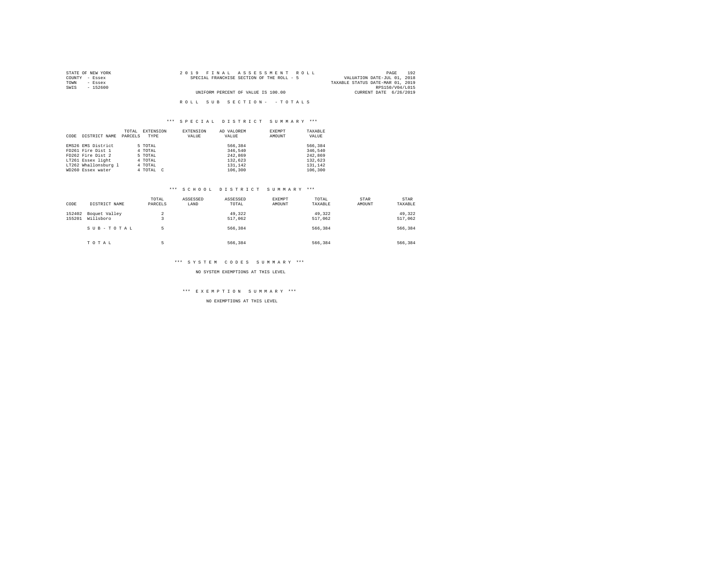STATE OF NEW YORK
COUNTY - Essex
TOWN - Essex
SWIS - 152600

2019 FINAL ASSESSMENT ROLL
SPECIAL FRANCHISE SECTION OF THE ROLL - 5

UNIFORM PERCENT OF VALUE IS 100.00

VALUATION DATE-JUL 01, 2018
TAXABLE STATUS DATE-MAR 01, 2019
RPS150/V04/L015
CURRENT DATE 6/26/2019

ROLL SUB SECTION- - TOTALS

*** SPECIAL DISTRICT SUMMARY ***

| CODE | DISTRICT NAME | TOTAL PARCELS | EXTENSION TYPE | EXTENSION VALUE | AD VALOREM VALUE | EXEMPT AMOUNT | TAXABLE VALUE |
|---|---|---|---|---|---|---|---|
| EMS26 | EMS District | 5 | TOTAL | | 566,384 | | 566,384 |
| FD261 | Fire Dist 1 | 4 | TOTAL | | 346,540 | | 346,540 |
| FD262 | Fire Dist 2 | 5 | TOTAL | | 242,869 | | 242,869 |
| LT261 | Essex light | 4 | TOTAL | | 132,623 | | 132,623 |
| LT262 | Whallonsburg l | 4 | TOTAL | | 131,142 | | 131,142 |
| WD260 | Essex water | 4 | TOTAL C | | 106,300 | | 106,300 |

*** SCHOOL DISTRICT SUMMARY ***

| CODE | DISTRICT NAME | TOTAL PARCELS | ASSESSED LAND | ASSESSED TOTAL | EXEMPT AMOUNT | TOTAL TAXABLE | STAR AMOUNT | STAR TAXABLE |
|---|---|---|---|---|---|---|---|---|
| 152402 | Boquet Valley | 2 | | 49,322 | | 49,322 | | 49,322 |
| 155201 | Willsboro | 3 | | 517,062 | | 517,062 | | 517,062 |
| | SUB-TOTAL | 5 | | 566,384 | | 566,384 | | 566,384 |
| | TOTAL | 5 | | 566,384 | | 566,384 | | 566,384 |

*** SYSTEM CODES SUMMARY ***

NO SYSTEM EXEMPTIONS AT THIS LEVEL

*** EXEMPTION SUMMARY ***

NO EXEMPTIONS AT THIS LEVEL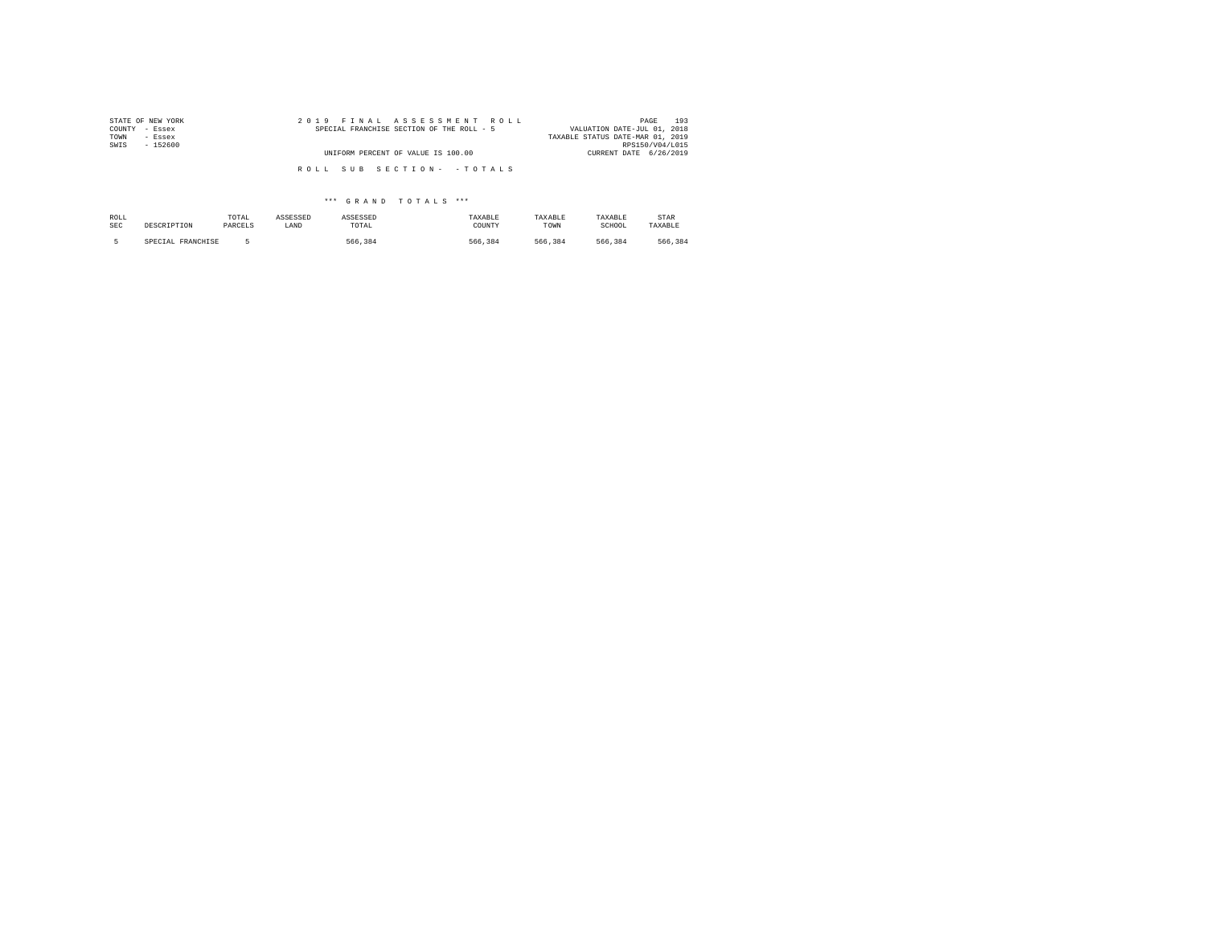STATE OF NEW YORK
COUNTY - Essex
TOWN - Essex
SWIS - 152600

2 0 1 9 F I N A L A S S E S S M E N T R O L L
SPECIAL FRANCHISE SECTION OF THE ROLL - 5

UNIFORM PERCENT OF VALUE IS 100.00

VALUATION DATE-JUL 01, 2018
TAXABLE STATUS DATE-MAR 01, 2019
RPS150/V04/L015
CURRENT DATE 6/26/2019

R O L L S U B S E C T I O N - - T O T A L S

\*\*\* G R A N D T O T A L S \*\*\*

| ROLL SEC | DESCRIPTION | TOTAL PARCELS | ASSESSED LAND | ASSESSED TOTAL | TAXABLE COUNTY | TAXABLE TOWN | TAXABLE SCHOOL | STAR TAXABLE |
|---|---|---|---|---|---|---|---|---|
| 5 | SPECIAL FRANCHISE | 5 | | 566,384 | 566,384 | 566,384 | 566,384 | 566,384 |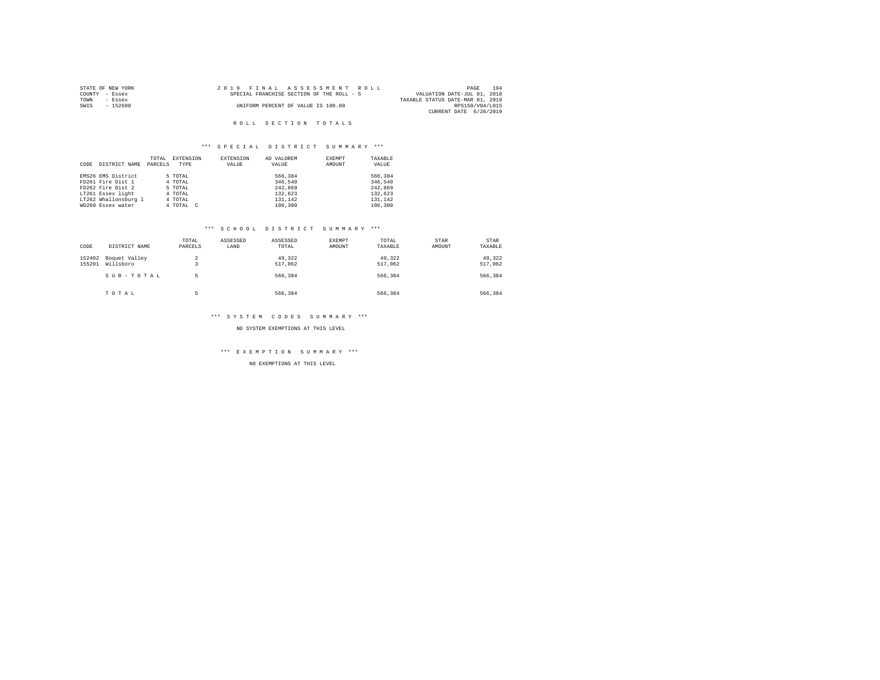STATE OF NEW YORK
COUNTY - Essex
TOWN - Essex
SWIS - 152600

2019 FINAL ASSESSMENT ROLL
SPECIAL FRANCHISE SECTION OF THE ROLL - 5
UNIFORM PERCENT OF VALUE IS 100.00

VALUATION DATE-JUL 01, 2018
TAXABLE STATUS DATE-MAR 01, 2019
RPS150/V04/L015
CURRENT DATE 6/26/2019

## ROLL SECTION TOTALS

### *** SPECIAL DISTRICT SUMMARY ***

| CODE | DISTRICT NAME | TOTAL PARCELS | EXTENSION TYPE | EXTENSION VALUE | AD VALOREM VALUE | EXEMPT AMOUNT | TAXABLE VALUE |
|---|---|---|---|---|---|---|---|
| EMS26 | EMS District | 5 | TOTAL | | 566,384 | | 566,384 |
| FD261 | Fire Dist 1 | 4 | TOTAL | | 346,540 | | 346,540 |
| FD262 | Fire Dist 2 | 5 | TOTAL | | 242,869 | | 242,869 |
| LT261 | Essex light | 4 | TOTAL | | 132,623 | | 132,623 |
| LT262 | Whallonsburg l | 4 | TOTAL | | 131,142 | | 131,142 |
| WD260 | Essex water | 4 | TOTAL C | | 106,300 | | 106,300 |

### *** SCHOOL DISTRICT SUMMARY ***

| CODE | DISTRICT NAME | TOTAL PARCELS | ASSESSED LAND | ASSESSED TOTAL | EXEMPT AMOUNT | TOTAL TAXABLE | STAR AMOUNT | STAR TAXABLE |
|---|---|---|---|---|---|---|---|---|
| 152402 | Boquet Valley | 2 | | 49,322 | | 49,322 | | 49,322 |
| 155201 | Willsboro | 3 | | 517,062 | | 517,062 | | 517,062 |
| | SUB-TOTAL | 5 | | 566,384 | | 566,384 | | 566,384 |
| | TOTAL | 5 | | 566,384 | | 566,384 | | 566,384 |

### *** SYSTEM CODES SUMMARY ***

NO SYSTEM EXEMPTIONS AT THIS LEVEL

### *** EXEMPTION SUMMARY ***

NO EXEMPTIONS AT THIS LEVEL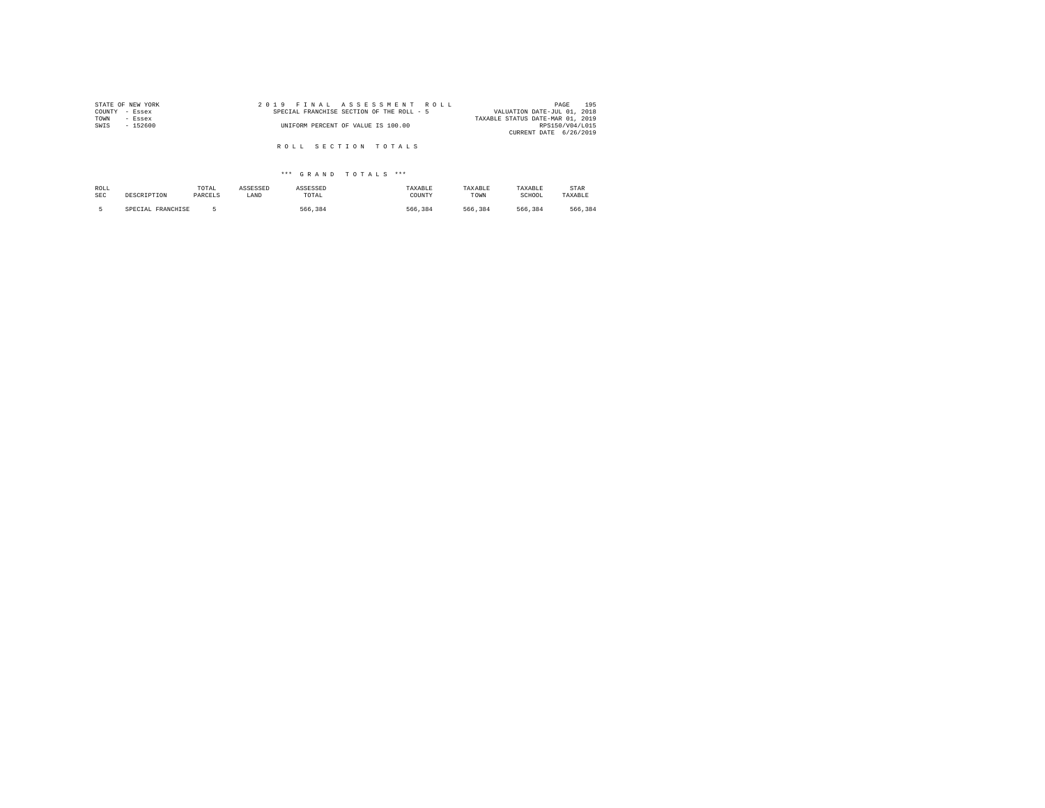STATE OF NEW YORK
COUNTY - Essex
TOWN - Essex
SWIS - 152600

2 0 1 9 F I N A L A S S E S S M E N T R O L L
SPECIAL FRANCHISE SECTION OF THE ROLL - 5
UNIFORM PERCENT OF VALUE IS 100.00

VALUATION DATE-JUL 01, 2018
TAXABLE STATUS DATE-MAR 01, 2019
RPS150/V04/L015
CURRENT DATE 6/26/2019

R O L L S E C T I O N T O T A L S

\*\*\* G R A N D T O T A L S \*\*\*

| ROLL SEC | DESCRIPTION | TOTAL PARCELS | ASSESSED LAND | ASSESSED TOTAL | TAXABLE COUNTY | TAXABLE TOWN | TAXABLE SCHOOL | STAR TAXABLE |
|---|---|---|---|---|---|---|---|---|
| 5 | SPECIAL FRANCHISE | 5 | | 566,384 | 566,384 | 566,384 | 566,384 | 566,384 |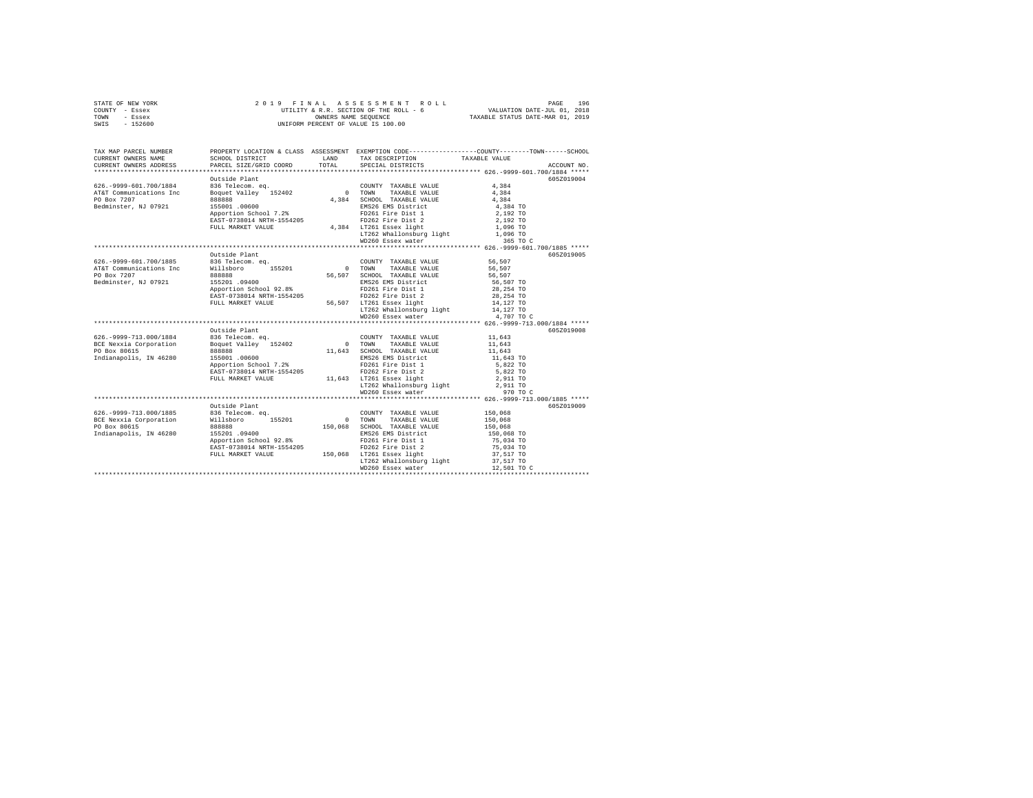STATE OF NEW YORK — 2019 FINAL ASSESSMENT ROLL
COUNTY - Essex — UTILITY & R.R. SECTION OF THE ROLL - 6 — VALUATION DATE-JUL 01, 2018
TOWN - Essex — OWNERS NAME SEQUENCE — TAXABLE STATUS DATE-MAR 01, 2019
SWIS - 152600 — UNIFORM PERCENT OF VALUE IS 100.00

| TAX MAP PARCEL NUMBER / CURRENT OWNERS NAME / CURRENT OWNERS ADDRESS | PROPERTY LOCATION & CLASS / SCHOOL DISTRICT / PARCEL SIZE/GRID COORD | ASSESSMENT LAND / TOTAL | EXEMPTION CODE / TAX DESCRIPTION / SPECIAL DISTRICTS | TAXABLE VALUE (COUNTY--TOWN--SCHOOL) | ACCOUNT NO. |
|---|---|---|---|---|---|
| **626.-9999-601.700/1884** | Outside Plant | | | | 605Z019004 |
| 626.-9999-601.700/1884 | 836 Telecom. eq. | | COUNTY TAXABLE VALUE | 4,384 | |
| AT&T Communications Inc | Boquet Valley 152402 | 0 | TOWN TAXABLE VALUE | 4,384 | |
| PO Box 7207 | 888888 | 4,384 | SCHOOL TAXABLE VALUE | 4,384 | |
| Bedminster, NJ 07921 | 155001 .00600 | | EMS26 EMS District | 4,384 TO | |
| | Apportion School 7.2% | | FD261 Fire Dist 1 | 2,192 TO | |
| | EAST-0738014 NRTH-1554205 | | FD262 Fire Dist 2 | 2,192 TO | |
| | FULL MARKET VALUE | 4,384 | LT261 Essex light | 1,096 TO | |
| | | | LT262 Whallonsburg light | 1,096 TO | |
| | | | WD260 Essex water | 365 TO C | |
| **626.-9999-601.700/1885** | Outside Plant | | | | 605Z019005 |
| 626.-9999-601.700/1885 | 836 Telecom. eq. | | COUNTY TAXABLE VALUE | 56,507 | |
| AT&T Communications Inc | Willsboro 155201 | 0 | TOWN TAXABLE VALUE | 56,507 | |
| PO Box 7207 | 888888 | 56,507 | SCHOOL TAXABLE VALUE | 56,507 | |
| Bedminster, NJ 07921 | 155201 .09400 | | EMS26 EMS District | 56,507 TO | |
| | Apportion School 92.8% | | FD261 Fire Dist 1 | 28,254 TO | |
| | EAST-0738014 NRTH-1554205 | | FD262 Fire Dist 2 | 28,254 TO | |
| | FULL MARKET VALUE | 56,507 | LT261 Essex light | 14,127 TO | |
| | | | LT262 Whallonsburg light | 14,127 TO | |
| | | | WD260 Essex water | 4,707 TO C | |
| **626.-9999-713.000/1884** | Outside Plant | | | | 605Z019008 |
| 626.-9999-713.000/1884 | 836 Telecom. eq. | | COUNTY TAXABLE VALUE | 11,643 | |
| BCE Nexxia Corporation | Boquet Valley 152402 | 0 | TOWN TAXABLE VALUE | 11,643 | |
| PO Box 80615 | 888888 | 11,643 | SCHOOL TAXABLE VALUE | 11,643 | |
| Indianapolis, IN 46280 | 155001 .00600 | | EMS26 EMS District | 11,643 TO | |
| | Apportion School 7.2% | | FD261 Fire Dist 1 | 5,822 TO | |
| | EAST-0738014 NRTH-1554205 | | FD262 Fire Dist 2 | 5,822 TO | |
| | FULL MARKET VALUE | 11,643 | LT261 Essex light | 2,911 TO | |
| | | | LT262 Whallonsburg light | 2,911 TO | |
| | | | WD260 Essex water | 970 TO C | |
| **626.-9999-713.000/1885** | Outside Plant | | | | 605Z019009 |
| 626.-9999-713.000/1885 | 836 Telecom. eq. | | COUNTY TAXABLE VALUE | 150,068 | |
| BCE Nexxia Corporation | Willsboro 155201 | 0 | TOWN TAXABLE VALUE | 150,068 | |
| PO Box 80615 | 888888 | 150,068 | SCHOOL TAXABLE VALUE | 150,068 | |
| Indianapolis, IN 46280 | 155201 .09400 | | EMS26 EMS District | 150,068 TO | |
| | Apportion School 92.8% | | FD261 Fire Dist 1 | 75,034 TO | |
| | EAST-0738014 NRTH-1554205 | | FD262 Fire Dist 2 | 75,034 TO | |
| | FULL MARKET VALUE | 150,068 | LT261 Essex light | 37,517 TO | |
| | | | LT262 Whallonsburg light | 37,517 TO | |
| | | | WD260 Essex water | 12,501 TO C | |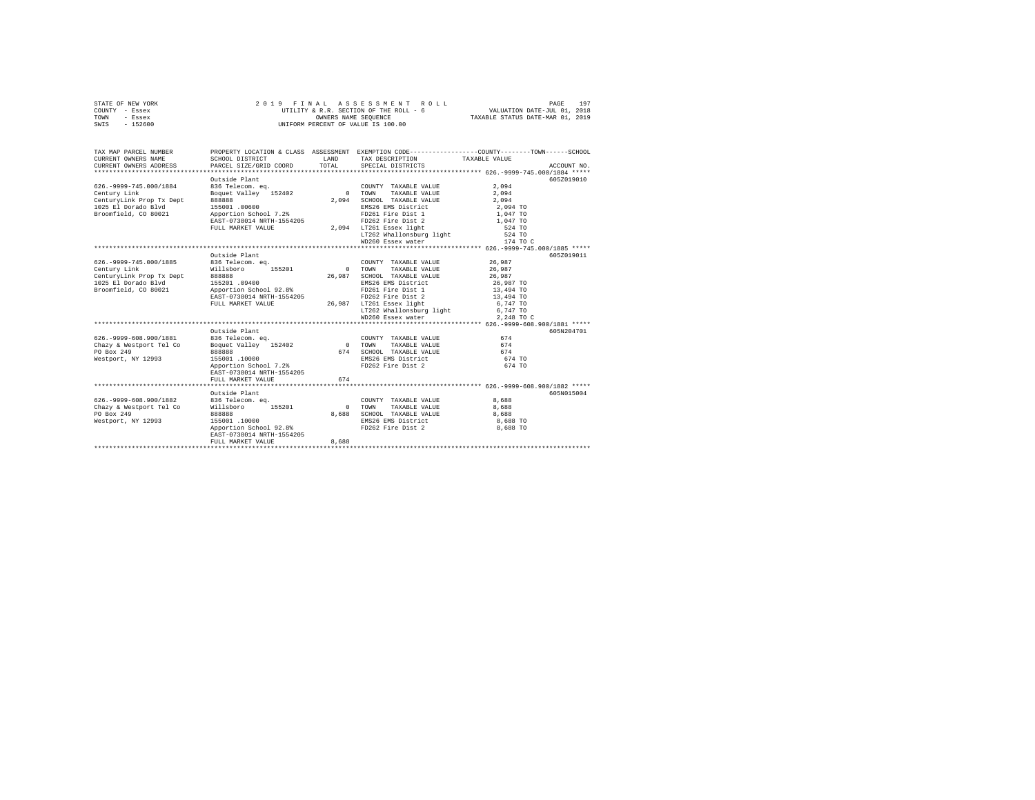STATE OF NEW YORK
COUNTY - Essex
TOWN - Essex
SWIS - 152600

2019 FINAL ASSESSMENT ROLL
UTILITY & R.R. SECTION OF THE ROLL - 6
OWNERS NAME SEQUENCE
UNIFORM PERCENT OF VALUE IS 100.00

VALUATION DATE-JUL 01, 2018
TAXABLE STATUS DATE-MAR 01, 2019

| TAX MAP PARCEL NUMBER / CURRENT OWNERS NAME / CURRENT OWNERS ADDRESS | PROPERTY LOCATION & CLASS / SCHOOL DISTRICT / PARCEL SIZE/GRID COORD | ASSESSMENT LAND / TOTAL | EXEMPTION CODE / TAX DESCRIPTION / SPECIAL DISTRICTS | TAXABLE VALUE (COUNTY / TOWN / SCHOOL) | ACCOUNT NO. |
|---|---|---|---|---|---|
| **626.-9999-745.000/1884** | Outside Plant | | | | 605Z019010 |
| 626.-9999-745.000/1884 | 836 Telecom. eq. | | COUNTY TAXABLE VALUE | 2,094 | |
| Century Link | Boquet Valley 152402 | 0 | TOWN TAXABLE VALUE | 2,094 | |
| CenturyLink Prop Tx Dept | 888888 | 2,094 | SCHOOL TAXABLE VALUE | 2,094 | |
| 1025 El Dorado Blvd | 155001 .00600 | | EMS26 EMS District | 2,094 TO | |
| Broomfield, CO 80021 | Apportion School 7.2% | | FD261 Fire Dist 1 | 1,047 TO | |
| | EAST-0738014 NRTH-1554205 | | FD262 Fire Dist 2 | 1,047 TO | |
| | FULL MARKET VALUE | 2,094 | LT261 Essex light | 524 TO | |
| | | | LT262 Whallonsburg light | 524 TO | |
| | | | WD260 Essex water | 174 TO C | |
| **626.-9999-745.000/1885** | Outside Plant | | | | 605Z019011 |
| 626.-9999-745.000/1885 | 836 Telecom. eq. | | COUNTY TAXABLE VALUE | 26,987 | |
| Century Link | Willsboro 155201 | 0 | TOWN TAXABLE VALUE | 26,987 | |
| CenturyLink Prop Tx Dept | 888888 | 26,987 | SCHOOL TAXABLE VALUE | 26,987 | |
| 1025 El Dorado Blvd | 155201 .09400 | | EMS26 EMS District | 26,987 TO | |
| Broomfield, CO 80021 | Apportion School 92.8% | | FD261 Fire Dist 1 | 13,494 TO | |
| | EAST-0738014 NRTH-1554205 | | FD262 Fire Dist 2 | 13,494 TO | |
| | FULL MARKET VALUE | 26,987 | LT261 Essex light | 6,747 TO | |
| | | | LT262 Whallonsburg light | 6,747 TO | |
| | | | WD260 Essex water | 2,248 TO C | |
| **626.-9999-608.900/1881** | Outside Plant | | | | 605N204701 |
| 626.-9999-608.900/1881 | 836 Telecom. eq. | | COUNTY TAXABLE VALUE | 674 | |
| Chazy & Westport Tel Co | Boquet Valley 152402 | 0 | TOWN TAXABLE VALUE | 674 | |
| PO Box 249 | 888888 | 674 | SCHOOL TAXABLE VALUE | 674 | |
| Westport, NY 12993 | 155001 .10000 | | EMS26 EMS District | 674 TO | |
| | Apportion School 7.2% | | FD262 Fire Dist 2 | 674 TO | |
| | EAST-0738014 NRTH-1554205 | | | | |
| | FULL MARKET VALUE | 674 | | | |
| **626.-9999-608.900/1882** | Outside Plant | | | | 605N015004 |
| 626.-9999-608.900/1882 | 836 Telecom. eq. | | COUNTY TAXABLE VALUE | 8,688 | |
| Chazy & Westport Tel Co | Willsboro 155201 | 0 | TOWN TAXABLE VALUE | 8,688 | |
| PO Box 249 | 888888 | 8,688 | SCHOOL TAXABLE VALUE | 8,688 | |
| Westport, NY 12993 | 155001 .10000 | | EMS26 EMS District | 8,688 TO | |
| | Apportion School 92.8% | | FD262 Fire Dist 2 | 8,688 TO | |
| | EAST-0738014 NRTH-1554205 | | | | |
| | FULL MARKET VALUE | 8,688 | | | |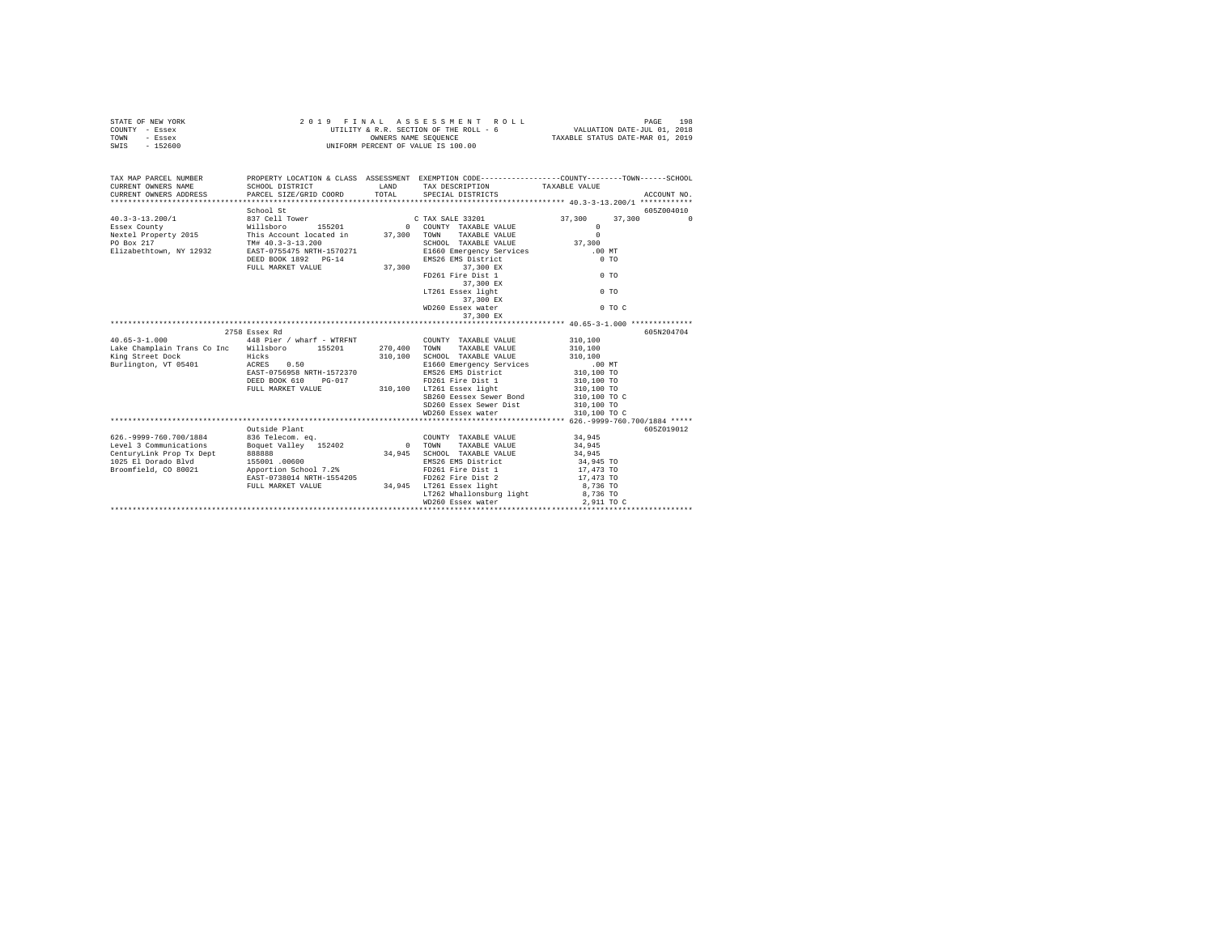STATE OF NEW YORK
COUNTY - Essex
TOWN - Essex
SWIS - 152600

2 0 1 9 F I N A L A S S E S S M E N T R O L L
UTILITY & R.R. SECTION OF THE ROLL - 6
OWNERS NAME SEQUENCE
UNIFORM PERCENT OF VALUE IS 100.00

VALUATION DATE-JUL 01, 2018
TAXABLE STATUS DATE-MAR 01, 2019

```
TAX MAP PARCEL NUMBER         PROPERTY LOCATION & CLASS  ASSESSMENT  EXEMPTION CODE-----------------COUNTY--------TOWN------SCHOOL
CURRENT OWNERS NAME           SCHOOL DISTRICT               LAND      TAX DESCRIPTION            TAXABLE VALUE
CURRENT OWNERS ADDRESS        PARCEL SIZE/GRID COORD        TOTAL     SPECIAL DISTRICTS                                      ACCOUNT NO.
******************************************************************************************** 40.3-3-13.200/1 ************
                              School St                                                                                  605Z004010
40.3-3-13.200/1               837 Cell Tower                          C TAX SALE 33201          37,300     37,300            0
Essex County                  Willsboro       155201           0      COUNTY  TAXABLE VALUE            0
Nextel Property 2015          This Account located in     37,300      TOWN    TAXABLE VALUE            0
PO Box 217                    TM# 40.3-3-13.200                       SCHOOL  TAXABLE VALUE       37,300
Elizabethtown, NY 12932       EAST-0755475 NRTH-1570271               E1660 Emergency Services       .00 MT
                              DEED BOOK 1892   PG-14                  EMS26 EMS District               0 TO
                              FULL MARKET VALUE           37,300           37,300 EX
                                                                      FD261 Fire Dist 1                0 TO
                                                                           37,300 EX
                                                                      LT261 Essex light                0 TO
                                                                           37,300 EX
                                                                      WD260 Essex water                0 TO C
                                                                           37,300 EX
******************************************************************************************** 40.65-3-1.000 **************
                        2758 Essex Rd                                                                                    605N204704
40.65-3-1.000                 448 Pier / wharf - WTRFNT               COUNTY  TAXABLE VALUE      310,100
Lake Champlain Trans Co Inc   Willsboro       155201      270,400     TOWN    TAXABLE VALUE      310,100
King Street Dock              Hicks                       310,100     SCHOOL  TAXABLE VALUE      310,100
Burlington, VT 05401          ACRES    0.50                           E1660 Emergency Services       .00 MT
                              EAST-0756958 NRTH-1572370               EMS26 EMS District         310,100 TO
                              DEED BOOK 610    PG-017                 FD261 Fire Dist 1          310,100 TO
                              FULL MARKET VALUE          310,100      LT261 Essex light          310,100 TO
                                                                      SB260 Eessex Sewer Bond    310,100 TO C
                                                                      SD260 Essex Sewer Dist     310,100 TO
                                                                      WD260 Essex water          310,100 TO C
******************************************************************************************** 626.-9999-760.700/1884 *****
                              Outside Plant                                                                              605Z019012
626.-9999-760.700/1884        836 Telecom. eq.                        COUNTY  TAXABLE VALUE       34,945
Level 3 Communications        Boquet Valley   152402           0      TOWN    TAXABLE VALUE       34,945
CenturyLink Prop Tx Dept      888888                       34,945     SCHOOL  TAXABLE VALUE       34,945
1025 El Dorado Blvd           155001 .00600                           EMS26 EMS District          34,945 TO
Broomfield, CO 80021          Apportion School 7.2%                   FD261 Fire Dist 1           17,473 TO
                              EAST-0738014 NRTH-1554205               FD262 Fire Dist 2           17,473 TO
                              FULL MARKET VALUE            34,945     LT261 Essex light            8,736 TO
                                                                      LT262 Whallonsburg light     8,736 TO
                                                                      WD260 Essex water            2,911 TO C
**************************************************************************************************************************
```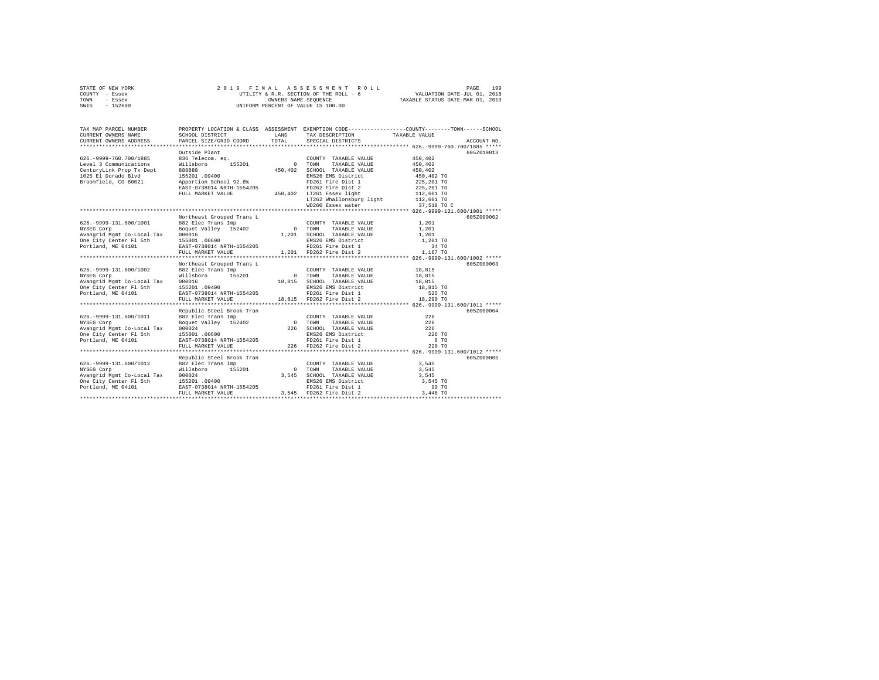STATE OF NEW YORK — 2019 FINAL ASSESSMENT ROLL — UTILITY & R.R. SECTION OF THE ROLL - 6 — VALUATION DATE-JUL 01, 2018
COUNTY - Essex — OWNERS NAME SEQUENCE — TAXABLE STATUS DATE-MAR 01, 2019
TOWN - Essex — UNIFORM PERCENT OF VALUE IS 100.00
SWIS - 152600

| TAX MAP PARCEL NUMBER / CURRENT OWNERS NAME / CURRENT OWNERS ADDRESS | PROPERTY LOCATION & CLASS / SCHOOL DISTRICT / PARCEL SIZE/GRID COORD | ASSESSMENT LAND | TOTAL | EXEMPTION CODE / TAX DESCRIPTION / SPECIAL DISTRICTS | TAXABLE VALUE (COUNTY / TOWN / SCHOOL) | ACCOUNT NO. |
|---|---|---|---|---|---|---|
| **626.-9999-760.700/1885** | Outside Plant | | | | | 605Z019013 |
| Level 3 Communications | 836 Telecom. eq. | | | COUNTY TAXABLE VALUE | 450,402 | |
| CenturyLink Prop Tx Dept | Willsboro 155201 | 0 | | TOWN TAXABLE VALUE | 450,402 | |
| 1025 El Dorado Blvd | 888888 | | 450,402 | SCHOOL TAXABLE VALUE | 450,402 | |
| Broomfield, CO 80021 | 155201 .09400 | | | EMS26 EMS District | 450,402 TO | |
| | Apportion School 92.8% | | | FD261 Fire Dist 1 | 225,201 TO | |
| | EAST-0738014 NRTH-1554205 | | | FD262 Fire Dist 2 | 225,201 TO | |
| | FULL MARKET VALUE | | 450,402 | LT261 Essex light | 112,601 TO | |
| | | | | LT262 Whallonsburg light | 112,601 TO | |
| | | | | WD260 Essex water | 37,518 TO C | |
| **626.-9999-131.600/1001** | Northeast Grouped Trans L | | | | | 605Z000002 |
| NYSEG Corp | 882 Elec Trans Imp | | | COUNTY TAXABLE VALUE | 1,201 | |
| Avangrid Mgmt Co-Local Tax | Boquet Valley 152402 | 0 | | TOWN TAXABLE VALUE | 1,201 | |
| One City Center Fl 5th | 000016 | | 1,201 | SCHOOL TAXABLE VALUE | 1,201 | |
| Portland, ME 04101 | 155001 .00600 | | | EMS26 EMS District | 1,201 TO | |
| | EAST-0738014 NRTH-1554205 | | | FD261 Fire Dist 1 | 34 TO | |
| | FULL MARKET VALUE | | 1,201 | FD262 Fire Dist 2 | 1,167 TO | |
| **626.-9999-131.600/1002** | Northeast Grouped Trans L | | | | | 605Z000003 |
| NYSEG Corp | 882 Elec Trans Imp | | | COUNTY TAXABLE VALUE | 18,815 | |
| Avangrid Mgmt Co-Local Tax | Willsboro 155201 | 0 | | TOWN TAXABLE VALUE | 18,815 | |
| One City Center Fl 5th | 000016 | | 18,815 | SCHOOL TAXABLE VALUE | 18,815 | |
| Portland, ME 04101 | 155201 .09400 | | | EMS26 EMS District | 18,815 TO | |
| | EAST-0738014 NRTH-1554205 | | | FD261 Fire Dist 1 | 525 TO | |
| | FULL MARKET VALUE | | 18,815 | FD262 Fire Dist 2 | 18,290 TO | |
| **626.-9999-131.600/1011** | Republic Steel Brook Tran | | | | | 605Z000004 |
| NYSEG Corp | 882 Elec Trans Imp | | | COUNTY TAXABLE VALUE | 226 | |
| Avangrid Mgmt Co-Local Tax | Boquet Valley 152402 | 0 | | TOWN TAXABLE VALUE | 226 | |
| One City Center Fl 5th | 000024 | | 226 | SCHOOL TAXABLE VALUE | 226 | |
| Portland, ME 04101 | 155001 .00600 | | | EMS26 EMS District | 226 TO | |
| | EAST-0738014 NRTH-1554205 | | | FD261 Fire Dist 1 | 6 TO | |
| | FULL MARKET VALUE | | 226 | FD262 Fire Dist 2 | 220 TO | |
| **626.-9999-131.600/1012** | Republic Steel Brook Tran | | | | | 605Z000005 |
| NYSEG Corp | 882 Elec Trans Imp | | | COUNTY TAXABLE VALUE | 3,545 | |
| Avangrid Mgmt Co-Local Tax | Willsboro 155201 | 0 | | TOWN TAXABLE VALUE | 3,545 | |
| One City Center Fl 5th | 000024 | | 3,545 | SCHOOL TAXABLE VALUE | 3,545 | |
| Portland, ME 04101 | 155201 .09400 | | | EMS26 EMS District | 3,545 TO | |
| | EAST-0738014 NRTH-1554205 | | | FD261 Fire Dist 1 | 99 TO | |
| | FULL MARKET VALUE | | 3,545 | FD262 Fire Dist 2 | 3,446 TO | |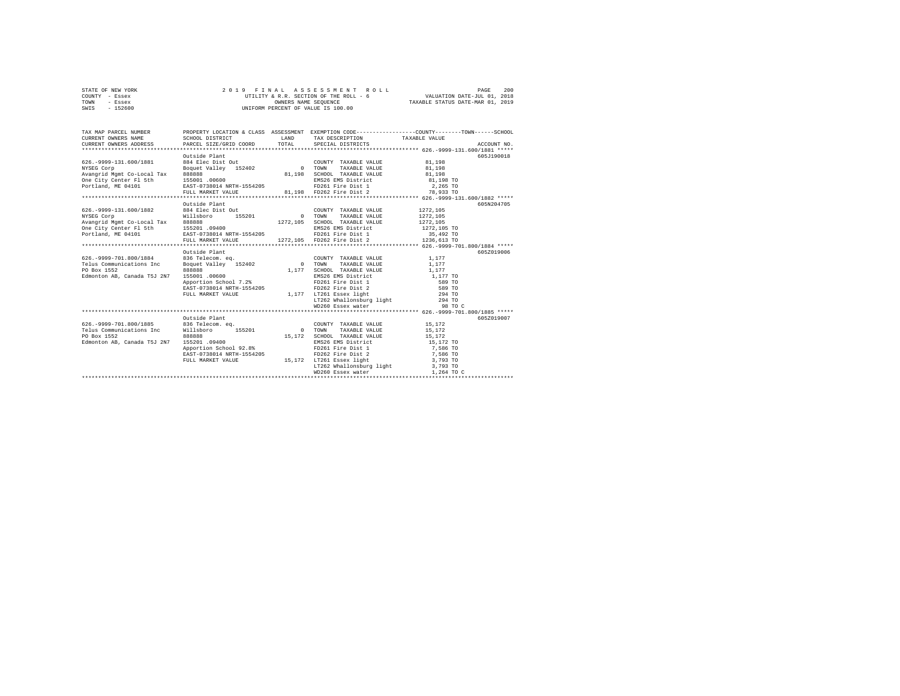STATE OF NEW YORK
COUNTY - Essex
TOWN - Essex
SWIS - 152600

2019 FINAL ASSESSMENT ROLL
UTILITY & R.R. SECTION OF THE ROLL - 6
OWNERS NAME SEQUENCE
UNIFORM PERCENT OF VALUE IS 100.00

VALUATION DATE-JUL 01, 2018
TAXABLE STATUS DATE-MAR 01, 2019

```
TAX MAP PARCEL NUMBER      PROPERTY LOCATION & CLASS  ASSESSMENT  EXEMPTION CODE-----------------COUNTY--------TOWN------SCHOOL
CURRENT OWNERS NAME        SCHOOL DISTRICT              LAND      TAX DESCRIPTION            TAXABLE VALUE
CURRENT OWNERS ADDRESS     PARCEL SIZE/GRID COORD       TOTAL     SPECIAL DISTRICTS                                  ACCOUNT NO.
******************************************************************************************* 626.-9999-131.600/1881 *****
                           Outside Plant                                                                        605J190018
626.-9999-131.600/1881     884 Elec Dist Out                      COUNTY  TAXABLE VALUE           81,198
NYSEG Corp                 Boquet Valley  152402          0       TOWN    TAXABLE VALUE           81,198
Avangrid Mgmt Co-Local Tax 888888                     81,198      SCHOOL  TAXABLE VALUE           81,198
One City Center Fl 5th     155001 .00600                          EMS26 EMS District               81,198 TO
Portland, ME 04101         EAST-0738014 NRTH-1554205              FD261 Fire Dist 1                 2,265 TO
                           FULL MARKET VALUE          81,198      FD262 Fire Dist 2                78,933 TO
******************************************************************************************* 626.-9999-131.600/1882 *****
                           Outside Plant                                                                        605N204705
626.-9999-131.600/1882     884 Elec Dist Out                      COUNTY  TAXABLE VALUE         1272,105
NYSEG Corp                 Willsboro      155201          0       TOWN    TAXABLE VALUE         1272,105
Avangrid Mgmt Co-Local Tax 888888                   1272,105      SCHOOL  TAXABLE VALUE         1272,105
One City Center Fl 5th     155201 .09400                          EMS26 EMS District             1272,105 TO
Portland, ME 04101         EAST-0738014 NRTH-1554205              FD261 Fire Dist 1                35,492 TO
                           FULL MARKET VALUE        1272,105      FD262 Fire Dist 2              1236,613 TO
******************************************************************************************* 626.-9999-701.800/1884 *****
                           Outside Plant                                                                        605Z019006
626.-9999-701.800/1884     836 Telecom. eq.                       COUNTY  TAXABLE VALUE            1,177
Telus Communications Inc   Boquet Valley  152402          0       TOWN    TAXABLE VALUE            1,177
PO Box 1552                888888                      1,177      SCHOOL  TAXABLE VALUE            1,177
Edmonton AB, Canada T5J 2N7 155001 .00600                         EMS26 EMS District                1,177 TO
                           Apportion School 7.2%                  FD261 Fire Dist 1                   589 TO
                           EAST-0738014 NRTH-1554205              FD262 Fire Dist 2                   589 TO
                           FULL MARKET VALUE           1,177      LT261 Essex light                   294 TO
                                                                  LT262 Whallonsburg light            294 TO
                                                                  WD260 Essex water                    98 TO C
******************************************************************************************* 626.-9999-701.800/1885 *****
                           Outside Plant                                                                        605Z019007
626.-9999-701.800/1885     836 Telecom. eq.                       COUNTY  TAXABLE VALUE           15,172
Telus Communications Inc   Willsboro      155201          0       TOWN    TAXABLE VALUE           15,172
PO Box 1552                888888                     15,172      SCHOOL  TAXABLE VALUE           15,172
Edmonton AB, Canada T5J 2N7 155201 .09400                         EMS26 EMS District               15,172 TO
                           Apportion School 92.8%                 FD261 Fire Dist 1                 7,586 TO
                           EAST-0738014 NRTH-1554205              FD262 Fire Dist 2                 7,586 TO
                           FULL MARKET VALUE          15,172      LT261 Essex light                 3,793 TO
                                                                  LT262 Whallonsburg light          3,793 TO
                                                                  WD260 Essex water                 1,264 TO C
**************************************************************************************************************************
```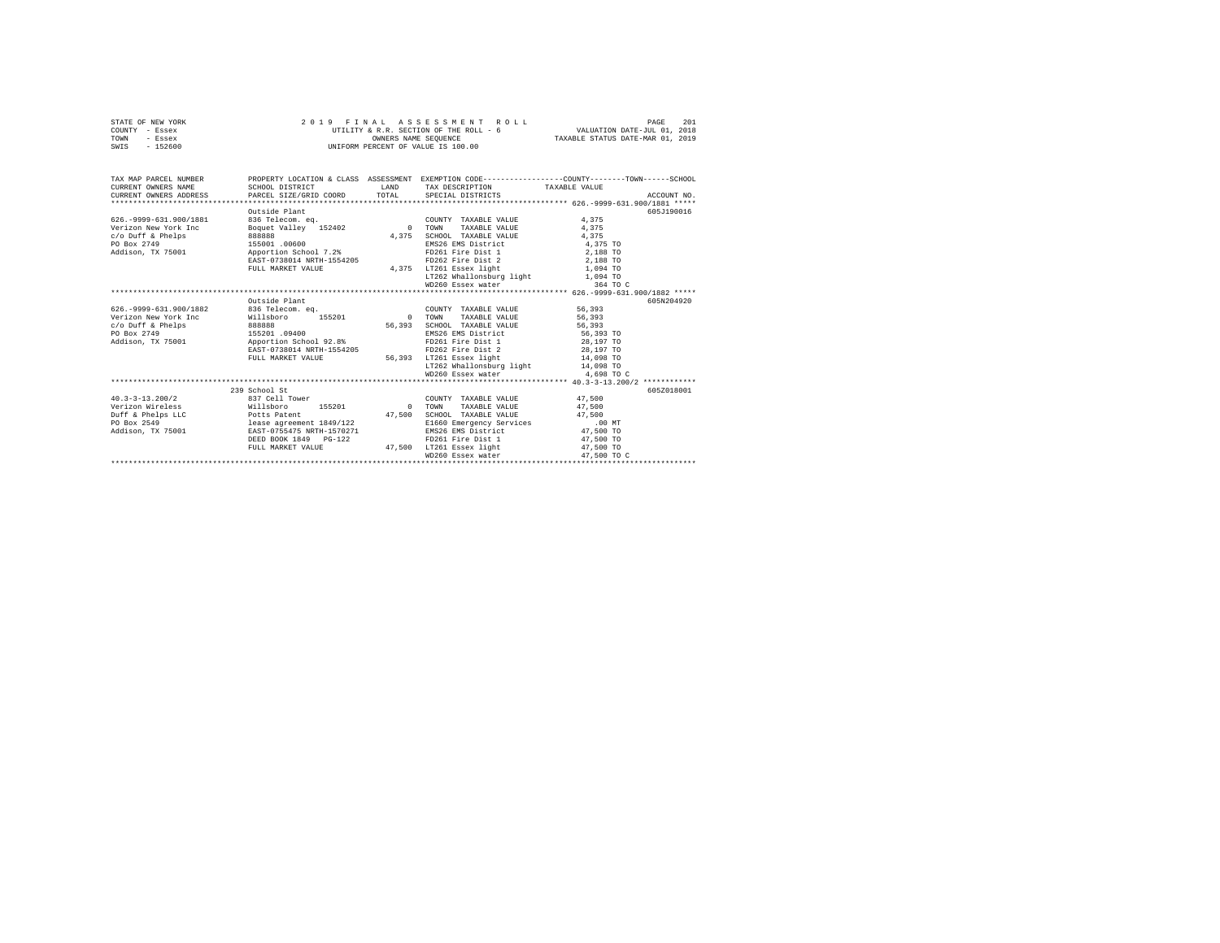STATE OF NEW YORK
COUNTY - Essex
TOWN - Essex
SWIS - 152600

2019 FINAL ASSESSMENT ROLL
UTILITY & R.R. SECTION OF THE ROLL - 6
OWNERS NAME SEQUENCE
UNIFORM PERCENT OF VALUE IS 100.00

VALUATION DATE-JUL 01, 2018
TAXABLE STATUS DATE-MAR 01, 2019

```
TAX MAP PARCEL NUMBER        PROPERTY LOCATION & CLASS  ASSESSMENT  EXEMPTION CODE-----------------COUNTY--------TOWN------SCHOOL
CURRENT OWNERS NAME          SCHOOL DISTRICT               LAND     TAX DESCRIPTION              TAXABLE VALUE
CURRENT OWNERS ADDRESS       PARCEL SIZE/GRID COORD        TOTAL    SPECIAL DISTRICTS                                    ACCOUNT NO.
******************************************************************************************** 626.-9999-631.900/1881 *****
                             Outside Plant                                                                           605J190016
626.-9999-631.900/1881       836 Telecom. eq.                       COUNTY  TAXABLE VALUE            4,375
Verizon New York Inc         Boquet Valley  152402             0    TOWN    TAXABLE VALUE            4,375
c/o Duff & Phelps            888888                        4,375    SCHOOL  TAXABLE VALUE            4,375
PO Box 2749                  155001 .00600                          EMS26 EMS District               4,375 TO
Addison, TX 75001            Apportion School 7.2%                  FD261 Fire Dist 1                2,188 TO
                             EAST-0738014 NRTH-1554205              FD262 Fire Dist 2                2,188 TO
                             FULL MARKET VALUE             4,375    LT261 Essex light                1,094 TO
                                                                    LT262 Whallonsburg light         1,094 TO
                                                                    WD260 Essex water                  364 TO C
******************************************************************************************** 626.-9999-631.900/1882 *****
                             Outside Plant                                                                           605N204920
626.-9999-631.900/1882       836 Telecom. eq.                       COUNTY  TAXABLE VALUE           56,393
Verizon New York Inc         Willsboro      155201             0    TOWN    TAXABLE VALUE           56,393
c/o Duff & Phelps            888888                       56,393    SCHOOL  TAXABLE VALUE           56,393
PO Box 2749                  155201 .09400                          EMS26 EMS District              56,393 TO
Addison, TX 75001            Apportion School 92.8%                 FD261 Fire Dist 1               28,197 TO
                             EAST-0738014 NRTH-1554205              FD262 Fire Dist 2               28,197 TO
                             FULL MARKET VALUE            56,393    LT261 Essex light               14,098 TO
                                                                    LT262 Whallonsburg light        14,098 TO
                                                                    WD260 Essex water                4,698 TO C
******************************************************************************************** 40.3-3-13.200/2 ************
                             239 School St                                                                           605Z018001
40.3-3-13.200/2              837 Cell Tower                         COUNTY  TAXABLE VALUE           47,500
Verizon Wireless             Willsboro      155201             0    TOWN    TAXABLE VALUE           47,500
Duff & Phelps LLC            Potts Patent                 47,500    SCHOOL  TAXABLE VALUE           47,500
PO Box 2549                  lease agreement 1849/122               E1660 Emergency Services           .00 MT
Addison, TX 75001            EAST-0755475 NRTH-1570271              EMS26 EMS District              47,500 TO
                             DEED BOOK 1849   PG-122                FD261 Fire Dist 1               47,500 TO
                             FULL MARKET VALUE            47,500    LT261 Essex light               47,500 TO
                                                                    WD260 Essex water               47,500 TO C
****************************************************************************************************************************
```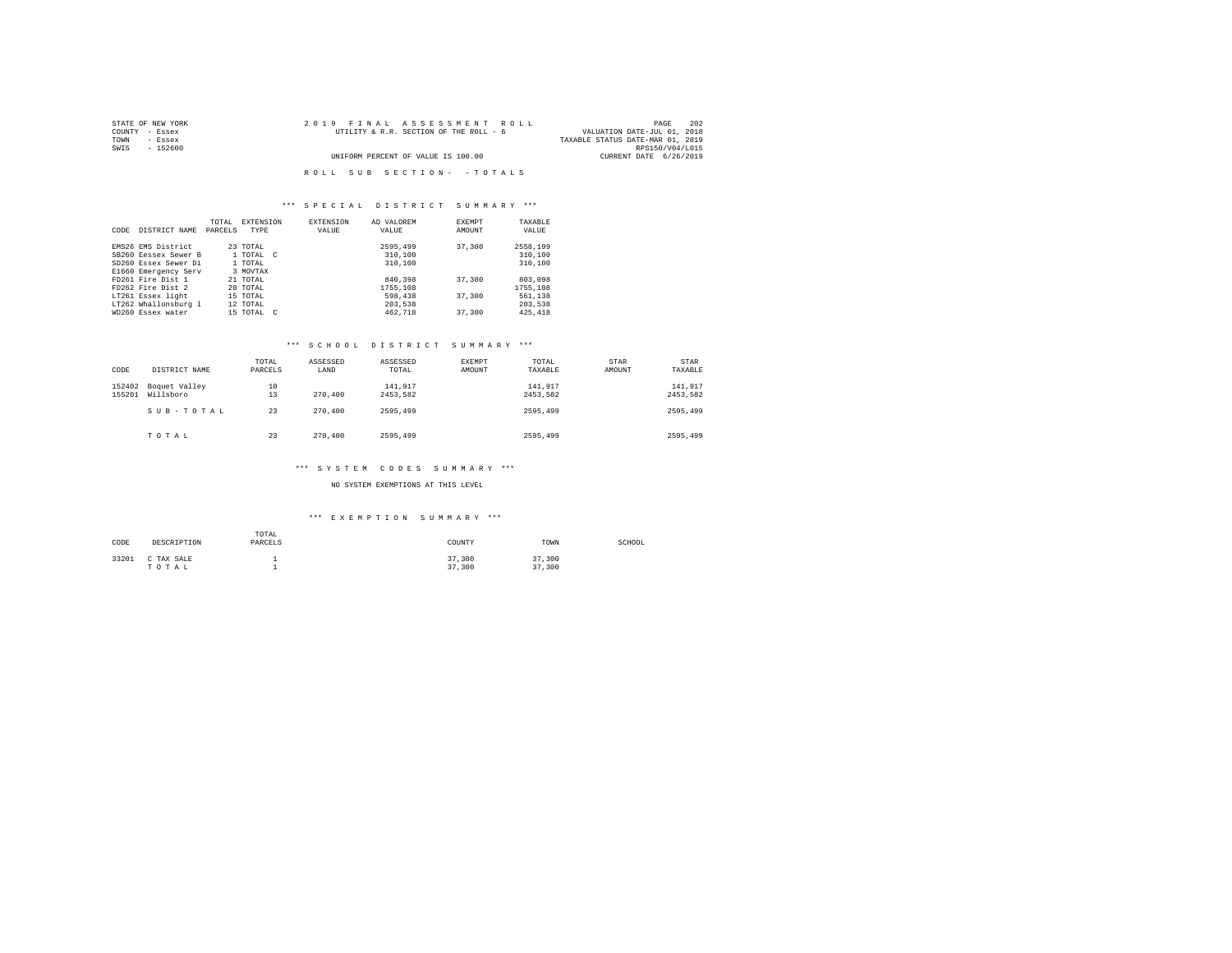STATE OF NEW YORK
COUNTY - Essex
TOWN - Essex
SWIS - 152600

2019 FINAL ASSESSMENT ROLL
UTILITY & R.R. SECTION OF THE ROLL - 6
UNIFORM PERCENT OF VALUE IS 100.00

VALUATION DATE-JUL 01, 2018
TAXABLE STATUS DATE-MAR 01, 2019
RPS150/V04/L015
CURRENT DATE 6/26/2019

ROLL SUB SECTION- - TOTALS

### *** SPECIAL DISTRICT SUMMARY ***

| CODE | DISTRICT NAME | TOTAL PARCELS | EXTENSION TYPE | EXTENSION VALUE | AD VALOREM VALUE | EXEMPT AMOUNT | TAXABLE VALUE |
|---|---|---|---|---|---|---|---|
| EMS26 | EMS District | 23 | TOTAL | | 2595,499 | 37,300 | 2558,199 |
| SB260 | Eessex Sewer B | 1 | TOTAL C | | 310,100 | | 310,100 |
| SD260 | Essex Sewer Di | 1 | TOTAL | | 310,100 | | 310,100 |
| E1660 | Emergency Serv | 3 | MOVTAX | | | | |
| FD261 | Fire Dist 1 | 21 | TOTAL | | 840,398 | 37,300 | 803,098 |
| FD262 | Fire Dist 2 | 20 | TOTAL | | 1755,108 | | 1755,108 |
| LT261 | Essex light | 15 | TOTAL | | 598,438 | 37,300 | 561,138 |
| LT262 | Whallonsburg l | 12 | TOTAL | | 203,538 | | 203,538 |
| WD260 | Essex water | 15 | TOTAL C | | 462,718 | 37,300 | 425,418 |

### *** SCHOOL DISTRICT SUMMARY ***

| CODE | DISTRICT NAME | TOTAL PARCELS | ASSESSED LAND | ASSESSED TOTAL | EXEMPT AMOUNT | TOTAL TAXABLE | STAR AMOUNT | STAR TAXABLE |
|---|---|---|---|---|---|---|---|---|
| 152402 | Boquet Valley | 10 | | 141,917 | | 141,917 | | 141,917 |
| 155201 | Willsboro | 13 | 270,400 | 2453,582 | | 2453,582 | | 2453,582 |
| | SUB-TOTAL | 23 | 270,400 | 2595,499 | | 2595,499 | | 2595,499 |
| | TOTAL | 23 | 270,400 | 2595,499 | | 2595,499 | | 2595,499 |

### *** SYSTEM CODES SUMMARY ***

NO SYSTEM EXEMPTIONS AT THIS LEVEL

### *** EXEMPTION SUMMARY ***

| CODE | DESCRIPTION | TOTAL PARCELS | COUNTY | TOWN | SCHOOL |
|---|---|---|---|---|---|
| 33201 | C TAX SALE | 1 | 37,300 | 37,300 | |
| | TOTAL | 1 | 37,300 | 37,300 | |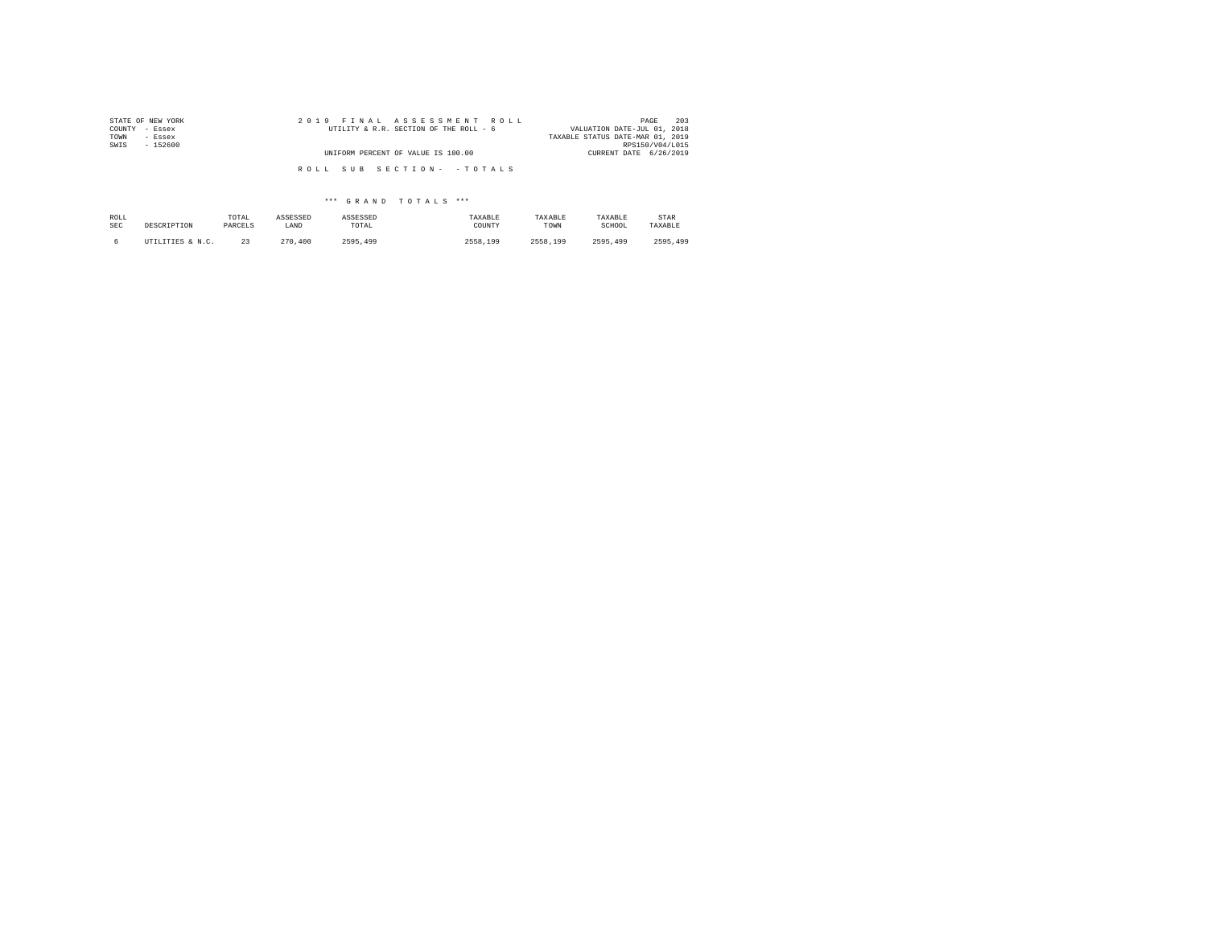STATE OF NEW YORK | 2019 FINAL ASSESSMENT ROLL
COUNTY - Essex | UTILITY & R.R. SECTION OF THE ROLL - 6 | VALUATION DATE-JUL 01, 2018
TOWN - Essex | | TAXABLE STATUS DATE-MAR 01, 2019
SWIS - 152600 | | RPS150/V04/L015
UNIFORM PERCENT OF VALUE IS 100.00 | CURRENT DATE 6/26/2019

ROLL SUB SECTION- - TOTALS

*** GRAND TOTALS ***

| ROLL SEC | DESCRIPTION | TOTAL PARCELS | ASSESSED LAND | ASSESSED TOTAL | TAXABLE COUNTY | TAXABLE TOWN | TAXABLE SCHOOL | STAR TAXABLE |
|---|---|---|---|---|---|---|---|---|
| 6 | UTILITIES & N.C. | 23 | 270,400 | 2595,499 | 2558,199 | 2558,199 | 2595,499 | 2595,499 |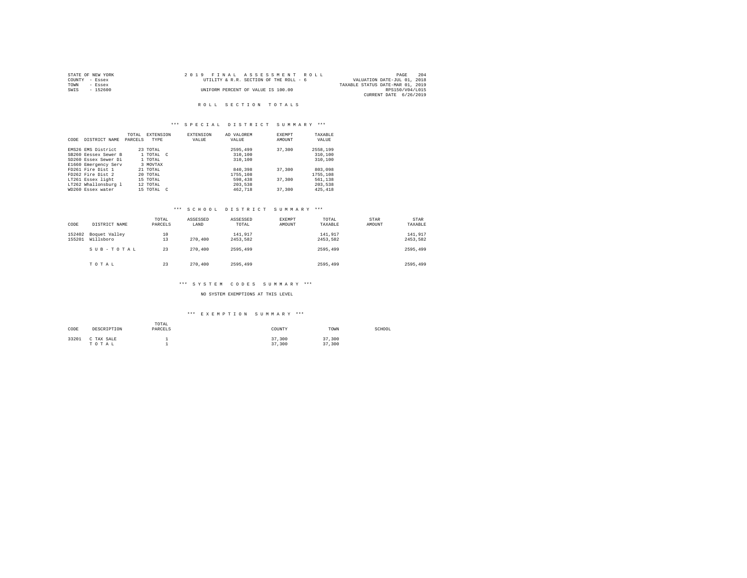STATE OF NEW YORK
COUNTY - Essex
TOWN - Essex
SWIS - 152600

2019 FINAL ASSESSMENT ROLL
UTILITY & R.R. SECTION OF THE ROLL - 6
UNIFORM PERCENT OF VALUE IS 100.00

VALUATION DATE-JUL 01, 2018
TAXABLE STATUS DATE-MAR 01, 2019
RPS150/V04/L015
CURRENT DATE 6/26/2019

## ROLL SECTION TOTALS

### *** SPECIAL DISTRICT SUMMARY ***

| CODE | DISTRICT NAME | TOTAL PARCELS | EXTENSION TYPE | EXTENSION VALUE | AD VALOREM VALUE | EXEMPT AMOUNT | TAXABLE VALUE |
|---|---|---|---|---|---|---|---|
| EMS26 | EMS District | 23 | TOTAL | | 2595,499 | 37,300 | 2558,199 |
| SB260 | Eessex Sewer B | 1 | TOTAL C | | 310,100 | | 310,100 |
| SD260 | Essex Sewer Di | 1 | TOTAL | | 310,100 | | 310,100 |
| E1660 | Emergency Serv | 3 | MOVTAX | | | | |
| FD261 | Fire Dist 1 | 21 | TOTAL | | 840,398 | 37,300 | 803,098 |
| FD262 | Fire Dist 2 | 20 | TOTAL | | 1755,108 | | 1755,108 |
| LT261 | Essex light | 15 | TOTAL | | 598,438 | 37,300 | 561,138 |
| LT262 | Whallonsburg l | 12 | TOTAL | | 203,538 | | 203,538 |
| WD260 | Essex water | 15 | TOTAL C | | 462,718 | 37,300 | 425,418 |

### *** SCHOOL DISTRICT SUMMARY ***

| CODE | DISTRICT NAME | TOTAL PARCELS | ASSESSED LAND | ASSESSED TOTAL | EXEMPT AMOUNT | TOTAL TAXABLE | STAR AMOUNT | STAR TAXABLE |
|---|---|---|---|---|---|---|---|---|
| 152402 | Boquet Valley | 10 | | 141,917 | | 141,917 | | 141,917 |
| 155201 | Willsboro | 13 | 270,400 | 2453,582 | | 2453,582 | | 2453,582 |
| | SUB-TOTAL | 23 | 270,400 | 2595,499 | | 2595,499 | | 2595,499 |
| | TOTAL | 23 | 270,400 | 2595,499 | | 2595,499 | | 2595,499 |

### *** SYSTEM CODES SUMMARY ***

NO SYSTEM EXEMPTIONS AT THIS LEVEL

### *** EXEMPTION SUMMARY ***

| CODE | DESCRIPTION | TOTAL PARCELS | COUNTY | TOWN | SCHOOL |
|---|---|---|---|---|---|
| 33201 | C TAX SALE | 1 | 37,300 | 37,300 | |
| | TOTAL | 1 | 37,300 | 37,300 | |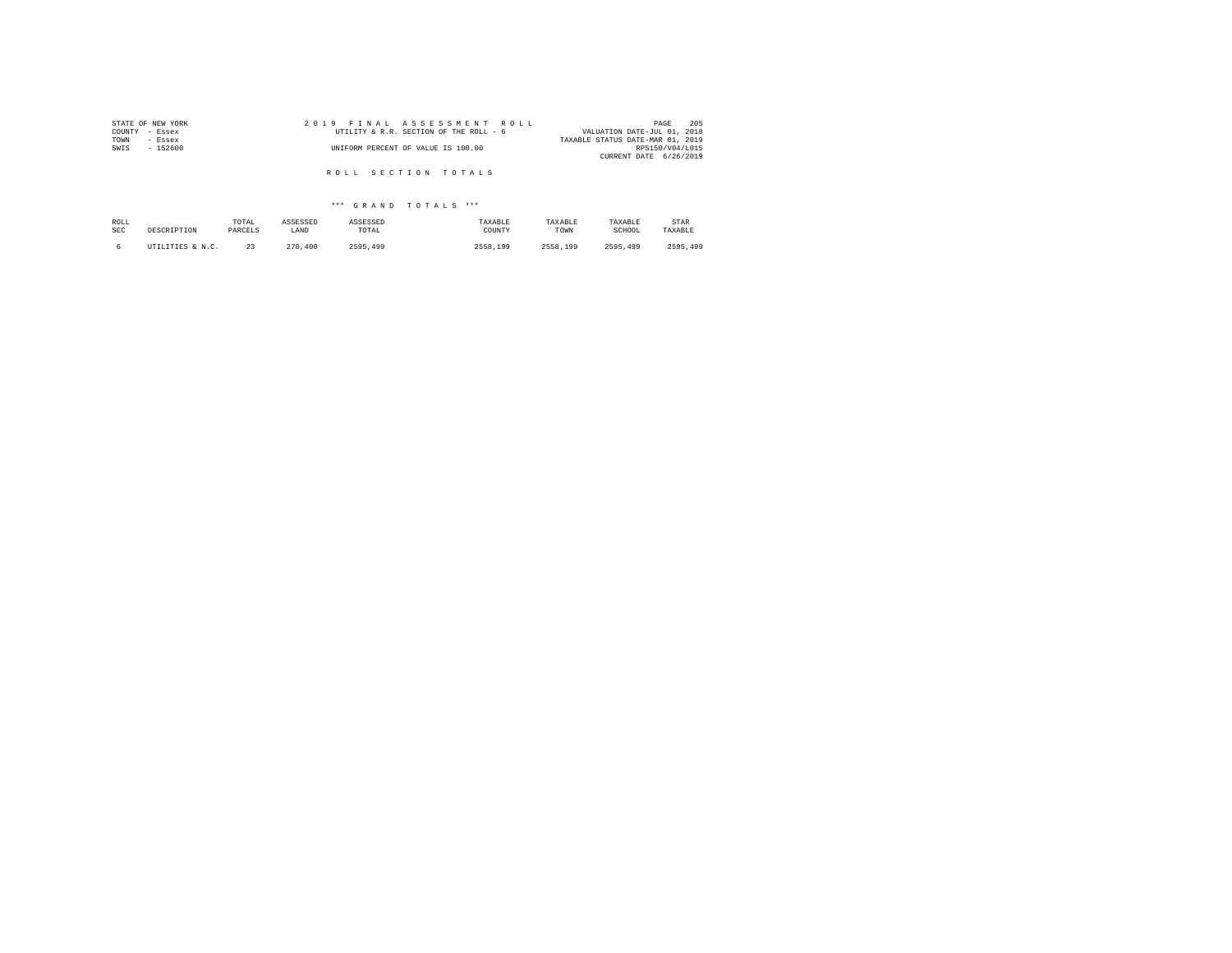STATE OF NEW YORK
COUNTY - Essex
TOWN - Essex
SWIS - 152600

2 0 1 9 F I N A L A S S E S S M E N T R O L L
UTILITY & R.R. SECTION OF THE ROLL - 6
UNIFORM PERCENT OF VALUE IS 100.00

VALUATION DATE-JUL 01, 2018
TAXABLE STATUS DATE-MAR 01, 2019
RPS150/V04/L015
CURRENT DATE 6/26/2019

## R O L L S E C T I O N T O T A L S

### \*\*\* G R A N D T O T A L S \*\*\*

| ROLL SEC | DESCRIPTION | TOTAL PARCELS | ASSESSED LAND | ASSESSED TOTAL | TAXABLE COUNTY | TAXABLE TOWN | TAXABLE SCHOOL | STAR TAXABLE |
|---|---|---|---|---|---|---|---|---|
| 6 | UTILITIES & N.C. | 23 | 270,400 | 2595,499 | 2558,199 | 2558,199 | 2595,499 | 2595,499 |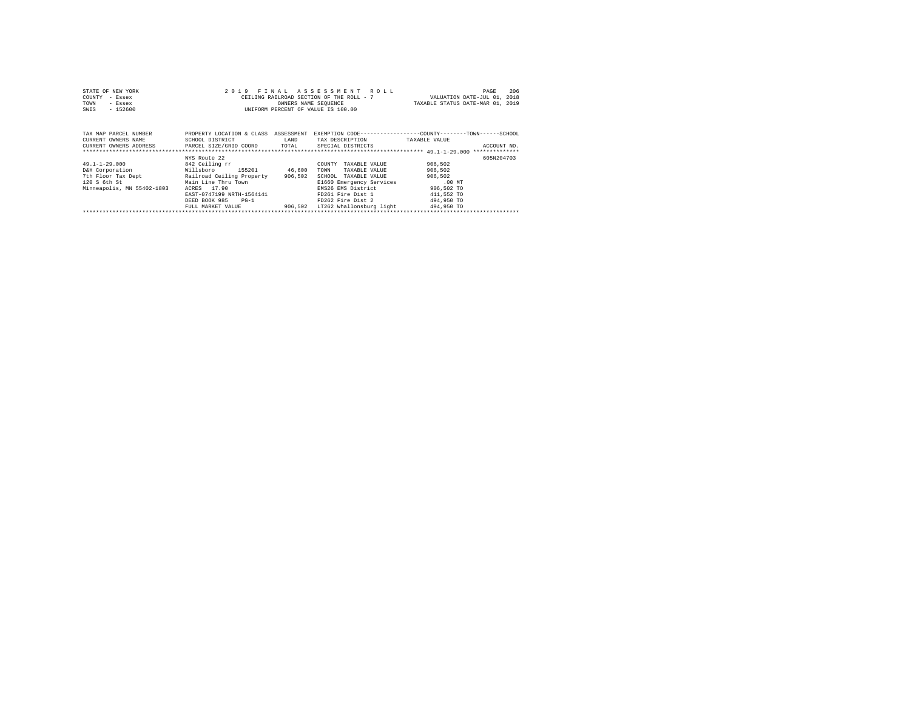STATE OF NEW YORK | COUNTY - Essex | TOWN - Essex | SWIS - 152600

2 0 1 9 F I N A L A S S E S S M E N T R O L L
CEILING RAILROAD SECTION OF THE ROLL - 7
OWNERS NAME SEQUENCE
UNIFORM PERCENT OF VALUE IS 100.00

VALUATION DATE-JUL 01, 2018
TAXABLE STATUS DATE-MAR 01, 2019

| TAX MAP PARCEL NUMBER / CURRENT OWNERS NAME / CURRENT OWNERS ADDRESS | PROPERTY LOCATION & CLASS / SCHOOL DISTRICT / PARCEL SIZE/GRID COORD | ASSESSMENT LAND / TOTAL | EXEMPTION CODE / TAX DESCRIPTION / SPECIAL DISTRICTS | TAXABLE VALUE (COUNTY / TOWN / SCHOOL) | ACCOUNT NO. |
|---|---|---|---|---|---|
| | NYS Route 22 | | | | 605N204703 |
| 49.1-1-29.000 | 842 Ceiling rr | | COUNTY TAXABLE VALUE | 906,502 | |
| D&H Corporation | Willsboro 155201 | 46,600 | TOWN TAXABLE VALUE | 906,502 | |
| 7th Floor Tax Dept | Railroad Ceiling Property | 906,502 | SCHOOL TAXABLE VALUE | 906,502 | |
| 120 S 6th St | Main Line Thru Town | | E1660 Emergency Services | .00 MT | |
| Minneapolis, MN 55402-1803 | ACRES 17.90 | | EMS26 EMS District | 906,502 TO | |
| | EAST-0747199 NRTH-1564141 | | FD261 Fire Dist 1 | 411,552 TO | |
| | DEED BOOK 985 PG-1 | | FD262 Fire Dist 2 | 494,950 TO | |
| | FULL MARKET VALUE | 906,502 | LT262 Whallonsburg light | 494,950 TO | |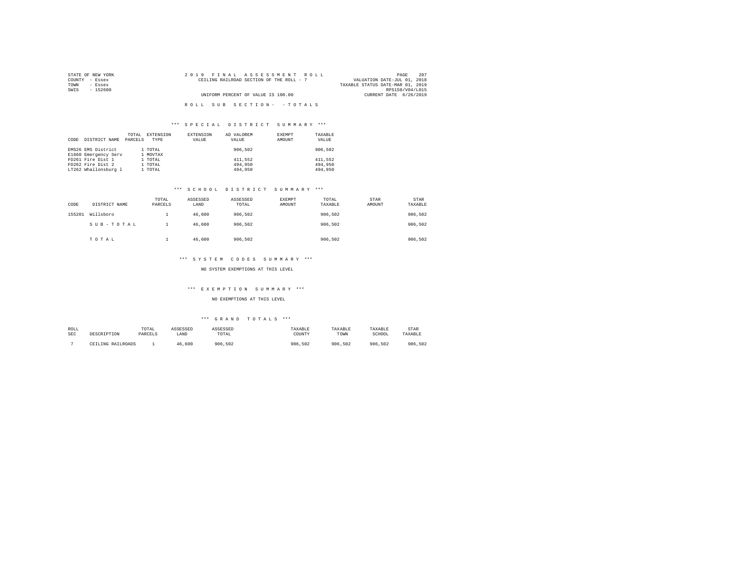STATE OF NEW YORK
COUNTY - Essex
TOWN - Essex
SWIS - 152600

# 2019 FINAL ASSESSMENT ROLL

CEILING RAILROAD SECTION OF THE ROLL - 7

UNIFORM PERCENT OF VALUE IS 100.00

VALUATION DATE-JUL 01, 2018
TAXABLE STATUS DATE-MAR 01, 2019
RPS150/V04/L015
CURRENT DATE 6/26/2019

## ROLL SUB SECTION- -TOTALS

### *** SPECIAL DISTRICT SUMMARY ***

| CODE | DISTRICT NAME | TOTAL PARCELS | EXTENSION TYPE | EXTENSION VALUE | AD VALOREM VALUE | EXEMPT AMOUNT | TAXABLE VALUE |
|---|---|---|---|---|---|---|---|
| EMS26 | EMS District | 1 | TOTAL | | 906,502 | | 906,502 |
| E1660 | Emergency Serv | 1 | MOVTAX | | | | |
| FD261 | Fire Dist 1 | 1 | TOTAL | | 411,552 | | 411,552 |
| FD262 | Fire Dist 2 | 1 | TOTAL | | 494,950 | | 494,950 |
| LT262 | Whallonsburg l | 1 | TOTAL | | 494,950 | | 494,950 |

### *** SCHOOL DISTRICT SUMMARY ***

| CODE | DISTRICT NAME | TOTAL PARCELS | ASSESSED LAND | ASSESSED TOTAL | EXEMPT AMOUNT | TOTAL TAXABLE | STAR AMOUNT | STAR TAXABLE |
|---|---|---|---|---|---|---|---|---|
| 155201 | Willsboro | 1 | 46,600 | 906,502 | | 906,502 | | 906,502 |
| | SUB-TOTAL | 1 | 46,600 | 906,502 | | 906,502 | | 906,502 |
| | TOTAL | 1 | 46,600 | 906,502 | | 906,502 | | 906,502 |

### *** SYSTEM CODES SUMMARY ***

NO SYSTEM EXEMPTIONS AT THIS LEVEL

### *** EXEMPTION SUMMARY ***

NO EXEMPTIONS AT THIS LEVEL

### *** GRAND TOTALS ***

| ROLL SEC | DESCRIPTION | TOTAL PARCELS | ASSESSED LAND | ASSESSED TOTAL | TAXABLE COUNTY | TAXABLE TOWN | TAXABLE SCHOOL | STAR TAXABLE |
|---|---|---|---|---|---|---|---|---|
| 7 | CEILING RAILROADS | 1 | 46,600 | 906,502 | 906,502 | 906,502 | 906,502 | 906,502 |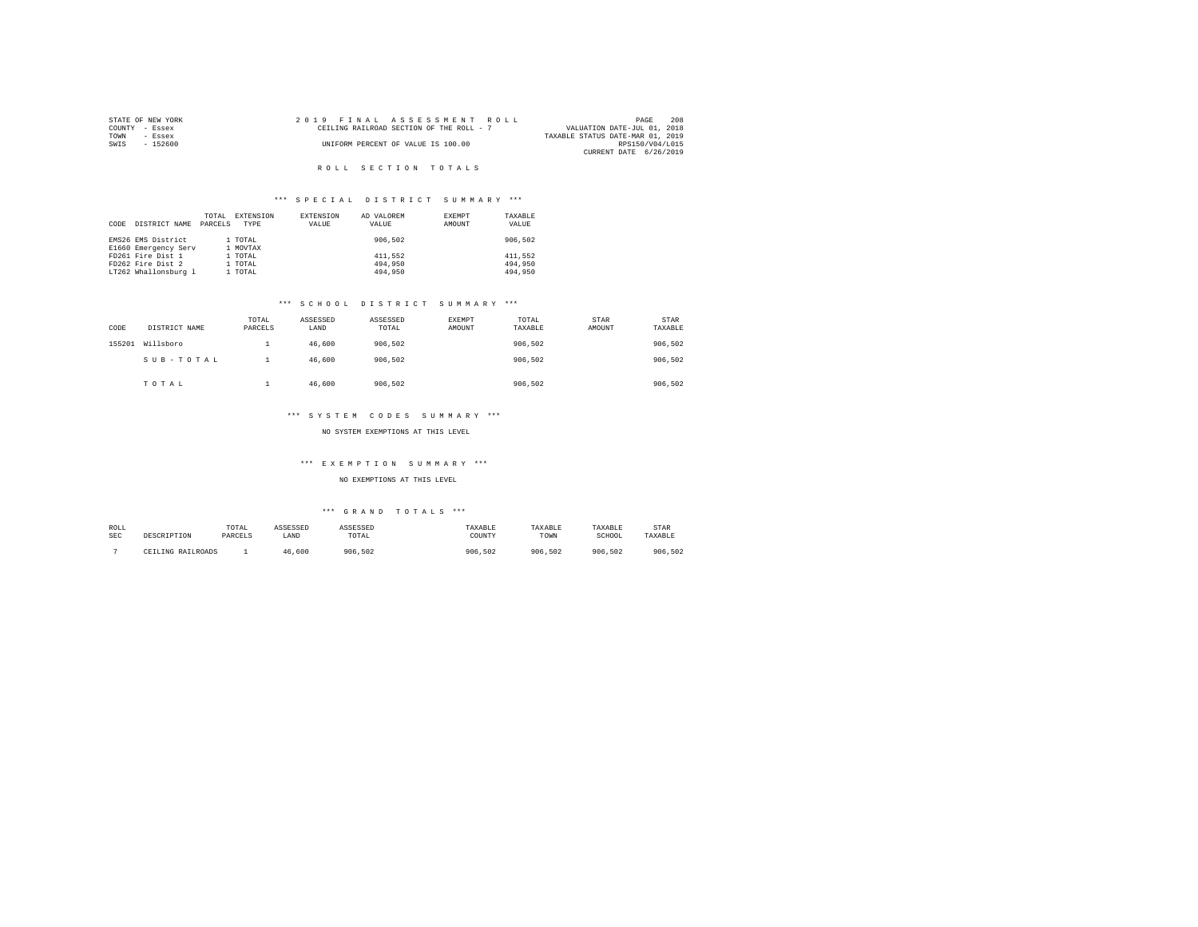STATE OF NEW YORK
COUNTY - Essex
TOWN - Essex
SWIS - 152600

2019 FINAL ASSESSMENT ROLL
CEILING RAILROAD SECTION OF THE ROLL - 7
UNIFORM PERCENT OF VALUE IS 100.00

VALUATION DATE-JUL 01, 2018
TAXABLE STATUS DATE-MAR 01, 2019
RPS150/V04/L015
CURRENT DATE 6/26/2019

## ROLL SECTION TOTALS

### *** SPECIAL DISTRICT SUMMARY ***

| CODE | DISTRICT NAME | TOTAL PARCELS | EXTENSION TYPE | EXTENSION VALUE | AD VALOREM VALUE | EXEMPT AMOUNT | TAXABLE VALUE |
|---|---|---|---|---|---|---|---|
| EMS26 | EMS District | 1 | TOTAL | | 906,502 | | 906,502 |
| E1660 | Emergency Serv | 1 | MOVTAX | | | | |
| FD261 | Fire Dist 1 | 1 | TOTAL | | 411,552 | | 411,552 |
| FD262 | Fire Dist 2 | 1 | TOTAL | | 494,950 | | 494,950 |
| LT262 | Whallonsburg l | 1 | TOTAL | | 494,950 | | 494,950 |

### *** SCHOOL DISTRICT SUMMARY ***

| CODE | DISTRICT NAME | TOTAL PARCELS | ASSESSED LAND | ASSESSED TOTAL | EXEMPT AMOUNT | TOTAL TAXABLE | STAR AMOUNT | STAR TAXABLE |
|---|---|---|---|---|---|---|---|---|
| 155201 | Willsboro | 1 | 46,600 | 906,502 | | 906,502 | | 906,502 |
| | S U B - T O T A L | 1 | 46,600 | 906,502 | | 906,502 | | 906,502 |
| | T O T A L | 1 | 46,600 | 906,502 | | 906,502 | | 906,502 |

### *** SYSTEM CODES SUMMARY ***

NO SYSTEM EXEMPTIONS AT THIS LEVEL

### *** EXEMPTION SUMMARY ***

NO EXEMPTIONS AT THIS LEVEL

### *** GRAND TOTALS ***

| ROLL SEC | DESCRIPTION | TOTAL PARCELS | ASSESSED LAND | ASSESSED TOTAL | TAXABLE COUNTY | TAXABLE TOWN | TAXABLE SCHOOL | STAR TAXABLE |
|---|---|---|---|---|---|---|---|---|
| 7 | CEILING RAILROADS | 1 | 46,600 | 906,502 | 906,502 | 906,502 | 906,502 | 906,502 |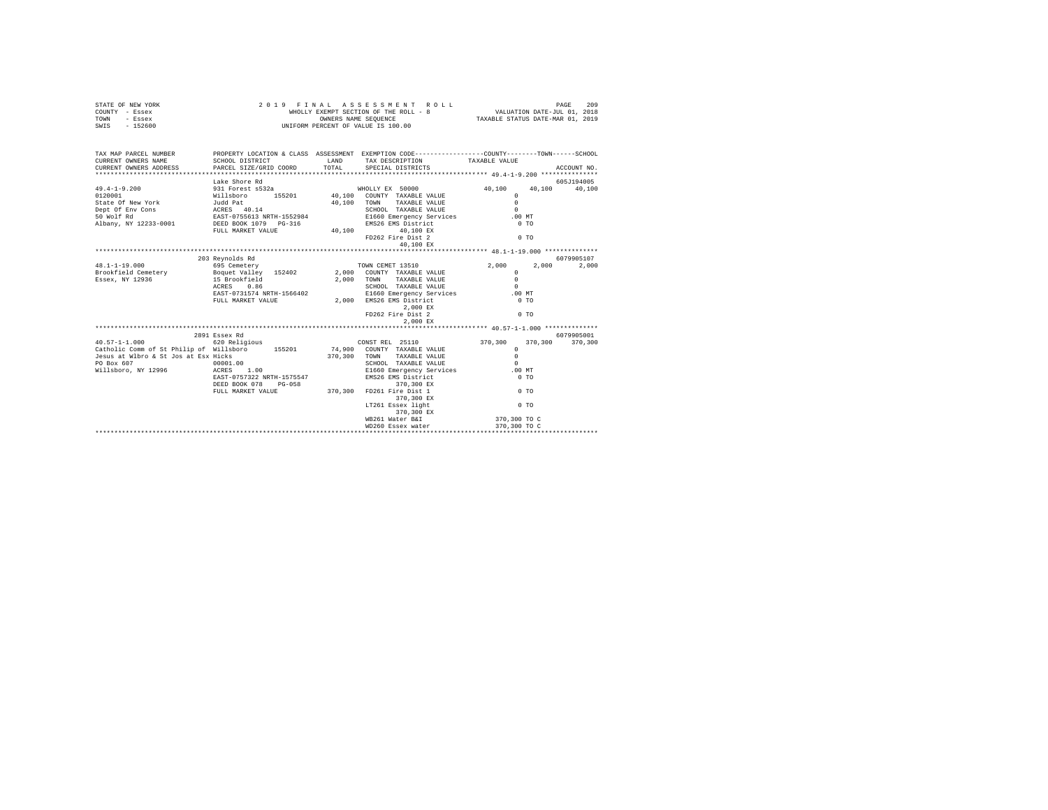```
STATE OF NEW YORK                    2 0 1 9   F I N A L   A S S E S S M E N T   R O L L                          PAGE   209
COUNTY  - Essex                          WHOLLY EXEMPT SECTION OF THE ROLL - 8              VALUATION DATE-JUL 01, 2018
TOWN    - Essex                                 OWNERS NAME SEQUENCE                      TAXABLE STATUS DATE-MAR 01, 2019
SWIS    - 152600                         UNIFORM PERCENT OF VALUE IS 100.00


TAX MAP PARCEL NUMBER          PROPERTY LOCATION & CLASS  ASSESSMENT  EXEMPTION CODE-----------------COUNTY--------TOWN------SCHOOL
CURRENT OWNERS NAME            SCHOOL DISTRICT              LAND      TAX DESCRIPTION            TAXABLE VALUE
CURRENT OWNERS ADDRESS         PARCEL SIZE/GRID COORD       TOTAL     SPECIAL DISTRICTS                                   ACCOUNT NO.
******************************************************************************************************* 49.4-1-9.200 ***************
                               Lake Shore Rd                                                                          605J194005
49.4-1-9.200                   931 Forest s532a                      WHOLLY EX 50000            40,100     40,100     40,100
0120001                        Willsboro      155201       40,100   COUNTY  TAXABLE VALUE             0
State Of New York              Judd Pat                    40,100   TOWN    TAXABLE VALUE             0
Dept Of Env Cons               ACRES   40.14                        SCHOOL  TAXABLE VALUE             0
50 Wolf Rd                     EAST-0755613 NRTH-1552984            E1660 Emergency Services         .00 MT
Albany, NY 12233-0001          DEED BOOK 1079   PG-316              EMS26 EMS District                 0 TO
                               FULL MARKET VALUE           40,100        40,100 EX
                                                                    FD262 Fire Dist 2                  0 TO
                                                                         40,100 EX
******************************************************************************************************* 48.1-1-19.000 **************
                               203 Reynolds Rd                                                                        6079905107
48.1-1-19.000                  695 Cemetery                          TOWN CEMET 13510            2,000      2,000      2,000
Brookfield Cemetery            Boquet Valley  152402        2,000   COUNTY  TAXABLE VALUE             0
Essex, NY 12936                15 Brookfield                2,000   TOWN    TAXABLE VALUE             0
                               ACRES    0.86                        SCHOOL  TAXABLE VALUE             0
                               EAST-0731574 NRTH-1566402            E1660 Emergency Services         .00 MT
                               FULL MARKET VALUE            2,000   EMS26 EMS District                 0 TO
                                                                          2,000 EX
                                                                    FD262 Fire Dist 2                  0 TO
                                                                          2,000 EX
******************************************************************************************************* 40.57-1-1.000 **************
                               2891 Essex Rd                                                                          6079905001
40.57-1-1.000                  620 Religious                         CONST REL  25110          370,300    370,300    370,300
Catholic Comm of St Philip of  Willsboro      155201       74,900   COUNTY  TAXABLE VALUE             0
Jesus at Wlbro & St Jos at Esx Hicks                      370,300   TOWN    TAXABLE VALUE             0
PO Box 607                     00001.00                             SCHOOL  TAXABLE VALUE             0
Willsboro, NY 12996            ACRES    1.00                        E1660 Emergency Services         .00 MT
                               EAST-0757322 NRTH-1575547            EMS26 EMS District                 0 TO
                               DEED BOOK 078    PG-058                   370,300 EX
                               FULL MARKET VALUE          370,300   FD261 Fire Dist 1                  0 TO
                                                                         370,300 EX
                                                                    LT261 Essex light                  0 TO
                                                                         370,300 EX
                                                                    WB261 Water B&I              370,300 TO C
                                                                    WD260 Essex water            370,300 TO C
************************************************************************************************************************************
```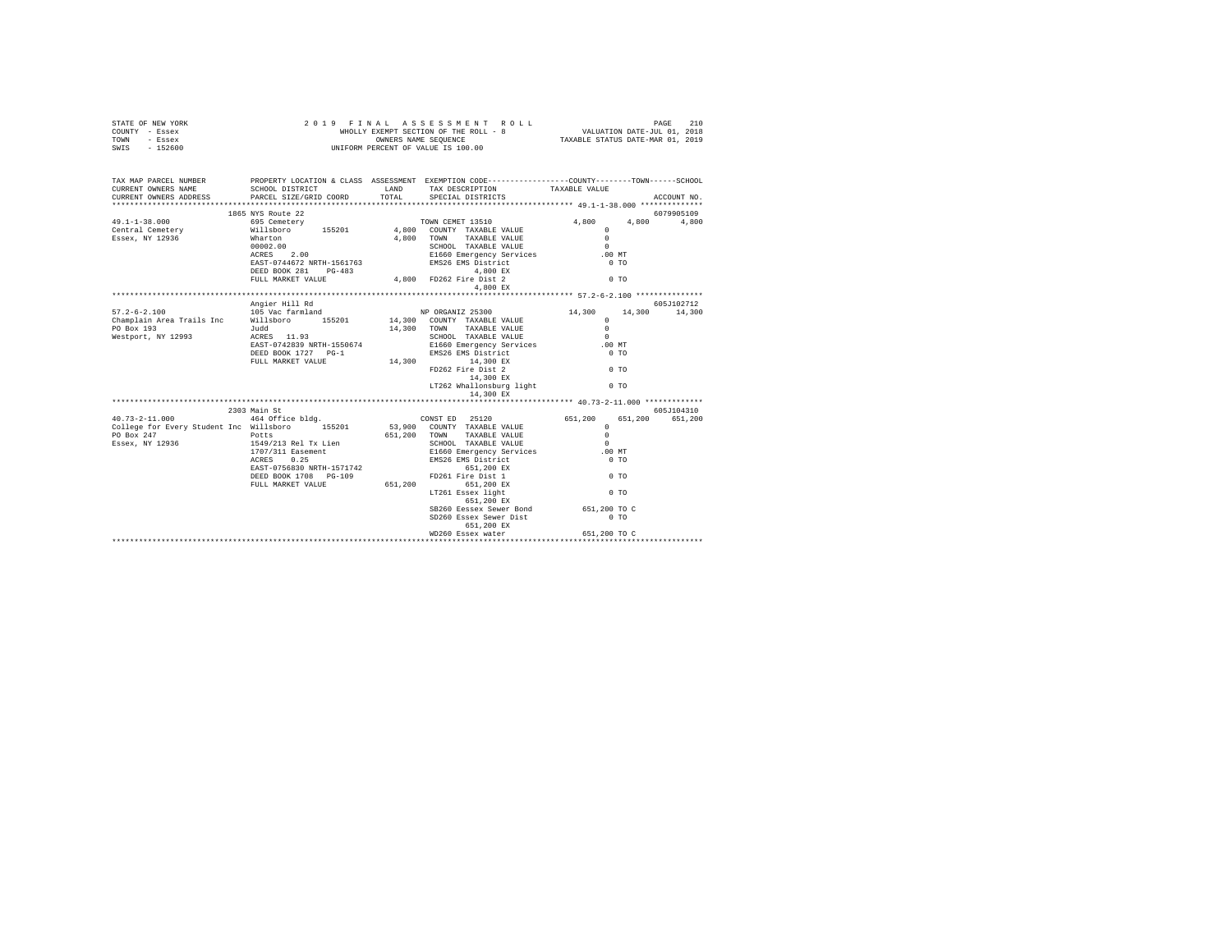```
STATE OF NEW YORK              2 0 1 9   F I N A L   A S S E S S M E N T   R O L L                    PAGE   210
COUNTY  - Essex                   WHOLLY EXEMPT SECTION OF THE ROLL - 8              VALUATION DATE-JUL 01, 2018
TOWN    - Essex                          OWNERS NAME SEQUENCE                    TAXABLE STATUS DATE-MAR 01, 2019
SWIS    - 152600                  UNIFORM PERCENT OF VALUE IS 100.00

TAX MAP PARCEL NUMBER          PROPERTY LOCATION & CLASS  ASSESSMENT  EXEMPTION CODE-----------------COUNTY--------TOWN------SCHOOL
CURRENT OWNERS NAME            SCHOOL DISTRICT              LAND      TAX DESCRIPTION              TAXABLE VALUE
CURRENT OWNERS ADDRESS         PARCEL SIZE/GRID COORD      TOTAL      SPECIAL DISTRICTS                                    ACCOUNT NO.
******************************************************************************************************* 49.1-1-38.000 **************
                      1865 NYS Route 22                                                                                 6079905109
49.1-1-38.000                  695 Cemetery                          TOWN CEMET 13510                4,800       4,800       4,800
Central Cemetery               Willsboro      155201          4,800  COUNTY  TAXABLE VALUE              0
Essex, NY 12936                Wharton                        4,800  TOWN    TAXABLE VALUE              0
                               00002.00                              SCHOOL  TAXABLE VALUE              0
                               ACRES    2.00                         E1660 Emergency Services          .00 MT
                               EAST-0744672 NRTH-1561763             EMS26 EMS District                 0 TO
                               DEED BOOK 281    PG-483                          4,800 EX
                               FULL MARKET VALUE              4,800  FD262 Fire Dist 2                  0 TO
                                                                                4,800 EX
******************************************************************************************************* 57.2-6-2.100 ***************
                          Angier Hill Rd                                                                                605J102712
57.2-6-2.100                   105 Vac farmland                      NP ORGANIZ 25300               14,300      14,300      14,300
Champlain Area Trails Inc      Willsboro      155201         14,300  COUNTY  TAXABLE VALUE              0
PO Box 193                     Judd                          14,300  TOWN    TAXABLE VALUE              0
Westport, NY 12993             ACRES   11.93                         SCHOOL  TAXABLE VALUE              0
                               EAST-0742839 NRTH-1550674             E1660 Emergency Services          .00 MT
                               DEED BOOK 1727   PG-1                 EMS26 EMS District                 0 TO
                               FULL MARKET VALUE             14,300            14,300 EX
                                                                     FD262 Fire Dist 2                  0 TO
                                                                               14,300 EX
                                                                     LT262 Whallonsburg light           0 TO
                                                                               14,300 EX
******************************************************************************************************* 40.73-2-11.000 *************
                      2303 Main St                                                                                      605J104310
40.73-2-11.000                 464 Office bldg.                      CONST ED   25120              651,200     651,200     651,200
College for Every Student Inc  Willsboro      155201         53,900  COUNTY  TAXABLE VALUE              0
PO Box 247                     Potts                        651,200  TOWN    TAXABLE VALUE              0
Essex, NY 12936                1549/213 Rel Tx Lien                  SCHOOL  TAXABLE VALUE              0
                               1707/311 Easement                     E1660 Emergency Services          .00 MT
                               ACRES    0.25                         EMS26 EMS District                 0 TO
                               EAST-0756830 NRTH-1571742                      651,200 EX
                               DEED BOOK 1708   PG-109               FD261 Fire Dist 1                  0 TO
                               FULL MARKET VALUE            651,200           651,200 EX
                                                                     LT261 Essex light                  0 TO
                                                                              651,200 EX
                                                                     SB260 Eessex Sewer Bond      651,200 TO C
                                                                     SD260 Essex Sewer Dist             0 TO
                                                                              651,200 EX
                                                                     WD260 Essex water            651,200 TO C
************************************************************************************************************************************
```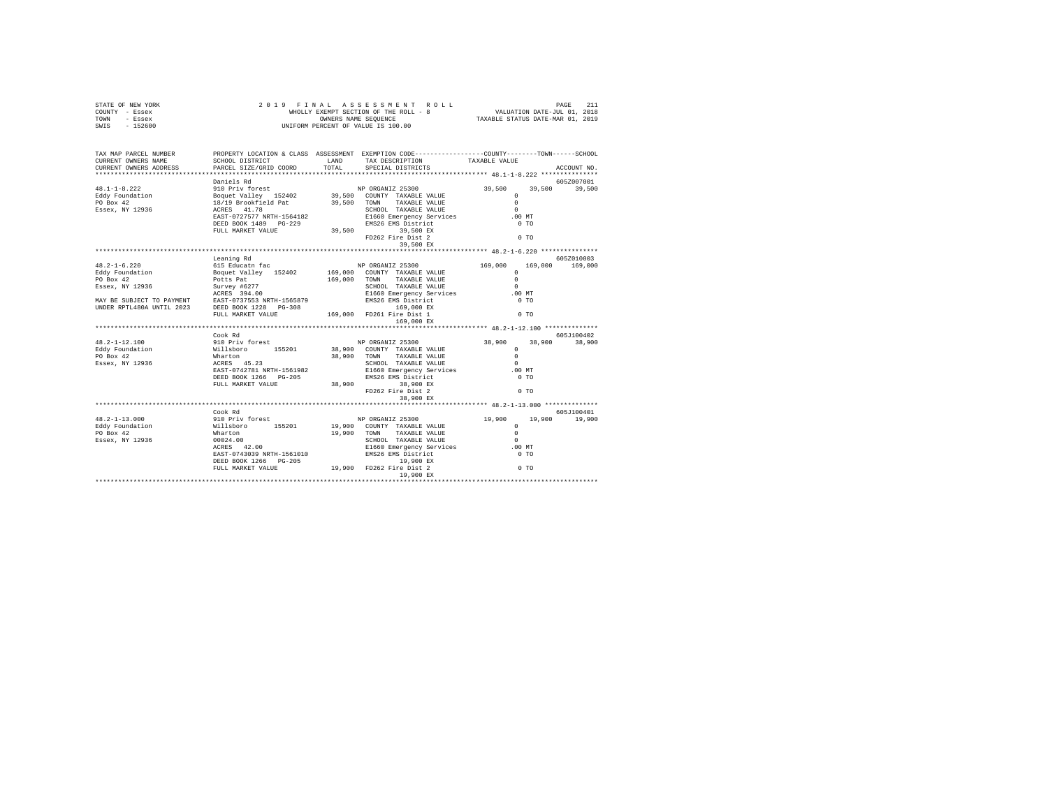STATE OF NEW YORK
COUNTY - Essex
TOWN - Essex
SWIS - 152600

2019 FINAL ASSESSMENT ROLL
WHOLLY EXEMPT SECTION OF THE ROLL - 8
OWNERS NAME SEQUENCE
UNIFORM PERCENT OF VALUE IS 100.00

VALUATION DATE-JUL 01, 2018
TAXABLE STATUS DATE-MAR 01, 2019

| TAX MAP PARCEL NUMBER / CURRENT OWNERS NAME / CURRENT OWNERS ADDRESS | PROPERTY LOCATION & CLASS / SCHOOL DISTRICT / PARCEL SIZE/GRID COORD | ASSESSMENT LAND / TOTAL | EXEMPTION CODE / TAX DESCRIPTION / SPECIAL DISTRICTS | COUNTY TAXABLE VALUE | TOWN | SCHOOL / ACCOUNT NO. |
|---|---|---|---|---|---|---|
| **48.1-1-8.222** | Daniels Rd | | | | | 605Z007001 |
| 48.1-1-8.222 | 910 Priv forest | | NP ORGANIZ 25300 | 39,500 | 39,500 | 39,500 |
| Eddy Foundation | Boquet Valley 152402 | 39,500 | COUNTY TAXABLE VALUE | 0 | | |
| PO Box 42 | 18/19 Brookfield Pat | 39,500 | TOWN TAXABLE VALUE | 0 | | |
| Essex, NY 12936 | ACRES 41.78 | | SCHOOL TAXABLE VALUE | 0 | | |
| | EAST-0727577 NRTH-1564182 | | E1660 Emergency Services | .00 MT | | |
| | DEED BOOK 1489 PG-229 | | EMS26 EMS District | 0 TO | | |
| | FULL MARKET VALUE | 39,500 | 39,500 EX | | | |
| | | | FD262 Fire Dist 2 | 0 TO | | |
| | | | 39,500 EX | | | |
| **48.2-1-6.220** | Leaning Rd | | | | | 605Z010003 |
| 48.2-1-6.220 | 615 Educatn fac | | NP ORGANIZ 25300 | 169,000 | 169,000 | 169,000 |
| Eddy Foundation | Boquet Valley 152402 | 169,000 | COUNTY TAXABLE VALUE | 0 | | |
| PO Box 42 | Potts Pat | 169,000 | TOWN TAXABLE VALUE | 0 | | |
| Essex, NY 12936 | Survey #6277 | | SCHOOL TAXABLE VALUE | 0 | | |
| | ACRES 394.00 | | E1660 Emergency Services | .00 MT | | |
| MAY BE SUBJECT TO PAYMENT | EAST-0737553 NRTH-1565879 | | EMS26 EMS District | 0 TO | | |
| UNDER RPTL480A UNTIL 2023 | DEED BOOK 1228 PG-308 | | 169,000 EX | | | |
| | FULL MARKET VALUE | 169,000 | FD261 Fire Dist 1 | 0 TO | | |
| | | | 169,000 EX | | | |
| **48.2-1-12.100** | Cook Rd | | | | | 605J100402 |
| 48.2-1-12.100 | 910 Priv forest | | NP ORGANIZ 25300 | 38,900 | 38,900 | 38,900 |
| Eddy Foundation | Willsboro 155201 | 38,900 | COUNTY TAXABLE VALUE | 0 | | |
| PO Box 42 | Wharton | 38,900 | TOWN TAXABLE VALUE | 0 | | |
| Essex, NY 12936 | ACRES 45.23 | | SCHOOL TAXABLE VALUE | 0 | | |
| | EAST-0742781 NRTH-1561982 | | E1660 Emergency Services | .00 MT | | |
| | DEED BOOK 1266 PG-205 | | EMS26 EMS District | 0 TO | | |
| | FULL MARKET VALUE | 38,900 | 38,900 EX | | | |
| | | | FD262 Fire Dist 2 | 0 TO | | |
| | | | 38,900 EX | | | |
| **48.2-1-13.000** | Cook Rd | | | | | 605J100401 |
| 48.2-1-13.000 | 910 Priv forest | | NP ORGANIZ 25300 | 19,900 | 19,900 | 19,900 |
| Eddy Foundation | Willsboro 155201 | 19,900 | COUNTY TAXABLE VALUE | 0 | | |
| PO Box 42 | Wharton | 19,900 | TOWN TAXABLE VALUE | 0 | | |
| Essex, NY 12936 | 00024.00 | | SCHOOL TAXABLE VALUE | 0 | | |
| | ACRES 42.00 | | E1660 Emergency Services | .00 MT | | |
| | EAST-0743039 NRTH-1561010 | | EMS26 EMS District | 0 TO | | |
| | DEED BOOK 1266 PG-205 | | 19,900 EX | | | |
| | FULL MARKET VALUE | 19,900 | FD262 Fire Dist 2 | 0 TO | | |
| | | | 19,900 EX | | | |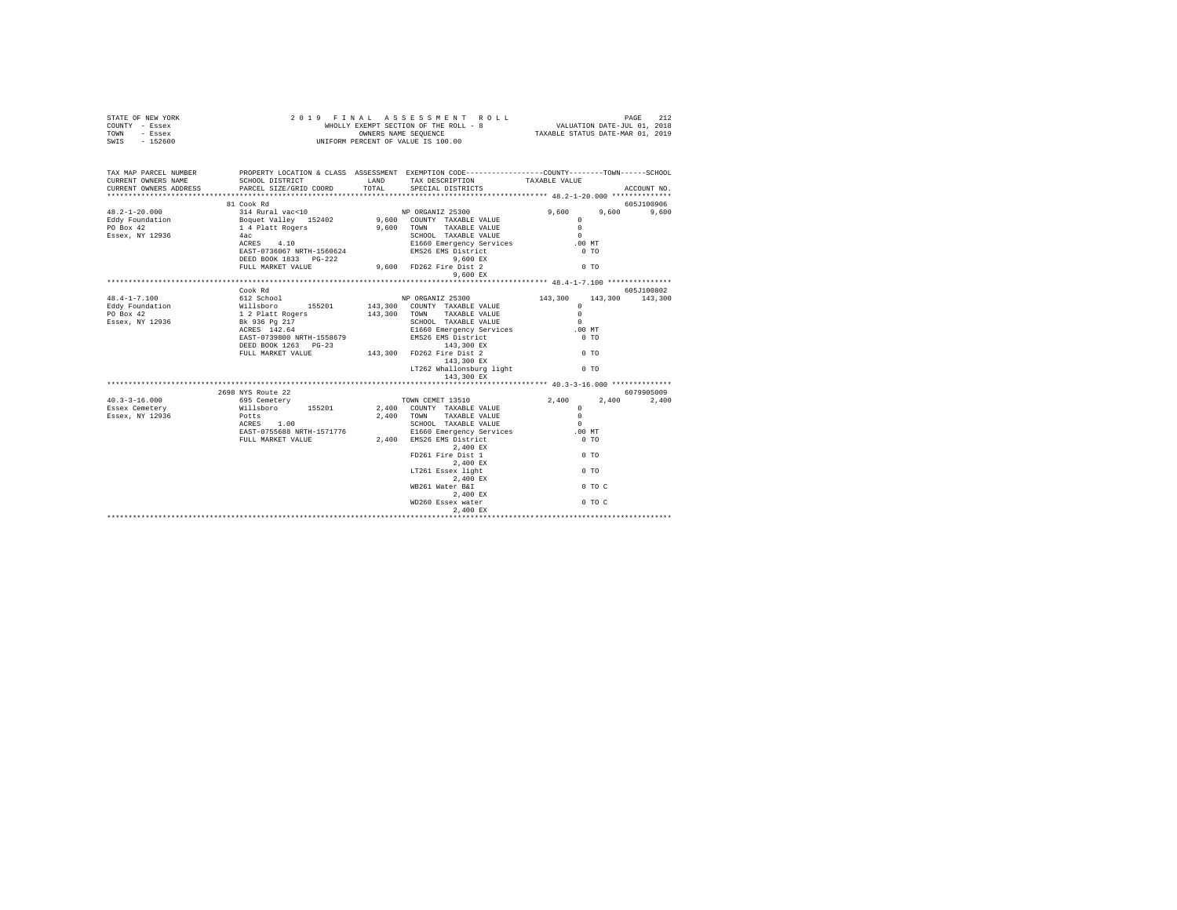STATE OF NEW YORK  
COUNTY - Essex  
TOWN - Essex  
SWIS - 152600

2019 FINAL ASSESSMENT ROLL  
WHOLLY EXEMPT SECTION OF THE ROLL - 8  
OWNERS NAME SEQUENCE  
UNIFORM PERCENT OF VALUE IS 100.00

VALUATION DATE-JUL 01, 2018  
TAXABLE STATUS DATE-MAR 01, 2019

```
TAX MAP PARCEL NUMBER          PROPERTY LOCATION & CLASS  ASSESSMENT  EXEMPTION CODE-----------------COUNTY--------TOWN------SCHOOL
CURRENT OWNERS NAME            SCHOOL DISTRICT             LAND       TAX DESCRIPTION            TAXABLE VALUE
CURRENT OWNERS ADDRESS         PARCEL SIZE/GRID COORD      TOTAL      SPECIAL DISTRICTS                                     ACCOUNT NO.
****************************************************************************************************** 48.2-1-20.000 **************
                               81 Cook Rd                                                                                605J100906
48.2-1-20.000                  314 Rural vac<10                       NP ORGANIZ 25300            9,600       9,600       9,600
Eddy Foundation                Boquet Valley  152402        9,600     COUNTY  TAXABLE VALUE           0
PO Box 42                      1 4 Platt Rogers             9,600     TOWN    TAXABLE VALUE           0
Essex, NY 12936                4ac                                    SCHOOL  TAXABLE VALUE           0
                               ACRES    4.10                          E1660 Emergency Services        .00 MT
                               EAST-0736067 NRTH-1560624              EMS26 EMS District               0 TO
                               DEED BOOK 1833   PG-222                      9,600 EX
                               FULL MARKET VALUE            9,600     FD262 Fire Dist 2                0 TO
                                                                            9,600 EX
****************************************************************************************************** 48.4-1-7.100 ***************
                               Cook Rd                                                                                   605J100802
48.4-1-7.100                   612 School                             NP ORGANIZ 25300          143,300     143,300     143,300
Eddy Foundation                Willsboro       155201     143,300     COUNTY  TAXABLE VALUE           0
PO Box 42                      1 2 Platt Rogers           143,300     TOWN    TAXABLE VALUE           0
Essex, NY 12936                Bk 936 Pg 217                          SCHOOL  TAXABLE VALUE           0
                               ACRES  142.64                          E1660 Emergency Services        .00 MT
                               EAST-0739800 NRTH-1558679              EMS26 EMS District               0 TO
                               DEED BOOK 1263   PG-23                     143,300 EX
                               FULL MARKET VALUE          143,300     FD262 Fire Dist 2                0 TO
                                                                          143,300 EX
                                                                      LT262 Whallonsburg light         0 TO
                                                                          143,300 EX
****************************************************************************************************** 40.3-3-16.000 **************
                               2698 NYS Route 22                                                                         6079905009
40.3-3-16.000                  695 Cemetery                           TOWN CEMET 13510            2,400       2,400       2,400
Essex Cemetery                 Willsboro       155201       2,400     COUNTY  TAXABLE VALUE           0
Essex, NY 12936                Potts                        2,400     TOWN    TAXABLE VALUE           0
                               ACRES    1.00                          SCHOOL  TAXABLE VALUE           0
                               EAST-0755688 NRTH-1571776              E1660 Emergency Services        .00 MT
                               FULL MARKET VALUE            2,400     EMS26 EMS District               0 TO
                                                                            2,400 EX
                                                                      FD261 Fire Dist 1                0 TO
                                                                            2,400 EX
                                                                      LT261 Essex light                0 TO
                                                                            2,400 EX
                                                                      WB261 Water B&I                  0 TO C
                                                                            2,400 EX
                                                                      WD260 Essex water                0 TO C
                                                                            2,400 EX
************************************************************************************************************************************
```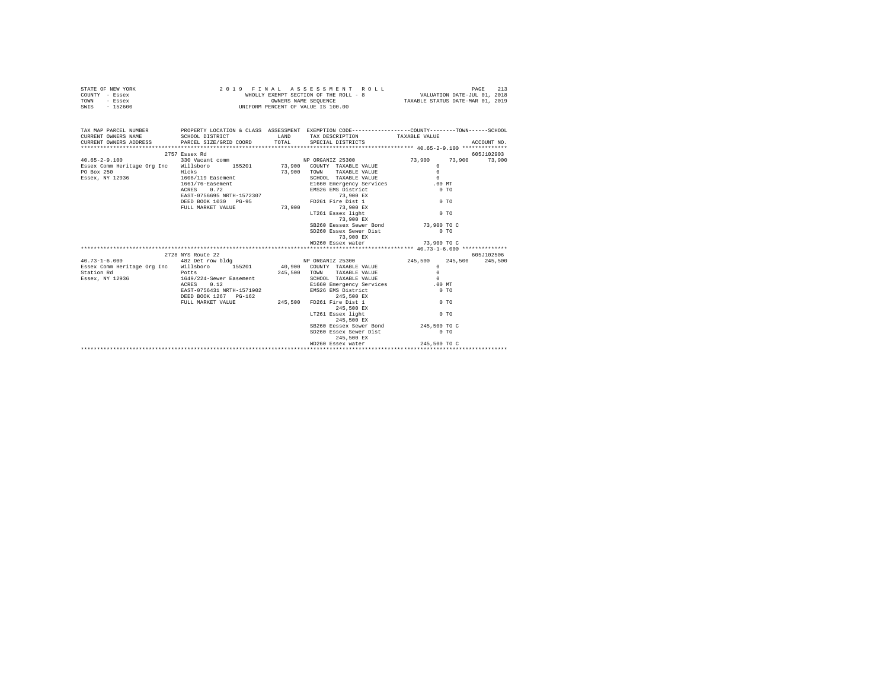```
STATE OF NEW YORK                 2 0 1 9   F I N A L   A S S E S S M E N T   R O L L                          PAGE    213
COUNTY  - Essex                        WHOLLY EXEMPT SECTION OF THE ROLL - 8              VALUATION DATE-JUL 01, 2018
TOWN    - Essex                                OWNERS NAME SEQUENCE                    TAXABLE STATUS DATE-MAR 01, 2019
SWIS    - 152600                        UNIFORM PERCENT OF VALUE IS 100.00


TAX MAP PARCEL NUMBER         PROPERTY LOCATION & CLASS  ASSESSMENT  EXEMPTION CODE-----------------COUNTY--------TOWN------SCHOOL
CURRENT OWNERS NAME           SCHOOL DISTRICT               LAND      TAX DESCRIPTION            TAXABLE VALUE
CURRENT OWNERS ADDRESS        PARCEL SIZE/GRID COORD       TOTAL      SPECIAL DISTRICTS                                    ACCOUNT NO.
****************************************************************************************************** 40.65-2-9.100 **************
                    2757 Essex Rd                                                                                          605J102903
40.65-2-9.100                330 Vacant comm                         NP ORGANIZ 25300              73,900      73,900      73,900
Essex Comm Heritage Org Inc   Willsboro       155201       73,900   COUNTY  TAXABLE VALUE                0
PO Box 250                    Hicks                        73,900   TOWN    TAXABLE VALUE                0
Essex, NY 12936               1608/119 Easement                      SCHOOL  TAXABLE VALUE                0
                              1661/76-Easement                       E1660 Emergency Services           .00 MT
                              ACRES    0.72                          EMS26 EMS District                   0 TO
                              EAST-0756695 NRTH-1572307                   73,900 EX
                              DEED BOOK 1030   PG-95                 FD261 Fire Dist 1                    0 TO
                              FULL MARKET VALUE            73,900         73,900 EX
                                                                     LT261 Essex light                    0 TO
                                                                          73,900 EX
                                                                     SB260 Eessex Sewer Bond         73,900 TO C
                                                                     SD260 Essex Sewer Dist               0 TO
                                                                          73,900 EX
                                                                     WD260 Essex water               73,900 TO C
****************************************************************************************************** 40.73-1-6.000 **************
                    2728 NYS Route 22                                                                                      605J102506
40.73-1-6.000                482 Det row bldg                        NP ORGANIZ 25300             245,500     245,500     245,500
Essex Comm Heritage Org Inc   Willsboro       155201       40,900   COUNTY  TAXABLE VALUE                0
Station Rd                    Potts                       245,500   TOWN    TAXABLE VALUE                0
Essex, NY 12936               1649/224-Sewer Easement                SCHOOL  TAXABLE VALUE                0
                              ACRES    0.12                          E1660 Emergency Services           .00 MT
                              EAST-0756431 NRTH-1571902              EMS26 EMS District                   0 TO
                              DEED BOOK 1267   PG-162                     245,500 EX
                              FULL MARKET VALUE           245,500   FD261 Fire Dist 1                    0 TO
                                                                          245,500 EX
                                                                     LT261 Essex light                    0 TO
                                                                          245,500 EX
                                                                     SB260 Eessex Sewer Bond        245,500 TO C
                                                                     SD260 Essex Sewer Dist               0 TO
                                                                          245,500 EX
                                                                     WD260 Essex water              245,500 TO C
************************************************************************************************************************************
```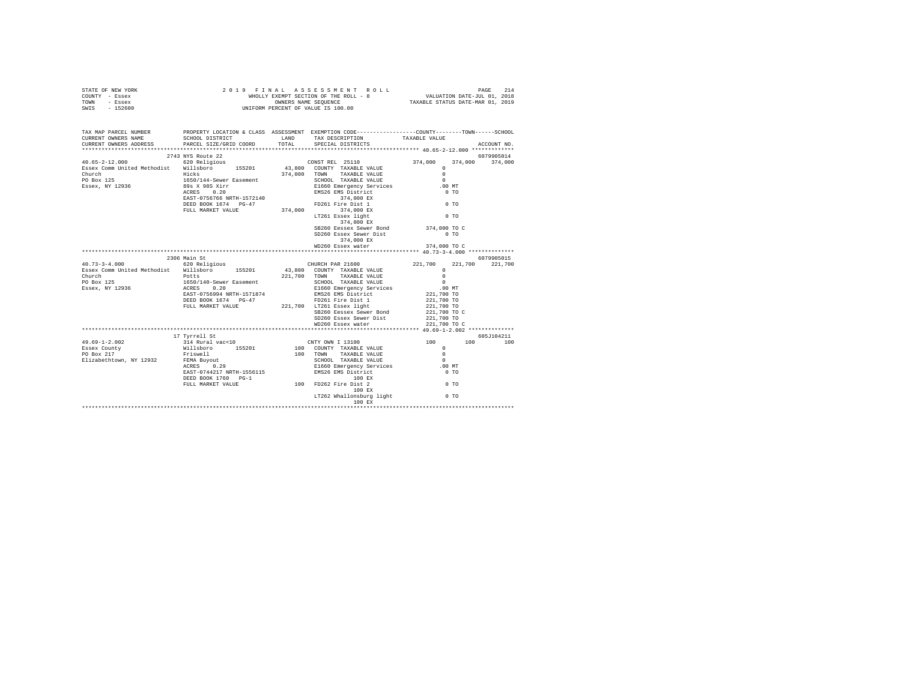STATE OF NEW YORK
COUNTY - Essex
TOWN - Essex
SWIS - 152600

2 0 1 9 F I N A L A S S E S S M E N T R O L L
WHOLLY EXEMPT SECTION OF THE ROLL - 8
OWNERS NAME SEQUENCE
UNIFORM PERCENT OF VALUE IS 100.00

VALUATION DATE-JUL 01, 2018
TAXABLE STATUS DATE-MAR 01, 2019

```
TAX MAP PARCEL NUMBER          PROPERTY LOCATION & CLASS  ASSESSMENT  EXEMPTION CODE-----------------COUNTY--------TOWN------SCHOOL
CURRENT OWNERS NAME            SCHOOL DISTRICT              LAND      TAX DESCRIPTION            TAXABLE VALUE
CURRENT OWNERS ADDRESS         PARCEL SIZE/GRID COORD      TOTAL      SPECIAL DISTRICTS                                    ACCOUNT NO.
*********************************************************************************************** 40.65-2-12.000 *************
                     2743 NYS Route 22                                                                                   6079905014
40.65-2-12.000               620 Religious                        CONST REL  25110           374,000    374,000    374,000
Essex Comm United Methodist  Willsboro      155201       43,800   COUNTY  TAXABLE VALUE            0
Church                       Hicks                      374,000   TOWN    TAXABLE VALUE            0
PO Box 125                   1650/144-Sewer Easement              SCHOOL  TAXABLE VALUE            0
Essex, NY 12936              89s X 98S Xirr                       E1660 Emergency Services       .00 MT
                             ACRES    0.20                        EMS26 EMS District               0 TO
                             EAST-0756766 NRTH-1572140                 374,000 EX
                             DEED BOOK 1674   PG-47               FD261 Fire Dist 1                0 TO
                             FULL MARKET VALUE          374,000        374,000 EX
                                                                  LT261 Essex light                0 TO
                                                                       374,000 EX
                                                                  SB260 Eessex Sewer Bond      374,000 TO C
                                                                  SD260 Essex Sewer Dist           0 TO
                                                                       374,000 EX
                                                                  WD260 Essex water            374,000 TO C
*********************************************************************************************** 40.73-3-4.000 **************
                     2306 Main St                                                                                        6079905015
40.73-3-4.000                620 Religious                        CHURCH PAR 21600           221,700    221,700    221,700
Essex Comm United Methodist  Willsboro      155201       43,800   COUNTY  TAXABLE VALUE            0
Church                       Potts                      221,700   TOWN    TAXABLE VALUE            0
PO Box 125                   1650/140-Sewer Easement              SCHOOL  TAXABLE VALUE            0
Essex, NY 12936              ACRES    0.20                        E1660 Emergency Services       .00 MT
                             EAST-0756994 NRTH-1571874            EMS26 EMS District         221,700 TO
                             DEED BOOK 1674   PG-47               FD261 Fire Dist 1          221,700 TO
                             FULL MARKET VALUE          221,700   LT261 Essex light          221,700 TO
                                                                  SB260 Eessex Sewer Bond    221,700 TO C
                                                                  SD260 Essex Sewer Dist     221,700 TO
                                                                  WD260 Essex water          221,700 TO C
*********************************************************************************************** 49.69-1-2.002 **************
                     17 Tyrrell St                                                                                       605J104211
49.69-1-2.002                314 Rural vac<10                     CNTY OWN I 13100               100        100        100
Essex County                 Willsboro      155201          100   COUNTY  TAXABLE VALUE            0
PO Box 217                   Friswell                       100   TOWN    TAXABLE VALUE            0
Elizabethtown, NY 12932      FEMA Buyout                          SCHOOL  TAXABLE VALUE            0
                             ACRES    0.29                        E1660 Emergency Services       .00 MT
                             EAST-0744217 NRTH-1556115            EMS26 EMS District               0 TO
                             DEED BOOK 1760   PG-1                     100 EX
                             FULL MARKET VALUE              100   FD262 Fire Dist 2                0 TO
                                                                       100 EX
                                                                  LT262 Whallonsburg light         0 TO
                                                                       100 EX
****************************************************************************************************************************
```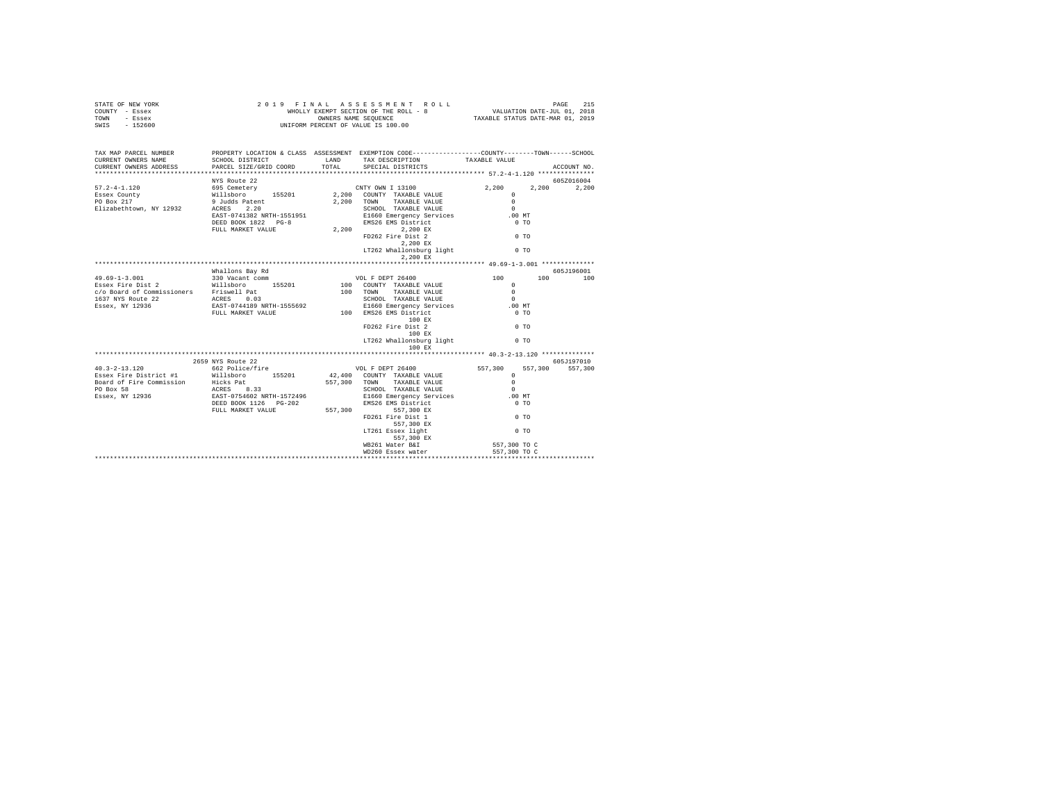STATE OF NEW YORK
COUNTY - Essex
TOWN - Essex
SWIS - 152600

2019 FINAL ASSESSMENT ROLL
WHOLLY EXEMPT SECTION OF THE ROLL - 8
OWNERS NAME SEQUENCE
UNIFORM PERCENT OF VALUE IS 100.00

VALUATION DATE-JUL 01, 2018
TAXABLE STATUS DATE-MAR 01, 2019

```
TAX MAP PARCEL NUMBER          PROPERTY LOCATION & CLASS  ASSESSMENT  EXEMPTION CODE-----------------COUNTY--------TOWN------SCHOOL
CURRENT OWNERS NAME            SCHOOL DISTRICT              LAND      TAX DESCRIPTION           TAXABLE VALUE
CURRENT OWNERS ADDRESS         PARCEL SIZE/GRID COORD       TOTAL     SPECIAL DISTRICTS                                   ACCOUNT NO.
****************************************************************************************************** 57.2-4-1.120 ***************
                               NYS Route 22                                                                          605Z016004
57.2-4-1.120                   695 Cemetery                            CNTY OWN I 13100              2,200       2,200      2,200
Essex County                   Willsboro       155201        2,200    COUNTY  TAXABLE VALUE             0
PO Box 217                     9 Judds Patent                2,200    TOWN    TAXABLE VALUE             0
Elizabethtown, NY 12932        ACRES    2.20                          SCHOOL  TAXABLE VALUE             0
                               EAST-0741382 NRTH-1551951              E1660 Emergency Services        .00 MT
                               DEED BOOK 1822   PG-8                  EMS26 EMS District                0 TO
                               FULL MARKET VALUE             2,200          2,200 EX
                                                                      FD262 Fire Dist 2                 0 TO
                                                                            2,200 EX
                                                                      LT262 Whallonsburg light          0 TO
                                                                            2,200 EX
****************************************************************************************************** 49.69-1-3.001 **************
                               Whallons Bay Rd                                                                       605J196001
49.69-1-3.001                  330 Vacant comm                         VOL F DEPT 26400                100         100        100
Essex Fire Dist 2              Willsboro       155201          100    COUNTY  TAXABLE VALUE             0
c/o Board of Commissioners     Friswell Pat                    100    TOWN    TAXABLE VALUE             0
1637 NYS Route 22              ACRES    0.03                          SCHOOL  TAXABLE VALUE             0
Essex, NY 12936                EAST-0744189 NRTH-1555692              E1660 Emergency Services        .00 MT
                               FULL MARKET VALUE               100    EMS26 EMS District                0 TO
                                                                              100 EX
                                                                      FD262 Fire Dist 2                 0 TO
                                                                              100 EX
                                                                      LT262 Whallonsburg light          0 TO
                                                                              100 EX
****************************************************************************************************** 40.3-2-13.120 **************
                             2659 NYS Route 22                                                                       605J197010
40.3-2-13.120                  662 Police/fire                         VOL F DEPT 26400            557,300     557,300    557,300
Essex Fire District #1         Willsboro       155201       42,400    COUNTY  TAXABLE VALUE             0
Board of Fire Commission       Hicks Pat                   557,300    TOWN    TAXABLE VALUE             0
PO Box 58                      ACRES    8.33                          SCHOOL  TAXABLE VALUE             0
Essex, NY 12936                EAST-0754602 NRTH-1572496              E1660 Emergency Services        .00 MT
                               DEED BOOK 1126   PG-202                EMS26 EMS District                0 TO
                               FULL MARKET VALUE           557,300          557,300 EX
                                                                      FD261 Fire Dist 1                 0 TO
                                                                            557,300 EX
                                                                      LT261 Essex light                 0 TO
                                                                            557,300 EX
                                                                      WB261 Water B&I             557,300 TO C
                                                                      WD260 Essex water           557,300 TO C
************************************************************************************************************************************
```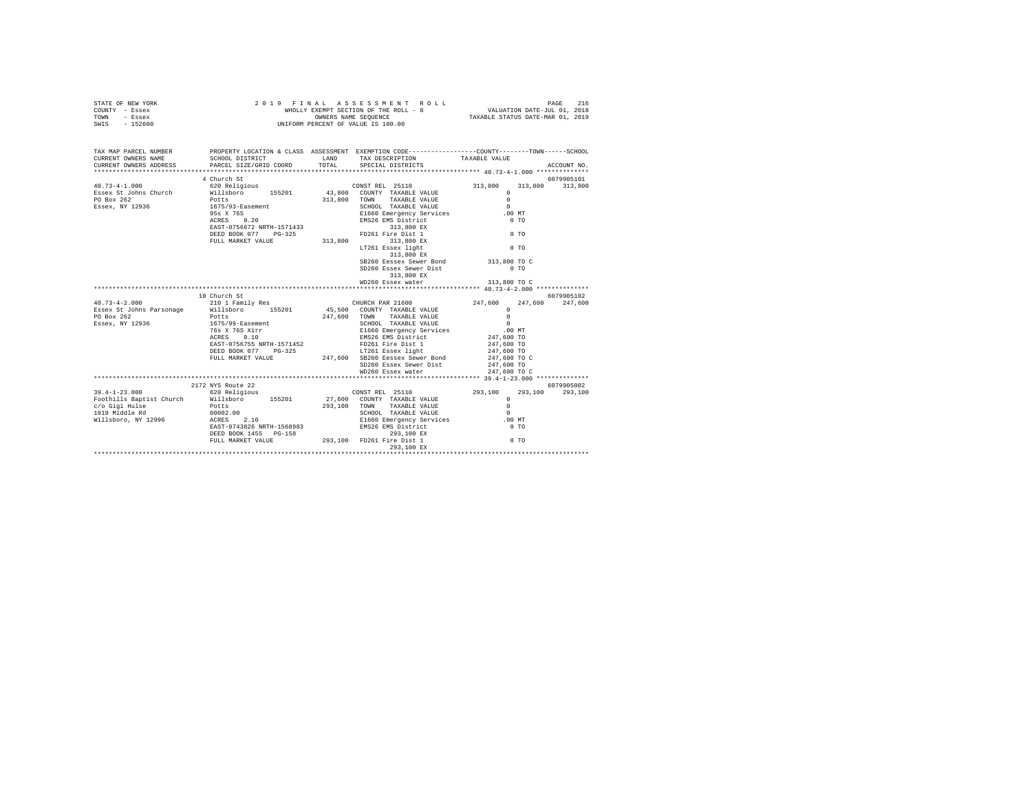STATE OF NEW YORK — 2019 FINAL ASSESSMENT ROLL — PAGE 216
COUNTY - Essex — WHOLLY EXEMPT SECTION OF THE ROLL - 8 — VALUATION DATE-JUL 01, 2018
TOWN - Essex — OWNERS NAME SEQUENCE — TAXABLE STATUS DATE-MAR 01, 2019
SWIS - 152600 — UNIFORM PERCENT OF VALUE IS 100.00

```
TAX MAP PARCEL NUMBER         PROPERTY LOCATION & CLASS  ASSESSMENT  EXEMPTION CODE-----------------COUNTY--------TOWN------SCHOOL
CURRENT OWNERS NAME           SCHOOL DISTRICT               LAND      TAX DESCRIPTION            TAXABLE VALUE
CURRENT OWNERS ADDRESS        PARCEL SIZE/GRID COORD        TOTAL     SPECIAL DISTRICTS                                      ACCOUNT NO.
************************************************************************************************** 40.73-4-1.000 **************
                              4 Church St                                                                                   6079905101
40.73-4-1.000                 620 Religious                           CONST REL  25110              313,800    313,800    313,800
Essex St Johns Church         Willsboro       155201       43,800    COUNTY  TAXABLE VALUE                  0
PO Box 262                    Potts                       313,800    TOWN    TAXABLE VALUE                  0
Essex, NY 12936               1675/93-Easement                        SCHOOL  TAXABLE VALUE                  0
                              95s X 76S                               E1660 Emergency Services             .00 MT
                              ACRES    0.20                           EMS26 EMS District                     0 TO
                              EAST-0756672 NRTH-1571433                     313,800 EX
                              DEED BOOK 077    PG-325                 FD261 Fire Dist 1                      0 TO
                              FULL MARKET VALUE           313,800           313,800 EX
                                                                      LT261 Essex light                      0 TO
                                                                            313,800 EX
                                                                      SB260 Eessex Sewer Bond          313,800 TO C
                                                                      SD260 Essex Sewer Dist                 0 TO
                                                                            313,800 EX
                                                                      WD260 Essex water                313,800 TO C
************************************************************************************************** 40.73-4-2.000 **************
                              10 Church St                                                                                  6079905102
40.73-4-2.000                 210 1 Family Res                        CHURCH PAR 21600              247,600    247,600    247,600
Essex St Johns Parsonage      Willsboro       155201       45,500    COUNTY  TAXABLE VALUE                  0
PO Box 262                    Potts                       247,600    TOWN    TAXABLE VALUE                  0
Essex, NY 12936               1675/99-Easement                        SCHOOL  TAXABLE VALUE                  0
                              76s X 76S Xirr                          E1660 Emergency Services             .00 MT
                              ACRES    0.10                           EMS26 EMS District               247,600 TO
                              EAST-0756755 NRTH-1571452               FD261 Fire Dist 1                247,600 TO
                              DEED BOOK 077    PG-325                 LT261 Essex light                247,600 TO
                              FULL MARKET VALUE           247,600    SB260 Eessex Sewer Bond          247,600 TO C
                                                                      SD260 Essex Sewer Dist           247,600 TO
                                                                      WD260 Essex water                247,600 TO C
************************************************************************************************** 39.4-1-23.000 **************
                              2172 NYS Route 22                                                                             6079905002
39.4-1-23.000                 620 Religious                           CONST REL  25110              293,100    293,100    293,100
Foothills Baptist Church      Willsboro       155201       27,600    COUNTY  TAXABLE VALUE                  0
c/o Gigi Hulse                Potts                       293,100    TOWN    TAXABLE VALUE                  0
1019 Middle Rd                00002.00                                SCHOOL  TAXABLE VALUE                  0
Willsboro, NY 12996           ACRES    2.10                           E1660 Emergency Services             .00 MT
                              EAST-0743826 NRTH-1568983               EMS26 EMS District                     0 TO
                              DEED BOOK 1455   PG-158                       293,100 EX
                              FULL MARKET VALUE           293,100    FD261 Fire Dist 1                      0 TO
                                                                            293,100 EX
********************************************************************************************************************************
```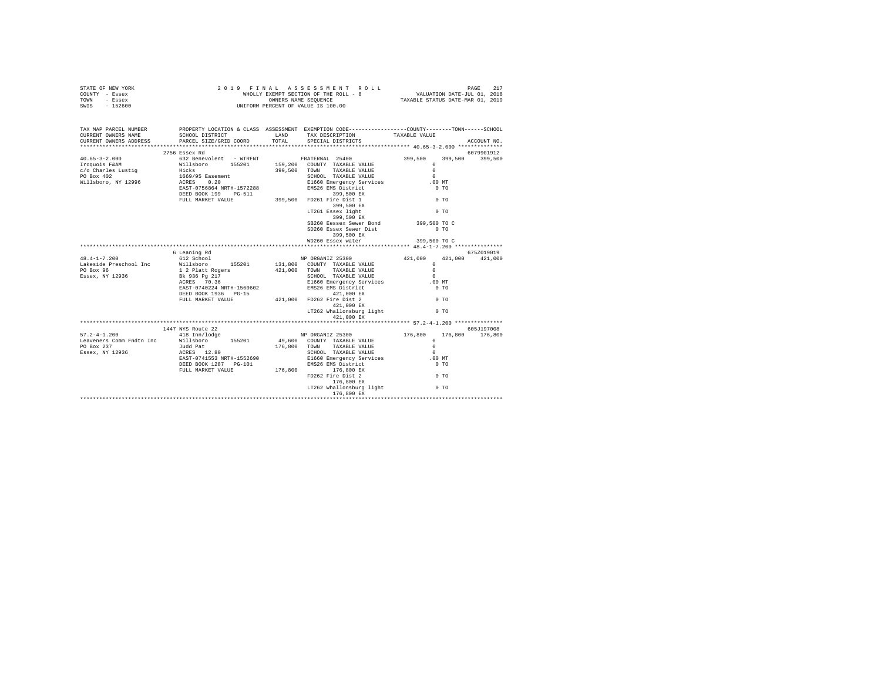```
STATE OF NEW YORK              2 0 1 9   F I N A L   A S S E S S M E N T   R O L L                     PAGE   217
COUNTY  - Essex                     WHOLLY EXEMPT SECTION OF THE ROLL - 8              VALUATION DATE-JUL 01, 2018
TOWN    - Essex                            OWNERS NAME SEQUENCE                      TAXABLE STATUS DATE-MAR 01, 2019
SWIS    - 152600                    UNIFORM PERCENT OF VALUE IS 100.00


TAX MAP PARCEL NUMBER          PROPERTY LOCATION & CLASS  ASSESSMENT  EXEMPTION CODE-----------------COUNTY--------TOWN------SCHOOL
CURRENT OWNERS NAME            SCHOOL DISTRICT             LAND       TAX DESCRIPTION           TAXABLE VALUE
CURRENT OWNERS ADDRESS         PARCEL SIZE/GRID COORD      TOTAL      SPECIAL DISTRICTS                                    ACCOUNT NO.
****************************************************************************************************** 40.65-3-2.000 **************
                          2756 Essex Rd                                                                                 6079901912
40.65-3-2.000              632 Benevolent  - WTRFNT            FRATERNAL  25400             399,500    399,500    399,500
Iroquois F&AM              Willsboro       155201      159,200   COUNTY  TAXABLE VALUE              0
c/o Charles Lustig         Hicks                       399,500   TOWN    TAXABLE VALUE              0
PO Box 402                 1669/95 Easement                      SCHOOL  TAXABLE VALUE              0
Willsboro, NY 12996        ACRES    0.20                         E1660 Emergency Services          .00 MT
                           EAST-0756864 NRTH-1572288             EMS26 EMS District                  0 TO
                           DEED BOOK 199    PG-511                      399,500 EX
                           FULL MARKET VALUE           399,500   FD261 Fire Dist 1                   0 TO
                                                                        399,500 EX
                                                                 LT261 Essex light                   0 TO
                                                                        399,500 EX
                                                                 SB260 Eessex Sewer Bond       399,500 TO C
                                                                 SD260 Essex Sewer Dist              0 TO
                                                                        399,500 EX
                                                                 WD260 Essex water             399,500 TO C
****************************************************************************************************** 48.4-1-7.200 ***************
                          6 Leaning Rd                                                                                  675Z019019
48.4-1-7.200               612 School                          NP ORGANIZ 25300             421,000    421,000    421,000
Lakeside Preschool Inc     Willsboro       155201      131,800   COUNTY  TAXABLE VALUE              0
PO Box 96                  1 2 Platt Rogers            421,000   TOWN    TAXABLE VALUE              0
Essex, NY 12936            Bk 936 Pg 217                         SCHOOL  TAXABLE VALUE              0
                           ACRES   70.36                         E1660 Emergency Services          .00 MT
                           EAST-0740224 NRTH-1560602             EMS26 EMS District                  0 TO
                           DEED BOOK 1936   PG-15                       421,000 EX
                           FULL MARKET VALUE           421,000   FD262 Fire Dist 2                   0 TO
                                                                        421,000 EX
                                                                 LT262 Whallonsburg light            0 TO
                                                                        421,000 EX
****************************************************************************************************** 57.2-4-1.200 ***************
                          1447 NYS Route 22                                                                             605J197008
57.2-4-1.200               418 Inn/lodge                       NP ORGANIZ 25300             176,800    176,800    176,800
Leaveners Comm Fndtn Inc   Willsboro       155201       49,600   COUNTY  TAXABLE VALUE              0
PO Box 237                 Judd Pat                    176,800   TOWN    TAXABLE VALUE              0
Essex, NY 12936            ACRES   12.80                         SCHOOL  TAXABLE VALUE              0
                           EAST-0741553 NRTH-1552690             E1660 Emergency Services          .00 MT
                           DEED BOOK 1287   PG-101               EMS26 EMS District                  0 TO
                           FULL MARKET VALUE           176,800          176,800 EX
                                                                 FD262 Fire Dist 2                   0 TO
                                                                        176,800 EX
                                                                 LT262 Whallonsburg light            0 TO
                                                                        176,800 EX
************************************************************************************************************************************
```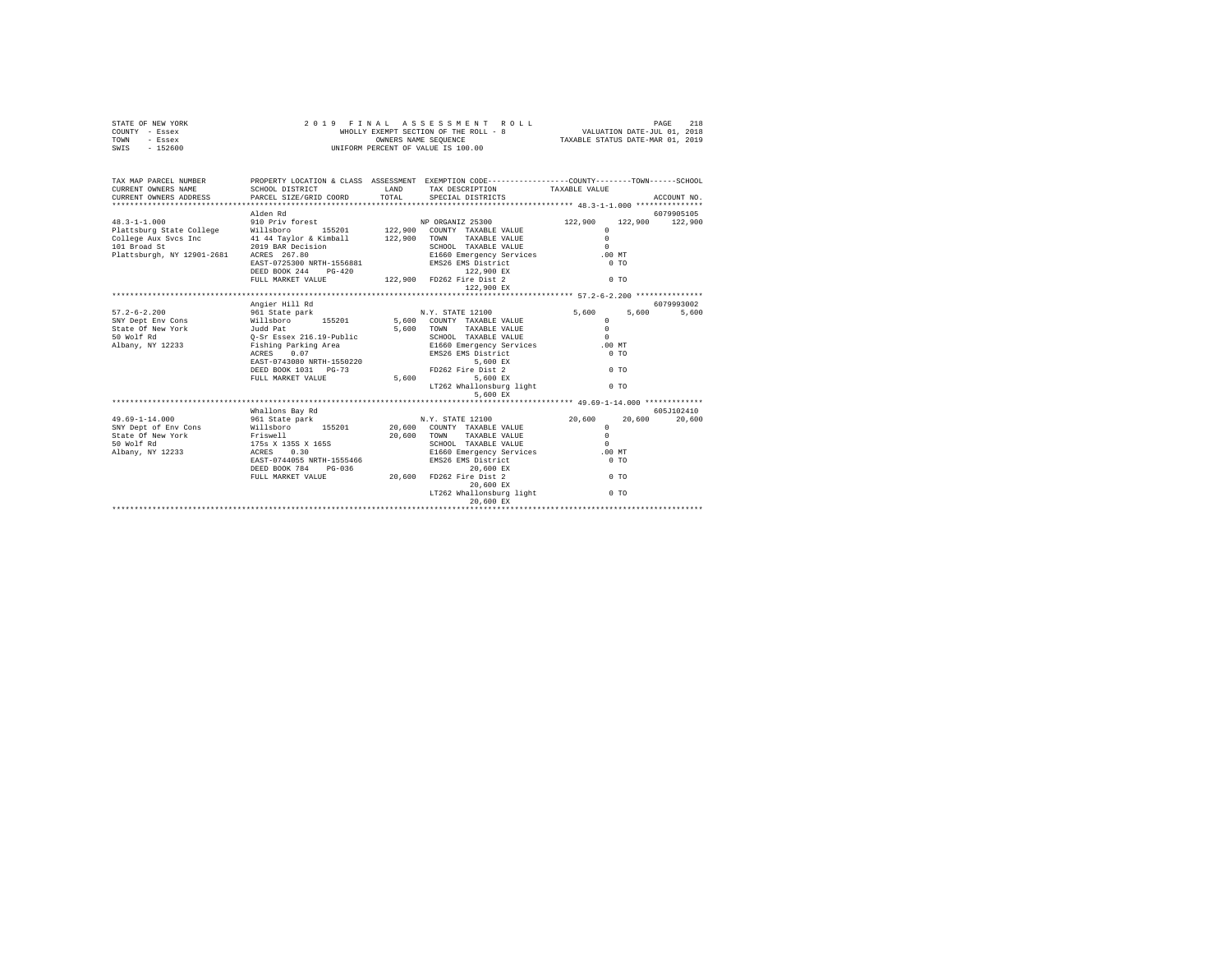STATE OF NEW YORK — COUNTY - Essex — TOWN - Essex — SWIS - 152600

2 0 1 9 F I N A L A S S E S S M E N T R O L L
WHOLLY EXEMPT SECTION OF THE ROLL - 8
OWNERS NAME SEQUENCE
UNIFORM PERCENT OF VALUE IS 100.00

VALUATION DATE-JUL 01, 2018
TAXABLE STATUS DATE-MAR 01, 2019

| TAX MAP PARCEL NUMBER / CURRENT OWNERS NAME / CURRENT OWNERS ADDRESS | PROPERTY LOCATION & CLASS / SCHOOL DISTRICT / PARCEL SIZE/GRID COORD | ASSESSMENT LAND / TOTAL | EXEMPTION CODE / TAX DESCRIPTION / SPECIAL DISTRICTS | COUNTY | TOWN | SCHOOL | ACCOUNT NO. |
|---|---|---|---|---|---|---|---|
| **48.3-1-1.000** | Alden Rd | | | | | | 6079905105 |
| | 910 Priv forest | | NP ORGANIZ 25300 | 122,900 | 122,900 | 122,900 | |
| Plattsburg State College | Willsboro 155201 | 122,900 | COUNTY TAXABLE VALUE | 0 | | | |
| College Aux Svcs Inc | 41 44 Taylor & Kimball | 122,900 | TOWN TAXABLE VALUE | | 0 | | |
| 101 Broad St | 2019 BAR Decision | | SCHOOL TAXABLE VALUE | | | 0 | |
| Plattsburgh, NY 12901-2681 | ACRES 267.80 | | E1660 Emergency Services | .00 MT | | | |
| | EAST-0725300 NRTH-1556881 | | EMS26 EMS District | 0 TO | | | |
| | DEED BOOK 244 PG-420 | | 122,900 EX | | | | |
| | FULL MARKET VALUE | 122,900 | FD262 Fire Dist 2 | 0 TO | | | |
| | | | 122,900 EX | | | | |
| **57.2-6-2.200** | Angier Hill Rd | | | | | | 6079993002 |
| | 961 State park | | N.Y. STATE 12100 | 5,600 | 5,600 | 5,600 | |
| SNY Dept Env Cons | Willsboro 155201 | 5,600 | COUNTY TAXABLE VALUE | 0 | | | |
| State Of New York | Judd Pat | 5,600 | TOWN TAXABLE VALUE | | 0 | | |
| 50 Wolf Rd | Q-Sr Essex 216.19-Public | | SCHOOL TAXABLE VALUE | | | 0 | |
| Albany, NY 12233 | Fishing Parking Area | | E1660 Emergency Services | .00 MT | | | |
| | ACRES 0.07 | | EMS26 EMS District | 0 TO | | | |
| | EAST-0743080 NRTH-1550220 | | 5,600 EX | | | | |
| | DEED BOOK 1031 PG-73 | | FD262 Fire Dist 2 | 0 TO | | | |
| | FULL MARKET VALUE | 5,600 | 5,600 EX | | | | |
| | | | LT262 Whallonsburg light | 0 TO | | | |
| | | | 5,600 EX | | | | |
| **49.69-1-14.000** | Whallons Bay Rd | | | | | | 605J102410 |
| | 961 State park | | N.Y. STATE 12100 | 20,600 | 20,600 | 20,600 | |
| SNY Dept of Env Cons | Willsboro 155201 | 20,600 | COUNTY TAXABLE VALUE | 0 | | | |
| State Of New York | Friswell | 20,600 | TOWN TAXABLE VALUE | | 0 | | |
| 50 Wolf Rd | 175s X 135S X 165S | | SCHOOL TAXABLE VALUE | | | 0 | |
| Albany, NY 12233 | ACRES 0.30 | | E1660 Emergency Services | .00 MT | | | |
| | EAST-0744055 NRTH-1555466 | | EMS26 EMS District | 0 TO | | | |
| | DEED BOOK 784 PG-036 | | 20,600 EX | | | | |
| | FULL MARKET VALUE | 20,600 | FD262 Fire Dist 2 | 0 TO | | | |
| | | | 20,600 EX | | | | |
| | | | LT262 Whallonsburg light | 0 TO | | | |
| | | | 20,600 EX | | | | |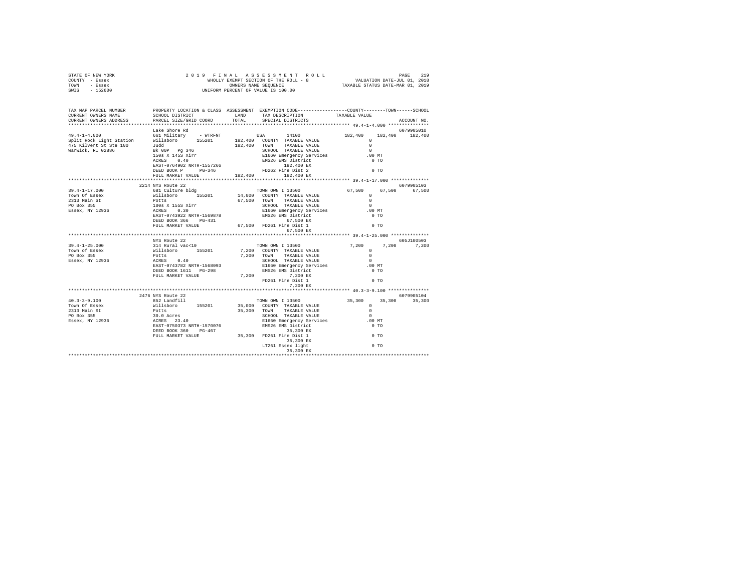```
STATE OF NEW YORK                2 0 1 9   F I N A L   A S S E S S M E N T   R O L L                 PAGE  219
COUNTY  - Essex                       WHOLLY EXEMPT SECTION OF THE ROLL - 8          VALUATION DATE-JUL 01, 2018
TOWN    - Essex                            OWNERS NAME SEQUENCE                  TAXABLE STATUS DATE-MAR 01, 2019
SWIS    - 152600                       UNIFORM PERCENT OF VALUE IS 100.00

TAX MAP PARCEL NUMBER        PROPERTY LOCATION & CLASS  ASSESSMENT  EXEMPTION CODE-----------------COUNTY--------TOWN------SCHOOL
CURRENT OWNERS NAME          SCHOOL DISTRICT            LAND     TAX DESCRIPTION            TAXABLE VALUE
CURRENT OWNERS ADDRESS       PARCEL SIZE/GRID COORD     TOTAL    SPECIAL DISTRICTS                                    ACCOUNT NO.
****************************************************************************************************** 49.4-1-4.000 ***************
                             Lake Shore Rd                                                                         6079905010
49.4-1-4.000                 661 Military    - WTRFNT            USA            14100            182,400   182,400   182,400
Split Rock Light Station     Willsboro      155201      182,400  COUNTY  TAXABLE VALUE              0
475 Kilvert St Ste 100       Judd                       182,400  TOWN    TAXABLE VALUE              0
Warwick, RI 02886            Bk 00P  Pg 346                      SCHOOL  TAXABLE VALUE              0
                             150s X 145S Xirr                    E1660 Emergency Services         .00 MT
                             ACRES    0.40                       EMS26 EMS District                 0 TO
                             EAST-0764902 NRTH-1557266                 182,400 EX
                             DEED BOOK P    PG-346               FD262 Fire Dist 2                  0 TO
                             FULL MARKET VALUE          182,400        182,400 EX
****************************************************************************************************** 39.4-1-17.000 **************
                             2214 NYS Route 22                                                                     6079905103
39.4-1-17.000                681 Culture bldg                    TOWN OWN I 13500                 67,500    67,500    67,500
Town Of Essex                Willsboro      155201       14,000  COUNTY  TAXABLE VALUE              0
2313 Main St                 Potts                       67,500  TOWN    TAXABLE VALUE              0
PO Box 355                   100s X 155S Xirr                    SCHOOL  TAXABLE VALUE              0
Essex, NY 12936              ACRES    0.30                       E1660 Emergency Services         .00 MT
                             EAST-0743922 NRTH-1569878           EMS26 EMS District                 0 TO
                             DEED BOOK 366    PG-431                    67,500 EX
                             FULL MARKET VALUE           67,500  FD261 Fire Dist 1                  0 TO
                                                                        67,500 EX
****************************************************************************************************** 39.4-1-25.000 **************
                             NYS Route 22                                                                          605J100503
39.4-1-25.000                314 Rural vac<10                    TOWN OWN I 13500                  7,200     7,200     7,200
Town of Essex                Willsboro      155201        7,200  COUNTY  TAXABLE VALUE              0
PO Box 355                   Potts                        7,200  TOWN    TAXABLE VALUE              0
Essex, NY 12936              ACRES    0.40                       SCHOOL  TAXABLE VALUE              0
                             EAST-0743782 NRTH-1568093           E1660 Emergency Services         .00 MT
                             DEED BOOK 1611   PG-298             EMS26 EMS District                 0 TO
                             FULL MARKET VALUE            7,200          7,200 EX
                                                                 FD261 Fire Dist 1                  0 TO
                                                                         7,200 EX
****************************************************************************************************** 40.3-3-9.100 ***************
                             2476 NYS Route 22                                                                     6079905104
40.3-3-9.100                 852 Landfill                        TOWN OWN I 13500                 35,300    35,300    35,300
Town Of Essex                Willsboro      155201       35,000  COUNTY  TAXABLE VALUE              0
2313 Main St                 Potts                       35,300  TOWN    TAXABLE VALUE              0
PO Box 355                   30.0 Acres                          SCHOOL  TAXABLE VALUE              0
Essex, NY 12936              ACRES   23.40                       E1660 Emergency Services         .00 MT
                             EAST-0750373 NRTH-1570076           EMS26 EMS District                 0 TO
                             DEED BOOK 360    PG-467                    35,300 EX
                             FULL MARKET VALUE           35,300  FD261 Fire Dist 1                  0 TO
                                                                        35,300 EX
                                                                 LT261 Essex light                  0 TO
                                                                        35,300 EX
************************************************************************************************************************************
```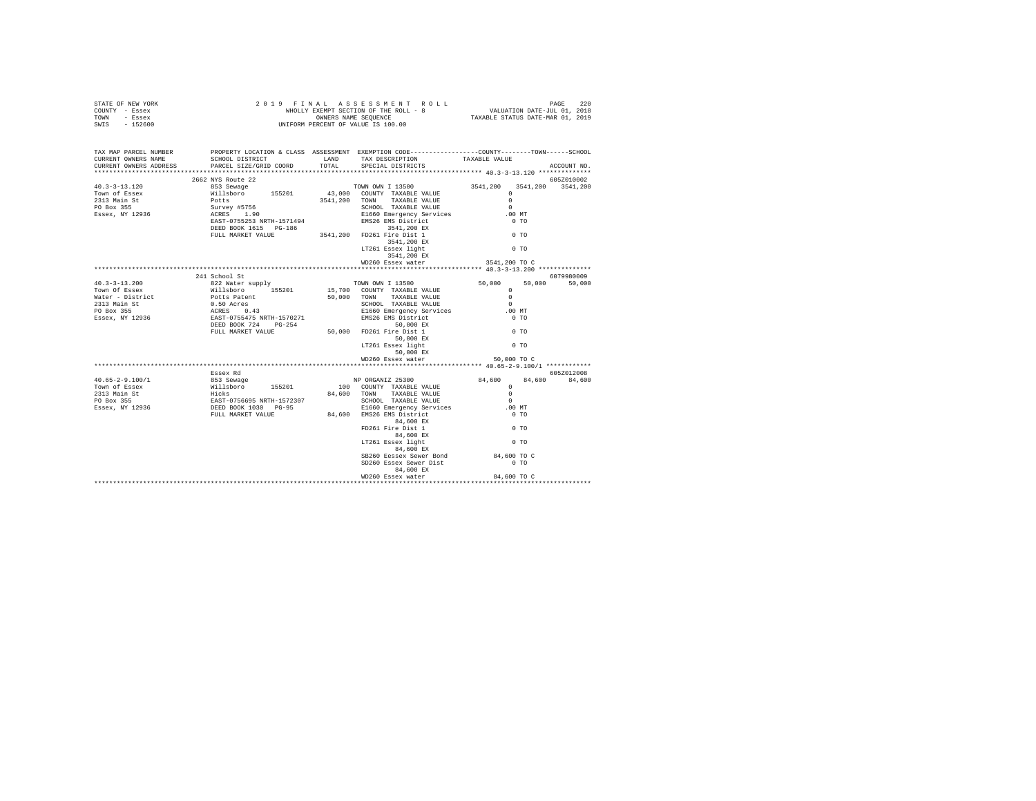STATE OF NEW YORK — 2019 FINAL ASSESSMENT ROLL
COUNTY - Essex — WHOLLY EXEMPT SECTION OF THE ROLL - 8 — VALUATION DATE-JUL 01, 2018
TOWN - Essex — OWNERS NAME SEQUENCE — TAXABLE STATUS DATE-MAR 01, 2019
SWIS - 152600 — UNIFORM PERCENT OF VALUE IS 100.00

```
TAX MAP PARCEL NUMBER          PROPERTY LOCATION & CLASS  ASSESSMENT  EXEMPTION CODE-----------------COUNTY--------TOWN------SCHOOL
CURRENT OWNERS NAME            SCHOOL DISTRICT               LAND      TAX DESCRIPTION             TAXABLE VALUE
CURRENT OWNERS ADDRESS         PARCEL SIZE/GRID COORD        TOTAL     SPECIAL DISTRICTS                                      ACCOUNT NO.
******************************************************************************************************* 40.3-3-13.120 **************
                               2662 NYS Route 22                                                                          605Z010002
40.3-3-13.120                  853 Sewage                               TOWN OWN I 13500            3541,200   3541,200   3541,200
Town of Essex                  Willsboro      155201        43,000  COUNTY  TAXABLE VALUE               0
2313 Main St                   Potts                      3541,200  TOWN    TAXABLE VALUE               0
PO Box 355                     Survey #5756                          SCHOOL  TAXABLE VALUE               0
Essex, NY 12936                ACRES    1.90                         E1660 Emergency Services          .00 MT
                               EAST-0755253 NRTH-1571494             EMS26 EMS District                  0 TO
                               DEED BOOK 1615   PG-186                    3541,200 EX
                               FULL MARKET VALUE          3541,200  FD261 Fire Dist 1                   0 TO
                                                                          3541,200 EX
                                                                     LT261 Essex light                   0 TO
                                                                          3541,200 EX
                                                                     WD260 Essex water              3541,200 TO C
******************************************************************************************************* 40.3-3-13.200 **************
                               241 School St                                                                              6079980009
40.3-3-13.200                  822 Water supply                         TOWN OWN I 13500              50,000     50,000     50,000
Town Of Essex                  Willsboro      155201        15,700  COUNTY  TAXABLE VALUE               0
Water - District               Potts Patent                 50,000  TOWN    TAXABLE VALUE               0
2313 Main St                   0.50 Acres                            SCHOOL  TAXABLE VALUE               0
PO Box 355                     ACRES    0.43                         E1660 Emergency Services          .00 MT
Essex, NY 12936                EAST-0755475 NRTH-1570271             EMS26 EMS District                  0 TO
                               DEED BOOK 724    PG-254                    50,000 EX
                               FULL MARKET VALUE            50,000  FD261 Fire Dist 1                   0 TO
                                                                          50,000 EX
                                                                     LT261 Essex light                   0 TO
                                                                          50,000 EX
                                                                     WD260 Essex water                50,000 TO C
******************************************************************************************************* 40.65-2-9.100/1 ************
                               Essex Rd                                                                                   605Z012008
40.65-2-9.100/1                853 Sewage                               NP ORGANIZ 25300              84,600     84,600     84,600
Town of Essex                  Willsboro      155201           100  COUNTY  TAXABLE VALUE               0
2313 Main St                   Hicks                        84,600  TOWN    TAXABLE VALUE               0
PO Box 355                     EAST-0756695 NRTH-1572307             SCHOOL  TAXABLE VALUE               0
Essex, NY 12936                DEED BOOK 1030   PG-95                E1660 Emergency Services          .00 MT
                               FULL MARKET VALUE            84,600  EMS26 EMS District                  0 TO
                                                                          84,600 EX
                                                                     FD261 Fire Dist 1                   0 TO
                                                                          84,600 EX
                                                                     LT261 Essex light                   0 TO
                                                                          84,600 EX
                                                                     SB260 Eessex Sewer Bond          84,600 TO C
                                                                     SD260 Essex Sewer Dist              0 TO
                                                                          84,600 EX
                                                                     WD260 Essex water                84,600 TO C
************************************************************************************************************************************
```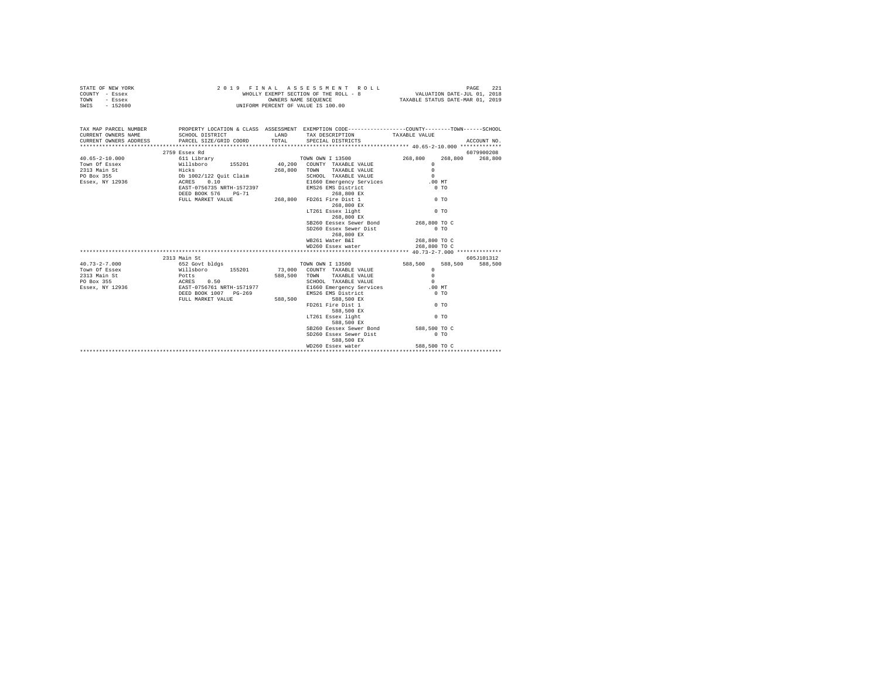STATE OF NEW YORK
COUNTY - Essex
TOWN - Essex
SWIS - 152600

2 0 1 9 F I N A L A S S E S S M E N T R O L L
WHOLLY EXEMPT SECTION OF THE ROLL - 8
OWNERS NAME SEQUENCE
UNIFORM PERCENT OF VALUE IS 100.00

VALUATION DATE-JUL 01, 2018
TAXABLE STATUS DATE-MAR 01, 2019

| TAX MAP PARCEL NUMBER / CURRENT OWNERS NAME / CURRENT OWNERS ADDRESS | PROPERTY LOCATION & CLASS / SCHOOL DISTRICT / PARCEL SIZE/GRID COORD | ASSESSMENT LAND / TOTAL | EXEMPTION CODE / TAX DESCRIPTION / SPECIAL DISTRICTS | COUNTY | TOWN | SCHOOL / ACCOUNT NO. |
|---|---|---|---|---|---|---|
| 40.65-2-10.000 | 2759 Essex Rd | | | | | 6079900208 |
| | 611 Library | | TOWN OWN I 13500 | 268,800 | 268,800 | 268,800 |
| Town Of Essex | Willsboro 155201 | 40,200 | COUNTY TAXABLE VALUE | 0 | | |
| 2313 Main St | Hicks | 268,800 | TOWN TAXABLE VALUE | 0 | | |
| PO Box 355 | Db 1002/122 Quit Claim | | SCHOOL TAXABLE VALUE | 0 | | |
| Essex, NY 12936 | ACRES 0.10 | | E1660 Emergency Services | .00 MT | | |
| | EAST-0756735 NRTH-1572397 | | EMS26 EMS District | 0 TO | | |
| | DEED BOOK 576 PG-71 | | 268,800 EX | | | |
| | FULL MARKET VALUE | 268,800 | FD261 Fire Dist 1 | 0 TO | | |
| | | | 268,800 EX | | | |
| | | | LT261 Essex light | 0 TO | | |
| | | | 268,800 EX | | | |
| | | | SB260 Eessex Sewer Bond | 268,800 TO C | | |
| | | | SD260 Essex Sewer Dist | 0 TO | | |
| | | | 268,800 EX | | | |
| | | | WB261 Water B&I | 268,800 TO C | | |
| | | | WD260 Essex water | 268,800 TO C | | |
| 40.73-2-7.000 | 2313 Main St | | | | | 605J101312 |
| | 652 Govt bldgs | | TOWN OWN I 13500 | 588,500 | 588,500 | 588,500 |
| Town Of Essex | Willsboro 155201 | 73,000 | COUNTY TAXABLE VALUE | 0 | | |
| 2313 Main St | Potts | 588,500 | TOWN TAXABLE VALUE | 0 | | |
| PO Box 355 | ACRES 0.50 | | SCHOOL TAXABLE VALUE | 0 | | |
| Essex, NY 12936 | EAST-0756761 NRTH-1571977 | | E1660 Emergency Services | .00 MT | | |
| | DEED BOOK 1007 PG-269 | | EMS26 EMS District | 0 TO | | |
| | FULL MARKET VALUE | 588,500 | 588,500 EX | | | |
| | | | FD261 Fire Dist 1 | 0 TO | | |
| | | | 588,500 EX | | | |
| | | | LT261 Essex light | 0 TO | | |
| | | | 588,500 EX | | | |
| | | | SB260 Eessex Sewer Bond | 588,500 TO C | | |
| | | | SD260 Essex Sewer Dist | 0 TO | | |
| | | | 588,500 EX | | | |
| | | | WD260 Essex water | 588,500 TO C | | |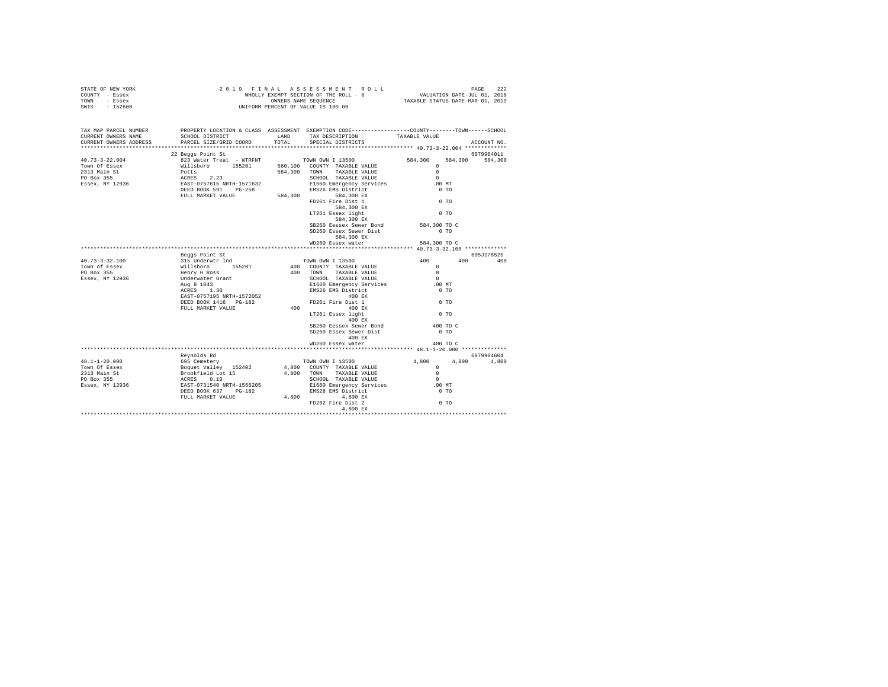STATE OF NEW YORK — 2019 FINAL ASSESSMENT ROLL — PAGE 222
COUNTY - Essex — WHOLLY EXEMPT SECTION OF THE ROLL - 8 — VALUATION DATE-JUL 01, 2018
TOWN - Essex — OWNERS NAME SEQUENCE — TAXABLE STATUS DATE-MAR 01, 2019
SWIS - 152600 — UNIFORM PERCENT OF VALUE IS 100.00

| TAX MAP PARCEL NUMBER / CURRENT OWNERS NAME / CURRENT OWNERS ADDRESS | PROPERTY LOCATION & CLASS / SCHOOL DISTRICT / PARCEL SIZE/GRID COORD | ASSESSMENT LAND / TOTAL | EXEMPTION CODE / TAX DESCRIPTION / SPECIAL DISTRICTS | COUNTY / TOWN / SCHOOL TAXABLE VALUE | ACCOUNT NO. |
|---|---|---|---|---|---|
| **40.73-3-22.004** | 22 Beggs Point St | | | | 6079904011 |
| Town Of Essex | 823 Water Treat - WTRFNT | | TOWN OWN I 13500 | 584,300 584,300 584,300 | |
| 2313 Main St | Willsboro 155201 | 560,100 | COUNTY TAXABLE VALUE | 0 | |
| PO Box 355 | Potts | 584,300 | TOWN TAXABLE VALUE | 0 | |
| Essex, NY 12936 | ACRES 2.23 | | SCHOOL TAXABLE VALUE | 0 | |
| | EAST-0757615 NRTH-1571632 | | E1660 Emergency Services | .00 MT | |
| | DEED BOOK 591 PG-258 | | EMS26 EMS District | 0 TO | |
| | FULL MARKET VALUE | 584,300 | 584,300 EX | | |
| | | | FD261 Fire Dist 1 | 0 TO | |
| | | | 584,300 EX | | |
| | | | LT261 Essex light | 0 TO | |
| | | | 584,300 EX | | |
| | | | SB260 Eessex Sewer Bond | 584,300 TO C | |
| | | | SD260 Essex Sewer Dist | 0 TO | |
| | | | 584,300 EX | | |
| | | | WD260 Essex water | 584,300 TO C | |
| **40.73-3-32.100** | Beggs Point St | | | | 605J178525 |
| Town of Essex | 315 Underwtr lnd | | TOWN OWN I 13500 | 400 400 400 | |
| PO Box 355 | Willsboro 155201 | 400 | COUNTY TAXABLE VALUE | 0 | |
| Essex, NY 12936 | Henry H Ross | 400 | TOWN TAXABLE VALUE | 0 | |
| | Underwater Grant | | SCHOOL TAXABLE VALUE | 0 | |
| | Aug 8 1843 | | E1660 Emergency Services | .00 MT | |
| | ACRES 1.30 | | EMS26 EMS District | 0 TO | |
| | EAST-0757195 NRTH-1572052 | | 400 EX | | |
| | DEED BOOK 1416 PG-182 | | FD261 Fire Dist 1 | 0 TO | |
| | FULL MARKET VALUE | 400 | 400 EX | | |
| | | | LT261 Essex light | 0 TO | |
| | | | 400 EX | | |
| | | | SB260 Eessex Sewer Bond | 400 TO C | |
| | | | SD260 Essex Sewer Dist | 0 TO | |
| | | | 400 EX | | |
| | | | WD260 Essex water | 400 TO C | |
| **48.1-1-20.000** | Reynolds Rd | | | | 6079904604 |
| Town Of Essex | 695 Cemetery | | TOWN OWN I 13500 | 4,800 4,800 4,800 | |
| 2313 Main St | Boquet Valley 152402 | 4,800 | COUNTY TAXABLE VALUE | 0 | |
| PO Box 355 | Brookfield Lot 15 | 4,800 | TOWN TAXABLE VALUE | 0 | |
| Essex, NY 12936 | ACRES 0.10 | | SCHOOL TAXABLE VALUE | 0 | |
| | EAST-0731540 NRTH-1566205 | | E1660 Emergency Services | .00 MT | |
| | DEED BOOK 637 PG-182 | | EMS26 EMS District | 0 TO | |
| | FULL MARKET VALUE | 4,800 | 4,800 EX | | |
| | | | FD262 Fire Dist 2 | 0 TO | |
| | | | 4,800 EX | | |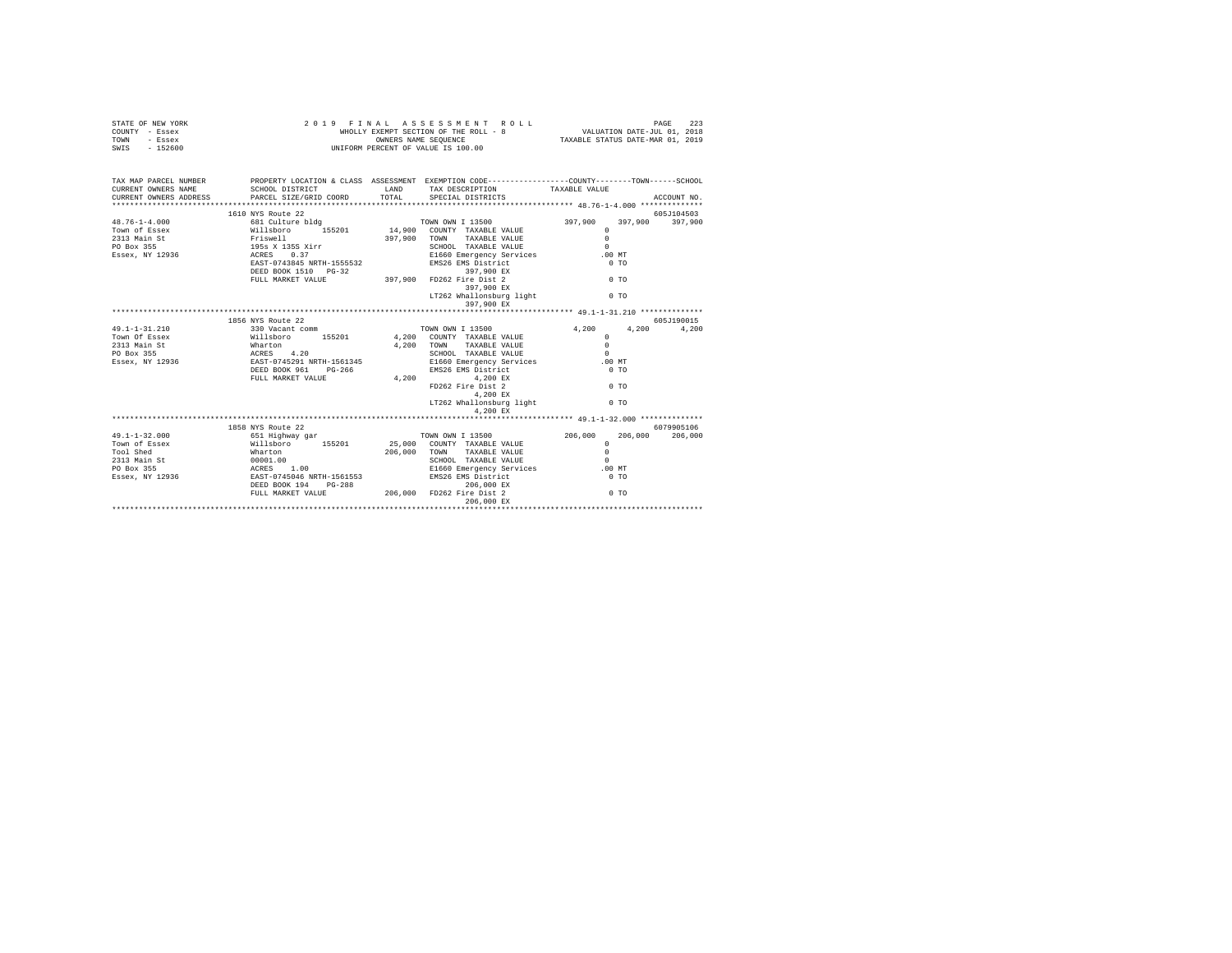STATE OF NEW YORK
COUNTY - Essex
TOWN - Essex
SWIS - 152600

2 0 1 9 F I N A L A S S E S S M E N T R O L L
WHOLLY EXEMPT SECTION OF THE ROLL - 8
OWNERS NAME SEQUENCE
UNIFORM PERCENT OF VALUE IS 100.00

VALUATION DATE-JUL 01, 2018
TAXABLE STATUS DATE-MAR 01, 2019

```
TAX MAP PARCEL NUMBER      PROPERTY LOCATION & CLASS  ASSESSMENT  EXEMPTION CODE-----------------COUNTY--------TOWN------SCHOOL
CURRENT OWNERS NAME        SCHOOL DISTRICT              LAND      TAX DESCRIPTION            TAXABLE VALUE
CURRENT OWNERS ADDRESS     PARCEL SIZE/GRID COORD       TOTAL     SPECIAL DISTRICTS                                    ACCOUNT NO.
******************************************************************************************* 48.76-1-4.000 **************
                           1610 NYS Route 22                                                                         605J104503
48.76-1-4.000              681 Culture bldg                       TOWN OWN I 13500            397,900    397,900    397,900
Town of Essex              Willsboro      155201       14,900    COUNTY  TAXABLE VALUE              0
2313 Main St               Friswell                   397,900    TOWN    TAXABLE VALUE              0
PO Box 355                 195s X 135S Xirr                      SCHOOL  TAXABLE VALUE              0
Essex, NY 12936            ACRES    0.37                         E1660 Emergency Services         .00 MT
                           EAST-0743845 NRTH-1555532             EMS26 EMS District                 0 TO
                           DEED BOOK 1510   PG-32                      397,900 EX
                           FULL MARKET VALUE          397,900    FD262 Fire Dist 2                  0 TO
                                                                       397,900 EX
                                                                 LT262 Whallonsburg light           0 TO
                                                                       397,900 EX
******************************************************************************************* 49.1-1-31.210 **************
                           1856 NYS Route 22                                                                         605J190015
49.1-1-31.210              330 Vacant comm                        TOWN OWN I 13500              4,200      4,200      4,200
Town Of Essex              Willsboro      155201        4,200    COUNTY  TAXABLE VALUE              0
2313 Main St               Wharton                      4,200    TOWN    TAXABLE VALUE              0
PO Box 355                 ACRES    4.20                         SCHOOL  TAXABLE VALUE              0
Essex, NY 12936            EAST-0745291 NRTH-1561345             E1660 Emergency Services         .00 MT
                           DEED BOOK 961    PG-266               EMS26 EMS District                 0 TO
                           FULL MARKET VALUE            4,200          4,200 EX
                                                                 FD262 Fire Dist 2                  0 TO
                                                                       4,200 EX
                                                                 LT262 Whallonsburg light           0 TO
                                                                       4,200 EX
******************************************************************************************* 49.1-1-32.000 **************
                           1858 NYS Route 22                                                                         6079905106
49.1-1-32.000              651 Highway gar                        TOWN OWN I 13500            206,000    206,000    206,000
Town of Essex              Willsboro      155201       25,000    COUNTY  TAXABLE VALUE              0
Tool Shed                  Wharton                    206,000    TOWN    TAXABLE VALUE              0
2313 Main St               00001.00                              SCHOOL  TAXABLE VALUE              0
PO Box 355                 ACRES    1.00                         E1660 Emergency Services         .00 MT
Essex, NY 12936            EAST-0745046 NRTH-1561553             EMS26 EMS District                 0 TO
                           DEED BOOK 194    PG-288                     206,000 EX
                           FULL MARKET VALUE          206,000    FD262 Fire Dist 2                  0 TO
                                                                       206,000 EX
************************************************************************************************************************
```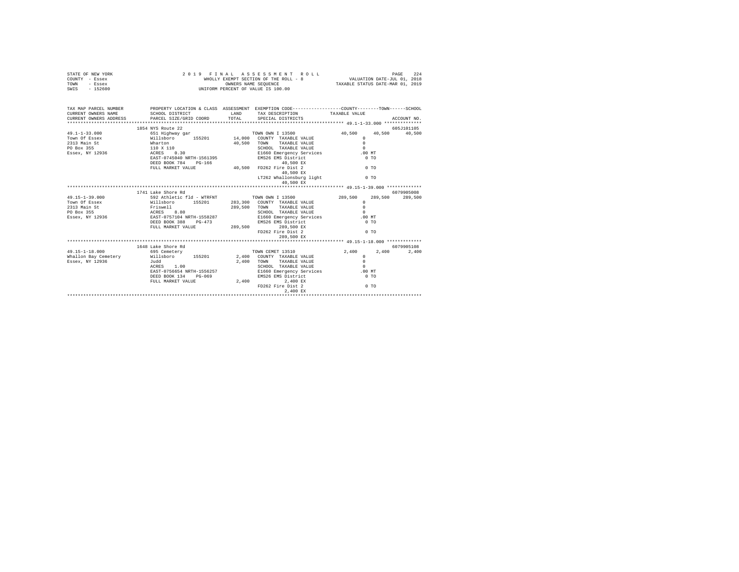STATE OF NEW YORK                    2 0 1 9   F I N A L   A S S E S S M E N T   R O L L
COUNTY - Essex                       WHOLLY EXEMPT SECTION OF THE ROLL - 8            VALUATION DATE-JUL 01, 2018
TOWN   - Essex                       OWNERS NAME SEQUENCE                   TAXABLE STATUS DATE-MAR 01, 2019
SWIS   - 152600                      UNIFORM PERCENT OF VALUE IS 100.00

| TAX MAP PARCEL NUMBER / CURRENT OWNERS NAME / CURRENT OWNERS ADDRESS | PROPERTY LOCATION & CLASS / SCHOOL DISTRICT / PARCEL SIZE/GRID COORD | ASSESSMENT LAND / TOTAL | EXEMPTION CODE / TAX DESCRIPTION / SPECIAL DISTRICTS | COUNTY TAXABLE VALUE | TOWN | SCHOOL / ACCOUNT NO. |
|---|---|---|---|---|---|---|
| **49.1-1-33.000** | 1854 NYS Route 22 | | | | | 605J101105 |
| 49.1-1-33.000 | 651 Highway gar | | TOWN OWN I 13500 | 40,500 | 40,500 | 40,500 |
| Town Of Essex | Willsboro 155201 | 14,000 | COUNTY TAXABLE VALUE | 0 | | |
| 2313 Main St | Wharton | 40,500 | TOWN TAXABLE VALUE | 0 | | |
| PO Box 355 | 110 X 110 | | SCHOOL TAXABLE VALUE | 0 | | |
| Essex, NY 12936 | ACRES 0.30 | | E1660 Emergency Services | .00 MT | | |
| | EAST-0745040 NRTH-1561395 | | EMS26 EMS District | 0 TO | | |
| | DEED BOOK 784 PG-166 | | 40,500 EX | | | |
| | FULL MARKET VALUE | 40,500 | FD262 Fire Dist 2 | 0 TO | | |
| | | | 40,500 EX | | | |
| | | | LT262 Whallonsburg light | 0 TO | | |
| | | | 40,500 EX | | | |
| **49.15-1-39.000** | 1741 Lake Shore Rd | | | | | 6079905008 |
| 49.15-1-39.000 | 592 Athletic fld - WTRFNT | | TOWN OWN I 13500 | 289,500 | 289,500 | 289,500 |
| Town Of Essex | Willsboro 155201 | 283,300 | COUNTY TAXABLE VALUE | 0 | | |
| 2313 Main St | Friswell | 289,500 | TOWN TAXABLE VALUE | 0 | | |
| PO Box 355 | ACRES 8.80 | | SCHOOL TAXABLE VALUE | 0 | | |
| Essex, NY 12936 | EAST-0757104 NRTH-1558287 | | E1660 Emergency Services | .00 MT | | |
| | DEED BOOK 388 PG-473 | | EMS26 EMS District | 0 TO | | |
| | FULL MARKET VALUE | 289,500 | 289,500 EX | | | |
| | | | FD262 Fire Dist 2 | 0 TO | | |
| | | | 289,500 EX | | | |
| **49.15-1-18.000** | 1648 Lake Shore Rd | | | | | 6079905108 |
| 49.15-1-18.000 | 695 Cemetery | | TOWN CEMET 13510 | 2,400 | 2,400 | 2,400 |
| Whallon Bay Cemetery | Willsboro 155201 | 2,400 | COUNTY TAXABLE VALUE | 0 | | |
| Essex, NY 12936 | Judd | 2,400 | TOWN TAXABLE VALUE | 0 | | |
| | ACRES 1.00 | | SCHOOL TAXABLE VALUE | 0 | | |
| | EAST-0756654 NRTH-1556257 | | E1660 Emergency Services | .00 MT | | |
| | DEED BOOK 134 PG-069 | | EMS26 EMS District | 0 TO | | |
| | FULL MARKET VALUE | 2,400 | 2,400 EX | | | |
| | | | FD262 Fire Dist 2 | 0 TO | | |
| | | | 2,400 EX | | | |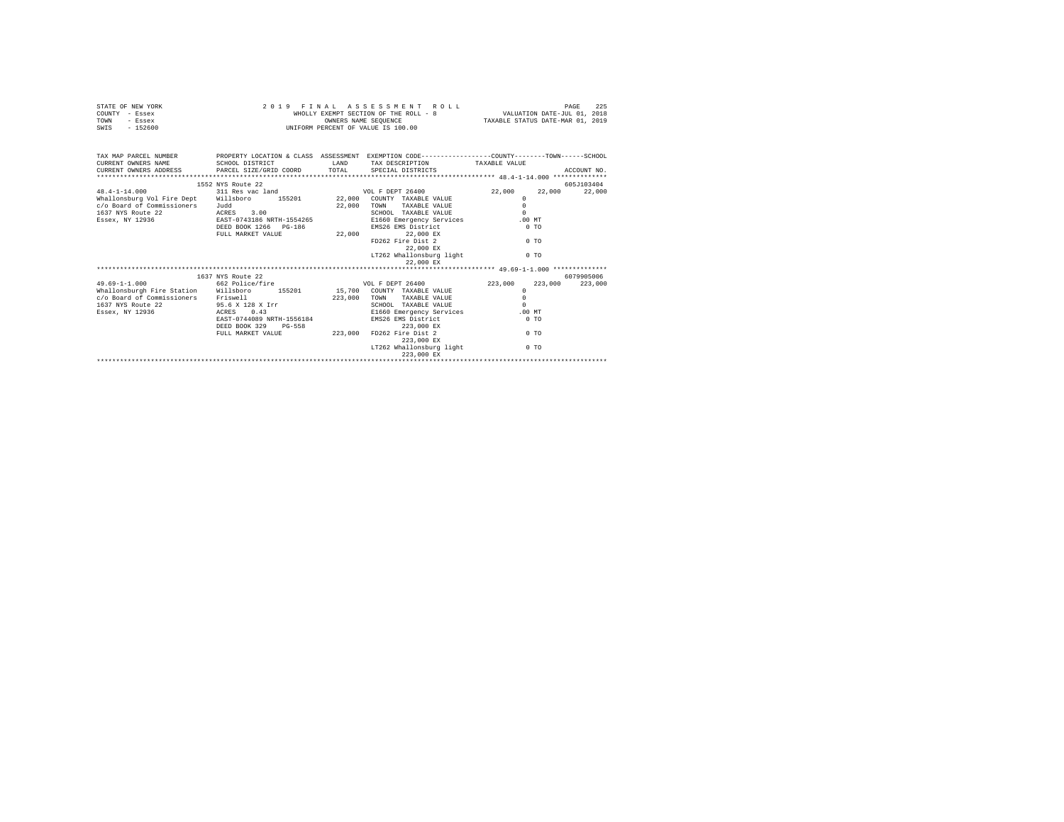STATE OF NEW YORK — 2019 FINAL ASSESSMENT ROLL
COUNTY - Essex — WHOLLY EXEMPT SECTION OF THE ROLL - 8 — VALUATION DATE-JUL 01, 2018
TOWN - Essex — OWNERS NAME SEQUENCE — TAXABLE STATUS DATE-MAR 01, 2019
SWIS - 152600 — UNIFORM PERCENT OF VALUE IS 100.00

| TAX MAP PARCEL NUMBER / CURRENT OWNERS NAME / CURRENT OWNERS ADDRESS | PROPERTY LOCATION & CLASS / SCHOOL DISTRICT / PARCEL SIZE/GRID COORD | ASSESSMENT LAND / TOTAL | EXEMPTION CODE / TAX DESCRIPTION / SPECIAL DISTRICTS | COUNTY | TOWN | SCHOOL / ACCOUNT NO. |
|---|---|---|---|---|---|---|
| **48.4-1-14.000** | 1552 NYS Route 22 | | | | | 605J103404 |
| 48.4-1-14.000 | 311 Res vac land | | VOL F DEPT 26400 | 22,000 | 22,000 | 22,000 |
| Whallonsburg Vol Fire Dept | Willsboro 155201 | 22,000 | COUNTY TAXABLE VALUE | 0 | | |
| c/o Board of Commissioners | Judd | 22,000 | TOWN TAXABLE VALUE | 0 | | |
| 1637 NYS Route 22 | ACRES 3.00 | | SCHOOL TAXABLE VALUE | 0 | | |
| Essex, NY 12936 | EAST-0743186 NRTH-1554265 | | E1660 Emergency Services | .00 MT | | |
| | DEED BOOK 1266 PG-186 | | EMS26 EMS District | 0 TO | | |
| | FULL MARKET VALUE | 22,000 | 22,000 EX | | | |
| | | | FD262 Fire Dist 2 | 0 TO | | |
| | | | 22,000 EX | | | |
| | | | LT262 Whallonsburg light | 0 TO | | |
| | | | 22,000 EX | | | |
| **49.69-1-1.000** | 1637 NYS Route 22 | | | | | 6079905006 |
| 49.69-1-1.000 | 662 Police/fire | | VOL F DEPT 26400 | 223,000 | 223,000 | 223,000 |
| Whallonsburgh Fire Station | Willsboro 155201 | 15,700 | COUNTY TAXABLE VALUE | 0 | | |
| c/o Board of Commissioners | Friswell | 223,000 | TOWN TAXABLE VALUE | 0 | | |
| 1637 NYS Route 22 | 95.6 X 128 X Irr | | SCHOOL TAXABLE VALUE | 0 | | |
| Essex, NY 12936 | ACRES 0.43 | | E1660 Emergency Services | .00 MT | | |
| | EAST-0744089 NRTH-1556184 | | EMS26 EMS District | 0 TO | | |
| | DEED BOOK 329 PG-558 | | 223,000 EX | | | |
| | FULL MARKET VALUE | 223,000 | FD262 Fire Dist 2 | 0 TO | | |
| | | | 223,000 EX | | | |
| | | | LT262 Whallonsburg light | 0 TO | | |
| | | | 223,000 EX | | | |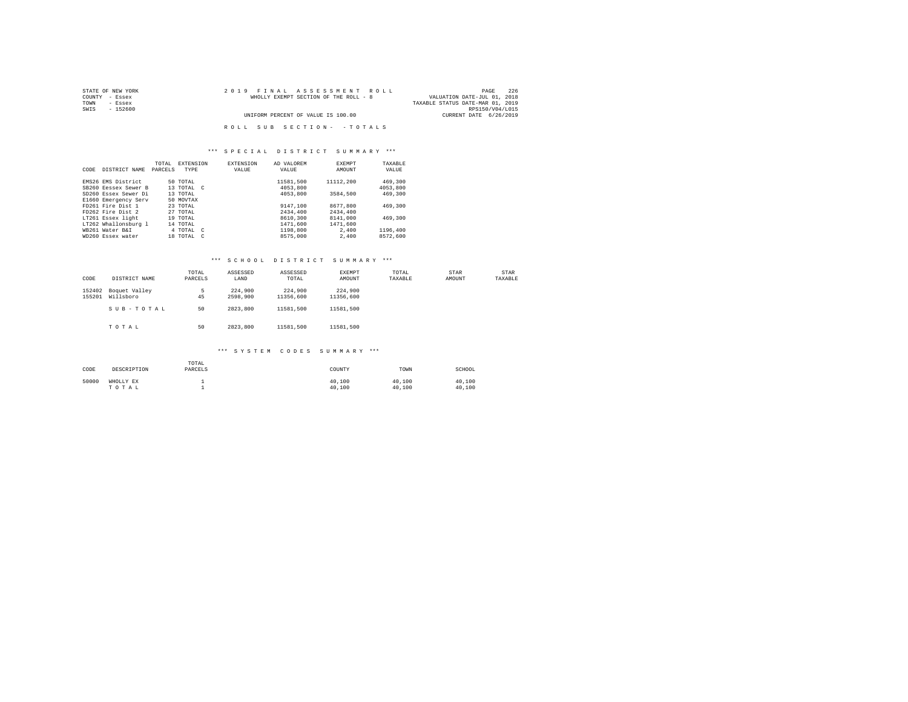STATE OF NEW YORK
COUNTY - Essex
TOWN - Essex
SWIS - 152600

2019 FINAL ASSESSMENT ROLL
WHOLLY EXEMPT SECTION OF THE ROLL - 8
UNIFORM PERCENT OF VALUE IS 100.00

VALUATION DATE-JUL 01, 2018
TAXABLE STATUS DATE-MAR 01, 2019
RPS150/V04/L015
CURRENT DATE 6/26/2019

ROLL SUB SECTION- - TOTALS

### *** SPECIAL DISTRICT SUMMARY ***

| CODE | DISTRICT NAME | TOTAL PARCELS | EXTENSION TYPE | EXTENSION VALUE | AD VALOREM VALUE | EXEMPT AMOUNT | TAXABLE VALUE |
|---|---|---|---|---|---|---|---|
| EMS26 | EMS District | 50 | TOTAL | | 11581,500 | 11112,200 | 469,300 |
| SB260 | Eessex Sewer B | 13 | TOTAL C | | 4053,800 | | 4053,800 |
| SD260 | Essex Sewer Di | 13 | TOTAL | | 4053,800 | 3584,500 | 469,300 |
| E1660 | Emergency Serv | 50 | MOVTAX | | | | |
| FD261 | Fire Dist 1 | 23 | TOTAL | | 9147,100 | 8677,800 | 469,300 |
| FD262 | Fire Dist 2 | 27 | TOTAL | | 2434,400 | 2434,400 | |
| LT261 | Essex light | 19 | TOTAL | | 8610,300 | 8141,000 | 469,300 |
| LT262 | Whallonsburg l | 14 | TOTAL | | 1471,600 | 1471,600 | |
| WB261 | Water B&I | 4 | TOTAL C | | 1198,800 | 2,400 | 1196,400 |
| WD260 | Essex water | 18 | TOTAL C | | 8575,000 | 2,400 | 8572,600 |

### *** SCHOOL DISTRICT SUMMARY ***

| CODE | DISTRICT NAME | TOTAL PARCELS | ASSESSED LAND | ASSESSED TOTAL | EXEMPT AMOUNT | TOTAL TAXABLE | STAR AMOUNT | STAR TAXABLE |
|---|---|---|---|---|---|---|---|---|
| 152402 | Boquet Valley | 5 | 224,900 | 224,900 | 224,900 | | | |
| 155201 | Willsboro | 45 | 2598,900 | 11356,600 | 11356,600 | | | |
| | SUB-TOTAL | 50 | 2823,800 | 11581,500 | 11581,500 | | | |
| | TOTAL | 50 | 2823,800 | 11581,500 | 11581,500 | | | |

### *** SYSTEM CODES SUMMARY ***

| CODE | DESCRIPTION | TOTAL PARCELS | COUNTY | TOWN | SCHOOL |
|---|---|---|---|---|---|
| 50000 | WHOLLY EX | 1 | 40,100 | 40,100 | 40,100 |
| | TOTAL | 1 | 40,100 | 40,100 | 40,100 |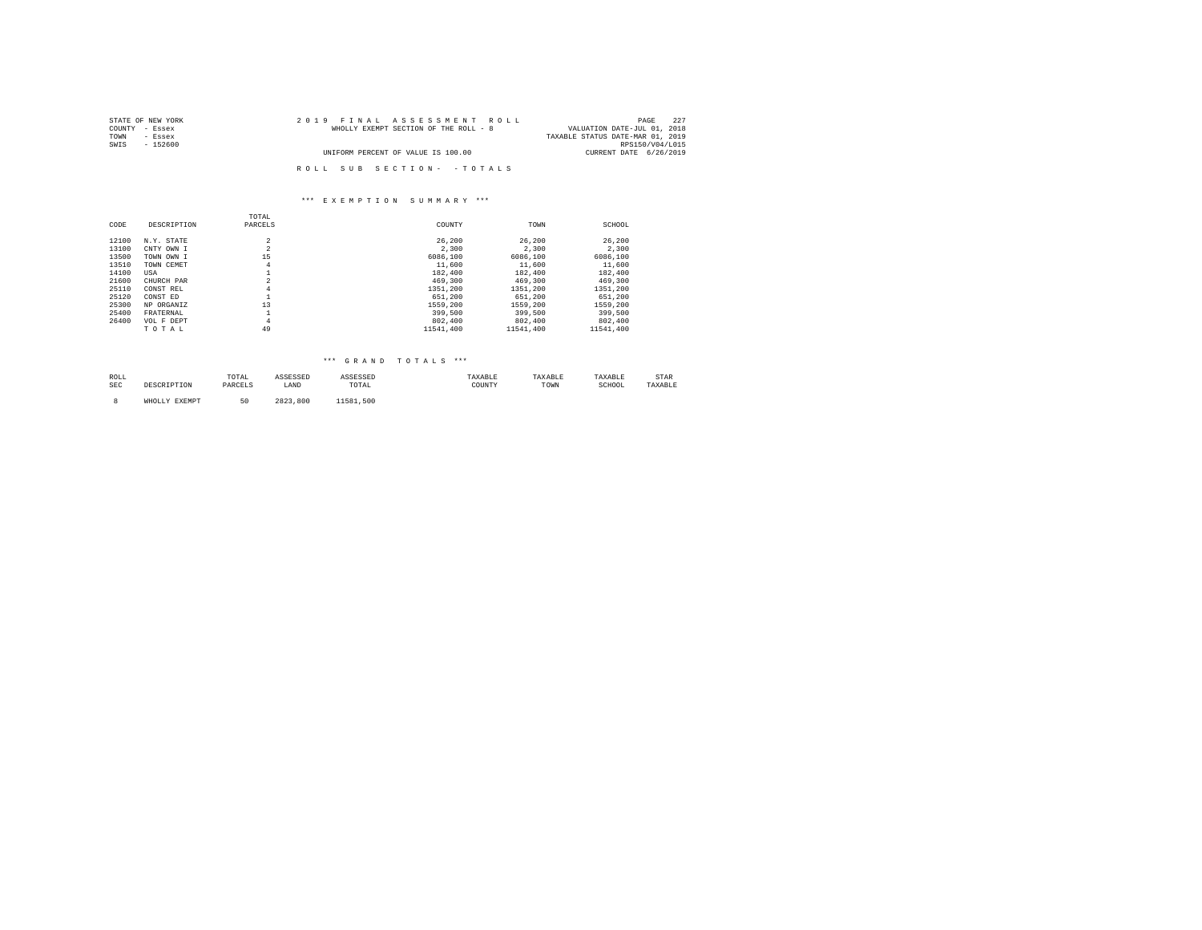STATE OF NEW YORK
COUNTY - Essex
TOWN - Essex
SWIS - 152600

2019 FINAL ASSESSMENT ROLL
WHOLLY EXEMPT SECTION OF THE ROLL - 8

UNIFORM PERCENT OF VALUE IS 100.00

VALUATION DATE-JUL 01, 2018
TAXABLE STATUS DATE-MAR 01, 2019
RPS150/V04/L015
CURRENT DATE 6/26/2019

ROLL SUB SECTION- - TOTALS

*** EXEMPTION SUMMARY ***

| CODE | DESCRIPTION | TOTAL PARCELS | COUNTY | TOWN | SCHOOL |
|---|---|---|---|---|---|
| 12100 | N.Y. STATE | 2 | 26,200 | 26,200 | 26,200 |
| 13100 | CNTY OWN I | 2 | 2,300 | 2,300 | 2,300 |
| 13500 | TOWN OWN I | 15 | 6086,100 | 6086,100 | 6086,100 |
| 13510 | TOWN CEMET | 4 | 11,600 | 11,600 | 11,600 |
| 14100 | USA | 1 | 182,400 | 182,400 | 182,400 |
| 21600 | CHURCH PAR | 2 | 469,300 | 469,300 | 469,300 |
| 25110 | CONST REL | 4 | 1351,200 | 1351,200 | 1351,200 |
| 25120 | CONST ED | 1 | 651,200 | 651,200 | 651,200 |
| 25300 | NP ORGANIZ | 13 | 1559,200 | 1559,200 | 1559,200 |
| 25400 | FRATERNAL | 1 | 399,500 | 399,500 | 399,500 |
| 26400 | VOL F DEPT | 4 | 802,400 | 802,400 | 802,400 |
| | T O T A L | 49 | 11541,400 | 11541,400 | 11541,400 |

*** GRAND TOTALS ***

| ROLL SEC | DESCRIPTION | TOTAL PARCELS | ASSESSED LAND | ASSESSED TOTAL | TAXABLE COUNTY | TAXABLE TOWN | TAXABLE SCHOOL | STAR TAXABLE |
|---|---|---|---|---|---|---|---|---|
| 8 | WHOLLY EXEMPT | 50 | 2823,800 | 11581,500 | | | | |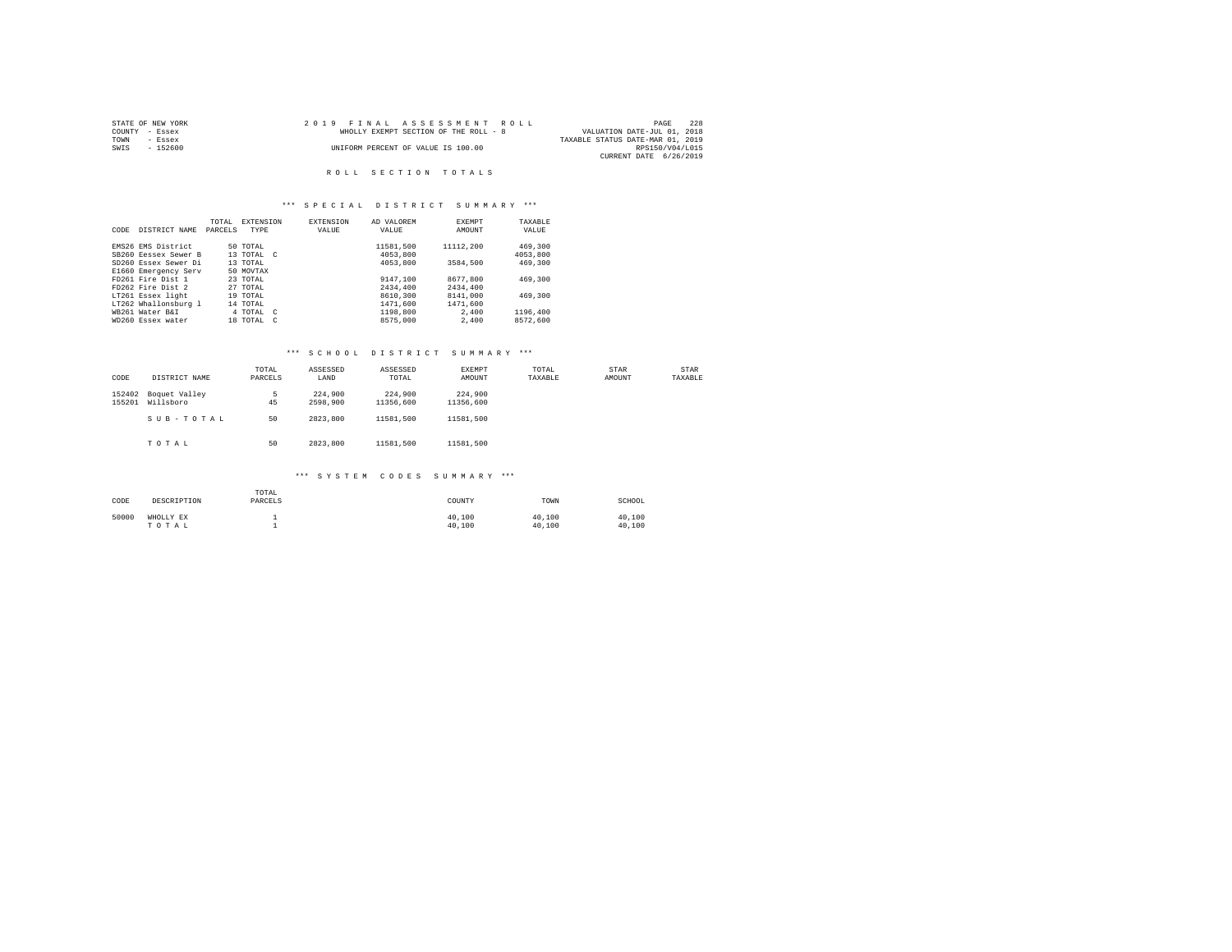STATE OF NEW YORK
COUNTY - Essex
TOWN - Essex
SWIS - 152600

2019 FINAL ASSESSMENT ROLL
WHOLLY EXEMPT SECTION OF THE ROLL - 8
UNIFORM PERCENT OF VALUE IS 100.00

VALUATION DATE-JUL 01, 2018
TAXABLE STATUS DATE-MAR 01, 2019
RPS150/V04/L015
CURRENT DATE 6/26/2019

# ROLL SECTION TOTALS

## *** SPECIAL DISTRICT SUMMARY ***

| CODE | DISTRICT NAME | TOTAL PARCELS | EXTENSION TYPE | EXTENSION VALUE | AD VALOREM VALUE | EXEMPT AMOUNT | TAXABLE VALUE |
|---|---|---|---|---|---|---|---|
| EMS26 | EMS District | 50 | TOTAL | | 11581,500 | 11112,200 | 469,300 |
| SB260 | Eessex Sewer B | 13 | TOTAL C | | 4053,800 | | 4053,800 |
| SD260 | Essex Sewer Di | 13 | TOTAL | | 4053,800 | 3584,500 | 469,300 |
| E1660 | Emergency Serv | 50 | MOVTAX | | | | |
| FD261 | Fire Dist 1 | 23 | TOTAL | | 9147,100 | 8677,800 | 469,300 |
| FD262 | Fire Dist 2 | 27 | TOTAL | | 2434,400 | 2434,400 | |
| LT261 | Essex light | 19 | TOTAL | | 8610,300 | 8141,000 | 469,300 |
| LT262 | Whallonsburg l | 14 | TOTAL | | 1471,600 | 1471,600 | |
| WB261 | Water B&I | 4 | TOTAL C | | 1198,800 | 2,400 | 1196,400 |
| WD260 | Essex water | 18 | TOTAL C | | 8575,000 | 2,400 | 8572,600 |

## *** SCHOOL DISTRICT SUMMARY ***

| CODE | DISTRICT NAME | TOTAL PARCELS | ASSESSED LAND | ASSESSED TOTAL | EXEMPT AMOUNT | TOTAL TAXABLE | STAR AMOUNT | STAR TAXABLE |
|---|---|---|---|---|---|---|---|---|
| 152402 | Boquet Valley | 5 | 224,900 | 224,900 | 224,900 | | | |
| 155201 | Willsboro | 45 | 2598,900 | 11356,600 | 11356,600 | | | |
| | SUB-TOTAL | 50 | 2823,800 | 11581,500 | 11581,500 | | | |
| | TOTAL | 50 | 2823,800 | 11581,500 | 11581,500 | | | |

## *** SYSTEM CODES SUMMARY ***

| CODE | DESCRIPTION | TOTAL PARCELS | COUNTY | TOWN | SCHOOL |
|---|---|---|---|---|---|
| 50000 | WHOLLY EX | 1 | 40,100 | 40,100 | 40,100 |
| | TOTAL | 1 | 40,100 | 40,100 | 40,100 |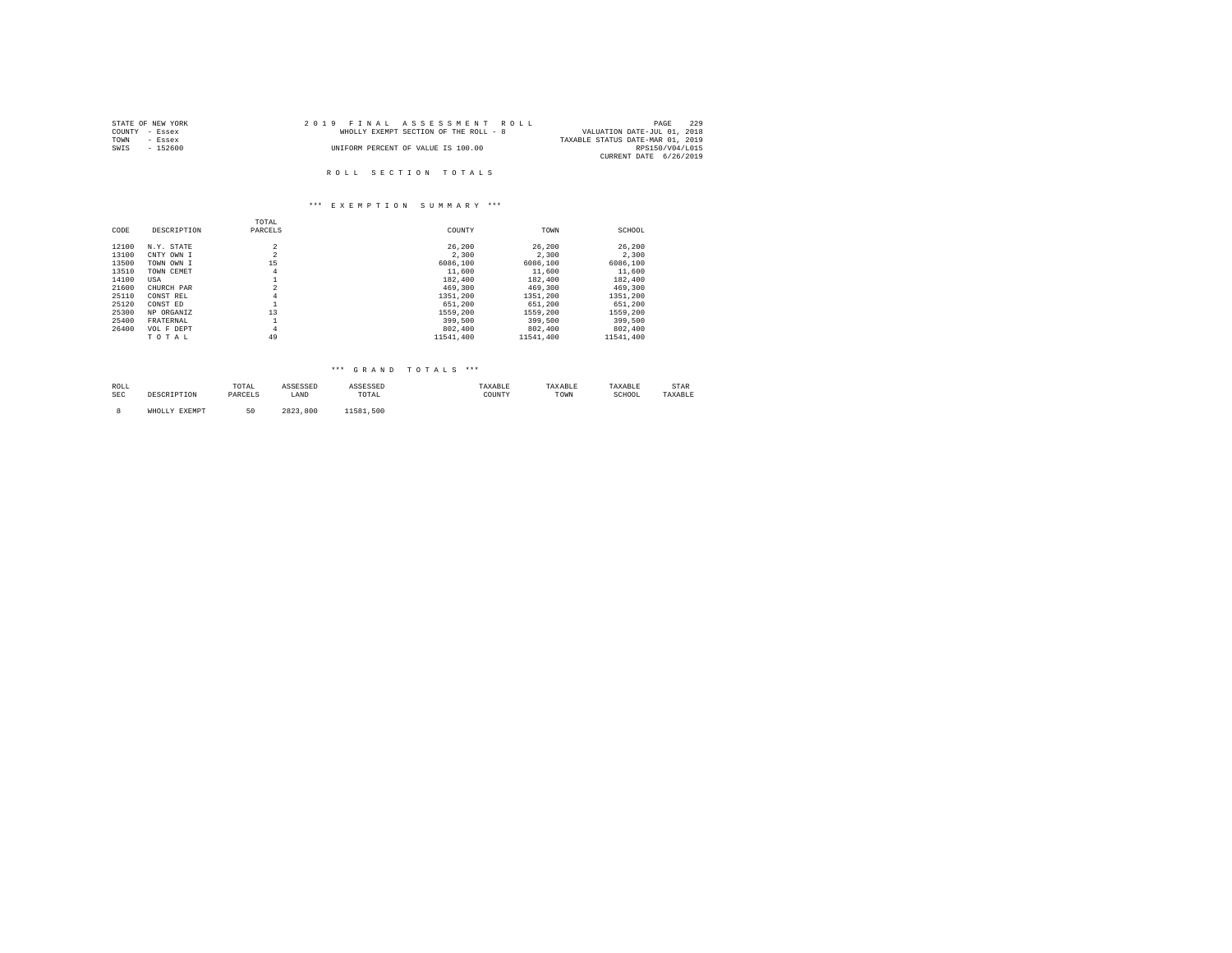STATE OF NEW YORK
COUNTY - Essex
TOWN - Essex
SWIS - 152600

2 0 1 9 F I N A L A S S E S S M E N T R O L L
WHOLLY EXEMPT SECTION OF THE ROLL - 8
UNIFORM PERCENT OF VALUE IS 100.00

VALUATION DATE-JUL 01, 2018
TAXABLE STATUS DATE-MAR 01, 2019
RPS150/V04/L015
CURRENT DATE 6/26/2019

## R O L L S E C T I O N T O T A L S

### *** E X E M P T I O N S U M M A R Y ***

| CODE | DESCRIPTION | TOTAL PARCELS | COUNTY | TOWN | SCHOOL |
|---|---|---|---|---|---|
| 12100 | N.Y. STATE | 2 | 26,200 | 26,200 | 26,200 |
| 13100 | CNTY OWN I | 2 | 2,300 | 2,300 | 2,300 |
| 13500 | TOWN OWN I | 15 | 6086,100 | 6086,100 | 6086,100 |
| 13510 | TOWN CEMET | 4 | 11,600 | 11,600 | 11,600 |
| 14100 | USA | 1 | 182,400 | 182,400 | 182,400 |
| 21600 | CHURCH PAR | 2 | 469,300 | 469,300 | 469,300 |
| 25110 | CONST REL | 4 | 1351,200 | 1351,200 | 1351,200 |
| 25120 | CONST ED | 1 | 651,200 | 651,200 | 651,200 |
| 25300 | NP ORGANIZ | 13 | 1559,200 | 1559,200 | 1559,200 |
| 25400 | FRATERNAL | 1 | 399,500 | 399,500 | 399,500 |
| 26400 | VOL F DEPT | 4 | 802,400 | 802,400 | 802,400 |
| | T O T A L | 49 | 11541,400 | 11541,400 | 11541,400 |

### *** G R A N D T O T A L S ***

| ROLL SEC | DESCRIPTION | TOTAL PARCELS | ASSESSED LAND | ASSESSED TOTAL | TAXABLE COUNTY | TAXABLE TOWN | TAXABLE SCHOOL | STAR TAXABLE |
|---|---|---|---|---|---|---|---|---|
| 8 | WHOLLY EXEMPT | 50 | 2823,800 | 11581,500 | | | | |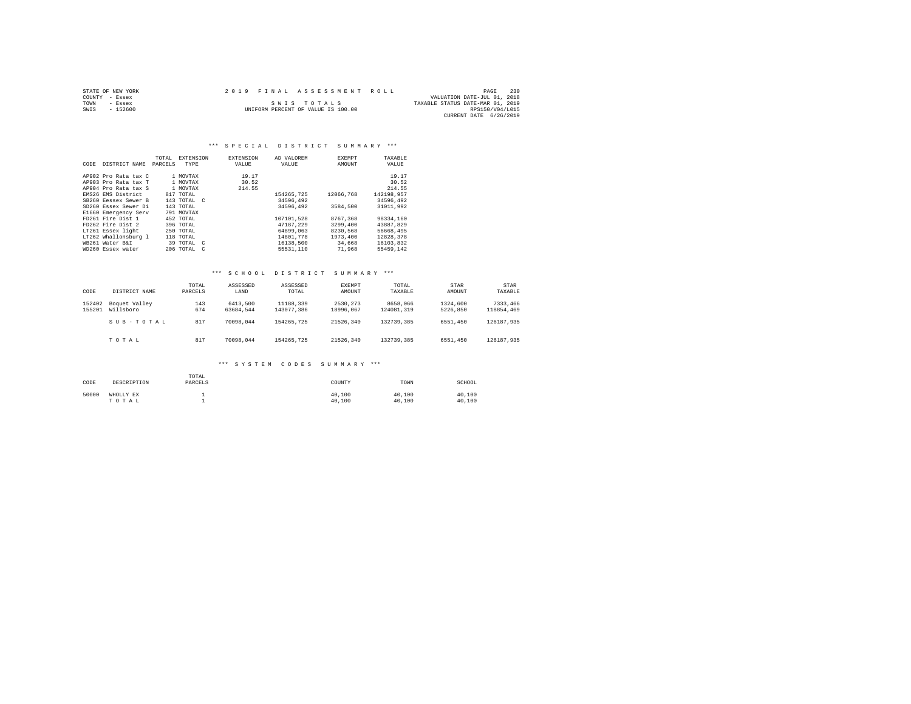STATE OF NEW YORK — 2019 FINAL ASSESSMENT ROLL — PAGE 230
COUNTY - Essex — VALUATION DATE-JUL 01, 2018
TOWN - Essex — SWIS TOTALS — TAXABLE STATUS DATE-MAR 01, 2019
SWIS - 152600 — UNIFORM PERCENT OF VALUE IS 100.00 — RPS150/V04/L015
CURRENT DATE 6/26/2019

### *** SPECIAL DISTRICT SUMMARY ***

| CODE | DISTRICT NAME | TOTAL PARCELS | EXTENSION TYPE | EXTENSION VALUE | AD VALOREM VALUE | EXEMPT AMOUNT | TAXABLE VALUE |
|---|---|---|---|---|---|---|---|
| AP902 | Pro Rata tax C | 1 | MOVTAX | 19.17 | | | 19.17 |
| AP903 | Pro Rata tax T | 1 | MOVTAX | 30.52 | | | 30.52 |
| AP904 | Pro Rata tax S | 1 | MOVTAX | 214.55 | | | 214.55 |
| EMS26 | EMS District | 817 | TOTAL | | 154265,725 | 12066,768 | 142198,957 |
| SB260 | Eessex Sewer B | 143 | TOTAL C | | 34596,492 | | 34596,492 |
| SD260 | Essex Sewer Di | 143 | TOTAL | | 34596,492 | 3584,500 | 31011,992 |
| E1660 | Emergency Serv | 791 | MOVTAX | | | | |
| FD261 | Fire Dist 1 | 452 | TOTAL | | 107101,528 | 8767,368 | 98334,160 |
| FD262 | Fire Dist 2 | 396 | TOTAL | | 47187,229 | 3299,400 | 43887,829 |
| LT261 | Essex light | 250 | TOTAL | | 64899,063 | 8230,568 | 56668,495 |
| LT262 | Whallonsburg l | 118 | TOTAL | | 14801,778 | 1973,400 | 12828,378 |
| WB261 | Water B&I | 39 | TOTAL C | | 16138,500 | 34,668 | 16103,832 |
| WD260 | Essex water | 206 | TOTAL C | | 55531,110 | 71,968 | 55459,142 |

### *** SCHOOL DISTRICT SUMMARY ***

| CODE | DISTRICT NAME | TOTAL PARCELS | ASSESSED LAND | ASSESSED TOTAL | EXEMPT AMOUNT | TOTAL TAXABLE | STAR AMOUNT | STAR TAXABLE |
|---|---|---|---|---|---|---|---|---|
| 152402 | Boquet Valley | 143 | 6413,500 | 11188,339 | 2530,273 | 8658,066 | 1324,600 | 7333,466 |
| 155201 | Willsboro | 674 | 63684,544 | 143077,386 | 18996,067 | 124081,319 | 5226,850 | 118854,469 |
| | SUB-TOTAL | 817 | 70098,044 | 154265,725 | 21526,340 | 132739,385 | 6551,450 | 126187,935 |
| | TOTAL | 817 | 70098,044 | 154265,725 | 21526,340 | 132739,385 | 6551,450 | 126187,935 |

### *** SYSTEM CODES SUMMARY ***

| CODE | DESCRIPTION | TOTAL PARCELS | COUNTY | TOWN | SCHOOL |
|---|---|---|---|---|---|
| 50000 | WHOLLY EX | 1 | 40,100 | 40,100 | 40,100 |
| | TOTAL | 1 | 40,100 | 40,100 | 40,100 |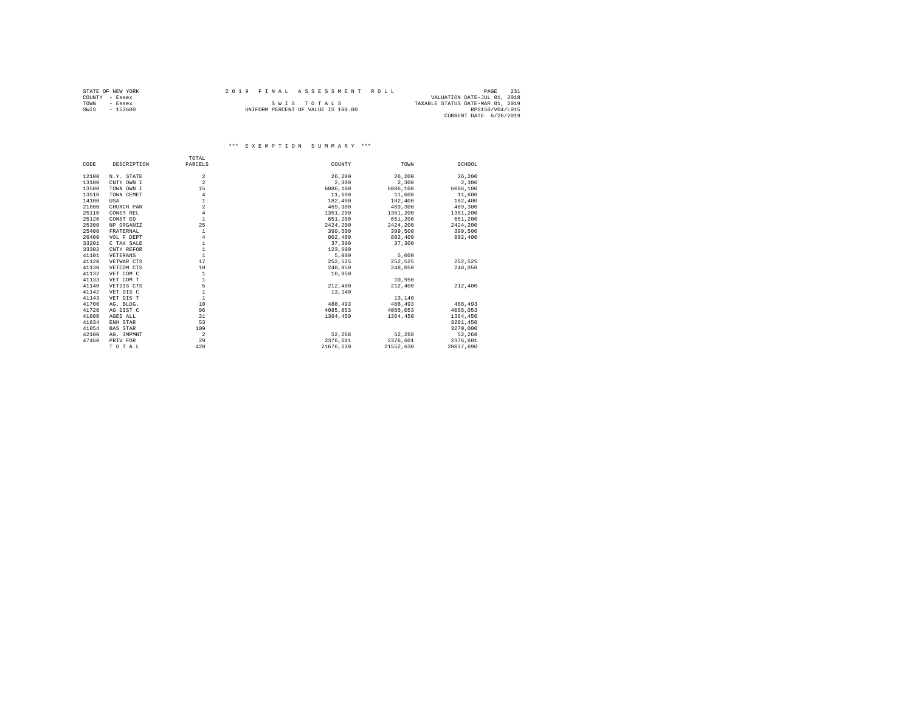STATE OF NEW YORK
COUNTY - Essex
TOWN - Essex
SWIS - 152600

# 2019 FINAL ASSESSMENT ROLL

SWIS TOTALS

UNIFORM PERCENT OF VALUE IS 100.00

VALUATION DATE-JUL 01, 2018
TAXABLE STATUS DATE-MAR 01, 2019
RPS150/V04/L015
CURRENT DATE 6/26/2019

## *** EXEMPTION SUMMARY ***

| CODE | DESCRIPTION | TOTAL PARCELS | COUNTY | TOWN | SCHOOL |
|---|---|---|---|---|---|
| 12100 | N.Y. STATE | 2 | 26,200 | 26,200 | 26,200 |
| 13100 | CNTY OWN I | 2 | 2,300 | 2,300 | 2,300 |
| 13500 | TOWN OWN I | 15 | 6086,100 | 6086,100 | 6086,100 |
| 13510 | TOWN CEMET | 4 | 11,600 | 11,600 | 11,600 |
| 14100 | USA | 1 | 182,400 | 182,400 | 182,400 |
| 21600 | CHURCH PAR | 2 | 469,300 | 469,300 | 469,300 |
| 25110 | CONST REL | 4 | 1351,200 | 1351,200 | 1351,200 |
| 25120 | CONST ED | 1 | 651,200 | 651,200 | 651,200 |
| 25300 | NP ORGANIZ | 25 | 2424,200 | 2424,200 | 2424,200 |
| 25400 | FRATERNAL | 1 | 399,500 | 399,500 | 399,500 |
| 26400 | VOL F DEPT | 4 | 802,400 | 802,400 | 802,400 |
| 33201 | C TAX SALE | 1 | 37,300 | 37,300 | |
| 33302 | CNTY REFOR | 1 | 123,600 | | |
| 41101 | VETERANS | 1 | 5,000 | 5,000 | |
| 41120 | VETWAR CTS | 17 | 252,525 | 252,525 | 252,525 |
| 41130 | VETCOM CTS | 10 | 248,050 | 248,050 | 248,050 |
| 41132 | VET COM C | 1 | 10,950 | | |
| 41133 | VET COM T | 1 | | 10,950 | |
| 41140 | VETDIS CTS | 5 | 212,400 | 212,400 | 212,400 |
| 41142 | VET DIS C | 1 | 13,140 | | |
| 41143 | VET DIS T | 1 | | 13,140 | |
| 41700 | AG. BLDG. | 10 | 488,493 | 488,493 | 488,493 |
| 41720 | AG DIST C | 96 | 4085,053 | 4085,053 | 4085,053 |
| 41800 | AGED ALL | 21 | 1364,450 | 1364,450 | 1364,450 |
| 41834 | ENH STAR | 53 | | | 3281,450 |
| 41854 | BAS STAR | 109 | | | 3270,000 |
| 42100 | AG. IMPMNT | 2 | 52,268 | 52,268 | 52,268 |
| 47460 | PRIV FOR | 29 | 2376,601 | 2376,601 | 2376,601 |
| | T O T A L | 420 | 21676,230 | 21552,630 | 28037,690 |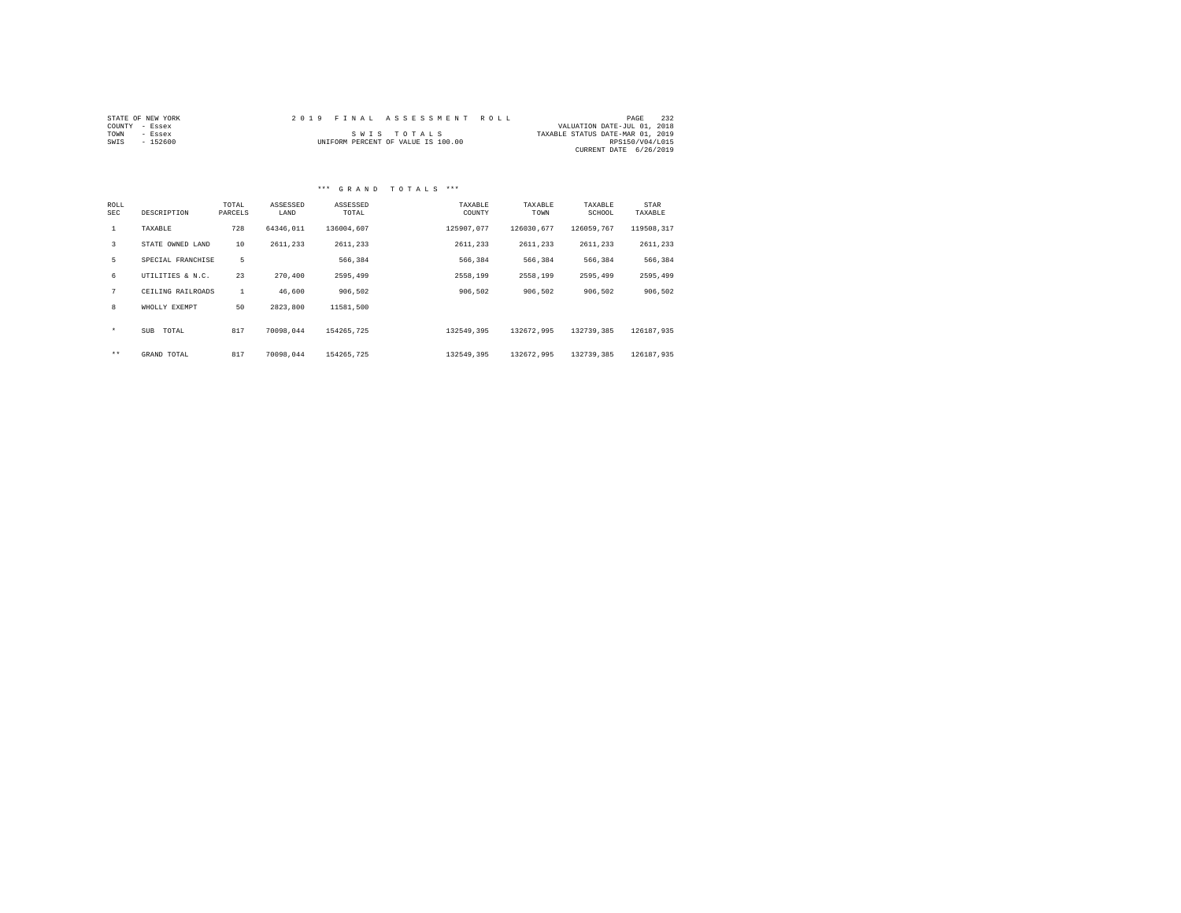STATE OF NEW YORK
COUNTY - Essex
TOWN - Essex
SWIS - 152600

# 2019 FINAL ASSESSMENT ROLL

SWIS TOTALS
UNIFORM PERCENT OF VALUE IS 100.00

VALUATION DATE-JUL 01, 2018
TAXABLE STATUS DATE-MAR 01, 2019
RPS150/V04/L015
CURRENT DATE 6/26/2019

## *** GRAND TOTALS ***

| ROLL SEC | DESCRIPTION | TOTAL PARCELS | ASSESSED LAND | ASSESSED TOTAL | TAXABLE COUNTY | TAXABLE TOWN | TAXABLE SCHOOL | STAR TAXABLE |
|---|---|---|---|---|---|---|---|---|
| 1 | TAXABLE | 728 | 64346,011 | 136004,607 | 125907,077 | 126030,677 | 126059,767 | 119508,317 |
| 3 | STATE OWNED LAND | 10 | 2611,233 | 2611,233 | 2611,233 | 2611,233 | 2611,233 | 2611,233 |
| 5 | SPECIAL FRANCHISE | 5 | | 566,384 | 566,384 | 566,384 | 566,384 | 566,384 |
| 6 | UTILITIES & N.C. | 23 | 270,400 | 2595,499 | 2558,199 | 2558,199 | 2595,499 | 2595,499 |
| 7 | CEILING RAILROADS | 1 | 46,600 | 906,502 | 906,502 | 906,502 | 906,502 | 906,502 |
| 8 | WHOLLY EXEMPT | 50 | 2823,800 | 11581,500 | | | | |
| * | SUB TOTAL | 817 | 70098,044 | 154265,725 | 132549,395 | 132672,995 | 132739,385 | 126187,935 |
| ** | GRAND TOTAL | 817 | 70098,044 | 154265,725 | 132549,395 | 132672,995 | 132739,385 | 126187,935 |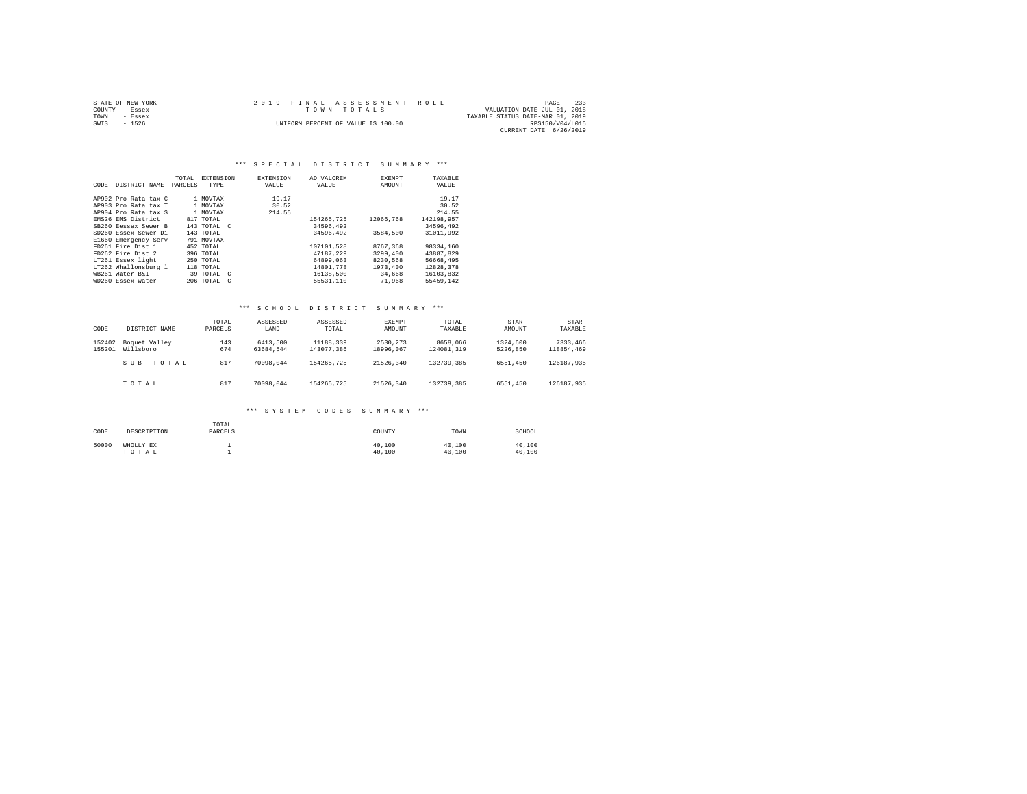STATE OF NEW YORK — 2019 FINAL ASSESSMENT ROLL — PAGE 233
COUNTY - Essex — TOWN TOTALS — VALUATION DATE-JUL 01, 2018
TOWN - Essex — TAXABLE STATUS DATE-MAR 01, 2019
SWIS - 1526 — UNIFORM PERCENT OF VALUE IS 100.00 — RPS150/V04/L015
CURRENT DATE 6/26/2019

### *** SPECIAL DISTRICT SUMMARY ***

| CODE | DISTRICT NAME | TOTAL PARCELS | EXTENSION TYPE | EXTENSION VALUE | AD VALOREM VALUE | EXEMPT AMOUNT | TAXABLE VALUE |
|---|---|---|---|---|---|---|---|
| AP902 | Pro Rata tax C | 1 | MOVTAX | 19.17 | | | 19.17 |
| AP903 | Pro Rata tax T | 1 | MOVTAX | 30.52 | | | 30.52 |
| AP904 | Pro Rata tax S | 1 | MOVTAX | 214.55 | | | 214.55 |
| EMS26 | EMS District | 817 | TOTAL | | 154265,725 | 12066,768 | 142198,957 |
| SB260 | Eessex Sewer B | 143 | TOTAL C | | 34596,492 | | 34596,492 |
| SD260 | Essex Sewer Di | 143 | TOTAL | | 34596,492 | 3584,500 | 31011,992 |
| E1660 | Emergency Serv | 791 | MOVTAX | | | | |
| FD261 | Fire Dist 1 | 452 | TOTAL | | 107101,528 | 8767,368 | 98334,160 |
| FD262 | Fire Dist 2 | 396 | TOTAL | | 47187,229 | 3299,400 | 43887,829 |
| LT261 | Essex light | 250 | TOTAL | | 64899,063 | 8230,568 | 56668,495 |
| LT262 | Whallonsburg l | 118 | TOTAL | | 14801,778 | 1973,400 | 12828,378 |
| WB261 | Water B&I | 39 | TOTAL C | | 16138,500 | 34,668 | 16103,832 |
| WD260 | Essex water | 206 | TOTAL C | | 55531,110 | 71,968 | 55459,142 |

### *** SCHOOL DISTRICT SUMMARY ***

| CODE | DISTRICT NAME | TOTAL PARCELS | ASSESSED LAND | ASSESSED TOTAL | EXEMPT AMOUNT | TOTAL TAXABLE | STAR AMOUNT | STAR TAXABLE |
|---|---|---|---|---|---|---|---|---|
| 152402 | Boquet Valley | 143 | 6413,500 | 11188,339 | 2530,273 | 8658,066 | 1324,600 | 7333,466 |
| 155201 | Willsboro | 674 | 63684,544 | 143077,386 | 18996,067 | 124081,319 | 5226,850 | 118854,469 |
| | SUB-TOTAL | 817 | 70098,044 | 154265,725 | 21526,340 | 132739,385 | 6551,450 | 126187,935 |
| | TOTAL | 817 | 70098,044 | 154265,725 | 21526,340 | 132739,385 | 6551,450 | 126187,935 |

### *** SYSTEM CODES SUMMARY ***

| CODE | DESCRIPTION | TOTAL PARCELS | COUNTY | TOWN | SCHOOL |
|---|---|---|---|---|---|
| 50000 | WHOLLY EX | 1 | 40,100 | 40,100 | 40,100 |
| | TOTAL | 1 | 40,100 | 40,100 | 40,100 |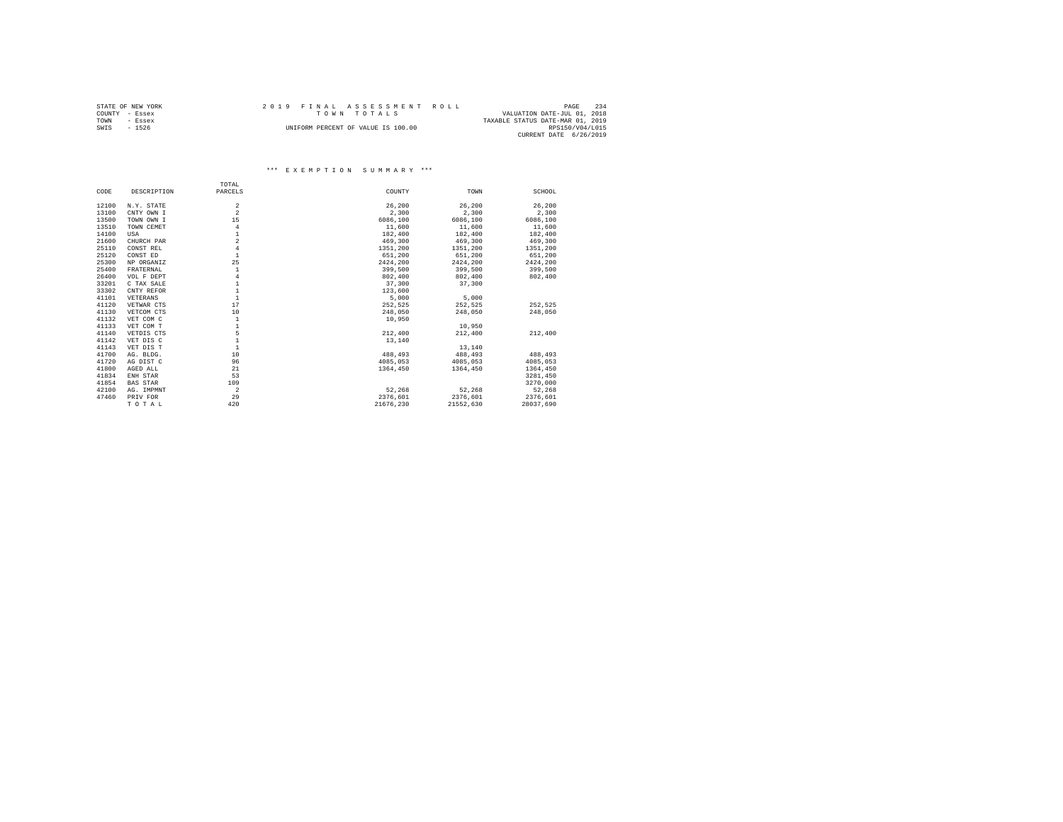STATE OF NEW YORK
COUNTY - Essex
TOWN - Essex
SWIS - 1526

2019 FINAL ASSESSMENT ROLL
TOWN TOTALS
UNIFORM PERCENT OF VALUE IS 100.00

VALUATION DATE-JUL 01, 2018
TAXABLE STATUS DATE-MAR 01, 2019
RPS150/V04/L015
CURRENT DATE 6/26/2019

*** EXEMPTION SUMMARY ***

| CODE | DESCRIPTION | TOTAL PARCELS | COUNTY | TOWN | SCHOOL |
|---|---|---|---|---|---|
| 12100 | N.Y. STATE | 2 | 26,200 | 26,200 | 26,200 |
| 13100 | CNTY OWN I | 2 | 2,300 | 2,300 | 2,300 |
| 13500 | TOWN OWN I | 15 | 6086,100 | 6086,100 | 6086,100 |
| 13510 | TOWN CEMET | 4 | 11,600 | 11,600 | 11,600 |
| 14100 | USA | 1 | 182,400 | 182,400 | 182,400 |
| 21600 | CHURCH PAR | 2 | 469,300 | 469,300 | 469,300 |
| 25110 | CONST REL | 4 | 1351,200 | 1351,200 | 1351,200 |
| 25120 | CONST ED | 1 | 651,200 | 651,200 | 651,200 |
| 25300 | NP ORGANIZ | 25 | 2424,200 | 2424,200 | 2424,200 |
| 25400 | FRATERNAL | 1 | 399,500 | 399,500 | 399,500 |
| 26400 | VOL F DEPT | 4 | 802,400 | 802,400 | 802,400 |
| 33201 | C TAX SALE | 1 | 37,300 | 37,300 | |
| 33302 | CNTY REFOR | 1 | 123,600 | | |
| 41101 | VETERANS | 1 | 5,000 | 5,000 | |
| 41120 | VETWAR CTS | 17 | 252,525 | 252,525 | 252,525 |
| 41130 | VETCOM CTS | 10 | 248,050 | 248,050 | 248,050 |
| 41132 | VET COM C | 1 | 10,950 | | |
| 41133 | VET COM T | 1 | | 10,950 | |
| 41140 | VETDIS CTS | 5 | 212,400 | 212,400 | 212,400 |
| 41142 | VET DIS C | 1 | 13,140 | | |
| 41143 | VET DIS T | 1 | | 13,140 | |
| 41700 | AG. BLDG. | 10 | 488,493 | 488,493 | 488,493 |
| 41720 | AG DIST C | 96 | 4085,053 | 4085,053 | 4085,053 |
| 41800 | AGED ALL | 21 | 1364,450 | 1364,450 | 1364,450 |
| 41834 | ENH STAR | 53 | | | 3281,450 |
| 41854 | BAS STAR | 109 | | | 3270,000 |
| 42100 | AG. IMPMNT | 2 | 52,268 | 52,268 | 52,268 |
| 47460 | PRIV FOR | 29 | 2376,601 | 2376,601 | 2376,601 |
| | T O T A L | 420 | 21676,230 | 21552,630 | 28037,690 |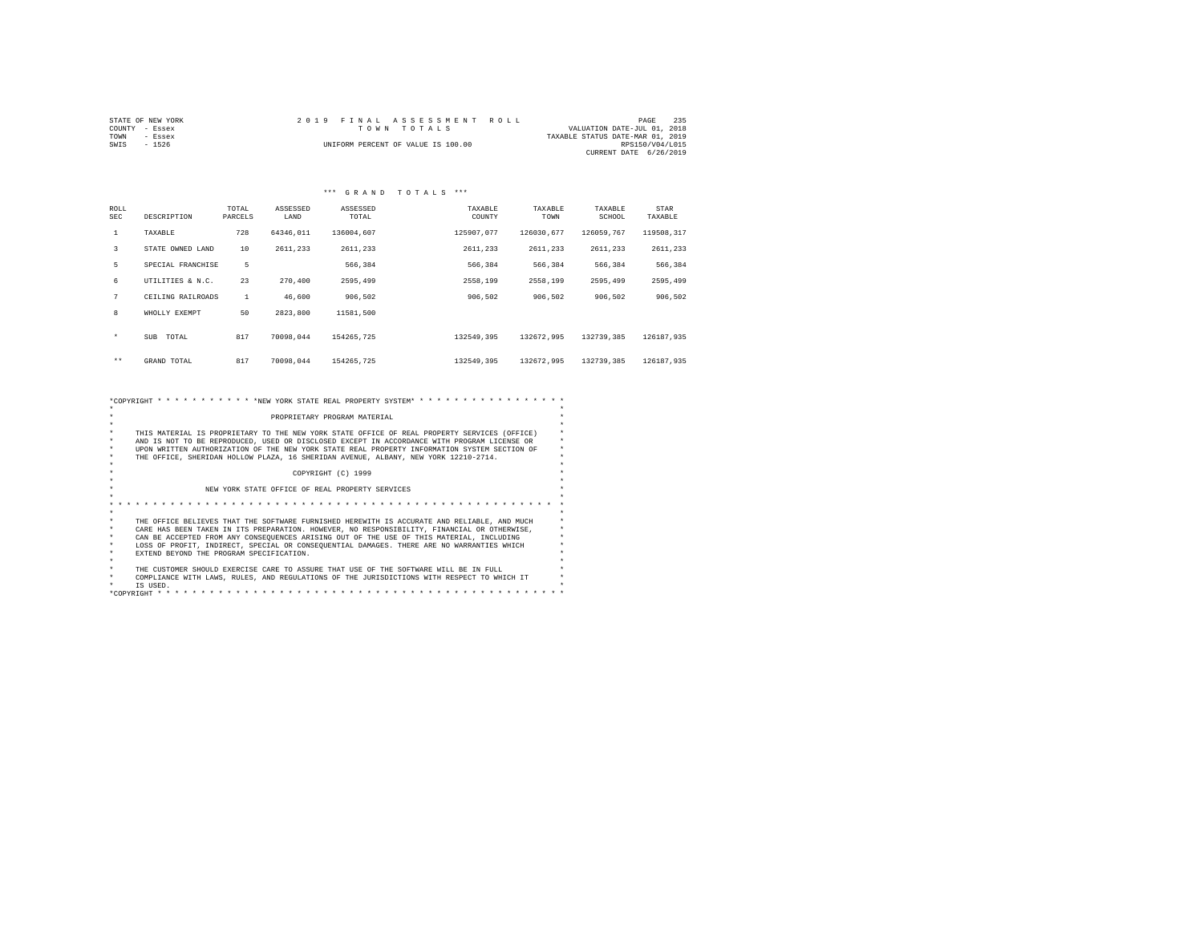STATE OF NEW YORK
COUNTY - Essex
TOWN - Essex
SWIS - 1526

2019 FINAL ASSESSMENT ROLL
TOWN TOTALS
UNIFORM PERCENT OF VALUE IS 100.00

VALUATION DATE-JUL 01, 2018
TAXABLE STATUS DATE-MAR 01, 2019
RPS150/V04/L015
CURRENT DATE 6/26/2019

*** GRAND TOTALS ***

| ROLL SEC | DESCRIPTION | TOTAL PARCELS | ASSESSED LAND | ASSESSED TOTAL | TAXABLE COUNTY | TAXABLE TOWN | TAXABLE SCHOOL | STAR TAXABLE |
|---|---|---|---|---|---|---|---|---|
| 1 | TAXABLE | 728 | 64346,011 | 136004,607 | 125907,077 | 126030,677 | 126059,767 | 119508,317 |
| 3 | STATE OWNED LAND | 10 | 2611,233 | 2611,233 | 2611,233 | 2611,233 | 2611,233 | 2611,233 |
| 5 | SPECIAL FRANCHISE | 5 | | 566,384 | 566,384 | 566,384 | 566,384 | 566,384 |
| 6 | UTILITIES & N.C. | 23 | 270,400 | 2595,499 | 2558,199 | 2558,199 | 2595,499 | 2595,499 |
| 7 | CEILING RAILROADS | 1 | 46,600 | 906,502 | 906,502 | 906,502 | 906,502 | 906,502 |
| 8 | WHOLLY EXEMPT | 50 | 2823,800 | 11581,500 | | | | |
| * | SUB TOTAL | 817 | 70098,044 | 154265,725 | 132549,395 | 132672,995 | 132739,385 | 126187,935 |
| ** | GRAND TOTAL | 817 | 70098,044 | 154265,725 | 132549,395 | 132672,995 | 132739,385 | 126187,935 |

*COPYRIGHT * * * * * * * * * * * *NEW YORK STATE REAL PROPERTY SYSTEM* * * * * * * * * * * * * * * * *

PROPRIETARY PROGRAM MATERIAL

THIS MATERIAL IS PROPRIETARY TO THE NEW YORK STATE OFFICE OF REAL PROPERTY SERVICES (OFFICE) AND IS NOT TO BE REPRODUCED, USED OR DISCLOSED EXCEPT IN ACCORDANCE WITH PROGRAM LICENSE OR UPON WRITTEN AUTHORIZATION OF THE NEW YORK STATE REAL PROPERTY INFORMATION SYSTEM SECTION OF THE OFFICE, SHERIDAN HOLLOW PLAZA, 16 SHERIDAN AVENUE, ALBANY, NEW YORK 12210-2714.

COPYRIGHT (C) 1999

NEW YORK STATE OFFICE OF REAL PROPERTY SERVICES

THE OFFICE BELIEVES THAT THE SOFTWARE FURNISHED HEREWITH IS ACCURATE AND RELIABLE, AND MUCH CARE HAS BEEN TAKEN IN ITS PREPARATION. HOWEVER, NO RESPONSIBILITY, FINANCIAL OR OTHERWISE, CAN BE ACCEPTED FROM ANY CONSEQUENCES ARISING OUT OF THE USE OF THIS MATERIAL, INCLUDING LOSS OF PROFIT, INDIRECT, SPECIAL OR CONSEQUENTIAL DAMAGES. THERE ARE NO WARRANTIES WHICH EXTEND BEYOND THE PROGRAM SPECIFICATION.

THE CUSTOMER SHOULD EXERCISE CARE TO ASSURE THAT USE OF THE SOFTWARE WILL BE IN FULL COMPLIANCE WITH LAWS, RULES, AND REGULATIONS OF THE JURISDICTIONS WITH RESPECT TO WHICH IT IS USED.

*COPYRIGHT * * * * * * * * * * * * * * * * * * * * * * * * * * * * * * * * * * * * * * * * * * * * * * * *